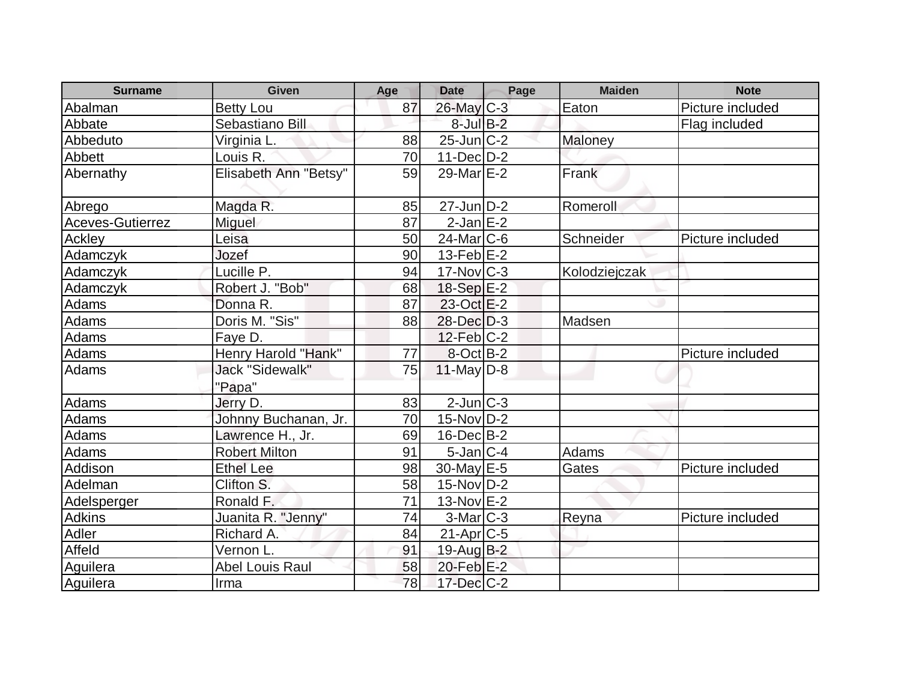| Surname | Given | Age | Date | Page | Maiden | Note |
|---|---|---|---|---|---|---|
| Abalman | Betty Lou | 87 | 26-May | C-3 | Eaton | Picture included |
| Abbate | Sebastiano Bill | | 8-Jul | B-2 | | Flag included |
| Abbeduto | Virginia L. | 88 | 25-Jun | C-2 | Maloney | |
| Abbett | Louis R. | 70 | 11-Dec | D-2 | | |
| Abernathy | Elisabeth Ann "Betsy" | 59 | 29-Mar | E-2 | Frank | |
| Abrego | Magda R. | 85 | 27-Jun | D-2 | Romeroll | |
| Aceves-Gutierrez | Miguel | 87 | 2-Jan | E-2 | | |
| Ackley | Leisa | 50 | 24-Mar | C-6 | Schneider | Picture included |
| Adamczyk | Jozef | 90 | 13-Feb | E-2 | | |
| Adamczyk | Lucille P. | 94 | 17-Nov | C-3 | Kolodziejczak | |
| Adamczyk | Robert J. "Bob" | 68 | 18-Sep | E-2 | | |
| Adams | Donna R. | 87 | 23-Oct | E-2 | | |
| Adams | Doris M. "Sis" | 88 | 28-Dec | D-3 | Madsen | |
| Adams | Faye D. | | 12-Feb | C-2 | | |
| Adams | Henry Harold "Hank" | 77 | 8-Oct | B-2 | | Picture included |
| Adams | Jack "Sidewalk" "Papa" | 75 | 11-May | D-8 | | |
| Adams | Jerry D. | 83 | 2-Jun | C-3 | | |
| Adams | Johnny Buchanan, Jr. | 70 | 15-Nov | D-2 | | |
| Adams | Lawrence H., Jr. | 69 | 16-Dec | B-2 | | |
| Adams | Robert Milton | 91 | 5-Jan | C-4 | Adams | |
| Addison | Ethel Lee | 98 | 30-May | E-5 | Gates | Picture included |
| Adelman | Clifton S. | 58 | 15-Nov | D-2 | | |
| Adelsperger | Ronald F. | 71 | 13-Nov | E-2 | | |
| Adkins | Juanita R. "Jenny" | 74 | 3-Mar | C-3 | Reyna | Picture included |
| Adler | Richard A. | 84 | 21-Apr | C-5 | | |
| Affeld | Vernon L. | 91 | 19-Aug | B-2 | | |
| Aguilera | Abel Louis Raul | 58 | 20-Feb | E-2 | | |
| Aguilera | Irma | 78 | 17-Dec | C-2 | | |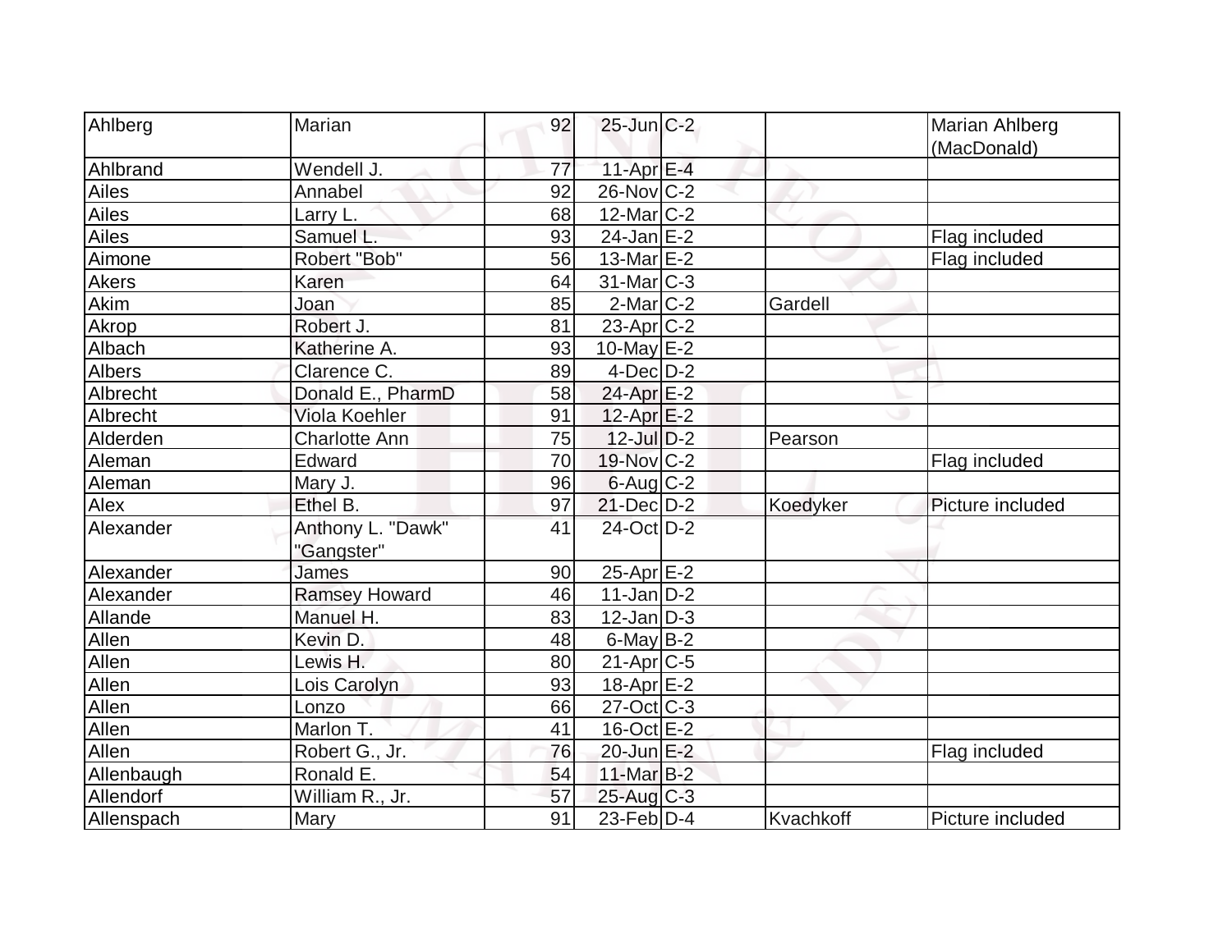| | | | | | | |
|---|---|---|---|---|---|---|
| Ahlberg | Marian | 92 | 25-Jun | C-2 | | Marian Ahlberg (MacDonald) |
| Ahlbrand | Wendell J. | 77 | 11-Apr | E-4 | | |
| Ailes | Annabel | 92 | 26-Nov | C-2 | | |
| Ailes | Larry L. | 68 | 12-Mar | C-2 | | |
| Ailes | Samuel L. | 93 | 24-Jan | E-2 | | Flag included |
| Aimone | Robert "Bob" | 56 | 13-Mar | E-2 | | Flag included |
| Akers | Karen | 64 | 31-Mar | C-3 | | |
| Akim | Joan | 85 | 2-Mar | C-2 | Gardell | |
| Akrop | Robert J. | 81 | 23-Apr | C-2 | | |
| Albach | Katherine A. | 93 | 10-May | E-2 | | |
| Albers | Clarence C. | 89 | 4-Dec | D-2 | | |
| Albrecht | Donald E., PharmD | 58 | 24-Apr | E-2 | | |
| Albrecht | Viola Koehler | 91 | 12-Apr | E-2 | | |
| Alderden | Charlotte Ann | 75 | 12-Jul | D-2 | Pearson | |
| Aleman | Edward | 70 | 19-Nov | C-2 | | Flag included |
| Aleman | Mary J. | 96 | 6-Aug | C-2 | | |
| Alex | Ethel B. | 97 | 21-Dec | D-2 | Koedyker | Picture included |
| Alexander | Anthony L. "Dawk" "Gangster" | 41 | 24-Oct | D-2 | | |
| Alexander | James | 90 | 25-Apr | E-2 | | |
| Alexander | Ramsey Howard | 46 | 11-Jan | D-2 | | |
| Allande | Manuel H. | 83 | 12-Jan | D-3 | | |
| Allen | Kevin D. | 48 | 6-May | B-2 | | |
| Allen | Lewis H. | 80 | 21-Apr | C-5 | | |
| Allen | Lois Carolyn | 93 | 18-Apr | E-2 | | |
| Allen | Lonzo | 66 | 27-Oct | C-3 | | |
| Allen | Marlon T. | 41 | 16-Oct | E-2 | | |
| Allen | Robert G., Jr. | 76 | 20-Jun | E-2 | | Flag included |
| Allenbaugh | Ronald E. | 54 | 11-Mar | B-2 | | |
| Allendorf | William R., Jr. | 57 | 25-Aug | C-3 | | |
| Allenspach | Mary | 91 | 23-Feb | D-4 | Kvachkoff | Picture included |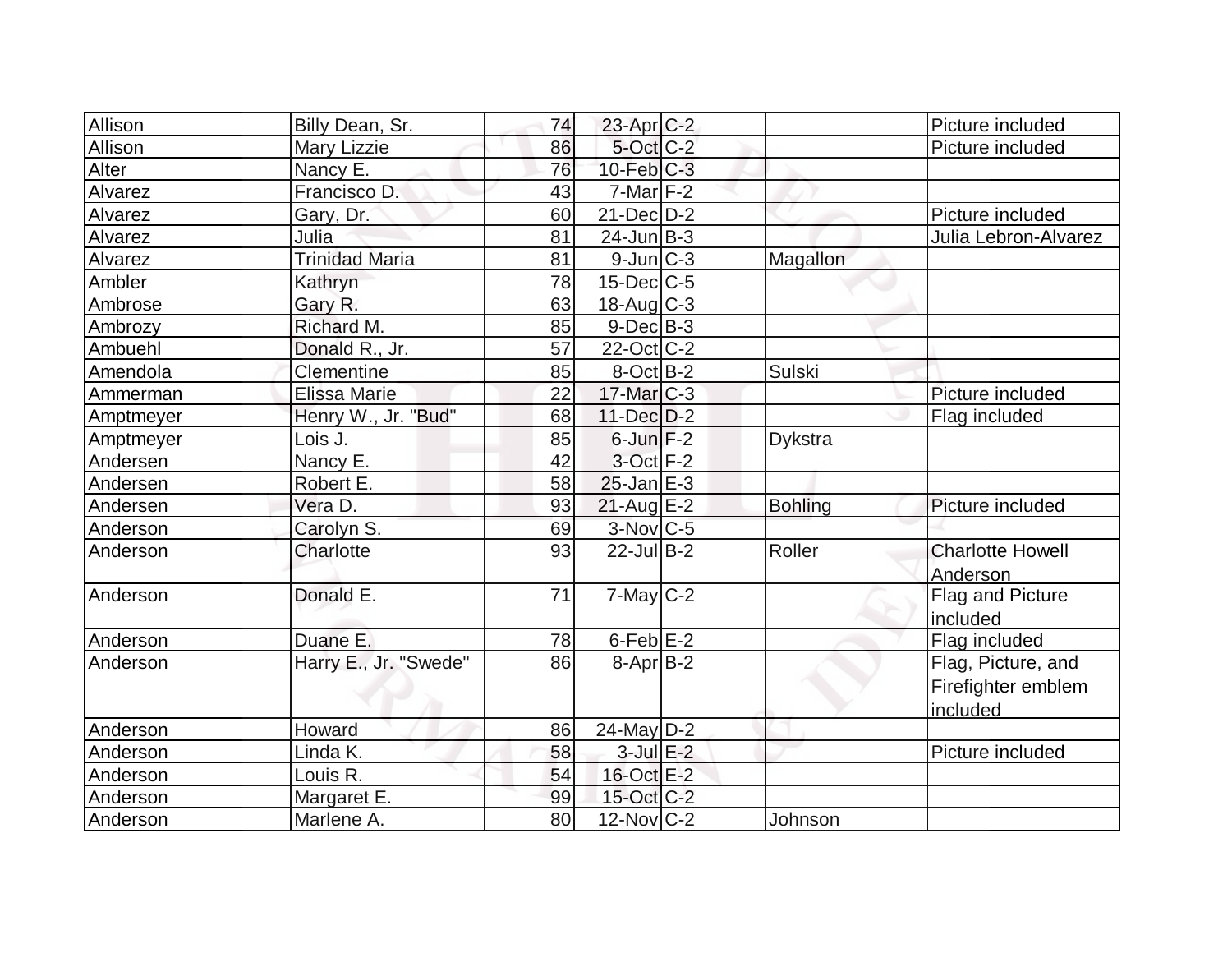| | | | | | | |
|---|---|---|---|---|---|---|
| Allison | Billy Dean, Sr. | 74 | 23-Apr | C-2 | | Picture included |
| Allison | Mary Lizzie | 86 | 5-Oct | C-2 | | Picture included |
| Alter | Nancy E. | 76 | 10-Feb | C-3 | | |
| Alvarez | Francisco D. | 43 | 7-Mar | F-2 | | |
| Alvarez | Gary, Dr. | 60 | 21-Dec | D-2 | | Picture included |
| Alvarez | Julia | 81 | 24-Jun | B-3 | | Julia Lebron-Alvarez |
| Alvarez | Trinidad Maria | 81 | 9-Jun | C-3 | Magallon | |
| Ambler | Kathryn | 78 | 15-Dec | C-5 | | |
| Ambrose | Gary R. | 63 | 18-Aug | C-3 | | |
| Ambrozy | Richard M. | 85 | 9-Dec | B-3 | | |
| Ambuehl | Donald R., Jr. | 57 | 22-Oct | C-2 | | |
| Amendola | Clementine | 85 | 8-Oct | B-2 | Sulski | |
| Ammerman | Elissa Marie | 22 | 17-Mar | C-3 | | Picture included |
| Amptmeyer | Henry W., Jr. "Bud" | 68 | 11-Dec | D-2 | | Flag included |
| Amptmeyer | Lois J. | 85 | 6-Jun | F-2 | Dykstra | |
| Andersen | Nancy E. | 42 | 3-Oct | F-2 | | |
| Andersen | Robert E. | 58 | 25-Jan | E-3 | | |
| Andersen | Vera D. | 93 | 21-Aug | E-2 | Bohling | Picture included |
| Anderson | Carolyn S. | 69 | 3-Nov | C-5 | | |
| Anderson | Charlotte | 93 | 22-Jul | B-2 | Roller | Charlotte Howell Anderson |
| Anderson | Donald E. | 71 | 7-May | C-2 | | Flag and Picture included |
| Anderson | Duane E. | 78 | 6-Feb | E-2 | | Flag included |
| Anderson | Harry E., Jr. "Swede" | 86 | 8-Apr | B-2 | | Flag, Picture, and Firefighter emblem included |
| Anderson | Howard | 86 | 24-May | D-2 | | |
| Anderson | Linda K. | 58 | 3-Jul | E-2 | | Picture included |
| Anderson | Louis R. | 54 | 16-Oct | E-2 | | |
| Anderson | Margaret E. | 99 | 15-Oct | C-2 | | |
| Anderson | Marlene A. | 80 | 12-Nov | C-2 | Johnson | |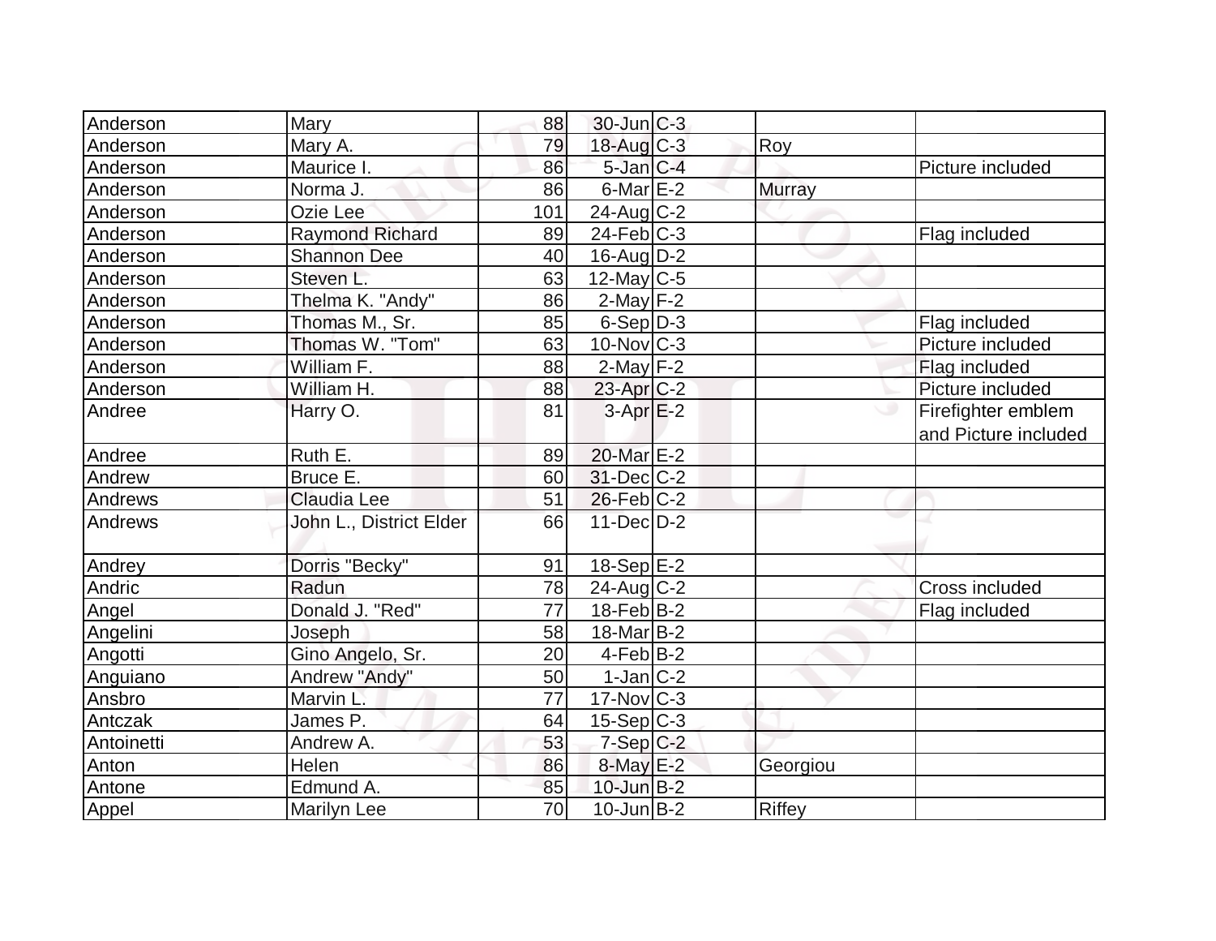| | | | | | | |
|---|---|---|---|---|---|---|
| Anderson | Mary | 88 | 30-Jun | C-3 | | |
| Anderson | Mary A. | 79 | 18-Aug | C-3 | Roy | |
| Anderson | Maurice I. | 86 | 5-Jan | C-4 | | Picture included |
| Anderson | Norma J. | 86 | 6-Mar | E-2 | Murray | |
| Anderson | Ozie Lee | 101 | 24-Aug | C-2 | | |
| Anderson | Raymond Richard | 89 | 24-Feb | C-3 | | Flag included |
| Anderson | Shannon Dee | 40 | 16-Aug | D-2 | | |
| Anderson | Steven L. | 63 | 12-May | C-5 | | |
| Anderson | Thelma K. "Andy" | 86 | 2-May | F-2 | | |
| Anderson | Thomas M., Sr. | 85 | 6-Sep | D-3 | | Flag included |
| Anderson | Thomas W. "Tom" | 63 | 10-Nov | C-3 | | Picture included |
| Anderson | William F. | 88 | 2-May | F-2 | | Flag included |
| Anderson | William H. | 88 | 23-Apr | C-2 | | Picture included |
| Andree | Harry O. | 81 | 3-Apr | E-2 | | Firefighter emblem and Picture included |
| Andree | Ruth E. | 89 | 20-Mar | E-2 | | |
| Andrew | Bruce E. | 60 | 31-Dec | C-2 | | |
| Andrews | Claudia Lee | 51 | 26-Feb | C-2 | | |
| Andrews | John L., District Elder | 66 | 11-Dec | D-2 | | |
| Andrey | Dorris "Becky" | 91 | 18-Sep | E-2 | | |
| Andric | Radun | 78 | 24-Aug | C-2 | | Cross included |
| Angel | Donald J. "Red" | 77 | 18-Feb | B-2 | | Flag included |
| Angelini | Joseph | 58 | 18-Mar | B-2 | | |
| Angotti | Gino Angelo, Sr. | 20 | 4-Feb | B-2 | | |
| Anguiano | Andrew "Andy" | 50 | 1-Jan | C-2 | | |
| Ansbro | Marvin L. | 77 | 17-Nov | C-3 | | |
| Antczak | James P. | 64 | 15-Sep | C-3 | | |
| Antoinetti | Andrew A. | 53 | 7-Sep | C-2 | | |
| Anton | Helen | 86 | 8-May | E-2 | Georgiou | |
| Antone | Edmund A. | 85 | 10-Jun | B-2 | | |
| Appel | Marilyn Lee | 70 | 10-Jun | B-2 | Riffey | |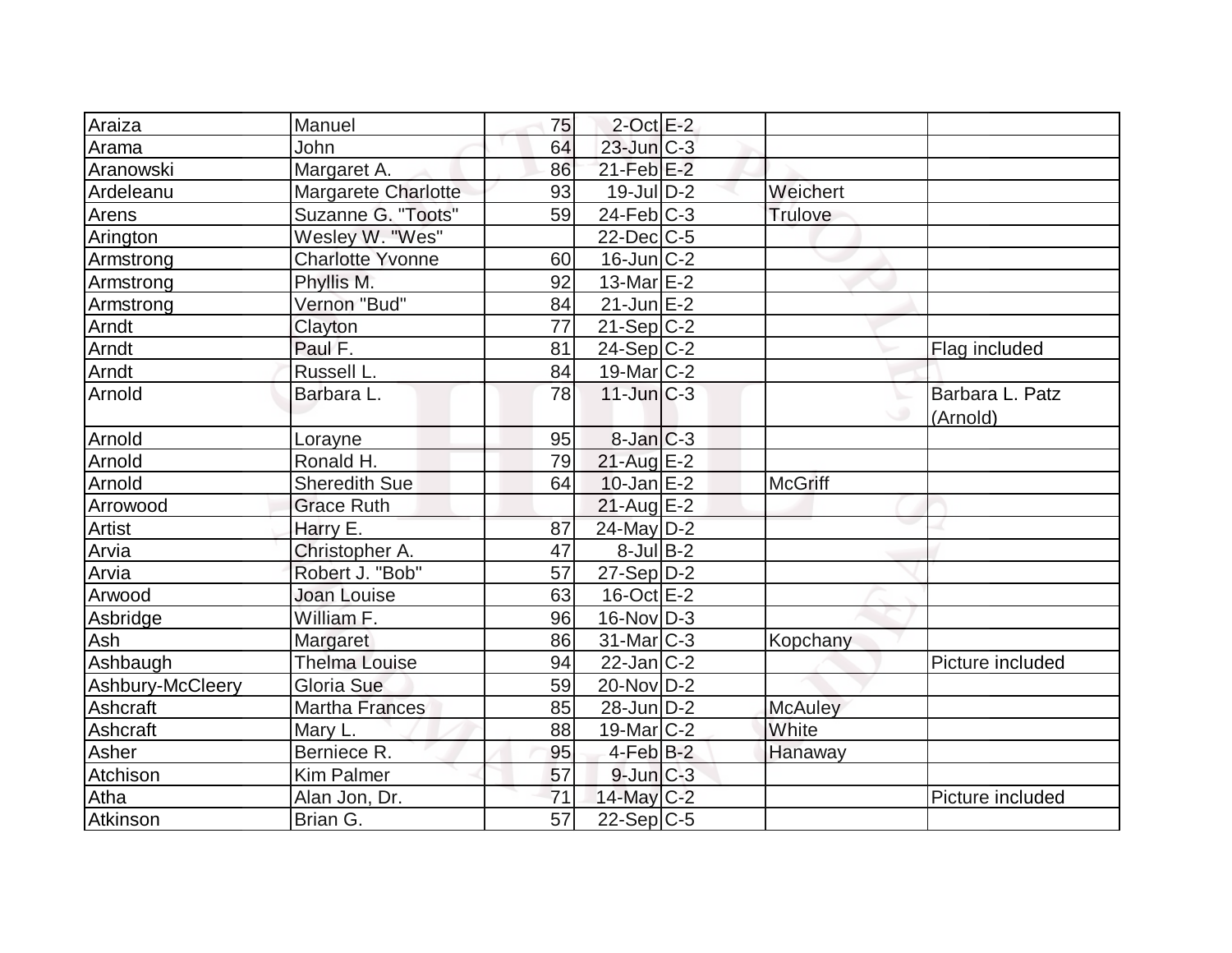| Araiza | Manuel | 75 | 2-Oct | E-2 | | |
|---|---|---|---|---|---|---|
| Arama | John | 64 | 23-Jun | C-3 | | |
| Aranowski | Margaret A. | 86 | 21-Feb | E-2 | | |
| Ardeleanu | Margarete Charlotte | 93 | 19-Jul | D-2 | Weichert | |
| Arens | Suzanne G. "Toots" | 59 | 24-Feb | C-3 | Trulove | |
| Arington | Wesley W. "Wes" | | 22-Dec | C-5 | | |
| Armstrong | Charlotte Yvonne | 60 | 16-Jun | C-2 | | |
| Armstrong | Phyllis M. | 92 | 13-Mar | E-2 | | |
| Armstrong | Vernon "Bud" | 84 | 21-Jun | E-2 | | |
| Arndt | Clayton | 77 | 21-Sep | C-2 | | |
| Arndt | Paul F. | 81 | 24-Sep | C-2 | | Flag included |
| Arndt | Russell L. | 84 | 19-Mar | C-2 | | |
| Arnold | Barbara L. | 78 | 11-Jun | C-3 | | Barbara L. Patz (Arnold) |
| Arnold | Lorayne | 95 | 8-Jan | C-3 | | |
| Arnold | Ronald H. | 79 | 21-Aug | E-2 | | |
| Arnold | Sheredith Sue | 64 | 10-Jan | E-2 | McGriff | |
| Arrowood | Grace Ruth | | 21-Aug | E-2 | | |
| Artist | Harry E. | 87 | 24-May | D-2 | | |
| Arvia | Christopher A. | 47 | 8-Jul | B-2 | | |
| Arvia | Robert J. "Bob" | 57 | 27-Sep | D-2 | | |
| Arwood | Joan Louise | 63 | 16-Oct | E-2 | | |
| Asbridge | William F. | 96 | 16-Nov | D-3 | | |
| Ash | Margaret | 86 | 31-Mar | C-3 | Kopchany | |
| Ashbaugh | Thelma Louise | 94 | 22-Jan | C-2 | | Picture included |
| Ashbury-McCleery | Gloria Sue | 59 | 20-Nov | D-2 | | |
| Ashcraft | Martha Frances | 85 | 28-Jun | D-2 | McAuley | |
| Ashcraft | Mary L. | 88 | 19-Mar | C-2 | White | |
| Asher | Berniece R. | 95 | 4-Feb | B-2 | Hanaway | |
| Atchison | Kim Palmer | 57 | 9-Jun | C-3 | | |
| Atha | Alan Jon, Dr. | 71 | 14-May | C-2 | | Picture included |
| Atkinson | Brian G. | 57 | 22-Sep | C-5 | | |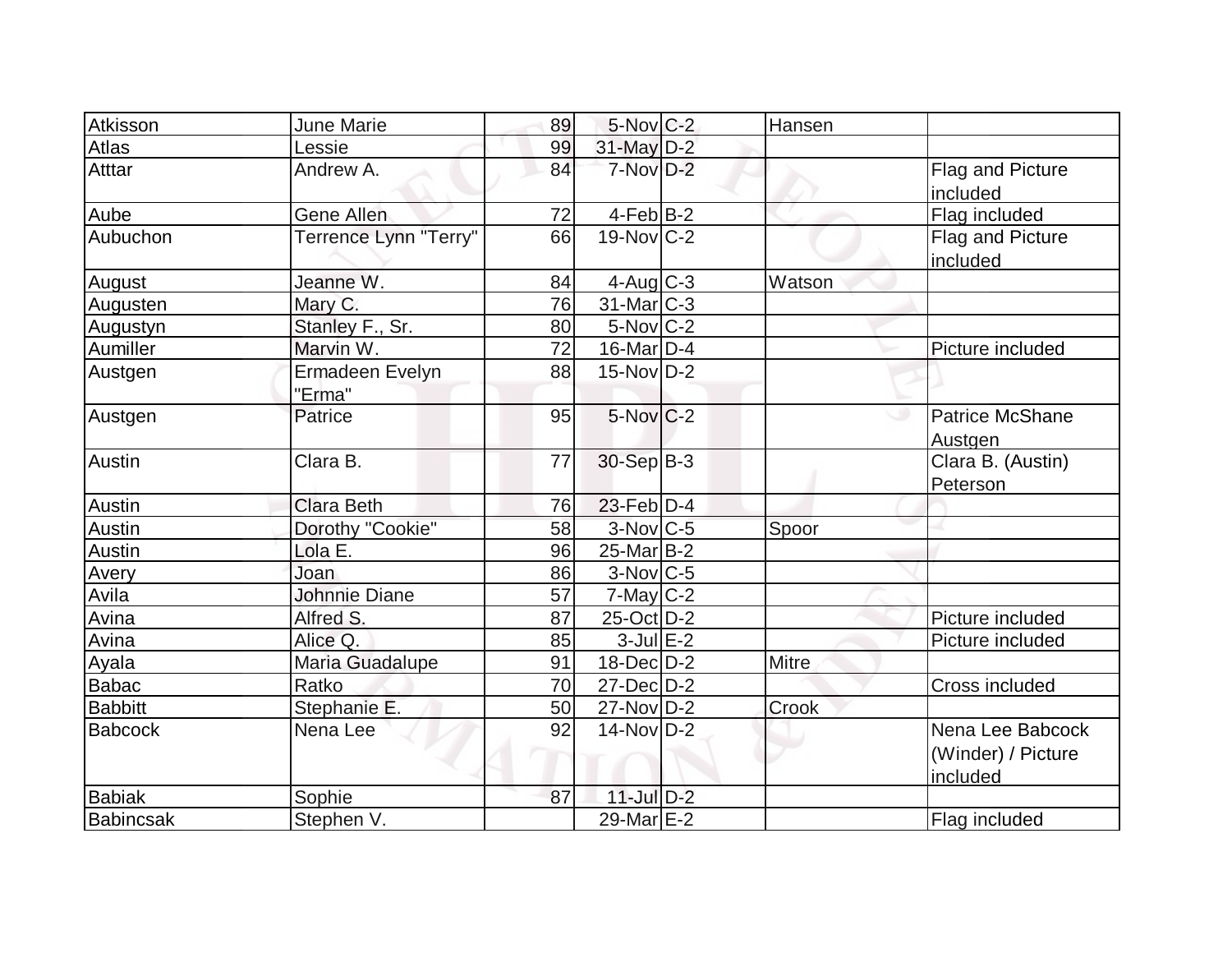| | | | | | | |
|---|---|---|---|---|---|---|
| Atkisson | June Marie | 89 | 5-Nov | C-2 | Hansen | |
| Atlas | Lessie | 99 | 31-May | D-2 | | |
| Atttar | Andrew A. | 84 | 7-Nov | D-2 | | Flag and Picture included |
| Aube | Gene Allen | 72 | 4-Feb | B-2 | | Flag included |
| Aubuchon | Terrence Lynn "Terry" | 66 | 19-Nov | C-2 | | Flag and Picture included |
| August | Jeanne W. | 84 | 4-Aug | C-3 | Watson | |
| Augusten | Mary C. | 76 | 31-Mar | C-3 | | |
| Augustyn | Stanley F., Sr. | 80 | 5-Nov | C-2 | | |
| Aumiller | Marvin W. | 72 | 16-Mar | D-4 | | Picture included |
| Austgen | Ermadeen Evelyn "Erma" | 88 | 15-Nov | D-2 | | |
| Austgen | Patrice | 95 | 5-Nov | C-2 | | Patrice McShane Austgen |
| Austin | Clara B. | 77 | 30-Sep | B-3 | | Clara B. (Austin) Peterson |
| Austin | Clara Beth | 76 | 23-Feb | D-4 | | |
| Austin | Dorothy "Cookie" | 58 | 3-Nov | C-5 | Spoor | |
| Austin | Lola E. | 96 | 25-Mar | B-2 | | |
| Avery | Joan | 86 | 3-Nov | C-5 | | |
| Avila | Johnnie Diane | 57 | 7-May | C-2 | | |
| Avina | Alfred S. | 87 | 25-Oct | D-2 | | Picture included |
| Avina | Alice Q. | 85 | 3-Jul | E-2 | | Picture included |
| Ayala | Maria Guadalupe | 91 | 18-Dec | D-2 | Mitre | |
| Babac | Ratko | 70 | 27-Dec | D-2 | | Cross included |
| Babbitt | Stephanie E. | 50 | 27-Nov | D-2 | Crook | |
| Babcock | Nena Lee | 92 | 14-Nov | D-2 | | Nena Lee Babcock (Winder) / Picture included |
| Babiak | Sophie | 87 | 11-Jul | D-2 | | |
| Babincsak | Stephen V. | | 29-Mar | E-2 | | Flag included |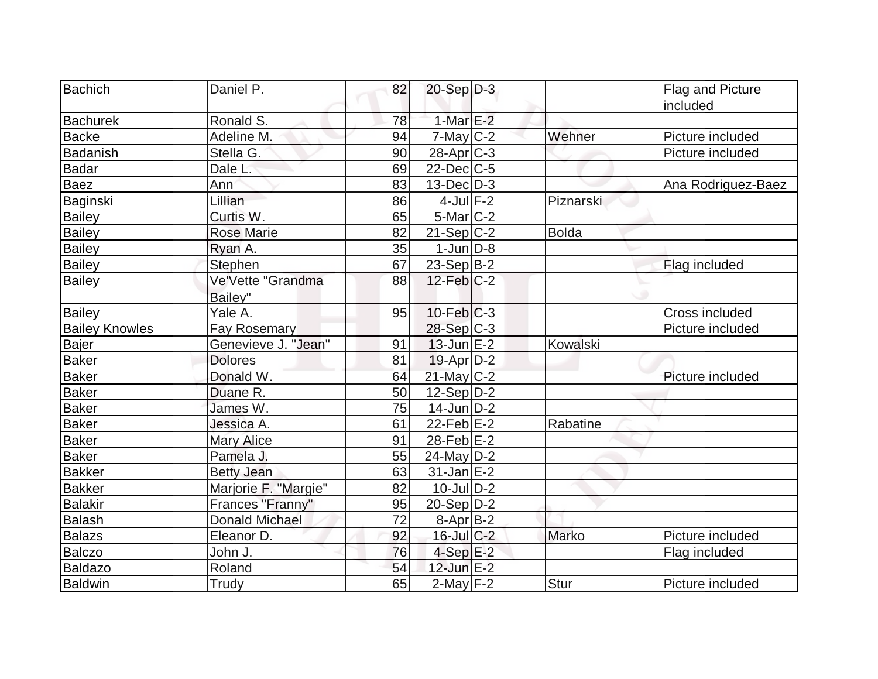| Bachich | Daniel P. | 82 | 20-Sep | D-3 | | Flag and Picture included |
|---|---|---|---|---|---|---|
| Bachurek | Ronald S. | 78 | 1-Mar | E-2 | | |
| Backe | Adeline M. | 94 | 7-May | C-2 | Wehner | Picture included |
| Badanish | Stella G. | 90 | 28-Apr | C-3 | | Picture included |
| Badar | Dale L. | 69 | 22-Dec | C-5 | | |
| Baez | Ann | 83 | 13-Dec | D-3 | | Ana Rodriguez-Baez |
| Baginski | Lillian | 86 | 4-Jul | F-2 | Piznarski | |
| Bailey | Curtis W. | 65 | 5-Mar | C-2 | | |
| Bailey | Rose Marie | 82 | 21-Sep | C-2 | Bolda | |
| Bailey | Ryan A. | 35 | 1-Jun | D-8 | | |
| Bailey | Stephen | 67 | 23-Sep | B-2 | | Flag included |
| Bailey | Ve'Vette "Grandma Bailey" | 88 | 12-Feb | C-2 | | |
| Bailey | Yale A. | 95 | 10-Feb | C-3 | | Cross included |
| Bailey Knowles | Fay Rosemary | | 28-Sep | C-3 | | Picture included |
| Bajer | Genevieve J. "Jean" | 91 | 13-Jun | E-2 | Kowalski | |
| Baker | Dolores | 81 | 19-Apr | D-2 | | |
| Baker | Donald W. | 64 | 21-May | C-2 | | Picture included |
| Baker | Duane R. | 50 | 12-Sep | D-2 | | |
| Baker | James W. | 75 | 14-Jun | D-2 | | |
| Baker | Jessica A. | 61 | 22-Feb | E-2 | Rabatine | |
| Baker | Mary Alice | 91 | 28-Feb | E-2 | | |
| Baker | Pamela J. | 55 | 24-May | D-2 | | |
| Bakker | Betty Jean | 63 | 31-Jan | E-2 | | |
| Bakker | Marjorie F. "Margie" | 82 | 10-Jul | D-2 | | |
| Balakir | Frances "Franny" | 95 | 20-Sep | D-2 | | |
| Balash | Donald Michael | 72 | 8-Apr | B-2 | | |
| Balazs | Eleanor D. | 92 | 16-Jul | C-2 | Marko | Picture included |
| Balczo | John J. | 76 | 4-Sep | E-2 | | Flag included |
| Baldazo | Roland | 54 | 12-Jun | E-2 | | |
| Baldwin | Trudy | 65 | 2-May | F-2 | Stur | Picture included |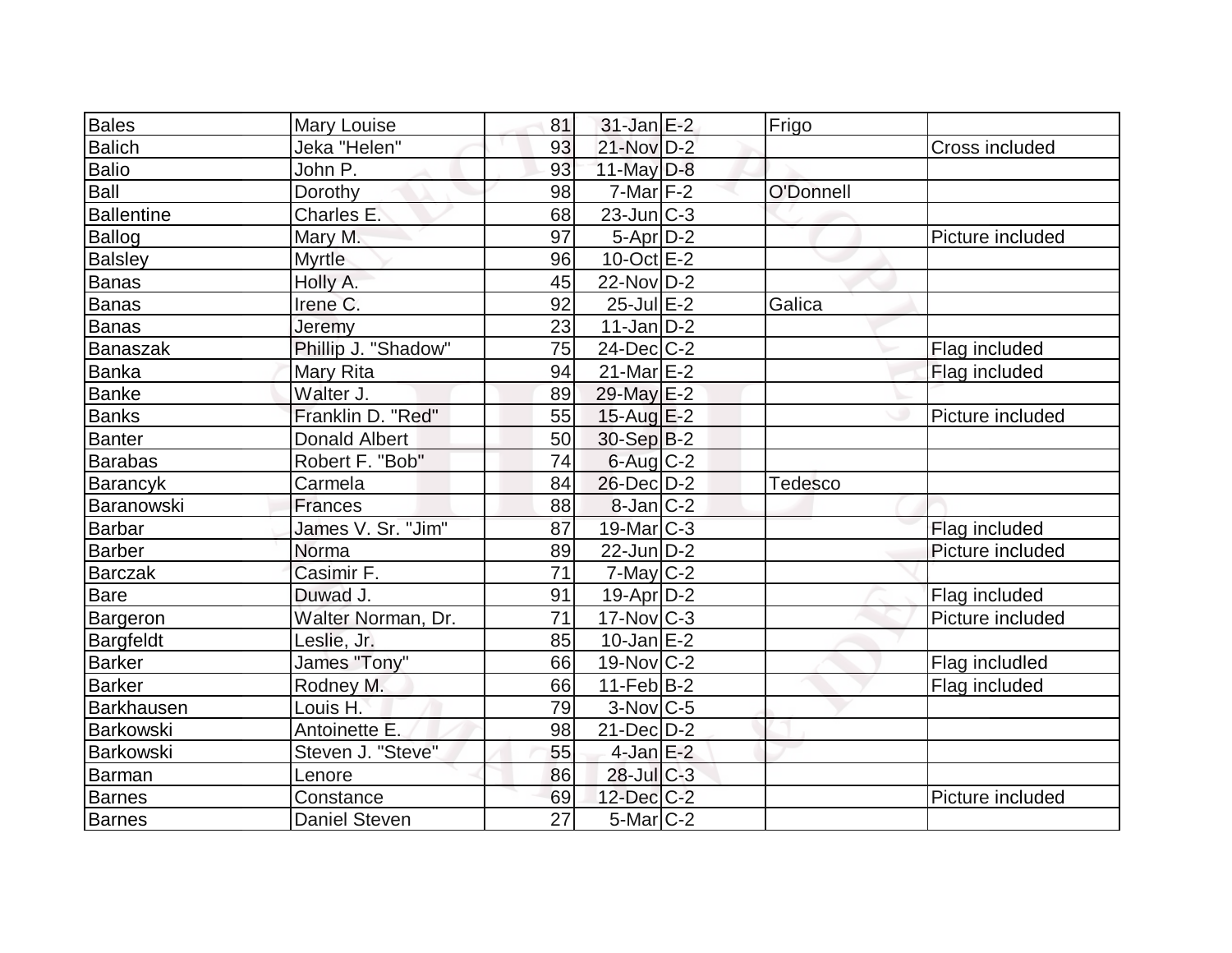| Bales | Mary Louise | 81 | 31-Jan | E-2 | Frigo | |
|---|---|---|---|---|---|---|
| Balich | Jeka "Helen" | 93 | 21-Nov | D-2 | | Cross included |
| Balio | John P. | 93 | 11-May | D-8 | | |
| Ball | Dorothy | 98 | 7-Mar | F-2 | O'Donnell | |
| Ballentine | Charles E. | 68 | 23-Jun | C-3 | | |
| Ballog | Mary M. | 97 | 5-Apr | D-2 | | Picture included |
| Balsley | Myrtle | 96 | 10-Oct | E-2 | | |
| Banas | Holly A. | 45 | 22-Nov | D-2 | | |
| Banas | Irene C. | 92 | 25-Jul | E-2 | Galica | |
| Banas | Jeremy | 23 | 11-Jan | D-2 | | |
| Banaszak | Phillip J. "Shadow" | 75 | 24-Dec | C-2 | | Flag included |
| Banka | Mary Rita | 94 | 21-Mar | E-2 | | Flag included |
| Banke | Walter J. | 89 | 29-May | E-2 | | |
| Banks | Franklin D. "Red" | 55 | 15-Aug | E-2 | | Picture included |
| Banter | Donald Albert | 50 | 30-Sep | B-2 | | |
| Barabas | Robert F. "Bob" | 74 | 6-Aug | C-2 | | |
| Barancyk | Carmela | 84 | 26-Dec | D-2 | Tedesco | |
| Baranowski | Frances | 88 | 8-Jan | C-2 | | |
| Barbar | James V. Sr. "Jim" | 87 | 19-Mar | C-3 | | Flag included |
| Barber | Norma | 89 | 22-Jun | D-2 | | Picture included |
| Barczak | Casimir F. | 71 | 7-May | C-2 | | |
| Bare | Duwad J. | 91 | 19-Apr | D-2 | | Flag included |
| Bargeron | Walter Norman, Dr. | 71 | 17-Nov | C-3 | | Picture included |
| Bargfeldt | Leslie, Jr. | 85 | 10-Jan | E-2 | | |
| Barker | James "Tony" | 66 | 19-Nov | C-2 | | Flag includled |
| Barker | Rodney M. | 66 | 11-Feb | B-2 | | Flag included |
| Barkhausen | Louis H. | 79 | 3-Nov | C-5 | | |
| Barkowski | Antoinette E. | 98 | 21-Dec | D-2 | | |
| Barkowski | Steven J. "Steve" | 55 | 4-Jan | E-2 | | |
| Barman | Lenore | 86 | 28-Jul | C-3 | | |
| Barnes | Constance | 69 | 12-Dec | C-2 | | Picture included |
| Barnes | Daniel Steven | 27 | 5-Mar | C-2 | | |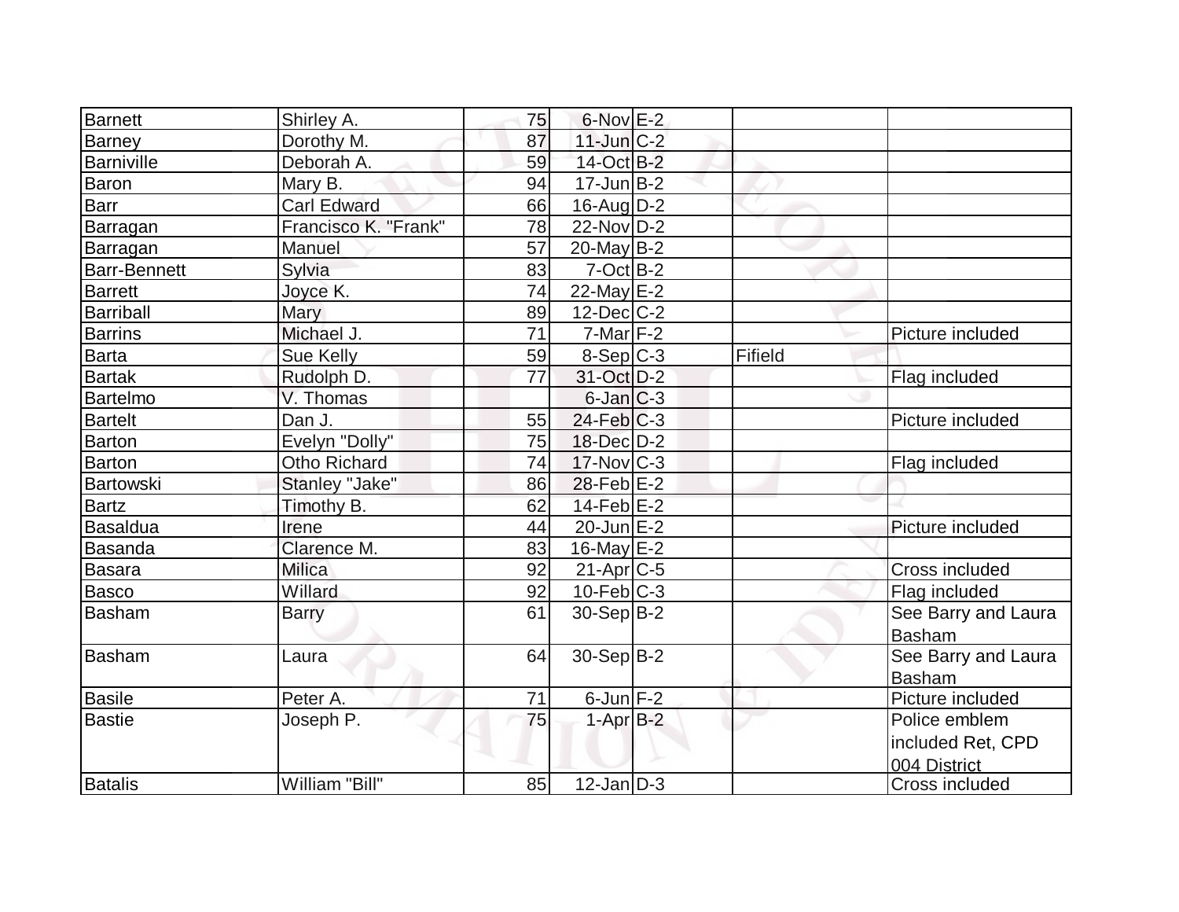| | | | | | | |
|---|---|---|---|---|---|---|
| Barnett | Shirley A. | 75 | 6-Nov | E-2 | | |
| Barney | Dorothy M. | 87 | 11-Jun | C-2 | | |
| Barniville | Deborah A. | 59 | 14-Oct | B-2 | | |
| Baron | Mary B. | 94 | 17-Jun | B-2 | | |
| Barr | Carl Edward | 66 | 16-Aug | D-2 | | |
| Barragan | Francisco K. "Frank" | 78 | 22-Nov | D-2 | | |
| Barragan | Manuel | 57 | 20-May | B-2 | | |
| Barr-Bennett | Sylvia | 83 | 7-Oct | B-2 | | |
| Barrett | Joyce K. | 74 | 22-May | E-2 | | |
| Barriball | Mary | 89 | 12-Dec | C-2 | | |
| Barrins | Michael J. | 71 | 7-Mar | F-2 | | Picture included |
| Barta | Sue Kelly | 59 | 8-Sep | C-3 | Fifield | |
| Bartak | Rudolph D. | 77 | 31-Oct | D-2 | | Flag included |
| Bartelmo | V. Thomas | | 6-Jan | C-3 | | |
| Bartelt | Dan J. | 55 | 24-Feb | C-3 | | Picture included |
| Barton | Evelyn "Dolly" | 75 | 18-Dec | D-2 | | |
| Barton | Otho Richard | 74 | 17-Nov | C-3 | | Flag included |
| Bartowski | Stanley "Jake" | 86 | 28-Feb | E-2 | | |
| Bartz | Timothy B. | 62 | 14-Feb | E-2 | | |
| Basaldua | Irene | 44 | 20-Jun | E-2 | | Picture included |
| Basanda | Clarence M. | 83 | 16-May | E-2 | | |
| Basara | Milica | 92 | 21-Apr | C-5 | | Cross included |
| Basco | Willard | 92 | 10-Feb | C-3 | | Flag included |
| Basham | Barry | 61 | 30-Sep | B-2 | | See Barry and Laura Basham |
| Basham | Laura | 64 | 30-Sep | B-2 | | See Barry and Laura Basham |
| Basile | Peter A. | 71 | 6-Jun | F-2 | | Picture included |
| Bastie | Joseph P. | 75 | 1-Apr | B-2 | | Police emblem included Ret, CPD 004 District |
| Batalis | William "Bill" | 85 | 12-Jan | D-3 | | Cross included |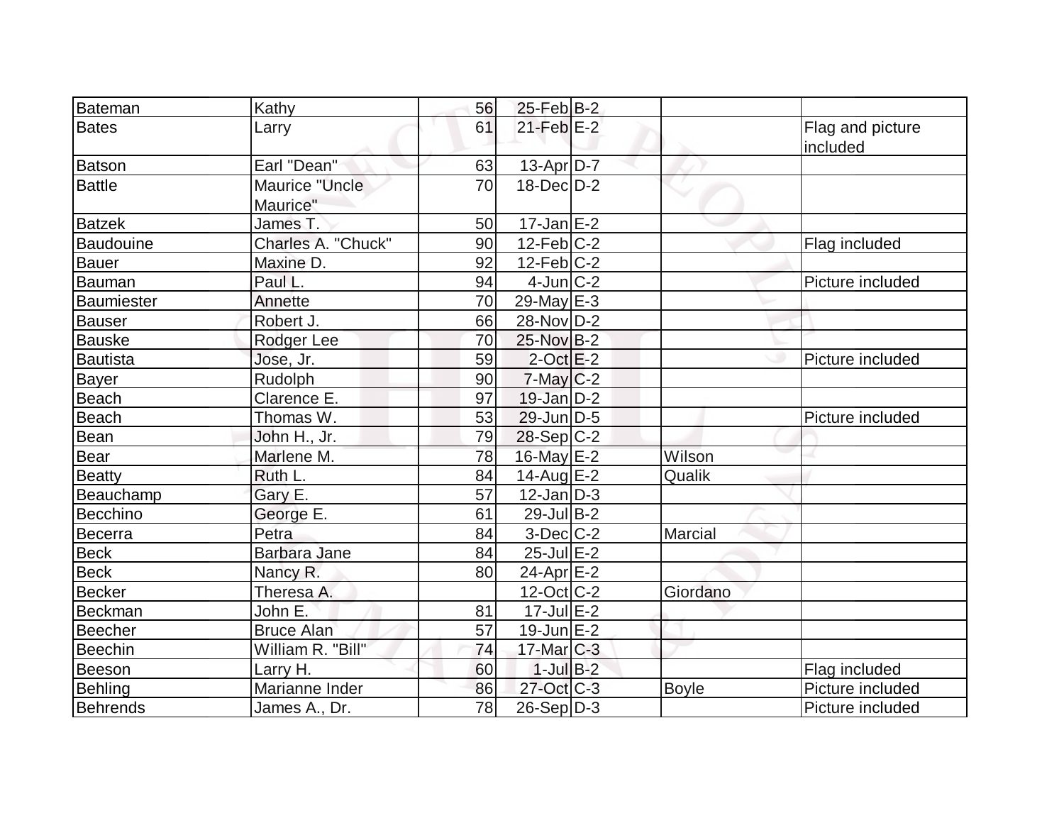| Bateman | Kathy | 56 | 25-Feb | B-2 | | |
|---|---|---|---|---|---|---|
| Bates | Larry | 61 | 21-Feb | E-2 | | Flag and picture included |
| Batson | Earl "Dean" | 63 | 13-Apr | D-7 | | |
| Battle | Maurice "Uncle Maurice" | 70 | 18-Dec | D-2 | | |
| Batzek | James T. | 50 | 17-Jan | E-2 | | |
| Baudouine | Charles A. "Chuck" | 90 | 12-Feb | C-2 | | Flag included |
| Bauer | Maxine D. | 92 | 12-Feb | C-2 | | |
| Bauman | Paul L. | 94 | 4-Jun | C-2 | | Picture included |
| Baumiester | Annette | 70 | 29-May | E-3 | | |
| Bauser | Robert J. | 66 | 28-Nov | D-2 | | |
| Bauske | Rodger Lee | 70 | 25-Nov | B-2 | | |
| Bautista | Jose, Jr. | 59 | 2-Oct | E-2 | | Picture included |
| Bayer | Rudolph | 90 | 7-May | C-2 | | |
| Beach | Clarence E. | 97 | 19-Jan | D-2 | | |
| Beach | Thomas W. | 53 | 29-Jun | D-5 | | Picture included |
| Bean | John H., Jr. | 79 | 28-Sep | C-2 | | |
| Bear | Marlene M. | 78 | 16-May | E-2 | Wilson | |
| Beatty | Ruth L. | 84 | 14-Aug | E-2 | Qualik | |
| Beauchamp | Gary E. | 57 | 12-Jan | D-3 | | |
| Becchino | George E. | 61 | 29-Jul | B-2 | | |
| Becerra | Petra | 84 | 3-Dec | C-2 | Marcial | |
| Beck | Barbara Jane | 84 | 25-Jul | E-2 | | |
| Beck | Nancy R. | 80 | 24-Apr | E-2 | | |
| Becker | Theresa A. | | 12-Oct | C-2 | Giordano | |
| Beckman | John E. | 81 | 17-Jul | E-2 | | |
| Beecher | Bruce Alan | 57 | 19-Jun | E-2 | | |
| Beechin | William R. "Bill" | 74 | 17-Mar | C-3 | | |
| Beeson | Larry H. | 60 | 1-Jul | B-2 | | Flag included |
| Behling | Marianne Inder | 86 | 27-Oct | C-3 | Boyle | Picture included |
| Behrends | James A., Dr. | 78 | 26-Sep | D-3 | | Picture included |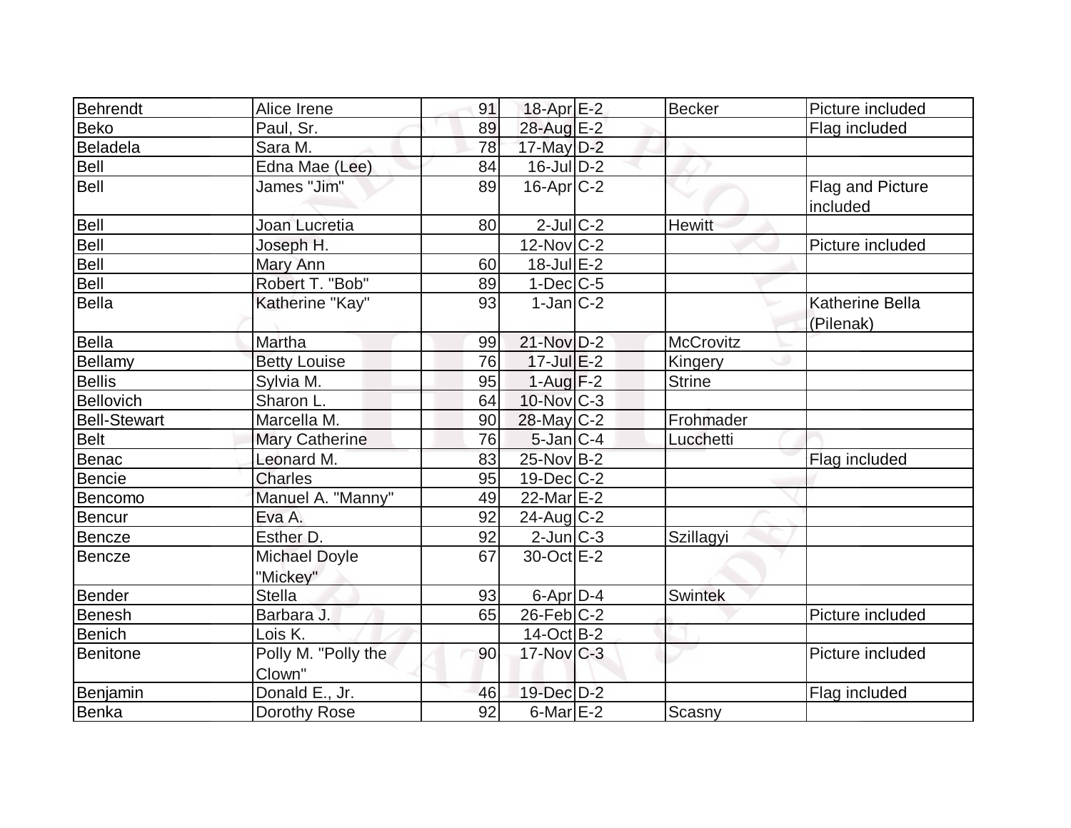| Behrendt | Alice Irene | 91 | 18-Apr | E-2 | Becker | Picture included |
|---|---|---|---|---|---|---|
| Beko | Paul, Sr. | 89 | 28-Aug | E-2 | | Flag included |
| Beladela | Sara M. | 78 | 17-May | D-2 | | |
| Bell | Edna Mae (Lee) | 84 | 16-Jul | D-2 | | |
| Bell | James "Jim" | 89 | 16-Apr | C-2 | | Flag and Picture included |
| Bell | Joan Lucretia | 80 | 2-Jul | C-2 | Hewitt | |
| Bell | Joseph H. | | 12-Nov | C-2 | | Picture included |
| Bell | Mary Ann | 60 | 18-Jul | E-2 | | |
| Bell | Robert T. "Bob" | 89 | 1-Dec | C-5 | | |
| Bella | Katherine "Kay" | 93 | 1-Jan | C-2 | | Katherine Bella (Pilenak) |
| Bella | Martha | 99 | 21-Nov | D-2 | McCrovitz | |
| Bellamy | Betty Louise | 76 | 17-Jul | E-2 | Kingery | |
| Bellis | Sylvia M. | 95 | 1-Aug | F-2 | Strine | |
| Bellovich | Sharon L. | 64 | 10-Nov | C-3 | | |
| Bell-Stewart | Marcella M. | 90 | 28-May | C-2 | Frohmader | |
| Belt | Mary Catherine | 76 | 5-Jan | C-4 | Lucchetti | |
| Benac | Leonard M. | 83 | 25-Nov | B-2 | | Flag included |
| Bencie | Charles | 95 | 19-Dec | C-2 | | |
| Bencomo | Manuel A. "Manny" | 49 | 22-Mar | E-2 | | |
| Bencur | Eva A. | 92 | 24-Aug | C-2 | | |
| Bencze | Esther D. | 92 | 2-Jun | C-3 | Szillagyi | |
| Bencze | Michael Doyle "Mickey" | 67 | 30-Oct | E-2 | | |
| Bender | Stella | 93 | 6-Apr | D-4 | Swintek | |
| Benesh | Barbara J. | 65 | 26-Feb | C-2 | | Picture included |
| Benich | Lois K. | | 14-Oct | B-2 | | |
| Benitone | Polly M. "Polly the Clown" | 90 | 17-Nov | C-3 | | Picture included |
| Benjamin | Donald E., Jr. | 46 | 19-Dec | D-2 | | Flag included |
| Benka | Dorothy Rose | 92 | 6-Mar | E-2 | Scasny | |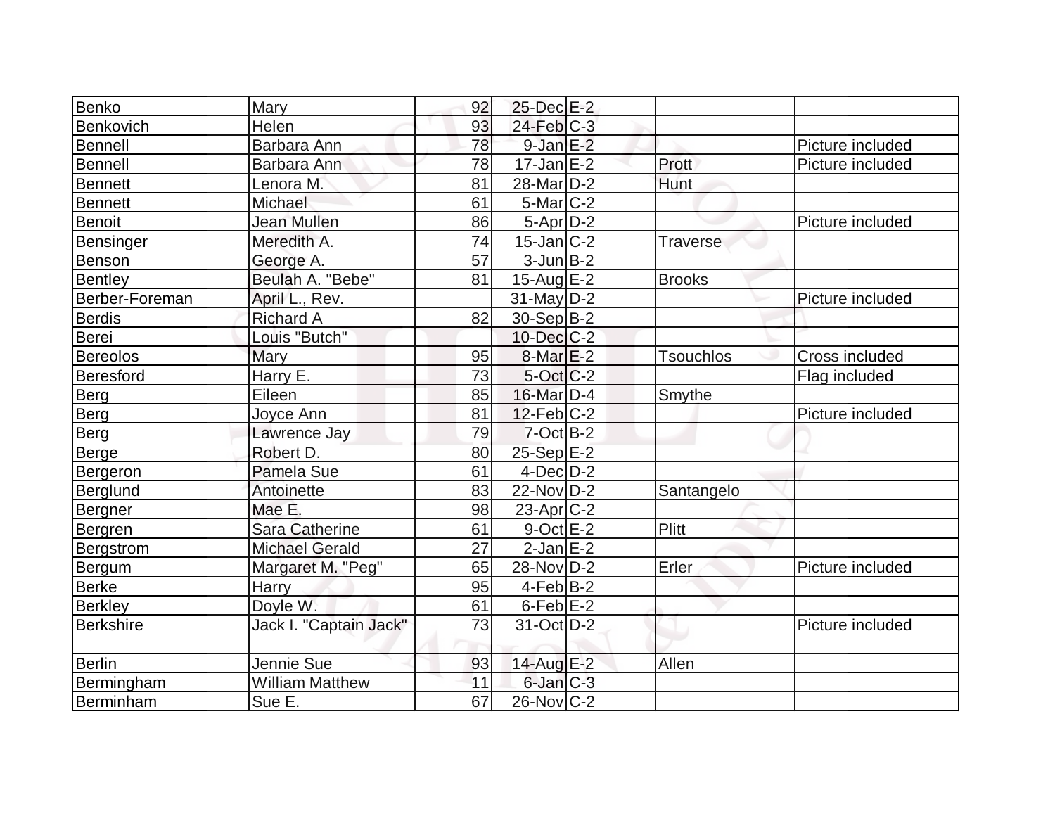| | | | | | | |
|---|---|---|---|---|---|---|
| Benko | Mary | 92 | 25-Dec | E-2 | | |
| Benkovich | Helen | 93 | 24-Feb | C-3 | | |
| Bennell | Barbara Ann | 78 | 9-Jan | E-2 | | Picture included |
| Bennell | Barbara Ann | 78 | 17-Jan | E-2 | Prott | Picture included |
| Bennett | Lenora M. | 81 | 28-Mar | D-2 | Hunt | |
| Bennett | Michael | 61 | 5-Mar | C-2 | | |
| Benoit | Jean Mullen | 86 | 5-Apr | D-2 | | Picture included |
| Bensinger | Meredith A. | 74 | 15-Jan | C-2 | Traverse | |
| Benson | George A. | 57 | 3-Jun | B-2 | | |
| Bentley | Beulah A. "Bebe" | 81 | 15-Aug | E-2 | Brooks | |
| Berber-Foreman | April L., Rev. | | 31-May | D-2 | | Picture included |
| Berdis | Richard A | 82 | 30-Sep | B-2 | | |
| Berei | Louis "Butch" | | 10-Dec | C-2 | | |
| Bereolos | Mary | 95 | 8-Mar | E-2 | Tsouchlos | Cross included |
| Beresford | Harry E. | 73 | 5-Oct | C-2 | | Flag included |
| Berg | Eileen | 85 | 16-Mar | D-4 | Smythe | |
| Berg | Joyce Ann | 81 | 12-Feb | C-2 | | Picture included |
| Berg | Lawrence Jay | 79 | 7-Oct | B-2 | | |
| Berge | Robert D. | 80 | 25-Sep | E-2 | | |
| Bergeron | Pamela Sue | 61 | 4-Dec | D-2 | | |
| Berglund | Antoinette | 83 | 22-Nov | D-2 | Santangelo | |
| Bergner | Mae E. | 98 | 23-Apr | C-2 | | |
| Bergren | Sara Catherine | 61 | 9-Oct | E-2 | Plitt | |
| Bergstrom | Michael Gerald | 27 | 2-Jan | E-2 | | |
| Bergum | Margaret M. "Peg" | 65 | 28-Nov | D-2 | Erler | Picture included |
| Berke | Harry | 95 | 4-Feb | B-2 | | |
| Berkley | Doyle W. | 61 | 6-Feb | E-2 | | |
| Berkshire | Jack I. "Captain Jack" | 73 | 31-Oct | D-2 | | Picture included |
| Berlin | Jennie Sue | 93 | 14-Aug | E-2 | Allen | |
| Bermingham | William Matthew | 11 | 6-Jan | C-3 | | |
| Berminham | Sue E. | 67 | 26-Nov | C-2 | | |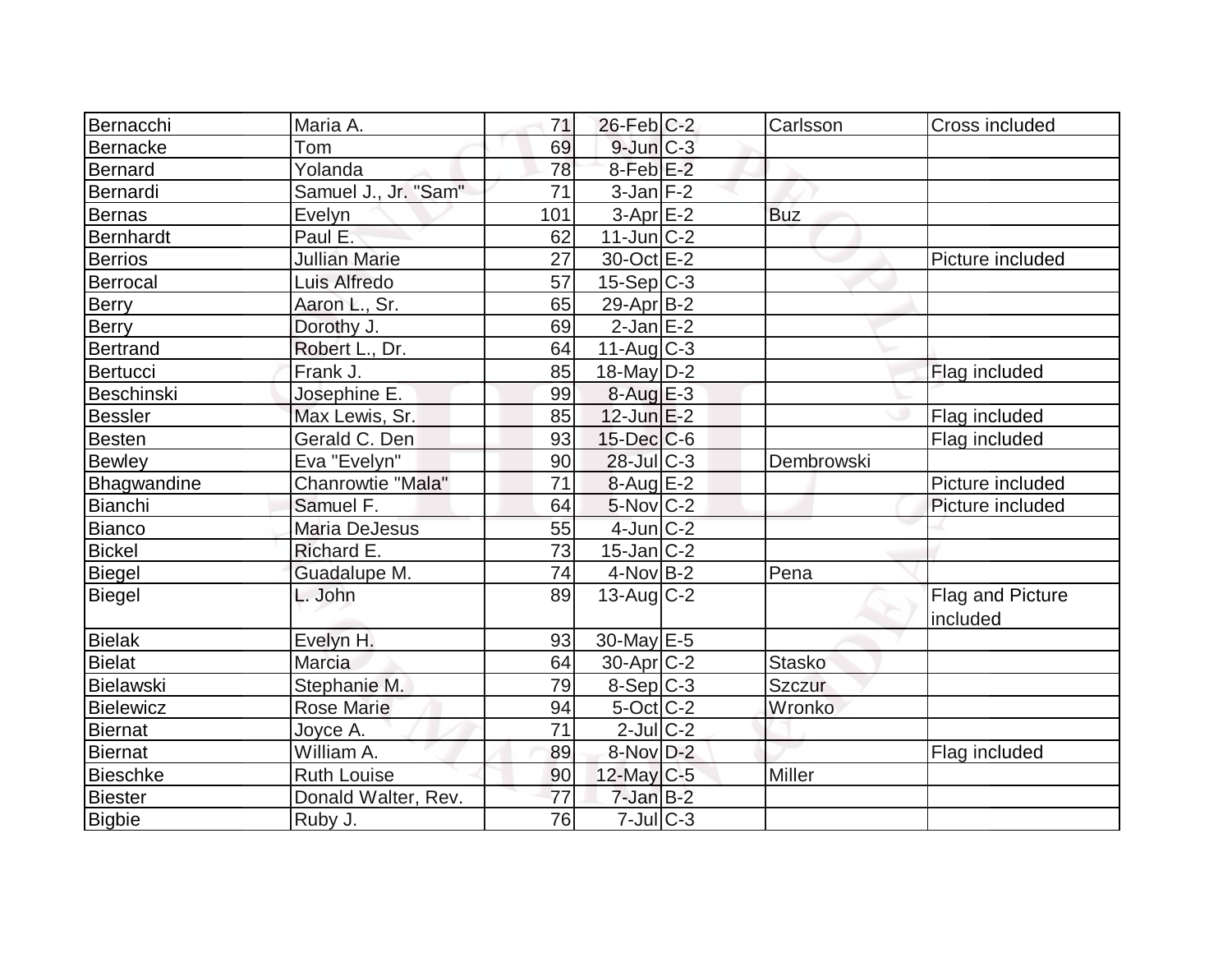| Bernacchi | Maria A. | 71 | 26-Feb | C-2 | Carlsson | Cross included |
|---|---|---|---|---|---|---|
| Bernacke | Tom | 69 | 9-Jun | C-3 | | |
| Bernard | Yolanda | 78 | 8-Feb | E-2 | | |
| Bernardi | Samuel J., Jr. "Sam" | 71 | 3-Jan | F-2 | | |
| Bernas | Evelyn | 101 | 3-Apr | E-2 | Buz | |
| Bernhardt | Paul E. | 62 | 11-Jun | C-2 | | |
| Berrios | Jullian Marie | 27 | 30-Oct | E-2 | | Picture included |
| Berrocal | Luis Alfredo | 57 | 15-Sep | C-3 | | |
| Berry | Aaron L., Sr. | 65 | 29-Apr | B-2 | | |
| Berry | Dorothy J. | 69 | 2-Jan | E-2 | | |
| Bertrand | Robert L., Dr. | 64 | 11-Aug | C-3 | | |
| Bertucci | Frank J. | 85 | 18-May | D-2 | | Flag included |
| Beschinski | Josephine E. | 99 | 8-Aug | E-3 | | |
| Bessler | Max Lewis, Sr. | 85 | 12-Jun | E-2 | | Flag included |
| Besten | Gerald C. Den | 93 | 15-Dec | C-6 | | Flag included |
| Bewley | Eva "Evelyn" | 90 | 28-Jul | C-3 | Dembrowski | |
| Bhagwandine | Chanrowtie "Mala" | 71 | 8-Aug | E-2 | | Picture included |
| Bianchi | Samuel F. | 64 | 5-Nov | C-2 | | Picture included |
| Bianco | Maria DeJesus | 55 | 4-Jun | C-2 | | |
| Bickel | Richard E. | 73 | 15-Jan | C-2 | | |
| Biegel | Guadalupe M. | 74 | 4-Nov | B-2 | Pena | |
| Biegel | L. John | 89 | 13-Aug | C-2 | | Flag and Picture included |
| Bielak | Evelyn H. | 93 | 30-May | E-5 | | |
| Bielat | Marcia | 64 | 30-Apr | C-2 | Stasko | |
| Bielawski | Stephanie M. | 79 | 8-Sep | C-3 | Szczur | |
| Bielewicz | Rose Marie | 94 | 5-Oct | C-2 | Wronko | |
| Biernat | Joyce A. | 71 | 2-Jul | C-2 | | |
| Biernat | William A. | 89 | 8-Nov | D-2 | | Flag included |
| Bieschke | Ruth Louise | 90 | 12-May | C-5 | Miller | |
| Biester | Donald Walter, Rev. | 77 | 7-Jan | B-2 | | |
| Bigbie | Ruby J. | 76 | 7-Jul | C-3 | | |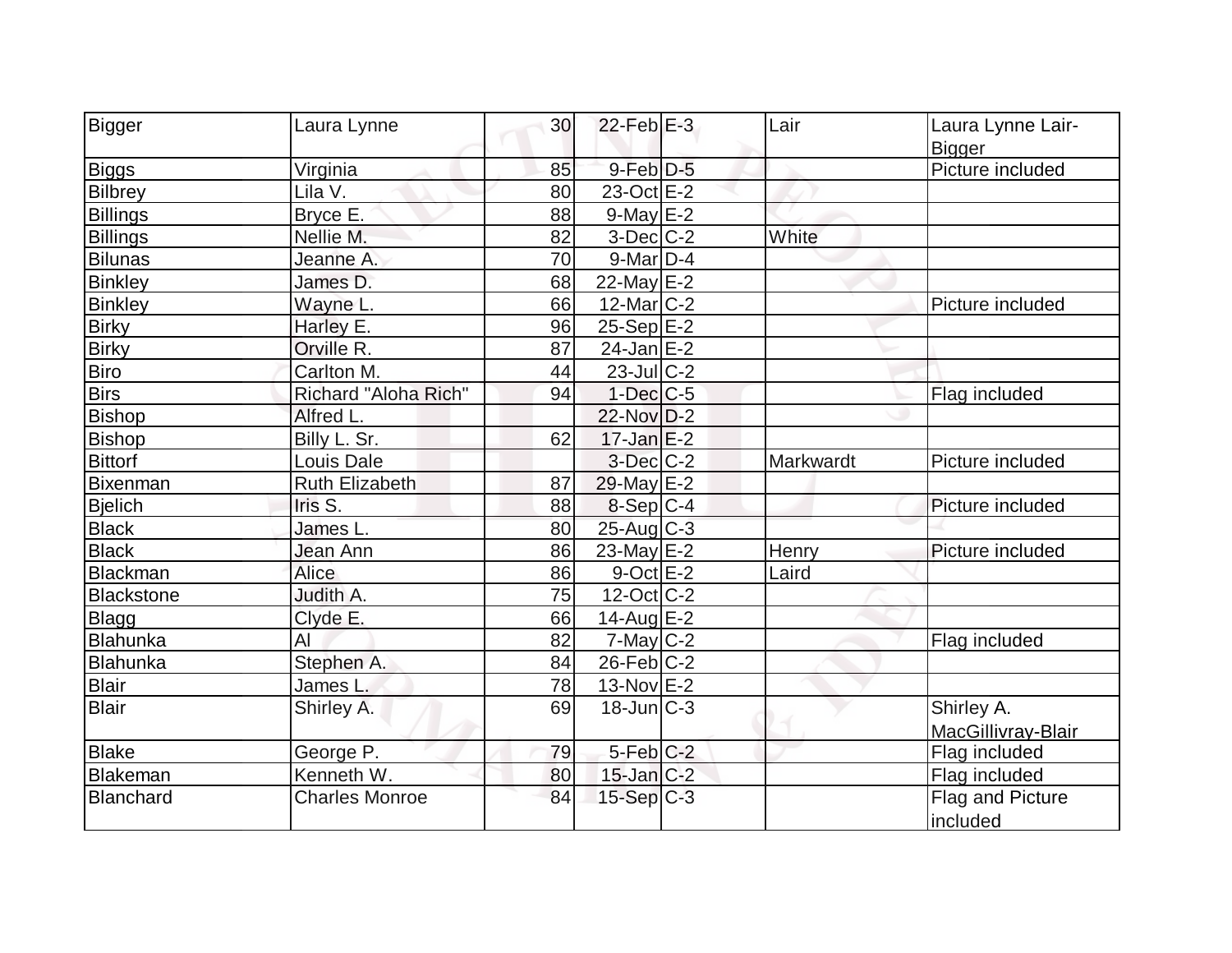| | | | | | | |
|---|---|---|---|---|---|---|
| Bigger | Laura Lynne | 30 | 22-Feb | E-3 | Lair | Laura Lynne Lair-Bigger |
| Biggs | Virginia | 85 | 9-Feb | D-5 | | Picture included |
| Bilbrey | Lila V. | 80 | 23-Oct | E-2 | | |
| Billings | Bryce E. | 88 | 9-May | E-2 | | |
| Billings | Nellie M. | 82 | 3-Dec | C-2 | White | |
| Bilunas | Jeanne A. | 70 | 9-Mar | D-4 | | |
| Binkley | James D. | 68 | 22-May | E-2 | | |
| Binkley | Wayne L. | 66 | 12-Mar | C-2 | | Picture included |
| Birky | Harley E. | 96 | 25-Sep | E-2 | | |
| Birky | Orville R. | 87 | 24-Jan | E-2 | | |
| Biro | Carlton M. | 44 | 23-Jul | C-2 | | |
| Birs | Richard "Aloha Rich" | 94 | 1-Dec | C-5 | | Flag included |
| Bishop | Alfred L. | | 22-Nov | D-2 | | |
| Bishop | Billy L. Sr. | 62 | 17-Jan | E-2 | | |
| Bittorf | Louis Dale | | 3-Dec | C-2 | Markwardt | Picture included |
| Bixenman | Ruth Elizabeth | 87 | 29-May | E-2 | | |
| Bjelich | Iris S. | 88 | 8-Sep | C-4 | | Picture included |
| Black | James L. | 80 | 25-Aug | C-3 | | |
| Black | Jean Ann | 86 | 23-May | E-2 | Henry | Picture included |
| Blackman | Alice | 86 | 9-Oct | E-2 | Laird | |
| Blackstone | Judith A. | 75 | 12-Oct | C-2 | | |
| Blagg | Clyde E. | 66 | 14-Aug | E-2 | | |
| Blahunka | Al | 82 | 7-May | C-2 | | Flag included |
| Blahunka | Stephen A. | 84 | 26-Feb | C-2 | | |
| Blair | James L. | 78 | 13-Nov | E-2 | | |
| Blair | Shirley A. | 69 | 18-Jun | C-3 | | Shirley A. MacGillivray-Blair |
| Blake | George P. | 79 | 5-Feb | C-2 | | Flag included |
| Blakeman | Kenneth W. | 80 | 15-Jan | C-2 | | Flag included |
| Blanchard | Charles Monroe | 84 | 15-Sep | C-3 | | Flag and Picture included |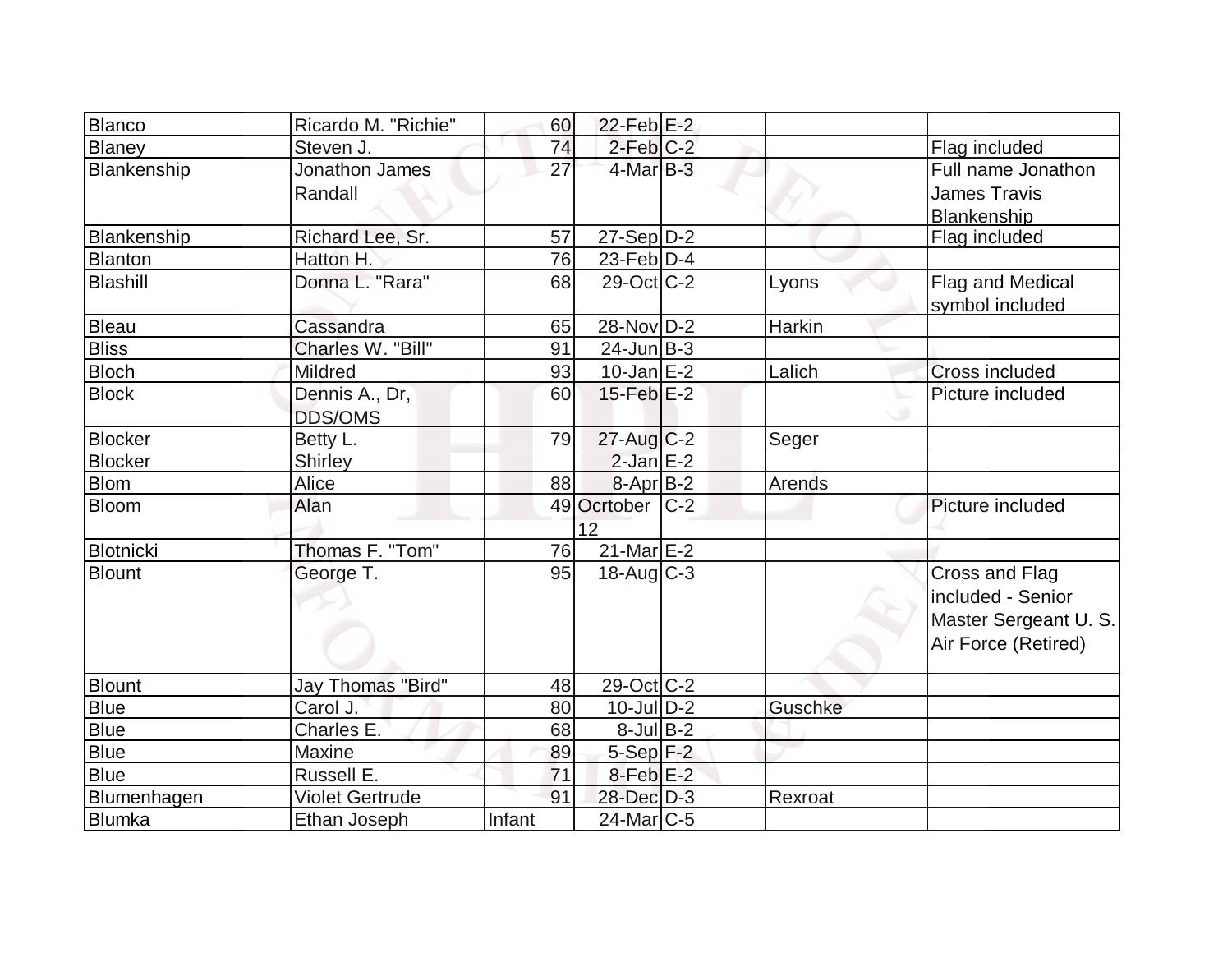| | | | | | | |
|---|---|---|---|---|---|---|
| Blanco | Ricardo M. "Richie" | 60 | 22-Feb | E-2 | | |
| Blaney | Steven J. | 74 | 2-Feb | C-2 | | Flag included |
| Blankenship | Jonathon James Randall | 27 | 4-Mar | B-3 | | Full name Jonathon James Travis Blankenship |
| Blankenship | Richard Lee, Sr. | 57 | 27-Sep | D-2 | | Flag included |
| Blanton | Hatton H. | 76 | 23-Feb | D-4 | | |
| Blashill | Donna L. "Rara" | 68 | 29-Oct | C-2 | Lyons | Flag and Medical symbol included |
| Bleau | Cassandra | 65 | 28-Nov | D-2 | Harkin | |
| Bliss | Charles W. "Bill" | 91 | 24-Jun | B-3 | | |
| Bloch | Mildred | 93 | 10-Jan | E-2 | Lalich | Cross included |
| Block | Dennis A., Dr, DDS/OMS | 60 | 15-Feb | E-2 | | Picture included |
| Blocker | Betty L. | 79 | 27-Aug | C-2 | Seger | |
| Blocker | Shirley | | 2-Jan | E-2 | | |
| Blom | Alice | 88 | 8-Apr | B-2 | Arends | |
| Bloom | Alan | 49 | Ocrtober 12 | C-2 | | Picture included |
| Blotnicki | Thomas F. "Tom" | 76 | 21-Mar | E-2 | | |
| Blount | George T. | 95 | 18-Aug | C-3 | | Cross and Flag included - Senior Master Sergeant U. S. Air Force (Retired) |
| Blount | Jay Thomas "Bird" | 48 | 29-Oct | C-2 | | |
| Blue | Carol J. | 80 | 10-Jul | D-2 | Guschke | |
| Blue | Charles E. | 68 | 8-Jul | B-2 | | |
| Blue | Maxine | 89 | 5-Sep | F-2 | | |
| Blue | Russell E. | 71 | 8-Feb | E-2 | | |
| Blumenhagen | Violet Gertrude | 91 | 28-Dec | D-3 | Rexroat | |
| Blumka | Ethan Joseph | Infant | 24-Mar | C-5 | | |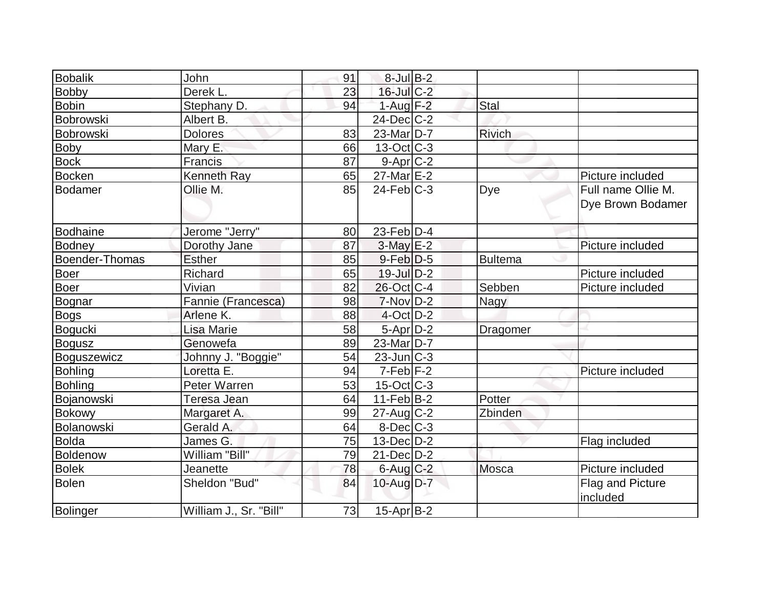| | | | | | | |
|---|---|---|---|---|---|---|
| Bobalik | John | 91 | 8-Jul | B-2 | | |
| Bobby | Derek L. | 23 | 16-Jul | C-2 | | |
| Bobin | Stephany D. | 94 | 1-Aug | F-2 | Stal | |
| Bobrowski | Albert B. | | 24-Dec | C-2 | | |
| Bobrowski | Dolores | 83 | 23-Mar | D-7 | Rivich | |
| Boby | Mary E. | 66 | 13-Oct | C-3 | | |
| Bock | Francis | 87 | 9-Apr | C-2 | | |
| Bocken | Kenneth Ray | 65 | 27-Mar | E-2 | | Picture included |
| Bodamer | Ollie M. | 85 | 24-Feb | C-3 | Dye | Full name Ollie M. Dye Brown Bodamer |
| Bodhaine | Jerome "Jerry" | 80 | 23-Feb | D-4 | | |
| Bodney | Dorothy Jane | 87 | 3-May | E-2 | | Picture included |
| Boender-Thomas | Esther | 85 | 9-Feb | D-5 | Bultema | |
| Boer | Richard | 65 | 19-Jul | D-2 | | Picture included |
| Boer | Vivian | 82 | 26-Oct | C-4 | Sebben | Picture included |
| Bognar | Fannie (Francesca) | 98 | 7-Nov | D-2 | Nagy | |
| Bogs | Arlene K. | 88 | 4-Oct | D-2 | | |
| Bogucki | Lisa Marie | 58 | 5-Apr | D-2 | Dragomer | |
| Bogusz | Genowefa | 89 | 23-Mar | D-7 | | |
| Boguszewicz | Johnny J. "Boggie" | 54 | 23-Jun | C-3 | | |
| Bohling | Loretta E. | 94 | 7-Feb | F-2 | | Picture included |
| Bohling | Peter Warren | 53 | 15-Oct | C-3 | | |
| Bojanowski | Teresa Jean | 64 | 11-Feb | B-2 | Potter | |
| Bokowy | Margaret A. | 99 | 27-Aug | C-2 | Zbinden | |
| Bolanowski | Gerald A. | 64 | 8-Dec | C-3 | | |
| Bolda | James G. | 75 | 13-Dec | D-2 | | Flag included |
| Boldenow | William "Bill" | 79 | 21-Dec | D-2 | | |
| Bolek | Jeanette | 78 | 6-Aug | C-2 | Mosca | Picture included |
| Bolen | Sheldon "Bud" | 84 | 10-Aug | D-7 | | Flag and Picture included |
| Bolinger | William J., Sr. "Bill" | 73 | 15-Apr | B-2 | | |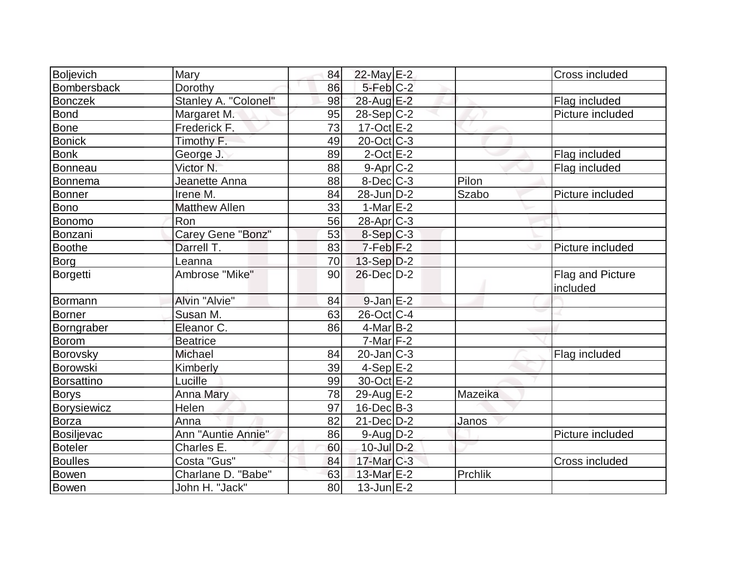| Boljevich | Mary | 84 | 22-May | E-2 | | Cross included |
|---|---|---|---|---|---|---|
| Bombersback | Dorothy | 86 | 5-Feb | C-2 | | |
| Bonczek | Stanley A. "Colonel" | 98 | 28-Aug | E-2 | | Flag included |
| Bond | Margaret M. | 95 | 28-Sep | C-2 | | Picture included |
| Bone | Frederick F. | 73 | 17-Oct | E-2 | | |
| Bonick | Timothy F. | 49 | 20-Oct | C-3 | | |
| Bonk | George J. | 89 | 2-Oct | E-2 | | Flag included |
| Bonneau | Victor N. | 88 | 9-Apr | C-2 | | Flag included |
| Bonnema | Jeanette Anna | 88 | 8-Dec | C-3 | Pilon | |
| Bonner | Irene M. | 84 | 28-Jun | D-2 | Szabo | Picture included |
| Bono | Matthew Allen | 33 | 1-Mar | E-2 | | |
| Bonomo | Ron | 56 | 28-Apr | C-3 | | |
| Bonzani | Carey Gene "Bonz" | 53 | 8-Sep | C-3 | | |
| Boothe | Darrell T. | 83 | 7-Feb | F-2 | | Picture included |
| Borg | Leanna | 70 | 13-Sep | D-2 | | |
| Borgetti | Ambrose "Mike" | 90 | 26-Dec | D-2 | | Flag and Picture included |
| Bormann | Alvin "Alvie" | 84 | 9-Jan | E-2 | | |
| Borner | Susan M. | 63 | 26-Oct | C-4 | | |
| Borngraber | Eleanor C. | 86 | 4-Mar | B-2 | | |
| Borom | Beatrice | | 7-Mar | F-2 | | |
| Borovsky | Michael | 84 | 20-Jan | C-3 | | Flag included |
| Borowski | Kimberly | 39 | 4-Sep | E-2 | | |
| Borsattino | Lucille | 99 | 30-Oct | E-2 | | |
| Borys | Anna Mary | 78 | 29-Aug | E-2 | Mazeika | |
| Borysiewicz | Helen | 97 | 16-Dec | B-3 | | |
| Borza | Anna | 82 | 21-Dec | D-2 | Janos | |
| Bosiljevac | Ann "Auntie Annie" | 86 | 9-Aug | D-2 | | Picture included |
| Boteler | Charles E. | 60 | 10-Jul | D-2 | | |
| Boulles | Costa "Gus" | 84 | 17-Mar | C-3 | | Cross included |
| Bowen | Charlane D. "Babe" | 63 | 13-Mar | E-2 | Prchlik | |
| Bowen | John H. "Jack" | 80 | 13-Jun | E-2 | | |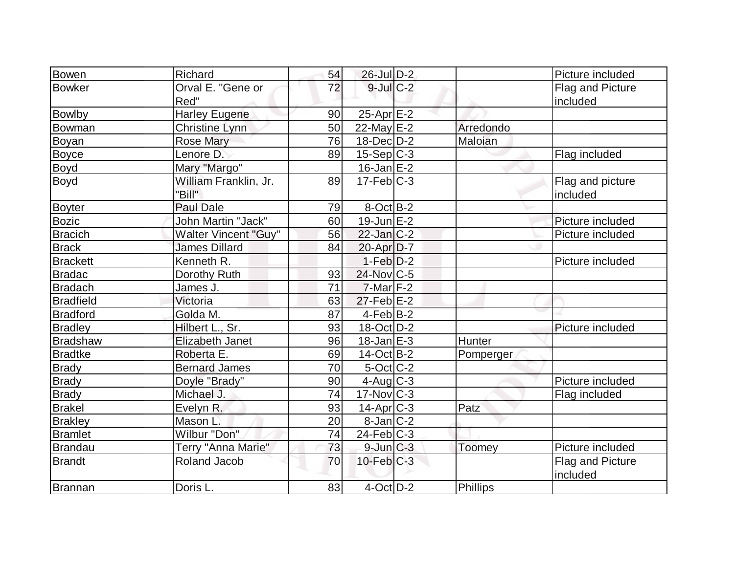| | | | | | | |
|---|---|---|---|---|---|---|
| Bowen | Richard | 54 | 26-Jul | D-2 | | Picture included |
| Bowker | Orval E. "Gene or Red" | 72 | 9-Jul | C-2 | | Flag and Picture included |
| Bowlby | Harley Eugene | 90 | 25-Apr | E-2 | | |
| Bowman | Christine Lynn | 50 | 22-May | E-2 | Arredondo | |
| Boyan | Rose Mary | 76 | 18-Dec | D-2 | Maloian | |
| Boyce | Lenore D. | 89 | 15-Sep | C-3 | | Flag included |
| Boyd | Mary "Margo" | | 16-Jan | E-2 | | |
| Boyd | William Franklin, Jr. "Bill" | 89 | 17-Feb | C-3 | | Flag and picture included |
| Boyter | Paul Dale | 79 | 8-Oct | B-2 | | |
| Bozic | John Martin "Jack" | 60 | 19-Jun | E-2 | | Picture included |
| Bracich | Walter Vincent "Guy" | 56 | 22-Jan | C-2 | | Picture included |
| Brack | James Dillard | 84 | 20-Apr | D-7 | | |
| Brackett | Kenneth R. | | 1-Feb | D-2 | | Picture included |
| Bradac | Dorothy Ruth | 93 | 24-Nov | C-5 | | |
| Bradach | James J. | 71 | 7-Mar | F-2 | | |
| Bradfield | Victoria | 63 | 27-Feb | E-2 | | |
| Bradford | Golda M. | 87 | 4-Feb | B-2 | | |
| Bradley | Hilbert L., Sr. | 93 | 18-Oct | D-2 | | Picture included |
| Bradshaw | Elizabeth Janet | 96 | 18-Jan | E-3 | Hunter | |
| Bradtke | Roberta E. | 69 | 14-Oct | B-2 | Pomperger | |
| Brady | Bernard James | 70 | 5-Oct | C-2 | | |
| Brady | Doyle "Brady" | 90 | 4-Aug | C-3 | | Picture included |
| Brady | Michael J. | 74 | 17-Nov | C-3 | | Flag included |
| Brakel | Evelyn R. | 93 | 14-Apr | C-3 | Patz | |
| Brakley | Mason L. | 20 | 8-Jan | C-2 | | |
| Bramlet | Wilbur "Don" | 74 | 24-Feb | C-3 | | |
| Brandau | Terry "Anna Marie" | 73 | 9-Jun | C-3 | Toomey | Picture included |
| Brandt | Roland Jacob | 70 | 10-Feb | C-3 | | Flag and Picture included |
| Brannan | Doris L. | 83 | 4-Oct | D-2 | Phillips | |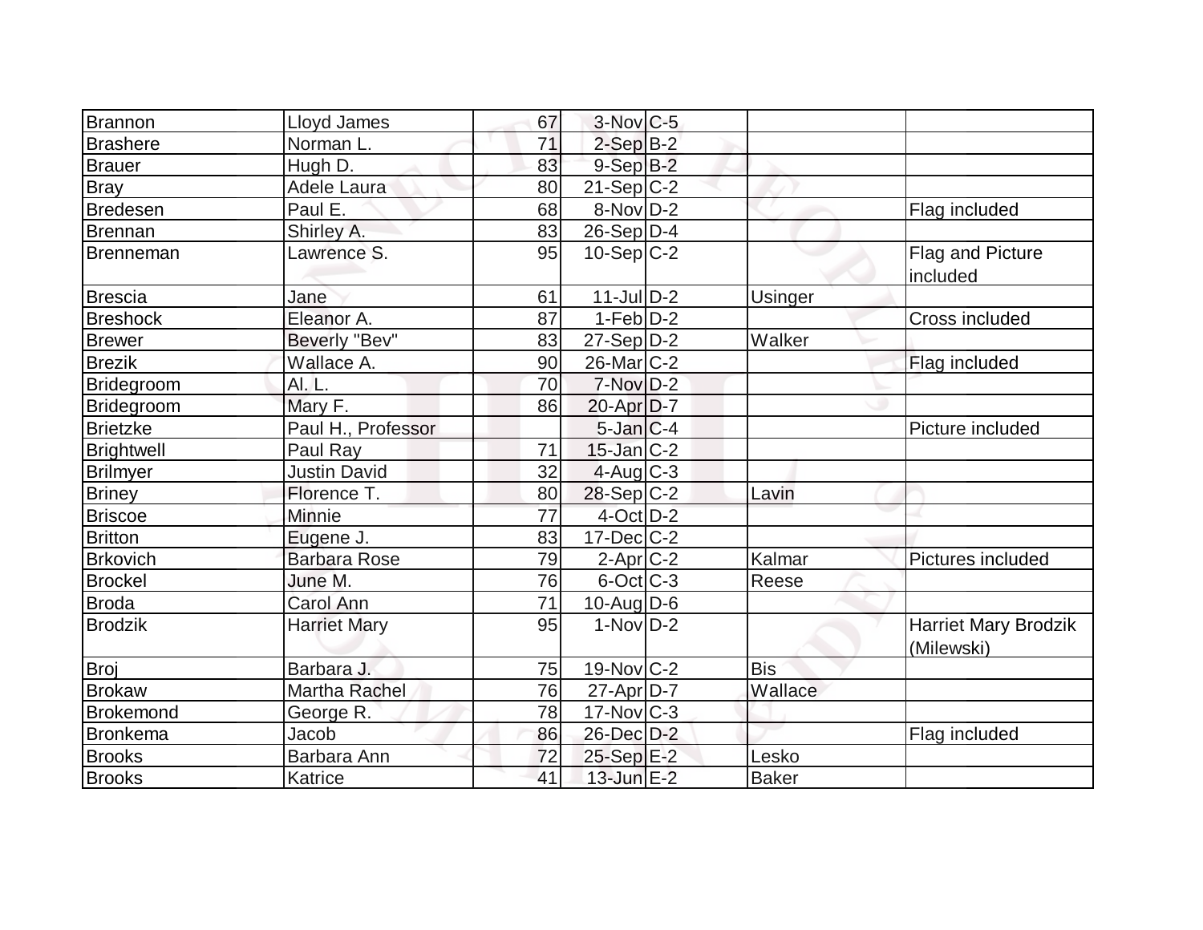| | | | | | | |
|---|---|---|---|---|---|---|
| Brannon | Lloyd James | 67 | 3-Nov | C-5 | | |
| Brashere | Norman L. | 71 | 2-Sep | B-2 | | |
| Brauer | Hugh D. | 83 | 9-Sep | B-2 | | |
| Bray | Adele Laura | 80 | 21-Sep | C-2 | | |
| Bredesen | Paul E. | 68 | 8-Nov | D-2 | | Flag included |
| Brennan | Shirley A. | 83 | 26-Sep | D-4 | | |
| Brenneman | Lawrence S. | 95 | 10-Sep | C-2 | | Flag and Picture included |
| Brescia | Jane | 61 | 11-Jul | D-2 | Usinger | |
| Breshock | Eleanor A. | 87 | 1-Feb | D-2 | | Cross included |
| Brewer | Beverly "Bev" | 83 | 27-Sep | D-2 | Walker | |
| Brezik | Wallace A. | 90 | 26-Mar | C-2 | | Flag included |
| Bridegroom | Al. L. | 70 | 7-Nov | D-2 | | |
| Bridegroom | Mary F. | 86 | 20-Apr | D-7 | | |
| Brietzke | Paul H., Professor | | 5-Jan | C-4 | | Picture included |
| Brightwell | Paul Ray | 71 | 15-Jan | C-2 | | |
| Brilmyer | Justin David | 32 | 4-Aug | C-3 | | |
| Briney | Florence T. | 80 | 28-Sep | C-2 | Lavin | |
| Briscoe | Minnie | 77 | 4-Oct | D-2 | | |
| Britton | Eugene J. | 83 | 17-Dec | C-2 | | |
| Brkovich | Barbara Rose | 79 | 2-Apr | C-2 | Kalmar | Pictures included |
| Brockel | June M. | 76 | 6-Oct | C-3 | Reese | |
| Broda | Carol Ann | 71 | 10-Aug | D-6 | | |
| Brodzik | Harriet Mary | 95 | 1-Nov | D-2 | | Harriet Mary Brodzik (Milewski) |
| Broj | Barbara J. | 75 | 19-Nov | C-2 | Bis | |
| Brokaw | Martha Rachel | 76 | 27-Apr | D-7 | Wallace | |
| Brokemond | George R. | 78 | 17-Nov | C-3 | | |
| Bronkema | Jacob | 86 | 26-Dec | D-2 | | Flag included |
| Brooks | Barbara Ann | 72 | 25-Sep | E-2 | Lesko | |
| Brooks | Katrice | 41 | 13-Jun | E-2 | Baker | |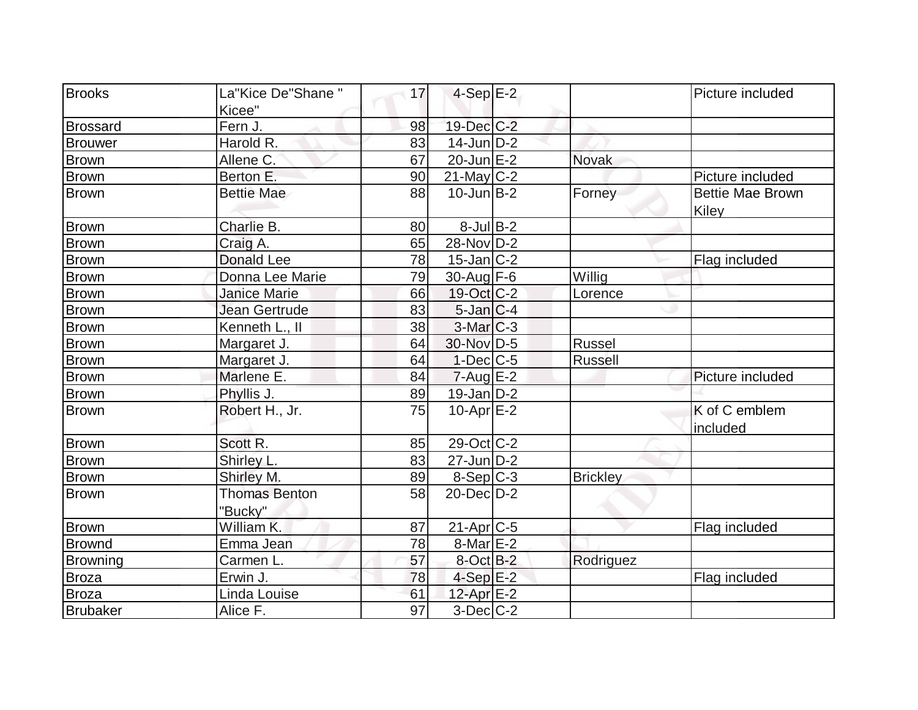| | | | | | | |
|---|---|---|---|---|---|---|
| Brooks | La"Kice De"Shane " Kicee" | 17 | 4-Sep | E-2 | | Picture included |
| Brossard | Fern J. | 98 | 19-Dec | C-2 | | |
| Brouwer | Harold R. | 83 | 14-Jun | D-2 | | |
| Brown | Allene C. | 67 | 20-Jun | E-2 | Novak | |
| Brown | Berton E. | 90 | 21-May | C-2 | | Picture included |
| Brown | Bettie Mae | 88 | 10-Jun | B-2 | Forney | Bettie Mae Brown Kiley |
| Brown | Charlie B. | 80 | 8-Jul | B-2 | | |
| Brown | Craig A. | 65 | 28-Nov | D-2 | | |
| Brown | Donald Lee | 78 | 15-Jan | C-2 | | Flag included |
| Brown | Donna Lee Marie | 79 | 30-Aug | F-6 | Willig | |
| Brown | Janice Marie | 66 | 19-Oct | C-2 | Lorence | |
| Brown | Jean Gertrude | 83 | 5-Jan | C-4 | | |
| Brown | Kenneth L., II | 38 | 3-Mar | C-3 | | |
| Brown | Margaret J. | 64 | 30-Nov | D-5 | Russel | |
| Brown | Margaret J. | 64 | 1-Dec | C-5 | Russell | |
| Brown | Marlene E. | 84 | 7-Aug | E-2 | | Picture included |
| Brown | Phyllis J. | 89 | 19-Jan | D-2 | | |
| Brown | Robert H., Jr. | 75 | 10-Apr | E-2 | | K of C emblem included |
| Brown | Scott R. | 85 | 29-Oct | C-2 | | |
| Brown | Shirley L. | 83 | 27-Jun | D-2 | | |
| Brown | Shirley M. | 89 | 8-Sep | C-3 | Brickley | |
| Brown | Thomas Benton "Bucky" | 58 | 20-Dec | D-2 | | |
| Brown | William K. | 87 | 21-Apr | C-5 | | Flag included |
| Brownd | Emma Jean | 78 | 8-Mar | E-2 | | |
| Browning | Carmen L. | 57 | 8-Oct | B-2 | Rodriguez | |
| Broza | Erwin J. | 78 | 4-Sep | E-2 | | Flag included |
| Broza | Linda Louise | 61 | 12-Apr | E-2 | | |
| Brubaker | Alice F. | 97 | 3-Dec | C-2 | | |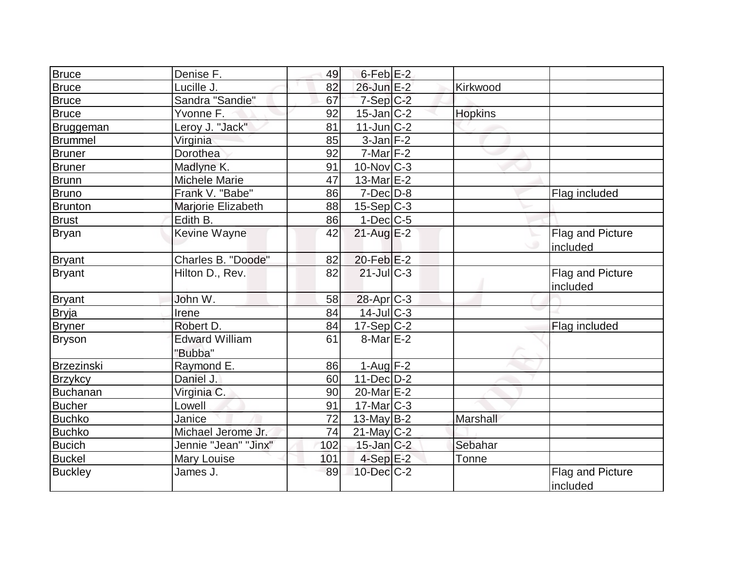| Bruce | Denise F. | 49 | 6-Feb | E-2 | | |
|---|---|---|---|---|---|---|
| Bruce | Lucille J. | 82 | 26-Jun | E-2 | Kirkwood | |
| Bruce | Sandra "Sandie" | 67 | 7-Sep | C-2 | | |
| Bruce | Yvonne F. | 92 | 15-Jan | C-2 | Hopkins | |
| Bruggeman | Leroy J. "Jack" | 81 | 11-Jun | C-2 | | |
| Brummel | Virginia | 85 | 3-Jan | F-2 | | |
| Bruner | Dorothea | 92 | 7-Mar | F-2 | | |
| Bruner | Madlyne K. | 91 | 10-Nov | C-3 | | |
| Brunn | Michele Marie | 47 | 13-Mar | E-2 | | |
| Bruno | Frank V. "Babe" | 86 | 7-Dec | D-8 | | Flag included |
| Brunton | Marjorie Elizabeth | 88 | 15-Sep | C-3 | | |
| Brust | Edith B. | 86 | 1-Dec | C-5 | | |
| Bryan | Kevine Wayne | 42 | 21-Aug | E-2 | | Flag and Picture included |
| Bryant | Charles B. "Doode" | 82 | 20-Feb | E-2 | | |
| Bryant | Hilton D., Rev. | 82 | 21-Jul | C-3 | | Flag and Picture included |
| Bryant | John W. | 58 | 28-Apr | C-3 | | |
| Bryja | Irene | 84 | 14-Jul | C-3 | | |
| Bryner | Robert D. | 84 | 17-Sep | C-2 | | Flag included |
| Bryson | Edward William "Bubba" | 61 | 8-Mar | E-2 | | |
| Brzezinski | Raymond E. | 86 | 1-Aug | F-2 | | |
| Brzykcy | Daniel J. | 60 | 11-Dec | D-2 | | |
| Buchanan | Virginia C. | 90 | 20-Mar | E-2 | | |
| Bucher | Lowell | 91 | 17-Mar | C-3 | | |
| Buchko | Janice | 72 | 13-May | B-2 | Marshall | |
| Buchko | Michael Jerome Jr. | 74 | 21-May | C-2 | | |
| Bucich | Jennie "Jean" "Jinx" | 102 | 15-Jan | C-2 | Sebahar | |
| Buckel | Mary Louise | 101 | 4-Sep | E-2 | Tonne | |
| Buckley | James J. | 89 | 10-Dec | C-2 | | Flag and Picture included |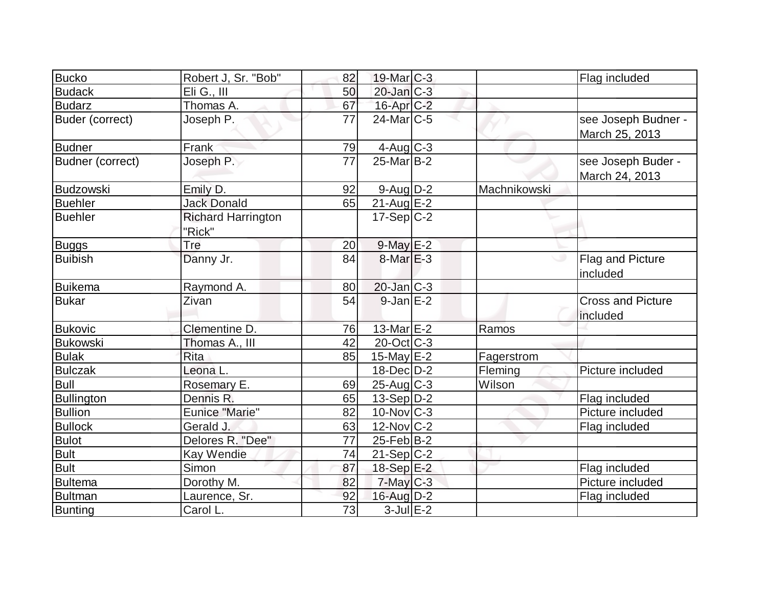| Bucko | Robert J, Sr. "Bob" | 82 | 19-Mar | C-3 | | Flag included |
|---|---|---|---|---|---|---|
| Budack | Eli G., III | 50 | 20-Jan | C-3 | | |
| Budarz | Thomas A. | 67 | 16-Apr | C-2 | | |
| Buder (correct) | Joseph P. | 77 | 24-Mar | C-5 | | see Joseph Budner - March 25, 2013 |
| Budner | Frank | 79 | 4-Aug | C-3 | | |
| Budner (correct) | Joseph P. | 77 | 25-Mar | B-2 | | see Joseph Buder - March 24, 2013 |
| Budzowski | Emily D. | 92 | 9-Aug | D-2 | Machnikowski | |
| Buehler | Jack Donald | 65 | 21-Aug | E-2 | | |
| Buehler | Richard Harrington "Rick" | | 17-Sep | C-2 | | |
| Buggs | Tre | 20 | 9-May | E-2 | | |
| Buibish | Danny Jr. | 84 | 8-Mar | E-3 | | Flag and Picture included |
| Buikema | Raymond A. | 80 | 20-Jan | C-3 | | |
| Bukar | Zivan | 54 | 9-Jan | E-2 | | Cross and Picture included |
| Bukovic | Clementine D. | 76 | 13-Mar | E-2 | Ramos | |
| Bukowski | Thomas A., III | 42 | 20-Oct | C-3 | | |
| Bulak | Rita | 85 | 15-May | E-2 | Fagerstrom | |
| Bulczak | Leona L. | | 18-Dec | D-2 | Fleming | Picture included |
| Bull | Rosemary E. | 69 | 25-Aug | C-3 | Wilson | |
| Bullington | Dennis R. | 65 | 13-Sep | D-2 | | Flag included |
| Bullion | Eunice "Marie" | 82 | 10-Nov | C-3 | | Picture included |
| Bullock | Gerald J. | 63 | 12-Nov | C-2 | | Flag included |
| Bulot | Delores R. "Dee" | 77 | 25-Feb | B-2 | | |
| Bult | Kay Wendie | 74 | 21-Sep | C-2 | | |
| Bult | Simon | 87 | 18-Sep | E-2 | | Flag included |
| Bultema | Dorothy M. | 82 | 7-May | C-3 | | Picture included |
| Bultman | Laurence, Sr. | 92 | 16-Aug | D-2 | | Flag included |
| Bunting | Carol L. | 73 | 3-Jul | E-2 | | |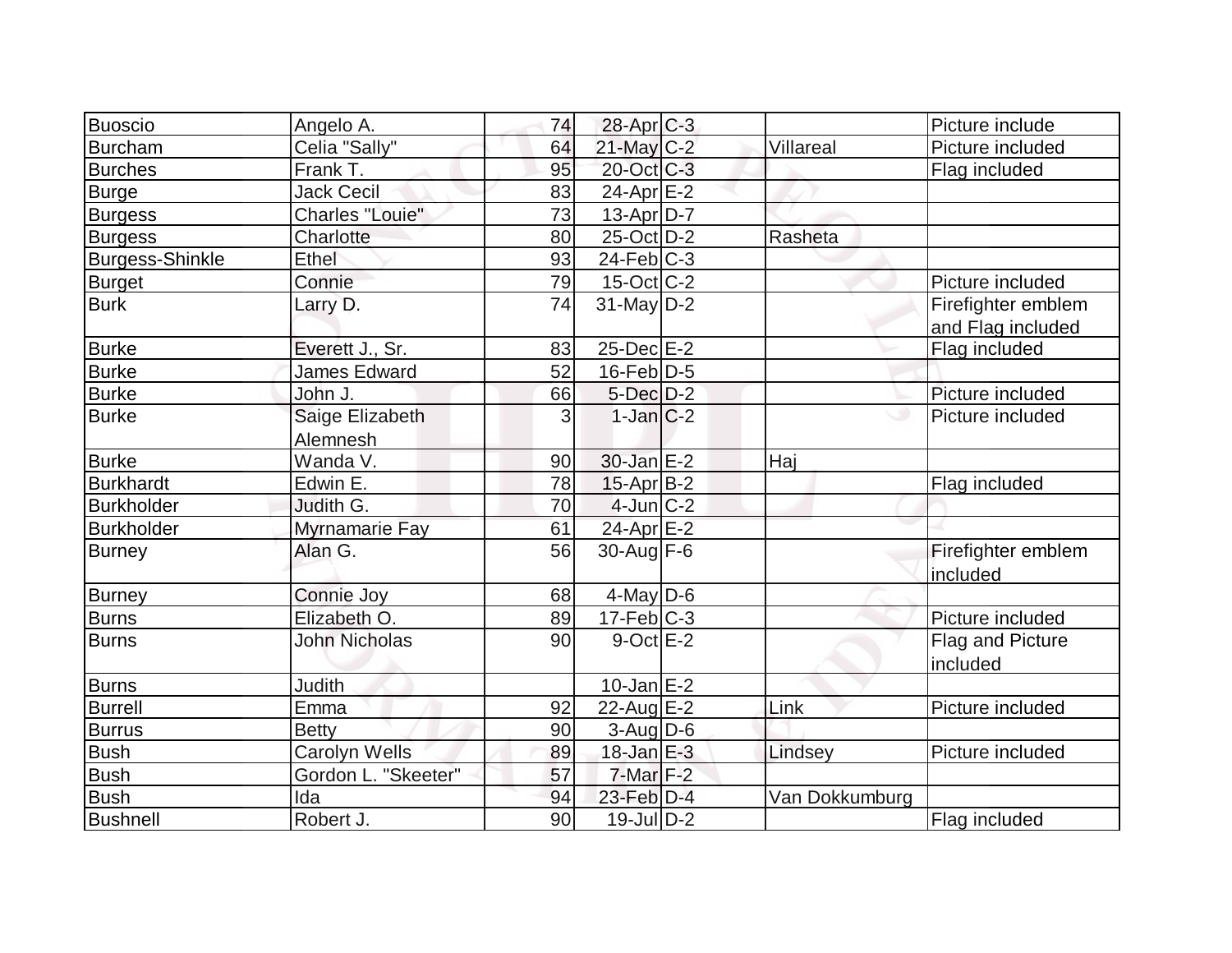| | | | | | | |
|---|---|---|---|---|---|---|
| Buoscio | Angelo A. | 74 | 28-Apr | C-3 | | Picture include |
| Burcham | Celia "Sally" | 64 | 21-May | C-2 | Villareal | Picture included |
| Burches | Frank T. | 95 | 20-Oct | C-3 | | Flag included |
| Burge | Jack Cecil | 83 | 24-Apr | E-2 | | |
| Burgess | Charles "Louie" | 73 | 13-Apr | D-7 | | |
| Burgess | Charlotte | 80 | 25-Oct | D-2 | Rasheta | |
| Burgess-Shinkle | Ethel | 93 | 24-Feb | C-3 | | |
| Burget | Connie | 79 | 15-Oct | C-2 | | Picture included |
| Burk | Larry D. | 74 | 31-May | D-2 | | Firefighter emblem and Flag included |
| Burke | Everett J., Sr. | 83 | 25-Dec | E-2 | | Flag included |
| Burke | James Edward | 52 | 16-Feb | D-5 | | |
| Burke | John J. | 66 | 5-Dec | D-2 | | Picture included |
| Burke | Saige Elizabeth Alemnesh | 3 | 1-Jan | C-2 | | Picture included |
| Burke | Wanda V. | 90 | 30-Jan | E-2 | Haj | |
| Burkhardt | Edwin E. | 78 | 15-Apr | B-2 | | Flag included |
| Burkholder | Judith G. | 70 | 4-Jun | C-2 | | |
| Burkholder | Myrnamarie Fay | 61 | 24-Apr | E-2 | | |
| Burney | Alan G. | 56 | 30-Aug | F-6 | | Firefighter emblem included |
| Burney | Connie Joy | 68 | 4-May | D-6 | | |
| Burns | Elizabeth O. | 89 | 17-Feb | C-3 | | Picture included |
| Burns | John Nicholas | 90 | 9-Oct | E-2 | | Flag and Picture included |
| Burns | Judith | | 10-Jan | E-2 | | |
| Burrell | Emma | 92 | 22-Aug | E-2 | Link | Picture included |
| Burrus | Betty | 90 | 3-Aug | D-6 | | |
| Bush | Carolyn Wells | 89 | 18-Jan | E-3 | Lindsey | Picture included |
| Bush | Gordon L. "Skeeter" | 57 | 7-Mar | F-2 | | |
| Bush | Ida | 94 | 23-Feb | D-4 | Van Dokkumburg | |
| Bushnell | Robert J. | 90 | 19-Jul | D-2 | | Flag included |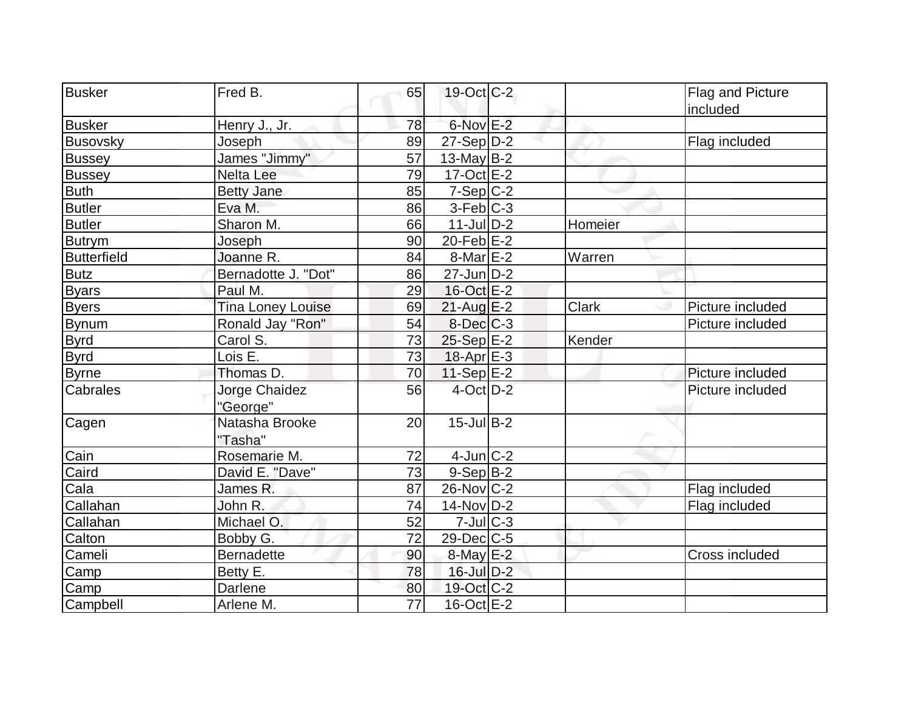| | | | | | | |
|---|---|---|---|---|---|---|
| Busker | Fred B. | 65 | 19-Oct | C-2 | | Flag and Picture included |
| Busker | Henry J., Jr. | 78 | 6-Nov | E-2 | | |
| Busovsky | Joseph | 89 | 27-Sep | D-2 | | Flag included |
| Bussey | James "Jimmy" | 57 | 13-May | B-2 | | |
| Bussey | Nelta Lee | 79 | 17-Oct | E-2 | | |
| Buth | Betty Jane | 85 | 7-Sep | C-2 | | |
| Butler | Eva M. | 86 | 3-Feb | C-3 | | |
| Butler | Sharon M. | 66 | 11-Jul | D-2 | Homeier | |
| Butrym | Joseph | 90 | 20-Feb | E-2 | | |
| Butterfield | Joanne R. | 84 | 8-Mar | E-2 | Warren | |
| Butz | Bernadotte J. "Dot" | 86 | 27-Jun | D-2 | | |
| Byars | Paul M. | 29 | 16-Oct | E-2 | | |
| Byers | Tina Loney Louise | 69 | 21-Aug | E-2 | Clark | Picture included |
| Bynum | Ronald Jay "Ron" | 54 | 8-Dec | C-3 | | Picture included |
| Byrd | Carol S. | 73 | 25-Sep | E-2 | Kender | |
| Byrd | Lois E. | 73 | 18-Apr | E-3 | | |
| Byrne | Thomas D. | 70 | 11-Sep | E-2 | | Picture included |
| Cabrales | Jorge Chaidez "George" | 56 | 4-Oct | D-2 | | Picture included |
| Cagen | Natasha Brooke "Tasha" | 20 | 15-Jul | B-2 | | |
| Cain | Rosemarie M. | 72 | 4-Jun | C-2 | | |
| Caird | David E. "Dave" | 73 | 9-Sep | B-2 | | |
| Cala | James R. | 87 | 26-Nov | C-2 | | Flag included |
| Callahan | John R. | 74 | 14-Nov | D-2 | | Flag included |
| Callahan | Michael O. | 52 | 7-Jul | C-3 | | |
| Calton | Bobby G. | 72 | 29-Dec | C-5 | | |
| Cameli | Bernadette | 90 | 8-May | E-2 | | Cross included |
| Camp | Betty E. | 78 | 16-Jul | D-2 | | |
| Camp | Darlene | 80 | 19-Oct | C-2 | | |
| Campbell | Arlene M. | 77 | 16-Oct | E-2 | | |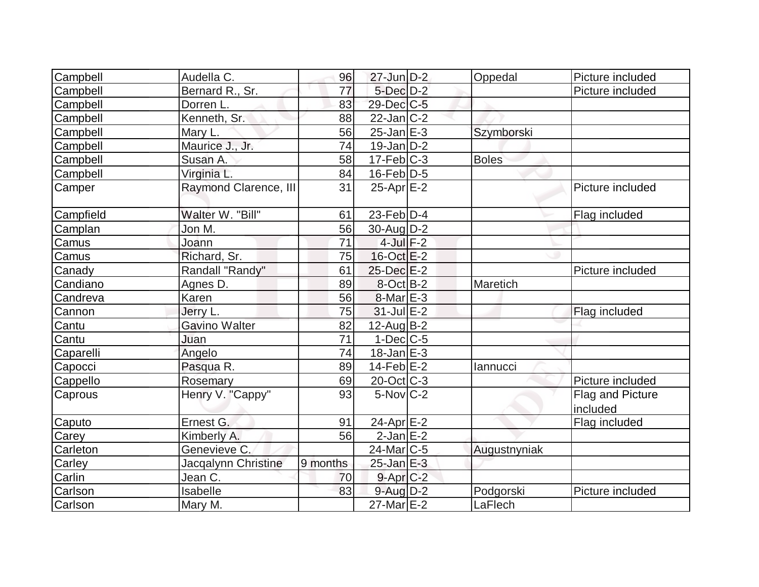| Campbell | Audella C. | 96 | 27-Jun | D-2 | Oppedal | Picture included |
|---|---|---|---|---|---|---|
| Campbell | Bernard R., Sr. | 77 | 5-Dec | D-2 | | Picture included |
| Campbell | Dorren L. | 83 | 29-Dec | C-5 | | |
| Campbell | Kenneth, Sr. | 88 | 22-Jan | C-2 | | |
| Campbell | Mary L. | 56 | 25-Jan | E-3 | Szymborski | |
| Campbell | Maurice J., Jr. | 74 | 19-Jan | D-2 | | |
| Campbell | Susan A. | 58 | 17-Feb | C-3 | Boles | |
| Campbell | Virginia L. | 84 | 16-Feb | D-5 | | |
| Camper | Raymond Clarence, III | 31 | 25-Apr | E-2 | | Picture included |
| Campfield | Walter W. "Bill" | 61 | 23-Feb | D-4 | | Flag included |
| Camplan | Jon M. | 56 | 30-Aug | D-2 | | |
| Camus | Joann | 71 | 4-Jul | F-2 | | |
| Camus | Richard, Sr. | 75 | 16-Oct | E-2 | | |
| Canady | Randall "Randy" | 61 | 25-Dec | E-2 | | Picture included |
| Candiano | Agnes D. | 89 | 8-Oct | B-2 | Maretich | |
| Candreva | Karen | 56 | 8-Mar | E-3 | | |
| Cannon | Jerry L. | 75 | 31-Jul | E-2 | | Flag included |
| Cantu | Gavino Walter | 82 | 12-Aug | B-2 | | |
| Cantu | Juan | 71 | 1-Dec | C-5 | | |
| Caparelli | Angelo | 74 | 18-Jan | E-3 | | |
| Capocci | Pasqua R. | 89 | 14-Feb | E-2 | Iannucci | |
| Cappello | Rosemary | 69 | 20-Oct | C-3 | | Picture included |
| Caprous | Henry V. "Cappy" | 93 | 5-Nov | C-2 | | Flag and Picture included |
| Caputo | Ernest G. | 91 | 24-Apr | E-2 | | Flag included |
| Carey | Kimberly A. | 56 | 2-Jan | E-2 | | |
| Carleton | Genevieve C. | | 24-Mar | C-5 | Augustnyniak | |
| Carley | Jacqalynn Christine | 9 months | 25-Jan | E-3 | | |
| Carlin | Jean C. | 70 | 9-Apr | C-2 | | |
| Carlson | Isabelle | 83 | 9-Aug | D-2 | Podgorski | Picture included |
| Carlson | Mary M. | | 27-Mar | E-2 | LaFlech | |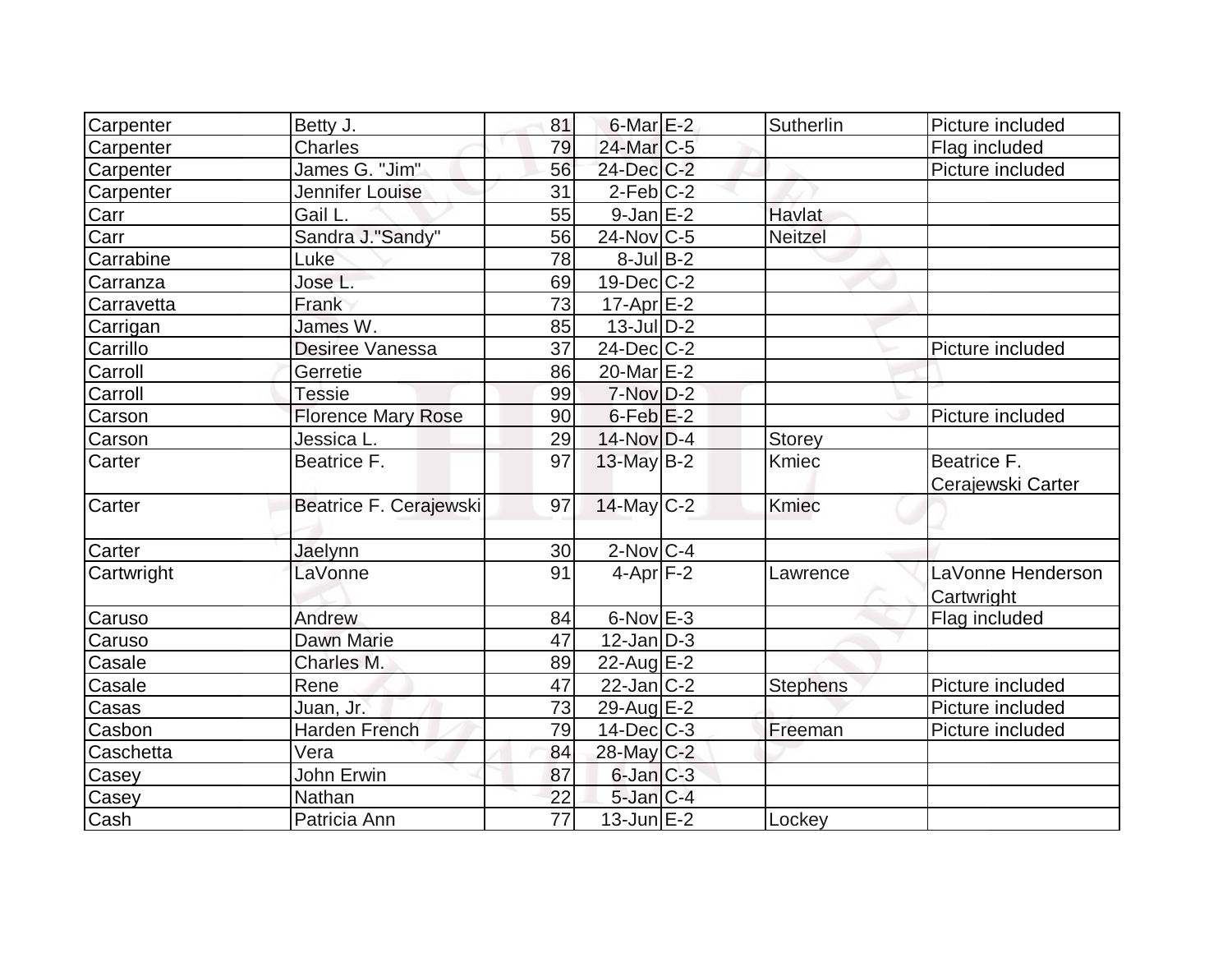| Carpenter | Betty J. | 81 | 6-Mar | E-2 | Sutherlin | Picture included |
|---|---|---|---|---|---|---|
| Carpenter | Charles | 79 | 24-Mar | C-5 | | Flag included |
| Carpenter | James G. "Jim" | 56 | 24-Dec | C-2 | | Picture included |
| Carpenter | Jennifer Louise | 31 | 2-Feb | C-2 | | |
| Carr | Gail L. | 55 | 9-Jan | E-2 | Havlat | |
| Carr | Sandra J."Sandy" | 56 | 24-Nov | C-5 | Neitzel | |
| Carrabine | Luke | 78 | 8-Jul | B-2 | | |
| Carranza | Jose L. | 69 | 19-Dec | C-2 | | |
| Carravetta | Frank | 73 | 17-Apr | E-2 | | |
| Carrigan | James W. | 85 | 13-Jul | D-2 | | |
| Carrillo | Desiree Vanessa | 37 | 24-Dec | C-2 | | Picture included |
| Carroll | Gerretie | 86 | 20-Mar | E-2 | | |
| Carroll | Tessie | 99 | 7-Nov | D-2 | | |
| Carson | Florence Mary Rose | 90 | 6-Feb | E-2 | | Picture included |
| Carson | Jessica L. | 29 | 14-Nov | D-4 | Storey | |
| Carter | Beatrice F. | 97 | 13-May | B-2 | Kmiec | Beatrice F. Cerajewski Carter |
| Carter | Beatrice F. Cerajewski | 97 | 14-May | C-2 | Kmiec | |
| Carter | Jaelynn | 30 | 2-Nov | C-4 | | |
| Cartwright | LaVonne | 91 | 4-Apr | F-2 | Lawrence | LaVonne Henderson Cartwright |
| Caruso | Andrew | 84 | 6-Nov | E-3 | | Flag included |
| Caruso | Dawn Marie | 47 | 12-Jan | D-3 | | |
| Casale | Charles M. | 89 | 22-Aug | E-2 | | |
| Casale | Rene | 47 | 22-Jan | C-2 | Stephens | Picture included |
| Casas | Juan, Jr. | 73 | 29-Aug | E-2 | | Picture included |
| Casbon | Harden French | 79 | 14-Dec | C-3 | Freeman | Picture included |
| Caschetta | Vera | 84 | 28-May | C-2 | | |
| Casey | John Erwin | 87 | 6-Jan | C-3 | | |
| Casey | Nathan | 22 | 5-Jan | C-4 | | |
| Cash | Patricia Ann | 77 | 13-Jun | E-2 | Lockey | |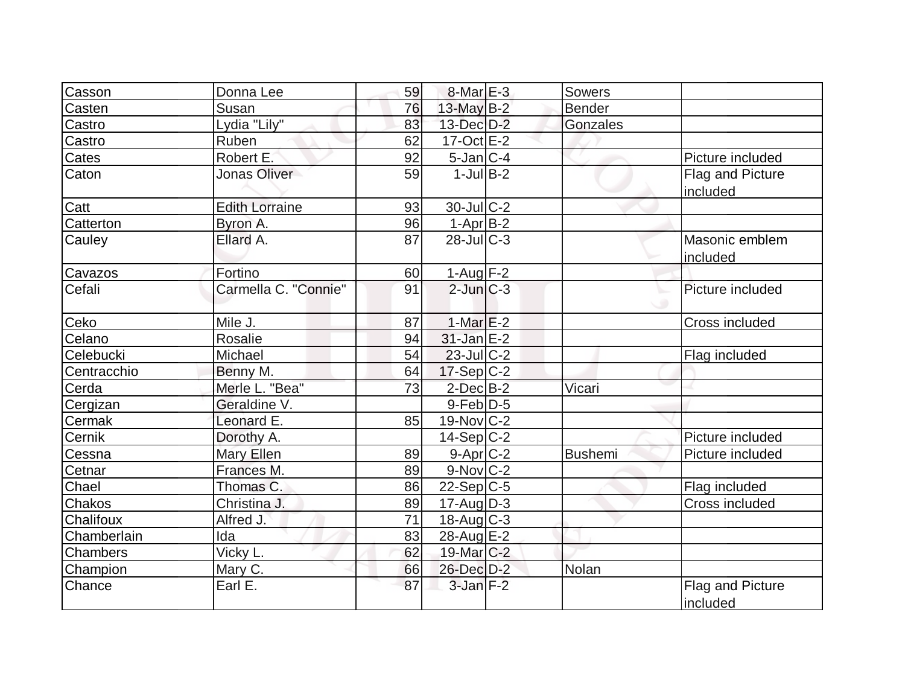| Casson | Donna Lee | 59 | 8-Mar | E-3 | Sowers | |
|---|---|---|---|---|---|---|
| Casten | Susan | 76 | 13-May | B-2 | Bender | |
| Castro | Lydia "Lily" | 83 | 13-Dec | D-2 | Gonzales | |
| Castro | Ruben | 62 | 17-Oct | E-2 | | |
| Cates | Robert E. | 92 | 5-Jan | C-4 | | Picture included |
| Caton | Jonas Oliver | 59 | 1-Jul | B-2 | | Flag and Picture included |
| Catt | Edith Lorraine | 93 | 30-Jul | C-2 | | |
| Catterton | Byron A. | 96 | 1-Apr | B-2 | | |
| Cauley | Ellard A. | 87 | 28-Jul | C-3 | | Masonic emblem included |
| Cavazos | Fortino | 60 | 1-Aug | F-2 | | |
| Cefali | Carmella C. "Connie" | 91 | 2-Jun | C-3 | | Picture included |
| Ceko | Mile J. | 87 | 1-Mar | E-2 | | Cross included |
| Celano | Rosalie | 94 | 31-Jan | E-2 | | |
| Celebucki | Michael | 54 | 23-Jul | C-2 | | Flag included |
| Centracchio | Benny M. | 64 | 17-Sep | C-2 | | |
| Cerda | Merle L. "Bea" | 73 | 2-Dec | B-2 | Vicari | |
| Cergizan | Geraldine V. | | 9-Feb | D-5 | | |
| Cermak | Leonard E. | 85 | 19-Nov | C-2 | | |
| Cernik | Dorothy A. | | 14-Sep | C-2 | | Picture included |
| Cessna | Mary Ellen | 89 | 9-Apr | C-2 | Bushemi | Picture included |
| Cetnar | Frances M. | 89 | 9-Nov | C-2 | | |
| Chael | Thomas C. | 86 | 22-Sep | C-5 | | Flag included |
| Chakos | Christina J. | 89 | 17-Aug | D-3 | | Cross included |
| Chalifoux | Alfred J. | 71 | 18-Aug | C-3 | | |
| Chamberlain | Ida | 83 | 28-Aug | E-2 | | |
| Chambers | Vicky L. | 62 | 19-Mar | C-2 | | |
| Champion | Mary C. | 66 | 26-Dec | D-2 | Nolan | |
| Chance | Earl E. | 87 | 3-Jan | F-2 | | Flag and Picture included |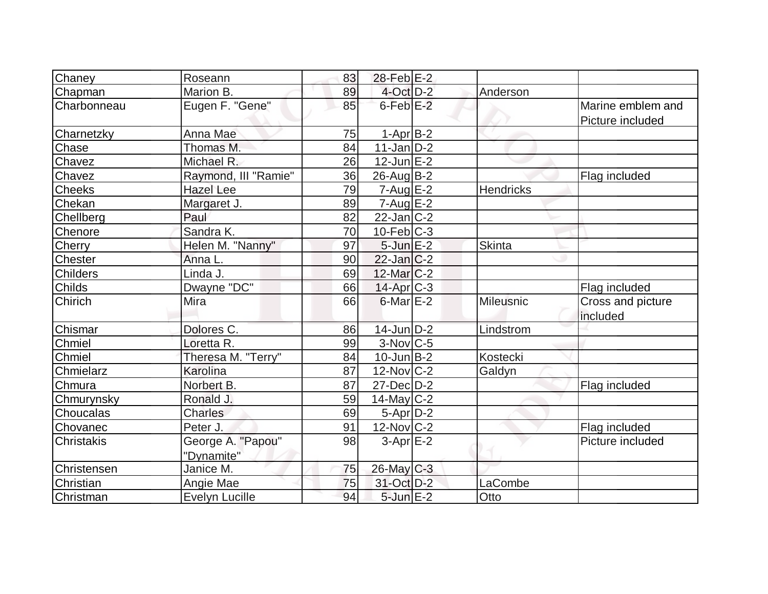| | | | | | | |
|---|---|---|---|---|---|---|
| Chaney | Roseann | 83 | 28-Feb | E-2 | | |
| Chapman | Marion B. | 89 | 4-Oct | D-2 | Anderson | |
| Charbonneau | Eugen F. "Gene" | 85 | 6-Feb | E-2 | | Marine emblem and Picture included |
| Charnetzky | Anna Mae | 75 | 1-Apr | B-2 | | |
| Chase | Thomas M. | 84 | 11-Jan | D-2 | | |
| Chavez | Michael R. | 26 | 12-Jun | E-2 | | |
| Chavez | Raymond, III "Ramie" | 36 | 26-Aug | B-2 | | Flag included |
| Cheeks | Hazel Lee | 79 | 7-Aug | E-2 | Hendricks | |
| Chekan | Margaret J. | 89 | 7-Aug | E-2 | | |
| Chellberg | Paul | 82 | 22-Jan | C-2 | | |
| Chenore | Sandra K. | 70 | 10-Feb | C-3 | | |
| Cherry | Helen M. "Nanny" | 97 | 5-Jun | E-2 | Skinta | |
| Chester | Anna L. | 90 | 22-Jan | C-2 | | |
| Childers | Linda J. | 69 | 12-Mar | C-2 | | |
| Childs | Dwayne "DC" | 66 | 14-Apr | C-3 | | Flag included |
| Chirich | Mira | 66 | 6-Mar | E-2 | Mileusnic | Cross and picture included |
| Chismar | Dolores C. | 86 | 14-Jun | D-2 | Lindstrom | |
| Chmiel | Loretta R. | 99 | 3-Nov | C-5 | | |
| Chmiel | Theresa M. "Terry" | 84 | 10-Jun | B-2 | Kostecki | |
| Chmielarz | Karolina | 87 | 12-Nov | C-2 | Galdyn | |
| Chmura | Norbert B. | 87 | 27-Dec | D-2 | | Flag included |
| Chmurynsky | Ronald J. | 59 | 14-May | C-2 | | |
| Choucalas | Charles | 69 | 5-Apr | D-2 | | |
| Chovanec | Peter J. | 91 | 12-Nov | C-2 | | Flag included |
| Christakis | George A. "Papou" "Dynamite" | 98 | 3-Apr | E-2 | | Picture included |
| Christensen | Janice M. | 75 | 26-May | C-3 | | |
| Christian | Angie Mae | 75 | 31-Oct | D-2 | LaCombe | |
| Christman | Evelyn Lucille | 94 | 5-Jun | E-2 | Otto | |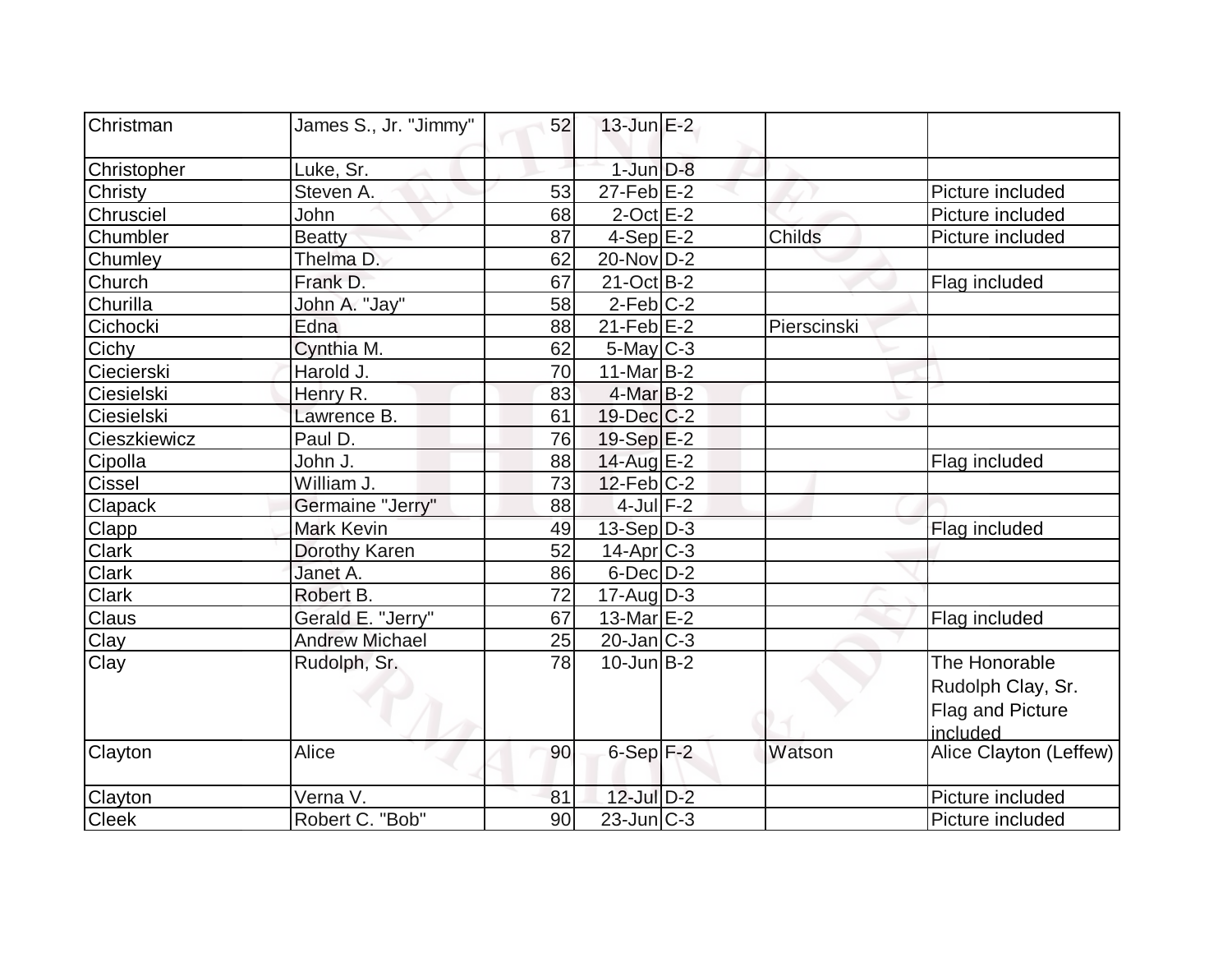| | | | | | | |
|---|---|---|---|---|---|---|
| Christman | James S., Jr. "Jimmy" | 52 | 13-Jun | E-2 | | |
| Christopher | Luke, Sr. | | 1-Jun | D-8 | | |
| Christy | Steven A. | 53 | 27-Feb | E-2 | | Picture included |
| Chrusciel | John | 68 | 2-Oct | E-2 | | Picture included |
| Chumbler | Beatty | 87 | 4-Sep | E-2 | Childs | Picture included |
| Chumley | Thelma D. | 62 | 20-Nov | D-2 | | |
| Church | Frank D. | 67 | 21-Oct | B-2 | | Flag included |
| Churilla | John A. "Jay" | 58 | 2-Feb | C-2 | | |
| Cichocki | Edna | 88 | 21-Feb | E-2 | Pierscinski | |
| Cichy | Cynthia M. | 62 | 5-May | C-3 | | |
| Ciecierski | Harold J. | 70 | 11-Mar | B-2 | | |
| Ciesielski | Henry R. | 83 | 4-Mar | B-2 | | |
| Ciesielski | Lawrence B. | 61 | 19-Dec | C-2 | | |
| Cieszkiewicz | Paul D. | 76 | 19-Sep | E-2 | | |
| Cipolla | John J. | 88 | 14-Aug | E-2 | | Flag included |
| Cissel | William J. | 73 | 12-Feb | C-2 | | |
| Clapack | Germaine "Jerry" | 88 | 4-Jul | F-2 | | |
| Clapp | Mark Kevin | 49 | 13-Sep | D-3 | | Flag included |
| Clark | Dorothy Karen | 52 | 14-Apr | C-3 | | |
| Clark | Janet A. | 86 | 6-Dec | D-2 | | |
| Clark | Robert B. | 72 | 17-Aug | D-3 | | |
| Claus | Gerald E. "Jerry" | 67 | 13-Mar | E-2 | | Flag included |
| Clay | Andrew Michael | 25 | 20-Jan | C-3 | | |
| Clay | Rudolph, Sr. | 78 | 10-Jun | B-2 | | The Honorable Rudolph Clay, Sr. Flag and Picture included |
| Clayton | Alice | 90 | 6-Sep | F-2 | Watson | Alice Clayton (Leffew) |
| Clayton | Verna V. | 81 | 12-Jul | D-2 | | Picture included |
| Cleek | Robert C. "Bob" | 90 | 23-Jun | C-3 | | Picture included |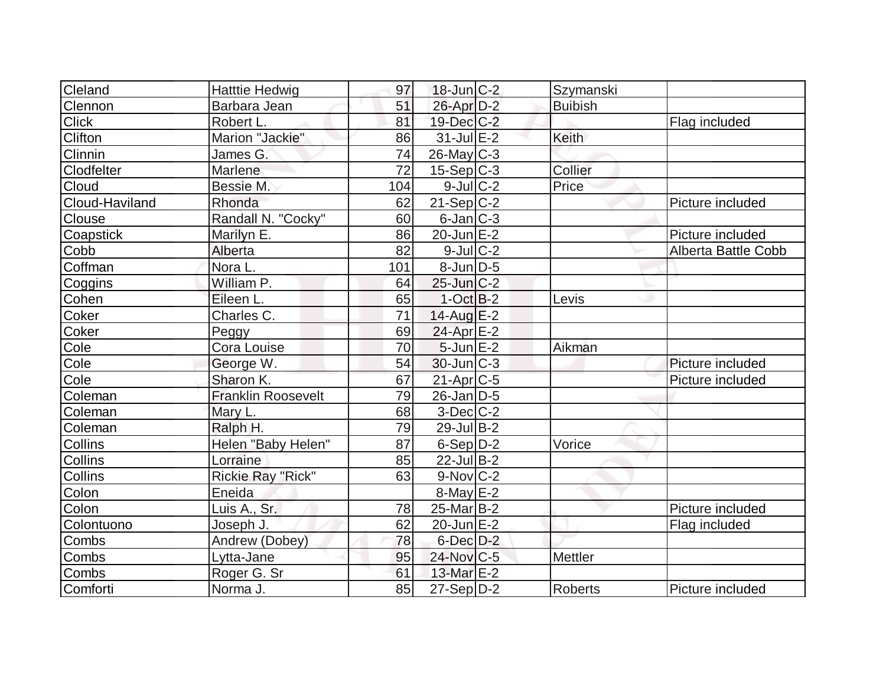| | | | | | | |
|---|---|---|---|---|---|---|
| Cleland | Hatttie Hedwig | 97 | 18-Jun | C-2 | Szymanski | |
| Clennon | Barbara Jean | 51 | 26-Apr | D-2 | Buibish | |
| Click | Robert L. | 81 | 19-Dec | C-2 | | Flag included |
| Clifton | Marion "Jackie" | 86 | 31-Jul | E-2 | Keith | |
| Clinnin | James G. | 74 | 26-May | C-3 | | |
| Clodfelter | Marlene | 72 | 15-Sep | C-3 | Collier | |
| Cloud | Bessie M. | 104 | 9-Jul | C-2 | Price | |
| Cloud-Haviland | Rhonda | 62 | 21-Sep | C-2 | | Picture included |
| Clouse | Randall N. "Cocky" | 60 | 6-Jan | C-3 | | |
| Coapstick | Marilyn E. | 86 | 20-Jun | E-2 | | Picture included |
| Cobb | Alberta | 82 | 9-Jul | C-2 | | Alberta Battle Cobb |
| Coffman | Nora L. | 101 | 8-Jun | D-5 | | |
| Coggins | William P. | 64 | 25-Jun | C-2 | | |
| Cohen | Eileen L. | 65 | 1-Oct | B-2 | Levis | |
| Coker | Charles C. | 71 | 14-Aug | E-2 | | |
| Coker | Peggy | 69 | 24-Apr | E-2 | | |
| Cole | Cora Louise | 70 | 5-Jun | E-2 | Aikman | |
| Cole | George W. | 54 | 30-Jun | C-3 | | Picture included |
| Cole | Sharon K. | 67 | 21-Apr | C-5 | | Picture included |
| Coleman | Franklin Roosevelt | 79 | 26-Jan | D-5 | | |
| Coleman | Mary L. | 68 | 3-Dec | C-2 | | |
| Coleman | Ralph H. | 79 | 29-Jul | B-2 | | |
| Collins | Helen "Baby Helen" | 87 | 6-Sep | D-2 | Vorice | |
| Collins | Lorraine | 85 | 22-Jul | B-2 | | |
| Collins | Rickie Ray "Rick" | 63 | 9-Nov | C-2 | | |
| Colon | Eneida | | 8-May | E-2 | | |
| Colon | Luis A., Sr. | 78 | 25-Mar | B-2 | | Picture included |
| Colontuono | Joseph J. | 62 | 20-Jun | E-2 | | Flag included |
| Combs | Andrew (Dobey) | 78 | 6-Dec | D-2 | | |
| Combs | Lytta-Jane | 95 | 24-Nov | C-5 | Mettler | |
| Combs | Roger G. Sr | 61 | 13-Mar | E-2 | | |
| Comforti | Norma J. | 85 | 27-Sep | D-2 | Roberts | Picture included |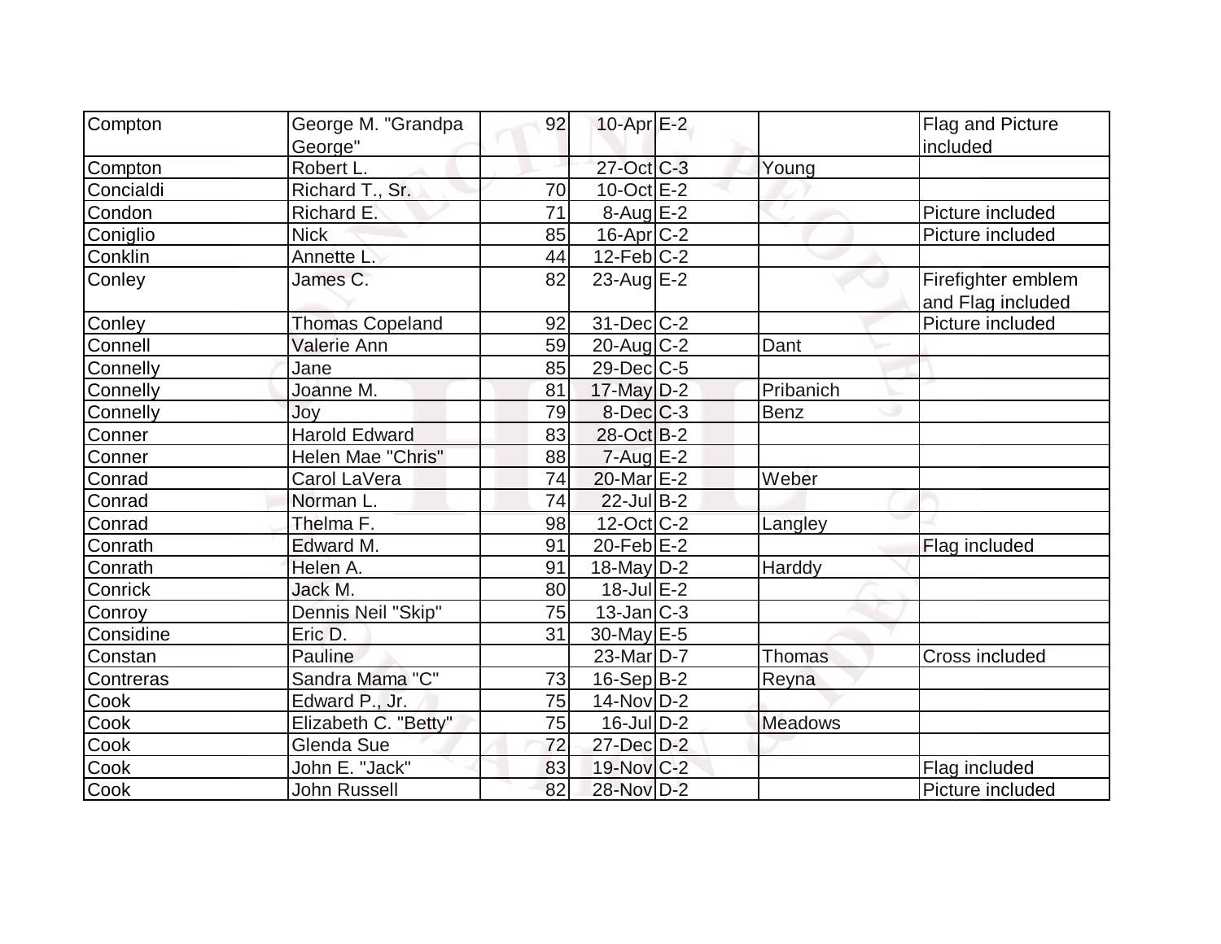| Compton | George M. "Grandpa George" | 92 | 10-Apr | E-2 | | Flag and Picture included |
|---|---|---|---|---|---|---|
| Compton | Robert L. | | 27-Oct | C-3 | Young | |
| Concialdi | Richard T., Sr. | 70 | 10-Oct | E-2 | | |
| Condon | Richard E. | 71 | 8-Aug | E-2 | | Picture included |
| Coniglio | Nick | 85 | 16-Apr | C-2 | | Picture included |
| Conklin | Annette L. | 44 | 12-Feb | C-2 | | |
| Conley | James C. | 82 | 23-Aug | E-2 | | Firefighter emblem and Flag included |
| Conley | Thomas Copeland | 92 | 31-Dec | C-2 | | Picture included |
| Connell | Valerie Ann | 59 | 20-Aug | C-2 | Dant | |
| Connelly | Jane | 85 | 29-Dec | C-5 | | |
| Connelly | Joanne M. | 81 | 17-May | D-2 | Pribanich | |
| Connelly | Joy | 79 | 8-Dec | C-3 | Benz | |
| Conner | Harold Edward | 83 | 28-Oct | B-2 | | |
| Conner | Helen Mae "Chris" | 88 | 7-Aug | E-2 | | |
| Conrad | Carol LaVera | 74 | 20-Mar | E-2 | Weber | |
| Conrad | Norman L. | 74 | 22-Jul | B-2 | | |
| Conrad | Thelma F. | 98 | 12-Oct | C-2 | Langley | |
| Conrath | Edward M. | 91 | 20-Feb | E-2 | | Flag included |
| Conrath | Helen A. | 91 | 18-May | D-2 | Harddy | |
| Conrick | Jack M. | 80 | 18-Jul | E-2 | | |
| Conroy | Dennis Neil "Skip" | 75 | 13-Jan | C-3 | | |
| Considine | Eric D. | 31 | 30-May | E-5 | | |
| Constan | Pauline | | 23-Mar | D-7 | Thomas | Cross included |
| Contreras | Sandra Mama "C" | 73 | 16-Sep | B-2 | Reyna | |
| Cook | Edward P., Jr. | 75 | 14-Nov | D-2 | | |
| Cook | Elizabeth C. "Betty" | 75 | 16-Jul | D-2 | Meadows | |
| Cook | Glenda Sue | 72 | 27-Dec | D-2 | | |
| Cook | John E. "Jack" | 83 | 19-Nov | C-2 | | Flag included |
| Cook | John Russell | 82 | 28-Nov | D-2 | | Picture included |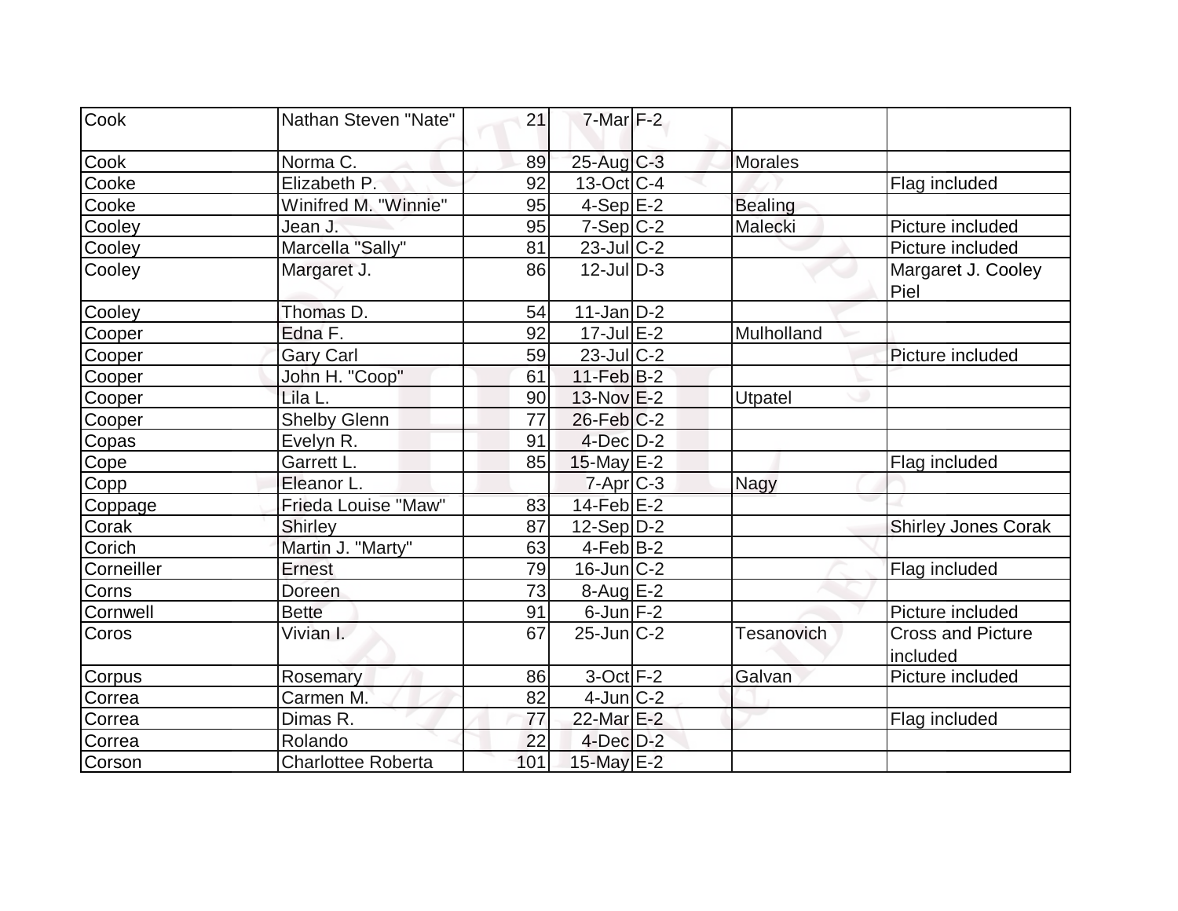| | | | | | | |
|---|---|---|---|---|---|---|
| Cook | Nathan Steven "Nate" | 21 | 7-Mar | F-2 | | |
| Cook | Norma C. | 89 | 25-Aug | C-3 | Morales | |
| Cooke | Elizabeth P. | 92 | 13-Oct | C-4 | | Flag included |
| Cooke | Winifred M. "Winnie" | 95 | 4-Sep | E-2 | Bealing | |
| Cooley | Jean J. | 95 | 7-Sep | C-2 | Malecki | Picture included |
| Cooley | Marcella "Sally" | 81 | 23-Jul | C-2 | | Picture included |
| Cooley | Margaret J. | 86 | 12-Jul | D-3 | | Margaret J. Cooley Piel |
| Cooley | Thomas D. | 54 | 11-Jan | D-2 | | |
| Cooper | Edna F. | 92 | 17-Jul | E-2 | Mulholland | |
| Cooper | Gary Carl | 59 | 23-Jul | C-2 | | Picture included |
| Cooper | John H. "Coop" | 61 | 11-Feb | B-2 | | |
| Cooper | Lila L. | 90 | 13-Nov | E-2 | Utpatel | |
| Cooper | Shelby Glenn | 77 | 26-Feb | C-2 | | |
| Copas | Evelyn R. | 91 | 4-Dec | D-2 | | |
| Cope | Garrett L. | 85 | 15-May | E-2 | | Flag included |
| Copp | Eleanor L. | | 7-Apr | C-3 | Nagy | |
| Coppage | Frieda Louise "Maw" | 83 | 14-Feb | E-2 | | |
| Corak | Shirley | 87 | 12-Sep | D-2 | | Shirley Jones Corak |
| Corich | Martin J. "Marty" | 63 | 4-Feb | B-2 | | |
| Corneiller | Ernest | 79 | 16-Jun | C-2 | | Flag included |
| Corns | Doreen | 73 | 8-Aug | E-2 | | |
| Cornwell | Bette | 91 | 6-Jun | F-2 | | Picture included |
| Coros | Vivian I. | 67 | 25-Jun | C-2 | Tesanovich | Cross and Picture included |
| Corpus | Rosemary | 86 | 3-Oct | F-2 | Galvan | Picture included |
| Correa | Carmen M. | 82 | 4-Jun | C-2 | | |
| Correa | Dimas R. | 77 | 22-Mar | E-2 | | Flag included |
| Correa | Rolando | 22 | 4-Dec | D-2 | | |
| Corson | Charlottee Roberta | 101 | 15-May | E-2 | | |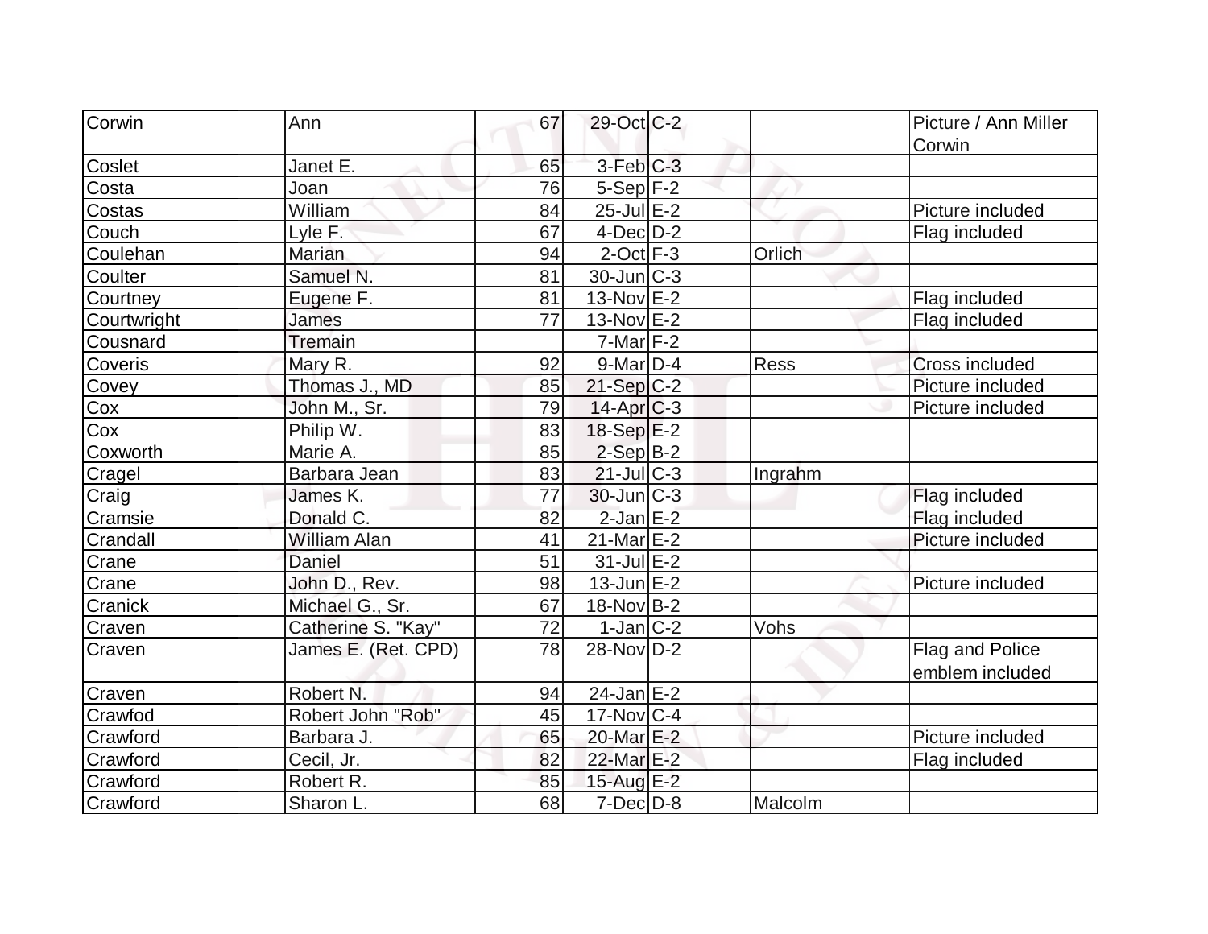| Corwin | Ann | 67 | 29-Oct | C-2 | | Picture / Ann Miller Corwin |
|---|---|---|---|---|---|---|
| Coslet | Janet E. | 65 | 3-Feb | C-3 | | |
| Costa | Joan | 76 | 5-Sep | F-2 | | |
| Costas | William | 84 | 25-Jul | E-2 | | Picture included |
| Couch | Lyle F. | 67 | 4-Dec | D-2 | | Flag included |
| Coulehan | Marian | 94 | 2-Oct | F-3 | Orlich | |
| Coulter | Samuel N. | 81 | 30-Jun | C-3 | | |
| Courtney | Eugene F. | 81 | 13-Nov | E-2 | | Flag included |
| Courtwright | James | 77 | 13-Nov | E-2 | | Flag included |
| Cousnard | Tremain | | 7-Mar | F-2 | | |
| Coveris | Mary R. | 92 | 9-Mar | D-4 | Ress | Cross included |
| Covey | Thomas J., MD | 85 | 21-Sep | C-2 | | Picture included |
| Cox | John M., Sr. | 79 | 14-Apr | C-3 | | Picture included |
| Cox | Philip W. | 83 | 18-Sep | E-2 | | |
| Coxworth | Marie A. | 85 | 2-Sep | B-2 | | |
| Cragel | Barbara Jean | 83 | 21-Jul | C-3 | Ingrahm | |
| Craig | James K. | 77 | 30-Jun | C-3 | | Flag included |
| Cramsie | Donald C. | 82 | 2-Jan | E-2 | | Flag included |
| Crandall | William Alan | 41 | 21-Mar | E-2 | | Picture included |
| Crane | Daniel | 51 | 31-Jul | E-2 | | |
| Crane | John D., Rev. | 98 | 13-Jun | E-2 | | Picture included |
| Cranick | Michael G., Sr. | 67 | 18-Nov | B-2 | | |
| Craven | Catherine S. "Kay" | 72 | 1-Jan | C-2 | Vohs | |
| Craven | James E. (Ret. CPD) | 78 | 28-Nov | D-2 | | Flag and Police emblem included |
| Craven | Robert N. | 94 | 24-Jan | E-2 | | |
| Crawfod | Robert John "Rob" | 45 | 17-Nov | C-4 | | |
| Crawford | Barbara J. | 65 | 20-Mar | E-2 | | Picture included |
| Crawford | Cecil, Jr. | 82 | 22-Mar | E-2 | | Flag included |
| Crawford | Robert R. | 85 | 15-Aug | E-2 | | |
| Crawford | Sharon L. | 68 | 7-Dec | D-8 | Malcolm | |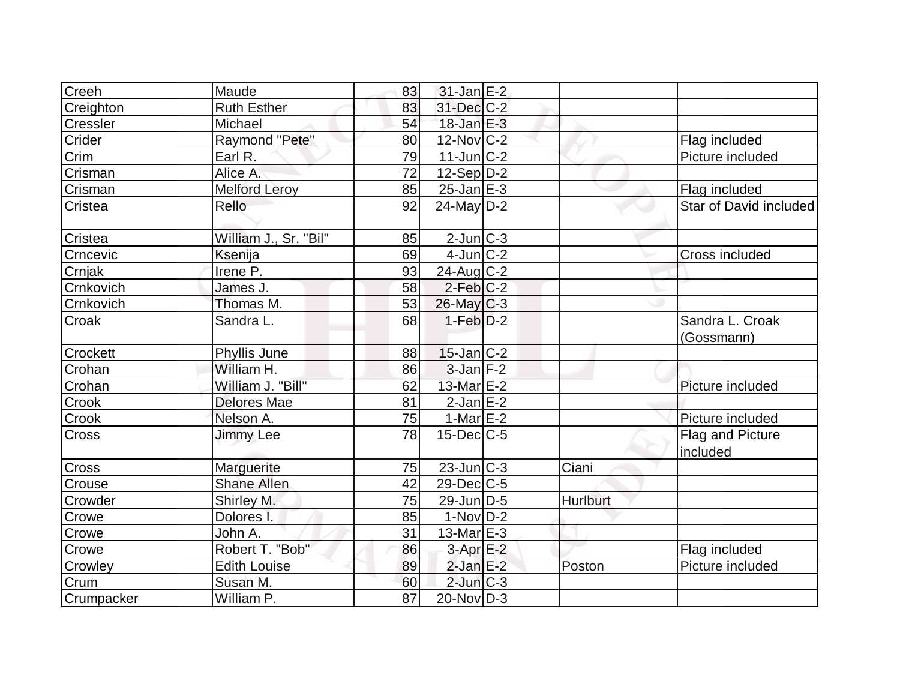| | | | | | | |
|---|---|---|---|---|---|---|
| Creeh | Maude | 83 | 31-Jan | E-2 | | |
| Creighton | Ruth Esther | 83 | 31-Dec | C-2 | | |
| Cressler | Michael | 54 | 18-Jan | E-3 | | |
| Crider | Raymond "Pete" | 80 | 12-Nov | C-2 | | Flag included |
| Crim | Earl R. | 79 | 11-Jun | C-2 | | Picture included |
| Crisman | Alice A. | 72 | 12-Sep | D-2 | | |
| Crisman | Melford Leroy | 85 | 25-Jan | E-3 | | Flag included |
| Cristea | Rello | 92 | 24-May | D-2 | | Star of David included |
| Cristea | William J., Sr. "Bil" | 85 | 2-Jun | C-3 | | |
| Crncevic | Ksenija | 69 | 4-Jun | C-2 | | Cross included |
| Crnjak | Irene P. | 93 | 24-Aug | C-2 | | |
| Crnkovich | James J. | 58 | 2-Feb | C-2 | | |
| Crnkovich | Thomas M. | 53 | 26-May | C-3 | | |
| Croak | Sandra L. | 68 | 1-Feb | D-2 | | Sandra L. Croak (Gossmann) |
| Crockett | Phyllis June | 88 | 15-Jan | C-2 | | |
| Crohan | William H. | 86 | 3-Jan | F-2 | | |
| Crohan | William J. "Bill" | 62 | 13-Mar | E-2 | | Picture included |
| Crook | Delores Mae | 81 | 2-Jan | E-2 | | |
| Crook | Nelson A. | 75 | 1-Mar | E-2 | | Picture included |
| Cross | Jimmy Lee | 78 | 15-Dec | C-5 | | Flag and Picture included |
| Cross | Marguerite | 75 | 23-Jun | C-3 | Ciani | |
| Crouse | Shane Allen | 42 | 29-Dec | C-5 | | |
| Crowder | Shirley M. | 75 | 29-Jun | D-5 | Hurlburt | |
| Crowe | Dolores I. | 85 | 1-Nov | D-2 | | |
| Crowe | John A. | 31 | 13-Mar | E-3 | | |
| Crowe | Robert T. "Bob" | 86 | 3-Apr | E-2 | | Flag included |
| Crowley | Edith Louise | 89 | 2-Jan | E-2 | Poston | Picture included |
| Crum | Susan M. | 60 | 2-Jun | C-3 | | |
| Crumpacker | William P. | 87 | 20-Nov | D-3 | | |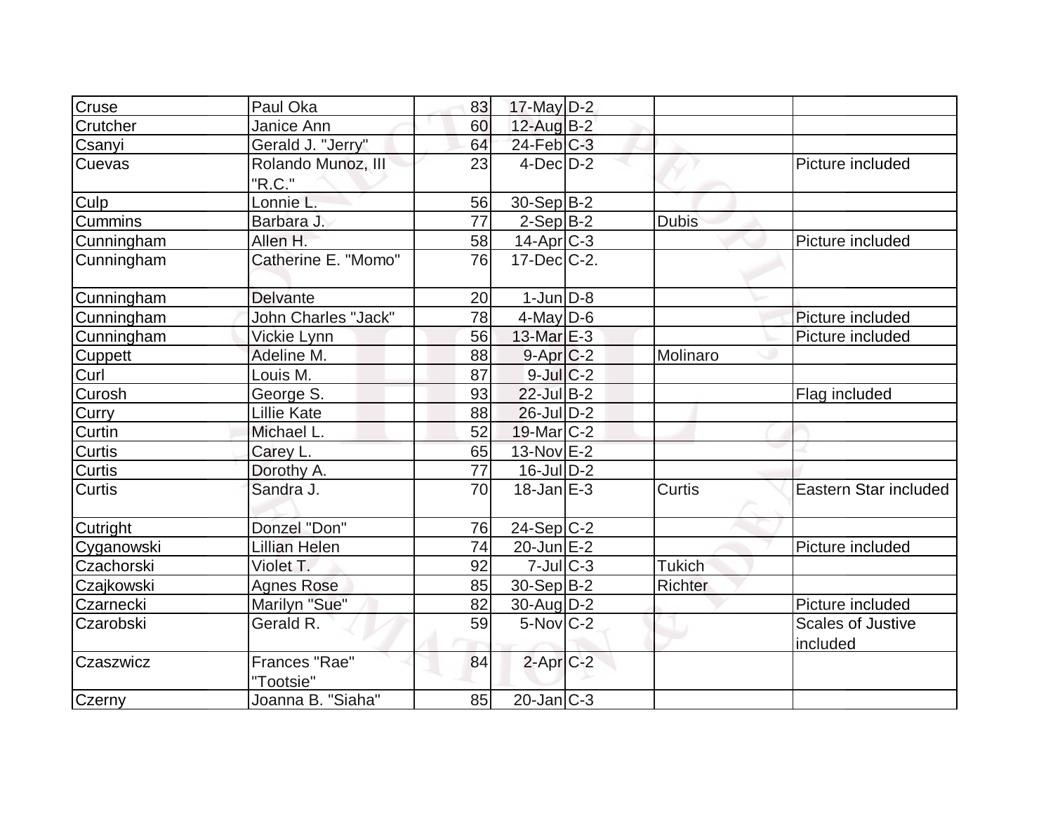| | | | | | | |
|---|---|---|---|---|---|---|
| Cruse | Paul Oka | 83 | 17-May | D-2 | | |
| Crutcher | Janice Ann | 60 | 12-Aug | B-2 | | |
| Csanyi | Gerald J. "Jerry" | 64 | 24-Feb | C-3 | | |
| Cuevas | Rolando Munoz, III "R.C." | 23 | 4-Dec | D-2 | | Picture included |
| Culp | Lonnie L. | 56 | 30-Sep | B-2 | | |
| Cummins | Barbara J. | 77 | 2-Sep | B-2 | Dubis | |
| Cunningham | Allen H. | 58 | 14-Apr | C-3 | | Picture included |
| Cunningham | Catherine E. "Momo" | 76 | 17-Dec | C-2. | | |
| Cunningham | Delvante | 20 | 1-Jun | D-8 | | |
| Cunningham | John Charles "Jack" | 78 | 4-May | D-6 | | Picture included |
| Cunningham | Vickie Lynn | 56 | 13-Mar | E-3 | | Picture included |
| Cuppett | Adeline M. | 88 | 9-Apr | C-2 | Molinaro | |
| Curl | Louis M. | 87 | 9-Jul | C-2 | | |
| Curosh | George S. | 93 | 22-Jul | B-2 | | Flag included |
| Curry | Lillie Kate | 88 | 26-Jul | D-2 | | |
| Curtin | Michael L. | 52 | 19-Mar | C-2 | | |
| Curtis | Carey L. | 65 | 13-Nov | E-2 | | |
| Curtis | Dorothy A. | 77 | 16-Jul | D-2 | | |
| Curtis | Sandra J. | 70 | 18-Jan | E-3 | Curtis | Eastern Star included |
| Cutright | Donzel "Don" | 76 | 24-Sep | C-2 | | |
| Cyganowski | Lillian Helen | 74 | 20-Jun | E-2 | | Picture included |
| Czachorski | Violet T. | 92 | 7-Jul | C-3 | Tukich | |
| Czajkowski | Agnes Rose | 85 | 30-Sep | B-2 | Richter | |
| Czarnecki | Marilyn "Sue" | 82 | 30-Aug | D-2 | | Picture included |
| Czarobski | Gerald R. | 59 | 5-Nov | C-2 | | Scales of Justive included |
| Czaszwicz | Frances "Rae" "Tootsie" | 84 | 2-Apr | C-2 | | |
| Czerny | Joanna B. "Siaha" | 85 | 20-Jan | C-3 | | |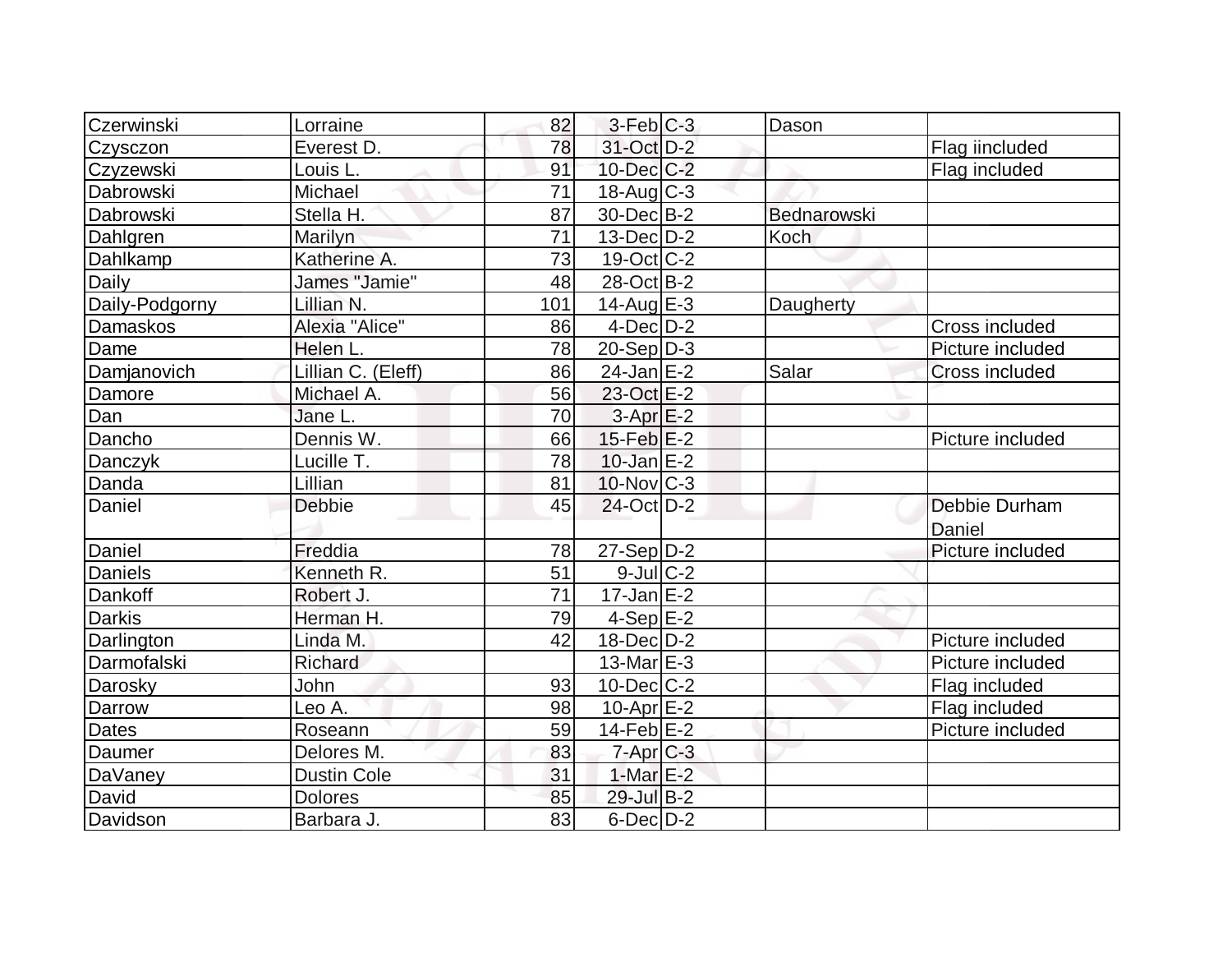| | | | | | | |
|---|---|---|---|---|---|---|
| Czerwinski | Lorraine | 82 | 3-Feb | C-3 | Dason | |
| Czysczon | Everest D. | 78 | 31-Oct | D-2 | | Flag iincluded |
| Czyzewski | Louis L. | 91 | 10-Dec | C-2 | | Flag included |
| Dabrowski | Michael | 71 | 18-Aug | C-3 | | |
| Dabrowski | Stella H. | 87 | 30-Dec | B-2 | Bednarowski | |
| Dahlgren | Marilyn | 71 | 13-Dec | D-2 | Koch | |
| Dahlkamp | Katherine A. | 73 | 19-Oct | C-2 | | |
| Daily | James "Jamie" | 48 | 28-Oct | B-2 | | |
| Daily-Podgorny | Lillian N. | 101 | 14-Aug | E-3 | Daugherty | |
| Damaskos | Alexia "Alice" | 86 | 4-Dec | D-2 | | Cross included |
| Dame | Helen L. | 78 | 20-Sep | D-3 | | Picture included |
| Damjanovich | Lillian C. (Eleff) | 86 | 24-Jan | E-2 | Salar | Cross included |
| Damore | Michael A. | 56 | 23-Oct | E-2 | | |
| Dan | Jane L. | 70 | 3-Apr | E-2 | | |
| Dancho | Dennis W. | 66 | 15-Feb | E-2 | | Picture included |
| Danczyk | Lucille T. | 78 | 10-Jan | E-2 | | |
| Danda | Lillian | 81 | 10-Nov | C-3 | | |
| Daniel | Debbie | 45 | 24-Oct | D-2 | | Debbie Durham Daniel |
| Daniel | Freddia | 78 | 27-Sep | D-2 | | Picture included |
| Daniels | Kenneth R. | 51 | 9-Jul | C-2 | | |
| Dankoff | Robert J. | 71 | 17-Jan | E-2 | | |
| Darkis | Herman H. | 79 | 4-Sep | E-2 | | |
| Darlington | Linda M. | 42 | 18-Dec | D-2 | | Picture included |
| Darmofalski | Richard | | 13-Mar | E-3 | | Picture included |
| Darosky | John | 93 | 10-Dec | C-2 | | Flag included |
| Darrow | Leo A. | 98 | 10-Apr | E-2 | | Flag included |
| Dates | Roseann | 59 | 14-Feb | E-2 | | Picture included |
| Daumer | Delores M. | 83 | 7-Apr | C-3 | | |
| DaVaney | Dustin Cole | 31 | 1-Mar | E-2 | | |
| David | Dolores | 85 | 29-Jul | B-2 | | |
| Davidson | Barbara J. | 83 | 6-Dec | D-2 | | |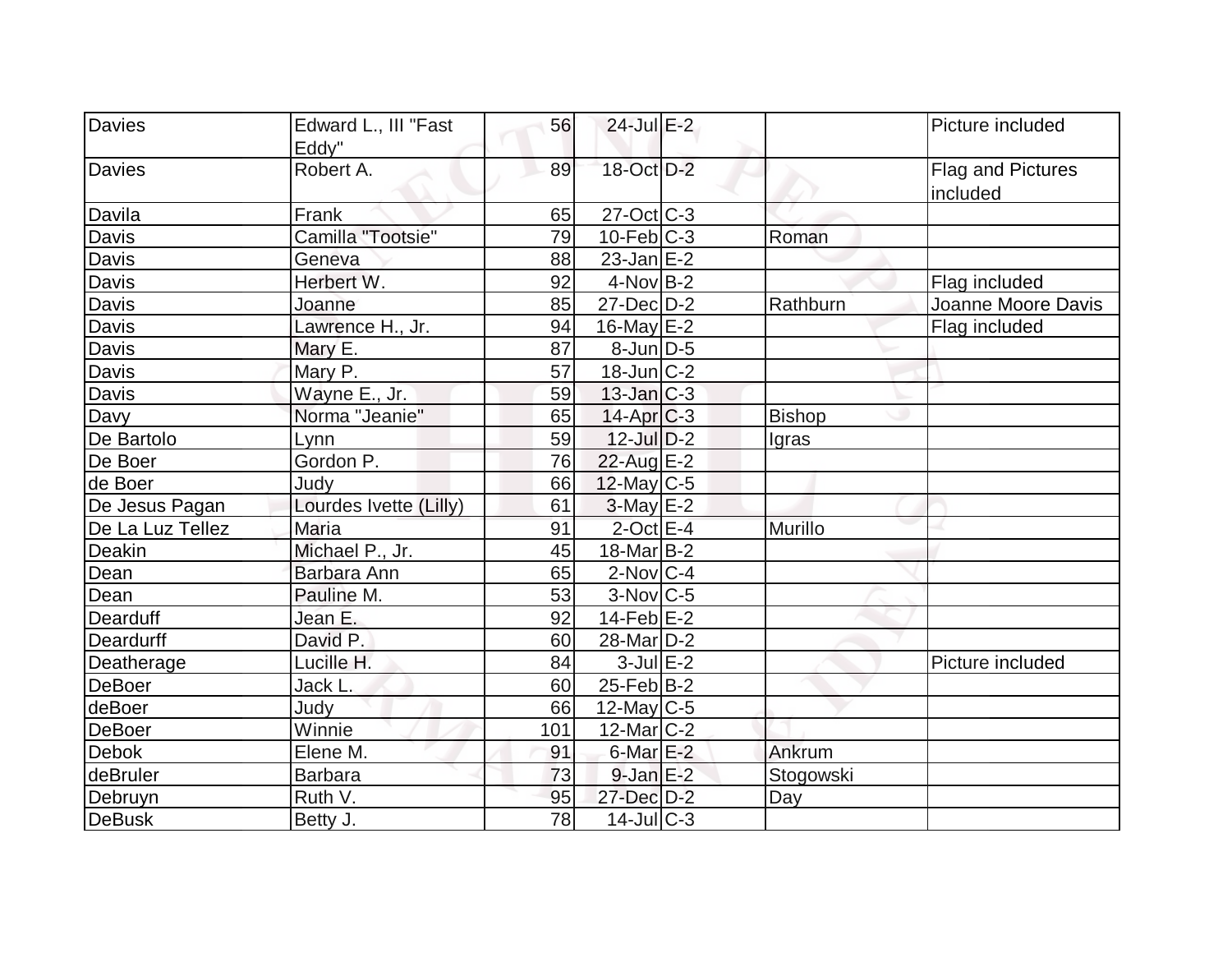| | | | | | | |
|---|---|---|---|---|---|---|
| Davies | Edward L., III "Fast Eddy" | 56 | 24-Jul | E-2 | | Picture included |
| Davies | Robert A. | 89 | 18-Oct | D-2 | | Flag and Pictures included |
| Davila | Frank | 65 | 27-Oct | C-3 | | |
| Davis | Camilla "Tootsie" | 79 | 10-Feb | C-3 | Roman | |
| Davis | Geneva | 88 | 23-Jan | E-2 | | |
| Davis | Herbert W. | 92 | 4-Nov | B-2 | | Flag included |
| Davis | Joanne | 85 | 27-Dec | D-2 | Rathburn | Joanne Moore Davis |
| Davis | Lawrence H., Jr. | 94 | 16-May | E-2 | | Flag included |
| Davis | Mary E. | 87 | 8-Jun | D-5 | | |
| Davis | Mary P. | 57 | 18-Jun | C-2 | | |
| Davis | Wayne E., Jr. | 59 | 13-Jan | C-3 | | |
| Davy | Norma "Jeanie" | 65 | 14-Apr | C-3 | Bishop | |
| De Bartolo | Lynn | 59 | 12-Jul | D-2 | Igras | |
| De Boer | Gordon P. | 76 | 22-Aug | E-2 | | |
| de Boer | Judy | 66 | 12-May | C-5 | | |
| De Jesus Pagan | Lourdes Ivette (Lilly) | 61 | 3-May | E-2 | | |
| De La Luz Tellez | Maria | 91 | 2-Oct | E-4 | Murillo | |
| Deakin | Michael P., Jr. | 45 | 18-Mar | B-2 | | |
| Dean | Barbara Ann | 65 | 2-Nov | C-4 | | |
| Dean | Pauline M. | 53 | 3-Nov | C-5 | | |
| Dearduff | Jean E. | 92 | 14-Feb | E-2 | | |
| Deardurff | David P. | 60 | 28-Mar | D-2 | | |
| Deatherage | Lucille H. | 84 | 3-Jul | E-2 | | Picture included |
| DeBoer | Jack L. | 60 | 25-Feb | B-2 | | |
| deBoer | Judy | 66 | 12-May | C-5 | | |
| DeBoer | Winnie | 101 | 12-Mar | C-2 | | |
| Debok | Elene M. | 91 | 6-Mar | E-2 | Ankrum | |
| deBruler | Barbara | 73 | 9-Jan | E-2 | Stogowski | |
| Debruyn | Ruth V. | 95 | 27-Dec | D-2 | Day | |
| DeBusk | Betty J. | 78 | 14-Jul | C-3 | | |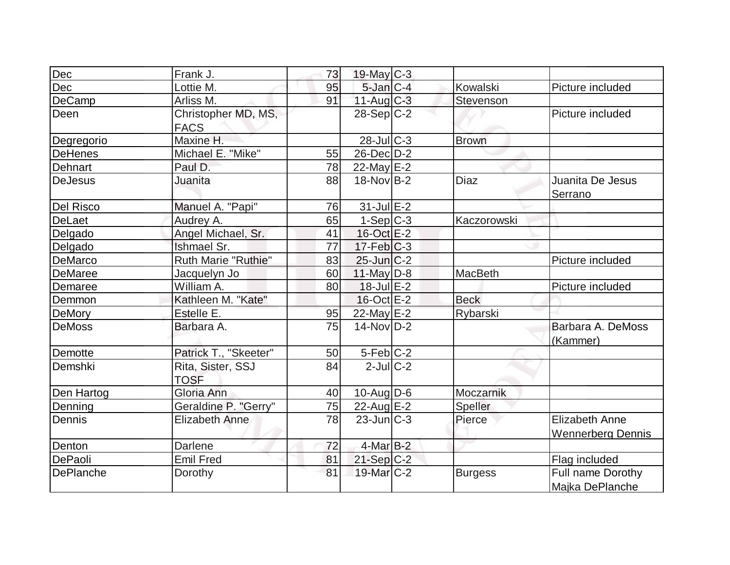| | | | | | | |
|---|---|---|---|---|---|---|
| Dec | Frank J. | 73 | 19-May | C-3 | | |
| Dec | Lottie M. | 95 | 5-Jan | C-4 | Kowalski | Picture included |
| DeCamp | Arliss M. | 91 | 11-Aug | C-3 | Stevenson | |
| Deen | Christopher MD, MS, FACS | | 28-Sep | C-2 | | Picture included |
| Degregorio | Maxine H. | | 28-Jul | C-3 | Brown | |
| DeHenes | Michael E. "Mike" | 55 | 26-Dec | D-2 | | |
| Dehnart | Paul D. | 78 | 22-May | E-2 | | |
| DeJesus | Juanita | 88 | 18-Nov | B-2 | Diaz | Juanita De Jesus Serrano |
| Del Risco | Manuel A. "Papi" | 76 | 31-Jul | E-2 | | |
| DeLaet | Audrey A. | 65 | 1-Sep | C-3 | Kaczorowski | |
| Delgado | Angel Michael, Sr. | 41 | 16-Oct | E-2 | | |
| Delgado | Ishmael Sr. | 77 | 17-Feb | C-3 | | |
| DeMarco | Ruth Marie "Ruthie" | 83 | 25-Jun | C-2 | | Picture included |
| DeMaree | Jacquelyn Jo | 60 | 11-May | D-8 | MacBeth | |
| Demaree | William A. | 80 | 18-Jul | E-2 | | Picture included |
| Demmon | Kathleen M. "Kate" | | 16-Oct | E-2 | Beck | |
| DeMory | Estelle E. | 95 | 22-May | E-2 | Rybarski | |
| DeMoss | Barbara A. | 75 | 14-Nov | D-2 | | Barbara A. DeMoss (Kammer) |
| Demotte | Patrick T., "Skeeter" | 50 | 5-Feb | C-2 | | |
| Demshki | Rita, Sister, SSJ TOSF | 84 | 2-Jul | C-2 | | |
| Den Hartog | Gloria Ann | 40 | 10-Aug | D-6 | Moczarnik | |
| Denning | Geraldine P. "Gerry" | 75 | 22-Aug | E-2 | Speller | |
| Dennis | Elizabeth Anne | 78 | 23-Jun | C-3 | Pierce | Elizabeth Anne Wennerberg Dennis |
| Denton | Darlene | 72 | 4-Mar | B-2 | | |
| DePaoli | Emil Fred | 81 | 21-Sep | C-2 | | Flag included |
| DePlanche | Dorothy | 81 | 19-Mar | C-2 | Burgess | Full name Dorothy Majka DePlanche |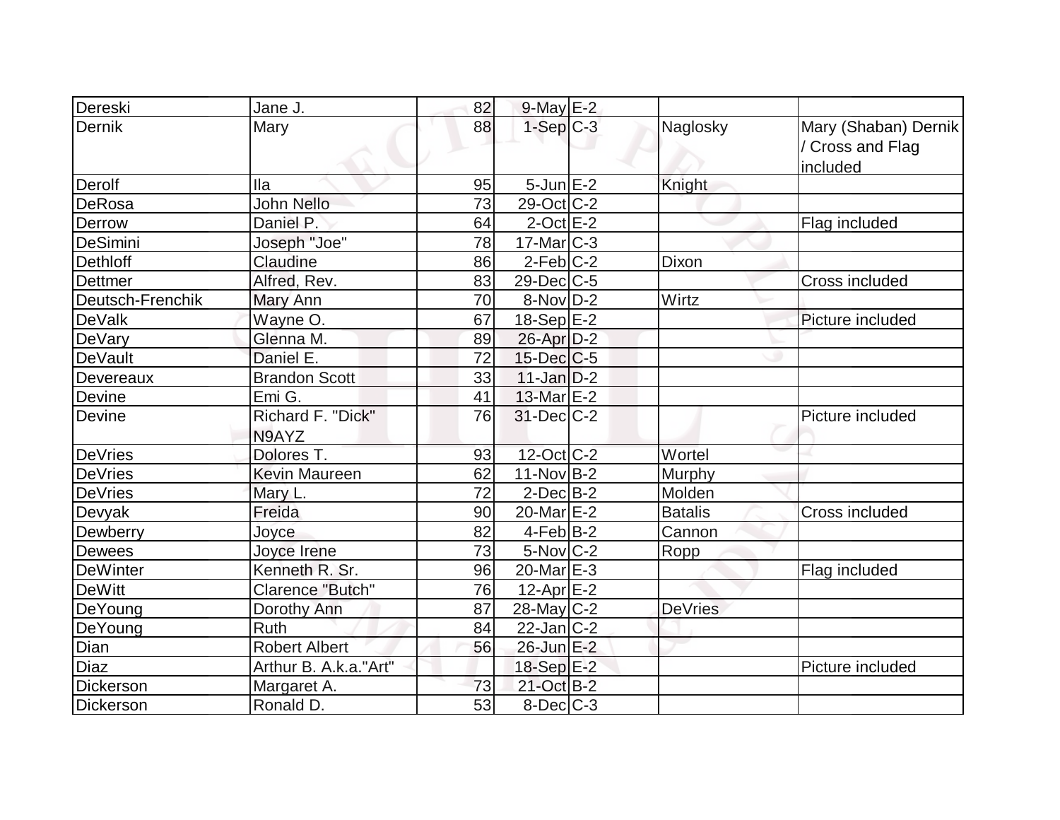| | | | | | | |
|---|---|---|---|---|---|---|
| Dereski | Jane J. | 82 | 9-May | E-2 | | |
| Dernik | Mary | 88 | 1-Sep | C-3 | Naglosky | Mary (Shaban) Dernik / Cross and Flag included |
| Derolf | Ila | 95 | 5-Jun | E-2 | Knight | |
| DeRosa | John Nello | 73 | 29-Oct | C-2 | | |
| Derrow | Daniel P. | 64 | 2-Oct | E-2 | | Flag included |
| DeSimini | Joseph "Joe" | 78 | 17-Mar | C-3 | | |
| Dethloff | Claudine | 86 | 2-Feb | C-2 | Dixon | |
| Dettmer | Alfred, Rev. | 83 | 29-Dec | C-5 | | Cross included |
| Deutsch-Frenchik | Mary Ann | 70 | 8-Nov | D-2 | Wirtz | |
| DeValk | Wayne O. | 67 | 18-Sep | E-2 | | Picture included |
| DeVary | Glenna M. | 89 | 26-Apr | D-2 | | |
| DeVault | Daniel E. | 72 | 15-Dec | C-5 | | |
| Devereaux | Brandon Scott | 33 | 11-Jan | D-2 | | |
| Devine | Emi G. | 41 | 13-Mar | E-2 | | |
| Devine | Richard F. "Dick" N9AYZ | 76 | 31-Dec | C-2 | | Picture included |
| DeVries | Dolores T. | 93 | 12-Oct | C-2 | Wortel | |
| DeVries | Kevin Maureen | 62 | 11-Nov | B-2 | Murphy | |
| DeVries | Mary L. | 72 | 2-Dec | B-2 | Molden | |
| Devyak | Freida | 90 | 20-Mar | E-2 | Batalis | Cross included |
| Dewberry | Joyce | 82 | 4-Feb | B-2 | Cannon | |
| Dewees | Joyce Irene | 73 | 5-Nov | C-2 | Ropp | |
| DeWinter | Kenneth R. Sr. | 96 | 20-Mar | E-3 | | Flag included |
| DeWitt | Clarence "Butch" | 76 | 12-Apr | E-2 | | |
| DeYoung | Dorothy Ann | 87 | 28-May | C-2 | DeVries | |
| DeYoung | Ruth | 84 | 22-Jan | C-2 | | |
| Dian | Robert Albert | 56 | 26-Jun | E-2 | | |
| Diaz | Arthur B. A.k.a."Art" | | 18-Sep | E-2 | | Picture included |
| Dickerson | Margaret A. | 73 | 21-Oct | B-2 | | |
| Dickerson | Ronald D. | 53 | 8-Dec | C-3 | | |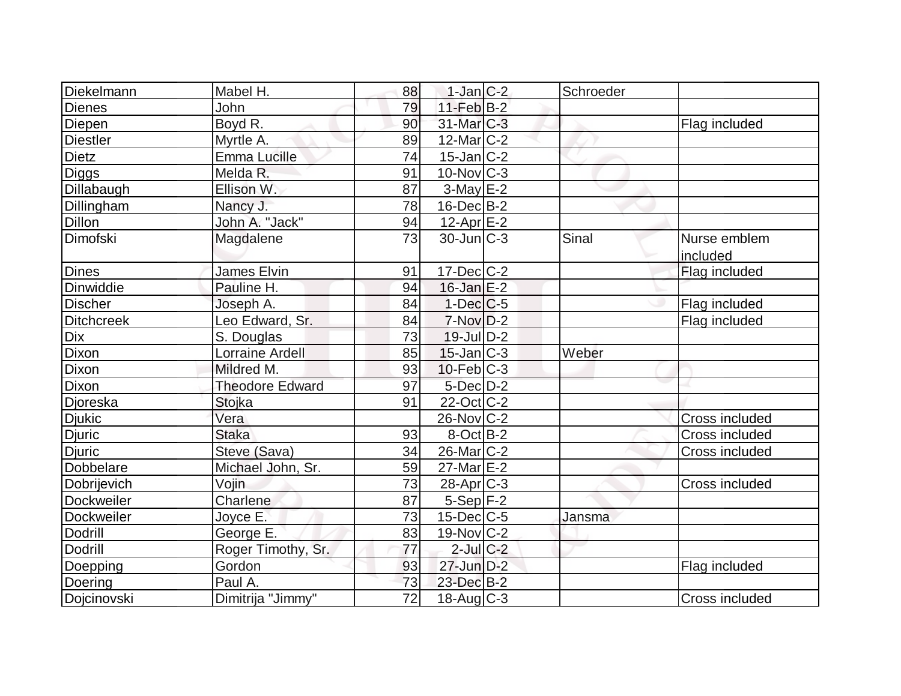| | | | | | | |
|---|---|---|---|---|---|---|
| Diekelmann | Mabel H. | 88 | 1-Jan | C-2 | Schroeder | |
| Dienes | John | 79 | 11-Feb | B-2 | | |
| Diepen | Boyd R. | 90 | 31-Mar | C-3 | | Flag included |
| Diestler | Myrtle A. | 89 | 12-Mar | C-2 | | |
| Dietz | Emma Lucille | 74 | 15-Jan | C-2 | | |
| Diggs | Melda R. | 91 | 10-Nov | C-3 | | |
| Dillabaugh | Ellison W. | 87 | 3-May | E-2 | | |
| Dillingham | Nancy J. | 78 | 16-Dec | B-2 | | |
| Dillon | John A. "Jack" | 94 | 12-Apr | E-2 | | |
| Dimofski | Magdalene | 73 | 30-Jun | C-3 | Sinal | Nurse emblem included |
| Dines | James Elvin | 91 | 17-Dec | C-2 | | Flag included |
| Dinwiddie | Pauline H. | 94 | 16-Jan | E-2 | | |
| Discher | Joseph A. | 84 | 1-Dec | C-5 | | Flag included |
| Ditchcreek | Leo Edward, Sr. | 84 | 7-Nov | D-2 | | Flag included |
| Dix | S. Douglas | 73 | 19-Jul | D-2 | | |
| Dixon | Lorraine Ardell | 85 | 15-Jan | C-3 | Weber | |
| Dixon | Mildred M. | 93 | 10-Feb | C-3 | | |
| Dixon | Theodore Edward | 97 | 5-Dec | D-2 | | |
| Djoreska | Stojka | 91 | 22-Oct | C-2 | | |
| Djukic | Vera | | 26-Nov | C-2 | | Cross included |
| Djuric | Staka | 93 | 8-Oct | B-2 | | Cross included |
| Djuric | Steve (Sava) | 34 | 26-Mar | C-2 | | Cross included |
| Dobbelare | Michael John, Sr. | 59 | 27-Mar | E-2 | | |
| Dobrijevich | Vojin | 73 | 28-Apr | C-3 | | Cross included |
| Dockweiler | Charlene | 87 | 5-Sep | F-2 | | |
| Dockweiler | Joyce E. | 73 | 15-Dec | C-5 | Jansma | |
| Dodrill | George E. | 83 | 19-Nov | C-2 | | |
| Dodrill | Roger Timothy, Sr. | 77 | 2-Jul | C-2 | | |
| Doepping | Gordon | 93 | 27-Jun | D-2 | | Flag included |
| Doering | Paul A. | 73 | 23-Dec | B-2 | | |
| Dojcinovski | Dimitrija "Jimmy" | 72 | 18-Aug | C-3 | | Cross included |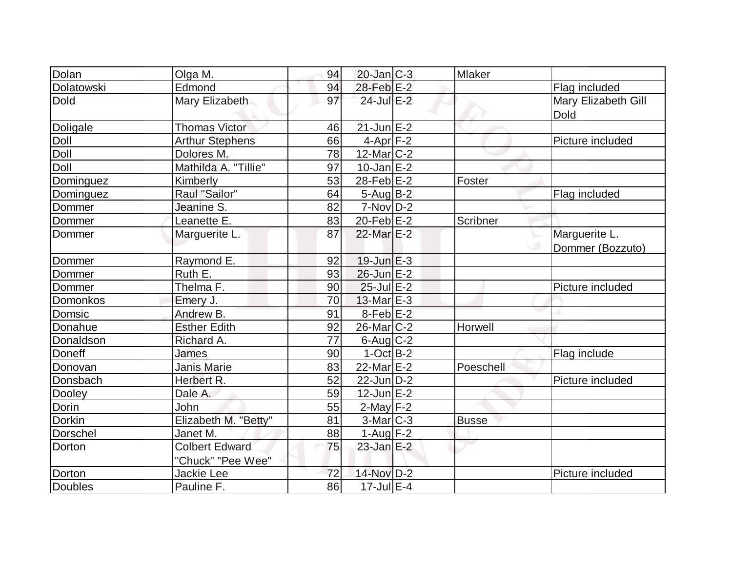| | | | | | | |
|---|---|---|---|---|---|---|
| Dolan | Olga M. | 94 | 20-Jan | C-3 | Mlaker | |
| Dolatowski | Edmond | 94 | 28-Feb | E-2 | | Flag included |
| Dold | Mary Elizabeth | 97 | 24-Jul | E-2 | | Mary Elizabeth Gill Dold |
| Doligale | Thomas Victor | 46 | 21-Jun | E-2 | | |
| Doll | Arthur Stephens | 66 | 4-Apr | F-2 | | Picture included |
| Doll | Dolores M. | 78 | 12-Mar | C-2 | | |
| Doll | Mathilda A. "Tillie" | 97 | 10-Jan | E-2 | | |
| Dominguez | Kimberly | 53 | 28-Feb | E-2 | Foster | |
| Dominguez | Raul "Sailor" | 64 | 5-Aug | B-2 | | Flag included |
| Dommer | Jeanine S. | 82 | 7-Nov | D-2 | | |
| Dommer | Leanette E. | 83 | 20-Feb | E-2 | Scribner | |
| Dommer | Marguerite L. | 87 | 22-Mar | E-2 | | Marguerite L. Dommer (Bozzuto) |
| Dommer | Raymond E. | 92 | 19-Jun | E-3 | | |
| Dommer | Ruth E. | 93 | 26-Jun | E-2 | | |
| Dommer | Thelma F. | 90 | 25-Jul | E-2 | | Picture included |
| Domonkos | Emery J. | 70 | 13-Mar | E-3 | | |
| Domsic | Andrew B. | 91 | 8-Feb | E-2 | | |
| Donahue | Esther Edith | 92 | 26-Mar | C-2 | Horwell | |
| Donaldson | Richard A. | 77 | 6-Aug | C-2 | | |
| Doneff | James | 90 | 1-Oct | B-2 | | Flag include |
| Donovan | Janis Marie | 83 | 22-Mar | E-2 | Poeschell | |
| Donsbach | Herbert R. | 52 | 22-Jun | D-2 | | Picture included |
| Dooley | Dale A. | 59 | 12-Jun | E-2 | | |
| Dorin | John | 55 | 2-May | F-2 | | |
| Dorkin | Elizabeth M. "Betty" | 81 | 3-Mar | C-3 | Busse | |
| Dorschel | Janet M. | 88 | 1-Aug | F-2 | | |
| Dorton | Colbert Edward "Chuck" "Pee Wee" | 75 | 23-Jan | E-2 | | |
| Dorton | Jackie Lee | 72 | 14-Nov | D-2 | | Picture included |
| Doubles | Pauline F. | 86 | 17-Jul | E-4 | | |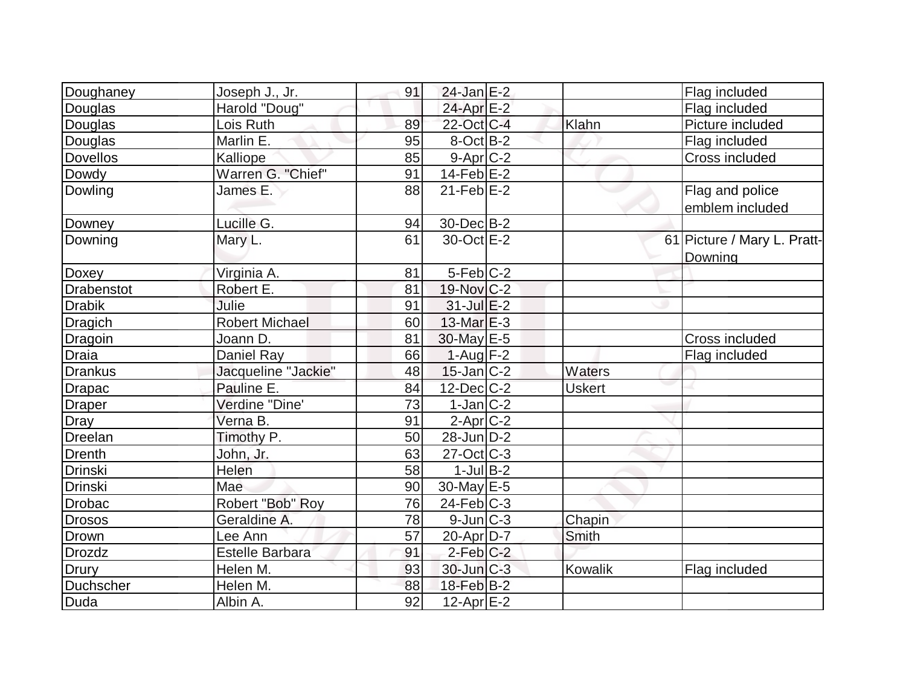| | | | | | | |
|---|---|---|---|---|---|---|
| Doughaney | Joseph J., Jr. | 91 | 24-Jan | E-2 | | Flag included |
| Douglas | Harold "Doug" | | 24-Apr | E-2 | | Flag included |
| Douglas | Lois Ruth | 89 | 22-Oct | C-4 | Klahn | Picture included |
| Douglas | Marlin E. | 95 | 8-Oct | B-2 | | Flag included |
| Dovellos | Kalliope | 85 | 9-Apr | C-2 | | Cross included |
| Dowdy | Warren G. "Chief" | 91 | 14-Feb | E-2 | | |
| Dowling | James E. | 88 | 21-Feb | E-2 | | Flag and police emblem included |
| Downey | Lucille G. | 94 | 30-Dec | B-2 | | |
| Downing | Mary L. | 61 | 30-Oct | E-2 | | 61 Picture / Mary L. Pratt-Downing |
| Doxey | Virginia A. | 81 | 5-Feb | C-2 | | |
| Drabenstot | Robert E. | 81 | 19-Nov | C-2 | | |
| Drabik | Julie | 91 | 31-Jul | E-2 | | |
| Dragich | Robert Michael | 60 | 13-Mar | E-3 | | |
| Dragoin | Joann D. | 81 | 30-May | E-5 | | Cross included |
| Draia | Daniel Ray | 66 | 1-Aug | F-2 | | Flag included |
| Drankus | Jacqueline "Jackie" | 48 | 15-Jan | C-2 | Waters | |
| Drapac | Pauline E. | 84 | 12-Dec | C-2 | Uskert | |
| Draper | Verdine "Dine' | 73 | 1-Jan | C-2 | | |
| Dray | Verna B. | 91 | 2-Apr | C-2 | | |
| Dreelan | Timothy P. | 50 | 28-Jun | D-2 | | |
| Drenth | John, Jr. | 63 | 27-Oct | C-3 | | |
| Drinski | Helen | 58 | 1-Jul | B-2 | | |
| Drinski | Mae | 90 | 30-May | E-5 | | |
| Drobac | Robert "Bob" Roy | 76 | 24-Feb | C-3 | | |
| Drosos | Geraldine A. | 78 | 9-Jun | C-3 | Chapin | |
| Drown | Lee Ann | 57 | 20-Apr | D-7 | Smith | |
| Drozdz | Estelle Barbara | 91 | 2-Feb | C-2 | | |
| Drury | Helen M. | 93 | 30-Jun | C-3 | Kowalik | Flag included |
| Duchscher | Helen M. | 88 | 18-Feb | B-2 | | |
| Duda | Albin A. | 92 | 12-Apr | E-2 | | |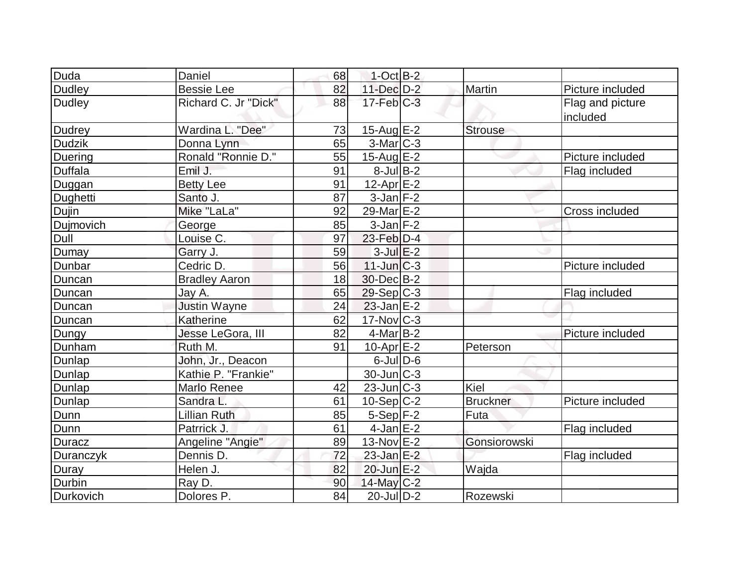| | | | | | | |
|---|---|---|---|---|---|---|
| Duda | Daniel | 68 | 1-Oct | B-2 | | |
| Dudley | Bessie Lee | 82 | 11-Dec | D-2 | Martin | Picture included |
| Dudley | Richard C. Jr "Dick" | 88 | 17-Feb | C-3 | | Flag and picture included |
| Dudrey | Wardina L. "Dee" | 73 | 15-Aug | E-2 | Strouse | |
| Dudzik | Donna Lynn | 65 | 3-Mar | C-3 | | |
| Duering | Ronald "Ronnie D." | 55 | 15-Aug | E-2 | | Picture included |
| Duffala | Emil J. | 91 | 8-Jul | B-2 | | Flag included |
| Duggan | Betty Lee | 91 | 12-Apr | E-2 | | |
| Dughetti | Santo J. | 87 | 3-Jan | F-2 | | |
| Dujin | Mike "LaLa" | 92 | 29-Mar | E-2 | | Cross included |
| Dujmovich | George | 85 | 3-Jan | F-2 | | |
| Dull | Louise C. | 97 | 23-Feb | D-4 | | |
| Dumay | Garry J. | 59 | 3-Jul | E-2 | | |
| Dunbar | Cedric D. | 56 | 11-Jun | C-3 | | Picture included |
| Duncan | Bradley Aaron | 18 | 30-Dec | B-2 | | |
| Duncan | Jay A. | 65 | 29-Sep | C-3 | | Flag included |
| Duncan | Justin Wayne | 24 | 23-Jan | E-2 | | |
| Duncan | Katherine | 62 | 17-Nov | C-3 | | |
| Dungy | Jesse LeGora, III | 82 | 4-Mar | B-2 | | Picture included |
| Dunham | Ruth M. | 91 | 10-Apr | E-2 | Peterson | |
| Dunlap | John, Jr., Deacon | | 6-Jul | D-6 | | |
| Dunlap | Kathie P. "Frankie" | | 30-Jun | C-3 | | |
| Dunlap | Marlo Renee | 42 | 23-Jun | C-3 | Kiel | |
| Dunlap | Sandra L. | 61 | 10-Sep | C-2 | Bruckner | Picture included |
| Dunn | Lillian Ruth | 85 | 5-Sep | F-2 | Futa | |
| Dunn | Patrrick J. | 61 | 4-Jan | E-2 | | Flag included |
| Duracz | Angeline "Angie" | 89 | 13-Nov | E-2 | Gonsiorowski | |
| Duranczyk | Dennis D. | 72 | 23-Jan | E-2 | | Flag included |
| Duray | Helen J. | 82 | 20-Jun | E-2 | Wajda | |
| Durbin | Ray D. | 90 | 14-May | C-2 | | |
| Durkovich | Dolores P. | 84 | 20-Jul | D-2 | Rozewski | |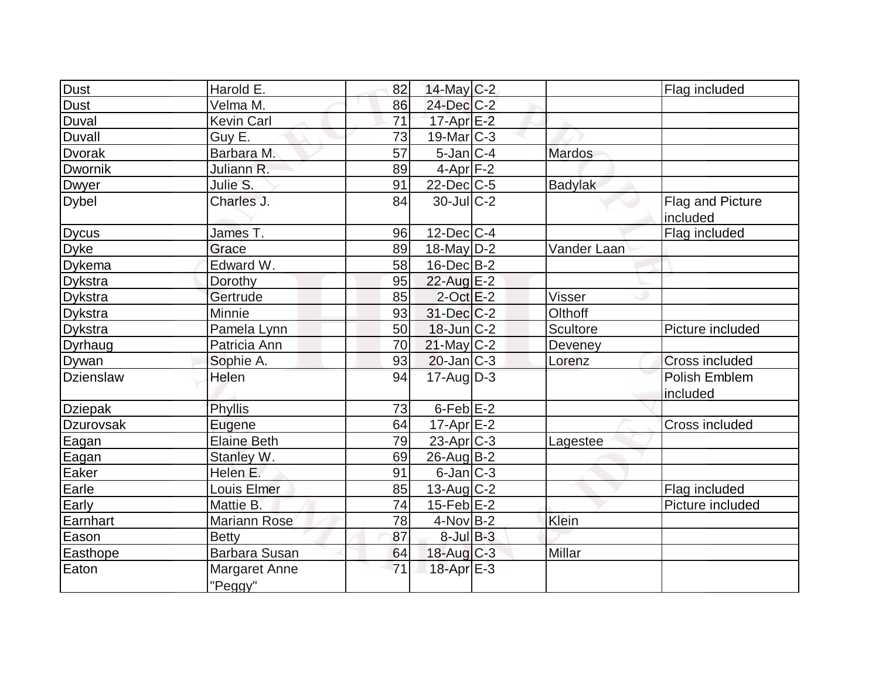| | | | | | | |
|---|---|---|---|---|---|---|
| Dust | Harold E. | 82 | 14-May | C-2 | | Flag included |
| Dust | Velma M. | 86 | 24-Dec | C-2 | | |
| Duval | Kevin Carl | 71 | 17-Apr | E-2 | | |
| Duvall | Guy E. | 73 | 19-Mar | C-3 | | |
| Dvorak | Barbara M. | 57 | 5-Jan | C-4 | Mardos | |
| Dwornik | Juliann R. | 89 | 4-Apr | F-2 | | |
| Dwyer | Julie S. | 91 | 22-Dec | C-5 | Badylak | |
| Dybel | Charles J. | 84 | 30-Jul | C-2 | | Flag and Picture included |
| Dycus | James T. | 96 | 12-Dec | C-4 | | Flag included |
| Dyke | Grace | 89 | 18-May | D-2 | Vander Laan | |
| Dykema | Edward W. | 58 | 16-Dec | B-2 | | |
| Dykstra | Dorothy | 95 | 22-Aug | E-2 | | |
| Dykstra | Gertrude | 85 | 2-Oct | E-2 | Visser | |
| Dykstra | Minnie | 93 | 31-Dec | C-2 | Olthoff | |
| Dykstra | Pamela Lynn | 50 | 18-Jun | C-2 | Scultore | Picture included |
| Dyrhaug | Patricia Ann | 70 | 21-May | C-2 | Deveney | |
| Dywan | Sophie A. | 93 | 20-Jan | C-3 | Lorenz | Cross included |
| Dzienslaw | Helen | 94 | 17-Aug | D-3 | | Polish Emblem included |
| Dziepak | Phyllis | 73 | 6-Feb | E-2 | | |
| Dzurovsak | Eugene | 64 | 17-Apr | E-2 | | Cross included |
| Eagan | Elaine Beth | 79 | 23-Apr | C-3 | Lagestee | |
| Eagan | Stanley W. | 69 | 26-Aug | B-2 | | |
| Eaker | Helen E. | 91 | 6-Jan | C-3 | | |
| Earle | Louis Elmer | 85 | 13-Aug | C-2 | | Flag included |
| Early | Mattie B. | 74 | 15-Feb | E-2 | | Picture included |
| Earnhart | Mariann Rose | 78 | 4-Nov | B-2 | Klein | |
| Eason | Betty | 87 | 8-Jul | B-3 | | |
| Easthope | Barbara Susan | 64 | 18-Aug | C-3 | Millar | |
| Eaton | Margaret Anne "Peggy" | 71 | 18-Apr | E-3 | | |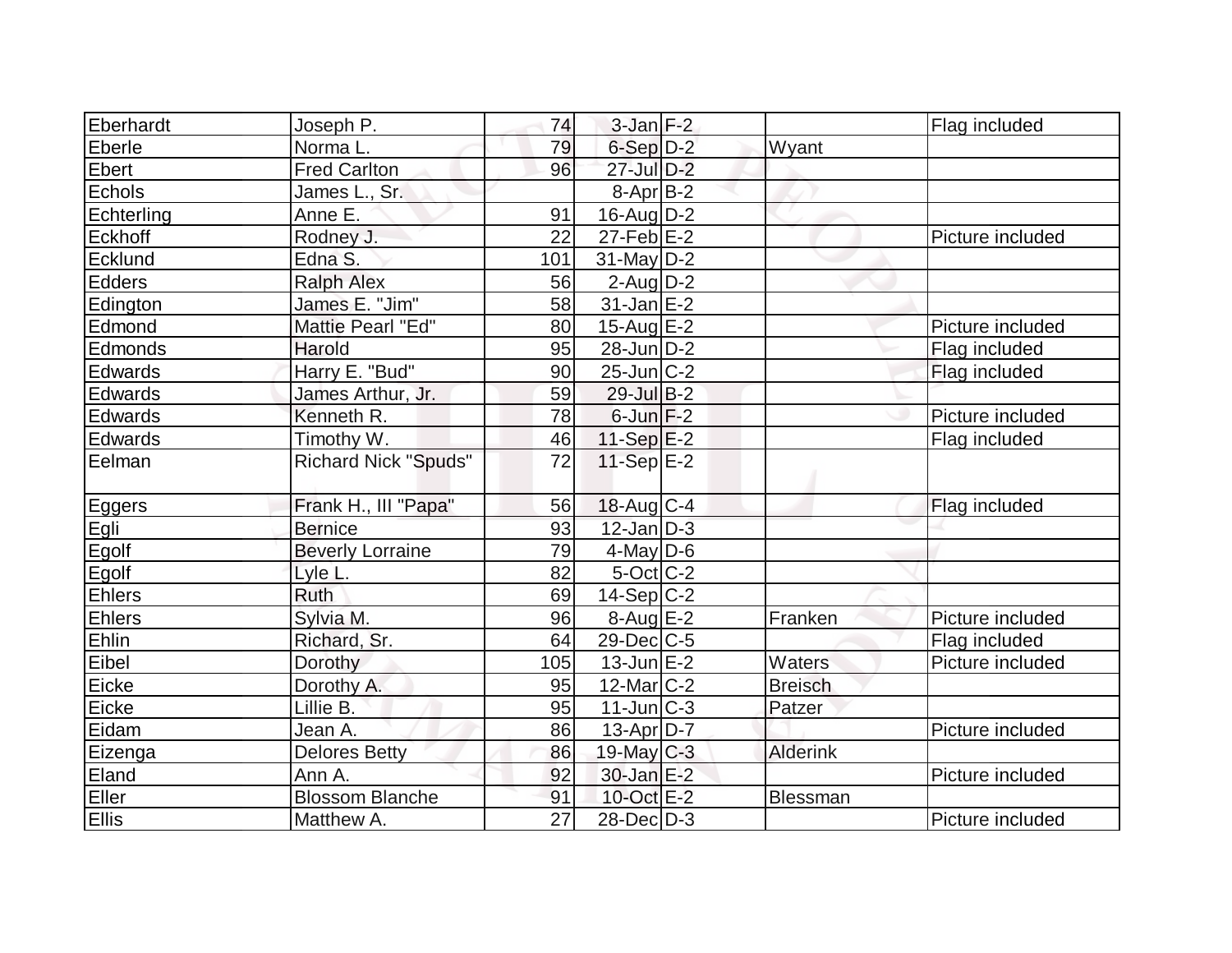| | | | | | | |
|---|---|---|---|---|---|---|
| Eberhardt | Joseph P. | 74 | 3-Jan | F-2 | | Flag included |
| Eberle | Norma L. | 79 | 6-Sep | D-2 | Wyant | |
| Ebert | Fred Carlton | 96 | 27-Jul | D-2 | | |
| Echols | James L., Sr. | | 8-Apr | B-2 | | |
| Echterling | Anne E. | 91 | 16-Aug | D-2 | | |
| Eckhoff | Rodney J. | 22 | 27-Feb | E-2 | | Picture included |
| Ecklund | Edna S. | 101 | 31-May | D-2 | | |
| Edders | Ralph Alex | 56 | 2-Aug | D-2 | | |
| Edington | James E. "Jim" | 58 | 31-Jan | E-2 | | |
| Edmond | Mattie Pearl "Ed" | 80 | 15-Aug | E-2 | | Picture included |
| Edmonds | Harold | 95 | 28-Jun | D-2 | | Flag included |
| Edwards | Harry E. "Bud" | 90 | 25-Jun | C-2 | | Flag included |
| Edwards | James Arthur, Jr. | 59 | 29-Jul | B-2 | | |
| Edwards | Kenneth R. | 78 | 6-Jun | F-2 | | Picture included |
| Edwards | Timothy W. | 46 | 11-Sep | E-2 | | Flag included |
| Eelman | Richard Nick "Spuds" | 72 | 11-Sep | E-2 | | |
| Eggers | Frank H., III "Papa" | 56 | 18-Aug | C-4 | | Flag included |
| Egli | Bernice | 93 | 12-Jan | D-3 | | |
| Egolf | Beverly Lorraine | 79 | 4-May | D-6 | | |
| Egolf | Lyle L. | 82 | 5-Oct | C-2 | | |
| Ehlers | Ruth | 69 | 14-Sep | C-2 | | |
| Ehlers | Sylvia M. | 96 | 8-Aug | E-2 | Franken | Picture included |
| Ehlin | Richard, Sr. | 64 | 29-Dec | C-5 | | Flag included |
| Eibel | Dorothy | 105 | 13-Jun | E-2 | Waters | Picture included |
| Eicke | Dorothy A. | 95 | 12-Mar | C-2 | Breisch | |
| Eicke | Lillie B. | 95 | 11-Jun | C-3 | Patzer | |
| Eidam | Jean A. | 86 | 13-Apr | D-7 | | Picture included |
| Eizenga | Delores Betty | 86 | 19-May | C-3 | Alderink | |
| Eland | Ann A. | 92 | 30-Jan | E-2 | | Picture included |
| Eller | Blossom Blanche | 91 | 10-Oct | E-2 | Blessman | |
| Ellis | Matthew A. | 27 | 28-Dec | D-3 | | Picture included |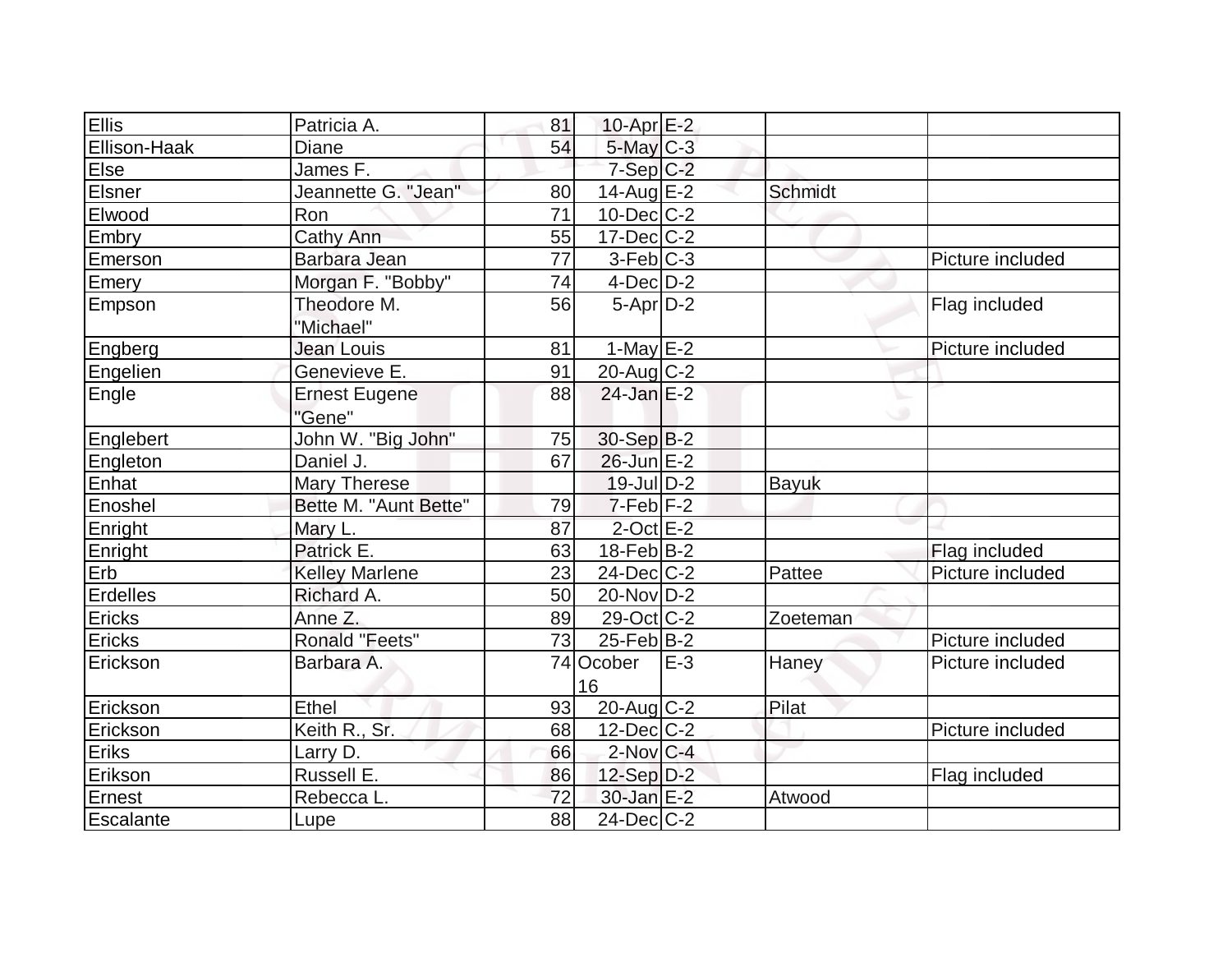| Ellis | Patricia A. | 81 | 10-Apr | E-2 | | |
|---|---|---|---|---|---|---|
| Ellison-Haak | Diane | 54 | 5-May | C-3 | | |
| Else | James F. | | 7-Sep | C-2 | | |
| Elsner | Jeannette G. "Jean" | 80 | 14-Aug | E-2 | Schmidt | |
| Elwood | Ron | 71 | 10-Dec | C-2 | | |
| Embry | Cathy Ann | 55 | 17-Dec | C-2 | | |
| Emerson | Barbara Jean | 77 | 3-Feb | C-3 | | Picture included |
| Emery | Morgan F. "Bobby" | 74 | 4-Dec | D-2 | | |
| Empson | Theodore M. "Michael" | 56 | 5-Apr | D-2 | | Flag included |
| Engberg | Jean Louis | 81 | 1-May | E-2 | | Picture included |
| Engelien | Genevieve E. | 91 | 20-Aug | C-2 | | |
| Engle | Ernest Eugene "Gene" | 88 | 24-Jan | E-2 | | |
| Englebert | John W. "Big John" | 75 | 30-Sep | B-2 | | |
| Engleton | Daniel J. | 67 | 26-Jun | E-2 | | |
| Enhat | Mary Therese | | 19-Jul | D-2 | Bayuk | |
| Enoshel | Bette M. "Aunt Bette" | 79 | 7-Feb | F-2 | | |
| Enright | Mary L. | 87 | 2-Oct | E-2 | | |
| Enright | Patrick E. | 63 | 18-Feb | B-2 | | Flag included |
| Erb | Kelley Marlene | 23 | 24-Dec | C-2 | Pattee | Picture included |
| Erdelles | Richard A. | 50 | 20-Nov | D-2 | | |
| Ericks | Anne Z. | 89 | 29-Oct | C-2 | Zoeteman | |
| Ericks | Ronald "Feets" | 73 | 25-Feb | B-2 | | Picture included |
| Erickson | Barbara A. | 74 | Ocober 16 | E-3 | Haney | Picture included |
| Erickson | Ethel | 93 | 20-Aug | C-2 | Pilat | |
| Erickson | Keith R., Sr. | 68 | 12-Dec | C-2 | | Picture included |
| Eriks | Larry D. | 66 | 2-Nov | C-4 | | |
| Erikson | Russell E. | 86 | 12-Sep | D-2 | | Flag included |
| Ernest | Rebecca L. | 72 | 30-Jan | E-2 | Atwood | |
| Escalante | Lupe | 88 | 24-Dec | C-2 | | |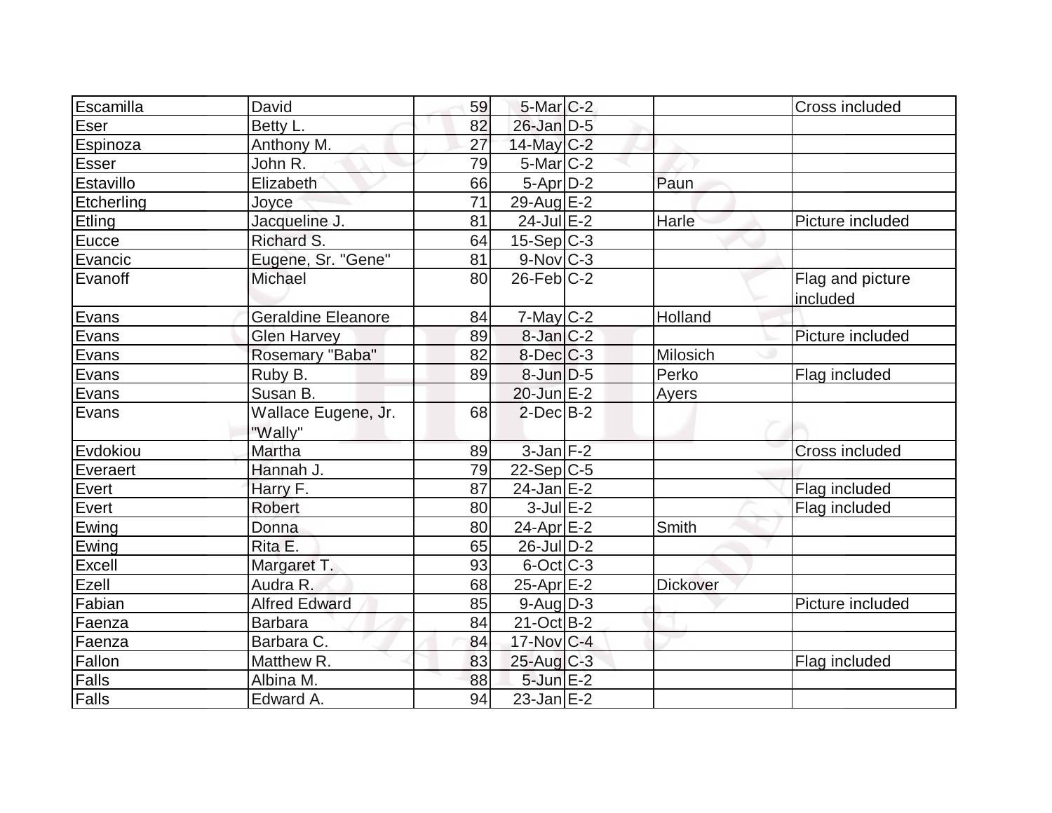| Escamilla | David | 59 | 5-Mar | C-2 | | Cross included |
|---|---|---|---|---|---|---|
| Eser | Betty L. | 82 | 26-Jan | D-5 | | |
| Espinoza | Anthony M. | 27 | 14-May | C-2 | | |
| Esser | John R. | 79 | 5-Mar | C-2 | | |
| Estavillo | Elizabeth | 66 | 5-Apr | D-2 | Paun | |
| Etcherling | Joyce | 71 | 29-Aug | E-2 | | |
| Etling | Jacqueline J. | 81 | 24-Jul | E-2 | Harle | Picture included |
| Eucce | Richard S. | 64 | 15-Sep | C-3 | | |
| Evancic | Eugene, Sr. "Gene" | 81 | 9-Nov | C-3 | | |
| Evanoff | Michael | 80 | 26-Feb | C-2 | | Flag and picture included |
| Evans | Geraldine Eleanore | 84 | 7-May | C-2 | Holland | |
| Evans | Glen Harvey | 89 | 8-Jan | C-2 | | Picture included |
| Evans | Rosemary "Baba" | 82 | 8-Dec | C-3 | Milosich | |
| Evans | Ruby B. | 89 | 8-Jun | D-5 | Perko | Flag included |
| Evans | Susan B. | | 20-Jun | E-2 | Ayers | |
| Evans | Wallace Eugene, Jr. "Wally" | 68 | 2-Dec | B-2 | | |
| Evdokiou | Martha | 89 | 3-Jan | F-2 | | Cross included |
| Everaert | Hannah J. | 79 | 22-Sep | C-5 | | |
| Evert | Harry F. | 87 | 24-Jan | E-2 | | Flag included |
| Evert | Robert | 80 | 3-Jul | E-2 | | Flag included |
| Ewing | Donna | 80 | 24-Apr | E-2 | Smith | |
| Ewing | Rita E. | 65 | 26-Jul | D-2 | | |
| Excell | Margaret T. | 93 | 6-Oct | C-3 | | |
| Ezell | Audra R. | 68 | 25-Apr | E-2 | Dickover | |
| Fabian | Alfred Edward | 85 | 9-Aug | D-3 | | Picture included |
| Faenza | Barbara | 84 | 21-Oct | B-2 | | |
| Faenza | Barbara C. | 84 | 17-Nov | C-4 | | |
| Fallon | Matthew R. | 83 | 25-Aug | C-3 | | Flag included |
| Falls | Albina M. | 88 | 5-Jun | E-2 | | |
| Falls | Edward A. | 94 | 23-Jan | E-2 | | |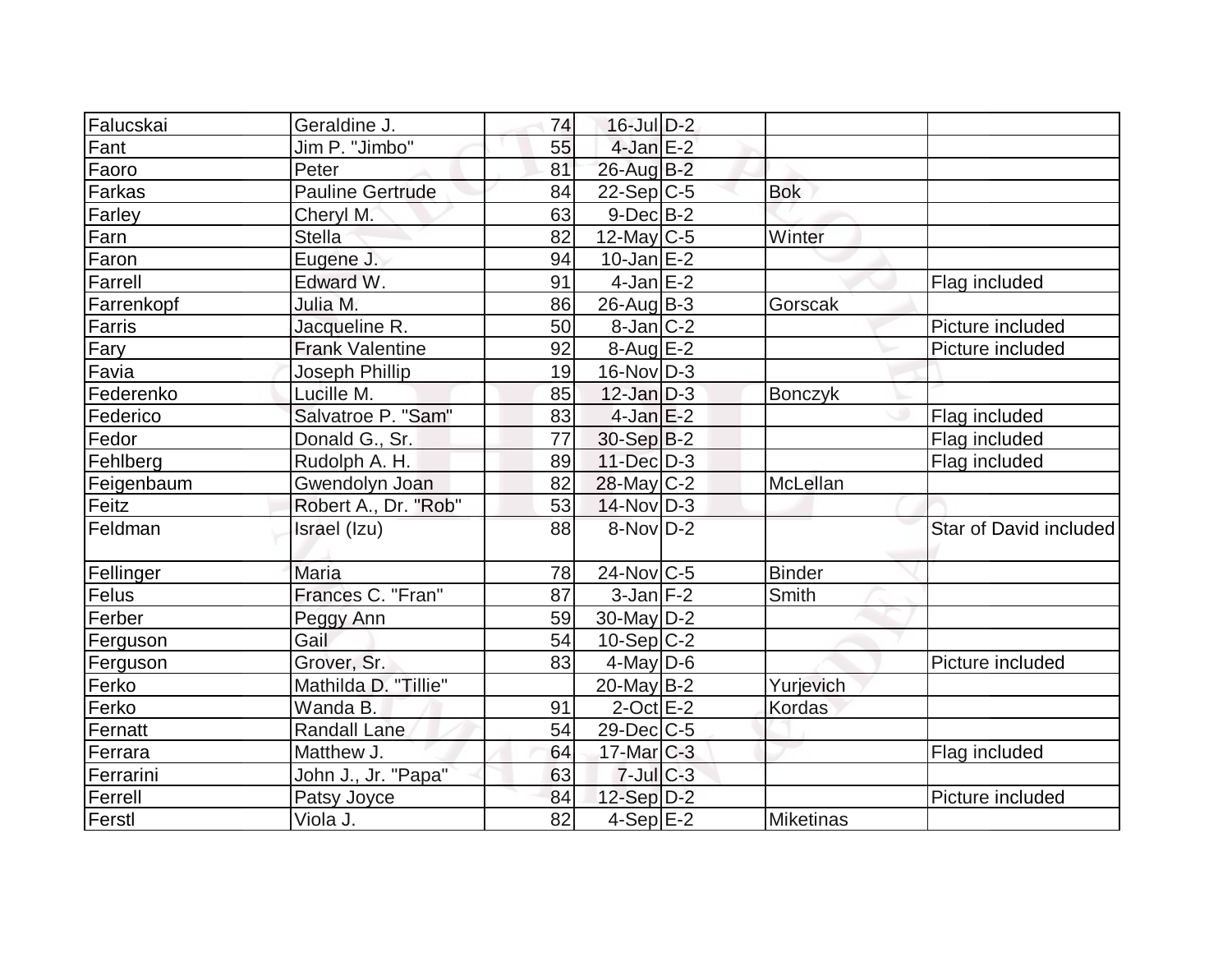| | | | | | | |
|---|---|---|---|---|---|---|
| Falucskai | Geraldine J. | 74 | 16-Jul | D-2 | | |
| Fant | Jim P. "Jimbo" | 55 | 4-Jan | E-2 | | |
| Faoro | Peter | 81 | 26-Aug | B-2 | | |
| Farkas | Pauline Gertrude | 84 | 22-Sep | C-5 | Bok | |
| Farley | Cheryl M. | 63 | 9-Dec | B-2 | | |
| Farn | Stella | 82 | 12-May | C-5 | Winter | |
| Faron | Eugene J. | 94 | 10-Jan | E-2 | | |
| Farrell | Edward W. | 91 | 4-Jan | E-2 | | Flag included |
| Farrenkopf | Julia M. | 86 | 26-Aug | B-3 | Gorscak | |
| Farris | Jacqueline R. | 50 | 8-Jan | C-2 | | Picture included |
| Fary | Frank Valentine | 92 | 8-Aug | E-2 | | Picture included |
| Favia | Joseph Phillip | 19 | 16-Nov | D-3 | | |
| Federenko | Lucille M. | 85 | 12-Jan | D-3 | Bonczyk | |
| Federico | Salvatroe P. "Sam" | 83 | 4-Jan | E-2 | | Flag included |
| Fedor | Donald G., Sr. | 77 | 30-Sep | B-2 | | Flag included |
| Fehlberg | Rudolph A. H. | 89 | 11-Dec | D-3 | | Flag included |
| Feigenbaum | Gwendolyn Joan | 82 | 28-May | C-2 | McLellan | |
| Feitz | Robert A., Dr. "Rob" | 53 | 14-Nov | D-3 | | |
| Feldman | Israel (Izu) | 88 | 8-Nov | D-2 | | Star of David included |
| Fellinger | Maria | 78 | 24-Nov | C-5 | Binder | |
| Felus | Frances C. "Fran" | 87 | 3-Jan | F-2 | Smith | |
| Ferber | Peggy Ann | 59 | 30-May | D-2 | | |
| Ferguson | Gail | 54 | 10-Sep | C-2 | | |
| Ferguson | Grover, Sr. | 83 | 4-May | D-6 | | Picture included |
| Ferko | Mathilda D. "Tillie" | | 20-May | B-2 | Yurjevich | |
| Ferko | Wanda B. | 91 | 2-Oct | E-2 | Kordas | |
| Fernatt | Randall Lane | 54 | 29-Dec | C-5 | | |
| Ferrara | Matthew J. | 64 | 17-Mar | C-3 | | Flag included |
| Ferrarini | John J., Jr. "Papa" | 63 | 7-Jul | C-3 | | |
| Ferrell | Patsy Joyce | 84 | 12-Sep | D-2 | | Picture included |
| Ferstl | Viola J. | 82 | 4-Sep | E-2 | Miketinas | |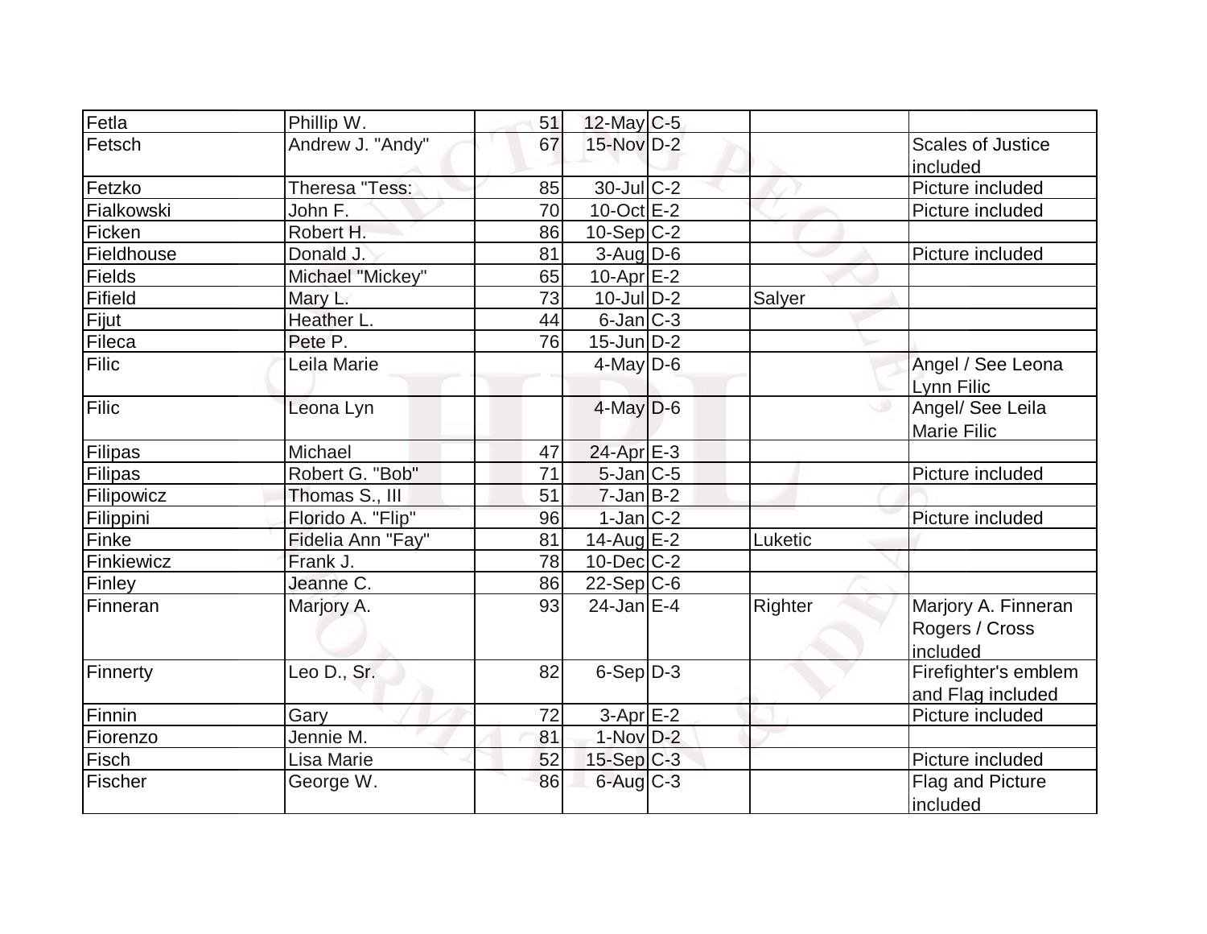| | | | | | | |
|---|---|---|---|---|---|---|
| Fetla | Phillip W. | 51 | 12-May | C-5 | | |
| Fetsch | Andrew J. "Andy" | 67 | 15-Nov | D-2 | | Scales of Justice included |
| Fetzko | Theresa "Tess: | 85 | 30-Jul | C-2 | | Picture included |
| Fialkowski | John F. | 70 | 10-Oct | E-2 | | Picture included |
| Ficken | Robert H. | 86 | 10-Sep | C-2 | | |
| Fieldhouse | Donald J. | 81 | 3-Aug | D-6 | | Picture included |
| Fields | Michael "Mickey" | 65 | 10-Apr | E-2 | | |
| Fifield | Mary L. | 73 | 10-Jul | D-2 | Salyer | |
| Fijut | Heather L. | 44 | 6-Jan | C-3 | | |
| Fileca | Pete P. | 76 | 15-Jun | D-2 | | |
| Filic | Leila Marie | | 4-May | D-6 | | Angel / See Leona Lynn Filic |
| Filic | Leona Lyn | | 4-May | D-6 | | Angel/ See Leila Marie Filic |
| Filipas | Michael | 47 | 24-Apr | E-3 | | |
| Filipas | Robert G. "Bob" | 71 | 5-Jan | C-5 | | Picture included |
| Filipowicz | Thomas S., III | 51 | 7-Jan | B-2 | | |
| Filippini | Florido A. "Flip" | 96 | 1-Jan | C-2 | | Picture included |
| Finke | Fidelia Ann "Fay" | 81 | 14-Aug | E-2 | Luketic | |
| Finkiewicz | Frank J. | 78 | 10-Dec | C-2 | | |
| Finley | Jeanne C. | 86 | 22-Sep | C-6 | | |
| Finneran | Marjory A. | 93 | 24-Jan | E-4 | Righter | Marjory A. Finneran Rogers / Cross included |
| Finnerty | Leo D., Sr. | 82 | 6-Sep | D-3 | | Firefighter's emblem and Flag included |
| Finnin | Gary | 72 | 3-Apr | E-2 | | Picture included |
| Fiorenzo | Jennie M. | 81 | 1-Nov | D-2 | | |
| Fisch | Lisa Marie | 52 | 15-Sep | C-3 | | Picture included |
| Fischer | George W. | 86 | 6-Aug | C-3 | | Flag and Picture included |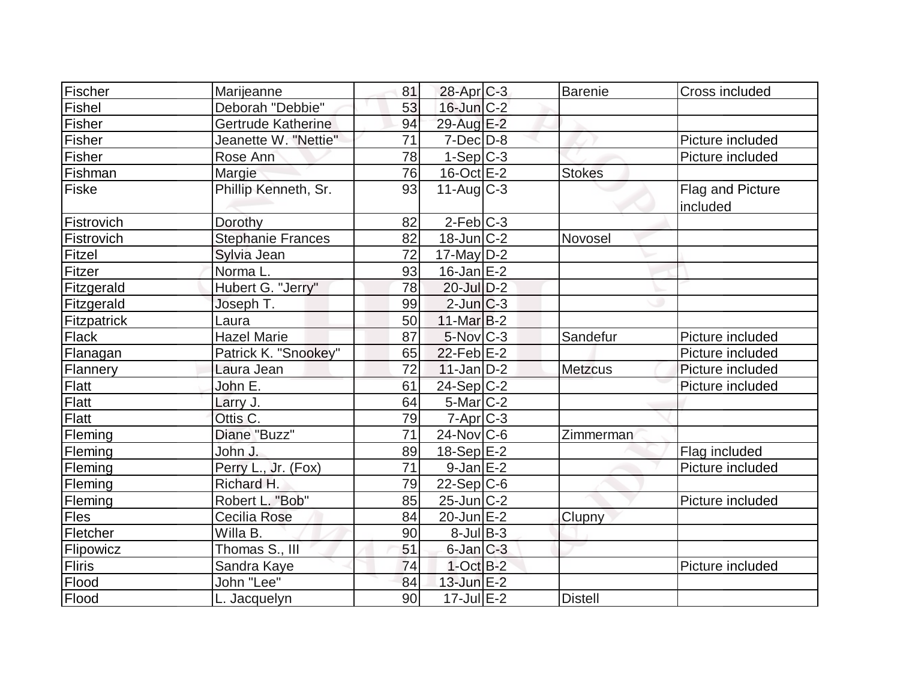| Fischer | Marijeanne | 81 | 28-Apr | C-3 | Barenie | Cross included |
|---|---|---|---|---|---|---|
| Fishel | Deborah "Debbie" | 53 | 16-Jun | C-2 | | |
| Fisher | Gertrude Katherine | 94 | 29-Aug | E-2 | | |
| Fisher | Jeanette W. "Nettie" | 71 | 7-Dec | D-8 | | Picture included |
| Fisher | Rose Ann | 78 | 1-Sep | C-3 | | Picture included |
| Fishman | Margie | 76 | 16-Oct | E-2 | Stokes | |
| Fiske | Phillip Kenneth, Sr. | 93 | 11-Aug | C-3 | | Flag and Picture included |
| Fistrovich | Dorothy | 82 | 2-Feb | C-3 | | |
| Fistrovich | Stephanie Frances | 82 | 18-Jun | C-2 | Novosel | |
| Fitzel | Sylvia Jean | 72 | 17-May | D-2 | | |
| Fitzer | Norma L. | 93 | 16-Jan | E-2 | | |
| Fitzgerald | Hubert G. "Jerry" | 78 | 20-Jul | D-2 | | |
| Fitzgerald | Joseph T. | 99 | 2-Jun | C-3 | | |
| Fitzpatrick | Laura | 50 | 11-Mar | B-2 | | |
| Flack | Hazel Marie | 87 | 5-Nov | C-3 | Sandefur | Picture included |
| Flanagan | Patrick K. "Snookey" | 65 | 22-Feb | E-2 | | Picture included |
| Flannery | Laura Jean | 72 | 11-Jan | D-2 | Metzcus | Picture included |
| Flatt | John E. | 61 | 24-Sep | C-2 | | Picture included |
| Flatt | Larry J. | 64 | 5-Mar | C-2 | | |
| Flatt | Ottis C. | 79 | 7-Apr | C-3 | | |
| Fleming | Diane "Buzz" | 71 | 24-Nov | C-6 | Zimmerman | |
| Fleming | John J. | 89 | 18-Sep | E-2 | | Flag included |
| Fleming | Perry L., Jr. (Fox) | 71 | 9-Jan | E-2 | | Picture included |
| Fleming | Richard H. | 79 | 22-Sep | C-6 | | |
| Fleming | Robert L. "Bob" | 85 | 25-Jun | C-2 | | Picture included |
| Fles | Cecilia Rose | 84 | 20-Jun | E-2 | Clupny | |
| Fletcher | Willa B. | 90 | 8-Jul | B-3 | | |
| Flipowicz | Thomas S., III | 51 | 6-Jan | C-3 | | |
| Fliris | Sandra Kaye | 74 | 1-Oct | B-2 | | Picture included |
| Flood | John "Lee" | 84 | 13-Jun | E-2 | | |
| Flood | L. Jacquelyn | 90 | 17-Jul | E-2 | Distell | |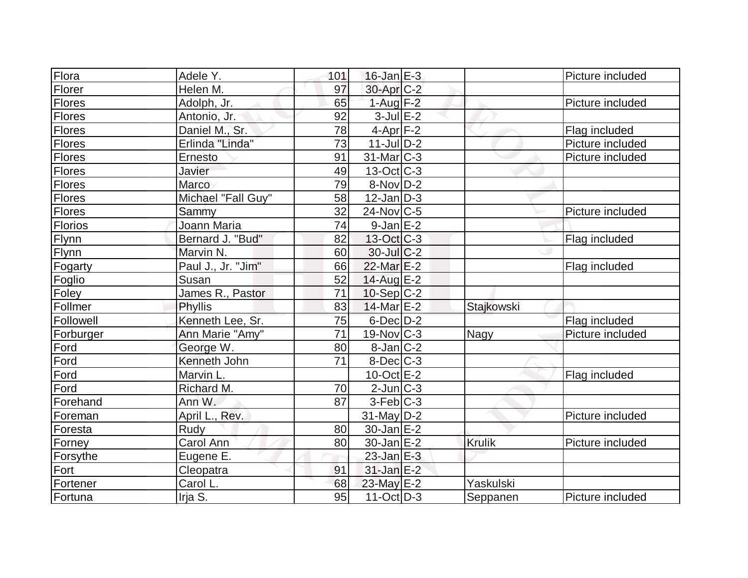| | | | | | | |
|---|---|---|---|---|---|---|
| Flora | Adele Y. | 101 | 16-Jan | E-3 | | Picture included |
| Florer | Helen M. | 97 | 30-Apr | C-2 | | |
| Flores | Adolph, Jr. | 65 | 1-Aug | F-2 | | Picture included |
| Flores | Antonio, Jr. | 92 | 3-Jul | E-2 | | |
| Flores | Daniel M., Sr. | 78 | 4-Apr | F-2 | | Flag included |
| Flores | Erlinda "Linda" | 73 | 11-Jul | D-2 | | Picture included |
| Flores | Ernesto | 91 | 31-Mar | C-3 | | Picture included |
| Flores | Javier | 49 | 13-Oct | C-3 | | |
| Flores | Marco | 79 | 8-Nov | D-2 | | |
| Flores | Michael "Fall Guy" | 58 | 12-Jan | D-3 | | |
| Flores | Sammy | 32 | 24-Nov | C-5 | | Picture included |
| Florios | Joann Maria | 74 | 9-Jan | E-2 | | |
| Flynn | Bernard J. "Bud" | 82 | 13-Oct | C-3 | | Flag included |
| Flynn | Marvin N. | 60 | 30-Jul | C-2 | | |
| Fogarty | Paul J., Jr. "Jim" | 66 | 22-Mar | E-2 | | Flag included |
| Foglio | Susan | 52 | 14-Aug | E-2 | | |
| Foley | James R., Pastor | 71 | 10-Sep | C-2 | | |
| Follmer | Phyllis | 83 | 14-Mar | E-2 | Stajkowski | |
| Followell | Kenneth Lee, Sr. | 75 | 6-Dec | D-2 | | Flag included |
| Forburger | Ann Marie "Amy" | 71 | 19-Nov | C-3 | Nagy | Picture included |
| Ford | George W. | 80 | 8-Jan | C-2 | | |
| Ford | Kenneth John | 71 | 8-Dec | C-3 | | |
| Ford | Marvin L. | | 10-Oct | E-2 | | Flag included |
| Ford | Richard M. | 70 | 2-Jun | C-3 | | |
| Forehand | Ann W. | 87 | 3-Feb | C-3 | | |
| Foreman | April L., Rev. | | 31-May | D-2 | | Picture included |
| Foresta | Rudy | 80 | 30-Jan | E-2 | | |
| Forney | Carol Ann | 80 | 30-Jan | E-2 | Krulik | Picture included |
| Forsythe | Eugene E. | | 23-Jan | E-3 | | |
| Fort | Cleopatra | 91 | 31-Jan | E-2 | | |
| Fortener | Carol L. | 68 | 23-May | E-2 | Yaskulski | |
| Fortuna | Irja S. | 95 | 11-Oct | D-3 | Seppanen | Picture included |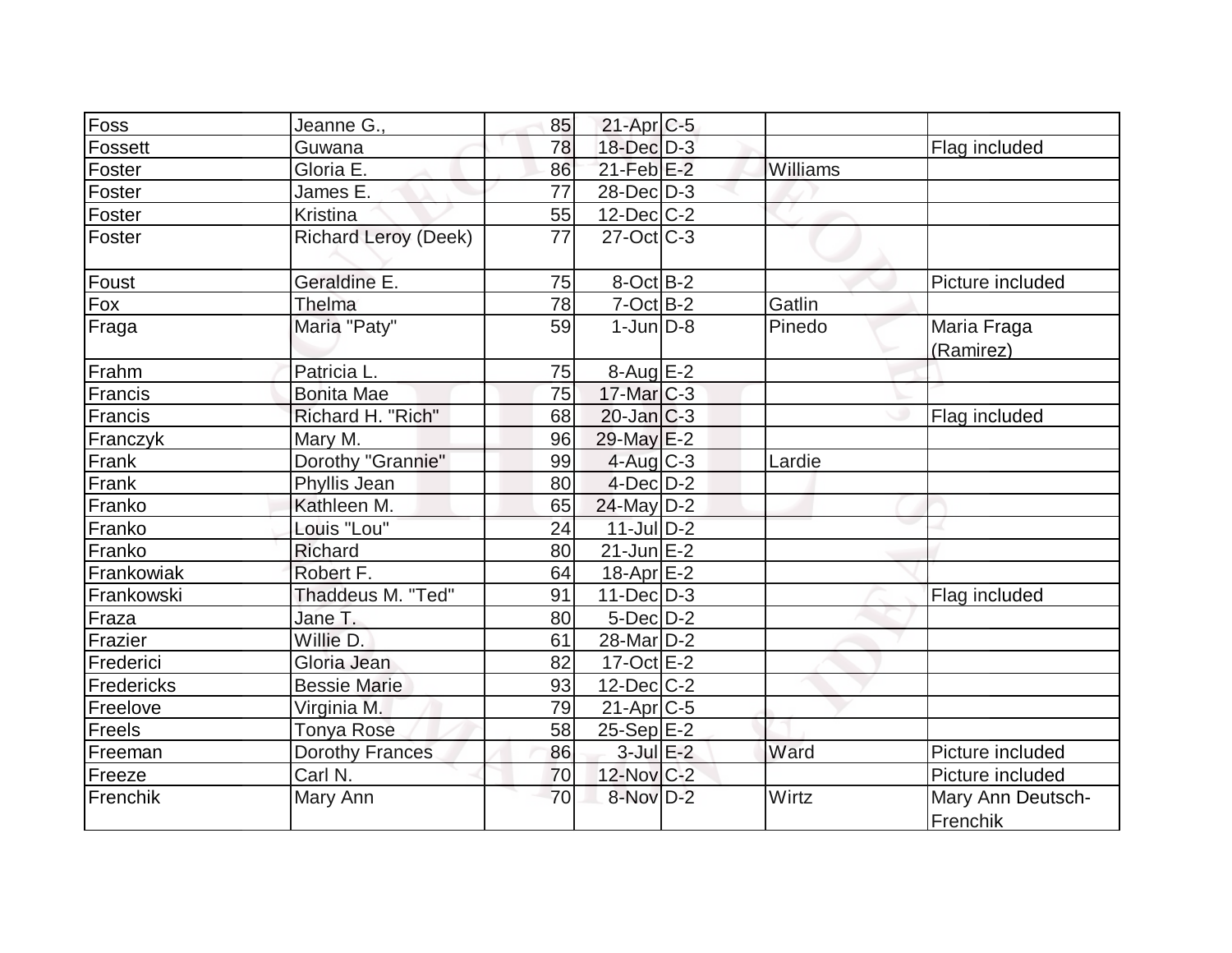| Foss | Jeanne G., | 85 | 21-Apr | C-5 | | |
|---|---|---|---|---|---|---|
| Fossett | Guwana | 78 | 18-Dec | D-3 | | Flag included |
| Foster | Gloria E. | 86 | 21-Feb | E-2 | Williams | |
| Foster | James E. | 77 | 28-Dec | D-3 | | |
| Foster | Kristina | 55 | 12-Dec | C-2 | | |
| Foster | Richard Leroy (Deek) | 77 | 27-Oct | C-3 | | |
| Foust | Geraldine E. | 75 | 8-Oct | B-2 | | Picture included |
| Fox | Thelma | 78 | 7-Oct | B-2 | Gatlin | |
| Fraga | Maria "Paty" | 59 | 1-Jun | D-8 | Pinedo | Maria Fraga (Ramirez) |
| Frahm | Patricia L. | 75 | 8-Aug | E-2 | | |
| Francis | Bonita Mae | 75 | 17-Mar | C-3 | | |
| Francis | Richard H. "Rich" | 68 | 20-Jan | C-3 | | Flag included |
| Franczyk | Mary M. | 96 | 29-May | E-2 | | |
| Frank | Dorothy "Grannie" | 99 | 4-Aug | C-3 | Lardie | |
| Frank | Phyllis Jean | 80 | 4-Dec | D-2 | | |
| Franko | Kathleen M. | 65 | 24-May | D-2 | | |
| Franko | Louis "Lou" | 24 | 11-Jul | D-2 | | |
| Franko | Richard | 80 | 21-Jun | E-2 | | |
| Frankowiak | Robert F. | 64 | 18-Apr | E-2 | | |
| Frankowski | Thaddeus M. "Ted" | 91 | 11-Dec | D-3 | | Flag included |
| Fraza | Jane T. | 80 | 5-Dec | D-2 | | |
| Frazier | Willie D. | 61 | 28-Mar | D-2 | | |
| Frederici | Gloria Jean | 82 | 17-Oct | E-2 | | |
| Fredericks | Bessie Marie | 93 | 12-Dec | C-2 | | |
| Freelove | Virginia M. | 79 | 21-Apr | C-5 | | |
| Freels | Tonya Rose | 58 | 25-Sep | E-2 | | |
| Freeman | Dorothy Frances | 86 | 3-Jul | E-2 | Ward | Picture included |
| Freeze | Carl N. | 70 | 12-Nov | C-2 | | Picture included |
| Frenchik | Mary Ann | 70 | 8-Nov | D-2 | Wirtz | Mary Ann Deutsch-Frenchik |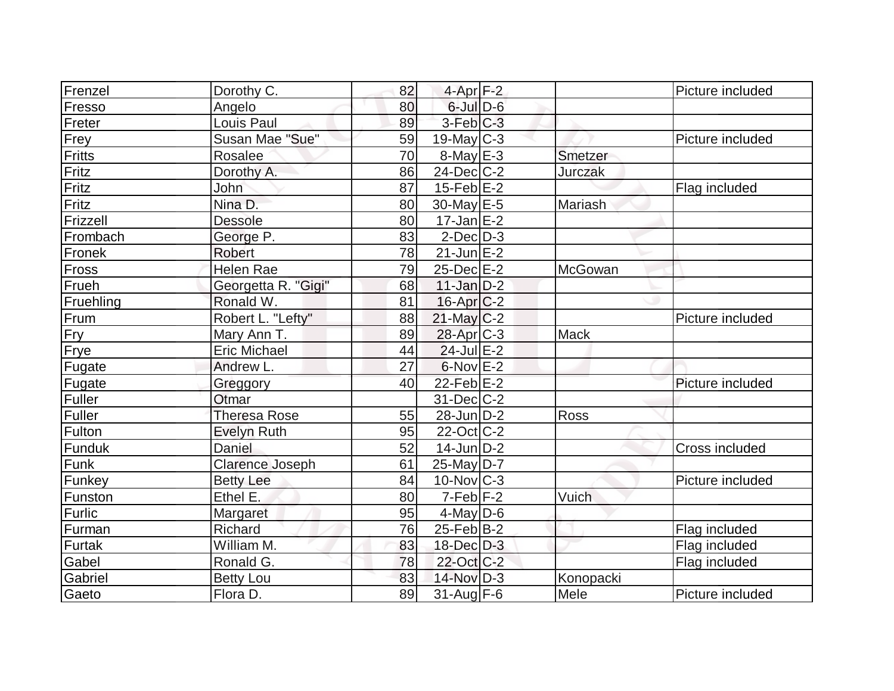| Frenzel | Dorothy C. | 82 | 4-Apr | F-2 | | Picture included |
|---|---|---|---|---|---|---|
| Fresso | Angelo | 80 | 6-Jul | D-6 | | |
| Freter | Louis Paul | 89 | 3-Feb | C-3 | | |
| Frey | Susan Mae "Sue" | 59 | 19-May | C-3 | | Picture included |
| Fritts | Rosalee | 70 | 8-May | E-3 | Smetzer | |
| Fritz | Dorothy A. | 86 | 24-Dec | C-2 | Jurczak | |
| Fritz | John | 87 | 15-Feb | E-2 | | Flag included |
| Fritz | Nina D. | 80 | 30-May | E-5 | Mariash | |
| Frizzell | Dessole | 80 | 17-Jan | E-2 | | |
| Frombach | George P. | 83 | 2-Dec | D-3 | | |
| Fronek | Robert | 78 | 21-Jun | E-2 | | |
| Fross | Helen Rae | 79 | 25-Dec | E-2 | McGowan | |
| Frueh | Georgetta R. "Gigi" | 68 | 11-Jan | D-2 | | |
| Fruehling | Ronald W. | 81 | 16-Apr | C-2 | | |
| Frum | Robert L. "Lefty" | 88 | 21-May | C-2 | | Picture included |
| Fry | Mary Ann T. | 89 | 28-Apr | C-3 | Mack | |
| Frye | Eric Michael | 44 | 24-Jul | E-2 | | |
| Fugate | Andrew L. | 27 | 6-Nov | E-2 | | |
| Fugate | Greggory | 40 | 22-Feb | E-2 | | Picture included |
| Fuller | Otmar | | 31-Dec | C-2 | | |
| Fuller | Theresa Rose | 55 | 28-Jun | D-2 | Ross | |
| Fulton | Evelyn Ruth | 95 | 22-Oct | C-2 | | |
| Funduk | Daniel | 52 | 14-Jun | D-2 | | Cross included |
| Funk | Clarence Joseph | 61 | 25-May | D-7 | | |
| Funkey | Betty Lee | 84 | 10-Nov | C-3 | | Picture included |
| Funston | Ethel E. | 80 | 7-Feb | F-2 | Vuich | |
| Furlic | Margaret | 95 | 4-May | D-6 | | |
| Furman | Richard | 76 | 25-Feb | B-2 | | Flag included |
| Furtak | William M. | 83 | 18-Dec | D-3 | | Flag included |
| Gabel | Ronald G. | 78 | 22-Oct | C-2 | | Flag included |
| Gabriel | Betty Lou | 83 | 14-Nov | D-3 | Konopacki | |
| Gaeto | Flora D. | 89 | 31-Aug | F-6 | Mele | Picture included |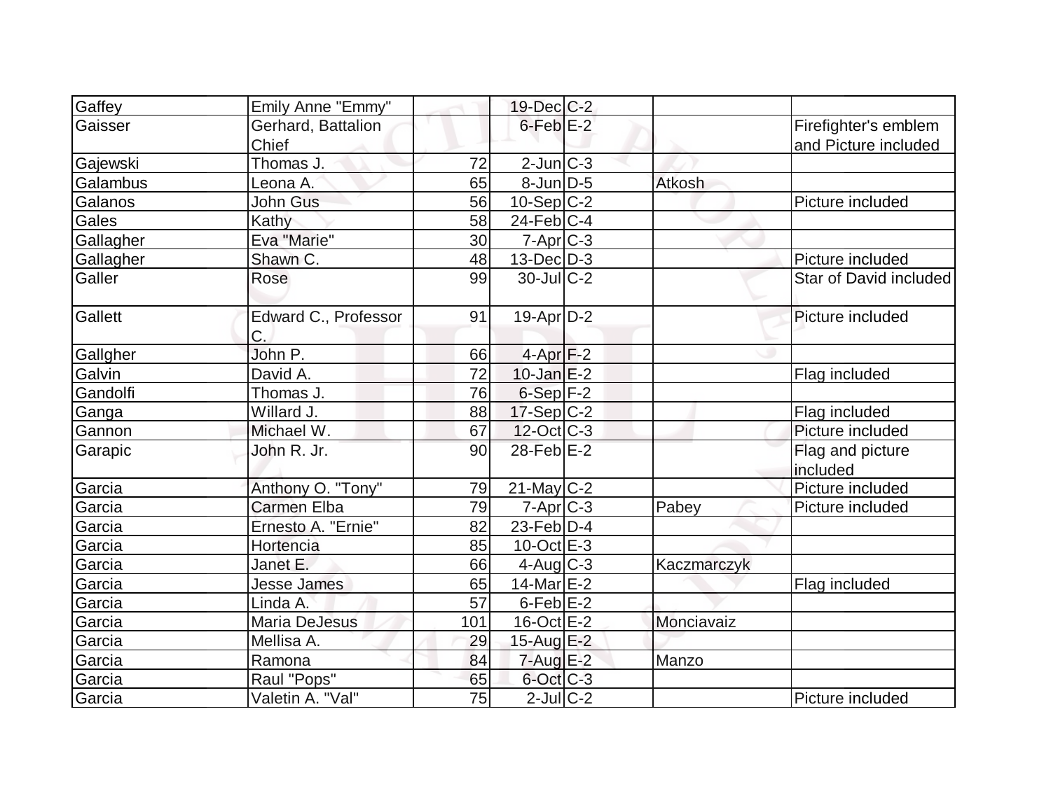| Gaffey | Emily Anne "Emmy" | | 19-Dec | C-2 | | |
|---|---|---|---|---|---|---|
| Gaisser | Gerhard, Battalion Chief | | 6-Feb | E-2 | | Firefighter's emblem and Picture included |
| Gajewski | Thomas J. | 72 | 2-Jun | C-3 | | |
| Galambus | Leona A. | 65 | 8-Jun | D-5 | Atkosh | |
| Galanos | John Gus | 56 | 10-Sep | C-2 | | Picture included |
| Gales | Kathy | 58 | 24-Feb | C-4 | | |
| Gallagher | Eva "Marie" | 30 | 7-Apr | C-3 | | |
| Gallagher | Shawn C. | 48 | 13-Dec | D-3 | | Picture included |
| Galler | Rose | 99 | 30-Jul | C-2 | | Star of David included |
| Gallett | Edward C., Professor C. | 91 | 19-Apr | D-2 | | Picture included |
| Gallgher | John P. | 66 | 4-Apr | F-2 | | |
| Galvin | David A. | 72 | 10-Jan | E-2 | | Flag included |
| Gandolfi | Thomas J. | 76 | 6-Sep | F-2 | | |
| Ganga | Willard J. | 88 | 17-Sep | C-2 | | Flag included |
| Gannon | Michael W. | 67 | 12-Oct | C-3 | | Picture included |
| Garapic | John R. Jr. | 90 | 28-Feb | E-2 | | Flag and picture included |
| Garcia | Anthony O. "Tony" | 79 | 21-May | C-2 | | Picture included |
| Garcia | Carmen Elba | 79 | 7-Apr | C-3 | Pabey | Picture included |
| Garcia | Ernesto A. "Ernie" | 82 | 23-Feb | D-4 | | |
| Garcia | Hortencia | 85 | 10-Oct | E-3 | | |
| Garcia | Janet E. | 66 | 4-Aug | C-3 | Kaczmarczyk | |
| Garcia | Jesse James | 65 | 14-Mar | E-2 | | Flag included |
| Garcia | Linda A. | 57 | 6-Feb | E-2 | | |
| Garcia | Maria DeJesus | 101 | 16-Oct | E-2 | Monciavaiz | |
| Garcia | Mellisa A. | 29 | 15-Aug | E-2 | | |
| Garcia | Ramona | 84 | 7-Aug | E-2 | Manzo | |
| Garcia | Raul "Pops" | 65 | 6-Oct | C-3 | | |
| Garcia | Valetin A. "Val" | 75 | 2-Jul | C-2 | | Picture included |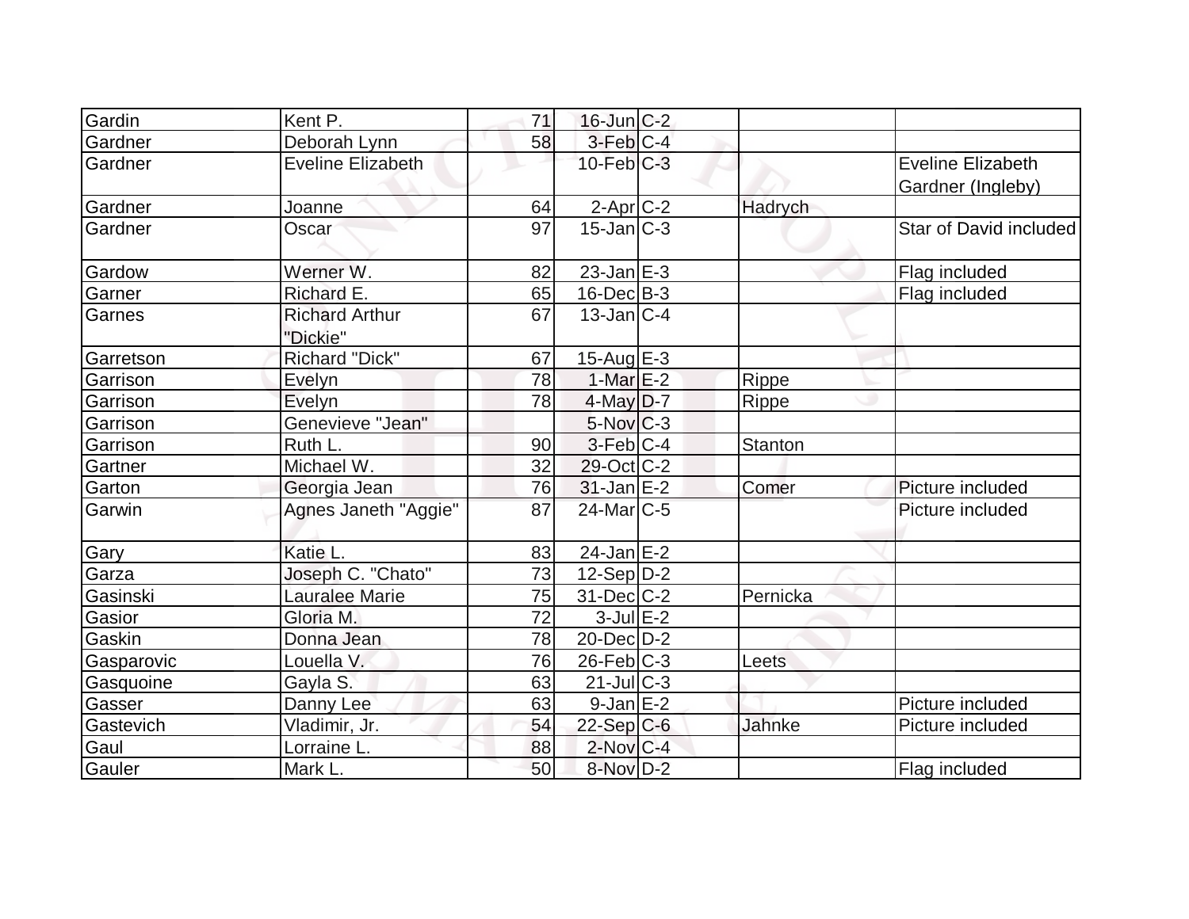| | | | | | | |
|---|---|---|---|---|---|---|
| Gardin | Kent P. | 71 | 16-Jun | C-2 | | |
| Gardner | Deborah Lynn | 58 | 3-Feb | C-4 | | |
| Gardner | Eveline Elizabeth | | 10-Feb | C-3 | | Eveline Elizabeth Gardner (Ingleby) |
| Gardner | Joanne | 64 | 2-Apr | C-2 | Hadrych | |
| Gardner | Oscar | 97 | 15-Jan | C-3 | | Star of David included |
| Gardow | Werner W. | 82 | 23-Jan | E-3 | | Flag included |
| Garner | Richard E. | 65 | 16-Dec | B-3 | | Flag included |
| Garnes | Richard Arthur "Dickie" | 67 | 13-Jan | C-4 | | |
| Garretson | Richard "Dick" | 67 | 15-Aug | E-3 | | |
| Garrison | Evelyn | 78 | 1-Mar | E-2 | Rippe | |
| Garrison | Evelyn | 78 | 4-May | D-7 | Rippe | |
| Garrison | Genevieve "Jean" | | 5-Nov | C-3 | | |
| Garrison | Ruth L. | 90 | 3-Feb | C-4 | Stanton | |
| Gartner | Michael W. | 32 | 29-Oct | C-2 | | |
| Garton | Georgia Jean | 76 | 31-Jan | E-2 | Comer | Picture included |
| Garwin | Agnes Janeth "Aggie" | 87 | 24-Mar | C-5 | | Picture included |
| Gary | Katie L. | 83 | 24-Jan | E-2 | | |
| Garza | Joseph C. "Chato" | 73 | 12-Sep | D-2 | | |
| Gasinski | Lauralee Marie | 75 | 31-Dec | C-2 | Pernicka | |
| Gasior | Gloria M. | 72 | 3-Jul | E-2 | | |
| Gaskin | Donna Jean | 78 | 20-Dec | D-2 | | |
| Gasparovic | Louella V. | 76 | 26-Feb | C-3 | Leets | |
| Gasquoine | Gayla S. | 63 | 21-Jul | C-3 | | |
| Gasser | Danny Lee | 63 | 9-Jan | E-2 | | Picture included |
| Gastevich | Vladimir, Jr. | 54 | 22-Sep | C-6 | Jahnke | Picture included |
| Gaul | Lorraine L. | 88 | 2-Nov | C-4 | | |
| Gauler | Mark L. | 50 | 8-Nov | D-2 | | Flag included |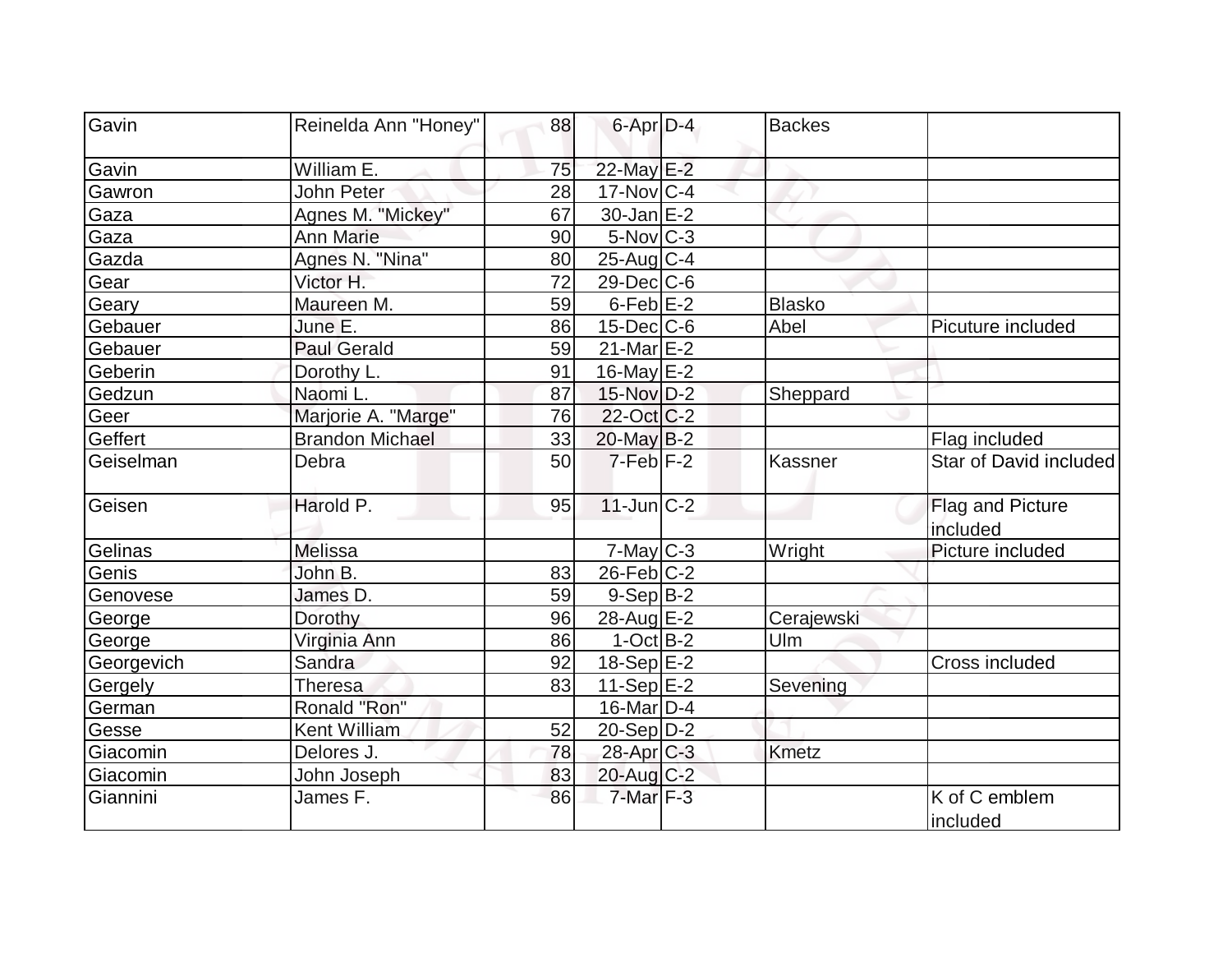| Gavin | Reinelda Ann "Honey" | 88 | 6-Apr | D-4 | Backes | |
|---|---|---|---|---|---|---|
| Gavin | William E. | 75 | 22-May | E-2 | | |
| Gawron | John Peter | 28 | 17-Nov | C-4 | | |
| Gaza | Agnes M. "Mickey" | 67 | 30-Jan | E-2 | | |
| Gaza | Ann Marie | 90 | 5-Nov | C-3 | | |
| Gazda | Agnes N. "Nina" | 80 | 25-Aug | C-4 | | |
| Gear | Victor H. | 72 | 29-Dec | C-6 | | |
| Geary | Maureen M. | 59 | 6-Feb | E-2 | Blasko | |
| Gebauer | June E. | 86 | 15-Dec | C-6 | Abel | Picuture included |
| Gebauer | Paul Gerald | 59 | 21-Mar | E-2 | | |
| Geberin | Dorothy L. | 91 | 16-May | E-2 | | |
| Gedzun | Naomi L. | 87 | 15-Nov | D-2 | Sheppard | |
| Geer | Marjorie A. "Marge" | 76 | 22-Oct | C-2 | | |
| Geffert | Brandon Michael | 33 | 20-May | B-2 | | Flag included |
| Geiselman | Debra | 50 | 7-Feb | F-2 | Kassner | Star of David included |
| Geisen | Harold P. | 95 | 11-Jun | C-2 | | Flag and Picture included |
| Gelinas | Melissa | | 7-May | C-3 | Wright | Picture included |
| Genis | John B. | 83 | 26-Feb | C-2 | | |
| Genovese | James D. | 59 | 9-Sep | B-2 | | |
| George | Dorothy | 96 | 28-Aug | E-2 | Cerajewski | |
| George | Virginia Ann | 86 | 1-Oct | B-2 | Ulm | |
| Georgevich | Sandra | 92 | 18-Sep | E-2 | | Cross included |
| Gergely | Theresa | 83 | 11-Sep | E-2 | Sevening | |
| German | Ronald "Ron" | | 16-Mar | D-4 | | |
| Gesse | Kent William | 52 | 20-Sep | D-2 | | |
| Giacomin | Delores J. | 78 | 28-Apr | C-3 | Kmetz | |
| Giacomin | John Joseph | 83 | 20-Aug | C-2 | | |
| Giannini | James F. | 86 | 7-Mar | F-3 | | K of C emblem included |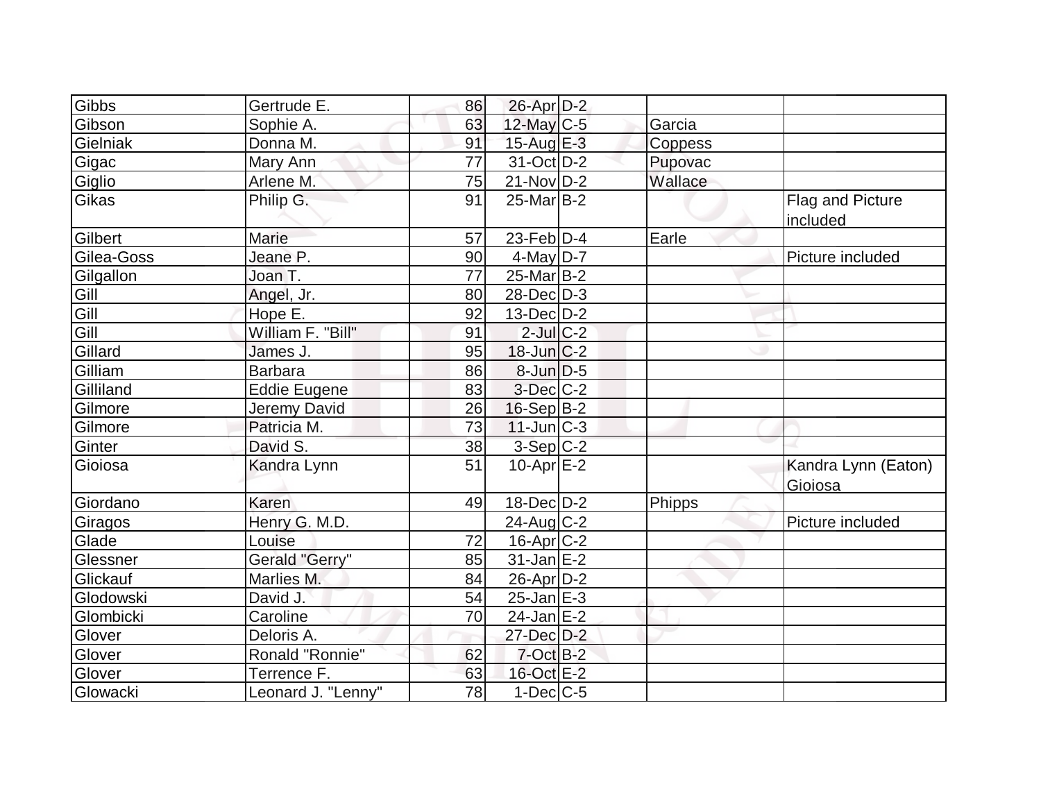| | | | | | | |
|---|---|---|---|---|---|---|
| Gibbs | Gertrude E. | 86 | 26-Apr | D-2 | | |
| Gibson | Sophie A. | 63 | 12-May | C-5 | Garcia | |
| Gielniak | Donna M. | 91 | 15-Aug | E-3 | Coppess | |
| Gigac | Mary Ann | 77 | 31-Oct | D-2 | Pupovac | |
| Giglio | Arlene M. | 75 | 21-Nov | D-2 | Wallace | |
| Gikas | Philip G. | 91 | 25-Mar | B-2 | | Flag and Picture included |
| Gilbert | Marie | 57 | 23-Feb | D-4 | Earle | |
| Gilea-Goss | Jeane P. | 90 | 4-May | D-7 | | Picture included |
| Gilgallon | Joan T. | 77 | 25-Mar | B-2 | | |
| Gill | Angel, Jr. | 80 | 28-Dec | D-3 | | |
| Gill | Hope E. | 92 | 13-Dec | D-2 | | |
| Gill | William F. "Bill" | 91 | 2-Jul | C-2 | | |
| Gillard | James J. | 95 | 18-Jun | C-2 | | |
| Gilliam | Barbara | 86 | 8-Jun | D-5 | | |
| Gilliland | Eddie Eugene | 83 | 3-Dec | C-2 | | |
| Gilmore | Jeremy David | 26 | 16-Sep | B-2 | | |
| Gilmore | Patricia M. | 73 | 11-Jun | C-3 | | |
| Ginter | David S. | 38 | 3-Sep | C-2 | | |
| Gioiosa | Kandra Lynn | 51 | 10-Apr | E-2 | | Kandra Lynn (Eaton) Gioiosa |
| Giordano | Karen | 49 | 18-Dec | D-2 | Phipps | |
| Giragos | Henry G. M.D. | | 24-Aug | C-2 | | Picture included |
| Glade | Louise | 72 | 16-Apr | C-2 | | |
| Glessner | Gerald "Gerry" | 85 | 31-Jan | E-2 | | |
| Glickauf | Marlies M. | 84 | 26-Apr | D-2 | | |
| Glodowski | David J. | 54 | 25-Jan | E-3 | | |
| Glombicki | Caroline | 70 | 24-Jan | E-2 | | |
| Glover | Deloris A. | | 27-Dec | D-2 | | |
| Glover | Ronald "Ronnie" | 62 | 7-Oct | B-2 | | |
| Glover | Terrence F. | 63 | 16-Oct | E-2 | | |
| Glowacki | Leonard J. "Lenny" | 78 | 1-Dec | C-5 | | |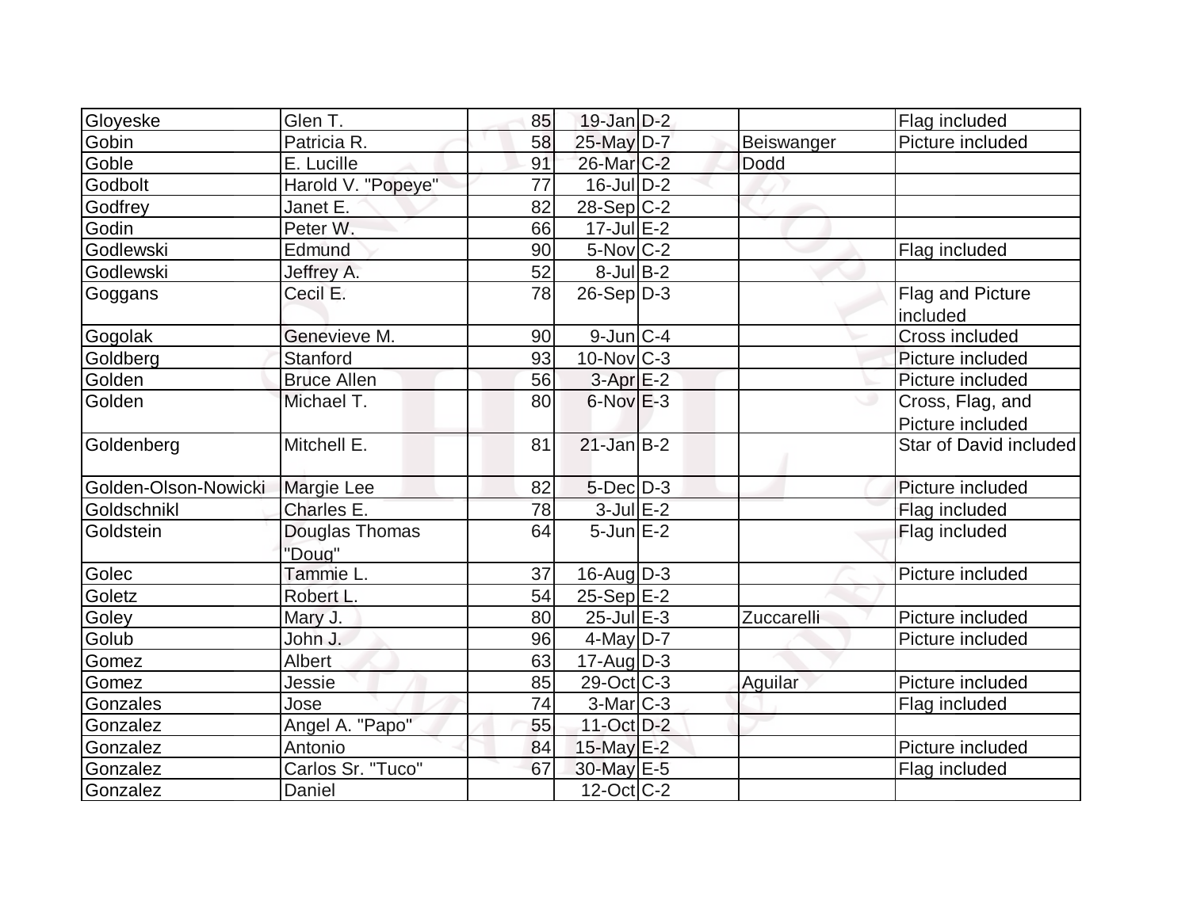| | | | | | | |
|---|---|---|---|---|---|---|
| Gloyeske | Glen T. | 85 | 19-Jan | D-2 | | Flag included |
| Gobin | Patricia R. | 58 | 25-May | D-7 | Beiswanger | Picture included |
| Goble | E. Lucille | 91 | 26-Mar | C-2 | Dodd | |
| Godbolt | Harold V. "Popeye" | 77 | 16-Jul | D-2 | | |
| Godfrey | Janet E. | 82 | 28-Sep | C-2 | | |
| Godin | Peter W. | 66 | 17-Jul | E-2 | | |
| Godlewski | Edmund | 90 | 5-Nov | C-2 | | Flag included |
| Godlewski | Jeffrey A. | 52 | 8-Jul | B-2 | | |
| Goggans | Cecil E. | 78 | 26-Sep | D-3 | | Flag and Picture included |
| Gogolak | Genevieve M. | 90 | 9-Jun | C-4 | | Cross included |
| Goldberg | Stanford | 93 | 10-Nov | C-3 | | Picture included |
| Golden | Bruce Allen | 56 | 3-Apr | E-2 | | Picture included |
| Golden | Michael T. | 80 | 6-Nov | E-3 | | Cross, Flag, and Picture included |
| Goldenberg | Mitchell E. | 81 | 21-Jan | B-2 | | Star of David included |
| Golden-Olson-Nowicki | Margie Lee | 82 | 5-Dec | D-3 | | Picture included |
| Goldschnikl | Charles E. | 78 | 3-Jul | E-2 | | Flag included |
| Goldstein | Douglas Thomas "Doug" | 64 | 5-Jun | E-2 | | Flag included |
| Golec | Tammie L. | 37 | 16-Aug | D-3 | | Picture included |
| Goletz | Robert L. | 54 | 25-Sep | E-2 | | |
| Goley | Mary J. | 80 | 25-Jul | E-3 | Zuccarelli | Picture included |
| Golub | John J. | 96 | 4-May | D-7 | | Picture included |
| Gomez | Albert | 63 | 17-Aug | D-3 | | |
| Gomez | Jessie | 85 | 29-Oct | C-3 | Aguilar | Picture included |
| Gonzales | Jose | 74 | 3-Mar | C-3 | | Flag included |
| Gonzalez | Angel A. "Papo" | 55 | 11-Oct | D-2 | | |
| Gonzalez | Antonio | 84 | 15-May | E-2 | | Picture included |
| Gonzalez | Carlos Sr. "Tuco" | 67 | 30-May | E-5 | | Flag included |
| Gonzalez | Daniel | | 12-Oct | C-2 | | |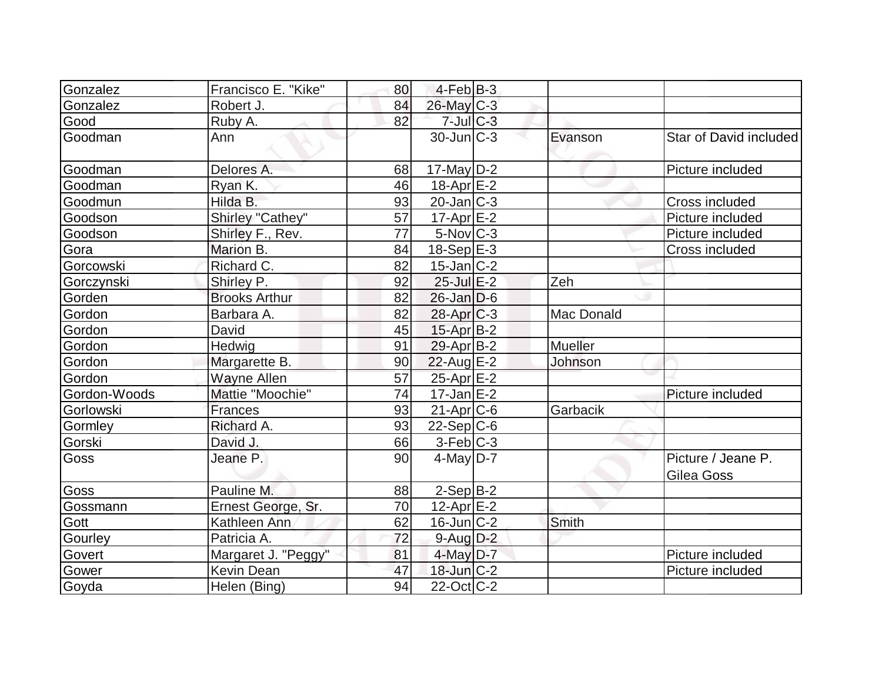| | | | | | | |
|---|---|---|---|---|---|---|
| Gonzalez | Francisco E. "Kike" | 80 | 4-Feb | B-3 | | |
| Gonzalez | Robert J. | 84 | 26-May | C-3 | | |
| Good | Ruby A. | 82 | 7-Jul | C-3 | | |
| Goodman | Ann | | 30-Jun | C-3 | Evanson | Star of David included |
| Goodman | Delores A. | 68 | 17-May | D-2 | | Picture included |
| Goodman | Ryan K. | 46 | 18-Apr | E-2 | | |
| Goodmun | Hilda B. | 93 | 20-Jan | C-3 | | Cross included |
| Goodson | Shirley "Cathey" | 57 | 17-Apr | E-2 | | Picture included |
| Goodson | Shirley F., Rev. | 77 | 5-Nov | C-3 | | Picture included |
| Gora | Marion B. | 84 | 18-Sep | E-3 | | Cross included |
| Gorcowski | Richard C. | 82 | 15-Jan | C-2 | | |
| Gorczynski | Shirley P. | 92 | 25-Jul | E-2 | Zeh | |
| Gorden | Brooks Arthur | 82 | 26-Jan | D-6 | | |
| Gordon | Barbara A. | 82 | 28-Apr | C-3 | Mac Donald | |
| Gordon | David | 45 | 15-Apr | B-2 | | |
| Gordon | Hedwig | 91 | 29-Apr | B-2 | Mueller | |
| Gordon | Margarette B. | 90 | 22-Aug | E-2 | Johnson | |
| Gordon | Wayne Allen | 57 | 25-Apr | E-2 | | |
| Gordon-Woods | Mattie "Moochie" | 74 | 17-Jan | E-2 | | Picture included |
| Gorlowski | Frances | 93 | 21-Apr | C-6 | Garbacik | |
| Gormley | Richard A. | 93 | 22-Sep | C-6 | | |
| Gorski | David J. | 66 | 3-Feb | C-3 | | |
| Goss | Jeane P. | 90 | 4-May | D-7 | | Picture / Jeane P. Gilea Goss |
| Goss | Pauline M. | 88 | 2-Sep | B-2 | | |
| Gossmann | Ernest George, Sr. | 70 | 12-Apr | E-2 | | |
| Gott | Kathleen Ann | 62 | 16-Jun | C-2 | Smith | |
| Gourley | Patricia A. | 72 | 9-Aug | D-2 | | |
| Govert | Margaret J. "Peggy" | 81 | 4-May | D-7 | | Picture included |
| Gower | Kevin Dean | 47 | 18-Jun | C-2 | | Picture included |
| Goyda | Helen (Bing) | 94 | 22-Oct | C-2 | | |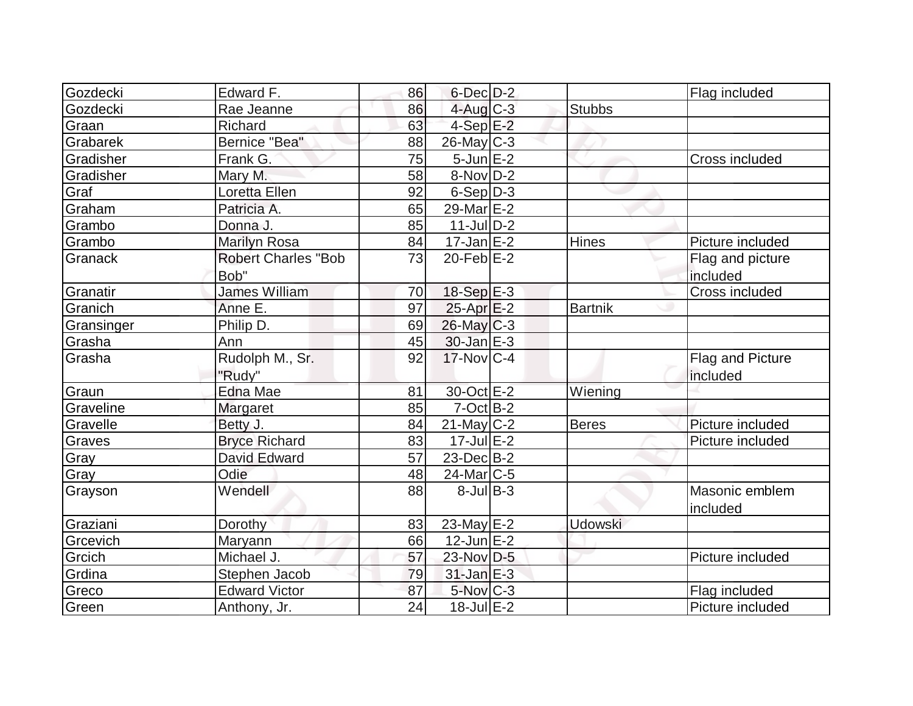| | | | | | | |
|---|---|---|---|---|---|---|
| Gozdecki | Edward F. | 86 | 6-Dec | D-2 | | Flag included |
| Gozdecki | Rae Jeanne | 86 | 4-Aug | C-3 | Stubbs | |
| Graan | Richard | 63 | 4-Sep | E-2 | | |
| Grabarek | Bernice "Bea" | 88 | 26-May | C-3 | | |
| Gradisher | Frank G. | 75 | 5-Jun | E-2 | | Cross included |
| Gradisher | Mary M. | 58 | 8-Nov | D-2 | | |
| Graf | Loretta Ellen | 92 | 6-Sep | D-3 | | |
| Graham | Patricia A. | 65 | 29-Mar | E-2 | | |
| Grambo | Donna J. | 85 | 11-Jul | D-2 | | |
| Grambo | Marilyn Rosa | 84 | 17-Jan | E-2 | Hines | Picture included |
| Granack | Robert Charles "Bob Bob" | 73 | 20-Feb | E-2 | | Flag and picture included |
| Granatir | James William | 70 | 18-Sep | E-3 | | Cross included |
| Granich | Anne E. | 97 | 25-Apr | E-2 | Bartnik | |
| Gransinger | Philip D. | 69 | 26-May | C-3 | | |
| Grasha | Ann | 45 | 30-Jan | E-3 | | |
| Grasha | Rudolph M., Sr. "Rudy" | 92 | 17-Nov | C-4 | | Flag and Picture included |
| Graun | Edna Mae | 81 | 30-Oct | E-2 | Wiening | |
| Graveline | Margaret | 85 | 7-Oct | B-2 | | |
| Gravelle | Betty J. | 84 | 21-May | C-2 | Beres | Picture included |
| Graves | Bryce Richard | 83 | 17-Jul | E-2 | | Picture included |
| Gray | David Edward | 57 | 23-Dec | B-2 | | |
| Gray | Odie | 48 | 24-Mar | C-5 | | |
| Grayson | Wendell | 88 | 8-Jul | B-3 | | Masonic emblem included |
| Graziani | Dorothy | 83 | 23-May | E-2 | Udowski | |
| Grcevich | Maryann | 66 | 12-Jun | E-2 | | |
| Grcich | Michael J. | 57 | 23-Nov | D-5 | | Picture included |
| Grdina | Stephen Jacob | 79 | 31-Jan | E-3 | | |
| Greco | Edward Victor | 87 | 5-Nov | C-3 | | Flag included |
| Green | Anthony, Jr. | 24 | 18-Jul | E-2 | | Picture included |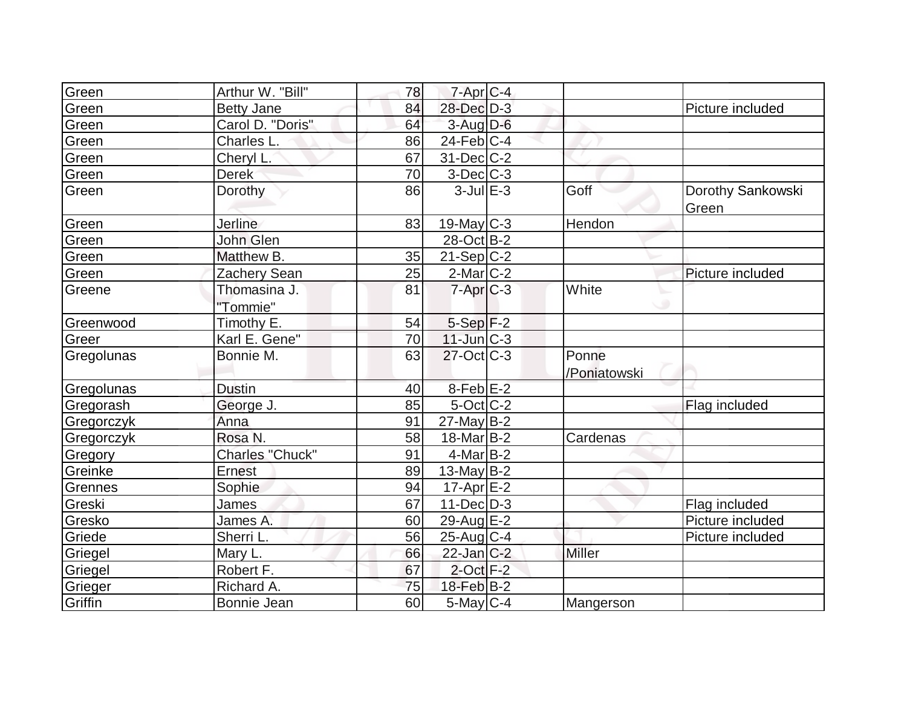| | | | | | | |
|---|---|---|---|---|---|---|
| Green | Arthur W. "Bill" | 78 | 7-Apr | C-4 | | |
| Green | Betty Jane | 84 | 28-Dec | D-3 | | Picture included |
| Green | Carol D. "Doris" | 64 | 3-Aug | D-6 | | |
| Green | Charles L. | 86 | 24-Feb | C-4 | | |
| Green | Cheryl L. | 67 | 31-Dec | C-2 | | |
| Green | Derek | 70 | 3-Dec | C-3 | | |
| Green | Dorothy | 86 | 3-Jul | E-3 | Goff | Dorothy Sankowski Green |
| Green | Jerline | 83 | 19-May | C-3 | Hendon | |
| Green | John Glen | | 28-Oct | B-2 | | |
| Green | Matthew B. | 35 | 21-Sep | C-2 | | |
| Green | Zachery Sean | 25 | 2-Mar | C-2 | | Picture included |
| Greene | Thomasina J. "Tommie" | 81 | 7-Apr | C-3 | White | |
| Greenwood | Timothy E. | 54 | 5-Sep | F-2 | | |
| Greer | Karl E. Gene" | 70 | 11-Jun | C-3 | | |
| Gregolunas | Bonnie M. | 63 | 27-Oct | C-3 | Ponne /Poniatowski | |
| Gregolunas | Dustin | 40 | 8-Feb | E-2 | | |
| Gregorash | George J. | 85 | 5-Oct | C-2 | | Flag included |
| Gregorczyk | Anna | 91 | 27-May | B-2 | | |
| Gregorczyk | Rosa N. | 58 | 18-Mar | B-2 | Cardenas | |
| Gregory | Charles "Chuck" | 91 | 4-Mar | B-2 | | |
| Greinke | Ernest | 89 | 13-May | B-2 | | |
| Grennes | Sophie | 94 | 17-Apr | E-2 | | |
| Greski | James | 67 | 11-Dec | D-3 | | Flag included |
| Gresko | James A. | 60 | 29-Aug | E-2 | | Picture included |
| Griede | Sherri L. | 56 | 25-Aug | C-4 | | Picture included |
| Griegel | Mary L. | 66 | 22-Jan | C-2 | Miller | |
| Griegel | Robert F. | 67 | 2-Oct | F-2 | | |
| Grieger | Richard A. | 75 | 18-Feb | B-2 | | |
| Griffin | Bonnie Jean | 60 | 5-May | C-4 | Mangerson | |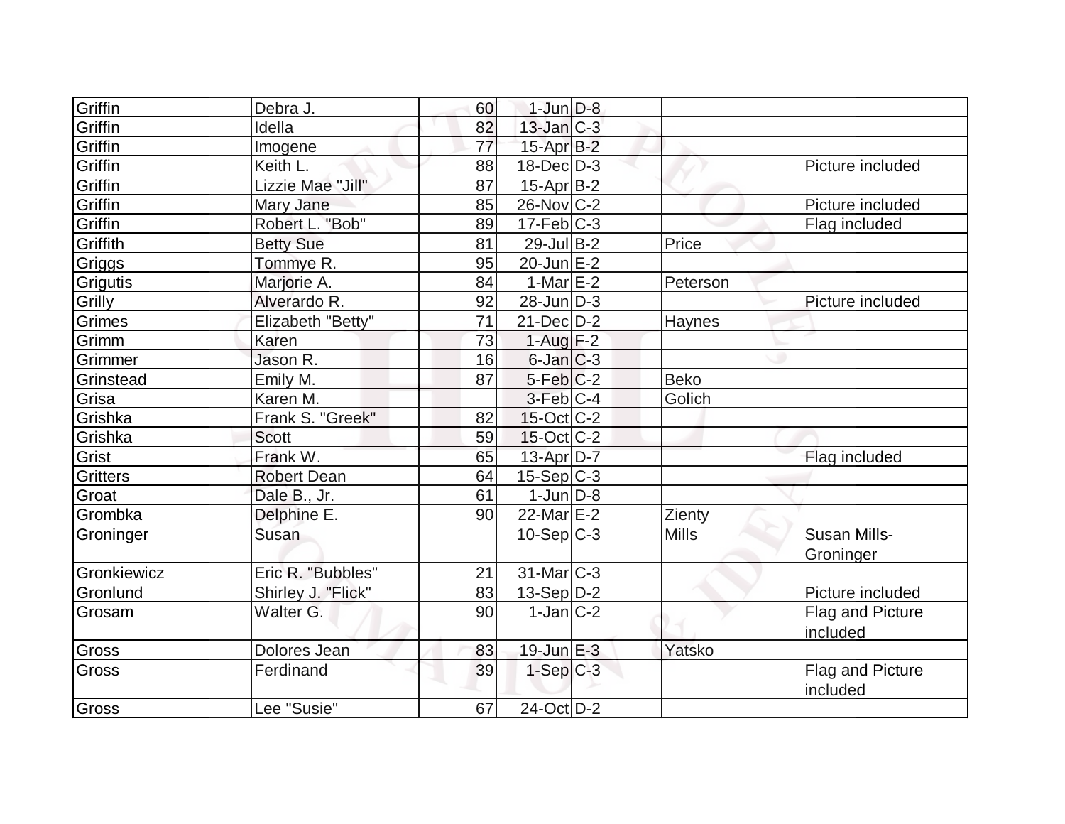| | | | | | | |
|---|---|---|---|---|---|---|
| Griffin | Debra J. | 60 | 1-Jun | D-8 | | |
| Griffin | Idella | 82 | 13-Jan | C-3 | | |
| Griffin | Imogene | 77 | 15-Apr | B-2 | | |
| Griffin | Keith L. | 88 | 18-Dec | D-3 | | Picture included |
| Griffin | Lizzie Mae "Jill" | 87 | 15-Apr | B-2 | | |
| Griffin | Mary Jane | 85 | 26-Nov | C-2 | | Picture included |
| Griffin | Robert L. "Bob" | 89 | 17-Feb | C-3 | | Flag included |
| Griffith | Betty Sue | 81 | 29-Jul | B-2 | Price | |
| Griggs | Tommye R. | 95 | 20-Jun | E-2 | | |
| Grigutis | Marjorie A. | 84 | 1-Mar | E-2 | Peterson | |
| Grilly | Alverardo R. | 92 | 28-Jun | D-3 | | Picture included |
| Grimes | Elizabeth "Betty" | 71 | 21-Dec | D-2 | Haynes | |
| Grimm | Karen | 73 | 1-Aug | F-2 | | |
| Grimmer | Jason R. | 16 | 6-Jan | C-3 | | |
| Grinstead | Emily M. | 87 | 5-Feb | C-2 | Beko | |
| Grisa | Karen M. | | 3-Feb | C-4 | Golich | |
| Grishka | Frank S. "Greek" | 82 | 15-Oct | C-2 | | |
| Grishka | Scott | 59 | 15-Oct | C-2 | | |
| Grist | Frank W. | 65 | 13-Apr | D-7 | | Flag included |
| Gritters | Robert Dean | 64 | 15-Sep | C-3 | | |
| Groat | Dale B., Jr. | 61 | 1-Jun | D-8 | | |
| Grombka | Delphine E. | 90 | 22-Mar | E-2 | Zienty | |
| Groninger | Susan | | 10-Sep | C-3 | Mills | Susan Mills-Groninger |
| Gronkiewicz | Eric R. "Bubbles" | 21 | 31-Mar | C-3 | | |
| Gronlund | Shirley J. "Flick" | 83 | 13-Sep | D-2 | | Picture included |
| Grosam | Walter G. | 90 | 1-Jan | C-2 | | Flag and Picture included |
| Gross | Dolores Jean | 83 | 19-Jun | E-3 | Yatsko | |
| Gross | Ferdinand | 39 | 1-Sep | C-3 | | Flag and Picture included |
| Gross | Lee "Susie" | 67 | 24-Oct | D-2 | | |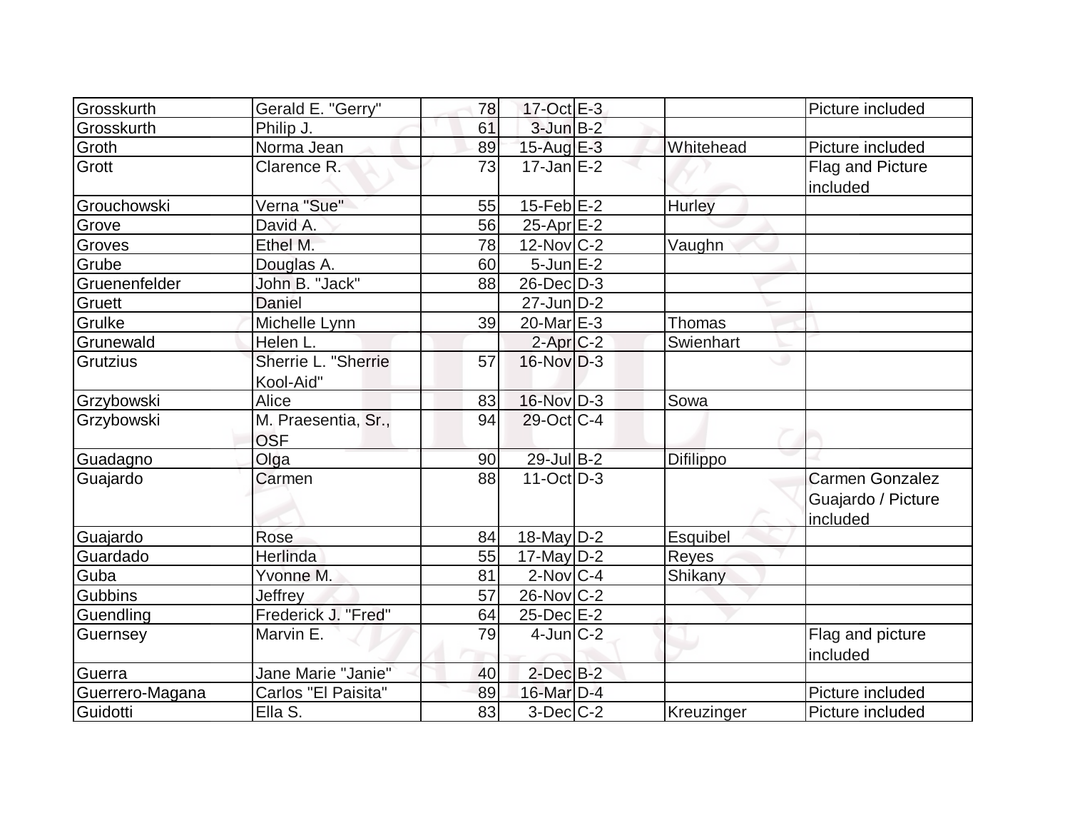| | | | | | | |
|---|---|---|---|---|---|---|
| Grosskurth | Gerald E. "Gerry" | 78 | 17-Oct | E-3 | | Picture included |
| Grosskurth | Philip J. | 61 | 3-Jun | B-2 | | |
| Groth | Norma Jean | 89 | 15-Aug | E-3 | Whitehead | Picture included |
| Grott | Clarence R. | 73 | 17-Jan | E-2 | | Flag and Picture included |
| Grouchowski | Verna "Sue" | 55 | 15-Feb | E-2 | Hurley | |
| Grove | David A. | 56 | 25-Apr | E-2 | | |
| Groves | Ethel M. | 78 | 12-Nov | C-2 | Vaughn | |
| Grube | Douglas A. | 60 | 5-Jun | E-2 | | |
| Gruenenfelder | John B. "Jack" | 88 | 26-Dec | D-3 | | |
| Gruett | Daniel | | 27-Jun | D-2 | | |
| Grulke | Michelle Lynn | 39 | 20-Mar | E-3 | Thomas | |
| Grunewald | Helen L. | | 2-Apr | C-2 | Swienhart | |
| Grutzius | Sherrie L. "Sherrie Kool-Aid" | 57 | 16-Nov | D-3 | | |
| Grzybowski | Alice | 83 | 16-Nov | D-3 | Sowa | |
| Grzybowski | M. Praesentia, Sr., OSF | 94 | 29-Oct | C-4 | | |
| Guadagno | Olga | 90 | 29-Jul | B-2 | Difilippo | |
| Guajardo | Carmen | 88 | 11-Oct | D-3 | | Carmen Gonzalez Guajardo / Picture included |
| Guajardo | Rose | 84 | 18-May | D-2 | Esquibel | |
| Guardado | Herlinda | 55 | 17-May | D-2 | Reyes | |
| Guba | Yvonne M. | 81 | 2-Nov | C-4 | Shikany | |
| Gubbins | Jeffrey | 57 | 26-Nov | C-2 | | |
| Guendling | Frederick J. "Fred" | 64 | 25-Dec | E-2 | | |
| Guernsey | Marvin E. | 79 | 4-Jun | C-2 | | Flag and picture included |
| Guerra | Jane Marie "Janie" | 40 | 2-Dec | B-2 | | |
| Guerrero-Magana | Carlos "El Paisita" | 89 | 16-Mar | D-4 | | Picture included |
| Guidotti | Ella S. | 83 | 3-Dec | C-2 | Kreuzinger | Picture included |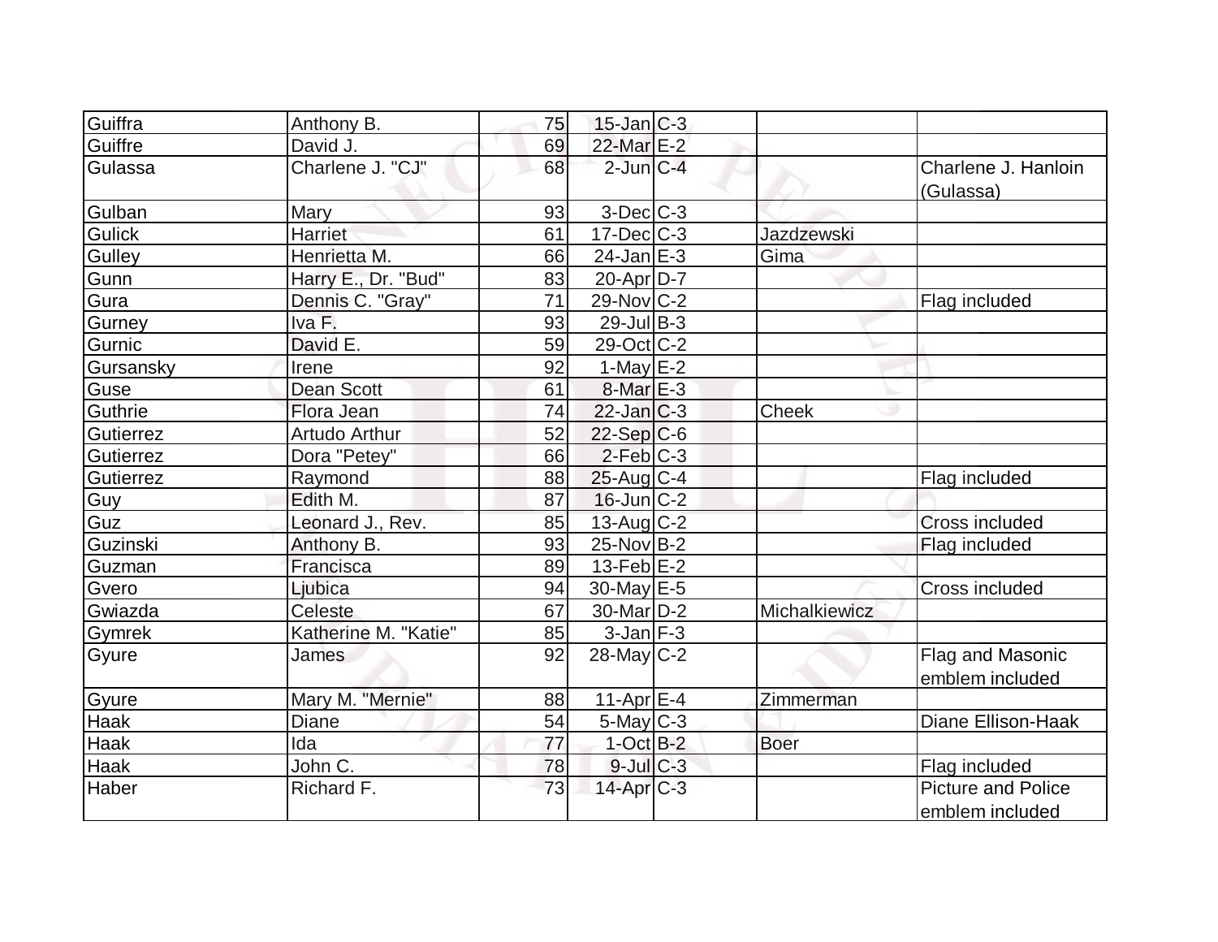| Guiffra | Anthony B. | 75 | 15-Jan | C-3 | | |
|---|---|---|---|---|---|---|
| Guiffre | David J. | 69 | 22-Mar | E-2 | | |
| Gulassa | Charlene J. "CJ" | 68 | 2-Jun | C-4 | | Charlene J. Hanloin (Gulassa) |
| Gulban | Mary | 93 | 3-Dec | C-3 | | |
| Gulick | Harriet | 61 | 17-Dec | C-3 | Jazdzewski | |
| Gulley | Henrietta M. | 66 | 24-Jan | E-3 | Gima | |
| Gunn | Harry E., Dr. "Bud" | 83 | 20-Apr | D-7 | | |
| Gura | Dennis C. "Gray" | 71 | 29-Nov | C-2 | | Flag included |
| Gurney | Iva F. | 93 | 29-Jul | B-3 | | |
| Gurnic | David E. | 59 | 29-Oct | C-2 | | |
| Gursansky | Irene | 92 | 1-May | E-2 | | |
| Guse | Dean Scott | 61 | 8-Mar | E-3 | | |
| Guthrie | Flora Jean | 74 | 22-Jan | C-3 | Cheek | |
| Gutierrez | Artudo Arthur | 52 | 22-Sep | C-6 | | |
| Gutierrez | Dora "Petey" | 66 | 2-Feb | C-3 | | |
| Gutierrez | Raymond | 88 | 25-Aug | C-4 | | Flag included |
| Guy | Edith M. | 87 | 16-Jun | C-2 | | |
| Guz | Leonard J., Rev. | 85 | 13-Aug | C-2 | | Cross included |
| Guzinski | Anthony B. | 93 | 25-Nov | B-2 | | Flag included |
| Guzman | Francisca | 89 | 13-Feb | E-2 | | |
| Gvero | Ljubica | 94 | 30-May | E-5 | | Cross included |
| Gwiazda | Celeste | 67 | 30-Mar | D-2 | Michalkiewicz | |
| Gymrek | Katherine M. "Katie" | 85 | 3-Jan | F-3 | | |
| Gyure | James | 92 | 28-May | C-2 | | Flag and Masonic emblem included |
| Gyure | Mary M. "Mernie" | 88 | 11-Apr | E-4 | Zimmerman | |
| Haak | Diane | 54 | 5-May | C-3 | | Diane Ellison-Haak |
| Haak | Ida | 77 | 1-Oct | B-2 | Boer | |
| Haak | John C. | 78 | 9-Jul | C-3 | | Flag included |
| Haber | Richard F. | 73 | 14-Apr | C-3 | | Picture and Police emblem included |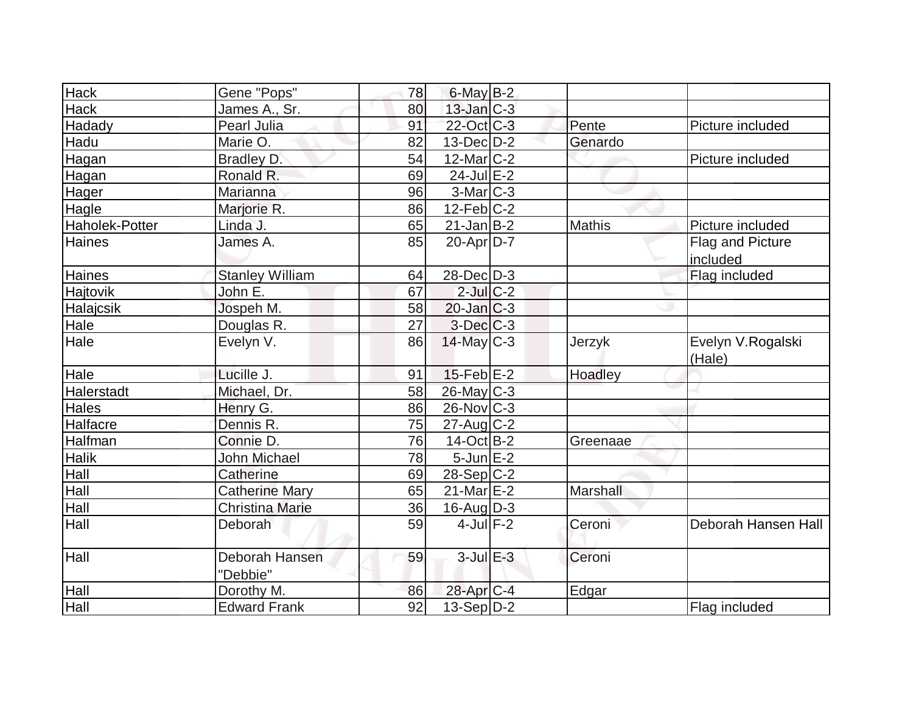| Hack | Gene "Pops" | 78 | 6-May | B-2 | | |
|---|---|---|---|---|---|---|
| Hack | James A., Sr. | 80 | 13-Jan | C-3 | | |
| Hadady | Pearl Julia | 91 | 22-Oct | C-3 | Pente | Picture included |
| Hadu | Marie O. | 82 | 13-Dec | D-2 | Genardo | |
| Hagan | Bradley D. | 54 | 12-Mar | C-2 | | Picture included |
| Hagan | Ronald R. | 69 | 24-Jul | E-2 | | |
| Hager | Marianna | 96 | 3-Mar | C-3 | | |
| Hagle | Marjorie R. | 86 | 12-Feb | C-2 | | |
| Haholek-Potter | Linda J. | 65 | 21-Jan | B-2 | Mathis | Picture included |
| Haines | James A. | 85 | 20-Apr | D-7 | | Flag and Picture included |
| Haines | Stanley William | 64 | 28-Dec | D-3 | | Flag included |
| Hajtovik | John E. | 67 | 2-Jul | C-2 | | |
| Halajcsik | Jospeh M. | 58 | 20-Jan | C-3 | | |
| Hale | Douglas R. | 27 | 3-Dec | C-3 | | |
| Hale | Evelyn V. | 86 | 14-May | C-3 | Jerzyk | Evelyn V.Rogalski (Hale) |
| Hale | Lucille J. | 91 | 15-Feb | E-2 | Hoadley | |
| Halerstadt | Michael, Dr. | 58 | 26-May | C-3 | | |
| Hales | Henry G. | 86 | 26-Nov | C-3 | | |
| Halfacre | Dennis R. | 75 | 27-Aug | C-2 | | |
| Halfman | Connie D. | 76 | 14-Oct | B-2 | Greenaae | |
| Halik | John Michael | 78 | 5-Jun | E-2 | | |
| Hall | Catherine | 69 | 28-Sep | C-2 | | |
| Hall | Catherine Mary | 65 | 21-Mar | E-2 | Marshall | |
| Hall | Christina Marie | 36 | 16-Aug | D-3 | | |
| Hall | Deborah | 59 | 4-Jul | F-2 | Ceroni | Deborah Hansen Hall |
| Hall | Deborah Hansen "Debbie" | 59 | 3-Jul | E-3 | Ceroni | |
| Hall | Dorothy M. | 86 | 28-Apr | C-4 | Edgar | |
| Hall | Edward Frank | 92 | 13-Sep | D-2 | | Flag included |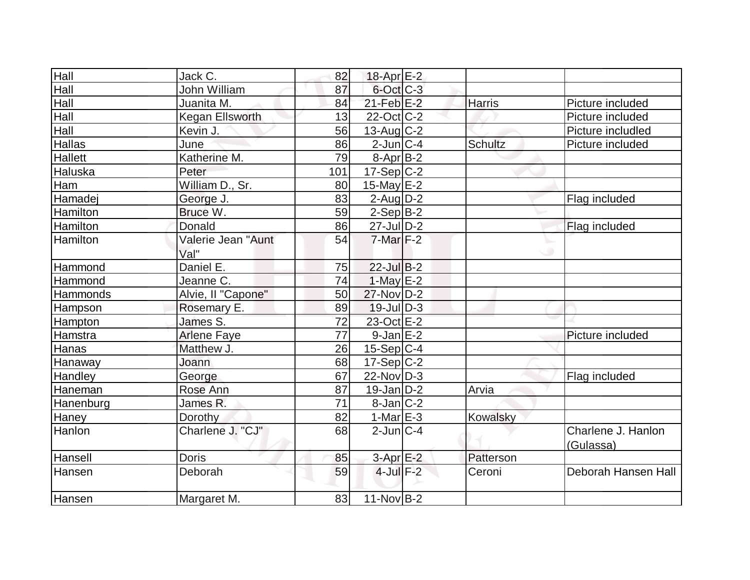| | | | | | | |
|---|---|---|---|---|---|---|
| Hall | Jack C. | 82 | 18-Apr | E-2 | | |
| Hall | John William | 87 | 6-Oct | C-3 | | |
| Hall | Juanita M. | 84 | 21-Feb | E-2 | Harris | Picture included |
| Hall | Kegan Ellsworth | 13 | 22-Oct | C-2 | | Picture included |
| Hall | Kevin J. | 56 | 13-Aug | C-2 | | Picture includled |
| Hallas | June | 86 | 2-Jun | C-4 | Schultz | Picture included |
| Hallett | Katherine M. | 79 | 8-Apr | B-2 | | |
| Haluska | Peter | 101 | 17-Sep | C-2 | | |
| Ham | William D., Sr. | 80 | 15-May | E-2 | | |
| Hamadej | George J. | 83 | 2-Aug | D-2 | | Flag included |
| Hamilton | Bruce W. | 59 | 2-Sep | B-2 | | |
| Hamilton | Donald | 86 | 27-Jul | D-2 | | Flag included |
| Hamilton | Valerie Jean "Aunt Val" | 54 | 7-Mar | F-2 | | |
| Hammond | Daniel E. | 75 | 22-Jul | B-2 | | |
| Hammond | Jeanne C. | 74 | 1-May | E-2 | | |
| Hammonds | Alvie, II "Capone" | 50 | 27-Nov | D-2 | | |
| Hampson | Rosemary E. | 89 | 19-Jul | D-3 | | |
| Hampton | James S. | 72 | 23-Oct | E-2 | | |
| Hamstra | Arlene Faye | 77 | 9-Jan | E-2 | | Picture included |
| Hanas | Matthew J. | 26 | 15-Sep | C-4 | | |
| Hanaway | Joann | 68 | 17-Sep | C-2 | | |
| Handley | George | 67 | 22-Nov | D-3 | | Flag included |
| Haneman | Rose Ann | 87 | 19-Jan | D-2 | Arvia | |
| Hanenburg | James R. | 71 | 8-Jan | C-2 | | |
| Haney | Dorothy | 82 | 1-Mar | E-3 | Kowalsky | |
| Hanlon | Charlene J. "CJ" | 68 | 2-Jun | C-4 | | Charlene J. Hanlon (Gulassa) |
| Hansell | Doris | 85 | 3-Apr | E-2 | Patterson | |
| Hansen | Deborah | 59 | 4-Jul | F-2 | Ceroni | Deborah Hansen Hall |
| Hansen | Margaret M. | 83 | 11-Nov | B-2 | | |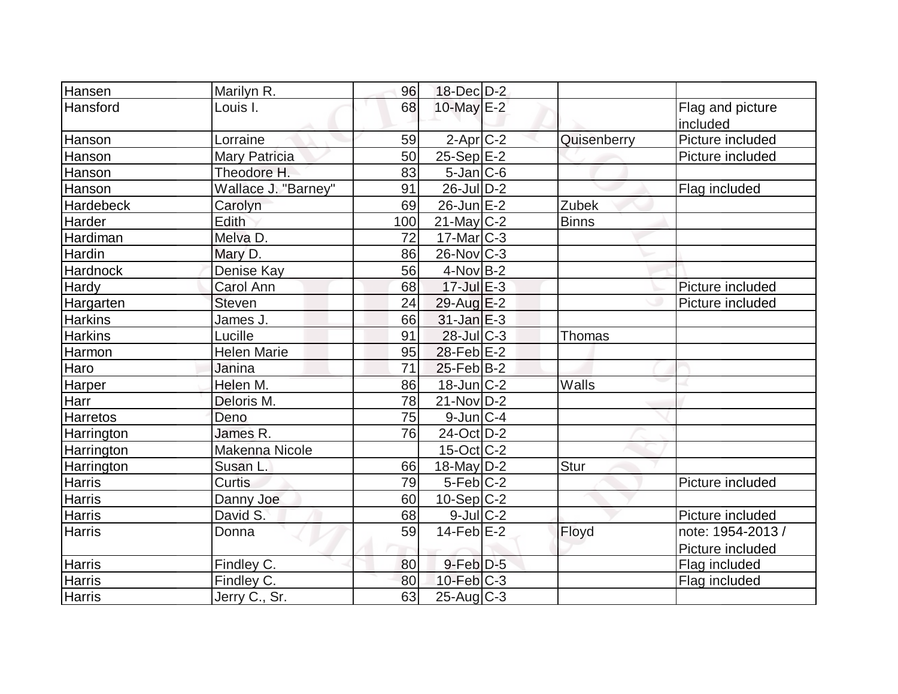| | | | | | | |
|---|---|---|---|---|---|---|
| Hansen | Marilyn R. | 96 | 18-Dec | D-2 | | |
| Hansford | Louis I. | 68 | 10-May | E-2 | | Flag and picture included |
| Hanson | Lorraine | 59 | 2-Apr | C-2 | Quisenberry | Picture included |
| Hanson | Mary Patricia | 50 | 25-Sep | E-2 | | Picture included |
| Hanson | Theodore H. | 83 | 5-Jan | C-6 | | |
| Hanson | Wallace J. "Barney" | 91 | 26-Jul | D-2 | | Flag included |
| Hardebeck | Carolyn | 69 | 26-Jun | E-2 | Zubek | |
| Harder | Edith | 100 | 21-May | C-2 | Binns | |
| Hardiman | Melva D. | 72 | 17-Mar | C-3 | | |
| Hardin | Mary D. | 86 | 26-Nov | C-3 | | |
| Hardnock | Denise Kay | 56 | 4-Nov | B-2 | | |
| Hardy | Carol Ann | 68 | 17-Jul | E-3 | | Picture included |
| Hargarten | Steven | 24 | 29-Aug | E-2 | | Picture included |
| Harkins | James J. | 66 | 31-Jan | E-3 | | |
| Harkins | Lucille | 91 | 28-Jul | C-3 | Thomas | |
| Harmon | Helen Marie | 95 | 28-Feb | E-2 | | |
| Haro | Janina | 71 | 25-Feb | B-2 | | |
| Harper | Helen M. | 86 | 18-Jun | C-2 | Walls | |
| Harr | Deloris M. | 78 | 21-Nov | D-2 | | |
| Harretos | Deno | 75 | 9-Jun | C-4 | | |
| Harrington | James R. | 76 | 24-Oct | D-2 | | |
| Harrington | Makenna Nicole | | 15-Oct | C-2 | | |
| Harrington | Susan L. | 66 | 18-May | D-2 | Stur | |
| Harris | Curtis | 79 | 5-Feb | C-2 | | Picture included |
| Harris | Danny Joe | 60 | 10-Sep | C-2 | | |
| Harris | David S. | 68 | 9-Jul | C-2 | | Picture included |
| Harris | Donna | 59 | 14-Feb | E-2 | Floyd | note: 1954-2013 / Picture included |
| Harris | Findley C. | 80 | 9-Feb | D-5 | | Flag included |
| Harris | Findley C. | 80 | 10-Feb | C-3 | | Flag included |
| Harris | Jerry C., Sr. | 63 | 25-Aug | C-3 | | |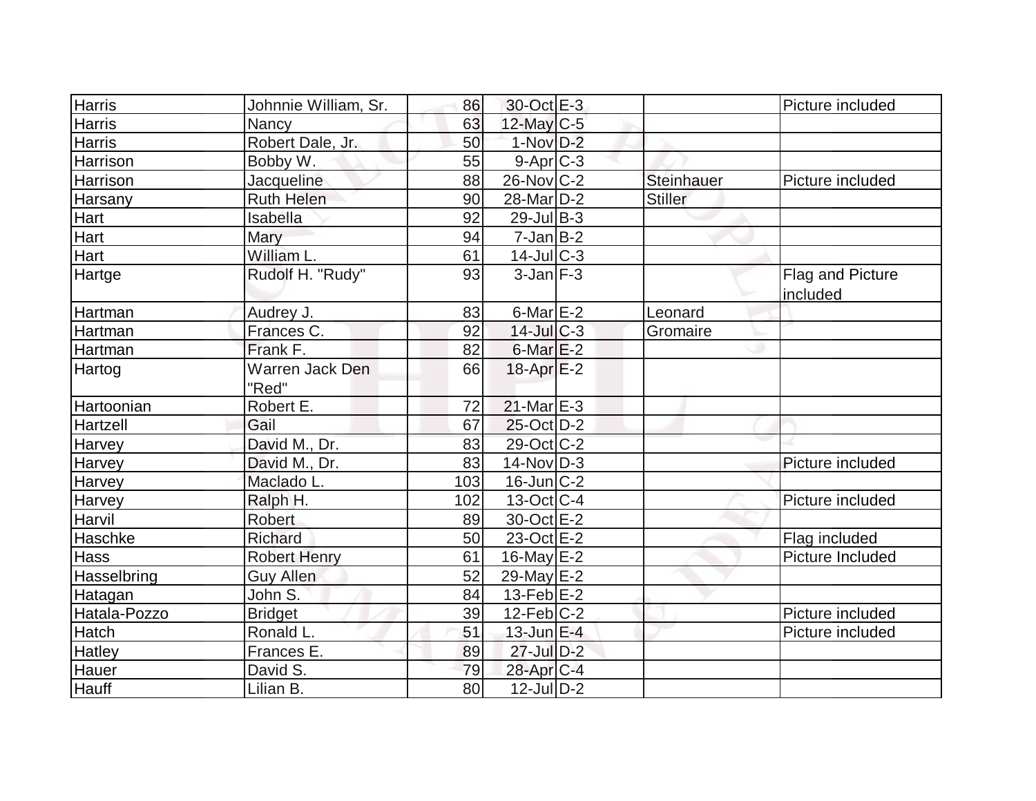| | | | | | | |
|---|---|---|---|---|---|---|
| Harris | Johnnie William, Sr. | 86 | 30-Oct | E-3 | | Picture included |
| Harris | Nancy | 63 | 12-May | C-5 | | |
| Harris | Robert Dale, Jr. | 50 | 1-Nov | D-2 | | |
| Harrison | Bobby W. | 55 | 9-Apr | C-3 | | |
| Harrison | Jacqueline | 88 | 26-Nov | C-2 | Steinhauer | Picture included |
| Harsany | Ruth Helen | 90 | 28-Mar | D-2 | Stiller | |
| Hart | Isabella | 92 | 29-Jul | B-3 | | |
| Hart | Mary | 94 | 7-Jan | B-2 | | |
| Hart | William L. | 61 | 14-Jul | C-3 | | |
| Hartge | Rudolf H. "Rudy" | 93 | 3-Jan | F-3 | | Flag and Picture included |
| Hartman | Audrey J. | 83 | 6-Mar | E-2 | Leonard | |
| Hartman | Frances C. | 92 | 14-Jul | C-3 | Gromaire | |
| Hartman | Frank F. | 82 | 6-Mar | E-2 | | |
| Hartog | Warren Jack Den "Red" | 66 | 18-Apr | E-2 | | |
| Hartoonian | Robert E. | 72 | 21-Mar | E-3 | | |
| Hartzell | Gail | 67 | 25-Oct | D-2 | | |
| Harvey | David M., Dr. | 83 | 29-Oct | C-2 | | |
| Harvey | David M., Dr. | 83 | 14-Nov | D-3 | | Picture included |
| Harvey | Maclado L. | 103 | 16-Jun | C-2 | | |
| Harvey | Ralph H. | 102 | 13-Oct | C-4 | | Picture included |
| Harvil | Robert | 89 | 30-Oct | E-2 | | |
| Haschke | Richard | 50 | 23-Oct | E-2 | | Flag included |
| Hass | Robert Henry | 61 | 16-May | E-2 | | Picture Included |
| Hasselbring | Guy Allen | 52 | 29-May | E-2 | | |
| Hatagan | John S. | 84 | 13-Feb | E-2 | | |
| Hatala-Pozzo | Bridget | 39 | 12-Feb | C-2 | | Picture included |
| Hatch | Ronald L. | 51 | 13-Jun | E-4 | | Picture included |
| Hatley | Frances E. | 89 | 27-Jul | D-2 | | |
| Hauer | David S. | 79 | 28-Apr | C-4 | | |
| Hauff | Lilian B. | 80 | 12-Jul | D-2 | | |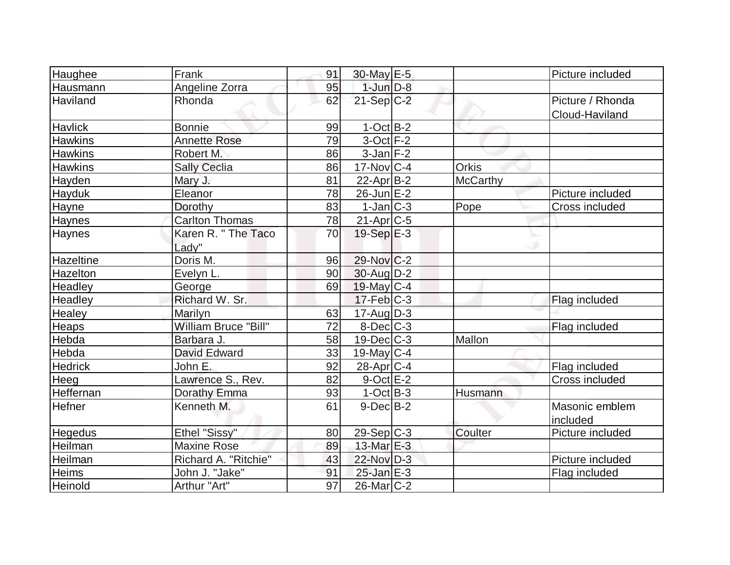| Haughee | Frank | 91 | 30-May | E-5 | | Picture included |
|---|---|---|---|---|---|---|
| Hausmann | Angeline Zorra | 95 | 1-Jun | D-8 | | |
| Haviland | Rhonda | 62 | 21-Sep | C-2 | | Picture / Rhonda Cloud-Haviland |
| Havlick | Bonnie | 99 | 1-Oct | B-2 | | |
| Hawkins | Annette Rose | 79 | 3-Oct | F-2 | | |
| Hawkins | Robert M. | 86 | 3-Jan | F-2 | | |
| Hawkins | Sally Ceclia | 86 | 17-Nov | C-4 | Orkis | |
| Hayden | Mary J. | 81 | 22-Apr | B-2 | McCarthy | |
| Hayduk | Eleanor | 78 | 26-Jun | E-2 | | Picture included |
| Hayne | Dorothy | 83 | 1-Jan | C-3 | Pope | Cross included |
| Haynes | Carlton Thomas | 78 | 21-Apr | C-5 | | |
| Haynes | Karen R. " The Taco Lady" | 70 | 19-Sep | E-3 | | |
| Hazeltine | Doris M. | 96 | 29-Nov | C-2 | | |
| Hazelton | Evelyn L. | 90 | 30-Aug | D-2 | | |
| Headley | George | 69 | 19-May | C-4 | | |
| Headley | Richard W. Sr. | | 17-Feb | C-3 | | Flag included |
| Healey | Marilyn | 63 | 17-Aug | D-3 | | |
| Heaps | William Bruce "Bill" | 72 | 8-Dec | C-3 | | Flag included |
| Hebda | Barbara J. | 58 | 19-Dec | C-3 | Mallon | |
| Hebda | David Edward | 33 | 19-May | C-4 | | |
| Hedrick | John E. | 92 | 28-Apr | C-4 | | Flag included |
| Heeg | Lawrence S., Rev. | 82 | 9-Oct | E-2 | | Cross included |
| Heffernan | Dorathy Emma | 93 | 1-Oct | B-3 | Husmann | |
| Hefner | Kenneth M. | 61 | 9-Dec | B-2 | | Masonic emblem included |
| Hegedus | Ethel "Sissy" | 80 | 29-Sep | C-3 | Coulter | Picture included |
| Heilman | Maxine Rose | 89 | 13-Mar | E-3 | | |
| Heilman | Richard A. "Ritchie" | 43 | 22-Nov | D-3 | | Picture included |
| Heims | John J. "Jake" | 91 | 25-Jan | E-3 | | Flag included |
| Heinold | Arthur "Art" | 97 | 26-Mar | C-2 | | |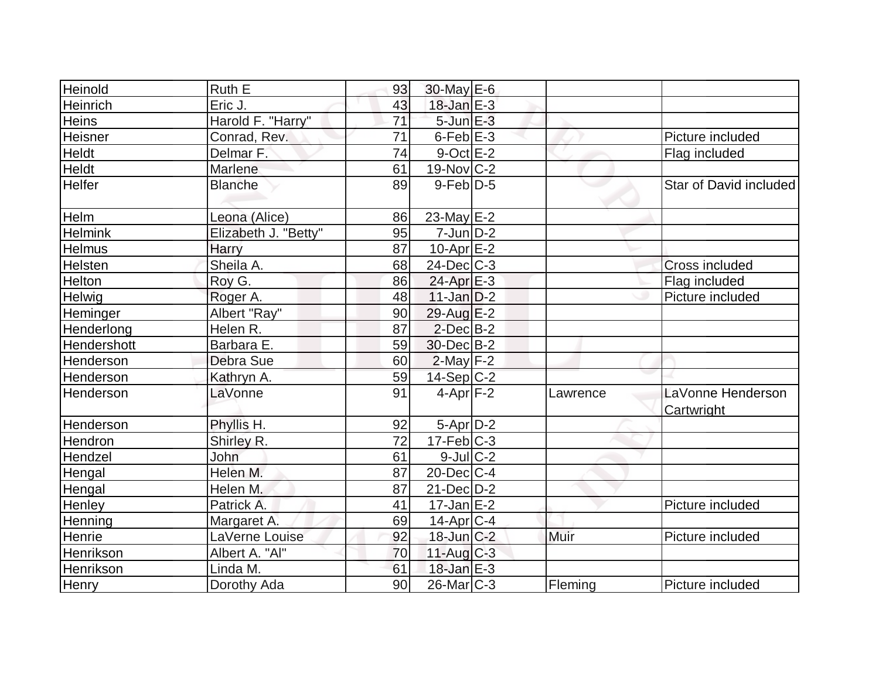| Heinold | Ruth E | 93 | 30-May | E-6 | | |
|---|---|---|---|---|---|---|
| Heinrich | Eric J. | 43 | 18-Jan | E-3 | | |
| Heins | Harold F. "Harry" | 71 | 5-Jun | E-3 | | |
| Heisner | Conrad, Rev. | 71 | 6-Feb | E-3 | | Picture included |
| Heldt | Delmar F. | 74 | 9-Oct | E-2 | | Flag included |
| Heldt | Marlene | 61 | 19-Nov | C-2 | | |
| Helfer | Blanche | 89 | 9-Feb | D-5 | | Star of David included |
| Helm | Leona (Alice) | 86 | 23-May | E-2 | | |
| Helmink | Elizabeth J. "Betty" | 95 | 7-Jun | D-2 | | |
| Helmus | Harry | 87 | 10-Apr | E-2 | | |
| Helsten | Sheila A. | 68 | 24-Dec | C-3 | | Cross included |
| Helton | Roy G. | 86 | 24-Apr | E-3 | | Flag included |
| Helwig | Roger A. | 48 | 11-Jan | D-2 | | Picture included |
| Heminger | Albert "Ray" | 90 | 29-Aug | E-2 | | |
| Henderlong | Helen R. | 87 | 2-Dec | B-2 | | |
| Hendershott | Barbara E. | 59 | 30-Dec | B-2 | | |
| Henderson | Debra Sue | 60 | 2-May | F-2 | | |
| Henderson | Kathryn A. | 59 | 14-Sep | C-2 | | |
| Henderson | LaVonne | 91 | 4-Apr | F-2 | Lawrence | LaVonne Henderson Cartwright |
| Henderson | Phyllis H. | 92 | 5-Apr | D-2 | | |
| Hendron | Shirley R. | 72 | 17-Feb | C-3 | | |
| Hendzel | John | 61 | 9-Jul | C-2 | | |
| Hengal | Helen M. | 87 | 20-Dec | C-4 | | |
| Hengal | Helen M. | 87 | 21-Dec | D-2 | | |
| Henley | Patrick A. | 41 | 17-Jan | E-2 | | Picture included |
| Henning | Margaret A. | 69 | 14-Apr | C-4 | | |
| Henrie | LaVerne Louise | 92 | 18-Jun | C-2 | Muir | Picture included |
| Henrikson | Albert A. "Al" | 70 | 11-Aug | C-3 | | |
| Henrikson | Linda M. | 61 | 18-Jan | E-3 | | |
| Henry | Dorothy Ada | 90 | 26-Mar | C-3 | Fleming | Picture included |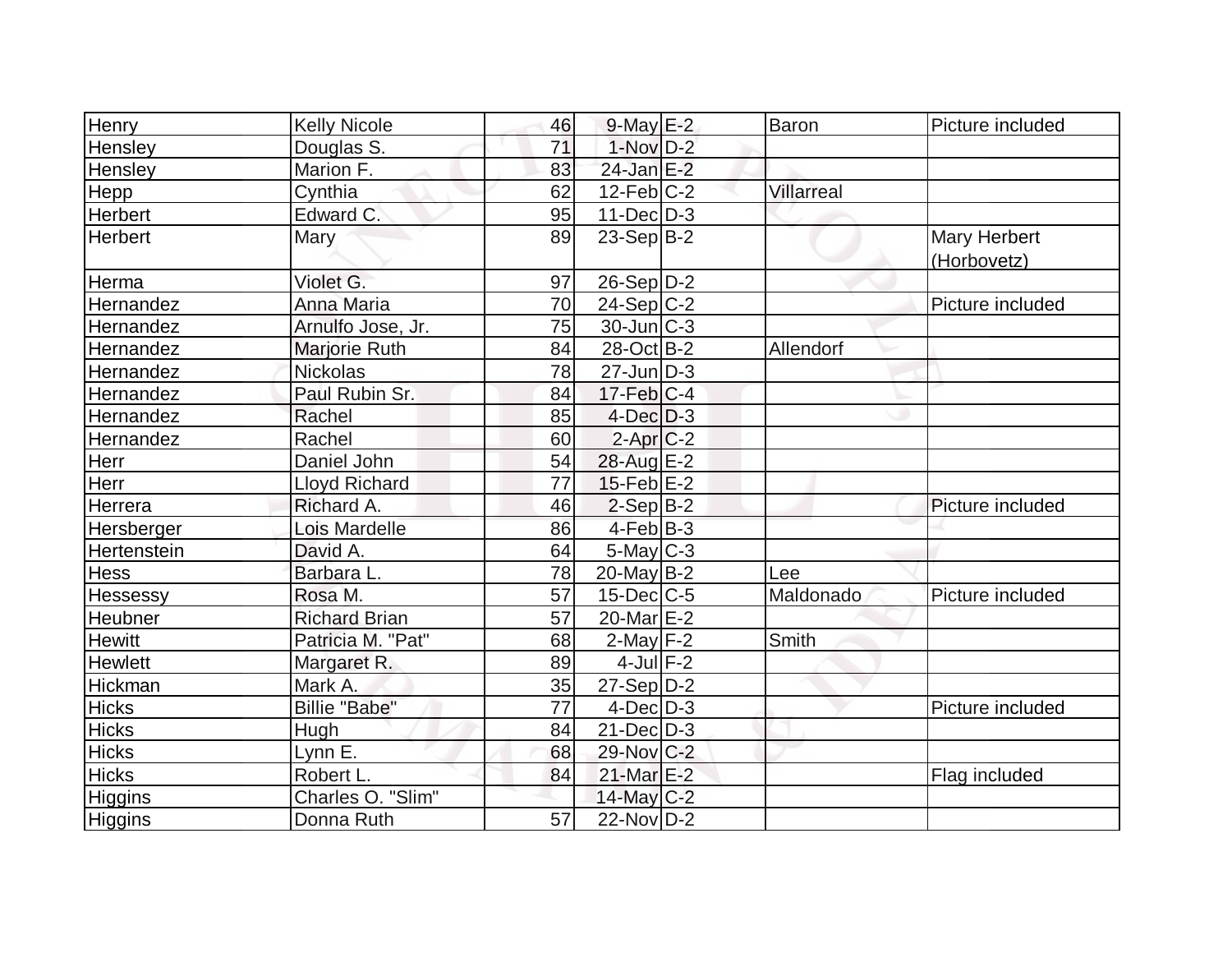| Henry | Kelly Nicole | 46 | 9-May | E-2 | Baron | Picture included |
|---|---|---|---|---|---|---|
| Hensley | Douglas S. | 71 | 1-Nov | D-2 | | |
| Hensley | Marion F. | 83 | 24-Jan | E-2 | | |
| Hepp | Cynthia | 62 | 12-Feb | C-2 | Villarreal | |
| Herbert | Edward C. | 95 | 11-Dec | D-3 | | |
| Herbert | Mary | 89 | 23-Sep | B-2 | | Mary Herbert (Horbovetz) |
| Herma | Violet G. | 97 | 26-Sep | D-2 | | |
| Hernandez | Anna Maria | 70 | 24-Sep | C-2 | | Picture included |
| Hernandez | Arnulfo Jose, Jr. | 75 | 30-Jun | C-3 | | |
| Hernandez | Marjorie Ruth | 84 | 28-Oct | B-2 | Allendorf | |
| Hernandez | Nickolas | 78 | 27-Jun | D-3 | | |
| Hernandez | Paul Rubin Sr. | 84 | 17-Feb | C-4 | | |
| Hernandez | Rachel | 85 | 4-Dec | D-3 | | |
| Hernandez | Rachel | 60 | 2-Apr | C-2 | | |
| Herr | Daniel John | 54 | 28-Aug | E-2 | | |
| Herr | Lloyd Richard | 77 | 15-Feb | E-2 | | |
| Herrera | Richard A. | 46 | 2-Sep | B-2 | | Picture included |
| Hersberger | Lois Mardelle | 86 | 4-Feb | B-3 | | |
| Hertenstein | David A. | 64 | 5-May | C-3 | | |
| Hess | Barbara L. | 78 | 20-May | B-2 | Lee | |
| Hessessy | Rosa M. | 57 | 15-Dec | C-5 | Maldonado | Picture included |
| Heubner | Richard Brian | 57 | 20-Mar | E-2 | | |
| Hewitt | Patricia M. "Pat" | 68 | 2-May | F-2 | Smith | |
| Hewlett | Margaret R. | 89 | 4-Jul | F-2 | | |
| Hickman | Mark A. | 35 | 27-Sep | D-2 | | |
| Hicks | Billie "Babe" | 77 | 4-Dec | D-3 | | Picture included |
| Hicks | Hugh | 84 | 21-Dec | D-3 | | |
| Hicks | Lynn E. | 68 | 29-Nov | C-2 | | |
| Hicks | Robert L. | 84 | 21-Mar | E-2 | | Flag included |
| Higgins | Charles O. "Slim" | | 14-May | C-2 | | |
| Higgins | Donna Ruth | 57 | 22-Nov | D-2 | | |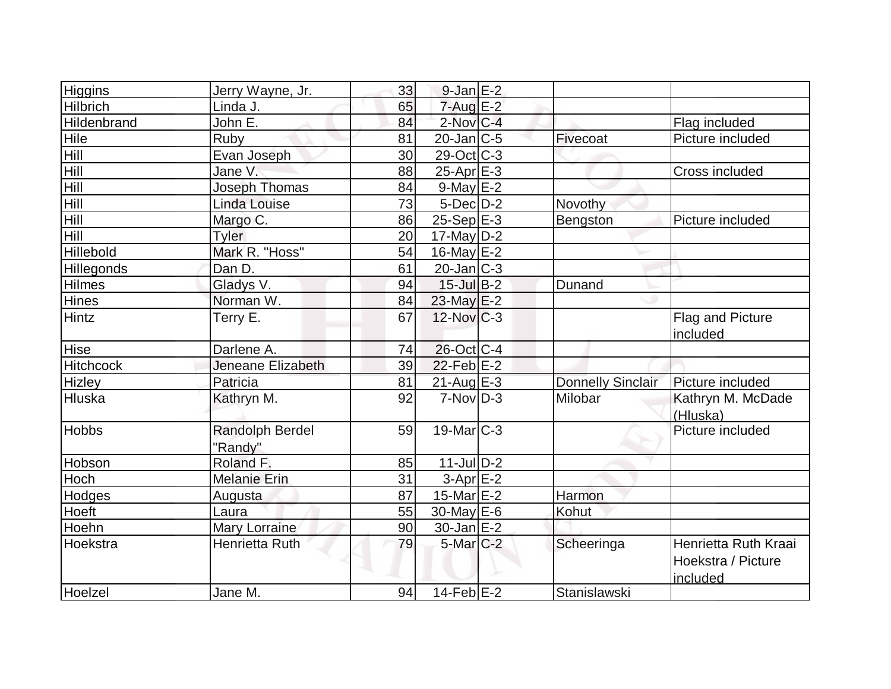| | | | | | | |
|---|---|---|---|---|---|---|
| Higgins | Jerry Wayne, Jr. | 33 | 9-Jan | E-2 | | |
| Hilbrich | Linda J. | 65 | 7-Aug | E-2 | | |
| Hildenbrand | John E. | 84 | 2-Nov | C-4 | | Flag included |
| Hile | Ruby | 81 | 20-Jan | C-5 | Fivecoat | Picture included |
| Hill | Evan Joseph | 30 | 29-Oct | C-3 | | |
| Hill | Jane V. | 88 | 25-Apr | E-3 | | Cross included |
| Hill | Joseph Thomas | 84 | 9-May | E-2 | | |
| Hill | Linda Louise | 73 | 5-Dec | D-2 | Novothy | |
| Hill | Margo C. | 86 | 25-Sep | E-3 | Bengston | Picture included |
| Hill | Tyler | 20 | 17-May | D-2 | | |
| Hillebold | Mark R. "Hoss" | 54 | 16-May | E-2 | | |
| Hillegonds | Dan D. | 61 | 20-Jan | C-3 | | |
| Hilmes | Gladys V. | 94 | 15-Jul | B-2 | Dunand | |
| Hines | Norman W. | 84 | 23-May | E-2 | | |
| Hintz | Terry E. | 67 | 12-Nov | C-3 | | Flag and Picture included |
| Hise | Darlene A. | 74 | 26-Oct | C-4 | | |
| Hitchcock | Jeneane Elizabeth | 39 | 22-Feb | E-2 | | |
| Hizley | Patricia | 81 | 21-Aug | E-3 | Donnelly Sinclair | Picture included |
| Hluska | Kathryn M. | 92 | 7-Nov | D-3 | Milobar | Kathryn M. McDade (Hluska) |
| Hobbs | Randolph Berdel "Randy" | 59 | 19-Mar | C-3 | | Picture included |
| Hobson | Roland F. | 85 | 11-Jul | D-2 | | |
| Hoch | Melanie Erin | 31 | 3-Apr | E-2 | | |
| Hodges | Augusta | 87 | 15-Mar | E-2 | Harmon | |
| Hoeft | Laura | 55 | 30-May | E-6 | Kohut | |
| Hoehn | Mary Lorraine | 90 | 30-Jan | E-2 | | |
| Hoekstra | Henrietta Ruth | 79 | 5-Mar | C-2 | Scheeringa | Henrietta Ruth Kraai Hoekstra / Picture included |
| Hoelzel | Jane M. | 94 | 14-Feb | E-2 | Stanislawski | |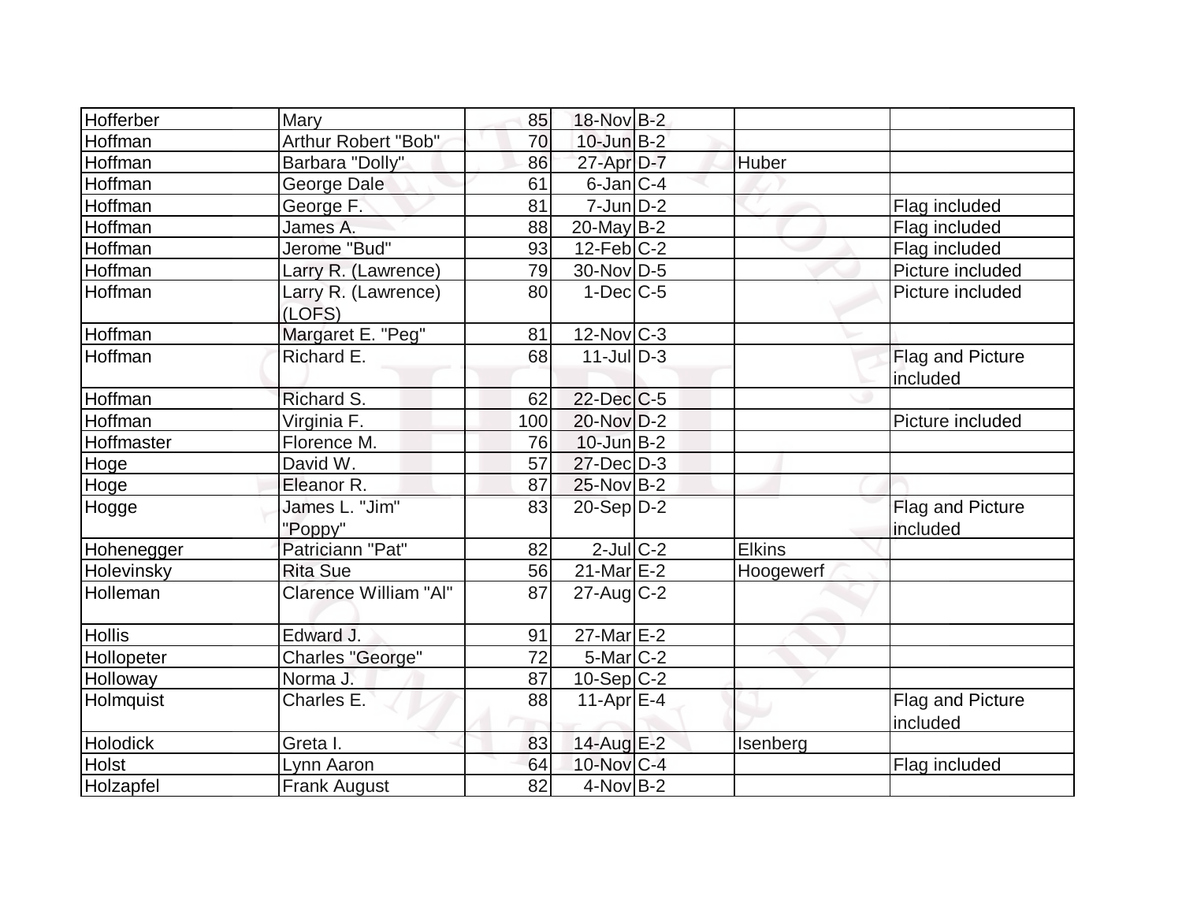| Hofferber | Mary | 85 | 18-Nov | B-2 | | |
|---|---|---|---|---|---|---|
| Hoffman | Arthur Robert "Bob" | 70 | 10-Jun | B-2 | | |
| Hoffman | Barbara "Dolly" | 86 | 27-Apr | D-7 | Huber | |
| Hoffman | George Dale | 61 | 6-Jan | C-4 | | |
| Hoffman | George F. | 81 | 7-Jun | D-2 | | Flag included |
| Hoffman | James A. | 88 | 20-May | B-2 | | Flag included |
| Hoffman | Jerome "Bud" | 93 | 12-Feb | C-2 | | Flag included |
| Hoffman | Larry R. (Lawrence) | 79 | 30-Nov | D-5 | | Picture included |
| Hoffman | Larry R. (Lawrence) (LOFS) | 80 | 1-Dec | C-5 | | Picture included |
| Hoffman | Margaret E. "Peg" | 81 | 12-Nov | C-3 | | |
| Hoffman | Richard E. | 68 | 11-Jul | D-3 | | Flag and Picture included |
| Hoffman | Richard S. | 62 | 22-Dec | C-5 | | |
| Hoffman | Virginia F. | 100 | 20-Nov | D-2 | | Picture included |
| Hoffmaster | Florence M. | 76 | 10-Jun | B-2 | | |
| Hoge | David W. | 57 | 27-Dec | D-3 | | |
| Hoge | Eleanor R. | 87 | 25-Nov | B-2 | | |
| Hogge | James L. "Jim" "Poppy" | 83 | 20-Sep | D-2 | | Flag and Picture included |
| Hohenegger | Patriciann "Pat" | 82 | 2-Jul | C-2 | Elkins | |
| Holevinsky | Rita Sue | 56 | 21-Mar | E-2 | Hoogewerf | |
| Holleman | Clarence William "Al" | 87 | 27-Aug | C-2 | | |
| Hollis | Edward J. | 91 | 27-Mar | E-2 | | |
| Hollopeter | Charles "George" | 72 | 5-Mar | C-2 | | |
| Holloway | Norma J. | 87 | 10-Sep | C-2 | | |
| Holmquist | Charles E. | 88 | 11-Apr | E-4 | | Flag and Picture included |
| Holodick | Greta I. | 83 | 14-Aug | E-2 | Isenberg | |
| Holst | Lynn Aaron | 64 | 10-Nov | C-4 | | Flag included |
| Holzapfel | Frank August | 82 | 4-Nov | B-2 | | |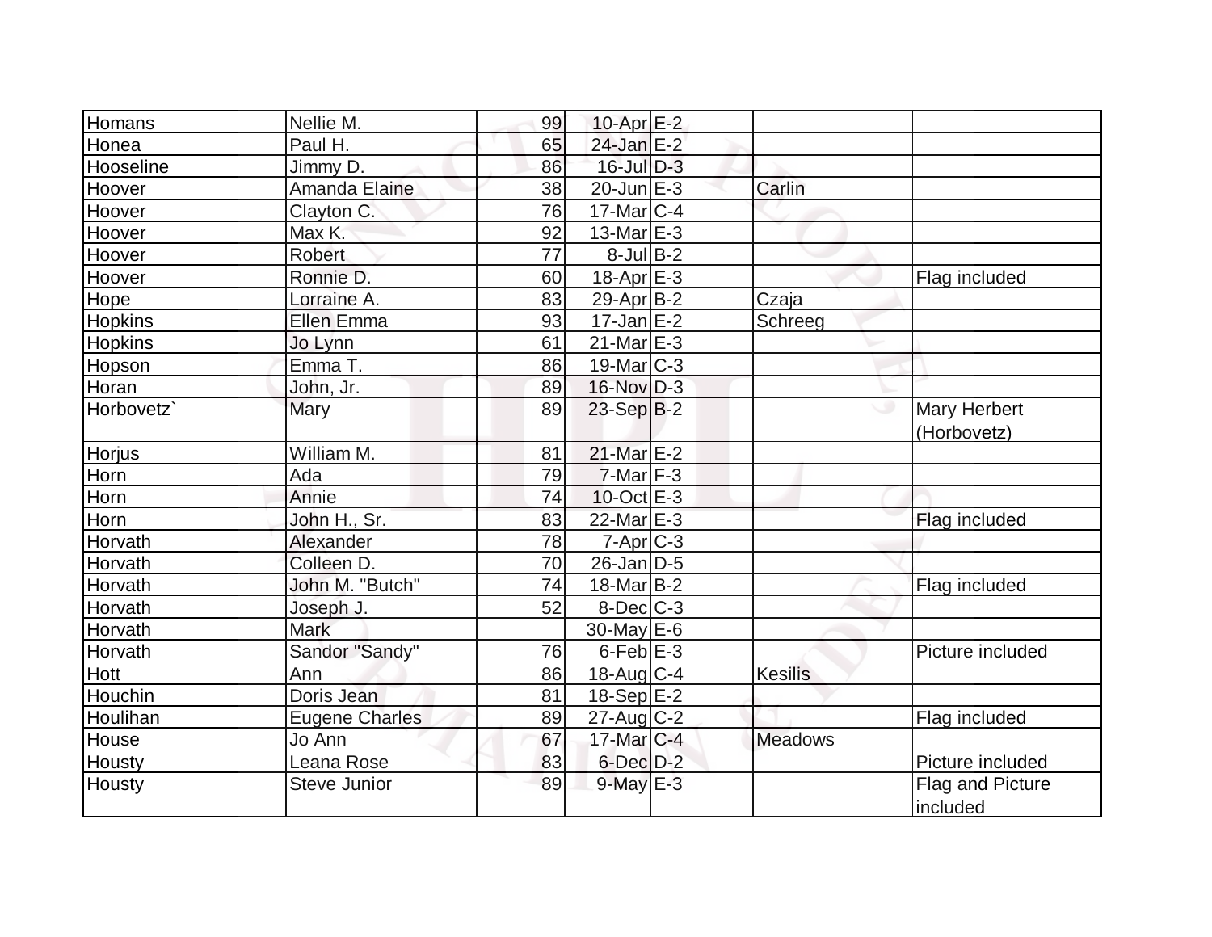| | | | | | | |
|---|---|---|---|---|---|---|
| Homans | Nellie M. | 99 | 10-Apr | E-2 | | |
| Honea | Paul H. | 65 | 24-Jan | E-2 | | |
| Hooseline | Jimmy D. | 86 | 16-Jul | D-3 | | |
| Hoover | Amanda Elaine | 38 | 20-Jun | E-3 | Carlin | |
| Hoover | Clayton C. | 76 | 17-Mar | C-4 | | |
| Hoover | Max K. | 92 | 13-Mar | E-3 | | |
| Hoover | Robert | 77 | 8-Jul | B-2 | | |
| Hoover | Ronnie D. | 60 | 18-Apr | E-3 | | Flag included |
| Hope | Lorraine A. | 83 | 29-Apr | B-2 | Czaja | |
| Hopkins | Ellen Emma | 93 | 17-Jan | E-2 | Schreeg | |
| Hopkins | Jo Lynn | 61 | 21-Mar | E-3 | | |
| Hopson | Emma T. | 86 | 19-Mar | C-3 | | |
| Horan | John, Jr. | 89 | 16-Nov | D-3 | | |
| Horbovetz` | Mary | 89 | 23-Sep | B-2 | | Mary Herbert (Horbovetz) |
| Horjus | William M. | 81 | 21-Mar | E-2 | | |
| Horn | Ada | 79 | 7-Mar | F-3 | | |
| Horn | Annie | 74 | 10-Oct | E-3 | | |
| Horn | John H., Sr. | 83 | 22-Mar | E-3 | | Flag included |
| Horvath | Alexander | 78 | 7-Apr | C-3 | | |
| Horvath | Colleen D. | 70 | 26-Jan | D-5 | | |
| Horvath | John M. "Butch" | 74 | 18-Mar | B-2 | | Flag included |
| Horvath | Joseph J. | 52 | 8-Dec | C-3 | | |
| Horvath | Mark | | 30-May | E-6 | | |
| Horvath | Sandor "Sandy" | 76 | 6-Feb | E-3 | | Picture included |
| Hott | Ann | 86 | 18-Aug | C-4 | Kesilis | |
| Houchin | Doris Jean | 81 | 18-Sep | E-2 | | |
| Houlihan | Eugene Charles | 89 | 27-Aug | C-2 | | Flag included |
| House | Jo Ann | 67 | 17-Mar | C-4 | Meadows | |
| Housty | Leana Rose | 83 | 6-Dec | D-2 | | Picture included |
| Housty | Steve Junior | 89 | 9-May | E-3 | | Flag and Picture included |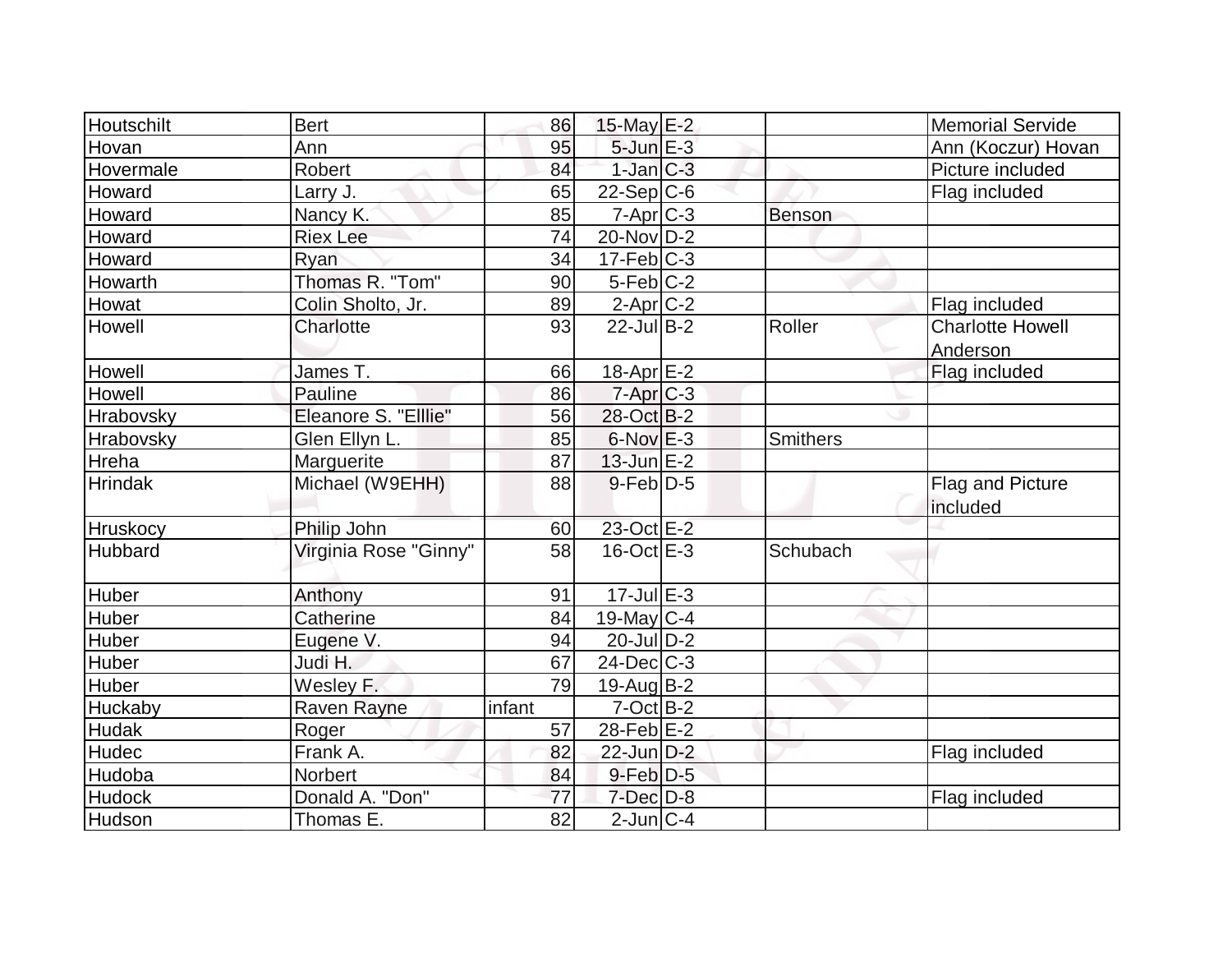| | | | | | | |
|---|---|---|---|---|---|---|
| Houtschilt | Bert | 86 | 15-May | E-2 | | Memorial Servide |
| Hovan | Ann | 95 | 5-Jun | E-3 | | Ann (Koczur) Hovan |
| Hovermale | Robert | 84 | 1-Jan | C-3 | | Picture included |
| Howard | Larry J. | 65 | 22-Sep | C-6 | | Flag included |
| Howard | Nancy K. | 85 | 7-Apr | C-3 | Benson | |
| Howard | Riex Lee | 74 | 20-Nov | D-2 | | |
| Howard | Ryan | 34 | 17-Feb | C-3 | | |
| Howarth | Thomas R. "Tom" | 90 | 5-Feb | C-2 | | |
| Howat | Colin Sholto, Jr. | 89 | 2-Apr | C-2 | | Flag included |
| Howell | Charlotte | 93 | 22-Jul | B-2 | Roller | Charlotte Howell Anderson |
| Howell | James T. | 66 | 18-Apr | E-2 | | Flag included |
| Howell | Pauline | 86 | 7-Apr | C-3 | | |
| Hrabovsky | Eleanore S. "Elllie" | 56 | 28-Oct | B-2 | | |
| Hrabovsky | Glen Ellyn L. | 85 | 6-Nov | E-3 | Smithers | |
| Hreha | Marguerite | 87 | 13-Jun | E-2 | | |
| Hrindak | Michael (W9EHH) | 88 | 9-Feb | D-5 | | Flag and Picture included |
| Hruskocy | Philip John | 60 | 23-Oct | E-2 | | |
| Hubbard | Virginia Rose "Ginny" | 58 | 16-Oct | E-3 | Schubach | |
| Huber | Anthony | 91 | 17-Jul | E-3 | | |
| Huber | Catherine | 84 | 19-May | C-4 | | |
| Huber | Eugene V. | 94 | 20-Jul | D-2 | | |
| Huber | Judi H. | 67 | 24-Dec | C-3 | | |
| Huber | Wesley F. | 79 | 19-Aug | B-2 | | |
| Huckaby | Raven Rayne | infant | 7-Oct | B-2 | | |
| Hudak | Roger | 57 | 28-Feb | E-2 | | |
| Hudec | Frank A. | 82 | 22-Jun | D-2 | | Flag included |
| Hudoba | Norbert | 84 | 9-Feb | D-5 | | |
| Hudock | Donald A. "Don" | 77 | 7-Dec | D-8 | | Flag included |
| Hudson | Thomas E. | 82 | 2-Jun | C-4 | | |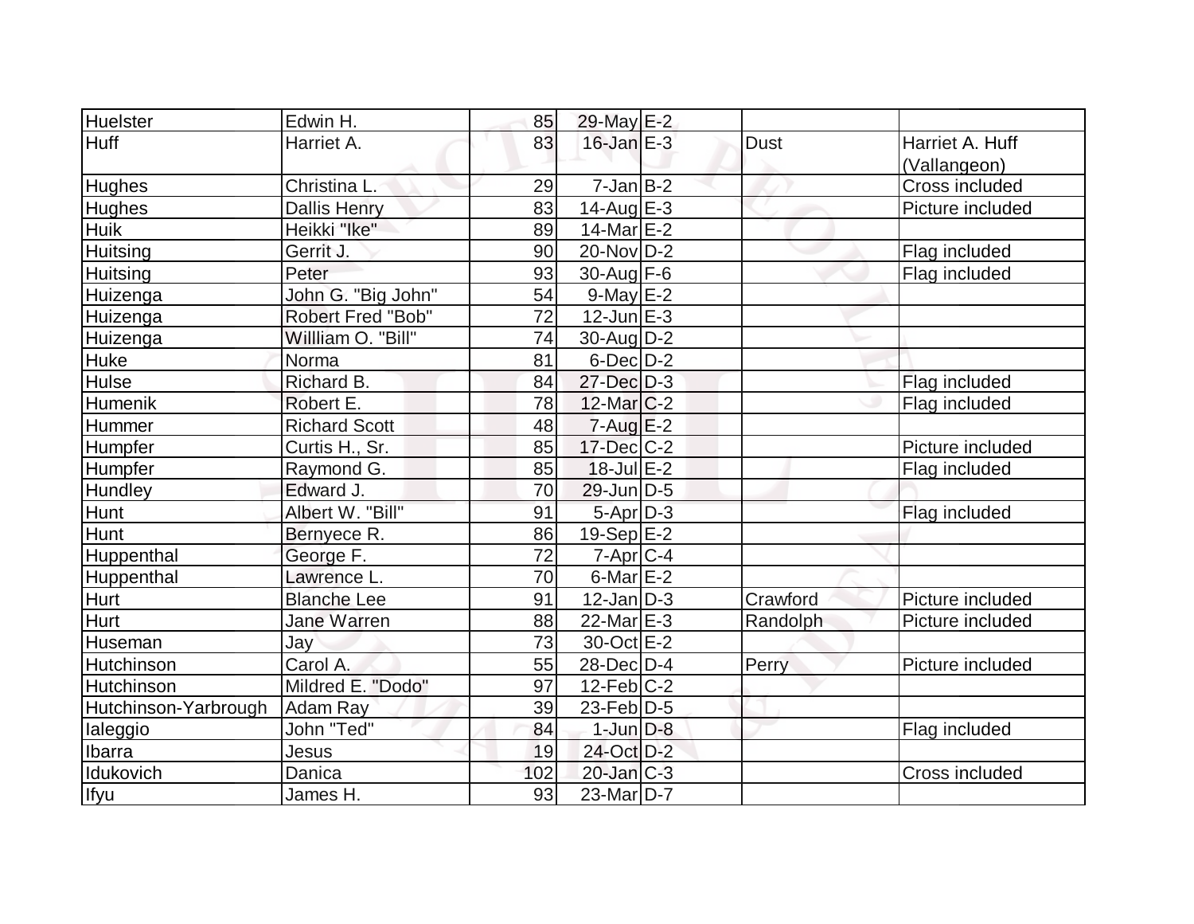| Huelster | Edwin H. | 85 | 29-May | E-2 | | |
|---|---|---|---|---|---|---|
| Huff | Harriet A. | 83 | 16-Jan | E-3 | Dust | Harriet A. Huff (Vallangeon) |
| Hughes | Christina L. | 29 | 7-Jan | B-2 | | Cross included |
| Hughes | Dallis Henry | 83 | 14-Aug | E-3 | | Picture included |
| Huik | Heikki "Ike" | 89 | 14-Mar | E-2 | | |
| Huitsing | Gerrit J. | 90 | 20-Nov | D-2 | | Flag included |
| Huitsing | Peter | 93 | 30-Aug | F-6 | | Flag included |
| Huizenga | John G. "Big John" | 54 | 9-May | E-2 | | |
| Huizenga | Robert Fred "Bob" | 72 | 12-Jun | E-3 | | |
| Huizenga | Willliam O. "Bill" | 74 | 30-Aug | D-2 | | |
| Huke | Norma | 81 | 6-Dec | D-2 | | |
| Hulse | Richard B. | 84 | 27-Dec | D-3 | | Flag included |
| Humenik | Robert E. | 78 | 12-Mar | C-2 | | Flag included |
| Hummer | Richard Scott | 48 | 7-Aug | E-2 | | |
| Humpfer | Curtis H., Sr. | 85 | 17-Dec | C-2 | | Picture included |
| Humpfer | Raymond G. | 85 | 18-Jul | E-2 | | Flag included |
| Hundley | Edward J. | 70 | 29-Jun | D-5 | | |
| Hunt | Albert W. "Bill" | 91 | 5-Apr | D-3 | | Flag included |
| Hunt | Bernyece R. | 86 | 19-Sep | E-2 | | |
| Huppenthal | George F. | 72 | 7-Apr | C-4 | | |
| Huppenthal | Lawrence L. | 70 | 6-Mar | E-2 | | |
| Hurt | Blanche Lee | 91 | 12-Jan | D-3 | Crawford | Picture included |
| Hurt | Jane Warren | 88 | 22-Mar | E-3 | Randolph | Picture included |
| Huseman | Jay | 73 | 30-Oct | E-2 | | |
| Hutchinson | Carol A. | 55 | 28-Dec | D-4 | Perry | Picture included |
| Hutchinson | Mildred E. "Dodo" | 97 | 12-Feb | C-2 | | |
| Hutchinson-Yarbrough | Adam Ray | 39 | 23-Feb | D-5 | | |
| Ialeggio | John "Ted" | 84 | 1-Jun | D-8 | | Flag included |
| Ibarra | Jesus | 19 | 24-Oct | D-2 | | |
| Idukovich | Danica | 102 | 20-Jan | C-3 | | Cross included |
| Ifyu | James H. | 93 | 23-Mar | D-7 | | |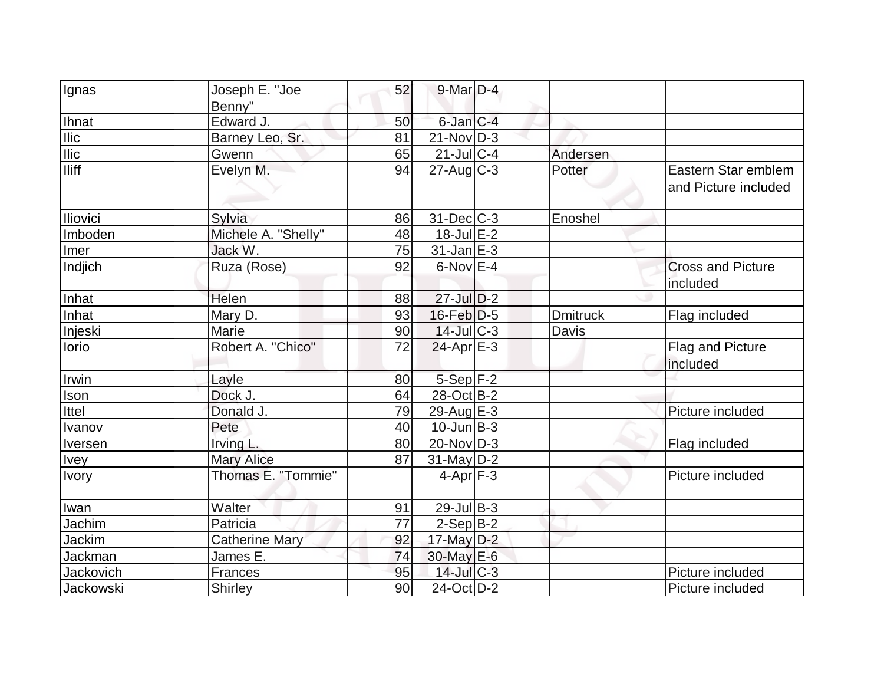| | | | | | | |
|---|---|---|---|---|---|---|
| Ignas | Joseph E. "Joe Benny" | 52 | 9-Mar | D-4 | | |
| Ihnat | Edward J. | 50 | 6-Jan | C-4 | | |
| Ilic | Barney Leo, Sr. | 81 | 21-Nov | D-3 | | |
| Ilic | Gwenn | 65 | 21-Jul | C-4 | Andersen | |
| Iliff | Evelyn M. | 94 | 27-Aug | C-3 | Potter | Eastern Star emblem and Picture included |
| Iliovici | Sylvia | 86 | 31-Dec | C-3 | Enoshel | |
| Imboden | Michele A. "Shelly" | 48 | 18-Jul | E-2 | | |
| Imer | Jack W. | 75 | 31-Jan | E-3 | | |
| Indjich | Ruza (Rose) | 92 | 6-Nov | E-4 | | Cross and Picture included |
| Inhat | Helen | 88 | 27-Jul | D-2 | | |
| Inhat | Mary D. | 93 | 16-Feb | D-5 | Dmitruck | Flag included |
| Injeski | Marie | 90 | 14-Jul | C-3 | Davis | |
| Iorio | Robert A. "Chico" | 72 | 24-Apr | E-3 | | Flag and Picture included |
| Irwin | Layle | 80 | 5-Sep | F-2 | | |
| Ison | Dock J. | 64 | 28-Oct | B-2 | | |
| Ittel | Donald J. | 79 | 29-Aug | E-3 | | Picture included |
| Ivanov | Pete | 40 | 10-Jun | B-3 | | |
| Iversen | Irving L. | 80 | 20-Nov | D-3 | | Flag included |
| Ivey | Mary Alice | 87 | 31-May | D-2 | | |
| Ivory | Thomas E. "Tommie" | | 4-Apr | F-3 | | Picture included |
| Iwan | Walter | 91 | 29-Jul | B-3 | | |
| Jachim | Patricia | 77 | 2-Sep | B-2 | | |
| Jackim | Catherine Mary | 92 | 17-May | D-2 | | |
| Jackman | James E. | 74 | 30-May | E-6 | | |
| Jackovich | Frances | 95 | 14-Jul | C-3 | | Picture included |
| Jackowski | Shirley | 90 | 24-Oct | D-2 | | Picture included |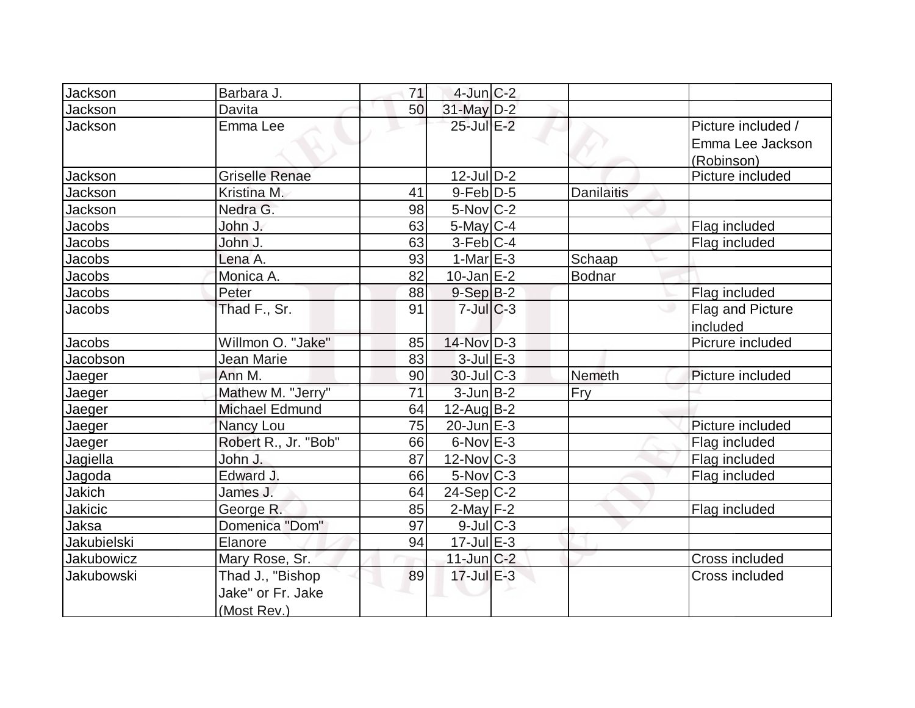| Jackson | Barbara J. | 71 | 4-Jun | C-2 | | |
|---|---|---|---|---|---|---|
| Jackson | Davita | 50 | 31-May | D-2 | | |
| Jackson | Emma Lee | | 25-Jul | E-2 | | Picture included / Emma Lee Jackson (Robinson) |
| Jackson | Griselle Renae | | 12-Jul | D-2 | | Picture included |
| Jackson | Kristina M. | 41 | 9-Feb | D-5 | Danilaitis | |
| Jackson | Nedra G. | 98 | 5-Nov | C-2 | | |
| Jacobs | John J. | 63 | 5-May | C-4 | | Flag included |
| Jacobs | John J. | 63 | 3-Feb | C-4 | | Flag included |
| Jacobs | Lena A. | 93 | 1-Mar | E-3 | Schaap | |
| Jacobs | Monica A. | 82 | 10-Jan | E-2 | Bodnar | |
| Jacobs | Peter | 88 | 9-Sep | B-2 | | Flag included |
| Jacobs | Thad F., Sr. | 91 | 7-Jul | C-3 | | Flag and Picture included |
| Jacobs | Willmon O. "Jake" | 85 | 14-Nov | D-3 | | Picrure included |
| Jacobson | Jean Marie | 83 | 3-Jul | E-3 | | |
| Jaeger | Ann M. | 90 | 30-Jul | C-3 | Nemeth | Picture included |
| Jaeger | Mathew M. "Jerry" | 71 | 3-Jun | B-2 | Fry | |
| Jaeger | Michael Edmund | 64 | 12-Aug | B-2 | | |
| Jaeger | Nancy Lou | 75 | 20-Jun | E-3 | | Picture included |
| Jaeger | Robert R., Jr. "Bob" | 66 | 6-Nov | E-3 | | Flag included |
| Jagiella | John J. | 87 | 12-Nov | C-3 | | Flag included |
| Jagoda | Edward J. | 66 | 5-Nov | C-3 | | Flag included |
| Jakich | James J. | 64 | 24-Sep | C-2 | | |
| Jakicic | George R. | 85 | 2-May | F-2 | | Flag included |
| Jaksa | Domenica "Dom" | 97 | 9-Jul | C-3 | | |
| Jakubielski | Elanore | 94 | 17-Jul | E-3 | | |
| Jakubowicz | Mary Rose, Sr. | | 11-Jun | C-2 | | Cross included |
| Jakubowski | Thad J., "Bishop Jake" or Fr. Jake (Most Rev.) | 89 | 17-Jul | E-3 | | Cross included |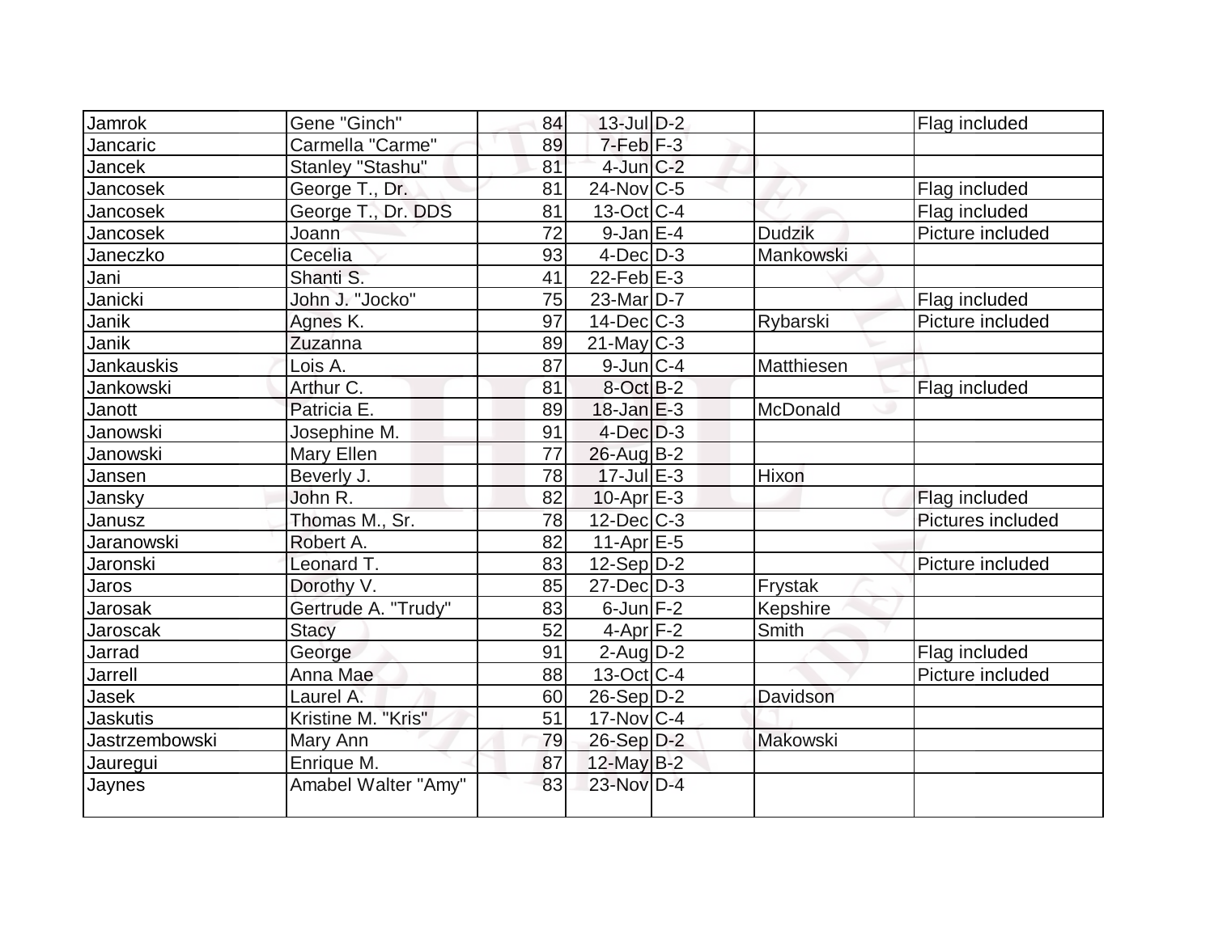| | | | | | | |
|---|---|---|---|---|---|---|
| Jamrok | Gene "Ginch" | 84 | 13-Jul | D-2 | | Flag included |
| Jancaric | Carmella "Carme" | 89 | 7-Feb | F-3 | | |
| Jancek | Stanley "Stashu" | 81 | 4-Jun | C-2 | | |
| Jancosek | George T., Dr. | 81 | 24-Nov | C-5 | | Flag included |
| Jancosek | George T., Dr. DDS | 81 | 13-Oct | C-4 | | Flag included |
| Jancosek | Joann | 72 | 9-Jan | E-4 | Dudzik | Picture included |
| Janeczko | Cecelia | 93 | 4-Dec | D-3 | Mankowski | |
| Jani | Shanti S. | 41 | 22-Feb | E-3 | | |
| Janicki | John J. "Jocko" | 75 | 23-Mar | D-7 | | Flag included |
| Janik | Agnes K. | 97 | 14-Dec | C-3 | Rybarski | Picture included |
| Janik | Zuzanna | 89 | 21-May | C-3 | | |
| Jankauskis | Lois A. | 87 | 9-Jun | C-4 | Matthiesen | |
| Jankowski | Arthur C. | 81 | 8-Oct | B-2 | | Flag included |
| Janott | Patricia E. | 89 | 18-Jan | E-3 | McDonald | |
| Janowski | Josephine M. | 91 | 4-Dec | D-3 | | |
| Janowski | Mary Ellen | 77 | 26-Aug | B-2 | | |
| Jansen | Beverly J. | 78 | 17-Jul | E-3 | Hixon | |
| Jansky | John R. | 82 | 10-Apr | E-3 | | Flag included |
| Janusz | Thomas M., Sr. | 78 | 12-Dec | C-3 | | Pictures included |
| Jaranowski | Robert A. | 82 | 11-Apr | E-5 | | |
| Jaronski | Leonard T. | 83 | 12-Sep | D-2 | | Picture included |
| Jaros | Dorothy V. | 85 | 27-Dec | D-3 | Frystak | |
| Jarosak | Gertrude A. "Trudy" | 83 | 6-Jun | F-2 | Kepshire | |
| Jaroscak | Stacy | 52 | 4-Apr | F-2 | Smith | |
| Jarrad | George | 91 | 2-Aug | D-2 | | Flag included |
| Jarrell | Anna Mae | 88 | 13-Oct | C-4 | | Picture included |
| Jasek | Laurel A. | 60 | 26-Sep | D-2 | Davidson | |
| Jaskutis | Kristine M. "Kris" | 51 | 17-Nov | C-4 | | |
| Jastrzembowski | Mary Ann | 79 | 26-Sep | D-2 | Makowski | |
| Jauregui | Enrique M. | 87 | 12-May | B-2 | | |
| Jaynes | Amabel Walter "Amy" | 83 | 23-Nov | D-4 | | |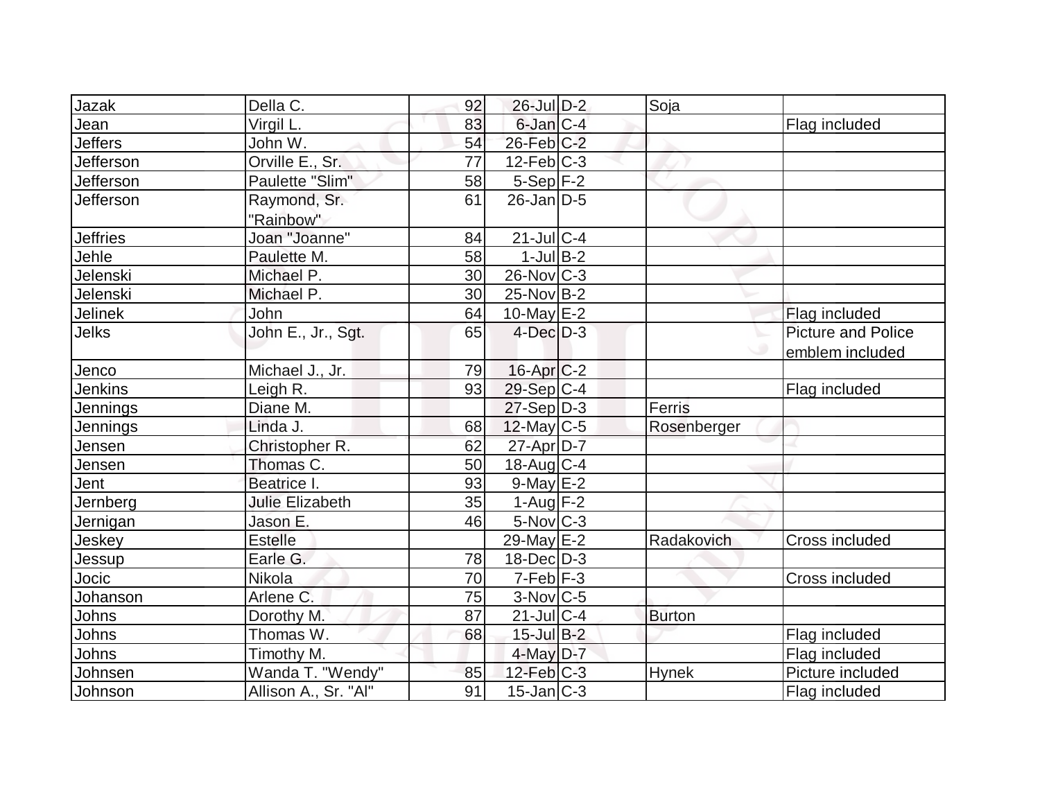| Jazak | Della C. | 92 | 26-Jul | D-2 | Soja | |
|---|---|---|---|---|---|---|
| Jean | Virgil L. | 83 | 6-Jan | C-4 | | Flag included |
| Jeffers | John W. | 54 | 26-Feb | C-2 | | |
| Jefferson | Orville E., Sr. | 77 | 12-Feb | C-3 | | |
| Jefferson | Paulette "Slim" | 58 | 5-Sep | F-2 | | |
| Jefferson | Raymond, Sr. "Rainbow" | 61 | 26-Jan | D-5 | | |
| Jeffries | Joan "Joanne" | 84 | 21-Jul | C-4 | | |
| Jehle | Paulette M. | 58 | 1-Jul | B-2 | | |
| Jelenski | Michael P. | 30 | 26-Nov | C-3 | | |
| Jelenski | Michael P. | 30 | 25-Nov | B-2 | | |
| Jelinek | John | 64 | 10-May | E-2 | | Flag included |
| Jelks | John E., Jr., Sgt. | 65 | 4-Dec | D-3 | | Picture and Police emblem included |
| Jenco | Michael J., Jr. | 79 | 16-Apr | C-2 | | |
| Jenkins | Leigh R. | 93 | 29-Sep | C-4 | | Flag included |
| Jennings | Diane M. | | 27-Sep | D-3 | Ferris | |
| Jennings | Linda J. | 68 | 12-May | C-5 | Rosenberger | |
| Jensen | Christopher R. | 62 | 27-Apr | D-7 | | |
| Jensen | Thomas C. | 50 | 18-Aug | C-4 | | |
| Jent | Beatrice I. | 93 | 9-May | E-2 | | |
| Jernberg | Julie Elizabeth | 35 | 1-Aug | F-2 | | |
| Jernigan | Jason E. | 46 | 5-Nov | C-3 | | |
| Jeskey | Estelle | | 29-May | E-2 | Radakovich | Cross included |
| Jessup | Earle G. | 78 | 18-Dec | D-3 | | |
| Jocic | Nikola | 70 | 7-Feb | F-3 | | Cross included |
| Johanson | Arlene C. | 75 | 3-Nov | C-5 | | |
| Johns | Dorothy M. | 87 | 21-Jul | C-4 | Burton | |
| Johns | Thomas W. | 68 | 15-Jul | B-2 | | Flag included |
| Johns | Timothy M. | | 4-May | D-7 | | Flag included |
| Johnsen | Wanda T. "Wendy" | 85 | 12-Feb | C-3 | Hynek | Picture included |
| Johnson | Allison A., Sr. "Al" | 91 | 15-Jan | C-3 | | Flag included |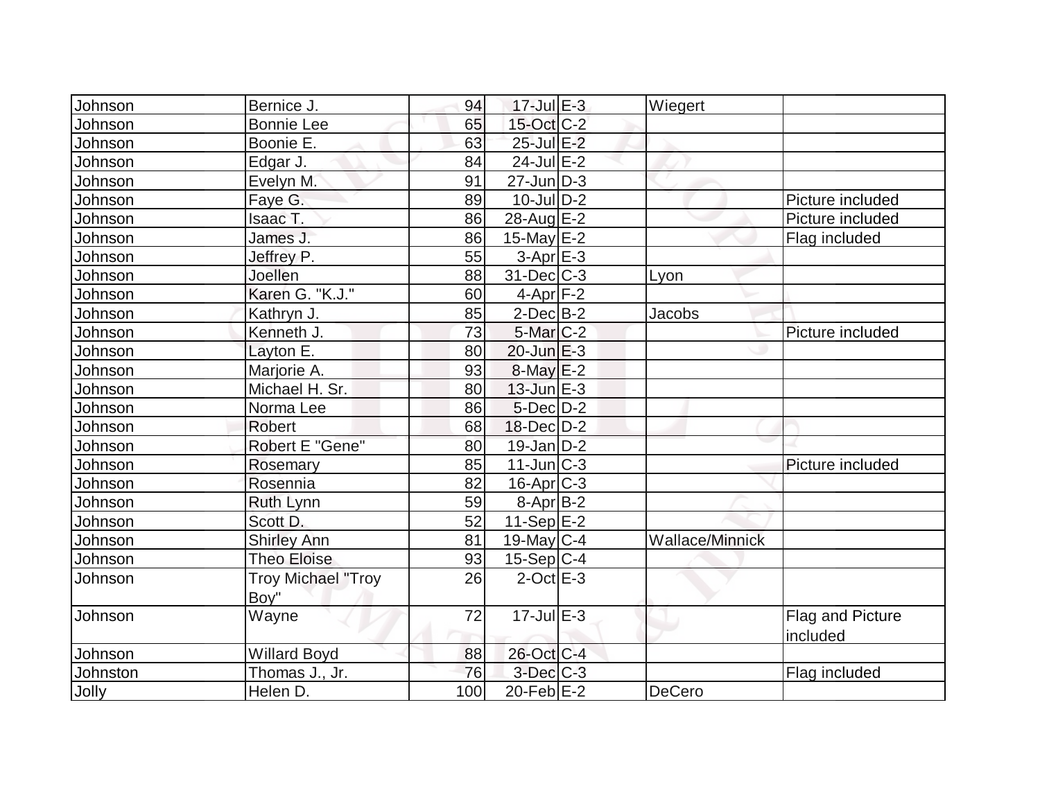| | | | | | | |
|---|---|---|---|---|---|---|
| Johnson | Bernice J. | 94 | 17-Jul | E-3 | Wiegert | |
| Johnson | Bonnie Lee | 65 | 15-Oct | C-2 | | |
| Johnson | Boonie E. | 63 | 25-Jul | E-2 | | |
| Johnson | Edgar J. | 84 | 24-Jul | E-2 | | |
| Johnson | Evelyn M. | 91 | 27-Jun | D-3 | | |
| Johnson | Faye G. | 89 | 10-Jul | D-2 | | Picture included |
| Johnson | Isaac T. | 86 | 28-Aug | E-2 | | Picture included |
| Johnson | James J. | 86 | 15-May | E-2 | | Flag included |
| Johnson | Jeffrey P. | 55 | 3-Apr | E-3 | | |
| Johnson | Joellen | 88 | 31-Dec | C-3 | Lyon | |
| Johnson | Karen G. "K.J." | 60 | 4-Apr | F-2 | | |
| Johnson | Kathryn J. | 85 | 2-Dec | B-2 | Jacobs | |
| Johnson | Kenneth J. | 73 | 5-Mar | C-2 | | Picture included |
| Johnson | Layton E. | 80 | 20-Jun | E-3 | | |
| Johnson | Marjorie A. | 93 | 8-May | E-2 | | |
| Johnson | Michael H. Sr. | 80 | 13-Jun | E-3 | | |
| Johnson | Norma Lee | 86 | 5-Dec | D-2 | | |
| Johnson | Robert | 68 | 18-Dec | D-2 | | |
| Johnson | Robert E "Gene" | 80 | 19-Jan | D-2 | | |
| Johnson | Rosemary | 85 | 11-Jun | C-3 | | Picture included |
| Johnson | Rosennia | 82 | 16-Apr | C-3 | | |
| Johnson | Ruth Lynn | 59 | 8-Apr | B-2 | | |
| Johnson | Scott D. | 52 | 11-Sep | E-2 | | |
| Johnson | Shirley Ann | 81 | 19-May | C-4 | Wallace/Minnick | |
| Johnson | Theo Eloise | 93 | 15-Sep | C-4 | | |
| Johnson | Troy Michael "Troy Boy" | 26 | 2-Oct | E-3 | | |
| Johnson | Wayne | 72 | 17-Jul | E-3 | | Flag and Picture included |
| Johnson | Willard Boyd | 88 | 26-Oct | C-4 | | |
| Johnston | Thomas J., Jr. | 76 | 3-Dec | C-3 | | Flag included |
| Jolly | Helen D. | 100 | 20-Feb | E-2 | DeCero | |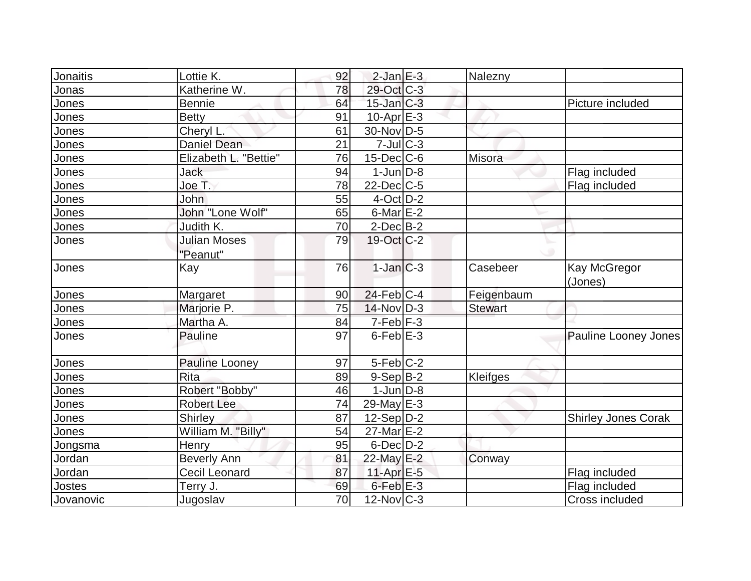| | | | | | | |
|---|---|---|---|---|---|---|
| Jonaitis | Lottie K. | 92 | 2-Jan | E-3 | Nalezny | |
| Jonas | Katherine W. | 78 | 29-Oct | C-3 | | |
| Jones | Bennie | 64 | 15-Jan | C-3 | | Picture included |
| Jones | Betty | 91 | 10-Apr | E-3 | | |
| Jones | Cheryl L. | 61 | 30-Nov | D-5 | | |
| Jones | Daniel Dean | 21 | 7-Jul | C-3 | | |
| Jones | Elizabeth L. "Bettie" | 76 | 15-Dec | C-6 | Misora | |
| Jones | Jack | 94 | 1-Jun | D-8 | | Flag included |
| Jones | Joe T. | 78 | 22-Dec | C-5 | | Flag included |
| Jones | John | 55 | 4-Oct | D-2 | | |
| Jones | John "Lone Wolf" | 65 | 6-Mar | E-2 | | |
| Jones | Judith K. | 70 | 2-Dec | B-2 | | |
| Jones | Julian Moses "Peanut" | 79 | 19-Oct | C-2 | | |
| Jones | Kay | 76 | 1-Jan | C-3 | Casebeer | Kay McGregor (Jones) |
| Jones | Margaret | 90 | 24-Feb | C-4 | Feigenbaum | |
| Jones | Marjorie P. | 75 | 14-Nov | D-3 | Stewart | |
| Jones | Martha A. | 84 | 7-Feb | F-3 | | |
| Jones | Pauline | 97 | 6-Feb | E-3 | | Pauline Looney Jones |
| Jones | Pauline Looney | 97 | 5-Feb | C-2 | | |
| Jones | Rita | 89 | 9-Sep | B-2 | Kleifges | |
| Jones | Robert "Bobby" | 46 | 1-Jun | D-8 | | |
| Jones | Robert Lee | 74 | 29-May | E-3 | | |
| Jones | Shirley | 87 | 12-Sep | D-2 | | Shirley Jones Corak |
| Jones | William M. "Billy" | 54 | 27-Mar | E-2 | | |
| Jongsma | Henry | 95 | 6-Dec | D-2 | | |
| Jordan | Beverly Ann | 81 | 22-May | E-2 | Conway | |
| Jordan | Cecil Leonard | 87 | 11-Apr | E-5 | | Flag included |
| Jostes | Terry J. | 69 | 6-Feb | E-3 | | Flag included |
| Jovanovic | Jugoslav | 70 | 12-Nov | C-3 | | Cross included |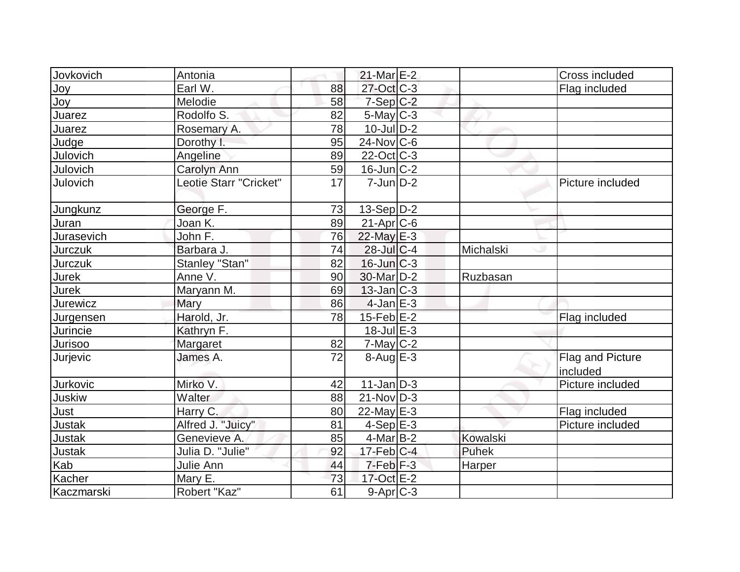| Jovkovich | Antonia | | 21-Mar | E-2 | | Cross included |
|---|---|---|---|---|---|---|
| Joy | Earl W. | 88 | 27-Oct | C-3 | | Flag included |
| Joy | Melodie | 58 | 7-Sep | C-2 | | |
| Juarez | Rodolfo S. | 82 | 5-May | C-3 | | |
| Juarez | Rosemary A. | 78 | 10-Jul | D-2 | | |
| Judge | Dorothy I. | 95 | 24-Nov | C-6 | | |
| Julovich | Angeline | 89 | 22-Oct | C-3 | | |
| Julovich | Carolyn Ann | 59 | 16-Jun | C-2 | | |
| Julovich | Leotie Starr "Cricket" | 17 | 7-Jun | D-2 | | Picture included |
| Jungkunz | George F. | 73 | 13-Sep | D-2 | | |
| Juran | Joan K. | 89 | 21-Apr | C-6 | | |
| Jurasevich | John F. | 76 | 22-May | E-3 | | |
| Jurczuk | Barbara J. | 74 | 28-Jul | C-4 | Michalski | |
| Jurczuk | Stanley "Stan" | 82 | 16-Jun | C-3 | | |
| Jurek | Anne V. | 90 | 30-Mar | D-2 | Ruzbasan | |
| Jurek | Maryann M. | 69 | 13-Jan | C-3 | | |
| Jurewicz | Mary | 86 | 4-Jan | E-3 | | |
| Jurgensen | Harold, Jr. | 78 | 15-Feb | E-2 | | Flag included |
| Jurincie | Kathryn F. | | 18-Jul | E-3 | | |
| Jurisoo | Margaret | 82 | 7-May | C-2 | | |
| Jurjevic | James A. | 72 | 8-Aug | E-3 | | Flag and Picture included |
| Jurkovic | Mirko V. | 42 | 11-Jan | D-3 | | Picture included |
| Juskiw | Walter | 88 | 21-Nov | D-3 | | |
| Just | Harry C. | 80 | 22-May | E-3 | | Flag included |
| Justak | Alfred J. "Juicy" | 81 | 4-Sep | E-3 | | Picture included |
| Justak | Genevieve A. | 85 | 4-Mar | B-2 | Kowalski | |
| Justak | Julia D. "Julie" | 92 | 17-Feb | C-4 | Puhek | |
| Kab | Julie Ann | 44 | 7-Feb | F-3 | Harper | |
| Kacher | Mary E. | 73 | 17-Oct | E-2 | | |
| Kaczmarski | Robert "Kaz" | 61 | 9-Apr | C-3 | | |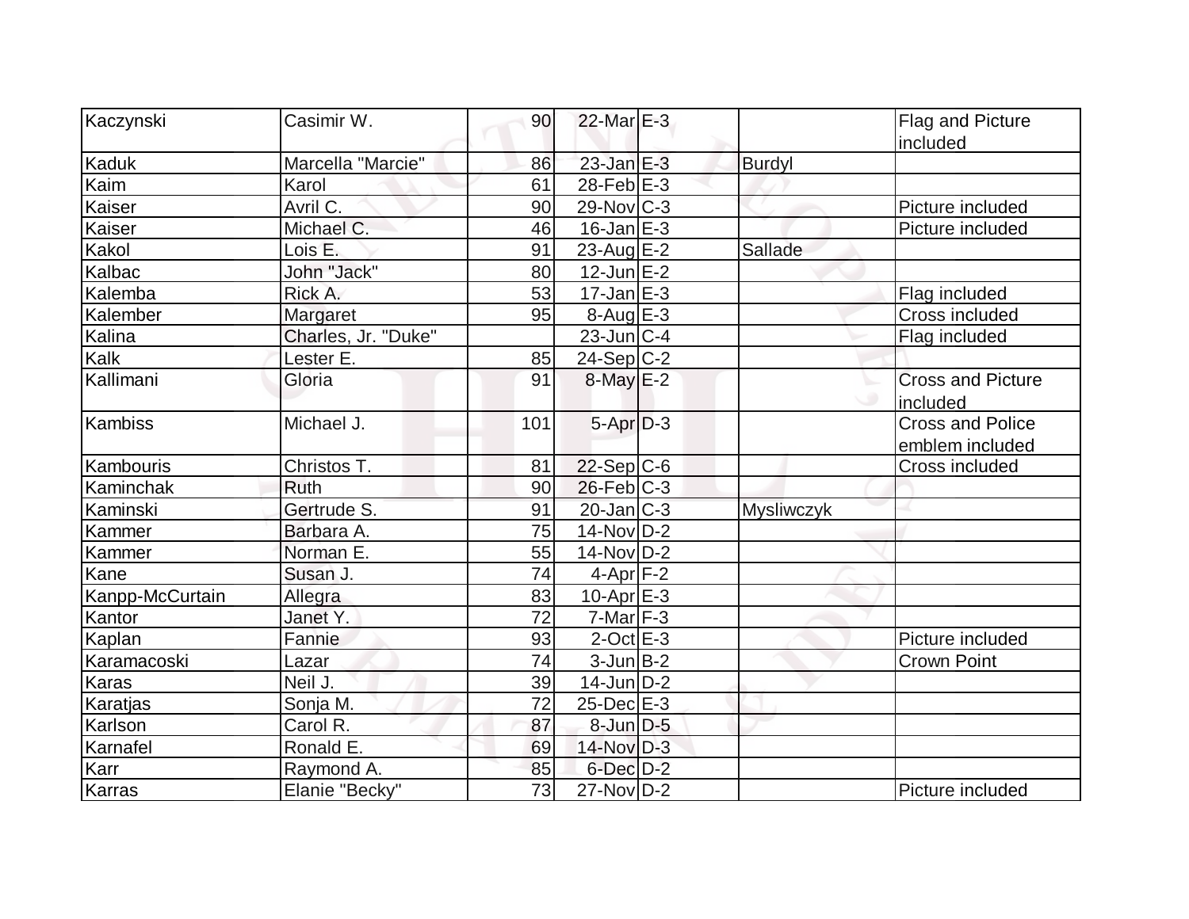| | | | | | | |
|---|---|---|---|---|---|---|
| Kaczynski | Casimir W. | 90 | 22-Mar | E-3 | | Flag and Picture included |
| Kaduk | Marcella "Marcie" | 86 | 23-Jan | E-3 | Burdyl | |
| Kaim | Karol | 61 | 28-Feb | E-3 | | |
| Kaiser | Avril C. | 90 | 29-Nov | C-3 | | Picture included |
| Kaiser | Michael C. | 46 | 16-Jan | E-3 | | Picture included |
| Kakol | Lois E. | 91 | 23-Aug | E-2 | Sallade | |
| Kalbac | John "Jack" | 80 | 12-Jun | E-2 | | |
| Kalemba | Rick A. | 53 | 17-Jan | E-3 | | Flag included |
| Kalember | Margaret | 95 | 8-Aug | E-3 | | Cross included |
| Kalina | Charles, Jr. "Duke" | | 23-Jun | C-4 | | Flag included |
| Kalk | Lester E. | 85 | 24-Sep | C-2 | | |
| Kallimani | Gloria | 91 | 8-May | E-2 | | Cross and Picture included |
| Kambiss | Michael J. | 101 | 5-Apr | D-3 | | Cross and Police emblem included |
| Kambouris | Christos T. | 81 | 22-Sep | C-6 | | Cross included |
| Kaminchak | Ruth | 90 | 26-Feb | C-3 | | |
| Kaminski | Gertrude S. | 91 | 20-Jan | C-3 | Mysliwczyk | |
| Kammer | Barbara A. | 75 | 14-Nov | D-2 | | |
| Kammer | Norman E. | 55 | 14-Nov | D-2 | | |
| Kane | Susan J. | 74 | 4-Apr | F-2 | | |
| Kanpp-McCurtain | Allegra | 83 | 10-Apr | E-3 | | |
| Kantor | Janet Y. | 72 | 7-Mar | F-3 | | |
| Kaplan | Fannie | 93 | 2-Oct | E-3 | | Picture included |
| Karamacoski | Lazar | 74 | 3-Jun | B-2 | | Crown Point |
| Karas | Neil J. | 39 | 14-Jun | D-2 | | |
| Karatjas | Sonja M. | 72 | 25-Dec | E-3 | | |
| Karlson | Carol R. | 87 | 8-Jun | D-5 | | |
| Karnafel | Ronald E. | 69 | 14-Nov | D-3 | | |
| Karr | Raymond A. | 85 | 6-Dec | D-2 | | |
| Karras | Elanie "Becky" | 73 | 27-Nov | D-2 | | Picture included |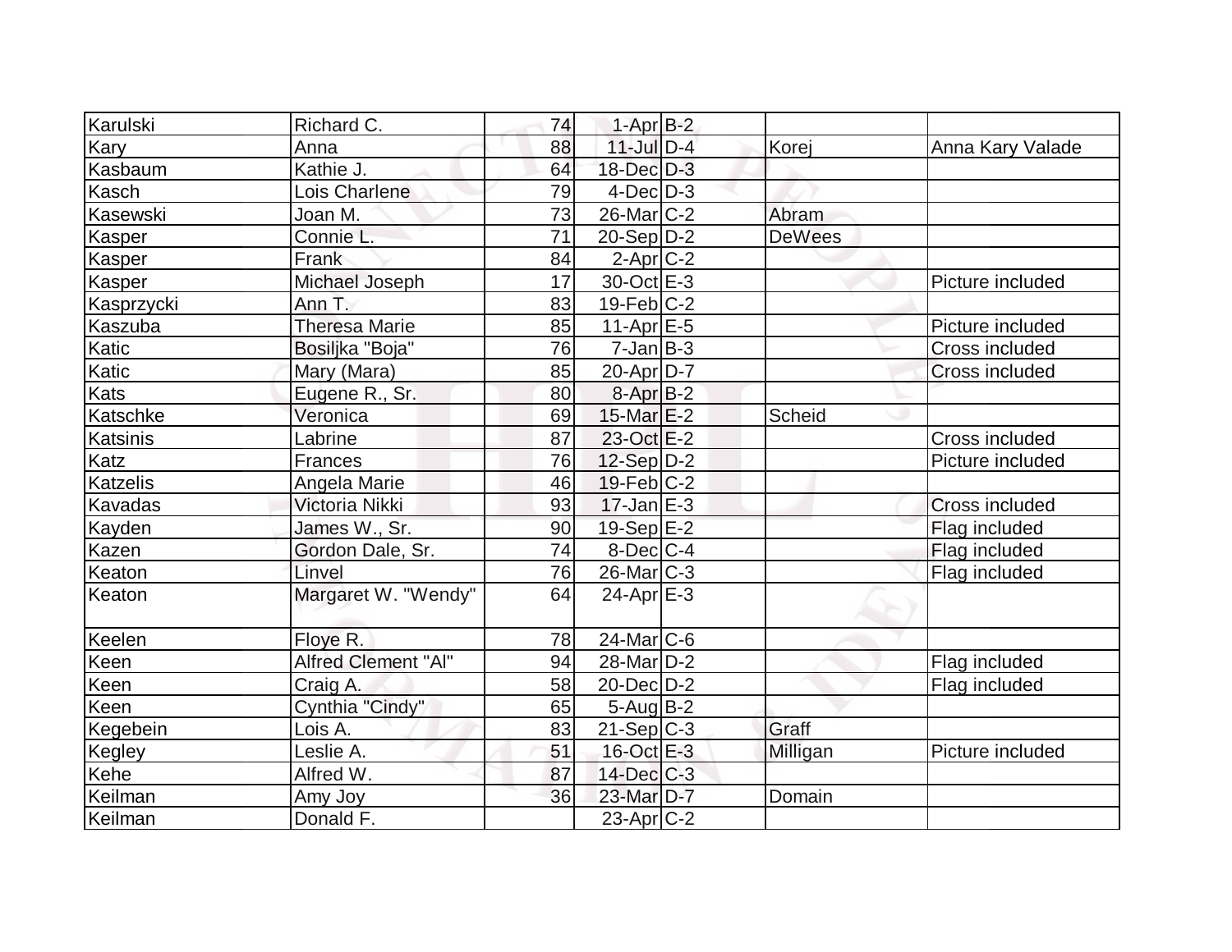| Karulski | Richard C. | 74 | 1-Apr | B-2 | | |
|---|---|---|---|---|---|---|
| Kary | Anna | 88 | 11-Jul | D-4 | Korej | Anna Kary Valade |
| Kasbaum | Kathie J. | 64 | 18-Dec | D-3 | | |
| Kasch | Lois Charlene | 79 | 4-Dec | D-3 | | |
| Kasewski | Joan M. | 73 | 26-Mar | C-2 | Abram | |
| Kasper | Connie L. | 71 | 20-Sep | D-2 | DeWees | |
| Kasper | Frank | 84 | 2-Apr | C-2 | | |
| Kasper | Michael Joseph | 17 | 30-Oct | E-3 | | Picture included |
| Kasprzycki | Ann T. | 83 | 19-Feb | C-2 | | |
| Kaszuba | Theresa Marie | 85 | 11-Apr | E-5 | | Picture included |
| Katic | Bosiljka "Boja" | 76 | 7-Jan | B-3 | | Cross included |
| Katic | Mary (Mara) | 85 | 20-Apr | D-7 | | Cross included |
| Kats | Eugene R., Sr. | 80 | 8-Apr | B-2 | | |
| Katschke | Veronica | 69 | 15-Mar | E-2 | Scheid | |
| Katsinis | Labrine | 87 | 23-Oct | E-2 | | Cross included |
| Katz | Frances | 76 | 12-Sep | D-2 | | Picture included |
| Katzelis | Angela Marie | 46 | 19-Feb | C-2 | | |
| Kavadas | Victoria Nikki | 93 | 17-Jan | E-3 | | Cross included |
| Kayden | James W., Sr. | 90 | 19-Sep | E-2 | | Flag included |
| Kazen | Gordon Dale, Sr. | 74 | 8-Dec | C-4 | | Flag included |
| Keaton | Linvel | 76 | 26-Mar | C-3 | | Flag included |
| Keaton | Margaret W. "Wendy" | 64 | 24-Apr | E-3 | | |
| Keelen | Floye R. | 78 | 24-Mar | C-6 | | |
| Keen | Alfred Clement "Al" | 94 | 28-Mar | D-2 | | Flag included |
| Keen | Craig A. | 58 | 20-Dec | D-2 | | Flag included |
| Keen | Cynthia "Cindy" | 65 | 5-Aug | B-2 | | |
| Kegebein | Lois A. | 83 | 21-Sep | C-3 | Graff | |
| Kegley | Leslie A. | 51 | 16-Oct | E-3 | Milligan | Picture included |
| Kehe | Alfred W. | 87 | 14-Dec | C-3 | | |
| Keilman | Amy Joy | 36 | 23-Mar | D-7 | Domain | |
| Keilman | Donald F. | | 23-Apr | C-2 | | |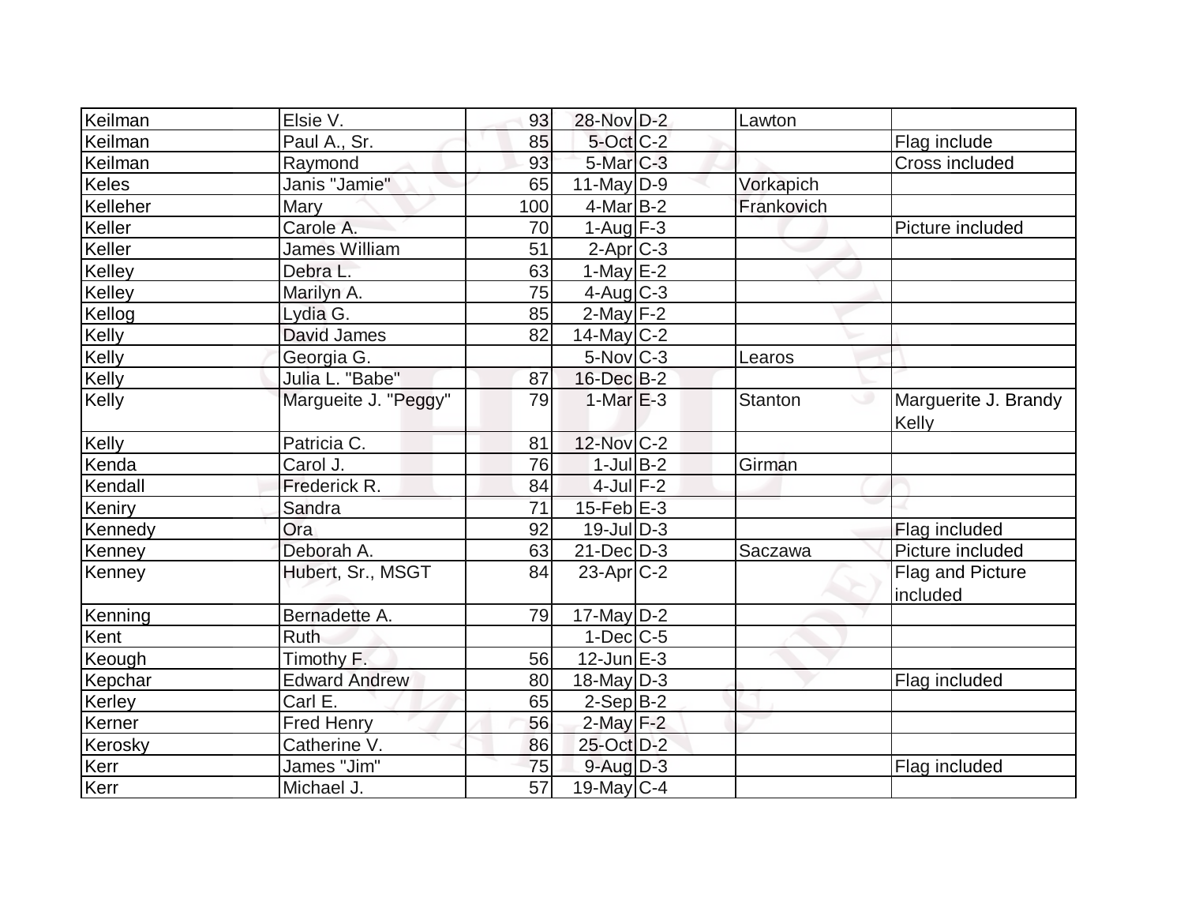| | | | | | | |
|---|---|---|---|---|---|---|
| Keilman | Elsie V. | 93 | 28-Nov | D-2 | Lawton | |
| Keilman | Paul A., Sr. | 85 | 5-Oct | C-2 | | Flag include |
| Keilman | Raymond | 93 | 5-Mar | C-3 | | Cross included |
| Keles | Janis "Jamie" | 65 | 11-May | D-9 | Vorkapich | |
| Kelleher | Mary | 100 | 4-Mar | B-2 | Frankovich | |
| Keller | Carole A. | 70 | 1-Aug | F-3 | | Picture included |
| Keller | James William | 51 | 2-Apr | C-3 | | |
| Kelley | Debra L. | 63 | 1-May | E-2 | | |
| Kelley | Marilyn A. | 75 | 4-Aug | C-3 | | |
| Kellog | Lydia G. | 85 | 2-May | F-2 | | |
| Kelly | David James | 82 | 14-May | C-2 | | |
| Kelly | Georgia G. | | 5-Nov | C-3 | Learos | |
| Kelly | Julia L. "Babe" | 87 | 16-Dec | B-2 | | |
| Kelly | Margueite J. "Peggy" | 79 | 1-Mar | E-3 | Stanton | Marguerite J. Brandy Kelly |
| Kelly | Patricia C. | 81 | 12-Nov | C-2 | | |
| Kenda | Carol J. | 76 | 1-Jul | B-2 | Girman | |
| Kendall | Frederick R. | 84 | 4-Jul | F-2 | | |
| Keniry | Sandra | 71 | 15-Feb | E-3 | | |
| Kennedy | Ora | 92 | 19-Jul | D-3 | | Flag included |
| Kenney | Deborah A. | 63 | 21-Dec | D-3 | Saczawa | Picture included |
| Kenney | Hubert, Sr., MSGT | 84 | 23-Apr | C-2 | | Flag and Picture included |
| Kenning | Bernadette A. | 79 | 17-May | D-2 | | |
| Kent | Ruth | | 1-Dec | C-5 | | |
| Keough | Timothy F. | 56 | 12-Jun | E-3 | | |
| Kepchar | Edward Andrew | 80 | 18-May | D-3 | | Flag included |
| Kerley | Carl E. | 65 | 2-Sep | B-2 | | |
| Kerner | Fred Henry | 56 | 2-May | F-2 | | |
| Kerosky | Catherine V. | 86 | 25-Oct | D-2 | | |
| Kerr | James "Jim" | 75 | 9-Aug | D-3 | | Flag included |
| Kerr | Michael J. | 57 | 19-May | C-4 | | |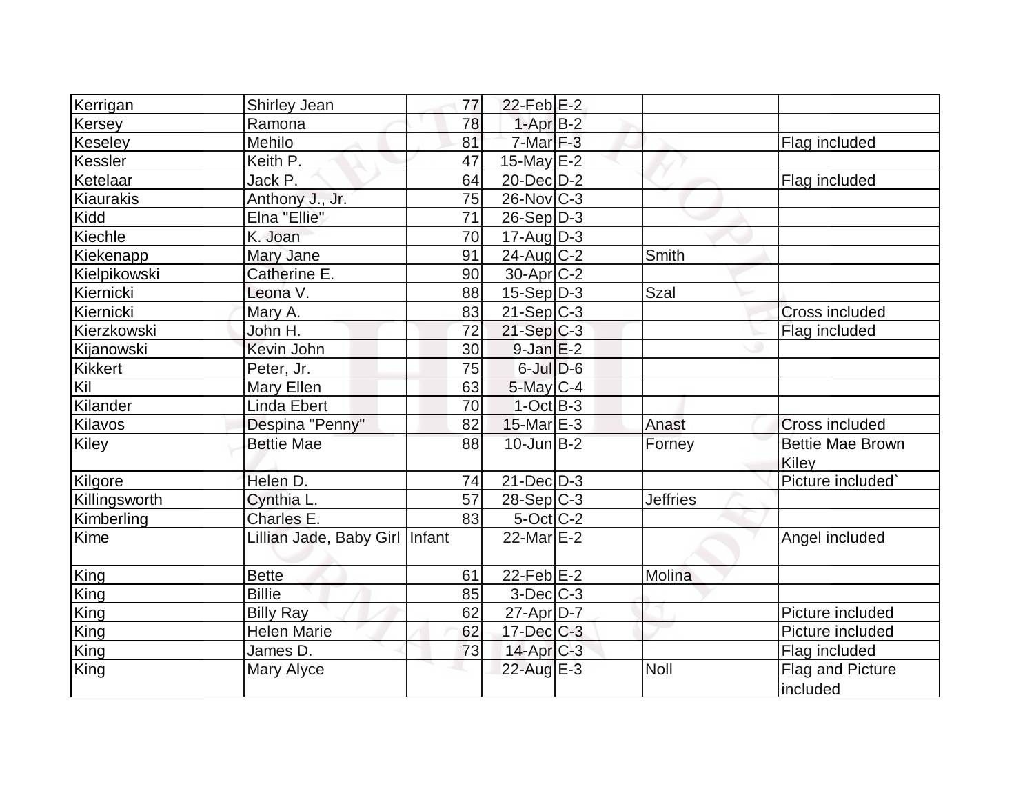| | | | | | | |
|---|---|---|---|---|---|---|
| Kerrigan | Shirley Jean | 77 | 22-Feb | E-2 | | |
| Kersey | Ramona | 78 | 1-Apr | B-2 | | |
| Keseley | Mehilo | 81 | 7-Mar | F-3 | | Flag included |
| Kessler | Keith P. | 47 | 15-May | E-2 | | |
| Ketelaar | Jack P. | 64 | 20-Dec | D-2 | | Flag included |
| Kiaurakis | Anthony J., Jr. | 75 | 26-Nov | C-3 | | |
| Kidd | Elna "Ellie" | 71 | 26-Sep | D-3 | | |
| Kiechle | K. Joan | 70 | 17-Aug | D-3 | | |
| Kiekenapp | Mary Jane | 91 | 24-Aug | C-2 | Smith | |
| Kielpikowski | Catherine E. | 90 | 30-Apr | C-2 | | |
| Kiernicki | Leona V. | 88 | 15-Sep | D-3 | Szal | |
| Kiernicki | Mary A. | 83 | 21-Sep | C-3 | | Cross included |
| Kierzkowski | John H. | 72 | 21-Sep | C-3 | | Flag included |
| Kijanowski | Kevin John | 30 | 9-Jan | E-2 | | |
| Kikkert | Peter, Jr. | 75 | 6-Jul | D-6 | | |
| Kil | Mary Ellen | 63 | 5-May | C-4 | | |
| Kilander | Linda Ebert | 70 | 1-Oct | B-3 | | |
| Kilavos | Despina "Penny" | 82 | 15-Mar | E-3 | Anast | Cross included |
| Kiley | Bettie Mae | 88 | 10-Jun | B-2 | Forney | Bettie Mae Brown Kiley |
| Kilgore | Helen D. | 74 | 21-Dec | D-3 | | Picture included` |
| Killingsworth | Cynthia L. | 57 | 28-Sep | C-3 | Jeffries | |
| Kimberling | Charles E. | 83 | 5-Oct | C-2 | | |
| Kime | Lillian Jade, Baby Girl | Infant | 22-Mar | E-2 | | Angel included |
| King | Bette | 61 | 22-Feb | E-2 | Molina | |
| King | Billie | 85 | 3-Dec | C-3 | | |
| King | Billy Ray | 62 | 27-Apr | D-7 | | Picture included |
| King | Helen Marie | 62 | 17-Dec | C-3 | | Picture included |
| King | James D. | 73 | 14-Apr | C-3 | | Flag included |
| King | Mary Alyce | | 22-Aug | E-3 | Noll | Flag and Picture included |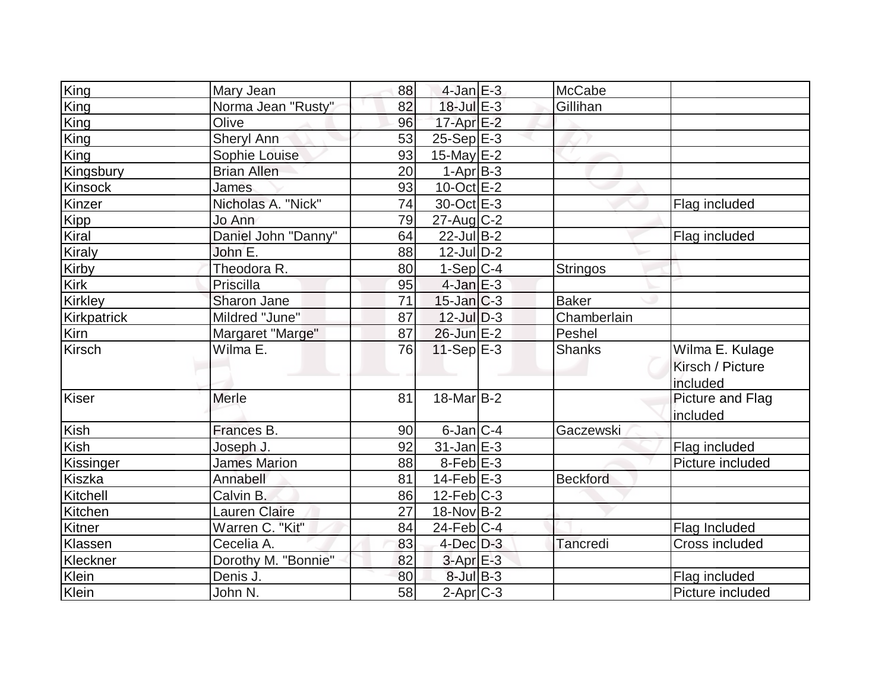| King | Mary Jean | 88 | 4-Jan | E-3 | McCabe | |
|---|---|---|---|---|---|---|
| King | Norma Jean "Rusty" | 82 | 18-Jul | E-3 | Gillihan | |
| King | Olive | 96 | 17-Apr | E-2 | | |
| King | Sheryl Ann | 53 | 25-Sep | E-3 | | |
| King | Sophie Louise | 93 | 15-May | E-2 | | |
| Kingsbury | Brian Allen | 20 | 1-Apr | B-3 | | |
| Kinsock | James | 93 | 10-Oct | E-2 | | |
| Kinzer | Nicholas A. "Nick" | 74 | 30-Oct | E-3 | | Flag included |
| Kipp | Jo Ann | 79 | 27-Aug | C-2 | | |
| Kiral | Daniel John "Danny" | 64 | 22-Jul | B-2 | | Flag included |
| Kiraly | John E. | 88 | 12-Jul | D-2 | | |
| Kirby | Theodora R. | 80 | 1-Sep | C-4 | Stringos | |
| Kirk | Priscilla | 95 | 4-Jan | E-3 | | |
| Kirkley | Sharon Jane | 71 | 15-Jan | C-3 | Baker | |
| Kirkpatrick | Mildred "June" | 87 | 12-Jul | D-3 | Chamberlain | |
| Kirn | Margaret "Marge" | 87 | 26-Jun | E-2 | Peshel | |
| Kirsch | Wilma E. | 76 | 11-Sep | E-3 | Shanks | Wilma E. Kulage Kirsch / Picture included |
| Kiser | Merle | 81 | 18-Mar | B-2 | | Picture and Flag included |
| Kish | Frances B. | 90 | 6-Jan | C-4 | Gaczewski | |
| Kish | Joseph J. | 92 | 31-Jan | E-3 | | Flag included |
| Kissinger | James Marion | 88 | 8-Feb | E-3 | | Picture included |
| Kiszka | Annabell | 81 | 14-Feb | E-3 | Beckford | |
| Kitchell | Calvin B. | 86 | 12-Feb | C-3 | | |
| Kitchen | Lauren Claire | 27 | 18-Nov | B-2 | | |
| Kitner | Warren C. "Kit" | 84 | 24-Feb | C-4 | | Flag Included |
| Klassen | Cecelia A. | 83 | 4-Dec | D-3 | Tancredi | Cross included |
| Kleckner | Dorothy M. "Bonnie" | 82 | 3-Apr | E-3 | | |
| Klein | Denis J. | 80 | 8-Jul | B-3 | | Flag included |
| Klein | John N. | 58 | 2-Apr | C-3 | | Picture included |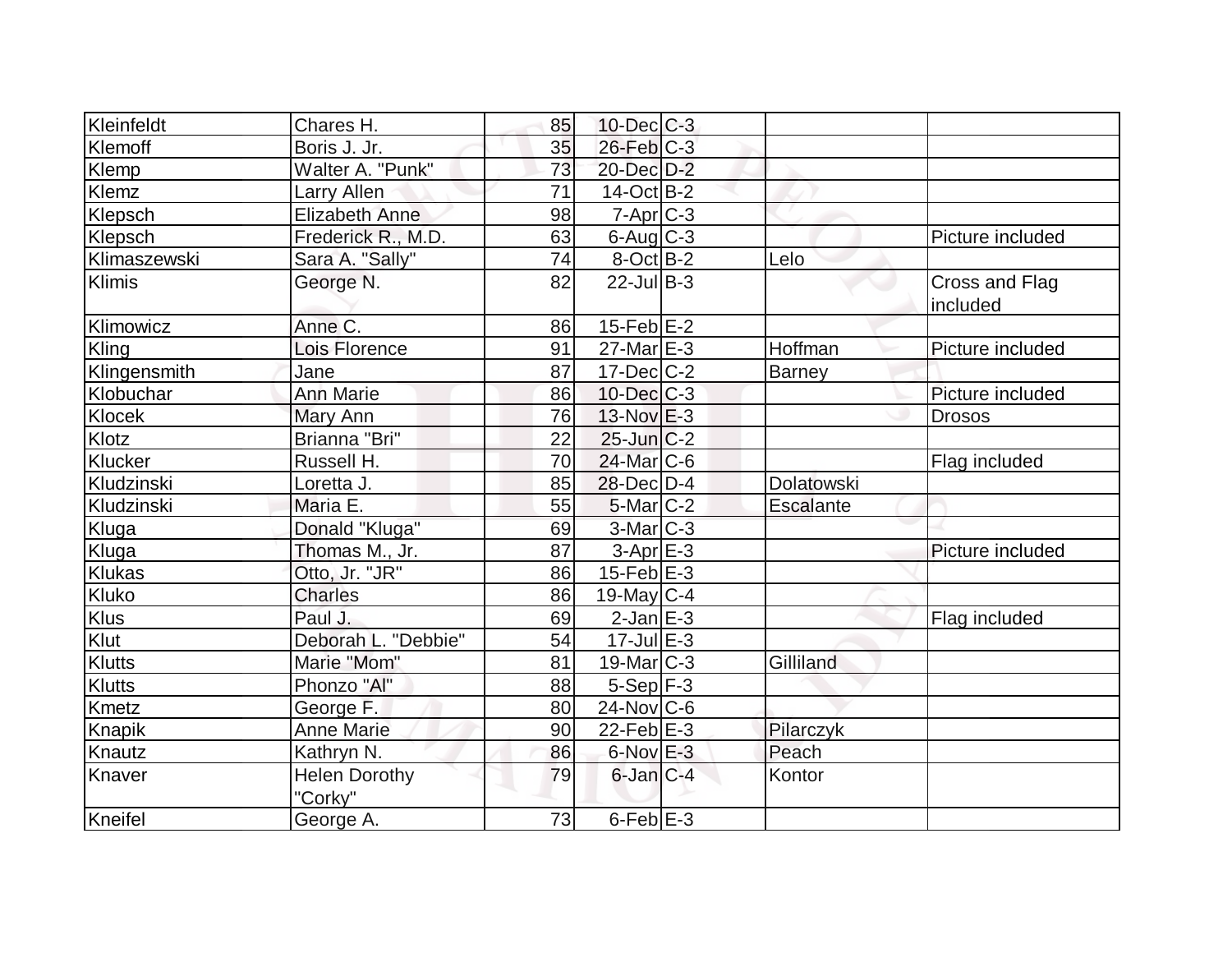| | | | | | | |
|---|---|---|---|---|---|---|
| Kleinfeldt | Chares H. | 85 | 10-Dec | C-3 | | |
| Klemoff | Boris J. Jr. | 35 | 26-Feb | C-3 | | |
| Klemp | Walter A. "Punk" | 73 | 20-Dec | D-2 | | |
| Klemz | Larry Allen | 71 | 14-Oct | B-2 | | |
| Klepsch | Elizabeth Anne | 98 | 7-Apr | C-3 | | |
| Klepsch | Frederick R., M.D. | 63 | 6-Aug | C-3 | | Picture included |
| Klimaszewski | Sara A. "Sally" | 74 | 8-Oct | B-2 | Lelo | |
| Klimis | George N. | 82 | 22-Jul | B-3 | | Cross and Flag included |
| Klimowicz | Anne C. | 86 | 15-Feb | E-2 | | |
| Kling | Lois Florence | 91 | 27-Mar | E-3 | Hoffman | Picture included |
| Klingensmith | Jane | 87 | 17-Dec | C-2 | Barney | |
| Klobuchar | Ann Marie | 86 | 10-Dec | C-3 | | Picture included |
| Klocek | Mary Ann | 76 | 13-Nov | E-3 | | Drosos |
| Klotz | Brianna "Bri" | 22 | 25-Jun | C-2 | | |
| Klucker | Russell H. | 70 | 24-Mar | C-6 | | Flag included |
| Kludzinski | Loretta J. | 85 | 28-Dec | D-4 | Dolatowski | |
| Kludzinski | Maria E. | 55 | 5-Mar | C-2 | Escalante | |
| Kluga | Donald "Kluga" | 69 | 3-Mar | C-3 | | |
| Kluga | Thomas M., Jr. | 87 | 3-Apr | E-3 | | Picture included |
| Klukas | Otto, Jr. "JR" | 86 | 15-Feb | E-3 | | |
| Kluko | Charles | 86 | 19-May | C-4 | | |
| Klus | Paul J. | 69 | 2-Jan | E-3 | | Flag included |
| Klut | Deborah L. "Debbie" | 54 | 17-Jul | E-3 | | |
| Klutts | Marie "Mom" | 81 | 19-Mar | C-3 | Gilliland | |
| Klutts | Phonzo "Al" | 88 | 5-Sep | F-3 | | |
| Kmetz | George F. | 80 | 24-Nov | C-6 | | |
| Knapik | Anne Marie | 90 | 22-Feb | E-3 | Pilarczyk | |
| Knautz | Kathryn N. | 86 | 6-Nov | E-3 | Peach | |
| Knaver | Helen Dorothy "Corky" | 79 | 6-Jan | C-4 | Kontor | |
| Kneifel | George A. | 73 | 6-Feb | E-3 | | |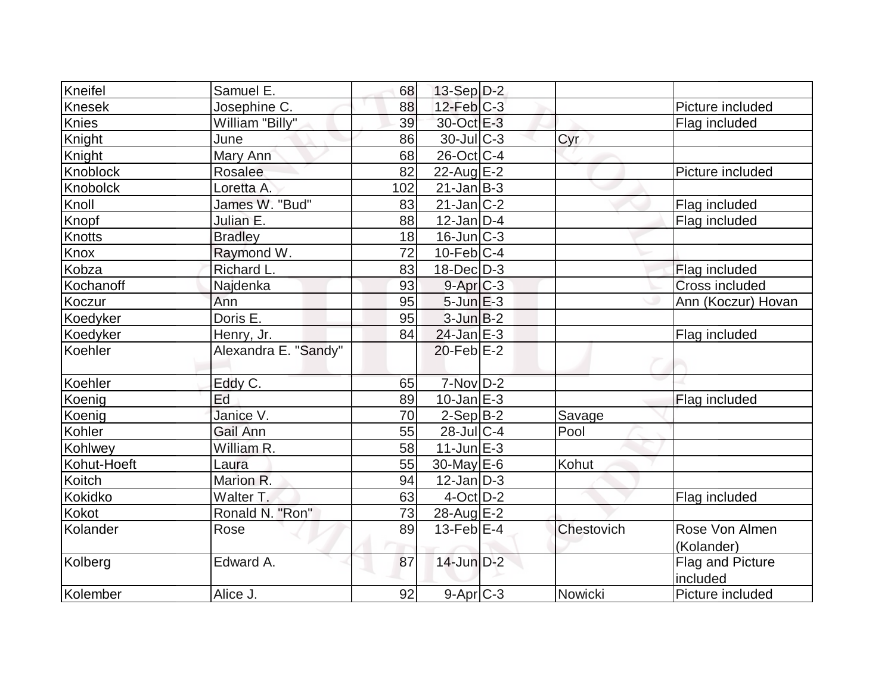| | | | | | | |
|---|---|---|---|---|---|---|
| Kneifel | Samuel E. | 68 | 13-Sep | D-2 | | |
| Knesek | Josephine C. | 88 | 12-Feb | C-3 | | Picture included |
| Knies | William "Billy" | 39 | 30-Oct | E-3 | | Flag included |
| Knight | June | 86 | 30-Jul | C-3 | Cyr | |
| Knight | Mary Ann | 68 | 26-Oct | C-4 | | |
| Knoblock | Rosalee | 82 | 22-Aug | E-2 | | Picture included |
| Knobolck | Loretta A. | 102 | 21-Jan | B-3 | | |
| Knoll | James W. "Bud" | 83 | 21-Jan | C-2 | | Flag included |
| Knopf | Julian E. | 88 | 12-Jan | D-4 | | Flag included |
| Knotts | Bradley | 18 | 16-Jun | C-3 | | |
| Knox | Raymond W. | 72 | 10-Feb | C-4 | | |
| Kobza | Richard L. | 83 | 18-Dec | D-3 | | Flag included |
| Kochanoff | Najdenka | 93 | 9-Apr | C-3 | | Cross included |
| Koczur | Ann | 95 | 5-Jun | E-3 | | Ann (Koczur) Hovan |
| Koedyker | Doris E. | 95 | 3-Jun | B-2 | | |
| Koedyker | Henry, Jr. | 84 | 24-Jan | E-3 | | Flag included |
| Koehler | Alexandra E. "Sandy" | | 20-Feb | E-2 | | |
| Koehler | Eddy C. | 65 | 7-Nov | D-2 | | |
| Koenig | Ed | 89 | 10-Jan | E-3 | | Flag included |
| Koenig | Janice V. | 70 | 2-Sep | B-2 | Savage | |
| Kohler | Gail Ann | 55 | 28-Jul | C-4 | Pool | |
| Kohlwey | William R. | 58 | 11-Jun | E-3 | | |
| Kohut-Hoeft | Laura | 55 | 30-May | E-6 | Kohut | |
| Koitch | Marion R. | 94 | 12-Jan | D-3 | | |
| Kokidko | Walter T. | 63 | 4-Oct | D-2 | | Flag included |
| Kokot | Ronald N. "Ron" | 73 | 28-Aug | E-2 | | |
| Kolander | Rose | 89 | 13-Feb | E-4 | Chestovich | Rose Von Almen (Kolander) |
| Kolberg | Edward A. | 87 | 14-Jun | D-2 | | Flag and Picture included |
| Kolember | Alice J. | 92 | 9-Apr | C-3 | Nowicki | Picture included |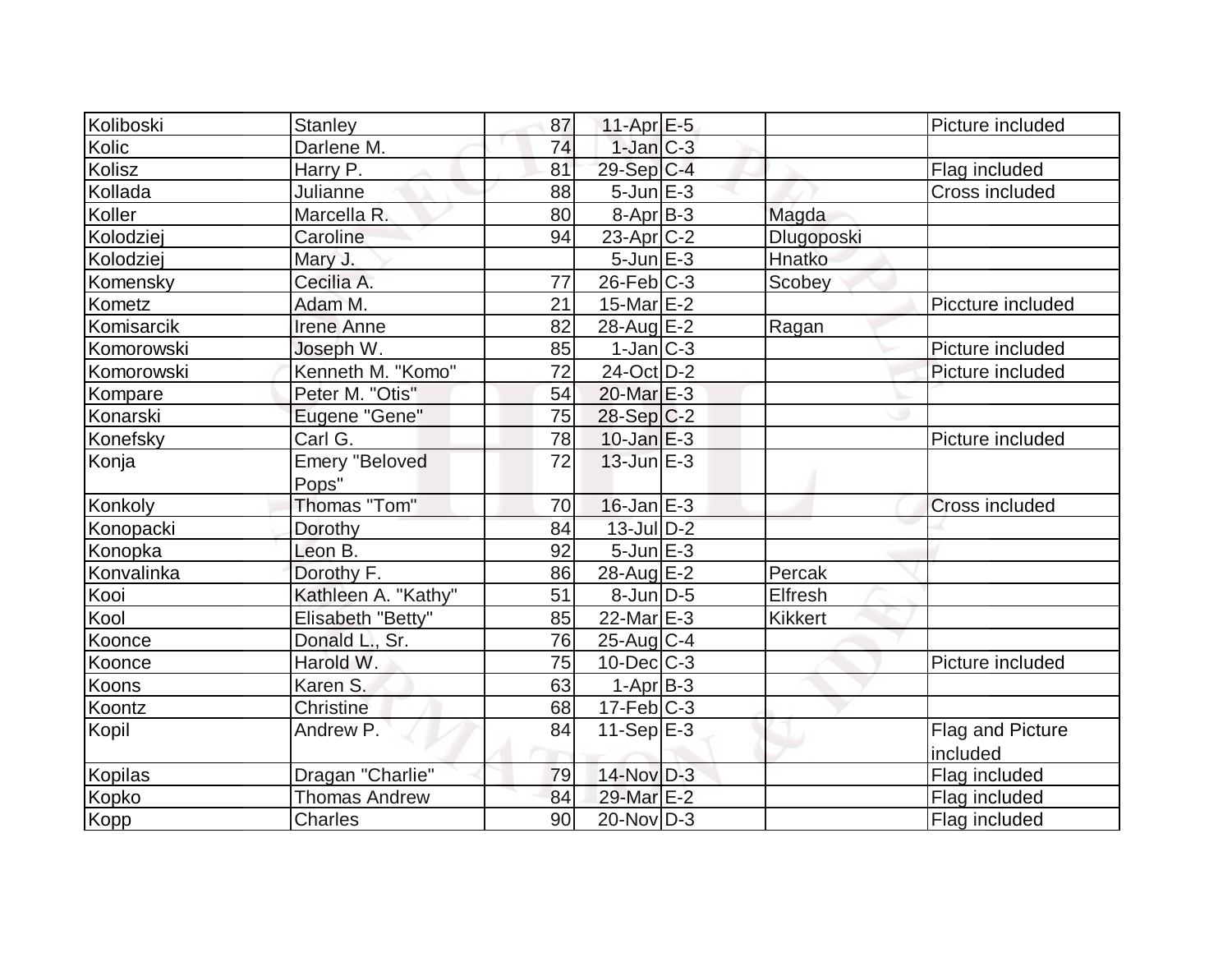| | | | | | | |
|---|---|---|---|---|---|---|
| Koliboski | Stanley | 87 | 11-Apr | E-5 | | Picture included |
| Kolic | Darlene M. | 74 | 1-Jan | C-3 | | |
| Kolisz | Harry P. | 81 | 29-Sep | C-4 | | Flag included |
| Kollada | Julianne | 88 | 5-Jun | E-3 | | Cross included |
| Koller | Marcella R. | 80 | 8-Apr | B-3 | Magda | |
| Kolodziej | Caroline | 94 | 23-Apr | C-2 | Dlugoposki | |
| Kolodziej | Mary J. | | 5-Jun | E-3 | Hnatko | |
| Komensky | Cecilia A. | 77 | 26-Feb | C-3 | Scobey | |
| Kometz | Adam M. | 21 | 15-Mar | E-2 | | Piccture included |
| Komisarcik | Irene Anne | 82 | 28-Aug | E-2 | Ragan | |
| Komorowski | Joseph W. | 85 | 1-Jan | C-3 | | Picture included |
| Komorowski | Kenneth M. "Komo" | 72 | 24-Oct | D-2 | | Picture included |
| Kompare | Peter M. "Otis" | 54 | 20-Mar | E-3 | | |
| Konarski | Eugene "Gene" | 75 | 28-Sep | C-2 | | |
| Konefsky | Carl G. | 78 | 10-Jan | E-3 | | Picture included |
| Konja | Emery "Beloved Pops" | 72 | 13-Jun | E-3 | | |
| Konkoly | Thomas "Tom" | 70 | 16-Jan | E-3 | | Cross included |
| Konopacki | Dorothy | 84 | 13-Jul | D-2 | | |
| Konopka | Leon B. | 92 | 5-Jun | E-3 | | |
| Konvalinka | Dorothy F. | 86 | 28-Aug | E-2 | Percak | |
| Kooi | Kathleen A. "Kathy" | 51 | 8-Jun | D-5 | Elfresh | |
| Kool | Elisabeth "Betty" | 85 | 22-Mar | E-3 | Kikkert | |
| Koonce | Donald L., Sr. | 76 | 25-Aug | C-4 | | |
| Koonce | Harold W. | 75 | 10-Dec | C-3 | | Picture included |
| Koons | Karen S. | 63 | 1-Apr | B-3 | | |
| Koontz | Christine | 68 | 17-Feb | C-3 | | |
| Kopil | Andrew P. | 84 | 11-Sep | E-3 | | Flag and Picture included |
| Kopilas | Dragan "Charlie" | 79 | 14-Nov | D-3 | | Flag included |
| Kopko | Thomas Andrew | 84 | 29-Mar | E-2 | | Flag included |
| Kopp | Charles | 90 | 20-Nov | D-3 | | Flag included |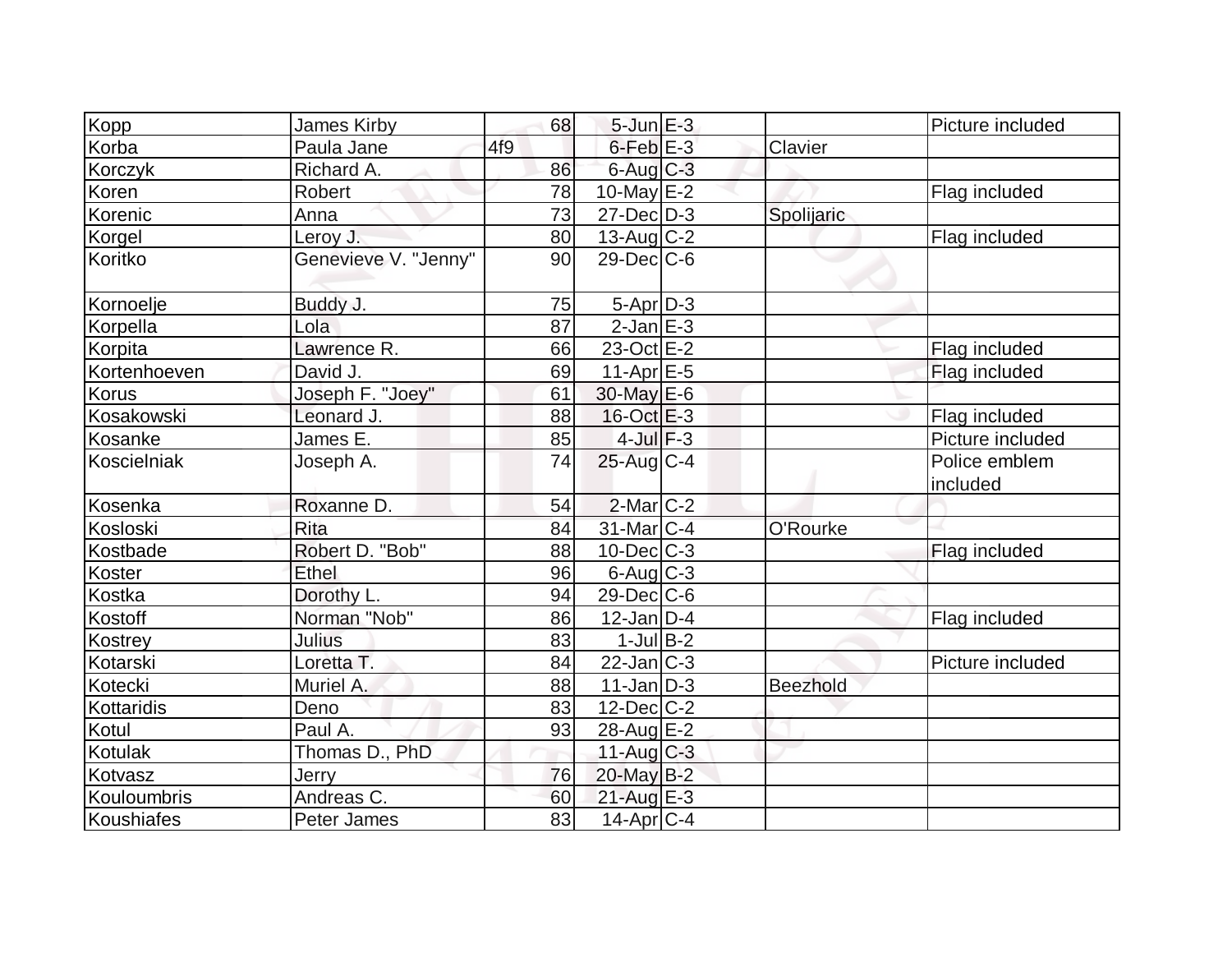| | | | | | | |
|---|---|---|---|---|---|---|
| Kopp | James Kirby | 68 | 5-Jun | E-3 | | Picture included |
| Korba | Paula Jane | 4f9 | 6-Feb | E-3 | Clavier | |
| Korczyk | Richard A. | 86 | 6-Aug | C-3 | | |
| Koren | Robert | 78 | 10-May | E-2 | | Flag included |
| Korenic | Anna | 73 | 27-Dec | D-3 | Spolijaric | |
| Korgel | Leroy J. | 80 | 13-Aug | C-2 | | Flag included |
| Koritko | Genevieve V. "Jenny" | 90 | 29-Dec | C-6 | | |
| Kornoelje | Buddy J. | 75 | 5-Apr | D-3 | | |
| Korpella | Lola | 87 | 2-Jan | E-3 | | |
| Korpita | Lawrence R. | 66 | 23-Oct | E-2 | | Flag included |
| Kortenhoeven | David J. | 69 | 11-Apr | E-5 | | Flag included |
| Korus | Joseph F. "Joey" | 61 | 30-May | E-6 | | |
| Kosakowski | Leonard J. | 88 | 16-Oct | E-3 | | Flag included |
| Kosanke | James E. | 85 | 4-Jul | F-3 | | Picture included |
| Koscielniak | Joseph A. | 74 | 25-Aug | C-4 | | Police emblem included |
| Kosenka | Roxanne D. | 54 | 2-Mar | C-2 | | |
| Kosloski | Rita | 84 | 31-Mar | C-4 | O'Rourke | |
| Kostbade | Robert D. "Bob" | 88 | 10-Dec | C-3 | | Flag included |
| Koster | Ethel | 96 | 6-Aug | C-3 | | |
| Kostka | Dorothy L. | 94 | 29-Dec | C-6 | | |
| Kostoff | Norman "Nob" | 86 | 12-Jan | D-4 | | Flag included |
| Kostrey | Julius | 83 | 1-Jul | B-2 | | |
| Kotarski | Loretta T. | 84 | 22-Jan | C-3 | | Picture included |
| Kotecki | Muriel A. | 88 | 11-Jan | D-3 | Beezhold | |
| Kottaridis | Deno | 83 | 12-Dec | C-2 | | |
| Kotul | Paul A. | 93 | 28-Aug | E-2 | | |
| Kotulak | Thomas D., PhD | | 11-Aug | C-3 | | |
| Kotvasz | Jerry | 76 | 20-May | B-2 | | |
| Kouloumbris | Andreas C. | 60 | 21-Aug | E-3 | | |
| Koushiafes | Peter James | 83 | 14-Apr | C-4 | | |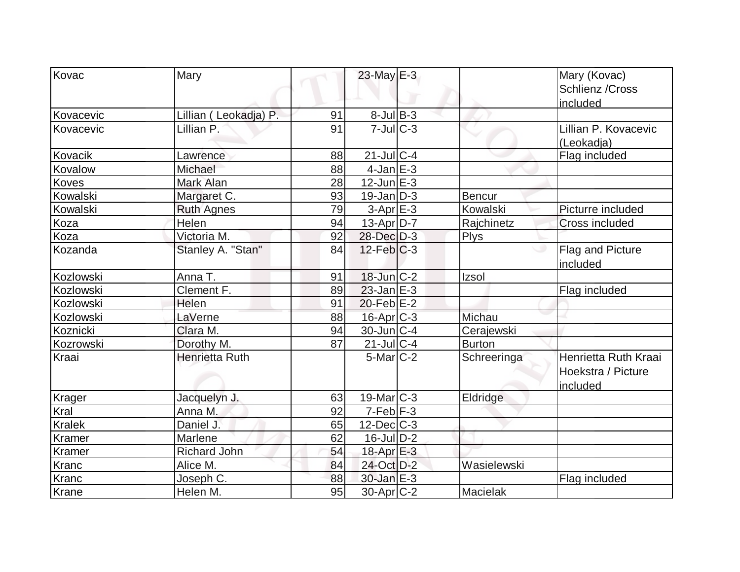| | | | | | | |
|---|---|---|---|---|---|---|
| Kovac | Mary | | 23-May | E-3 | | Mary (Kovac) Schlienz /Cross included |
| Kovacevic | Lillian ( Leokadja) P. | 91 | 8-Jul | B-3 | | |
| Kovacevic | Lillian P. | 91 | 7-Jul | C-3 | | Lillian P. Kovacevic (Leokadja) |
| Kovacik | Lawrence | 88 | 21-Jul | C-4 | | Flag included |
| Kovalow | Michael | 88 | 4-Jan | E-3 | | |
| Koves | Mark Alan | 28 | 12-Jun | E-3 | | |
| Kowalski | Margaret C. | 93 | 19-Jan | D-3 | Bencur | |
| Kowalski | Ruth Agnes | 79 | 3-Apr | E-3 | Kowalski | Picturre included |
| Koza | Helen | 94 | 13-Apr | D-7 | Rajchinetz | Cross included |
| Koza | Victoria M. | 92 | 28-Dec | D-3 | Plys | |
| Kozanda | Stanley A. "Stan" | 84 | 12-Feb | C-3 | | Flag and Picture included |
| Kozlowski | Anna T. | 91 | 18-Jun | C-2 | Izsol | |
| Kozlowski | Clement F. | 89 | 23-Jan | E-3 | | Flag included |
| Kozlowski | Helen | 91 | 20-Feb | E-2 | | |
| Kozlowski | LaVerne | 88 | 16-Apr | C-3 | Michau | |
| Koznicki | Clara M. | 94 | 30-Jun | C-4 | Cerajewski | |
| Kozrowski | Dorothy M. | 87 | 21-Jul | C-4 | Burton | |
| Kraai | Henrietta Ruth | | 5-Mar | C-2 | Schreeringa | Henrietta Ruth Kraai Hoekstra / Picture included |
| Krager | Jacquelyn J. | 63 | 19-Mar | C-3 | Eldridge | |
| Kral | Anna M. | 92 | 7-Feb | F-3 | | |
| Kralek | Daniel J. | 65 | 12-Dec | C-3 | | |
| Kramer | Marlene | 62 | 16-Jul | D-2 | | |
| Kramer | Richard John | 54 | 18-Apr | E-3 | | |
| Kranc | Alice M. | 84 | 24-Oct | D-2 | Wasielewski | |
| Kranc | Joseph C. | 88 | 30-Jan | E-3 | | Flag included |
| Krane | Helen M. | 95 | 30-Apr | C-2 | Macielak | |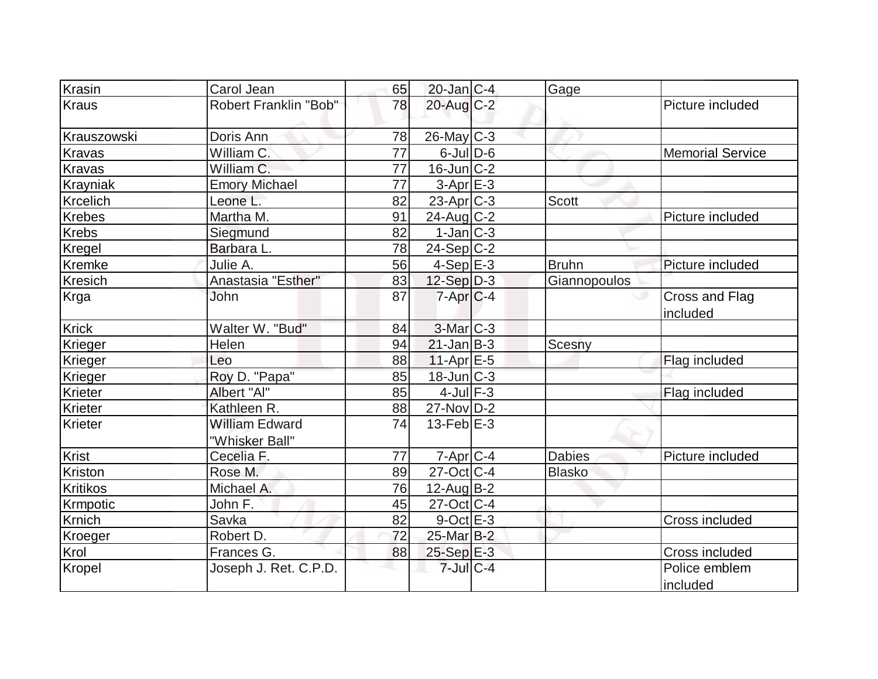| | | | | | | |
|---|---|---|---|---|---|---|
| Krasin | Carol Jean | 65 | 20-Jan | C-4 | Gage | |
| Kraus | Robert Franklin "Bob" | 78 | 20-Aug | C-2 | | Picture included |
| Krauszowski | Doris Ann | 78 | 26-May | C-3 | | |
| Kravas | William C. | 77 | 6-Jul | D-6 | | Memorial Service |
| Kravas | William C. | 77 | 16-Jun | C-2 | | |
| Krayniak | Emory Michael | 77 | 3-Apr | E-3 | | |
| Krcelich | Leone L. | 82 | 23-Apr | C-3 | Scott | |
| Krebes | Martha M. | 91 | 24-Aug | C-2 | | Picture included |
| Krebs | Siegmund | 82 | 1-Jan | C-3 | | |
| Kregel | Barbara L. | 78 | 24-Sep | C-2 | | |
| Kremke | Julie A. | 56 | 4-Sep | E-3 | Bruhn | Picture included |
| Kresich | Anastasia "Esther" | 83 | 12-Sep | D-3 | Giannopoulos | |
| Krga | John | 87 | 7-Apr | C-4 | | Cross and Flag included |
| Krick | Walter W. "Bud" | 84 | 3-Mar | C-3 | | |
| Krieger | Helen | 94 | 21-Jan | B-3 | Scesny | |
| Krieger | Leo | 88 | 11-Apr | E-5 | | Flag included |
| Krieger | Roy D. "Papa" | 85 | 18-Jun | C-3 | | |
| Krieter | Albert "Al" | 85 | 4-Jul | F-3 | | Flag included |
| Krieter | Kathleen R. | 88 | 27-Nov | D-2 | | |
| Krieter | William Edward "Whisker Ball" | 74 | 13-Feb | E-3 | | |
| Krist | Cecelia F. | 77 | 7-Apr | C-4 | Dabies | Picture included |
| Kriston | Rose M. | 89 | 27-Oct | C-4 | Blasko | |
| Kritikos | Michael A. | 76 | 12-Aug | B-2 | | |
| Krmpotic | John F. | 45 | 27-Oct | C-4 | | |
| Krnich | Savka | 82 | 9-Oct | E-3 | | Cross included |
| Kroeger | Robert D. | 72 | 25-Mar | B-2 | | |
| Krol | Frances G. | 88 | 25-Sep | E-3 | | Cross included |
| Kropel | Joseph J. Ret. C.P.D. | | 7-Jul | C-4 | | Police emblem included |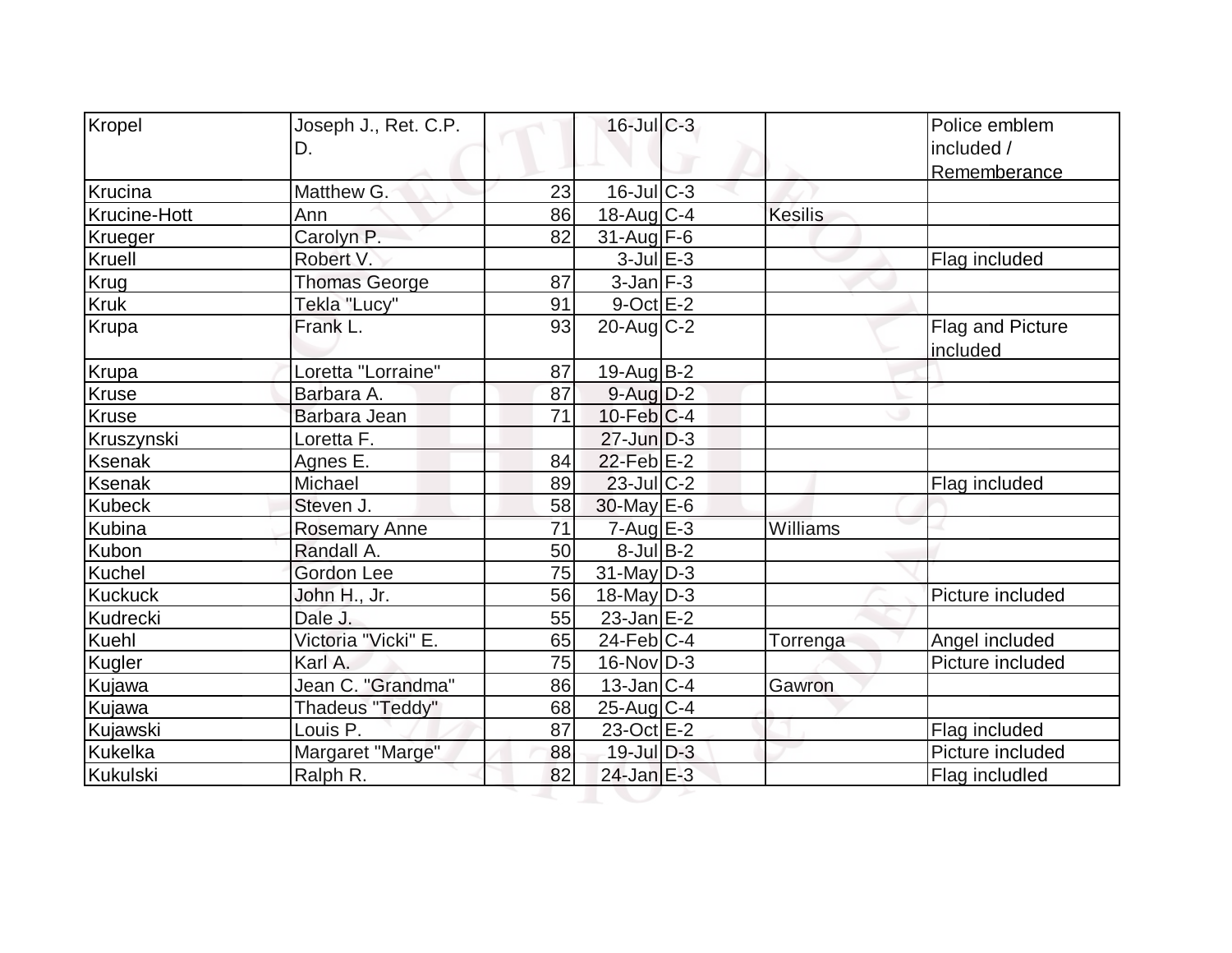| Kropel | Joseph J., Ret. C.P. D. | | 16-Jul | C-3 | | Police emblem included / Rememberance |
|---|---|---|---|---|---|---|
| Krucina | Matthew G. | 23 | 16-Jul | C-3 | | |
| Krucine-Hott | Ann | 86 | 18-Aug | C-4 | Kesilis | |
| Krueger | Carolyn P. | 82 | 31-Aug | F-6 | | |
| Kruell | Robert V. | | 3-Jul | E-3 | | Flag included |
| Krug | Thomas George | 87 | 3-Jan | F-3 | | |
| Kruk | Tekla "Lucy" | 91 | 9-Oct | E-2 | | |
| Krupa | Frank L. | 93 | 20-Aug | C-2 | | Flag and Picture included |
| Krupa | Loretta "Lorraine" | 87 | 19-Aug | B-2 | | |
| Kruse | Barbara A. | 87 | 9-Aug | D-2 | | |
| Kruse | Barbara Jean | 71 | 10-Feb | C-4 | | |
| Kruszynski | Loretta F. | | 27-Jun | D-3 | | |
| Ksenak | Agnes E. | 84 | 22-Feb | E-2 | | |
| Ksenak | Michael | 89 | 23-Jul | C-2 | | Flag included |
| Kubeck | Steven J. | 58 | 30-May | E-6 | | |
| Kubina | Rosemary Anne | 71 | 7-Aug | E-3 | Williams | |
| Kubon | Randall A. | 50 | 8-Jul | B-2 | | |
| Kuchel | Gordon Lee | 75 | 31-May | D-3 | | |
| Kuckuck | John H., Jr. | 56 | 18-May | D-3 | | Picture included |
| Kudrecki | Dale J. | 55 | 23-Jan | E-2 | | |
| Kuehl | Victoria "Vicki" E. | 65 | 24-Feb | C-4 | Torrenga | Angel included |
| Kugler | Karl A. | 75 | 16-Nov | D-3 | | Picture included |
| Kujawa | Jean C. "Grandma" | 86 | 13-Jan | C-4 | Gawron | |
| Kujawa | Thadeus "Teddy" | 68 | 25-Aug | C-4 | | |
| Kujawski | Louis P. | 87 | 23-Oct | E-2 | | Flag included |
| Kukelka | Margaret "Marge" | 88 | 19-Jul | D-3 | | Picture included |
| Kukulski | Ralph R. | 82 | 24-Jan | E-3 | | Flag includled |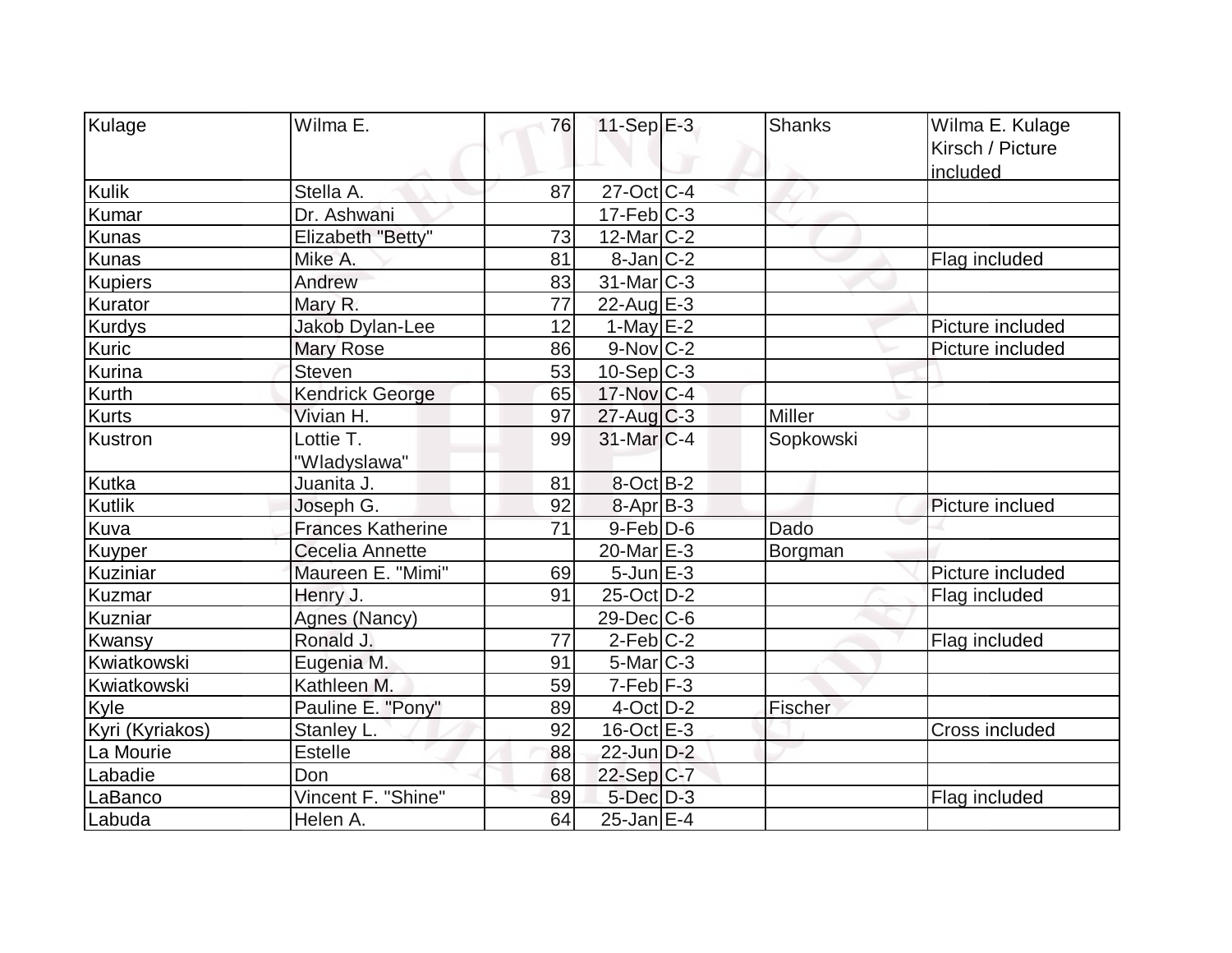| | | | | | | |
|---|---|---|---|---|---|---|
| Kulage | Wilma E. | 76 | 11-Sep | E-3 | Shanks | Wilma E. Kulage Kirsch / Picture included |
| Kulik | Stella A. | 87 | 27-Oct | C-4 | | |
| Kumar | Dr. Ashwani | | 17-Feb | C-3 | | |
| Kunas | Elizabeth "Betty" | 73 | 12-Mar | C-2 | | |
| Kunas | Mike A. | 81 | 8-Jan | C-2 | | Flag included |
| Kupiers | Andrew | 83 | 31-Mar | C-3 | | |
| Kurator | Mary R. | 77 | 22-Aug | E-3 | | |
| Kurdys | Jakob Dylan-Lee | 12 | 1-May | E-2 | | Picture included |
| Kuric | Mary Rose | 86 | 9-Nov | C-2 | | Picture included |
| Kurina | Steven | 53 | 10-Sep | C-3 | | |
| Kurth | Kendrick George | 65 | 17-Nov | C-4 | | |
| Kurts | Vivian H. | 97 | 27-Aug | C-3 | Miller | |
| Kustron | Lottie T. "Wladyslawa" | 99 | 31-Mar | C-4 | Sopkowski | |
| Kutka | Juanita J. | 81 | 8-Oct | B-2 | | |
| Kutlik | Joseph G. | 92 | 8-Apr | B-3 | | Picture inclued |
| Kuva | Frances Katherine | 71 | 9-Feb | D-6 | Dado | |
| Kuyper | Cecelia Annette | | 20-Mar | E-3 | Borgman | |
| Kuziniar | Maureen E. "Mimi" | 69 | 5-Jun | E-3 | | Picture included |
| Kuzmar | Henry J. | 91 | 25-Oct | D-2 | | Flag included |
| Kuzniar | Agnes (Nancy) | | 29-Dec | C-6 | | |
| Kwansy | Ronald J. | 77 | 2-Feb | C-2 | | Flag included |
| Kwiatkowski | Eugenia M. | 91 | 5-Mar | C-3 | | |
| Kwiatkowski | Kathleen M. | 59 | 7-Feb | F-3 | | |
| Kyle | Pauline E. "Pony" | 89 | 4-Oct | D-2 | Fischer | |
| Kyri (Kyriakos) | Stanley L. | 92 | 16-Oct | E-3 | | Cross included |
| La Mourie | Estelle | 88 | 22-Jun | D-2 | | |
| Labadie | Don | 68 | 22-Sep | C-7 | | |
| LaBanco | Vincent F. "Shine" | 89 | 5-Dec | D-3 | | Flag included |
| Labuda | Helen A. | 64 | 25-Jan | E-4 | | |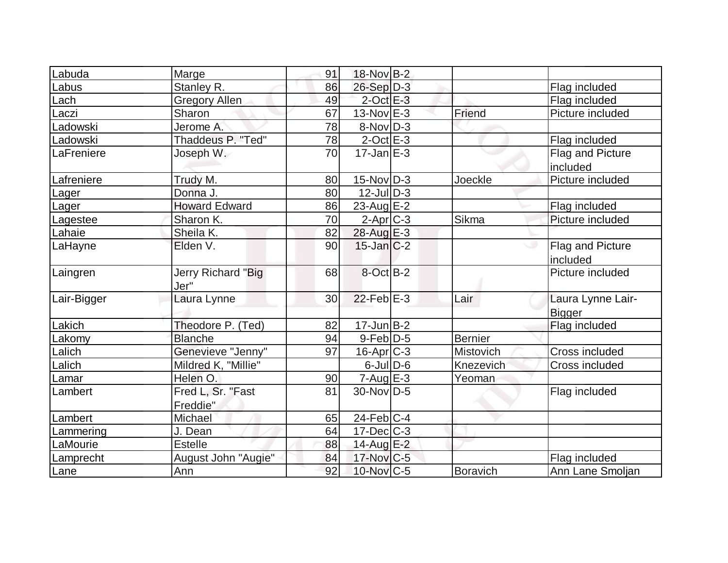| | | | | | | |
|---|---|---|---|---|---|---|
| Labuda | Marge | 91 | 18-Nov | B-2 | | |
| Labus | Stanley R. | 86 | 26-Sep | D-3 | | Flag included |
| Lach | Gregory Allen | 49 | 2-Oct | E-3 | | Flag included |
| Laczi | Sharon | 67 | 13-Nov | E-3 | Friend | Picture included |
| Ladowski | Jerome A. | 78 | 8-Nov | D-3 | | |
| Ladowski | Thaddeus P. "Ted" | 78 | 2-Oct | E-3 | | Flag included |
| LaFreniere | Joseph W. | 70 | 17-Jan | E-3 | | Flag and Picture included |
| Lafreniere | Trudy M. | 80 | 15-Nov | D-3 | Joeckle | Picture included |
| Lager | Donna J. | 80 | 12-Jul | D-3 | | |
| Lager | Howard Edward | 86 | 23-Aug | E-2 | | Flag included |
| Lagestee | Sharon K. | 70 | 2-Apr | C-3 | Sikma | Picture included |
| Lahaie | Sheila K. | 82 | 28-Aug | E-3 | | |
| LaHayne | Elden V. | 90 | 15-Jan | C-2 | | Flag and Picture included |
| Laingren | Jerry Richard "Big Jer" | 68 | 8-Oct | B-2 | | Picture included |
| Lair-Bigger | Laura Lynne | 30 | 22-Feb | E-3 | Lair | Laura Lynne Lair-Bigger |
| Lakich | Theodore P. (Ted) | 82 | 17-Jun | B-2 | | Flag included |
| Lakomy | Blanche | 94 | 9-Feb | D-5 | Bernier | |
| Lalich | Genevieve "Jenny" | 97 | 16-Apr | C-3 | Mistovich | Cross included |
| Lalich | Mildred K, "Millie" | | 6-Jul | D-6 | Knezevich | Cross included |
| Lamar | Helen O. | 90 | 7-Aug | E-3 | Yeoman | |
| Lambert | Fred L, Sr. "Fast Freddie" | 81 | 30-Nov | D-5 | | Flag included |
| Lambert | Michael | 65 | 24-Feb | C-4 | | |
| Lammering | J. Dean | 64 | 17-Dec | C-3 | | |
| LaMourie | Estelle | 88 | 14-Aug | E-2 | | |
| Lamprecht | August John "Augie" | 84 | 17-Nov | C-5 | | Flag included |
| Lane | Ann | 92 | 10-Nov | C-5 | Boravich | Ann Lane Smoljan |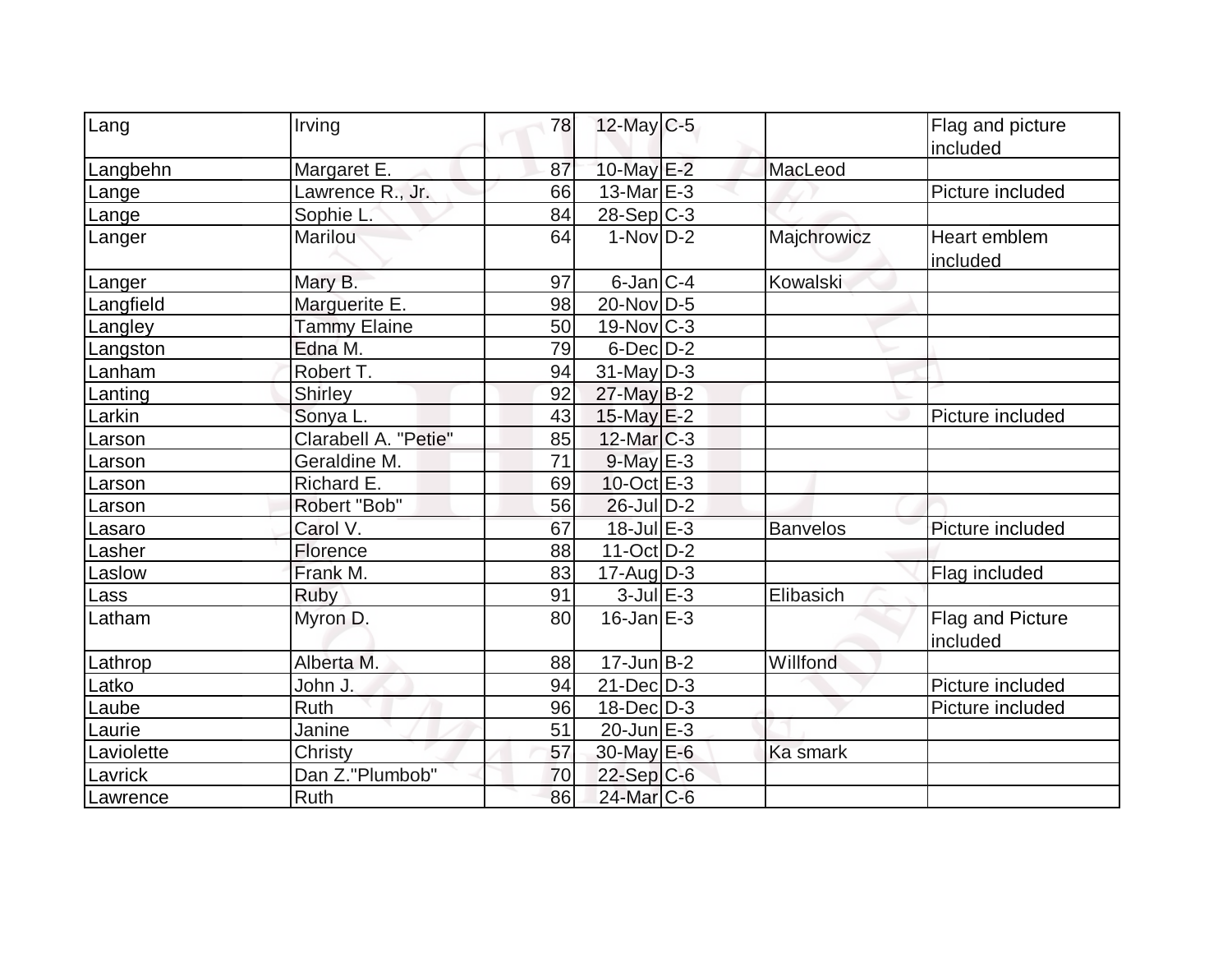| Lang | Irving | 78 | 12-May | C-5 | | Flag and picture included |
|---|---|---|---|---|---|---|
| Langbehn | Margaret E. | 87 | 10-May | E-2 | MacLeod | |
| Lange | Lawrence R., Jr. | 66 | 13-Mar | E-3 | | Picture included |
| Lange | Sophie L. | 84 | 28-Sep | C-3 | | |
| Langer | Marilou | 64 | 1-Nov | D-2 | Majchrowicz | Heart emblem included |
| Langer | Mary B. | 97 | 6-Jan | C-4 | Kowalski | |
| Langfield | Marguerite E. | 98 | 20-Nov | D-5 | | |
| Langley | Tammy Elaine | 50 | 19-Nov | C-3 | | |
| Langston | Edna M. | 79 | 6-Dec | D-2 | | |
| Lanham | Robert T. | 94 | 31-May | D-3 | | |
| Lanting | Shirley | 92 | 27-May | B-2 | | |
| Larkin | Sonya L. | 43 | 15-May | E-2 | | Picture included |
| Larson | Clarabell A. "Petie" | 85 | 12-Mar | C-3 | | |
| Larson | Geraldine M. | 71 | 9-May | E-3 | | |
| Larson | Richard E. | 69 | 10-Oct | E-3 | | |
| Larson | Robert "Bob" | 56 | 26-Jul | D-2 | | |
| Lasaro | Carol V. | 67 | 18-Jul | E-3 | Banvelos | Picture included |
| Lasher | Florence | 88 | 11-Oct | D-2 | | |
| Laslow | Frank M. | 83 | 17-Aug | D-3 | | Flag included |
| Lass | Ruby | 91 | 3-Jul | E-3 | Elibasich | |
| Latham | Myron D. | 80 | 16-Jan | E-3 | | Flag and Picture included |
| Lathrop | Alberta M. | 88 | 17-Jun | B-2 | Willfond | |
| Latko | John J. | 94 | 21-Dec | D-3 | | Picture included |
| Laube | Ruth | 96 | 18-Dec | D-3 | | Picture included |
| Laurie | Janine | 51 | 20-Jun | E-3 | | |
| Laviolette | Christy | 57 | 30-May | E-6 | Ka smark | |
| Lavrick | Dan Z."Plumbob" | 70 | 22-Sep | C-6 | | |
| Lawrence | Ruth | 86 | 24-Mar | C-6 | | |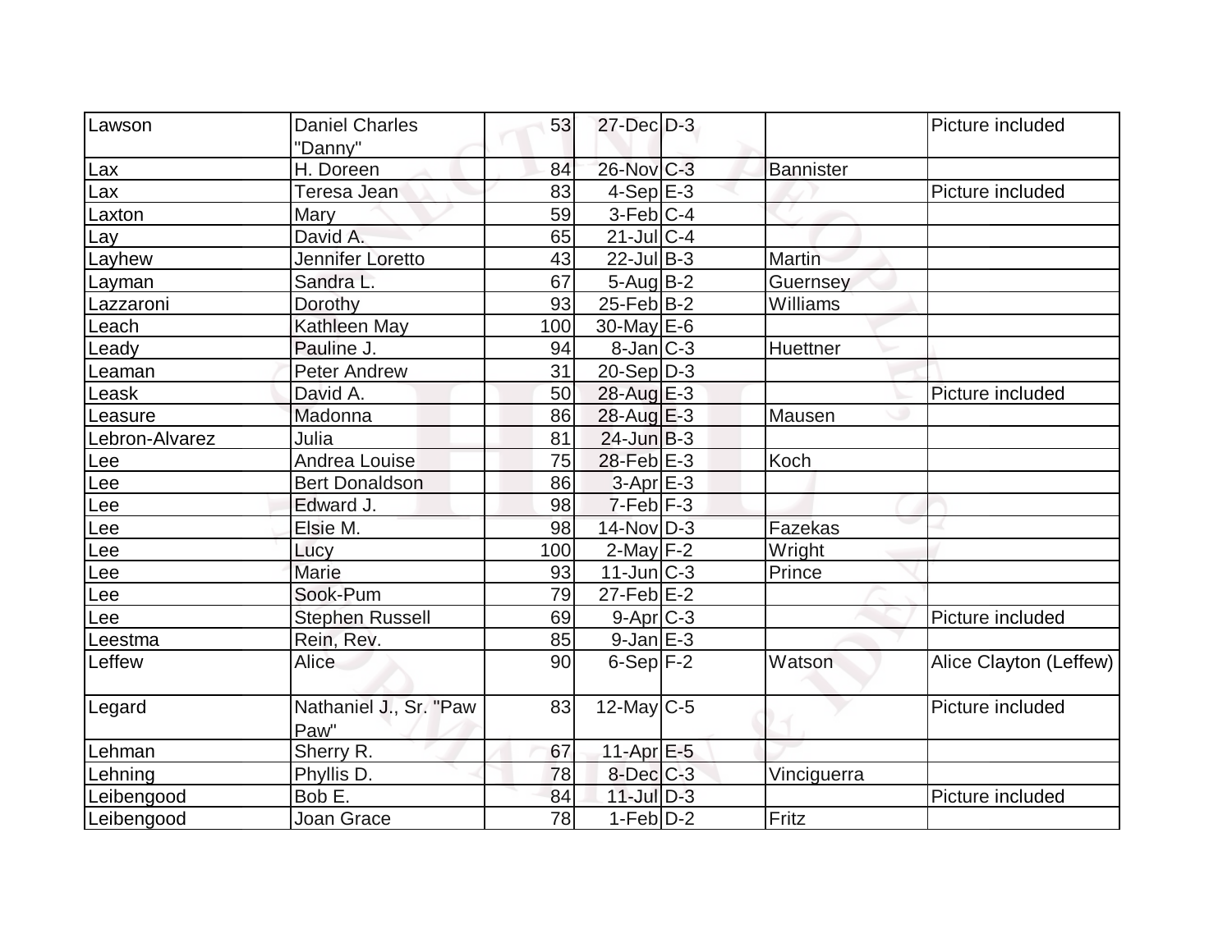| Lawson | Daniel Charles "Danny" | 53 | 27-Dec | D-3 | | Picture included |
|---|---|---|---|---|---|---|
| Lax | H. Doreen | 84 | 26-Nov | C-3 | Bannister | |
| Lax | Teresa Jean | 83 | 4-Sep | E-3 | | Picture included |
| Laxton | Mary | 59 | 3-Feb | C-4 | | |
| Lay | David A. | 65 | 21-Jul | C-4 | | |
| Layhew | Jennifer Loretto | 43 | 22-Jul | B-3 | Martin | |
| Layman | Sandra L. | 67 | 5-Aug | B-2 | Guernsey | |
| Lazzaroni | Dorothy | 93 | 25-Feb | B-2 | Williams | |
| Leach | Kathleen May | 100 | 30-May | E-6 | | |
| Leady | Pauline J. | 94 | 8-Jan | C-3 | Huettner | |
| Leaman | Peter Andrew | 31 | 20-Sep | D-3 | | |
| Leask | David A. | 50 | 28-Aug | E-3 | | Picture included |
| Leasure | Madonna | 86 | 28-Aug | E-3 | Mausen | |
| Lebron-Alvarez | Julia | 81 | 24-Jun | B-3 | | |
| Lee | Andrea Louise | 75 | 28-Feb | E-3 | Koch | |
| Lee | Bert Donaldson | 86 | 3-Apr | E-3 | | |
| Lee | Edward J. | 98 | 7-Feb | F-3 | | |
| Lee | Elsie M. | 98 | 14-Nov | D-3 | Fazekas | |
| Lee | Lucy | 100 | 2-May | F-2 | Wright | |
| Lee | Marie | 93 | 11-Jun | C-3 | Prince | |
| Lee | Sook-Pum | 79 | 27-Feb | E-2 | | |
| Lee | Stephen Russell | 69 | 9-Apr | C-3 | | Picture included |
| Leestma | Rein, Rev. | 85 | 9-Jan | E-3 | | |
| Leffew | Alice | 90 | 6-Sep | F-2 | Watson | Alice Clayton (Leffew) |
| Legard | Nathaniel J., Sr. "Paw Paw" | 83 | 12-May | C-5 | | Picture included |
| Lehman | Sherry R. | 67 | 11-Apr | E-5 | | |
| Lehning | Phyllis D. | 78 | 8-Dec | C-3 | Vinciguerra | |
| Leibengood | Bob E. | 84 | 11-Jul | D-3 | | Picture included |
| Leibengood | Joan Grace | 78 | 1-Feb | D-2 | Fritz | |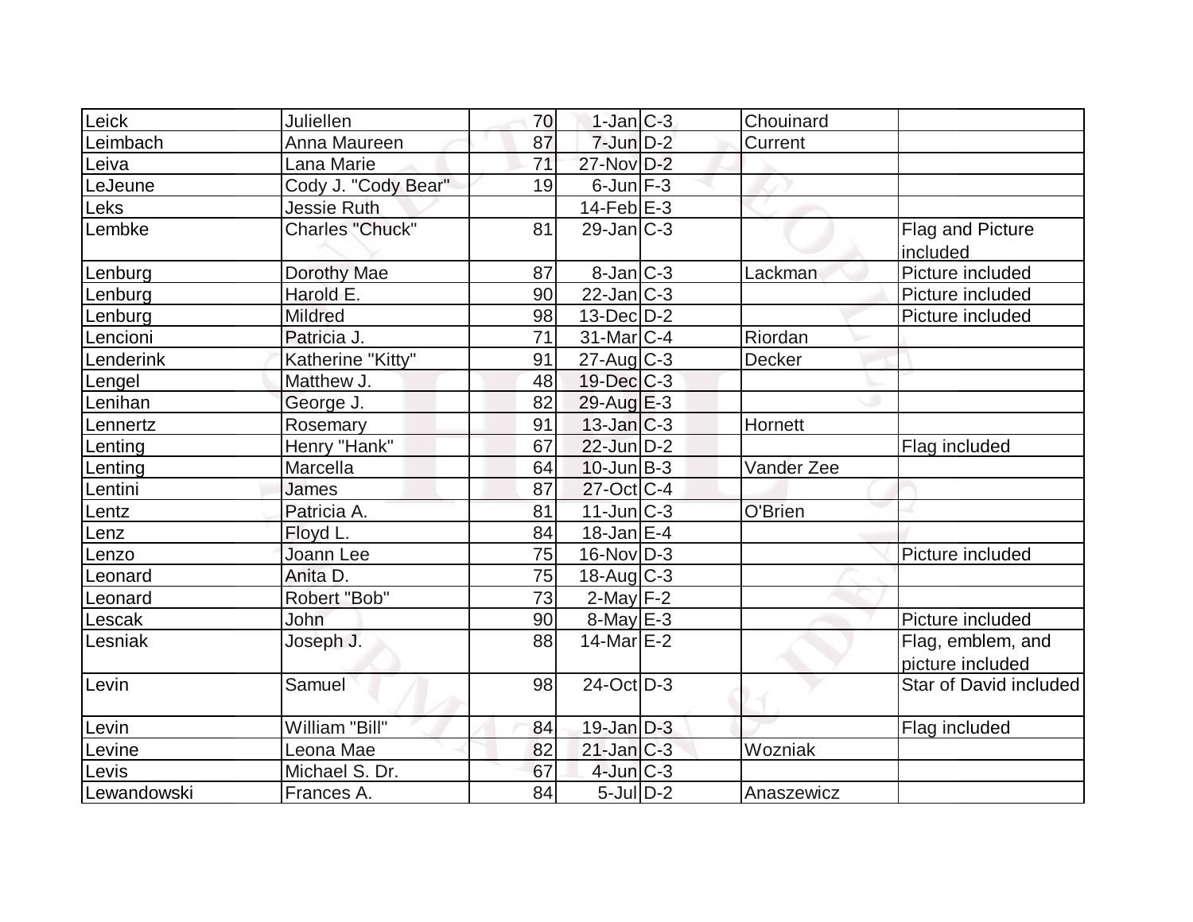| | | | | | | |
|---|---|---|---|---|---|---|
| Leick | Juliellen | 70 | 1-Jan | C-3 | Chouinard | |
| Leimbach | Anna Maureen | 87 | 7-Jun | D-2 | Current | |
| Leiva | Lana Marie | 71 | 27-Nov | D-2 | | |
| LeJeune | Cody J. "Cody Bear" | 19 | 6-Jun | F-3 | | |
| Leks | Jessie Ruth | | 14-Feb | E-3 | | |
| Lembke | Charles "Chuck" | 81 | 29-Jan | C-3 | | Flag and Picture included |
| Lenburg | Dorothy Mae | 87 | 8-Jan | C-3 | Lackman | Picture included |
| Lenburg | Harold E. | 90 | 22-Jan | C-3 | | Picture included |
| Lenburg | Mildred | 98 | 13-Dec | D-2 | | Picture included |
| Lencioni | Patricia J. | 71 | 31-Mar | C-4 | Riordan | |
| Lenderink | Katherine "Kitty" | 91 | 27-Aug | C-3 | Decker | |
| Lengel | Matthew J. | 48 | 19-Dec | C-3 | | |
| Lenihan | George J. | 82 | 29-Aug | E-3 | | |
| Lennertz | Rosemary | 91 | 13-Jan | C-3 | Hornett | |
| Lenting | Henry "Hank" | 67 | 22-Jun | D-2 | | Flag included |
| Lenting | Marcella | 64 | 10-Jun | B-3 | Vander Zee | |
| Lentini | James | 87 | 27-Oct | C-4 | | |
| Lentz | Patricia A. | 81 | 11-Jun | C-3 | O'Brien | |
| Lenz | Floyd L. | 84 | 18-Jan | E-4 | | |
| Lenzo | Joann Lee | 75 | 16-Nov | D-3 | | Picture included |
| Leonard | Anita D. | 75 | 18-Aug | C-3 | | |
| Leonard | Robert "Bob" | 73 | 2-May | F-2 | | |
| Lescak | John | 90 | 8-May | E-3 | | Picture included |
| Lesniak | Joseph J. | 88 | 14-Mar | E-2 | | Flag, emblem, and picture included |
| Levin | Samuel | 98 | 24-Oct | D-3 | | Star of David included |
| Levin | William "Bill" | 84 | 19-Jan | D-3 | | Flag included |
| Levine | Leona Mae | 82 | 21-Jan | C-3 | Wozniak | |
| Levis | Michael S. Dr. | 67 | 4-Jun | C-3 | | |
| Lewandowski | Frances A. | 84 | 5-Jul | D-2 | Anaszewicz | |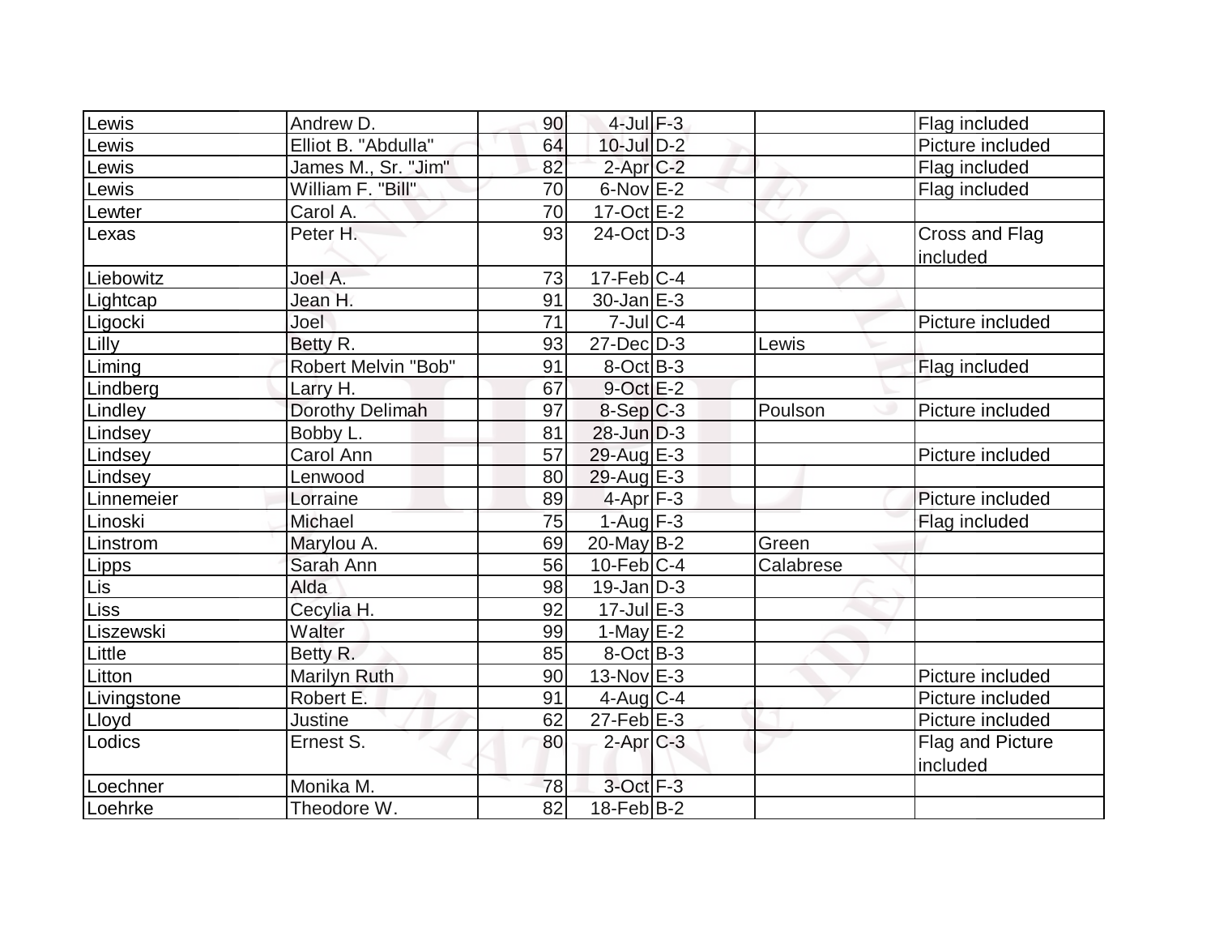| | | | | | | |
|---|---|---|---|---|---|---|
| Lewis | Andrew D. | 90 | 4-Jul | F-3 | | Flag included |
| Lewis | Elliot B. "Abdulla" | 64 | 10-Jul | D-2 | | Picture included |
| Lewis | James M., Sr. "Jim" | 82 | 2-Apr | C-2 | | Flag included |
| Lewis | William F. "Bill" | 70 | 6-Nov | E-2 | | Flag included |
| Lewter | Carol A. | 70 | 17-Oct | E-2 | | |
| Lexas | Peter H. | 93 | 24-Oct | D-3 | | Cross and Flag included |
| Liebowitz | Joel A. | 73 | 17-Feb | C-4 | | |
| Lightcap | Jean H. | 91 | 30-Jan | E-3 | | |
| Ligocki | Joel | 71 | 7-Jul | C-4 | | Picture included |
| Lilly | Betty R. | 93 | 27-Dec | D-3 | Lewis | |
| Liming | Robert Melvin "Bob" | 91 | 8-Oct | B-3 | | Flag included |
| Lindberg | Larry H. | 67 | 9-Oct | E-2 | | |
| Lindley | Dorothy Delimah | 97 | 8-Sep | C-3 | Poulson | Picture included |
| Lindsey | Bobby L. | 81 | 28-Jun | D-3 | | |
| Lindsey | Carol Ann | 57 | 29-Aug | E-3 | | Picture included |
| Lindsey | Lenwood | 80 | 29-Aug | E-3 | | |
| Linnemeier | Lorraine | 89 | 4-Apr | F-3 | | Picture included |
| Linoski | Michael | 75 | 1-Aug | F-3 | | Flag included |
| Linstrom | Marylou A. | 69 | 20-May | B-2 | Green | |
| Lipps | Sarah Ann | 56 | 10-Feb | C-4 | Calabrese | |
| Lis | Alda | 98 | 19-Jan | D-3 | | |
| Liss | Cecylia H. | 92 | 17-Jul | E-3 | | |
| Liszewski | Walter | 99 | 1-May | E-2 | | |
| Little | Betty R. | 85 | 8-Oct | B-3 | | |
| Litton | Marilyn Ruth | 90 | 13-Nov | E-3 | | Picture included |
| Livingstone | Robert E. | 91 | 4-Aug | C-4 | | Picture included |
| Lloyd | Justine | 62 | 27-Feb | E-3 | | Picture included |
| Lodics | Ernest S. | 80 | 2-Apr | C-3 | | Flag and Picture included |
| Loechner | Monika M. | 78 | 3-Oct | F-3 | | |
| Loehrke | Theodore W. | 82 | 18-Feb | B-2 | | |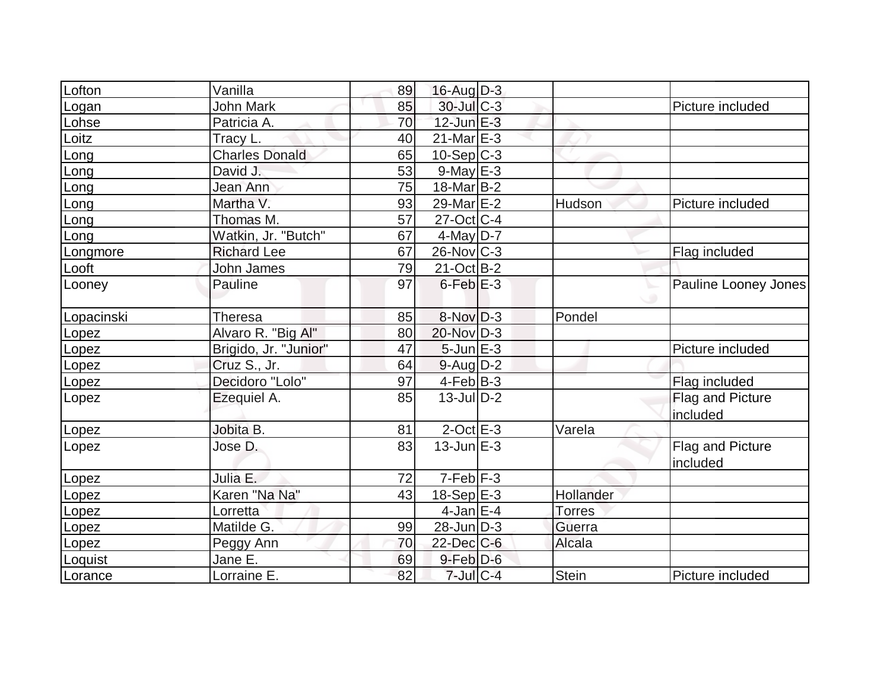| Lofton | Vanilla | 89 | 16-Aug | D-3 | | |
|---|---|---|---|---|---|---|
| Logan | John Mark | 85 | 30-Jul | C-3 | | Picture included |
| Lohse | Patricia A. | 70 | 12-Jun | E-3 | | |
| Loitz | Tracy L. | 40 | 21-Mar | E-3 | | |
| Long | Charles Donald | 65 | 10-Sep | C-3 | | |
| Long | David J. | 53 | 9-May | E-3 | | |
| Long | Jean Ann | 75 | 18-Mar | B-2 | | |
| Long | Martha V. | 93 | 29-Mar | E-2 | Hudson | Picture included |
| Long | Thomas M. | 57 | 27-Oct | C-4 | | |
| Long | Watkin, Jr. "Butch" | 67 | 4-May | D-7 | | |
| Longmore | Richard Lee | 67 | 26-Nov | C-3 | | Flag included |
| Looft | John James | 79 | 21-Oct | B-2 | | |
| Looney | Pauline | 97 | 6-Feb | E-3 | | Pauline Looney Jones |
| Lopacinski | Theresa | 85 | 8-Nov | D-3 | Pondel | |
| Lopez | Alvaro R. "Big Al" | 80 | 20-Nov | D-3 | | |
| Lopez | Brigido, Jr. "Junior" | 47 | 5-Jun | E-3 | | Picture included |
| Lopez | Cruz S., Jr. | 64 | 9-Aug | D-2 | | |
| Lopez | Decidoro "Lolo" | 97 | 4-Feb | B-3 | | Flag included |
| Lopez | Ezequiel A. | 85 | 13-Jul | D-2 | | Flag and Picture included |
| Lopez | Jobita B. | 81 | 2-Oct | E-3 | Varela | |
| Lopez | Jose D. | 83 | 13-Jun | E-3 | | Flag and Picture included |
| Lopez | Julia E. | 72 | 7-Feb | F-3 | | |
| Lopez | Karen "Na Na" | 43 | 18-Sep | E-3 | Hollander | |
| Lopez | Lorretta | | 4-Jan | E-4 | Torres | |
| Lopez | Matilde G. | 99 | 28-Jun | D-3 | Guerra | |
| Lopez | Peggy Ann | 70 | 22-Dec | C-6 | Alcala | |
| Loquist | Jane E. | 69 | 9-Feb | D-6 | | |
| Lorance | Lorraine E. | 82 | 7-Jul | C-4 | Stein | Picture included |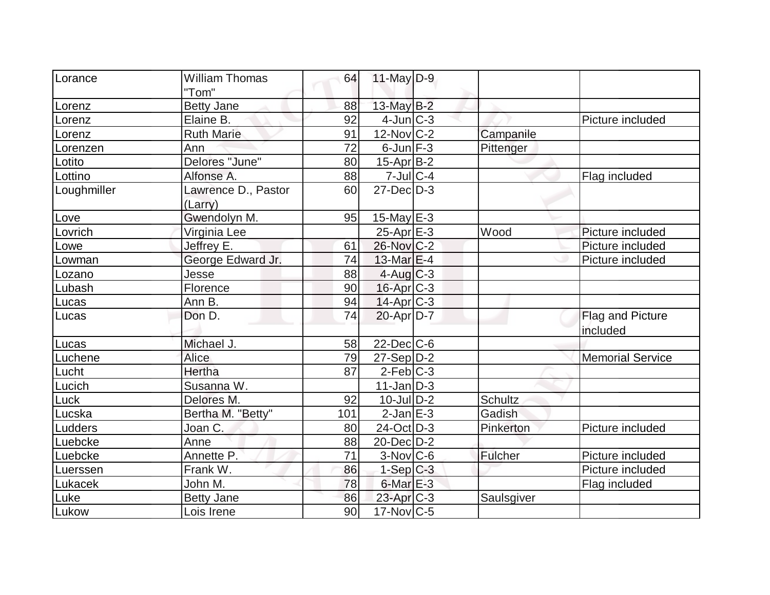| Lorance | William Thomas "Tom" | 64 | 11-May | D-9 | | |
|---|---|---|---|---|---|---|
| Lorenz | Betty Jane | 88 | 13-May | B-2 | | |
| Lorenz | Elaine B. | 92 | 4-Jun | C-3 | | Picture included |
| Lorenz | Ruth Marie | 91 | 12-Nov | C-2 | Campanile | |
| Lorenzen | Ann | 72 | 6-Jun | F-3 | Pittenger | |
| Lotito | Delores "June" | 80 | 15-Apr | B-2 | | |
| Lottino | Alfonse A. | 88 | 7-Jul | C-4 | | Flag included |
| Loughmiller | Lawrence D., Pastor (Larry) | 60 | 27-Dec | D-3 | | |
| Love | Gwendolyn M. | 95 | 15-May | E-3 | | |
| Lovrich | Virginia Lee | | 25-Apr | E-3 | Wood | Picture included |
| Lowe | Jeffrey E. | 61 | 26-Nov | C-2 | | Picture included |
| Lowman | George Edward Jr. | 74 | 13-Mar | E-4 | | Picture included |
| Lozano | Jesse | 88 | 4-Aug | C-3 | | |
| Lubash | Florence | 90 | 16-Apr | C-3 | | |
| Lucas | Ann B. | 94 | 14-Apr | C-3 | | |
| Lucas | Don D. | 74 | 20-Apr | D-7 | | Flag and Picture included |
| Lucas | Michael J. | 58 | 22-Dec | C-6 | | |
| Luchene | Alice | 79 | 27-Sep | D-2 | | Memorial Service |
| Lucht | Hertha | 87 | 2-Feb | C-3 | | |
| Lucich | Susanna W. | | 11-Jan | D-3 | | |
| Luck | Delores M. | 92 | 10-Jul | D-2 | Schultz | |
| Lucska | Bertha M. "Betty" | 101 | 2-Jan | E-3 | Gadish | |
| Ludders | Joan C. | 80 | 24-Oct | D-3 | Pinkerton | Picture included |
| Luebcke | Anne | 88 | 20-Dec | D-2 | | |
| Luebcke | Annette P. | 71 | 3-Nov | C-6 | Fulcher | Picture included |
| Luerssen | Frank W. | 86 | 1-Sep | C-3 | | Picture included |
| Lukacek | John M. | 78 | 6-Mar | E-3 | | Flag included |
| Luke | Betty Jane | 86 | 23-Apr | C-3 | Saulsgiver | |
| Lukow | Lois Irene | 90 | 17-Nov | C-5 | | |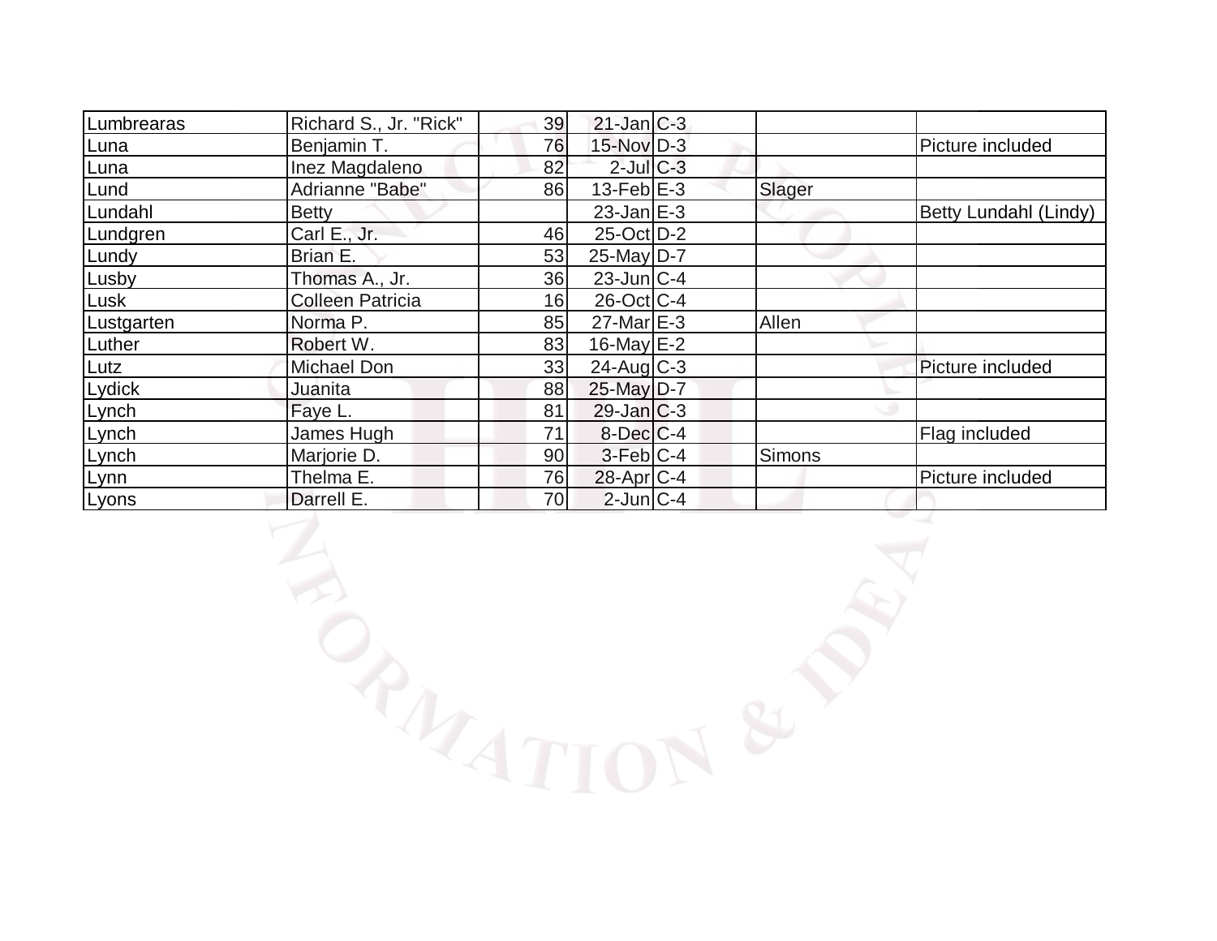| | | | | | | |
|---|---|---|---|---|---|---|
| Lumbrearas | Richard S., Jr. "Rick" | 39 | 21-Jan | C-3 | | |
| Luna | Benjamin T. | 76 | 15-Nov | D-3 | | Picture included |
| Luna | Inez Magdaleno | 82 | 2-Jul | C-3 | | |
| Lund | Adrianne "Babe" | 86 | 13-Feb | E-3 | Slager | |
| Lundahl | Betty | | 23-Jan | E-3 | | Betty Lundahl (Lindy) |
| Lundgren | Carl E., Jr. | 46 | 25-Oct | D-2 | | |
| Lundy | Brian E. | 53 | 25-May | D-7 | | |
| Lusby | Thomas A., Jr. | 36 | 23-Jun | C-4 | | |
| Lusk | Colleen Patricia | 16 | 26-Oct | C-4 | | |
| Lustgarten | Norma P. | 85 | 27-Mar | E-3 | Allen | |
| Luther | Robert W. | 83 | 16-May | E-2 | | |
| Lutz | Michael Don | 33 | 24-Aug | C-3 | | Picture included |
| Lydick | Juanita | 88 | 25-May | D-7 | | |
| Lynch | Faye L. | 81 | 29-Jan | C-3 | | |
| Lynch | James Hugh | 71 | 8-Dec | C-4 | | Flag included |
| Lynch | Marjorie D. | 90 | 3-Feb | C-4 | Simons | |
| Lynn | Thelma E. | 76 | 28-Apr | C-4 | | Picture included |
| Lyons | Darrell E. | 70 | 2-Jun | C-4 | | |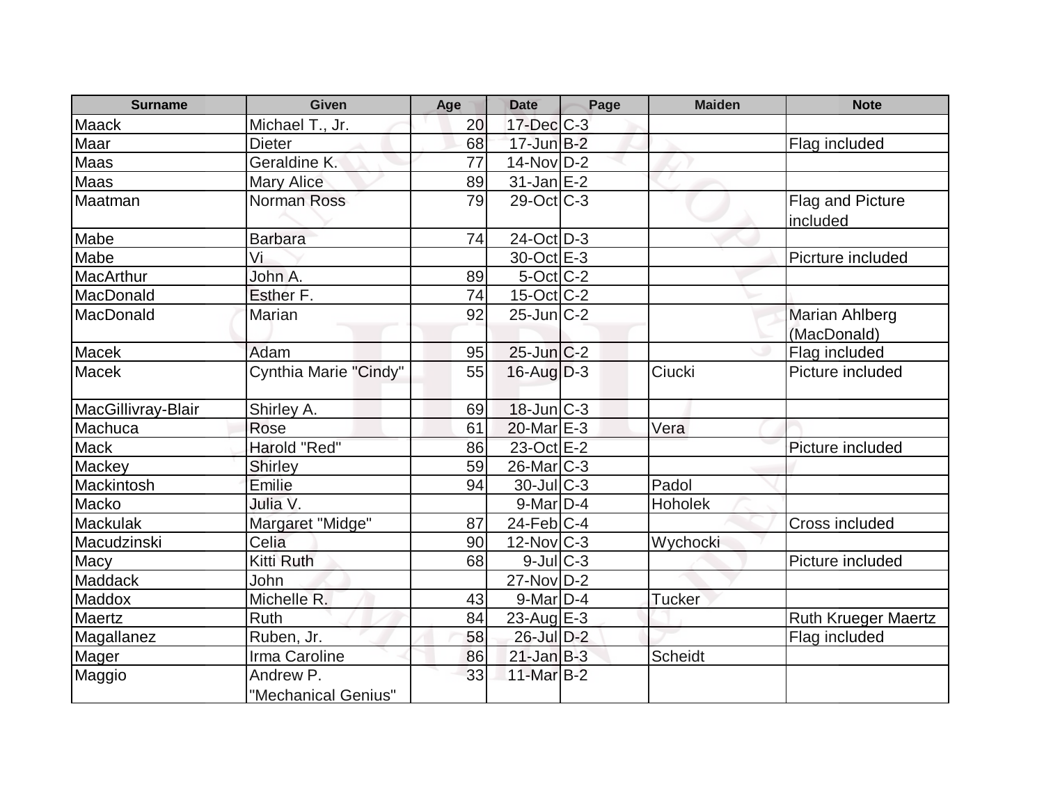| Surname | Given | Age | Date | Page | Maiden | Note |
| --- | --- | --- | --- | --- | --- | --- |
| Maack | Michael T., Jr. | 20 | 17-Dec | C-3 | | |
| Maar | Dieter | 68 | 17-Jun | B-2 | | Flag included |
| Maas | Geraldine K. | 77 | 14-Nov | D-2 | | |
| Maas | Mary Alice | 89 | 31-Jan | E-2 | | |
| Maatman | Norman Ross | 79 | 29-Oct | C-3 | | Flag and Picture included |
| Mabe | Barbara | 74 | 24-Oct | D-3 | | |
| Mabe | Vi | | 30-Oct | E-3 | | Picrture included |
| MacArthur | John A. | 89 | 5-Oct | C-2 | | |
| MacDonald | Esther F. | 74 | 15-Oct | C-2 | | |
| MacDonald | Marian | 92 | 25-Jun | C-2 | | Marian Ahlberg (MacDonald) |
| Macek | Adam | 95 | 25-Jun | C-2 | | Flag included |
| Macek | Cynthia Marie "Cindy" | 55 | 16-Aug | D-3 | Ciucki | Picture included |
| MacGillivray-Blair | Shirley A. | 69 | 18-Jun | C-3 | | |
| Machuca | Rose | 61 | 20-Mar | E-3 | Vera | |
| Mack | Harold "Red" | 86 | 23-Oct | E-2 | | Picture included |
| Mackey | Shirley | 59 | 26-Mar | C-3 | | |
| Mackintosh | Emilie | 94 | 30-Jul | C-3 | Padol | |
| Macko | Julia V. | | 9-Mar | D-4 | Hoholek | |
| Mackulak | Margaret "Midge" | 87 | 24-Feb | C-4 | | Cross included |
| Macudzinski | Celia | 90 | 12-Nov | C-3 | Wychocki | |
| Macy | Kitti Ruth | 68 | 9-Jul | C-3 | | Picture included |
| Maddack | John | | 27-Nov | D-2 | | |
| Maddox | Michelle R. | 43 | 9-Mar | D-4 | Tucker | |
| Maertz | Ruth | 84 | 23-Aug | E-3 | | Ruth Krueger Maertz |
| Magallanez | Ruben, Jr. | 58 | 26-Jul | D-2 | | Flag included |
| Mager | Irma Caroline | 86 | 21-Jan | B-3 | Scheidt | |
| Maggio | Andrew P. "Mechanical Genius" | 33 | 11-Mar | B-2 | | |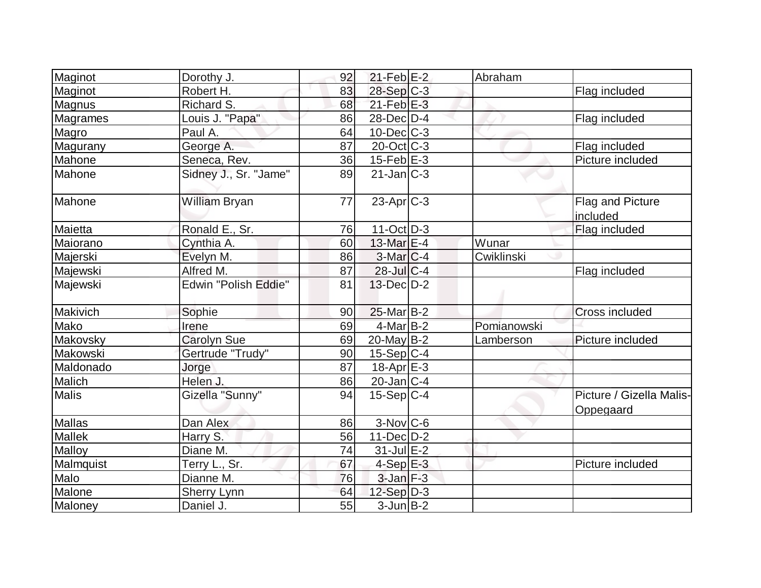| Maginot | Dorothy J. | 92 | 21-Feb | E-2 | Abraham | |
|---|---|---|---|---|---|---|
| Maginot | Robert H. | 83 | 28-Sep | C-3 | | Flag included |
| Magnus | Richard S. | 68 | 21-Feb | E-3 | | |
| Magrames | Louis J. "Papa" | 86 | 28-Dec | D-4 | | Flag included |
| Magro | Paul A. | 64 | 10-Dec | C-3 | | |
| Magurany | George A. | 87 | 20-Oct | C-3 | | Flag included |
| Mahone | Seneca, Rev. | 36 | 15-Feb | E-3 | | Picture included |
| Mahone | Sidney J., Sr. "Jame" | 89 | 21-Jan | C-3 | | |
| Mahone | William Bryan | 77 | 23-Apr | C-3 | | Flag and Picture included |
| Maietta | Ronald E., Sr. | 76 | 11-Oct | D-3 | | Flag included |
| Maiorano | Cynthia A. | 60 | 13-Mar | E-4 | Wunar | |
| Majerski | Evelyn M. | 86 | 3-Mar | C-4 | Cwiklinski | |
| Majewski | Alfred M. | 87 | 28-Jul | C-4 | | Flag included |
| Majewski | Edwin "Polish Eddie" | 81 | 13-Dec | D-2 | | |
| Makivich | Sophie | 90 | 25-Mar | B-2 | | Cross included |
| Mako | Irene | 69 | 4-Mar | B-2 | Pomianowski | |
| Makovsky | Carolyn Sue | 69 | 20-May | B-2 | Lamberson | Picture included |
| Makowski | Gertrude "Trudy" | 90 | 15-Sep | C-4 | | |
| Maldonado | Jorge | 87 | 18-Apr | E-3 | | |
| Malich | Helen J. | 86 | 20-Jan | C-4 | | |
| Malis | Gizella "Sunny" | 94 | 15-Sep | C-4 | | Picture / Gizella Malis-Oppegaard |
| Mallas | Dan Alex | 86 | 3-Nov | C-6 | | |
| Mallek | Harry S. | 56 | 11-Dec | D-2 | | |
| Malloy | Diane M. | 74 | 31-Jul | E-2 | | |
| Malmquist | Terry L., Sr. | 67 | 4-Sep | E-3 | | Picture included |
| Malo | Dianne M. | 76 | 3-Jan | F-3 | | |
| Malone | Sherry Lynn | 64 | 12-Sep | D-3 | | |
| Maloney | Daniel J. | 55 | 3-Jun | B-2 | | |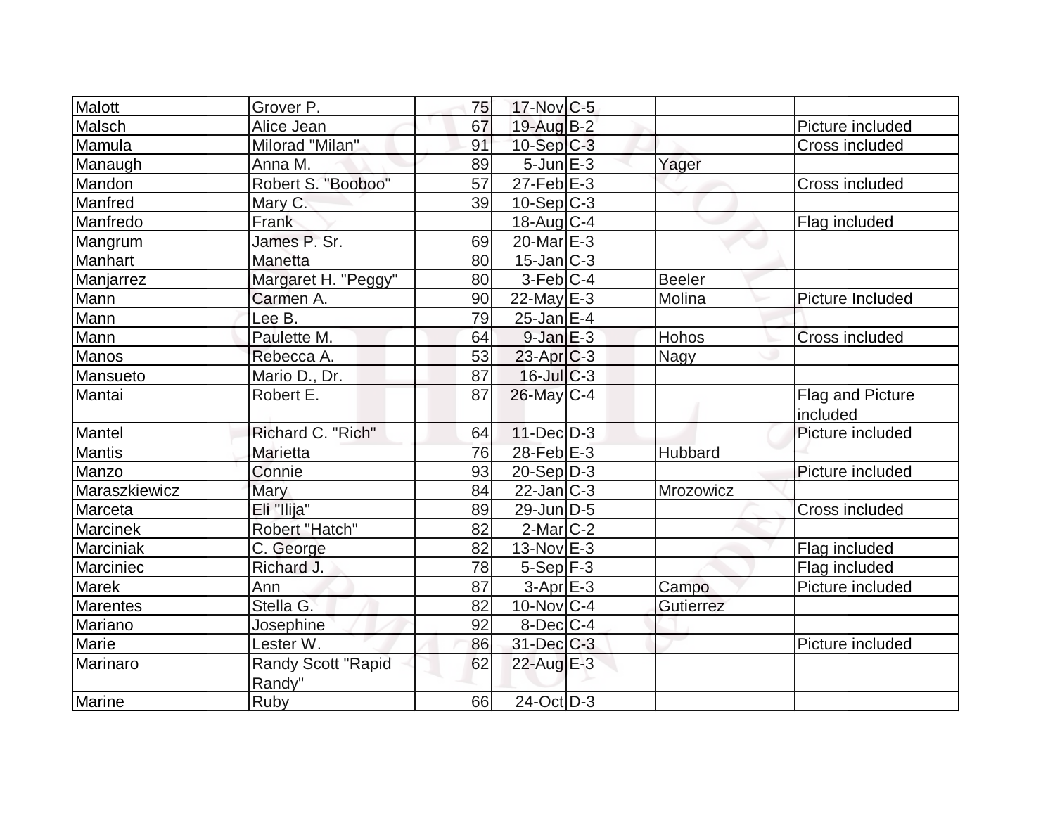| | | | | | | |
|---|---|---|---|---|---|---|
| Malott | Grover P. | 75 | 17-Nov | C-5 | | |
| Malsch | Alice Jean | 67 | 19-Aug | B-2 | | Picture included |
| Mamula | Milorad "Milan" | 91 | 10-Sep | C-3 | | Cross included |
| Manaugh | Anna M. | 89 | 5-Jun | E-3 | Yager | |
| Mandon | Robert S. "Booboo" | 57 | 27-Feb | E-3 | | Cross included |
| Manfred | Mary C. | 39 | 10-Sep | C-3 | | |
| Manfredo | Frank | | 18-Aug | C-4 | | Flag included |
| Mangrum | James P. Sr. | 69 | 20-Mar | E-3 | | |
| Manhart | Manetta | 80 | 15-Jan | C-3 | | |
| Manjarrez | Margaret H. "Peggy" | 80 | 3-Feb | C-4 | Beeler | |
| Mann | Carmen A. | 90 | 22-May | E-3 | Molina | Picture Included |
| Mann | Lee B. | 79 | 25-Jan | E-4 | | |
| Mann | Paulette M. | 64 | 9-Jan | E-3 | Hohos | Cross included |
| Manos | Rebecca A. | 53 | 23-Apr | C-3 | Nagy | |
| Mansueto | Mario D., Dr. | 87 | 16-Jul | C-3 | | |
| Mantai | Robert E. | 87 | 26-May | C-4 | | Flag and Picture included |
| Mantel | Richard C. "Rich" | 64 | 11-Dec | D-3 | | Picture included |
| Mantis | Marietta | 76 | 28-Feb | E-3 | Hubbard | |
| Manzo | Connie | 93 | 20-Sep | D-3 | | Picture included |
| Maraszkiewicz | Mary | 84 | 22-Jan | C-3 | Mrozowicz | |
| Marceta | Eli "Ilija" | 89 | 29-Jun | D-5 | | Cross included |
| Marcinek | Robert "Hatch" | 82 | 2-Mar | C-2 | | |
| Marciniak | C. George | 82 | 13-Nov | E-3 | | Flag included |
| Marciniec | Richard J. | 78 | 5-Sep | F-3 | | Flag included |
| Marek | Ann | 87 | 3-Apr | E-3 | Campo | Picture included |
| Marentes | Stella G. | 82 | 10-Nov | C-4 | Gutierrez | |
| Mariano | Josephine | 92 | 8-Dec | C-4 | | |
| Marie | Lester W. | 86 | 31-Dec | C-3 | | Picture included |
| Marinaro | Randy Scott "Rapid Randy" | 62 | 22-Aug | E-3 | | |
| Marine | Ruby | 66 | 24-Oct | D-3 | | |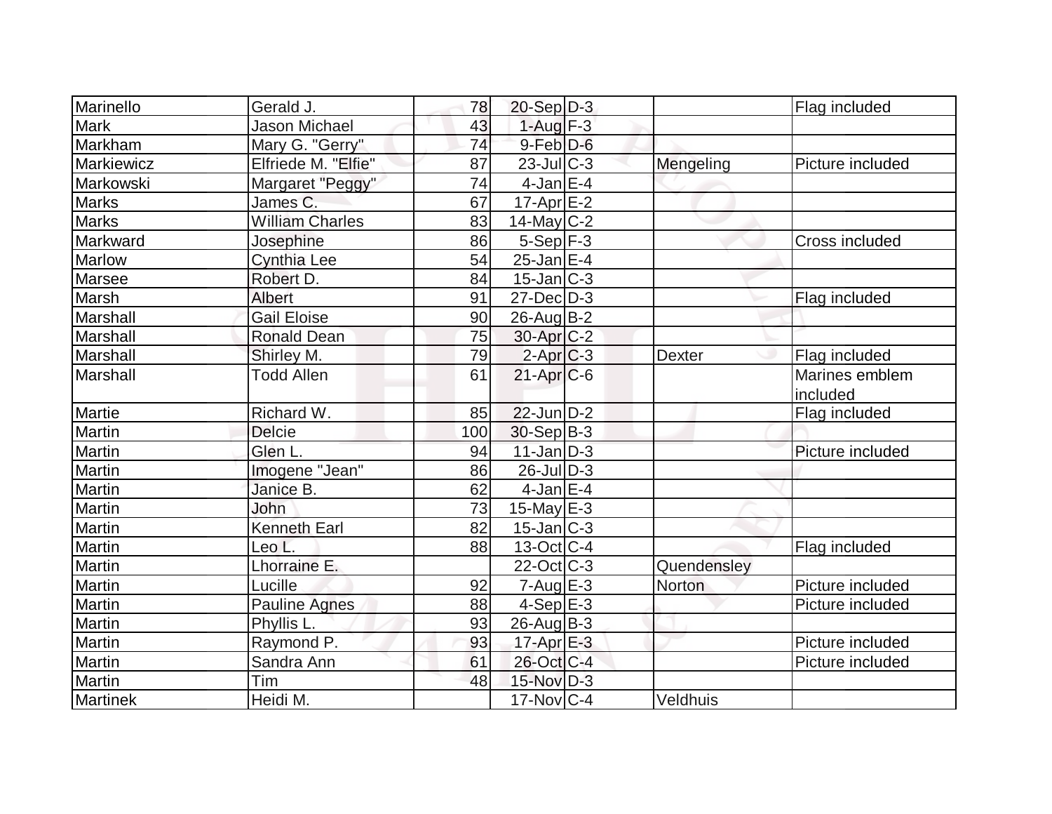| | | | | | | |
|---|---|---|---|---|---|---|
| Marinello | Gerald J. | 78 | 20-Sep | D-3 | | Flag included |
| Mark | Jason Michael | 43 | 1-Aug | F-3 | | |
| Markham | Mary G. "Gerry" | 74 | 9-Feb | D-6 | | |
| Markiewicz | Elfriede M. "Elfie" | 87 | 23-Jul | C-3 | Mengeling | Picture included |
| Markowski | Margaret "Peggy" | 74 | 4-Jan | E-4 | | |
| Marks | James C. | 67 | 17-Apr | E-2 | | |
| Marks | William Charles | 83 | 14-May | C-2 | | |
| Markward | Josephine | 86 | 5-Sep | F-3 | | Cross included |
| Marlow | Cynthia Lee | 54 | 25-Jan | E-4 | | |
| Marsee | Robert D. | 84 | 15-Jan | C-3 | | |
| Marsh | Albert | 91 | 27-Dec | D-3 | | Flag included |
| Marshall | Gail Eloise | 90 | 26-Aug | B-2 | | |
| Marshall | Ronald Dean | 75 | 30-Apr | C-2 | | |
| Marshall | Shirley M. | 79 | 2-Apr | C-3 | Dexter | Flag included |
| Marshall | Todd Allen | 61 | 21-Apr | C-6 | | Marines emblem included |
| Martie | Richard W. | 85 | 22-Jun | D-2 | | Flag included |
| Martin | Delcie | 100 | 30-Sep | B-3 | | |
| Martin | Glen L. | 94 | 11-Jan | D-3 | | Picture included |
| Martin | Imogene "Jean" | 86 | 26-Jul | D-3 | | |
| Martin | Janice B. | 62 | 4-Jan | E-4 | | |
| Martin | John | 73 | 15-May | E-3 | | |
| Martin | Kenneth Earl | 82 | 15-Jan | C-3 | | |
| Martin | Leo L. | 88 | 13-Oct | C-4 | | Flag included |
| Martin | Lhorraine E. | | 22-Oct | C-3 | Quendensley | |
| Martin | Lucille | 92 | 7-Aug | E-3 | Norton | Picture included |
| Martin | Pauline Agnes | 88 | 4-Sep | E-3 | | Picture included |
| Martin | Phyllis L. | 93 | 26-Aug | B-3 | | |
| Martin | Raymond P. | 93 | 17-Apr | E-3 | | Picture included |
| Martin | Sandra Ann | 61 | 26-Oct | C-4 | | Picture included |
| Martin | Tim | 48 | 15-Nov | D-3 | | |
| Martinek | Heidi M. | | 17-Nov | C-4 | Veldhuis | |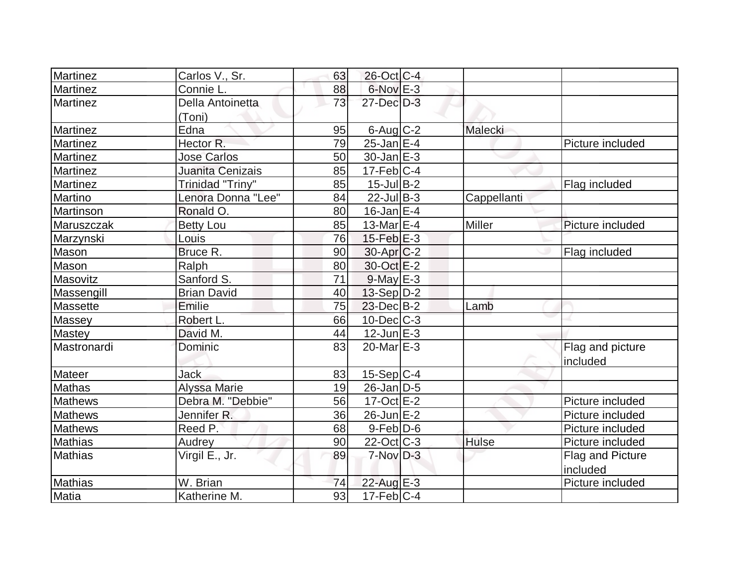| Martinez | Carlos V., Sr. | 63 | 26-Oct | C-4 | | |
|---|---|---|---|---|---|---|
| Martinez | Connie L. | 88 | 6-Nov | E-3 | | |
| Martinez | Della Antoinetta (Toni) | 73 | 27-Dec | D-3 | | |
| Martinez | Edna | 95 | 6-Aug | C-2 | Malecki | |
| Martinez | Hector R. | 79 | 25-Jan | E-4 | | Picture included |
| Martinez | Jose Carlos | 50 | 30-Jan | E-3 | | |
| Martinez | Juanita Cenizais | 85 | 17-Feb | C-4 | | |
| Martinez | Trinidad "Triny" | 85 | 15-Jul | B-2 | | Flag included |
| Martino | Lenora Donna "Lee" | 84 | 22-Jul | B-3 | Cappellanti | |
| Martinson | Ronald O. | 80 | 16-Jan | E-4 | | |
| Maruszczak | Betty Lou | 85 | 13-Mar | E-4 | Miller | Picture included |
| Marzynski | Louis | 76 | 15-Feb | E-3 | | |
| Mason | Bruce R. | 90 | 30-Apr | C-2 | | Flag included |
| Mason | Ralph | 80 | 30-Oct | E-2 | | |
| Masovitz | Sanford S. | 71 | 9-May | E-3 | | |
| Massengill | Brian David | 40 | 13-Sep | D-2 | | |
| Massette | Emilie | 75 | 23-Dec | B-2 | Lamb | |
| Massey | Robert L. | 66 | 10-Dec | C-3 | | |
| Mastey | David M. | 44 | 12-Jun | E-3 | | |
| Mastronardi | Dominic | 83 | 20-Mar | E-3 | | Flag and picture included |
| Mateer | Jack | 83 | 15-Sep | C-4 | | |
| Mathas | Alyssa Marie | 19 | 26-Jan | D-5 | | |
| Mathews | Debra M. "Debbie" | 56 | 17-Oct | E-2 | | Picture included |
| Mathews | Jennifer R. | 36 | 26-Jun | E-2 | | Picture included |
| Mathews | Reed P. | 68 | 9-Feb | D-6 | | Picture included |
| Mathias | Audrey | 90 | 22-Oct | C-3 | Hulse | Picture included |
| Mathias | Virgil E., Jr. | 89 | 7-Nov | D-3 | | Flag and Picture included |
| Mathias | W. Brian | 74 | 22-Aug | E-3 | | Picture included |
| Matia | Katherine M. | 93 | 17-Feb | C-4 | | |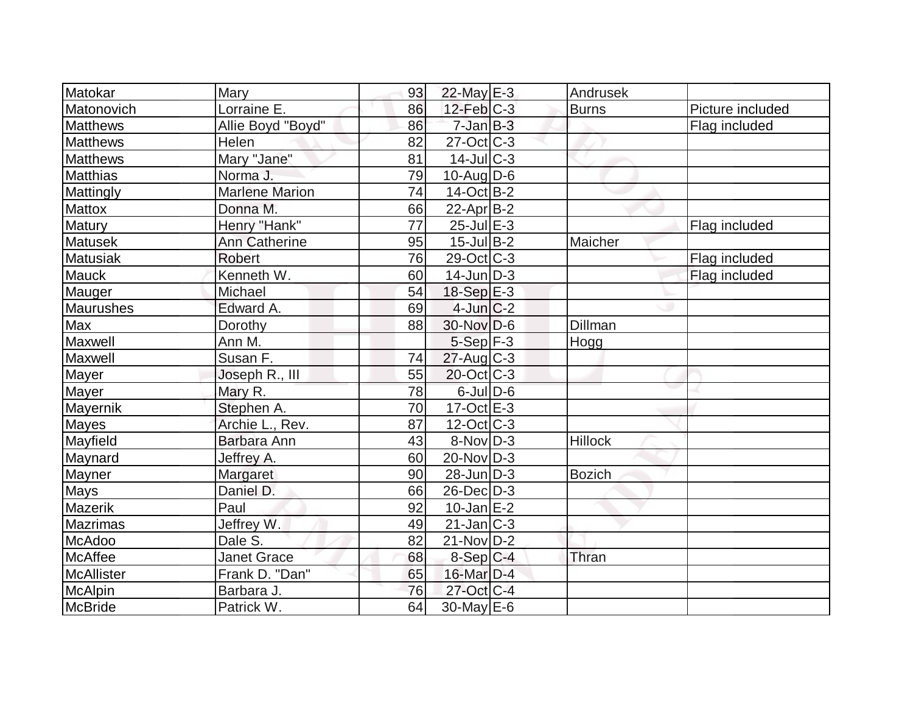| | | | | | | |
|---|---|---|---|---|---|---|
| Matokar | Mary | 93 | 22-May | E-3 | Andrusek | |
| Matonovich | Lorraine E. | 86 | 12-Feb | C-3 | Burns | Picture included |
| Matthews | Allie Boyd "Boyd" | 86 | 7-Jan | B-3 | | Flag included |
| Matthews | Helen | 82 | 27-Oct | C-3 | | |
| Matthews | Mary "Jane" | 81 | 14-Jul | C-3 | | |
| Matthias | Norma J. | 79 | 10-Aug | D-6 | | |
| Mattingly | Marlene Marion | 74 | 14-Oct | B-2 | | |
| Mattox | Donna M. | 66 | 22-Apr | B-2 | | |
| Matury | Henry "Hank" | 77 | 25-Jul | E-3 | | Flag included |
| Matusek | Ann Catherine | 95 | 15-Jul | B-2 | Maicher | |
| Matusiak | Robert | 76 | 29-Oct | C-3 | | Flag included |
| Mauck | Kenneth W. | 60 | 14-Jun | D-3 | | Flag included |
| Mauger | Michael | 54 | 18-Sep | E-3 | | |
| Maurushes | Edward A. | 69 | 4-Jun | C-2 | | |
| Max | Dorothy | 88 | 30-Nov | D-6 | Dillman | |
| Maxwell | Ann M. | | 5-Sep | F-3 | Hogg | |
| Maxwell | Susan F. | 74 | 27-Aug | C-3 | | |
| Mayer | Joseph R., III | 55 | 20-Oct | C-3 | | |
| Mayer | Mary R. | 78 | 6-Jul | D-6 | | |
| Mayernik | Stephen A. | 70 | 17-Oct | E-3 | | |
| Mayes | Archie L., Rev. | 87 | 12-Oct | C-3 | | |
| Mayfield | Barbara Ann | 43 | 8-Nov | D-3 | Hillock | |
| Maynard | Jeffrey A. | 60 | 20-Nov | D-3 | | |
| Mayner | Margaret | 90 | 28-Jun | D-3 | Bozich | |
| Mays | Daniel D. | 66 | 26-Dec | D-3 | | |
| Mazerik | Paul | 92 | 10-Jan | E-2 | | |
| Mazrimas | Jeffrey W. | 49 | 21-Jan | C-3 | | |
| McAdoo | Dale S. | 82 | 21-Nov | D-2 | | |
| McAffee | Janet Grace | 68 | 8-Sep | C-4 | Thran | |
| McAllister | Frank D. "Dan" | 65 | 16-Mar | D-4 | | |
| McAlpin | Barbara J. | 76 | 27-Oct | C-4 | | |
| McBride | Patrick W. | 64 | 30-May | E-6 | | |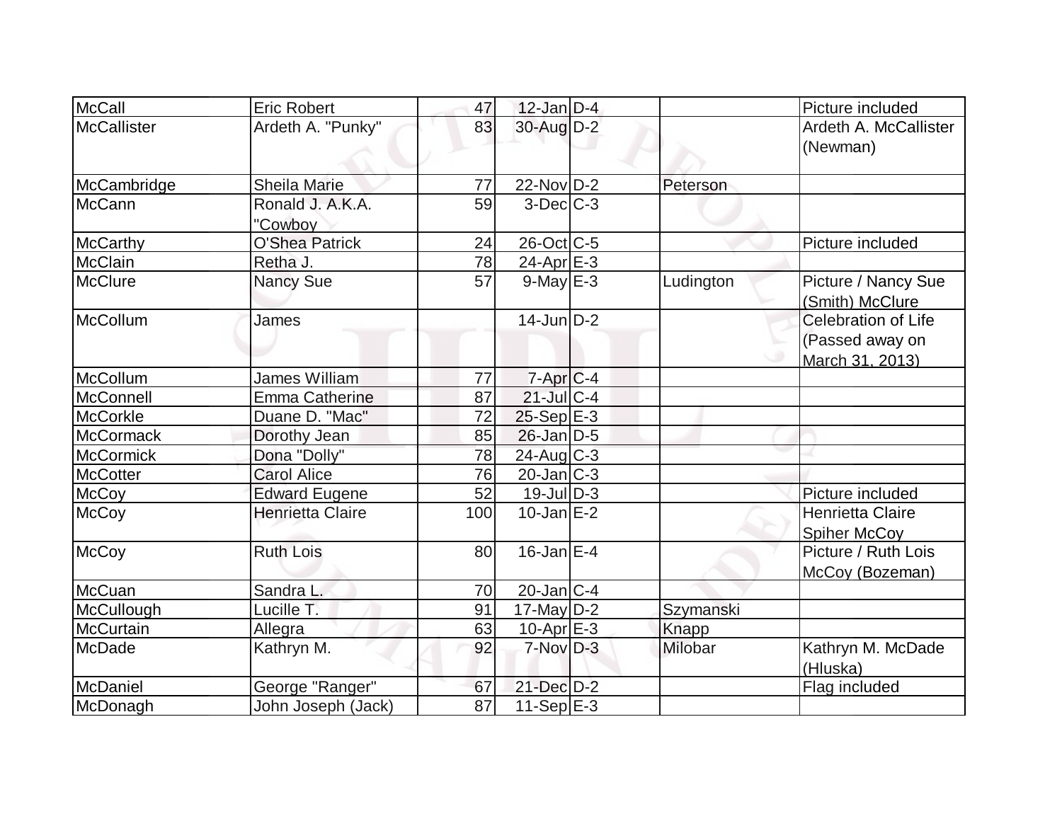| | | | | | | |
|---|---|---|---|---|---|---|
| McCall | Eric Robert | 47 | 12-Jan | D-4 | | Picture included |
| McCallister | Ardeth A. "Punky" | 83 | 30-Aug | D-2 | | Ardeth A. McCallister (Newman) |
| McCambridge | Sheila Marie | 77 | 22-Nov | D-2 | Peterson | |
| McCann | Ronald J. A.K.A. "Cowboy | 59 | 3-Dec | C-3 | | |
| McCarthy | O'Shea Patrick | 24 | 26-Oct | C-5 | | Picture included |
| McClain | Retha J. | 78 | 24-Apr | E-3 | | |
| McClure | Nancy Sue | 57 | 9-May | E-3 | Ludington | Picture / Nancy Sue (Smith) McClure |
| McCollum | James | | 14-Jun | D-2 | | Celebration of Life (Passed away on March 31, 2013) |
| McCollum | James William | 77 | 7-Apr | C-4 | | |
| McConnell | Emma Catherine | 87 | 21-Jul | C-4 | | |
| McCorkle | Duane D. "Mac" | 72 | 25-Sep | E-3 | | |
| McCormack | Dorothy Jean | 85 | 26-Jan | D-5 | | |
| McCormick | Dona "Dolly" | 78 | 24-Aug | C-3 | | |
| McCotter | Carol Alice | 76 | 20-Jan | C-3 | | |
| McCoy | Edward Eugene | 52 | 19-Jul | D-3 | | Picture included |
| McCoy | Henrietta Claire | 100 | 10-Jan | E-2 | | Henrietta Claire Spiher McCoy |
| McCoy | Ruth Lois | 80 | 16-Jan | E-4 | | Picture / Ruth Lois McCoy (Bozeman) |
| McCuan | Sandra L. | 70 | 20-Jan | C-4 | | |
| McCullough | Lucille T. | 91 | 17-May | D-2 | Szymanski | |
| McCurtain | Allegra | 63 | 10-Apr | E-3 | Knapp | |
| McDade | Kathryn M. | 92 | 7-Nov | D-3 | Milobar | Kathryn M. McDade (Hluska) |
| McDaniel | George "Ranger" | 67 | 21-Dec | D-2 | | Flag included |
| McDonagh | John Joseph (Jack) | 87 | 11-Sep | E-3 | | |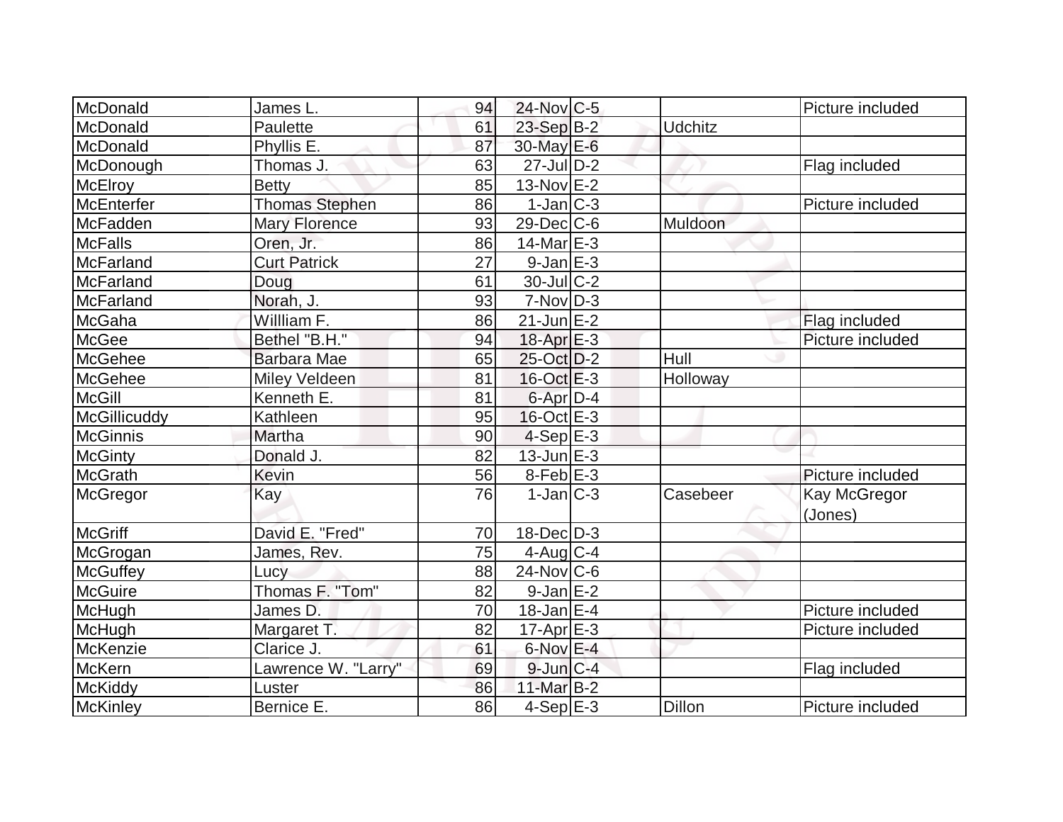| | | | | | | |
|---|---|---|---|---|---|---|
| McDonald | James L. | 94 | 24-Nov | C-5 | | Picture included |
| McDonald | Paulette | 61 | 23-Sep | B-2 | Udchitz | |
| McDonald | Phyllis E. | 87 | 30-May | E-6 | | |
| McDonough | Thomas J. | 63 | 27-Jul | D-2 | | Flag included |
| McElroy | Betty | 85 | 13-Nov | E-2 | | |
| McEnterfer | Thomas Stephen | 86 | 1-Jan | C-3 | | Picture included |
| McFadden | Mary Florence | 93 | 29-Dec | C-6 | Muldoon | |
| McFalls | Oren, Jr. | 86 | 14-Mar | E-3 | | |
| McFarland | Curt Patrick | 27 | 9-Jan | E-3 | | |
| McFarland | Doug | 61 | 30-Jul | C-2 | | |
| McFarland | Norah, J. | 93 | 7-Nov | D-3 | | |
| McGaha | Willliam F. | 86 | 21-Jun | E-2 | | Flag included |
| McGee | Bethel "B.H." | 94 | 18-Apr | E-3 | | Picture included |
| McGehee | Barbara Mae | 65 | 25-Oct | D-2 | Hull | |
| McGehee | Miley Veldeen | 81 | 16-Oct | E-3 | Holloway | |
| McGill | Kenneth E. | 81 | 6-Apr | D-4 | | |
| McGillicuddy | Kathleen | 95 | 16-Oct | E-3 | | |
| McGinnis | Martha | 90 | 4-Sep | E-3 | | |
| McGinty | Donald J. | 82 | 13-Jun | E-3 | | |
| McGrath | Kevin | 56 | 8-Feb | E-3 | | Picture included |
| McGregor | Kay | 76 | 1-Jan | C-3 | Casebeer | Kay McGregor (Jones) |
| McGriff | David E. "Fred" | 70 | 18-Dec | D-3 | | |
| McGrogan | James, Rev. | 75 | 4-Aug | C-4 | | |
| McGuffey | Lucy | 88 | 24-Nov | C-6 | | |
| McGuire | Thomas F. "Tom" | 82 | 9-Jan | E-2 | | |
| McHugh | James D. | 70 | 18-Jan | E-4 | | Picture included |
| McHugh | Margaret T. | 82 | 17-Apr | E-3 | | Picture included |
| McKenzie | Clarice J. | 61 | 6-Nov | E-4 | | |
| McKern | Lawrence W. "Larry" | 69 | 9-Jun | C-4 | | Flag included |
| McKiddy | Luster | 86 | 11-Mar | B-2 | | |
| McKinley | Bernice E. | 86 | 4-Sep | E-3 | Dillon | Picture included |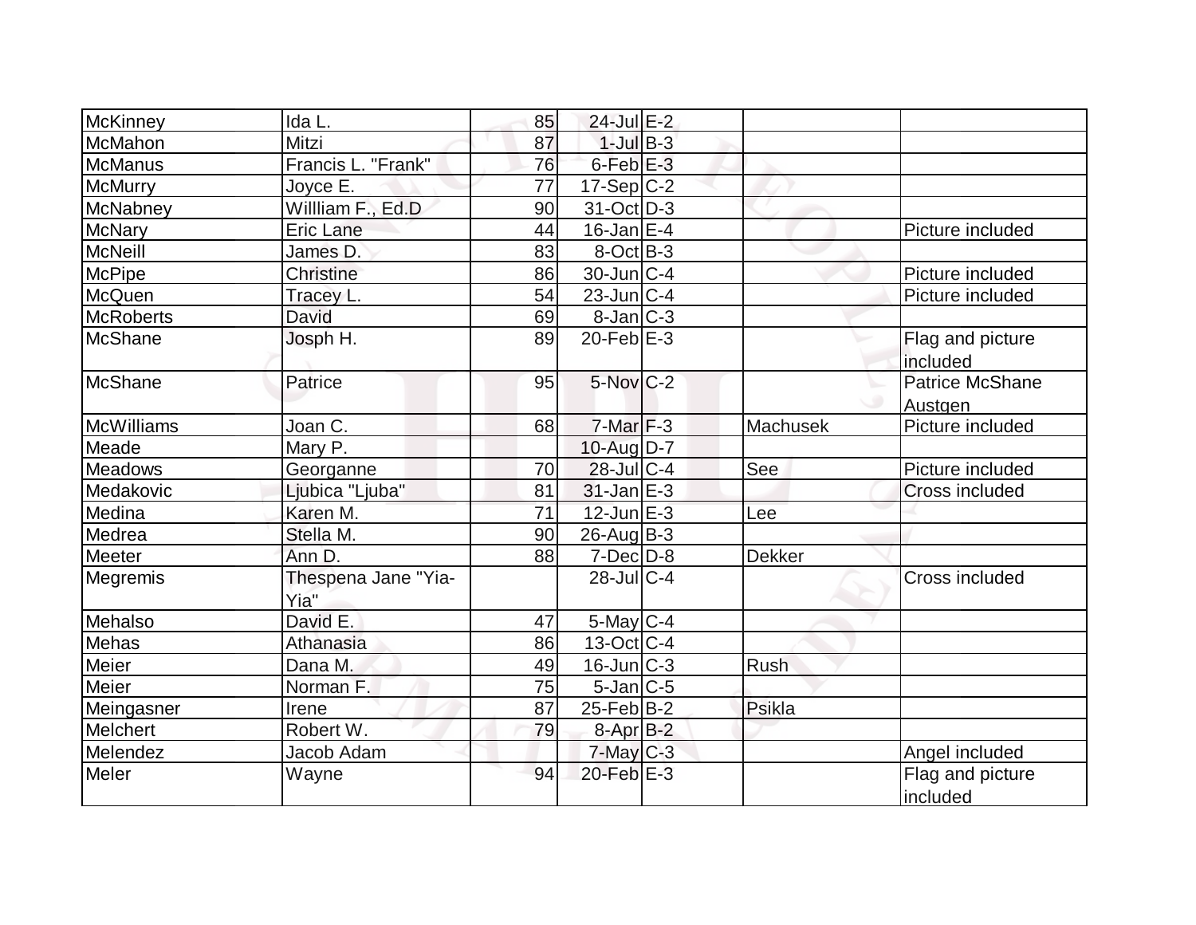| | | | | | | |
|---|---|---|---|---|---|---|
| McKinney | Ida L. | 85 | 24-Jul | E-2 | | |
| McMahon | Mitzi | 87 | 1-Jul | B-3 | | |
| McManus | Francis L. "Frank" | 76 | 6-Feb | E-3 | | |
| McMurry | Joyce E. | 77 | 17-Sep | C-2 | | |
| McNabney | Willliam F., Ed.D | 90 | 31-Oct | D-3 | | |
| McNary | Eric Lane | 44 | 16-Jan | E-4 | | Picture included |
| McNeill | James D. | 83 | 8-Oct | B-3 | | |
| McPipe | Christine | 86 | 30-Jun | C-4 | | Picture included |
| McQuen | Tracey L. | 54 | 23-Jun | C-4 | | Picture included |
| McRoberts | David | 69 | 8-Jan | C-3 | | |
| McShane | Josph H. | 89 | 20-Feb | E-3 | | Flag and picture included |
| McShane | Patrice | 95 | 5-Nov | C-2 | | Patrice McShane Austgen |
| McWilliams | Joan C. | 68 | 7-Mar | F-3 | Machusek | Picture included |
| Meade | Mary P. | | 10-Aug | D-7 | | |
| Meadows | Georganne | 70 | 28-Jul | C-4 | See | Picture included |
| Medakovic | Ljubica "Ljuba" | 81 | 31-Jan | E-3 | | Cross included |
| Medina | Karen M. | 71 | 12-Jun | E-3 | Lee | |
| Medrea | Stella M. | 90 | 26-Aug | B-3 | | |
| Meeter | Ann D. | 88 | 7-Dec | D-8 | Dekker | |
| Megremis | Thespena Jane "Yia-Yia" | | 28-Jul | C-4 | | Cross included |
| Mehalso | David E. | 47 | 5-May | C-4 | | |
| Mehas | Athanasia | 86 | 13-Oct | C-4 | | |
| Meier | Dana M. | 49 | 16-Jun | C-3 | Rush | |
| Meier | Norman F. | 75 | 5-Jan | C-5 | | |
| Meingasner | Irene | 87 | 25-Feb | B-2 | Psikla | |
| Melchert | Robert W. | 79 | 8-Apr | B-2 | | |
| Melendez | Jacob Adam | | 7-May | C-3 | | Angel included |
| Meler | Wayne | 94 | 20-Feb | E-3 | | Flag and picture included |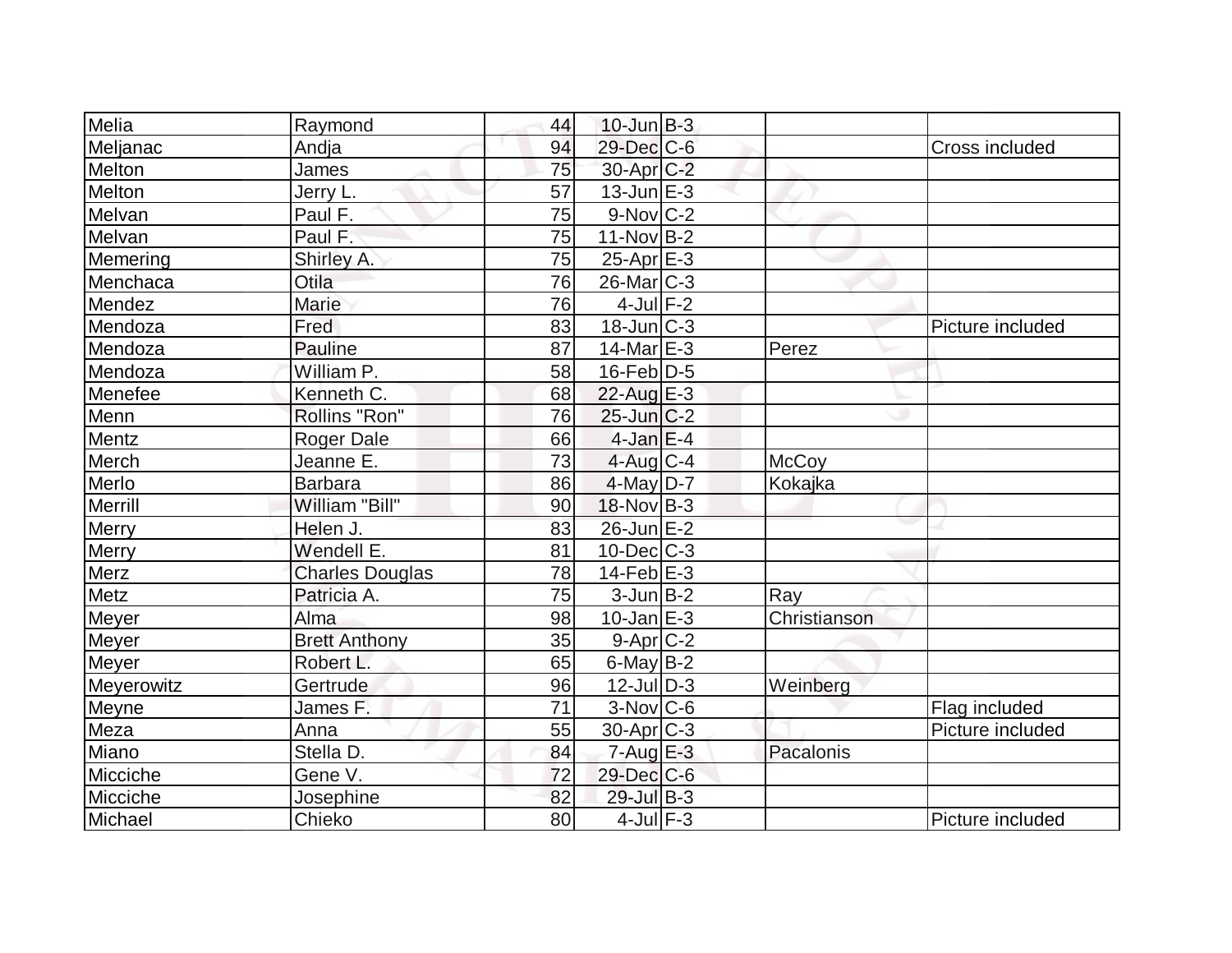| Melia | Raymond | 44 | 10-Jun | B-3 | | |
|---|---|---|---|---|---|---|
| Meljanac | Andja | 94 | 29-Dec | C-6 | | Cross included |
| Melton | James | 75 | 30-Apr | C-2 | | |
| Melton | Jerry L. | 57 | 13-Jun | E-3 | | |
| Melvan | Paul F. | 75 | 9-Nov | C-2 | | |
| Melvan | Paul F. | 75 | 11-Nov | B-2 | | |
| Memering | Shirley A. | 75 | 25-Apr | E-3 | | |
| Menchaca | Otila | 76 | 26-Mar | C-3 | | |
| Mendez | Marie | 76 | 4-Jul | F-2 | | |
| Mendoza | Fred | 83 | 18-Jun | C-3 | | Picture included |
| Mendoza | Pauline | 87 | 14-Mar | E-3 | Perez | |
| Mendoza | William P. | 58 | 16-Feb | D-5 | | |
| Menefee | Kenneth C. | 68 | 22-Aug | E-3 | | |
| Menn | Rollins "Ron" | 76 | 25-Jun | C-2 | | |
| Mentz | Roger Dale | 66 | 4-Jan | E-4 | | |
| Merch | Jeanne E. | 73 | 4-Aug | C-4 | McCoy | |
| Merlo | Barbara | 86 | 4-May | D-7 | Kokajka | |
| Merrill | William "Bill" | 90 | 18-Nov | B-3 | | |
| Merry | Helen J. | 83 | 26-Jun | E-2 | | |
| Merry | Wendell E. | 81 | 10-Dec | C-3 | | |
| Merz | Charles Douglas | 78 | 14-Feb | E-3 | | |
| Metz | Patricia A. | 75 | 3-Jun | B-2 | Ray | |
| Meyer | Alma | 98 | 10-Jan | E-3 | Christianson | |
| Meyer | Brett Anthony | 35 | 9-Apr | C-2 | | |
| Meyer | Robert L. | 65 | 6-May | B-2 | | |
| Meyerowitz | Gertrude | 96 | 12-Jul | D-3 | Weinberg | |
| Meyne | James F. | 71 | 3-Nov | C-6 | | Flag included |
| Meza | Anna | 55 | 30-Apr | C-3 | | Picture included |
| Miano | Stella D. | 84 | 7-Aug | E-3 | Pacalonis | |
| Micciche | Gene V. | 72 | 29-Dec | C-6 | | |
| Micciche | Josephine | 82 | 29-Jul | B-3 | | |
| Michael | Chieko | 80 | 4-Jul | F-3 | | Picture included |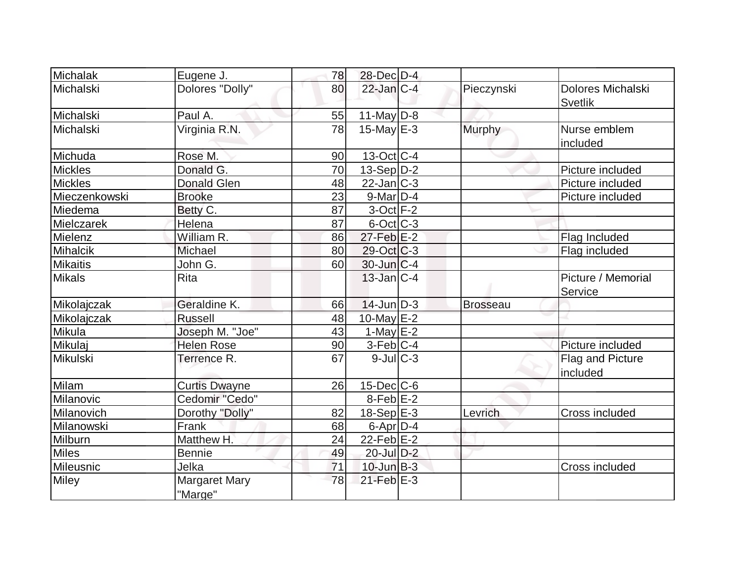| | | | | | | |
|---|---|---|---|---|---|---|
| Michalak | Eugene J. | 78 | 28-Dec | D-4 | | |
| Michalski | Dolores "Dolly" | 80 | 22-Jan | C-4 | Pieczynski | Dolores Michalski Svetlik |
| Michalski | Paul A. | 55 | 11-May | D-8 | | |
| Michalski | Virginia R.N. | 78 | 15-May | E-3 | Murphy | Nurse emblem included |
| Michuda | Rose M. | 90 | 13-Oct | C-4 | | |
| Mickles | Donald G. | 70 | 13-Sep | D-2 | | Picture included |
| Mickles | Donald Glen | 48 | 22-Jan | C-3 | | Picture included |
| Mieczenkowski | Brooke | 23 | 9-Mar | D-4 | | Picture included |
| Miedema | Betty C. | 87 | 3-Oct | F-2 | | |
| Mielczarek | Helena | 87 | 6-Oct | C-3 | | |
| Mielenz | William R. | 86 | 27-Feb | E-2 | | Flag Included |
| Mihalcik | Michael | 80 | 29-Oct | C-3 | | Flag included |
| Mikaitis | John G. | 60 | 30-Jun | C-4 | | |
| Mikals | Rita | | 13-Jan | C-4 | | Picture / Memorial Service |
| Mikolajczak | Geraldine K. | 66 | 14-Jun | D-3 | Brosseau | |
| Mikolajczak | Russell | 48 | 10-May | E-2 | | |
| Mikula | Joseph M. "Joe" | 43 | 1-May | E-2 | | |
| Mikulaj | Helen Rose | 90 | 3-Feb | C-4 | | Picture included |
| Mikulski | Terrence R. | 67 | 9-Jul | C-3 | | Flag and Picture included |
| Milam | Curtis Dwayne | 26 | 15-Dec | C-6 | | |
| Milanovic | Cedomir "Cedo" | | 8-Feb | E-2 | | |
| Milanovich | Dorothy "Dolly" | 82 | 18-Sep | E-3 | Levrich | Cross included |
| Milanowski | Frank | 68 | 6-Apr | D-4 | | |
| Milburn | Matthew H. | 24 | 22-Feb | E-2 | | |
| Miles | Bennie | 49 | 20-Jul | D-2 | | |
| Mileusnic | Jelka | 71 | 10-Jun | B-3 | | Cross included |
| Miley | Margaret Mary "Marge" | 78 | 21-Feb | E-3 | | |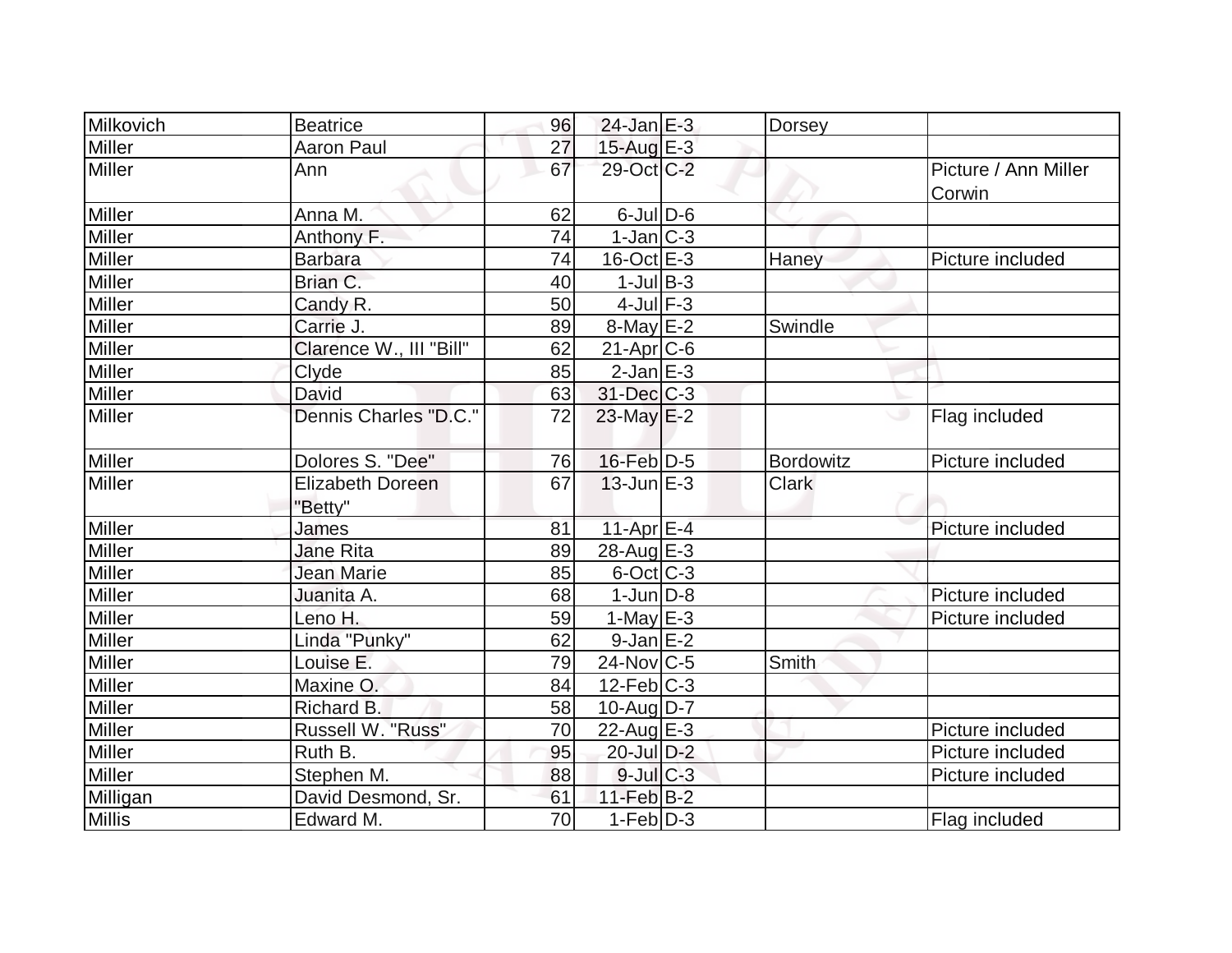| | | | | | | |
|---|---|---|---|---|---|---|
| Milkovich | Beatrice | 96 | 24-Jan | E-3 | Dorsey | |
| Miller | Aaron Paul | 27 | 15-Aug | E-3 | | |
| Miller | Ann | 67 | 29-Oct | C-2 | | Picture / Ann Miller Corwin |
| Miller | Anna M. | 62 | 6-Jul | D-6 | | |
| Miller | Anthony F. | 74 | 1-Jan | C-3 | | |
| Miller | Barbara | 74 | 16-Oct | E-3 | Haney | Picture included |
| Miller | Brian C. | 40 | 1-Jul | B-3 | | |
| Miller | Candy R. | 50 | 4-Jul | F-3 | | |
| Miller | Carrie J. | 89 | 8-May | E-2 | Swindle | |
| Miller | Clarence W., III "Bill" | 62 | 21-Apr | C-6 | | |
| Miller | Clyde | 85 | 2-Jan | E-3 | | |
| Miller | David | 63 | 31-Dec | C-3 | | |
| Miller | Dennis Charles "D.C." | 72 | 23-May | E-2 | | Flag included |
| Miller | Dolores S. "Dee" | 76 | 16-Feb | D-5 | Bordowitz | Picture included |
| Miller | Elizabeth Doreen "Betty" | 67 | 13-Jun | E-3 | Clark | |
| Miller | James | 81 | 11-Apr | E-4 | | Picture included |
| Miller | Jane Rita | 89 | 28-Aug | E-3 | | |
| Miller | Jean Marie | 85 | 6-Oct | C-3 | | |
| Miller | Juanita A. | 68 | 1-Jun | D-8 | | Picture included |
| Miller | Leno H. | 59 | 1-May | E-3 | | Picture included |
| Miller | Linda "Punky" | 62 | 9-Jan | E-2 | | |
| Miller | Louise E. | 79 | 24-Nov | C-5 | Smith | |
| Miller | Maxine O. | 84 | 12-Feb | C-3 | | |
| Miller | Richard B. | 58 | 10-Aug | D-7 | | |
| Miller | Russell W. "Russ" | 70 | 22-Aug | E-3 | | Picture included |
| Miller | Ruth B. | 95 | 20-Jul | D-2 | | Picture included |
| Miller | Stephen M. | 88 | 9-Jul | C-3 | | Picture included |
| Milligan | David Desmond, Sr. | 61 | 11-Feb | B-2 | | |
| Millis | Edward M. | 70 | 1-Feb | D-3 | | Flag included |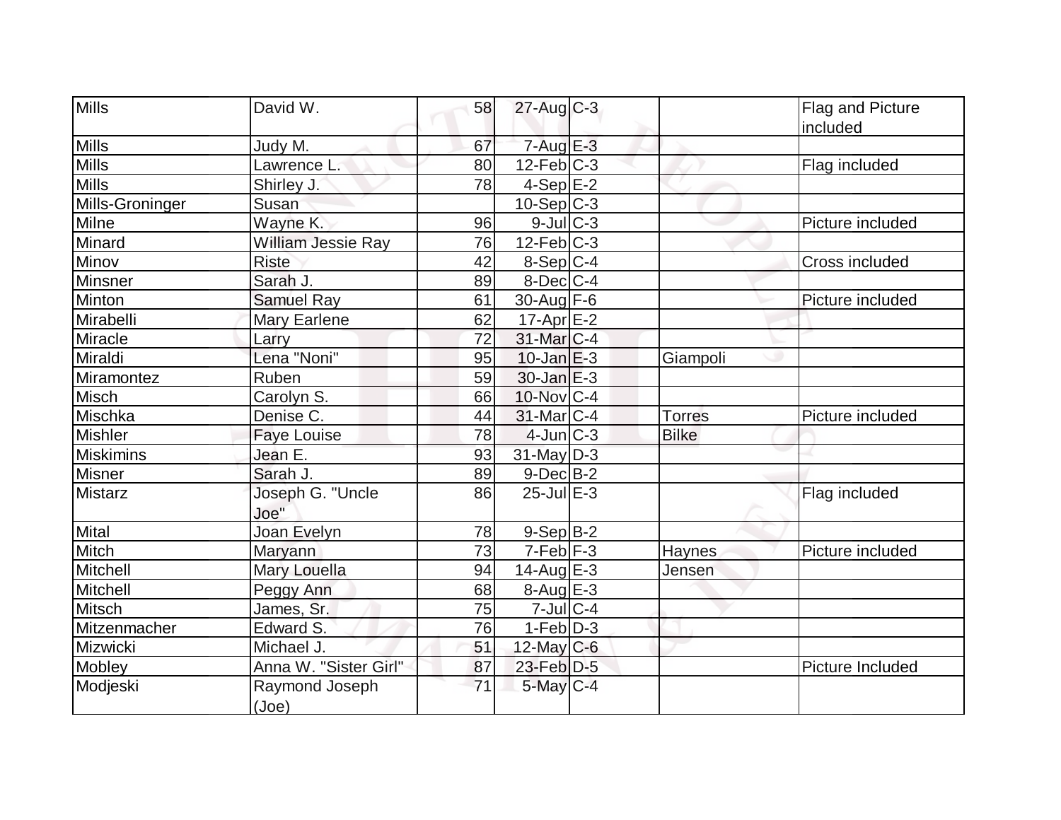| | | | | | | |
|---|---|---|---|---|---|---|
| Mills | David W. | 58 | 27-Aug | C-3 | | Flag and Picture included |
| Mills | Judy M. | 67 | 7-Aug | E-3 | | |
| Mills | Lawrence L. | 80 | 12-Feb | C-3 | | Flag included |
| Mills | Shirley J. | 78 | 4-Sep | E-2 | | |
| Mills-Groninger | Susan | | 10-Sep | C-3 | | |
| Milne | Wayne K. | 96 | 9-Jul | C-3 | | Picture included |
| Minard | William Jessie Ray | 76 | 12-Feb | C-3 | | |
| Minov | Riste | 42 | 8-Sep | C-4 | | Cross included |
| Minsner | Sarah J. | 89 | 8-Dec | C-4 | | |
| Minton | Samuel Ray | 61 | 30-Aug | F-6 | | Picture included |
| Mirabelli | Mary Earlene | 62 | 17-Apr | E-2 | | |
| Miracle | Larry | 72 | 31-Mar | C-4 | | |
| Miraldi | Lena "Noni" | 95 | 10-Jan | E-3 | Giampoli | |
| Miramontez | Ruben | 59 | 30-Jan | E-3 | | |
| Misch | Carolyn S. | 66 | 10-Nov | C-4 | | |
| Mischka | Denise C. | 44 | 31-Mar | C-4 | Torres | Picture included |
| Mishler | Faye Louise | 78 | 4-Jun | C-3 | Bilke | |
| Miskimins | Jean E. | 93 | 31-May | D-3 | | |
| Misner | Sarah J. | 89 | 9-Dec | B-2 | | |
| Mistarz | Joseph G. "Uncle Joe" | 86 | 25-Jul | E-3 | | Flag included |
| Mital | Joan Evelyn | 78 | 9-Sep | B-2 | | |
| Mitch | Maryann | 73 | 7-Feb | F-3 | Haynes | Picture included |
| Mitchell | Mary Louella | 94 | 14-Aug | E-3 | Jensen | |
| Mitchell | Peggy Ann | 68 | 8-Aug | E-3 | | |
| Mitsch | James, Sr. | 75 | 7-Jul | C-4 | | |
| Mitzenmacher | Edward S. | 76 | 1-Feb | D-3 | | |
| Mizwicki | Michael J. | 51 | 12-May | C-6 | | |
| Mobley | Anna W. "Sister Girl" | 87 | 23-Feb | D-5 | | Picture Included |
| Modjeski | Raymond Joseph (Joe) | 71 | 5-May | C-4 | | |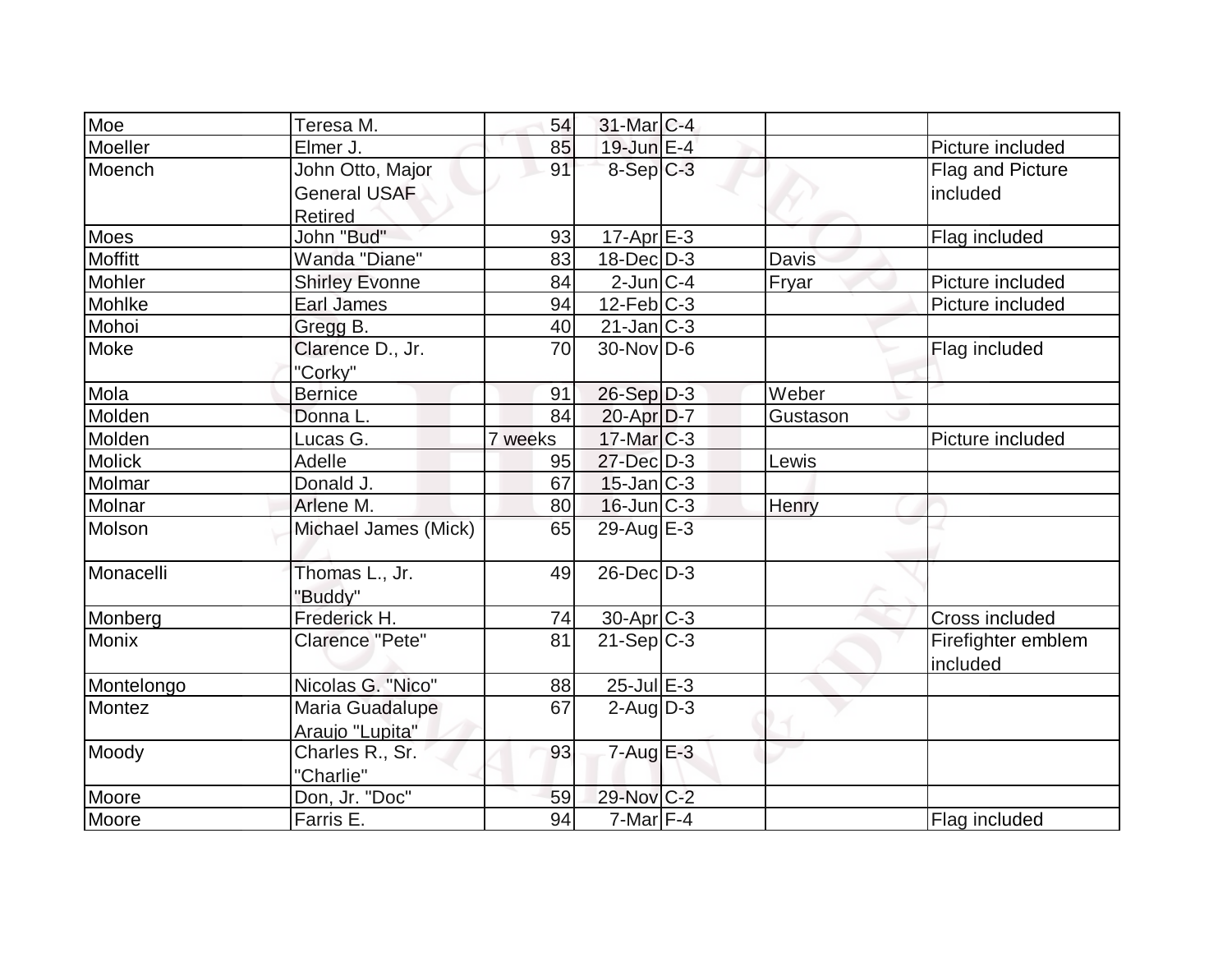| Moe | Teresa M. | 54 | 31-Mar | C-4 | | |
|---|---|---|---|---|---|---|
| Moeller | Elmer J. | 85 | 19-Jun | E-4 | | Picture included |
| Moench | John Otto, Major General USAF Retired | 91 | 8-Sep | C-3 | | Flag and Picture included |
| Moes | John "Bud" | 93 | 17-Apr | E-3 | | Flag included |
| Moffitt | Wanda "Diane" | 83 | 18-Dec | D-3 | Davis | |
| Mohler | Shirley Evonne | 84 | 2-Jun | C-4 | Fryar | Picture included |
| Mohlke | Earl James | 94 | 12-Feb | C-3 | | Picture included |
| Mohoi | Gregg B. | 40 | 21-Jan | C-3 | | |
| Moke | Clarence D., Jr. "Corky" | 70 | 30-Nov | D-6 | | Flag included |
| Mola | Bernice | 91 | 26-Sep | D-3 | Weber | |
| Molden | Donna L. | 84 | 20-Apr | D-7 | Gustason | |
| Molden | Lucas G. | 7 weeks | 17-Mar | C-3 | | Picture included |
| Molick | Adelle | 95 | 27-Dec | D-3 | Lewis | |
| Molmar | Donald J. | 67 | 15-Jan | C-3 | | |
| Molnar | Arlene M. | 80 | 16-Jun | C-3 | Henry | |
| Molson | Michael James (Mick) | 65 | 29-Aug | E-3 | | |
| Monacelli | Thomas L., Jr. "Buddy" | 49 | 26-Dec | D-3 | | |
| Monberg | Frederick H. | 74 | 30-Apr | C-3 | | Cross included |
| Monix | Clarence "Pete" | 81 | 21-Sep | C-3 | | Firefighter emblem included |
| Montelongo | Nicolas G. "Nico" | 88 | 25-Jul | E-3 | | |
| Montez | Maria Guadalupe Araujo "Lupita" | 67 | 2-Aug | D-3 | | |
| Moody | Charles R., Sr. "Charlie" | 93 | 7-Aug | E-3 | | |
| Moore | Don, Jr. "Doc" | 59 | 29-Nov | C-2 | | |
| Moore | Farris E. | 94 | 7-Mar | F-4 | | Flag included |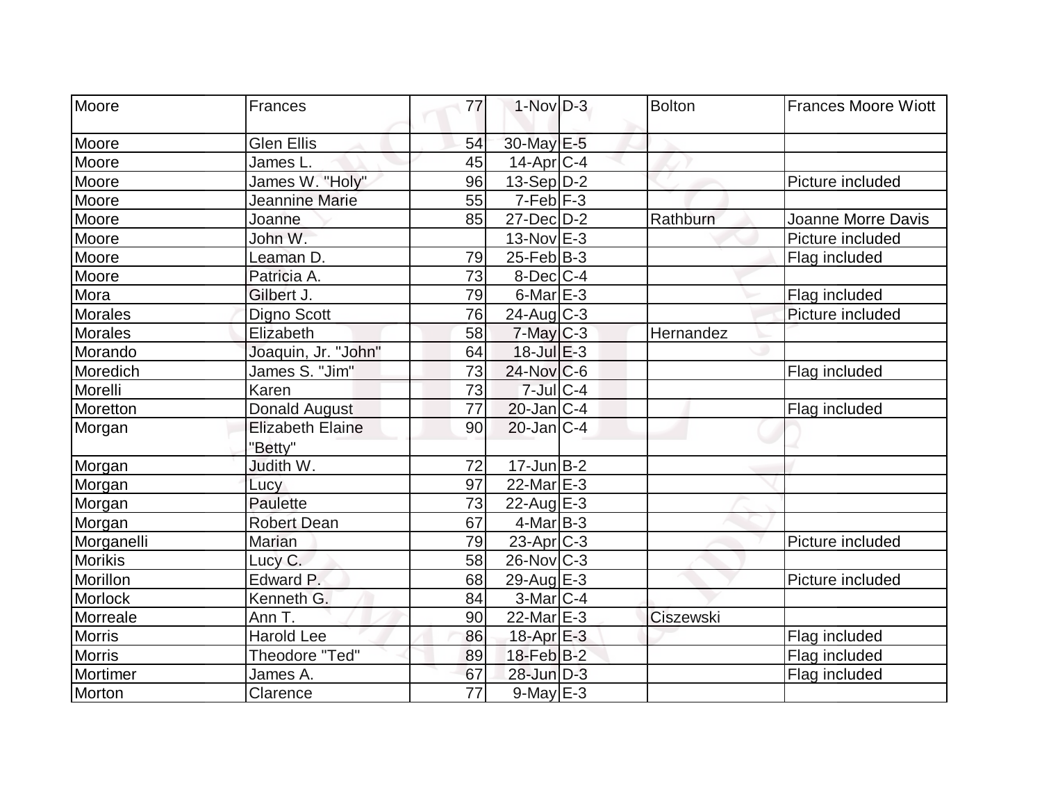| | | | | | | |
|---|---|---|---|---|---|---|
| Moore | Frances | 77 | 1-Nov | D-3 | Bolton | Frances Moore Wiott |
| Moore | Glen Ellis | 54 | 30-May | E-5 | | |
| Moore | James L. | 45 | 14-Apr | C-4 | | |
| Moore | James W. "Holy" | 96 | 13-Sep | D-2 | | Picture included |
| Moore | Jeannine Marie | 55 | 7-Feb | F-3 | | |
| Moore | Joanne | 85 | 27-Dec | D-2 | Rathburn | Joanne Morre Davis |
| Moore | John W. | | 13-Nov | E-3 | | Picture included |
| Moore | Leaman D. | 79 | 25-Feb | B-3 | | Flag included |
| Moore | Patricia A. | 73 | 8-Dec | C-4 | | |
| Mora | Gilbert J. | 79 | 6-Mar | E-3 | | Flag included |
| Morales | Digno Scott | 76 | 24-Aug | C-3 | | Picture included |
| Morales | Elizabeth | 58 | 7-May | C-3 | Hernandez | |
| Morando | Joaquin, Jr. "John" | 64 | 18-Jul | E-3 | | |
| Moredich | James S. "Jim" | 73 | 24-Nov | C-6 | | Flag included |
| Morelli | Karen | 73 | 7-Jul | C-4 | | |
| Moretton | Donald August | 77 | 20-Jan | C-4 | | Flag included |
| Morgan | Elizabeth Elaine "Betty" | 90 | 20-Jan | C-4 | | |
| Morgan | Judith W. | 72 | 17-Jun | B-2 | | |
| Morgan | Lucy | 97 | 22-Mar | E-3 | | |
| Morgan | Paulette | 73 | 22-Aug | E-3 | | |
| Morgan | Robert Dean | 67 | 4-Mar | B-3 | | |
| Morganelli | Marian | 79 | 23-Apr | C-3 | | Picture included |
| Morikis | Lucy C. | 58 | 26-Nov | C-3 | | |
| Morillon | Edward P. | 68 | 29-Aug | E-3 | | Picture included |
| Morlock | Kenneth G. | 84 | 3-Mar | C-4 | | |
| Morreale | Ann T. | 90 | 22-Mar | E-3 | Ciszewski | |
| Morris | Harold Lee | 86 | 18-Apr | E-3 | | Flag included |
| Morris | Theodore "Ted" | 89 | 18-Feb | B-2 | | Flag included |
| Mortimer | James A. | 67 | 28-Jun | D-3 | | Flag included |
| Morton | Clarence | 77 | 9-May | E-3 | | |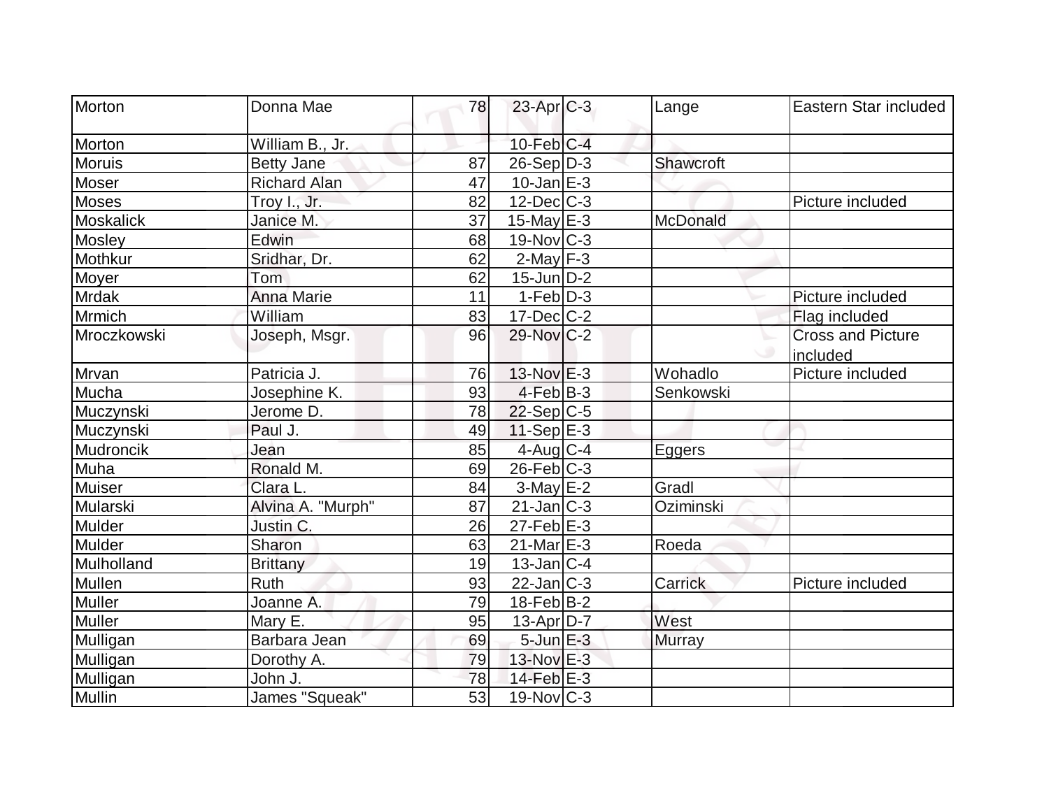| Morton | Donna Mae | 78 | 23-Apr | C-3 | Lange | Eastern Star included |
|---|---|---|---|---|---|---|
| Morton | William B., Jr. | | 10-Feb | C-4 | | |
| Moruis | Betty Jane | 87 | 26-Sep | D-3 | Shawcroft | |
| Moser | Richard Alan | 47 | 10-Jan | E-3 | | |
| Moses | Troy I., Jr. | 82 | 12-Dec | C-3 | | Picture included |
| Moskalick | Janice M. | 37 | 15-May | E-3 | McDonald | |
| Mosley | Edwin | 68 | 19-Nov | C-3 | | |
| Mothkur | Sridhar, Dr. | 62 | 2-May | F-3 | | |
| Moyer | Tom | 62 | 15-Jun | D-2 | | |
| Mrdak | Anna Marie | 11 | 1-Feb | D-3 | | Picture included |
| Mrmich | William | 83 | 17-Dec | C-2 | | Flag included |
| Mroczkowski | Joseph, Msgr. | 96 | 29-Nov | C-2 | | Cross and Picture included |
| Mrvan | Patricia J. | 76 | 13-Nov | E-3 | Wohadlo | Picture included |
| Mucha | Josephine K. | 93 | 4-Feb | B-3 | Senkowski | |
| Muczynski | Jerome D. | 78 | 22-Sep | C-5 | | |
| Muczynski | Paul J. | 49 | 11-Sep | E-3 | | |
| Mudroncik | Jean | 85 | 4-Aug | C-4 | Eggers | |
| Muha | Ronald M. | 69 | 26-Feb | C-3 | | |
| Muiser | Clara L. | 84 | 3-May | E-2 | Gradl | |
| Mularski | Alvina A. "Murph" | 87 | 21-Jan | C-3 | Oziminski | |
| Mulder | Justin C. | 26 | 27-Feb | E-3 | | |
| Mulder | Sharon | 63 | 21-Mar | E-3 | Roeda | |
| Mulholland | Brittany | 19 | 13-Jan | C-4 | | |
| Mullen | Ruth | 93 | 22-Jan | C-3 | Carrick | Picture included |
| Muller | Joanne A. | 79 | 18-Feb | B-2 | | |
| Muller | Mary E. | 95 | 13-Apr | D-7 | West | |
| Mulligan | Barbara Jean | 69 | 5-Jun | E-3 | Murray | |
| Mulligan | Dorothy A. | 79 | 13-Nov | E-3 | | |
| Mulligan | John J. | 78 | 14-Feb | E-3 | | |
| Mullin | James "Squeak" | 53 | 19-Nov | C-3 | | |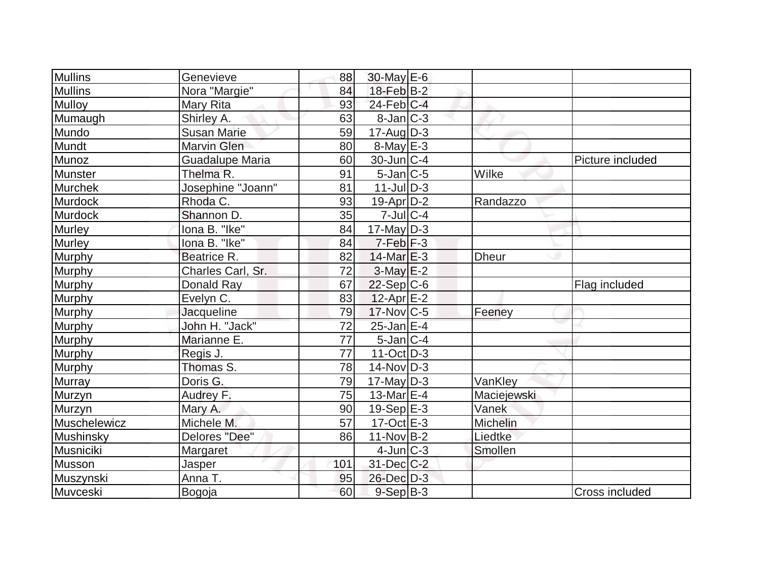| Mullins | Genevieve | 88 | 30-May | E-6 | | |
|---|---|---|---|---|---|---|
| Mullins | Nora "Margie" | 84 | 18-Feb | B-2 | | |
| Mulloy | Mary Rita | 93 | 24-Feb | C-4 | | |
| Mumaugh | Shirley A. | 63 | 8-Jan | C-3 | | |
| Mundo | Susan Marie | 59 | 17-Aug | D-3 | | |
| Mundt | Marvin Glen | 80 | 8-May | E-3 | | |
| Munoz | Guadalupe Maria | 60 | 30-Jun | C-4 | | Picture included |
| Munster | Thelma R. | 91 | 5-Jan | C-5 | Wilke | |
| Murchek | Josephine "Joann" | 81 | 11-Jul | D-3 | | |
| Murdock | Rhoda C. | 93 | 19-Apr | D-2 | Randazzo | |
| Murdock | Shannon D. | 35 | 7-Jul | C-4 | | |
| Murley | Iona B. "Ike" | 84 | 17-May | D-3 | | |
| Murley | Iona B. "Ike" | 84 | 7-Feb | F-3 | | |
| Murphy | Beatrice R. | 82 | 14-Mar | E-3 | Dheur | |
| Murphy | Charles Carl, Sr. | 72 | 3-May | E-2 | | |
| Murphy | Donald Ray | 67 | 22-Sep | C-6 | | Flag included |
| Murphy | Evelyn C. | 83 | 12-Apr | E-2 | | |
| Murphy | Jacqueline | 79 | 17-Nov | C-5 | Feeney | |
| Murphy | John H. "Jack" | 72 | 25-Jan | E-4 | | |
| Murphy | Marianne E. | 77 | 5-Jan | C-4 | | |
| Murphy | Regis J. | 77 | 11-Oct | D-3 | | |
| Murphy | Thomas S. | 78 | 14-Nov | D-3 | | |
| Murray | Doris G. | 79 | 17-May | D-3 | VanKley | |
| Murzyn | Audrey F. | 75 | 13-Mar | E-4 | Maciejewski | |
| Murzyn | Mary A. | 90 | 19-Sep | E-3 | Vanek | |
| Muschelewicz | Michele M. | 57 | 17-Oct | E-3 | Michelin | |
| Mushinsky | Delores "Dee" | 86 | 11-Nov | B-2 | Liedtke | |
| Musniciki | Margaret | | 4-Jun | C-3 | Smollen | |
| Musson | Jasper | 101 | 31-Dec | C-2 | | |
| Muszynski | Anna T. | 95 | 26-Dec | D-3 | | |
| Muvceski | Bogoja | 60 | 9-Sep | B-3 | | Cross included |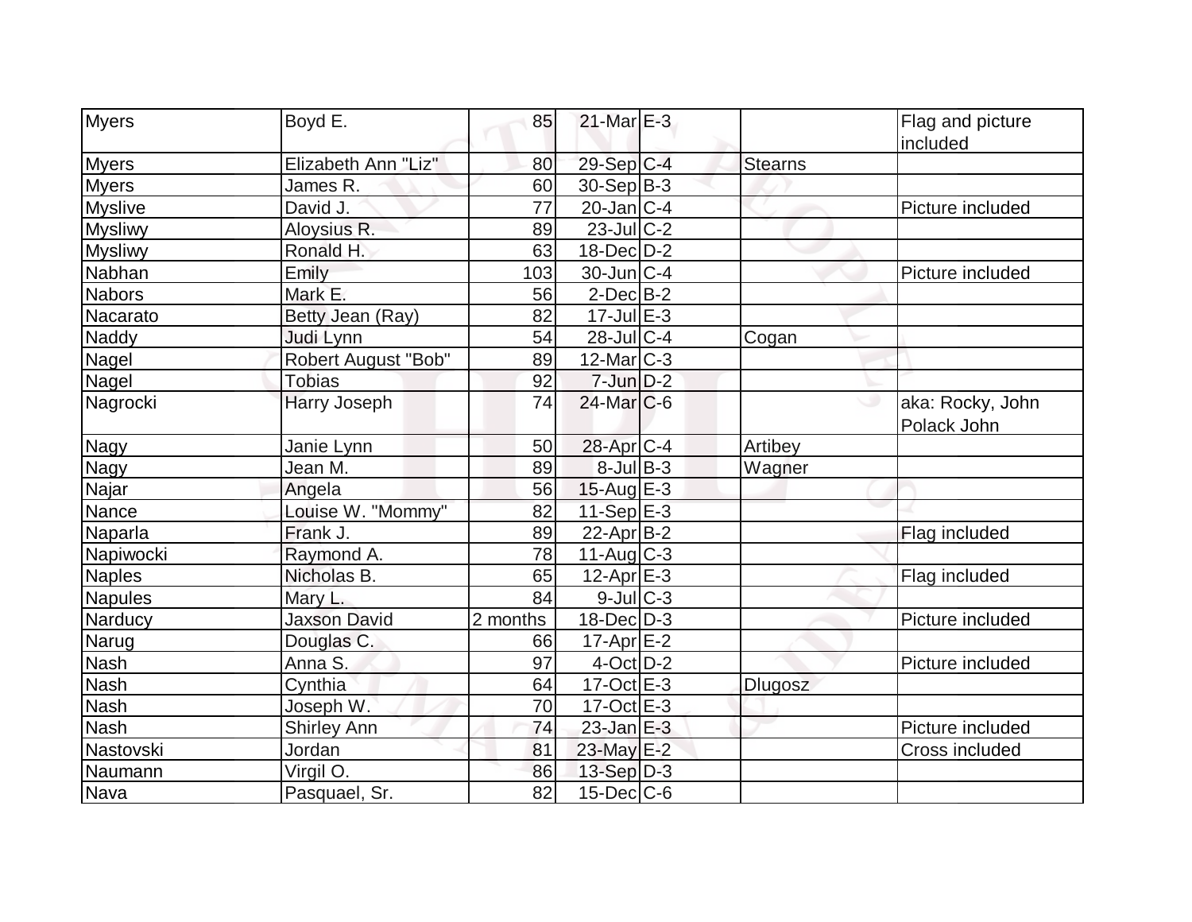| Myers | Boyd E. | 85 | 21-Mar | E-3 | | Flag and picture included |
|---|---|---|---|---|---|---|
| Myers | Elizabeth Ann "Liz" | 80 | 29-Sep | C-4 | Stearns | |
| Myers | James R. | 60 | 30-Sep | B-3 | | |
| Myslive | David J. | 77 | 20-Jan | C-4 | | Picture included |
| Mysliwy | Aloysius R. | 89 | 23-Jul | C-2 | | |
| Mysliwy | Ronald H. | 63 | 18-Dec | D-2 | | |
| Nabhan | Emily | 103 | 30-Jun | C-4 | | Picture included |
| Nabors | Mark E. | 56 | 2-Dec | B-2 | | |
| Nacarato | Betty Jean (Ray) | 82 | 17-Jul | E-3 | | |
| Naddy | Judi Lynn | 54 | 28-Jul | C-4 | Cogan | |
| Nagel | Robert August "Bob" | 89 | 12-Mar | C-3 | | |
| Nagel | Tobias | 92 | 7-Jun | D-2 | | |
| Nagrocki | Harry Joseph | 74 | 24-Mar | C-6 | | aka: Rocky, John Polack John |
| Nagy | Janie Lynn | 50 | 28-Apr | C-4 | Artibey | |
| Nagy | Jean M. | 89 | 8-Jul | B-3 | Wagner | |
| Najar | Angela | 56 | 15-Aug | E-3 | | |
| Nance | Louise W. "Mommy" | 82 | 11-Sep | E-3 | | |
| Naparla | Frank J. | 89 | 22-Apr | B-2 | | Flag included |
| Napiwocki | Raymond A. | 78 | 11-Aug | C-3 | | |
| Naples | Nicholas B. | 65 | 12-Apr | E-3 | | Flag included |
| Napules | Mary L. | 84 | 9-Jul | C-3 | | |
| Narducy | Jaxson David | 2 months | 18-Dec | D-3 | | Picture included |
| Narug | Douglas C. | 66 | 17-Apr | E-2 | | |
| Nash | Anna S. | 97 | 4-Oct | D-2 | | Picture included |
| Nash | Cynthia | 64 | 17-Oct | E-3 | Dlugosz | |
| Nash | Joseph W. | 70 | 17-Oct | E-3 | | |
| Nash | Shirley Ann | 74 | 23-Jan | E-3 | | Picture included |
| Nastovski | Jordan | 81 | 23-May | E-2 | | Cross included |
| Naumann | Virgil O. | 86 | 13-Sep | D-3 | | |
| Nava | Pasquael, Sr. | 82 | 15-Dec | C-6 | | |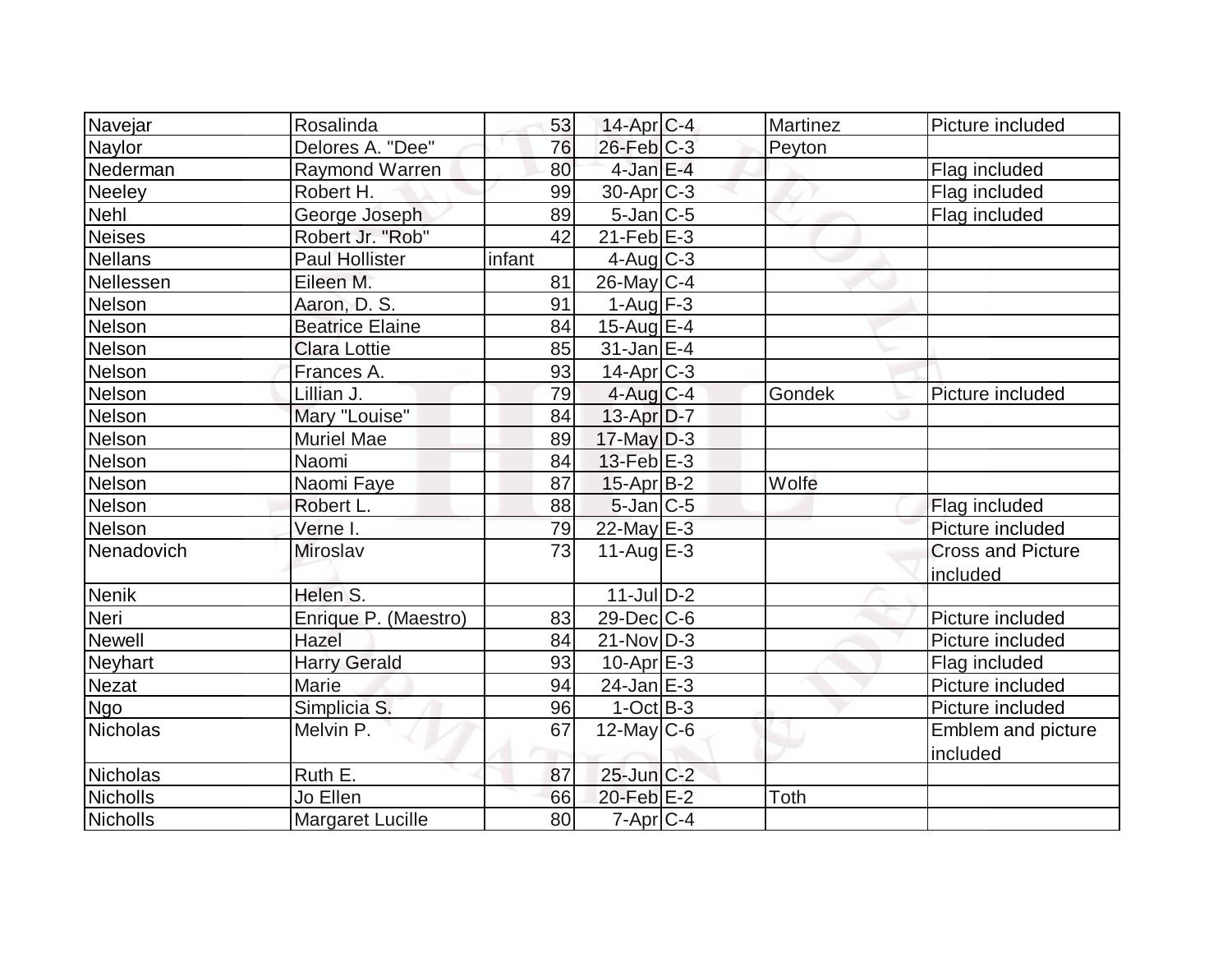| | | | | | | |
|---|---|---|---|---|---|---|
| Navejar | Rosalinda | 53 | 14-Apr | C-4 | Martinez | Picture included |
| Naylor | Delores A. "Dee" | 76 | 26-Feb | C-3 | Peyton | |
| Nederman | Raymond Warren | 80 | 4-Jan | E-4 | | Flag included |
| Neeley | Robert H. | 99 | 30-Apr | C-3 | | Flag included |
| Nehl | George Joseph | 89 | 5-Jan | C-5 | | Flag included |
| Neises | Robert Jr. "Rob" | 42 | 21-Feb | E-3 | | |
| Nellans | Paul Hollister | infant | 4-Aug | C-3 | | |
| Nellessen | Eileen M. | 81 | 26-May | C-4 | | |
| Nelson | Aaron, D. S. | 91 | 1-Aug | F-3 | | |
| Nelson | Beatrice Elaine | 84 | 15-Aug | E-4 | | |
| Nelson | Clara Lottie | 85 | 31-Jan | E-4 | | |
| Nelson | Frances A. | 93 | 14-Apr | C-3 | | |
| Nelson | Lillian J. | 79 | 4-Aug | C-4 | Gondek | Picture included |
| Nelson | Mary "Louise" | 84 | 13-Apr | D-7 | | |
| Nelson | Muriel Mae | 89 | 17-May | D-3 | | |
| Nelson | Naomi | 84 | 13-Feb | E-3 | | |
| Nelson | Naomi Faye | 87 | 15-Apr | B-2 | Wolfe | |
| Nelson | Robert L. | 88 | 5-Jan | C-5 | | Flag included |
| Nelson | Verne I. | 79 | 22-May | E-3 | | Picture included |
| Nenadovich | Miroslav | 73 | 11-Aug | E-3 | | Cross and Picture included |
| Nenik | Helen S. | | 11-Jul | D-2 | | |
| Neri | Enrique P. (Maestro) | 83 | 29-Dec | C-6 | | Picture included |
| Newell | Hazel | 84 | 21-Nov | D-3 | | Picture included |
| Neyhart | Harry Gerald | 93 | 10-Apr | E-3 | | Flag included |
| Nezat | Marie | 94 | 24-Jan | E-3 | | Picture included |
| Ngo | Simplicia S. | 96 | 1-Oct | B-3 | | Picture included |
| Nicholas | Melvin P. | 67 | 12-May | C-6 | | Emblem and picture included |
| Nicholas | Ruth E. | 87 | 25-Jun | C-2 | | |
| Nicholls | Jo Ellen | 66 | 20-Feb | E-2 | Toth | |
| Nicholls | Margaret Lucille | 80 | 7-Apr | C-4 | | |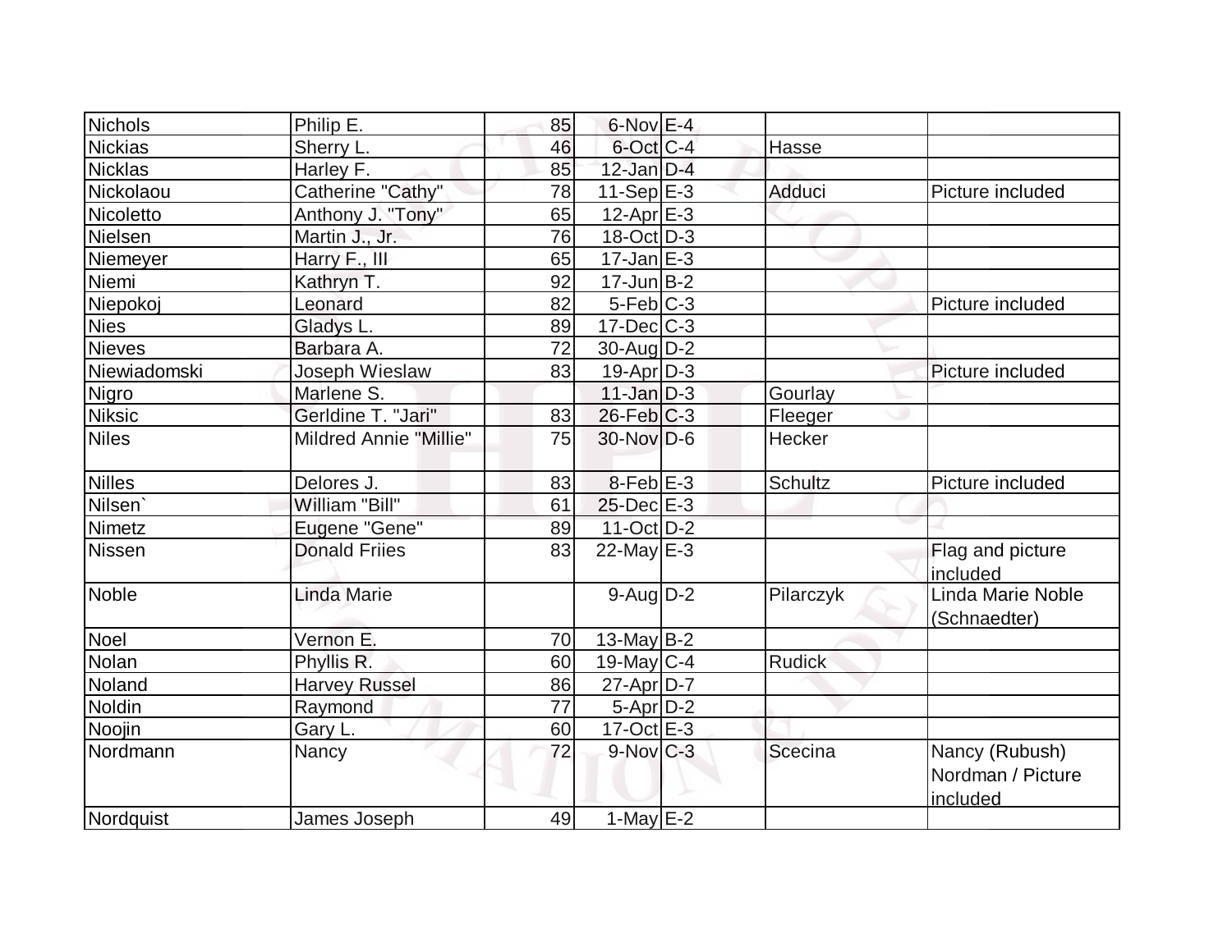| | | | | | | |
|---|---|---|---|---|---|---|
| Nichols | Philip E. | 85 | 6-Nov | E-4 | | |
| Nickias | Sherry L. | 46 | 6-Oct | C-4 | Hasse | |
| Nicklas | Harley F. | 85 | 12-Jan | D-4 | | |
| Nickolaou | Catherine "Cathy" | 78 | 11-Sep | E-3 | Adduci | Picture included |
| Nicoletto | Anthony J. "Tony" | 65 | 12-Apr | E-3 | | |
| Nielsen | Martin J., Jr. | 76 | 18-Oct | D-3 | | |
| Niemeyer | Harry F., III | 65 | 17-Jan | E-3 | | |
| Niemi | Kathryn T. | 92 | 17-Jun | B-2 | | |
| Niepokoj | Leonard | 82 | 5-Feb | C-3 | | Picture included |
| Nies | Gladys L. | 89 | 17-Dec | C-3 | | |
| Nieves | Barbara A. | 72 | 30-Aug | D-2 | | |
| Niewiadomski | Joseph Wieslaw | 83 | 19-Apr | D-3 | | Picture included |
| Nigro | Marlene S. | | 11-Jan | D-3 | Gourlay | |
| Niksic | Gerldine T. "Jari" | 83 | 26-Feb | C-3 | Fleeger | |
| Niles | Mildred Annie "Millie" | 75 | 30-Nov | D-6 | Hecker | |
| Nilles | Delores J. | 83 | 8-Feb | E-3 | Schultz | Picture included |
| Nilsen` | William "Bill" | 61 | 25-Dec | E-3 | | |
| Nimetz | Eugene "Gene" | 89 | 11-Oct | D-2 | | |
| Nissen | Donald Friies | 83 | 22-May | E-3 | | Flag and picture included |
| Noble | Linda Marie | | 9-Aug | D-2 | Pilarczyk | Linda Marie Noble (Schnaedter) |
| Noel | Vernon E. | 70 | 13-May | B-2 | | |
| Nolan | Phyllis R. | 60 | 19-May | C-4 | Rudick | |
| Noland | Harvey Russel | 86 | 27-Apr | D-7 | | |
| Noldin | Raymond | 77 | 5-Apr | D-2 | | |
| Noojin | Gary L. | 60 | 17-Oct | E-3 | | |
| Nordmann | Nancy | 72 | 9-Nov | C-3 | Scecina | Nancy (Rubush) Nordman / Picture included |
| Nordquist | James Joseph | 49 | 1-May | E-2 | | |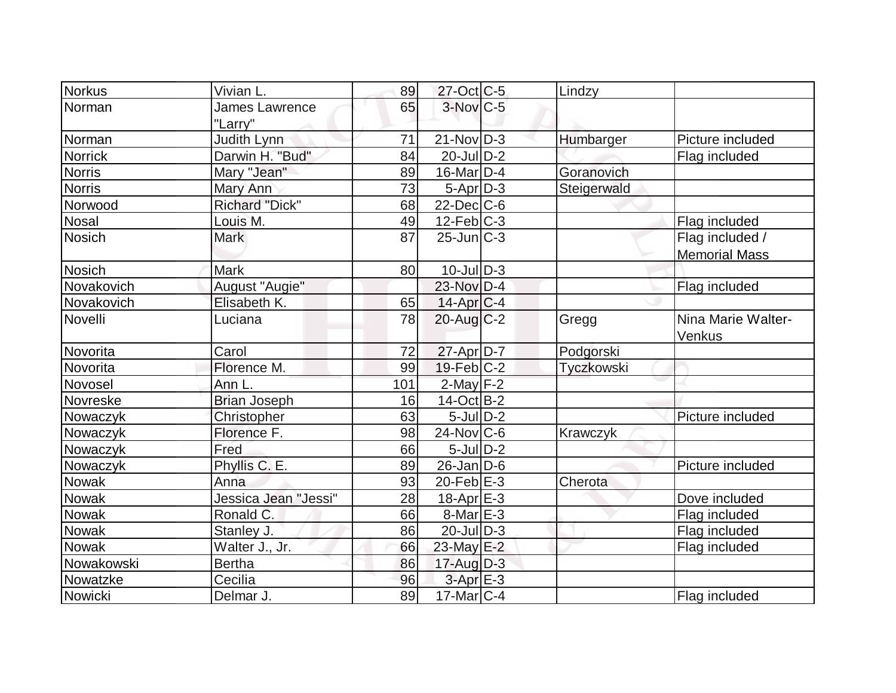| | | | | | | |
|---|---|---|---|---|---|---|
| Norkus | Vivian L. | 89 | 27-Oct | C-5 | Lindzy | |
| Norman | James Lawrence "Larry" | 65 | 3-Nov | C-5 | | |
| Norman | Judith Lynn | 71 | 21-Nov | D-3 | Humbarger | Picture included |
| Norrick | Darwin H. "Bud" | 84 | 20-Jul | D-2 | | Flag included |
| Norris | Mary "Jean" | 89 | 16-Mar | D-4 | Goranovich | |
| Norris | Mary Ann | 73 | 5-Apr | D-3 | Steigerwald | |
| Norwood | Richard "Dick" | 68 | 22-Dec | C-6 | | |
| Nosal | Louis M. | 49 | 12-Feb | C-3 | | Flag included |
| Nosich | Mark | 87 | 25-Jun | C-3 | | Flag included / Memorial Mass |
| Nosich | Mark | 80 | 10-Jul | D-3 | | |
| Novakovich | August "Augie" | | 23-Nov | D-4 | | Flag included |
| Novakovich | Elisabeth K. | 65 | 14-Apr | C-4 | | |
| Novelli | Luciana | 78 | 20-Aug | C-2 | Gregg | Nina Marie Walter-Venkus |
| Novorita | Carol | 72 | 27-Apr | D-7 | Podgorski | |
| Novorita | Florence M. | 99 | 19-Feb | C-2 | Tyczkowski | |
| Novosel | Ann L. | 101 | 2-May | F-2 | | |
| Novreske | Brian Joseph | 16 | 14-Oct | B-2 | | |
| Nowaczyk | Christopher | 63 | 5-Jul | D-2 | | Picture included |
| Nowaczyk | Florence F. | 98 | 24-Nov | C-6 | Krawczyk | |
| Nowaczyk | Fred | 66 | 5-Jul | D-2 | | |
| Nowaczyk | Phyllis C. E. | 89 | 26-Jan | D-6 | | Picture included |
| Nowak | Anna | 93 | 20-Feb | E-3 | Cherota | |
| Nowak | Jessica Jean "Jessi" | 28 | 18-Apr | E-3 | | Dove included |
| Nowak | Ronald C. | 66 | 8-Mar | E-3 | | Flag included |
| Nowak | Stanley J. | 86 | 20-Jul | D-3 | | Flag included |
| Nowak | Walter J., Jr. | 66 | 23-May | E-2 | | Flag included |
| Nowakowski | Bertha | 86 | 17-Aug | D-3 | | |
| Nowatzke | Cecilia | 96 | 3-Apr | E-3 | | |
| Nowicki | Delmar J. | 89 | 17-Mar | C-4 | | Flag included |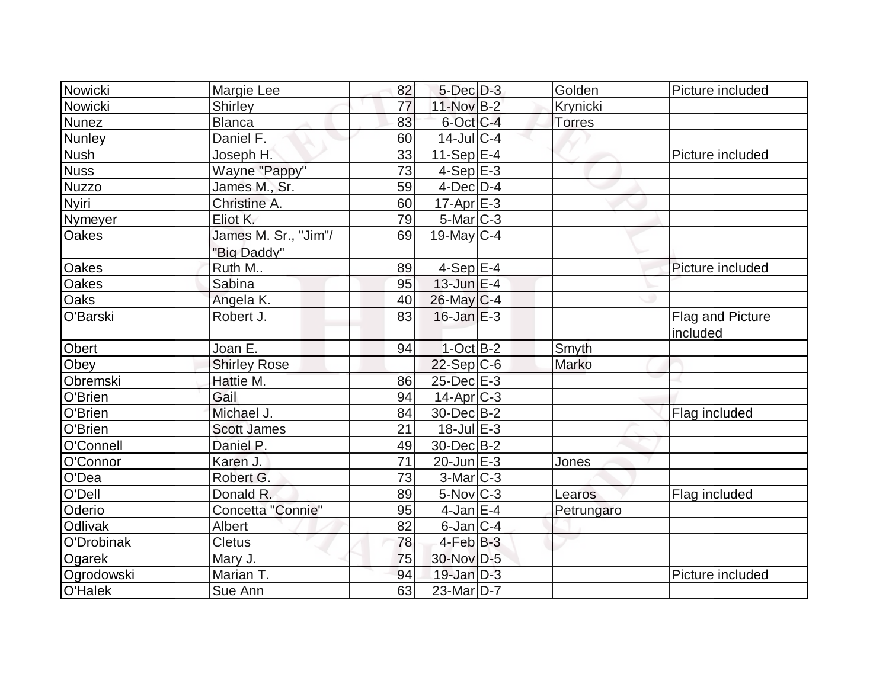| Nowicki | Margie Lee | 82 | 5-Dec | D-3 | Golden | Picture included |
|---|---|---|---|---|---|---|
| Nowicki | Shirley | 77 | 11-Nov | B-2 | Krynicki | |
| Nunez | Blanca | 83 | 6-Oct | C-4 | Torres | |
| Nunley | Daniel F. | 60 | 14-Jul | C-4 | | |
| Nush | Joseph H. | 33 | 11-Sep | E-4 | | Picture included |
| Nuss | Wayne "Pappy" | 73 | 4-Sep | E-3 | | |
| Nuzzo | James M., Sr. | 59 | 4-Dec | D-4 | | |
| Nyiri | Christine A. | 60 | 17-Apr | E-3 | | |
| Nymeyer | Eliot K. | 79 | 5-Mar | C-3 | | |
| Oakes | James M. Sr., "Jim"/ "Big Daddy" | 69 | 19-May | C-4 | | |
| Oakes | Ruth M.. | 89 | 4-Sep | E-4 | | Picture included |
| Oakes | Sabina | 95 | 13-Jun | E-4 | | |
| Oaks | Angela K. | 40 | 26-May | C-4 | | |
| O'Barski | Robert J. | 83 | 16-Jan | E-3 | | Flag and Picture included |
| Obert | Joan E. | 94 | 1-Oct | B-2 | Smyth | |
| Obey | Shirley Rose | | 22-Sep | C-6 | Marko | |
| Obremski | Hattie M. | 86 | 25-Dec | E-3 | | |
| O'Brien | Gail | 94 | 14-Apr | C-3 | | |
| O'Brien | Michael J. | 84 | 30-Dec | B-2 | | Flag included |
| O'Brien | Scott James | 21 | 18-Jul | E-3 | | |
| O'Connell | Daniel P. | 49 | 30-Dec | B-2 | | |
| O'Connor | Karen J. | 71 | 20-Jun | E-3 | Jones | |
| O'Dea | Robert G. | 73 | 3-Mar | C-3 | | |
| O'Dell | Donald R. | 89 | 5-Nov | C-3 | Learos | Flag included |
| Oderio | Concetta "Connie" | 95 | 4-Jan | E-4 | Petrungaro | |
| Odlivak | Albert | 82 | 6-Jan | C-4 | | |
| O'Drobinak | Cletus | 78 | 4-Feb | B-3 | | |
| Ogarek | Mary J. | 75 | 30-Nov | D-5 | | |
| Ogrodowski | Marian T. | 94 | 19-Jan | D-3 | | Picture included |
| O'Halek | Sue Ann | 63 | 23-Mar | D-7 | | |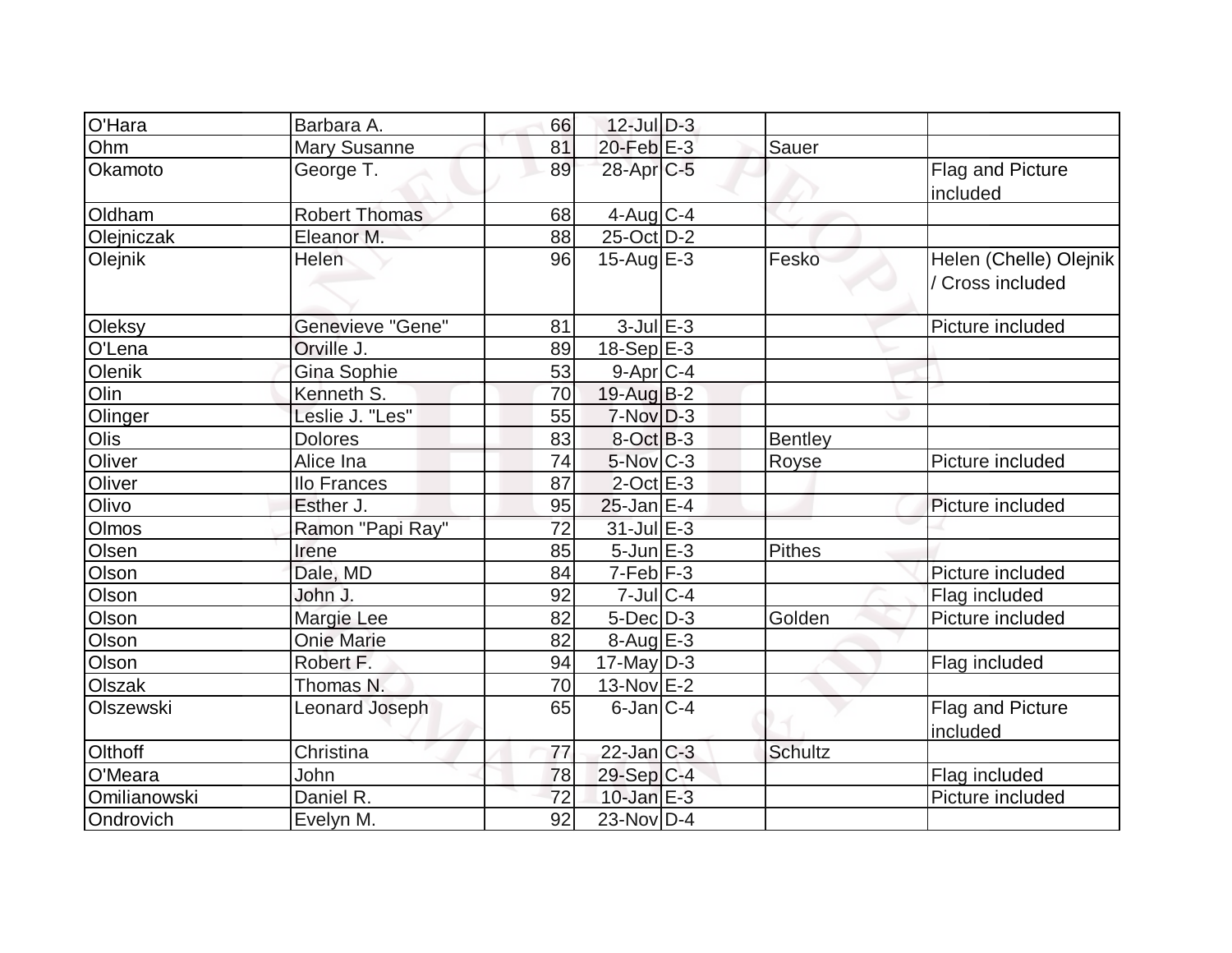| O'Hara | Barbara A. | 66 | 12-Jul | D-3 | | |
|---|---|---|---|---|---|---|
| Ohm | Mary Susanne | 81 | 20-Feb | E-3 | Sauer | |
| Okamoto | George T. | 89 | 28-Apr | C-5 | | Flag and Picture included |
| Oldham | Robert Thomas | 68 | 4-Aug | C-4 | | |
| Olejniczak | Eleanor M. | 88 | 25-Oct | D-2 | | |
| Olejnik | Helen | 96 | 15-Aug | E-3 | Fesko | Helen (Chelle) Olejnik / Cross included |
| Oleksy | Genevieve "Gene" | 81 | 3-Jul | E-3 | | Picture included |
| O'Lena | Orville J. | 89 | 18-Sep | E-3 | | |
| Olenik | Gina Sophie | 53 | 9-Apr | C-4 | | |
| Olin | Kenneth S. | 70 | 19-Aug | B-2 | | |
| Olinger | Leslie J. "Les" | 55 | 7-Nov | D-3 | | |
| Olis | Dolores | 83 | 8-Oct | B-3 | Bentley | |
| Oliver | Alice Ina | 74 | 5-Nov | C-3 | Royse | Picture included |
| Oliver | Ilo Frances | 87 | 2-Oct | E-3 | | |
| Olivo | Esther J. | 95 | 25-Jan | E-4 | | Picture included |
| Olmos | Ramon "Papi Ray" | 72 | 31-Jul | E-3 | | |
| Olsen | Irene | 85 | 5-Jun | E-3 | Pithes | |
| Olson | Dale, MD | 84 | 7-Feb | F-3 | | Picture included |
| Olson | John J. | 92 | 7-Jul | C-4 | | Flag included |
| Olson | Margie Lee | 82 | 5-Dec | D-3 | Golden | Picture included |
| Olson | Onie Marie | 82 | 8-Aug | E-3 | | |
| Olson | Robert F. | 94 | 17-May | D-3 | | Flag included |
| Olszak | Thomas N. | 70 | 13-Nov | E-2 | | |
| Olszewski | Leonard Joseph | 65 | 6-Jan | C-4 | | Flag and Picture included |
| Olthoff | Christina | 77 | 22-Jan | C-3 | Schultz | |
| O'Meara | John | 78 | 29-Sep | C-4 | | Flag included |
| Omilianowski | Daniel R. | 72 | 10-Jan | E-3 | | Picture included |
| Ondrovich | Evelyn M. | 92 | 23-Nov | D-4 | | |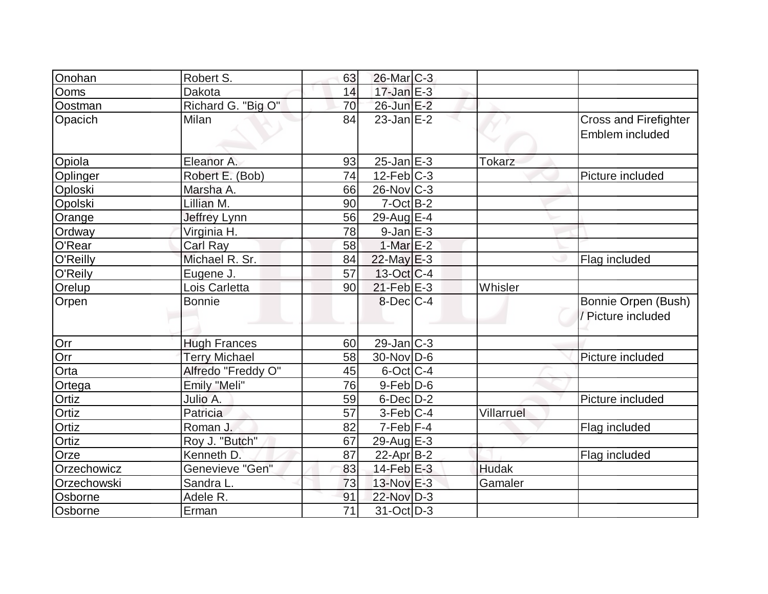| | | | | | | |
|---|---|---|---|---|---|---|
| Onohan | Robert S. | 63 | 26-Mar | C-3 | | |
| Ooms | Dakota | 14 | 17-Jan | E-3 | | |
| Oostman | Richard G. "Big O" | 70 | 26-Jun | E-2 | | |
| Opacich | Milan | 84 | 23-Jan | E-2 | | Cross and Firefighter Emblem included |
| Opiola | Eleanor A. | 93 | 25-Jan | E-3 | Tokarz | |
| Oplinger | Robert E. (Bob) | 74 | 12-Feb | C-3 | | Picture included |
| Oploski | Marsha A. | 66 | 26-Nov | C-3 | | |
| Opolski | Lillian M. | 90 | 7-Oct | B-2 | | |
| Orange | Jeffrey Lynn | 56 | 29-Aug | E-4 | | |
| Ordway | Virginia H. | 78 | 9-Jan | E-3 | | |
| O'Rear | Carl Ray | 58 | 1-Mar | E-2 | | |
| O'Reilly | Michael R. Sr. | 84 | 22-May | E-3 | | Flag included |
| O'Reily | Eugene J. | 57 | 13-Oct | C-4 | | |
| Orelup | Lois Carletta | 90 | 21-Feb | E-3 | Whisler | |
| Orpen | Bonnie | | 8-Dec | C-4 | | Bonnie Orpen (Bush) / Picture included |
| Orr | Hugh Frances | 60 | 29-Jan | C-3 | | |
| Orr | Terry Michael | 58 | 30-Nov | D-6 | | Picture included |
| Orta | Alfredo "Freddy O" | 45 | 6-Oct | C-4 | | |
| Ortega | Emily "Meli" | 76 | 9-Feb | D-6 | | |
| Ortiz | Julio A. | 59 | 6-Dec | D-2 | | Picture included |
| Ortiz | Patricia | 57 | 3-Feb | C-4 | Villarruel | |
| Ortiz | Roman J. | 82 | 7-Feb | F-4 | | Flag included |
| Ortiz | Roy J. "Butch" | 67 | 29-Aug | E-3 | | |
| Orze | Kenneth D. | 87 | 22-Apr | B-2 | | Flag included |
| Orzechowicz | Genevieve "Gen" | 83 | 14-Feb | E-3 | Hudak | |
| Orzechowski | Sandra L. | 73 | 13-Nov | E-3 | Gamaler | |
| Osborne | Adele R. | 91 | 22-Nov | D-3 | | |
| Osborne | Erman | 71 | 31-Oct | D-3 | | |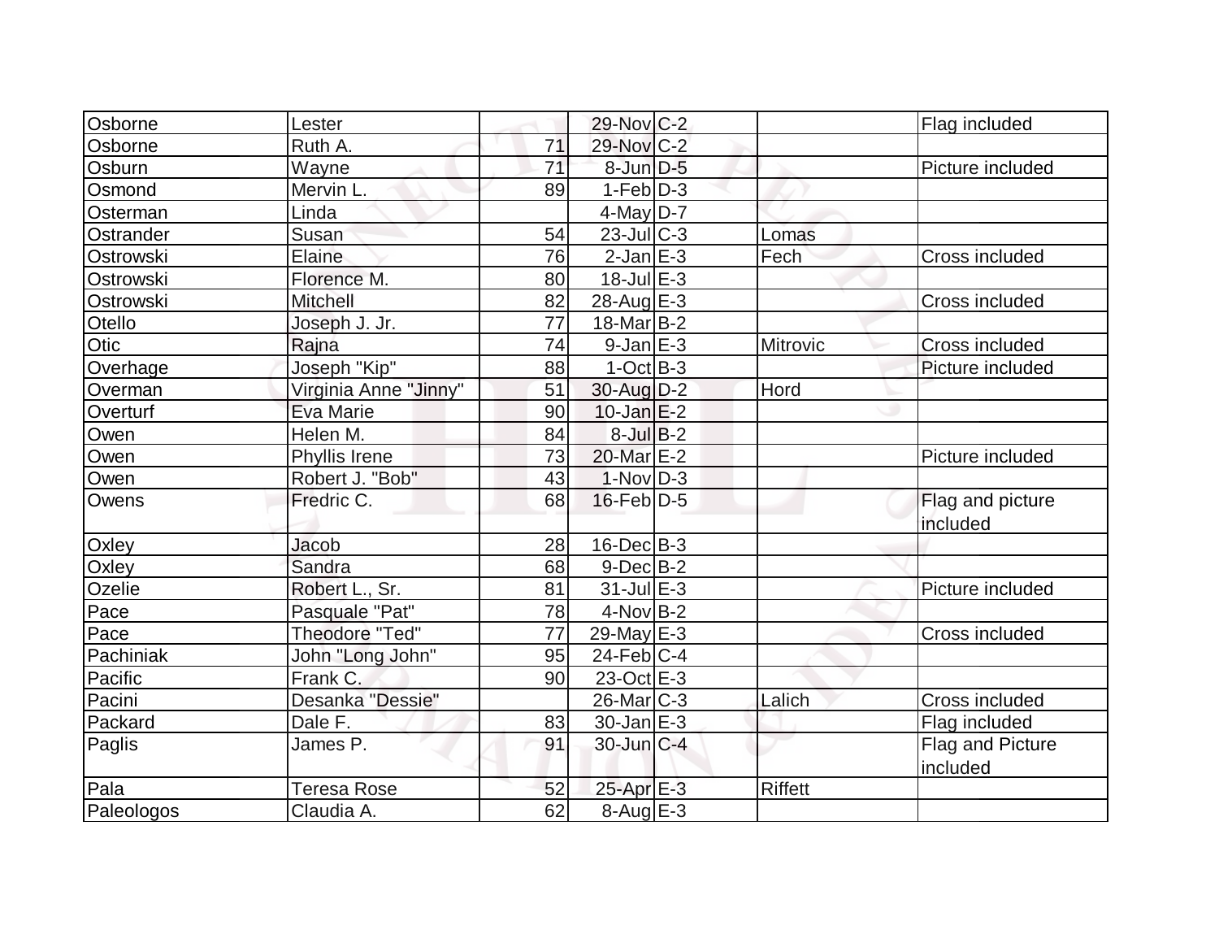| Osborne | Lester | | 29-Nov | C-2 | | Flag included |
|---|---|---|---|---|---|---|
| Osborne | Ruth A. | 71 | 29-Nov | C-2 | | |
| Osburn | Wayne | 71 | 8-Jun | D-5 | | Picture included |
| Osmond | Mervin L. | 89 | 1-Feb | D-3 | | |
| Osterman | Linda | | 4-May | D-7 | | |
| Ostrander | Susan | 54 | 23-Jul | C-3 | Lomas | |
| Ostrowski | Elaine | 76 | 2-Jan | E-3 | Fech | Cross included |
| Ostrowski | Florence M. | 80 | 18-Jul | E-3 | | |
| Ostrowski | Mitchell | 82 | 28-Aug | E-3 | | Cross included |
| Otello | Joseph J. Jr. | 77 | 18-Mar | B-2 | | |
| Otic | Rajna | 74 | 9-Jan | E-3 | Mitrovic | Cross included |
| Overhage | Joseph "Kip" | 88 | 1-Oct | B-3 | | Picture included |
| Overman | Virginia Anne "Jinny" | 51 | 30-Aug | D-2 | Hord | |
| Overturf | Eva Marie | 90 | 10-Jan | E-2 | | |
| Owen | Helen M. | 84 | 8-Jul | B-2 | | |
| Owen | Phyllis Irene | 73 | 20-Mar | E-2 | | Picture included |
| Owen | Robert J. "Bob" | 43 | 1-Nov | D-3 | | |
| Owens | Fredric C. | 68 | 16-Feb | D-5 | | Flag and picture included |
| Oxley | Jacob | 28 | 16-Dec | B-3 | | |
| Oxley | Sandra | 68 | 9-Dec | B-2 | | |
| Ozelie | Robert L., Sr. | 81 | 31-Jul | E-3 | | Picture included |
| Pace | Pasquale "Pat" | 78 | 4-Nov | B-2 | | |
| Pace | Theodore "Ted" | 77 | 29-May | E-3 | | Cross included |
| Pachiniak | John "Long John" | 95 | 24-Feb | C-4 | | |
| Pacific | Frank C. | 90 | 23-Oct | E-3 | | |
| Pacini | Desanka "Dessie" | | 26-Mar | C-3 | Lalich | Cross included |
| Packard | Dale F. | 83 | 30-Jan | E-3 | | Flag included |
| Paglis | James P. | 91 | 30-Jun | C-4 | | Flag and Picture included |
| Pala | Teresa Rose | 52 | 25-Apr | E-3 | Riffett | |
| Paleologos | Claudia A. | 62 | 8-Aug | E-3 | | |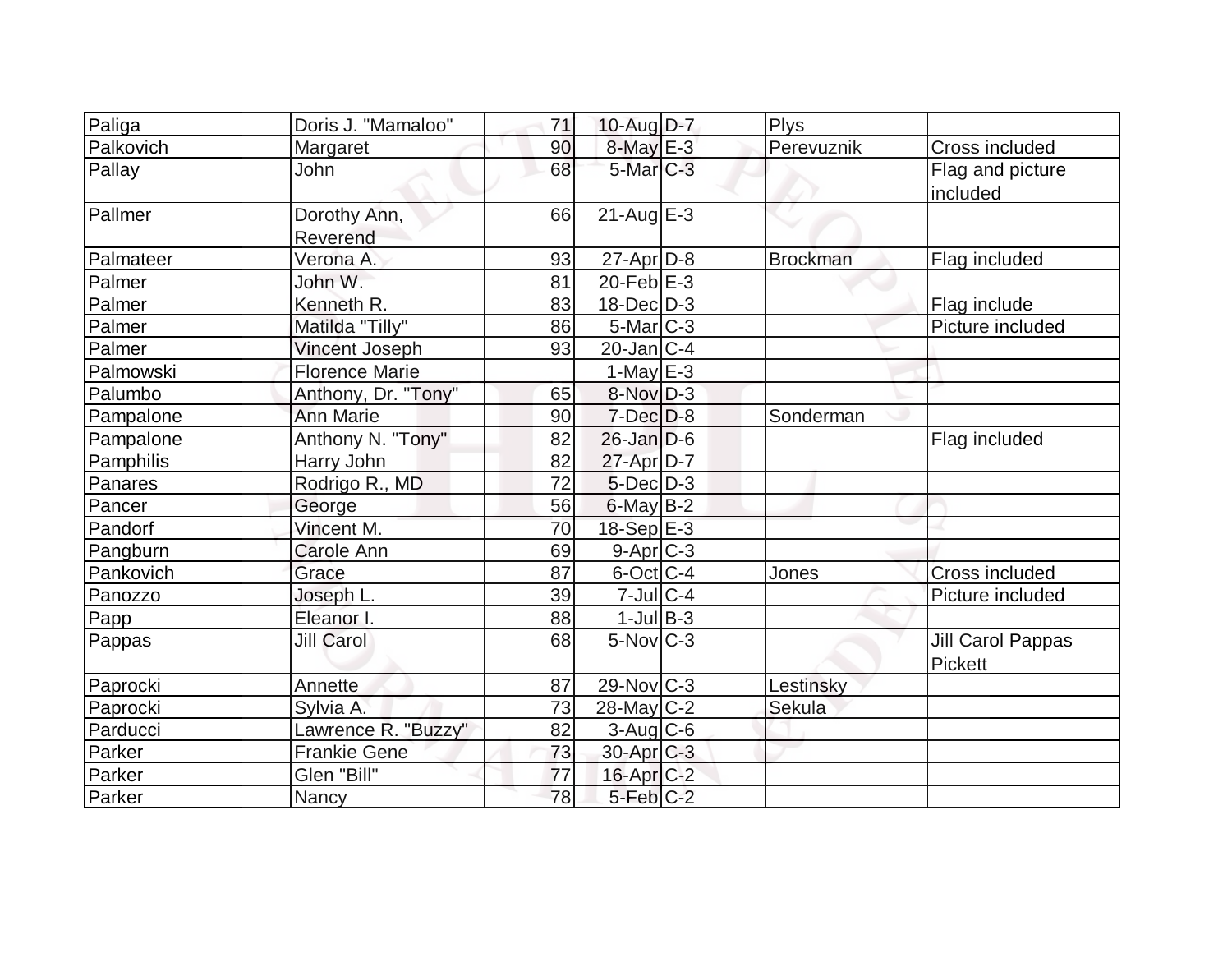| Paliga | Doris J. "Mamaloo" | 71 | 10-Aug | D-7 | Plys | |
|---|---|---|---|---|---|---|
| Palkovich | Margaret | 90 | 8-May | E-3 | Perevuznik | Cross included |
| Pallay | John | 68 | 5-Mar | C-3 | | Flag and picture included |
| Pallmer | Dorothy Ann, Reverend | 66 | 21-Aug | E-3 | | |
| Palmateer | Verona A. | 93 | 27-Apr | D-8 | Brockman | Flag included |
| Palmer | John W. | 81 | 20-Feb | E-3 | | |
| Palmer | Kenneth R. | 83 | 18-Dec | D-3 | | Flag include |
| Palmer | Matilda "Tilly" | 86 | 5-Mar | C-3 | | Picture included |
| Palmer | Vincent Joseph | 93 | 20-Jan | C-4 | | |
| Palmowski | Florence Marie | | 1-May | E-3 | | |
| Palumbo | Anthony, Dr. "Tony" | 65 | 8-Nov | D-3 | | |
| Pampalone | Ann Marie | 90 | 7-Dec | D-8 | Sonderman | |
| Pampalone | Anthony N. "Tony" | 82 | 26-Jan | D-6 | | Flag included |
| Pamphilis | Harry John | 82 | 27-Apr | D-7 | | |
| Panares | Rodrigo R., MD | 72 | 5-Dec | D-3 | | |
| Pancer | George | 56 | 6-May | B-2 | | |
| Pandorf | Vincent M. | 70 | 18-Sep | E-3 | | |
| Pangburn | Carole Ann | 69 | 9-Apr | C-3 | | |
| Pankovich | Grace | 87 | 6-Oct | C-4 | Jones | Cross included |
| Panozzo | Joseph L. | 39 | 7-Jul | C-4 | | Picture included |
| Papp | Eleanor I. | 88 | 1-Jul | B-3 | | |
| Pappas | Jill Carol | 68 | 5-Nov | C-3 | | Jill Carol Pappas Pickett |
| Paprocki | Annette | 87 | 29-Nov | C-3 | Lestinsky | |
| Paprocki | Sylvia A. | 73 | 28-May | C-2 | Sekula | |
| Parducci | Lawrence R. "Buzzy" | 82 | 3-Aug | C-6 | | |
| Parker | Frankie Gene | 73 | 30-Apr | C-3 | | |
| Parker | Glen "Bill" | 77 | 16-Apr | C-2 | | |
| Parker | Nancy | 78 | 5-Feb | C-2 | | |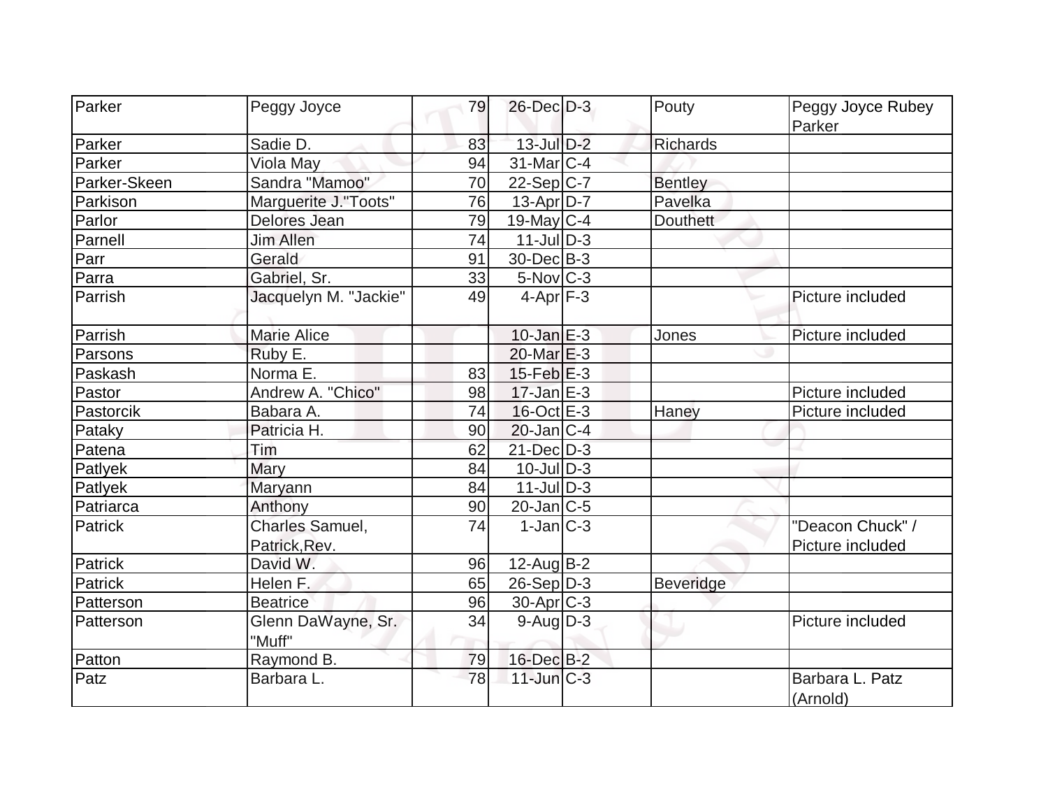| Parker | Peggy Joyce | 79 | 26-Dec | D-3 | Pouty | Peggy Joyce Rubey Parker |
|---|---|---|---|---|---|---|
| Parker | Sadie D. | 83 | 13-Jul | D-2 | Richards | |
| Parker | Viola May | 94 | 31-Mar | C-4 | | |
| Parker-Skeen | Sandra "Mamoo" | 70 | 22-Sep | C-7 | Bentley | |
| Parkison | Marguerite J."Toots" | 76 | 13-Apr | D-7 | Pavelka | |
| Parlor | Delores Jean | 79 | 19-May | C-4 | Douthett | |
| Parnell | Jim Allen | 74 | 11-Jul | D-3 | | |
| Parr | Gerald | 91 | 30-Dec | B-3 | | |
| Parra | Gabriel, Sr. | 33 | 5-Nov | C-3 | | |
| Parrish | Jacquelyn M. "Jackie" | 49 | 4-Apr | F-3 | | Picture included |
| Parrish | Marie Alice | | 10-Jan | E-3 | Jones | Picture included |
| Parsons | Ruby E. | | 20-Mar | E-3 | | |
| Paskash | Norma E. | 83 | 15-Feb | E-3 | | |
| Pastor | Andrew A. "Chico" | 98 | 17-Jan | E-3 | | Picture included |
| Pastorcik | Babara A. | 74 | 16-Oct | E-3 | Haney | Picture included |
| Pataky | Patricia H. | 90 | 20-Jan | C-4 | | |
| Patena | Tim | 62 | 21-Dec | D-3 | | |
| Patlyek | Mary | 84 | 10-Jul | D-3 | | |
| Patlyek | Maryann | 84 | 11-Jul | D-3 | | |
| Patriarca | Anthony | 90 | 20-Jan | C-5 | | |
| Patrick | Charles Samuel, Patrick,Rev. | 74 | 1-Jan | C-3 | | "Deacon Chuck" / Picture included |
| Patrick | David W. | 96 | 12-Aug | B-2 | | |
| Patrick | Helen F. | 65 | 26-Sep | D-3 | Beveridge | |
| Patterson | Beatrice | 96 | 30-Apr | C-3 | | |
| Patterson | Glenn DaWayne, Sr. "Muff" | 34 | 9-Aug | D-3 | | Picture included |
| Patton | Raymond B. | 79 | 16-Dec | B-2 | | |
| Patz | Barbara L. | 78 | 11-Jun | C-3 | | Barbara L. Patz (Arnold) |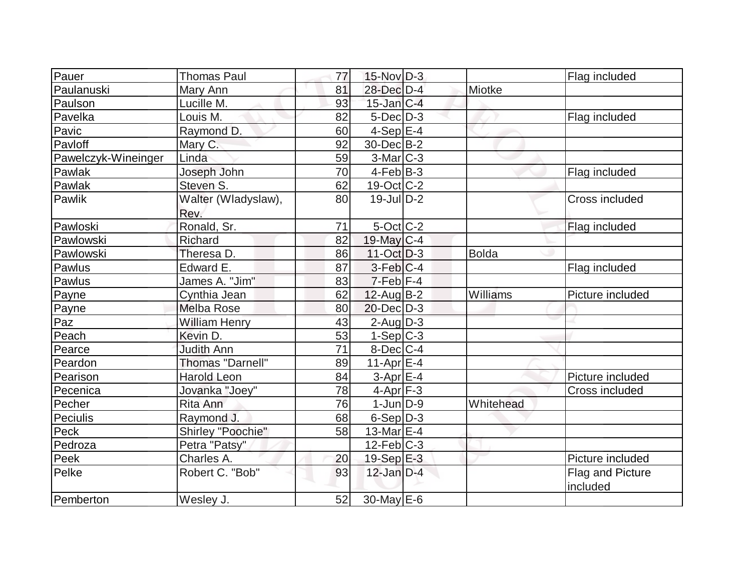| | | | | | | |
|---|---|---|---|---|---|---|
| Pauer | Thomas Paul | 77 | 15-Nov | D-3 | | Flag included |
| Paulanuski | Mary Ann | 81 | 28-Dec | D-4 | Miotke | |
| Paulson | Lucille M. | 93 | 15-Jan | C-4 | | |
| Pavelka | Louis M. | 82 | 5-Dec | D-3 | | Flag included |
| Pavic | Raymond D. | 60 | 4-Sep | E-4 | | |
| Pavloff | Mary C. | 92 | 30-Dec | B-2 | | |
| Pawelczyk-Wineinger | Linda | 59 | 3-Mar | C-3 | | |
| Pawlak | Joseph John | 70 | 4-Feb | B-3 | | Flag included |
| Pawlak | Steven S. | 62 | 19-Oct | C-2 | | |
| Pawlik | Walter (Wladyslaw), Rev. | 80 | 19-Jul | D-2 | | Cross included |
| Pawloski | Ronald, Sr. | 71 | 5-Oct | C-2 | | Flag included |
| Pawlowski | Richard | 82 | 19-May | C-4 | | |
| Pawlowski | Theresa D. | 86 | 11-Oct | D-3 | Bolda | |
| Pawlus | Edward E. | 87 | 3-Feb | C-4 | | Flag included |
| Pawlus | James A. "Jim" | 83 | 7-Feb | F-4 | | |
| Payne | Cynthia Jean | 62 | 12-Aug | B-2 | Williams | Picture included |
| Payne | Melba Rose | 80 | 20-Dec | D-3 | | |
| Paz | William Henry | 43 | 2-Aug | D-3 | | |
| Peach | Kevin D. | 53 | 1-Sep | C-3 | | |
| Pearce | Judith Ann | 71 | 8-Dec | C-4 | | |
| Peardon | Thomas "Darnell" | 89 | 11-Apr | E-4 | | |
| Pearison | Harold Leon | 84 | 3-Apr | E-4 | | Picture included |
| Pecenica | Jovanka "Joey" | 78 | 4-Apr | F-3 | | Cross included |
| Pecher | Rita Ann | 76 | 1-Jun | D-9 | Whitehead | |
| Peciulis | Raymond J. | 68 | 6-Sep | D-3 | | |
| Peck | Shirley "Poochie" | 58 | 13-Mar | E-4 | | |
| Pedroza | Petra "Patsy" | | 12-Feb | C-3 | | |
| Peek | Charles A. | 20 | 19-Sep | E-3 | | Picture included |
| Pelke | Robert C. "Bob" | 93 | 12-Jan | D-4 | | Flag and Picture included |
| Pemberton | Wesley J. | 52 | 30-May | E-6 | | |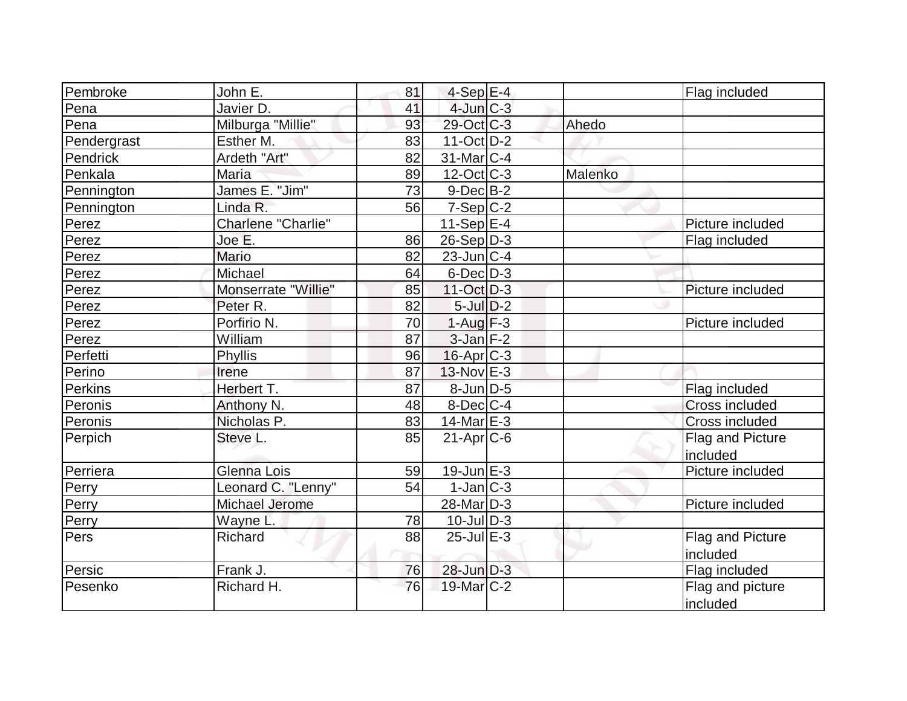| Pembroke | John E. | 81 | 4-Sep | E-4 | | Flag included |
|---|---|---|---|---|---|---|
| Pena | Javier D. | 41 | 4-Jun | C-3 | | |
| Pena | Milburga "Millie" | 93 | 29-Oct | C-3 | Ahedo | |
| Pendergrast | Esther M. | 83 | 11-Oct | D-2 | | |
| Pendrick | Ardeth "Art" | 82 | 31-Mar | C-4 | | |
| Penkala | Maria | 89 | 12-Oct | C-3 | Malenko | |
| Pennington | James E. "Jim" | 73 | 9-Dec | B-2 | | |
| Pennington | Linda R. | 56 | 7-Sep | C-2 | | |
| Perez | Charlene "Charlie" | | 11-Sep | E-4 | | Picture included |
| Perez | Joe E. | 86 | 26-Sep | D-3 | | Flag included |
| Perez | Mario | 82 | 23-Jun | C-4 | | |
| Perez | Michael | 64 | 6-Dec | D-3 | | |
| Perez | Monserrate "Willie" | 85 | 11-Oct | D-3 | | Picture included |
| Perez | Peter R. | 82 | 5-Jul | D-2 | | |
| Perez | Porfirio N. | 70 | 1-Aug | F-3 | | Picture included |
| Perez | William | 87 | 3-Jan | F-2 | | |
| Perfetti | Phyllis | 96 | 16-Apr | C-3 | | |
| Perino | Irene | 87 | 13-Nov | E-3 | | |
| Perkins | Herbert T. | 87 | 8-Jun | D-5 | | Flag included |
| Peronis | Anthony N. | 48 | 8-Dec | C-4 | | Cross included |
| Peronis | Nicholas P. | 83 | 14-Mar | E-3 | | Cross included |
| Perpich | Steve L. | 85 | 21-Apr | C-6 | | Flag and Picture included |
| Perriera | Glenna Lois | 59 | 19-Jun | E-3 | | Picture included |
| Perry | Leonard C. "Lenny" | 54 | 1-Jan | C-3 | | |
| Perry | Michael Jerome | | 28-Mar | D-3 | | Picture included |
| Perry | Wayne L. | 78 | 10-Jul | D-3 | | |
| Pers | Richard | 88 | 25-Jul | E-3 | | Flag and Picture included |
| Persic | Frank J. | 76 | 28-Jun | D-3 | | Flag included |
| Pesenko | Richard H. | 76 | 19-Mar | C-2 | | Flag and picture included |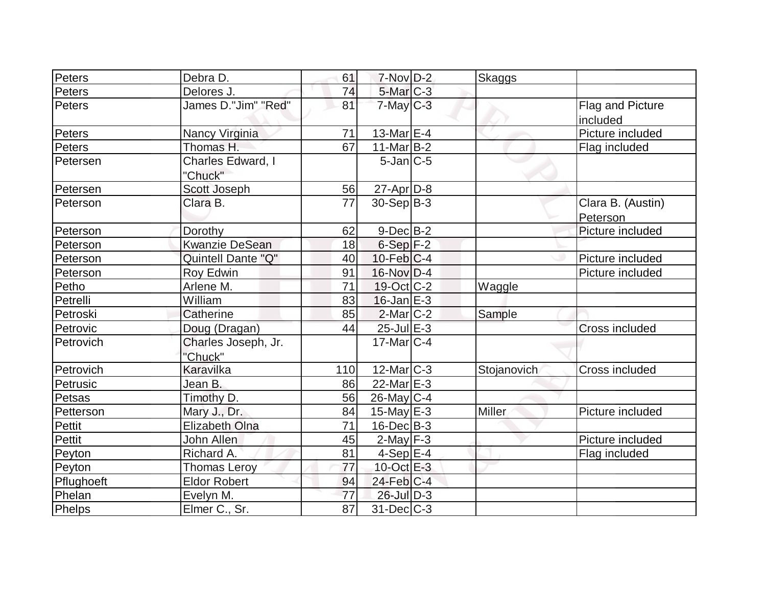| | | | | | | |
|---|---|---|---|---|---|---|
| Peters | Debra D. | 61 | 7-Nov | D-2 | Skaggs | |
| Peters | Delores J. | 74 | 5-Mar | C-3 | | |
| Peters | James D."Jim" "Red" | 81 | 7-May | C-3 | | Flag and Picture included |
| Peters | Nancy Virginia | 71 | 13-Mar | E-4 | | Picture included |
| Peters | Thomas H. | 67 | 11-Mar | B-2 | | Flag included |
| Petersen | Charles Edward, I "Chuck" | | 5-Jan | C-5 | | |
| Petersen | Scott Joseph | 56 | 27-Apr | D-8 | | |
| Peterson | Clara B. | 77 | 30-Sep | B-3 | | Clara B. (Austin) Peterson |
| Peterson | Dorothy | 62 | 9-Dec | B-2 | | Picture included |
| Peterson | Kwanzie DeSean | 18 | 6-Sep | F-2 | | |
| Peterson | Quintell Dante "Q" | 40 | 10-Feb | C-4 | | Picture included |
| Peterson | Roy Edwin | 91 | 16-Nov | D-4 | | Picture included |
| Petho | Arlene M. | 71 | 19-Oct | C-2 | Waggle | |
| Petrelli | William | 83 | 16-Jan | E-3 | | |
| Petroski | Catherine | 85 | 2-Mar | C-2 | Sample | |
| Petrovic | Doug (Dragan) | 44 | 25-Jul | E-3 | | Cross included |
| Petrovich | Charles Joseph, Jr. "Chuck" | | 17-Mar | C-4 | | |
| Petrovich | Karavilka | 110 | 12-Mar | C-3 | Stojanovich | Cross included |
| Petrusic | Jean B. | 86 | 22-Mar | E-3 | | |
| Petsas | Timothy D. | 56 | 26-May | C-4 | | |
| Petterson | Mary J., Dr. | 84 | 15-May | E-3 | Miller | Picture included |
| Pettit | Elizabeth Olna | 71 | 16-Dec | B-3 | | |
| Pettit | John Allen | 45 | 2-May | F-3 | | Picture included |
| Peyton | Richard A. | 81 | 4-Sep | E-4 | | Flag included |
| Peyton | Thomas Leroy | 77 | 10-Oct | E-3 | | |
| Pflughoeft | Eldor Robert | 94 | 24-Feb | C-4 | | |
| Phelan | Evelyn M. | 77 | 26-Jul | D-3 | | |
| Phelps | Elmer C., Sr. | 87 | 31-Dec | C-3 | | |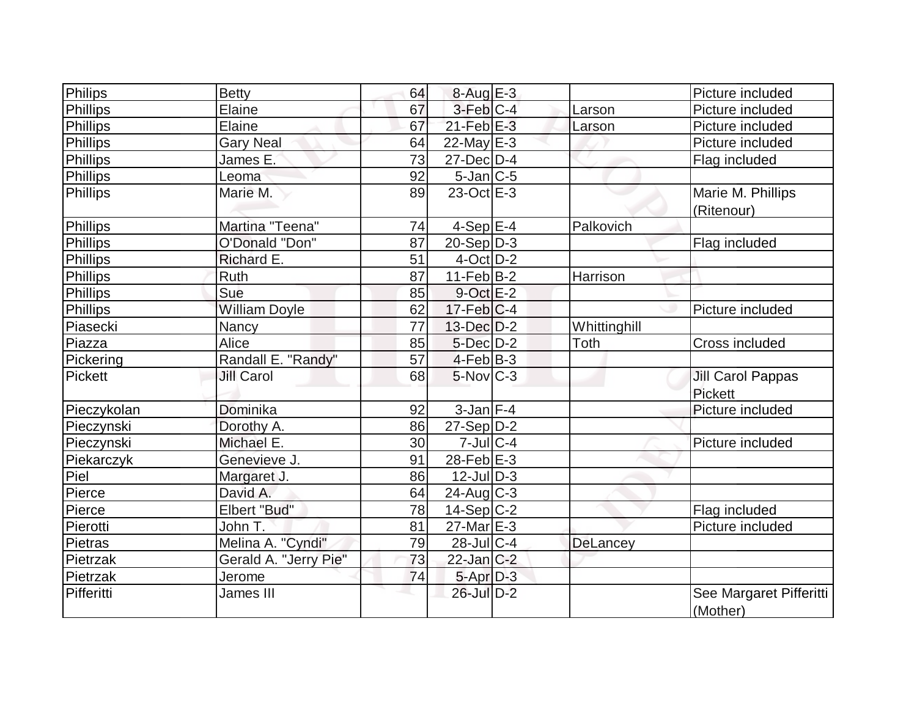| | | | | | | |
|---|---|---|---|---|---|---|
| Philips | Betty | 64 | 8-Aug | E-3 | | Picture included |
| Phillips | Elaine | 67 | 3-Feb | C-4 | Larson | Picture included |
| Phillips | Elaine | 67 | 21-Feb | E-3 | Larson | Picture included |
| Phillips | Gary Neal | 64 | 22-May | E-3 | | Picture included |
| Phillips | James E. | 73 | 27-Dec | D-4 | | Flag included |
| Phillips | Leoma | 92 | 5-Jan | C-5 | | |
| Phillips | Marie M. | 89 | 23-Oct | E-3 | | Marie M. Phillips (Ritenour) |
| Phillips | Martina "Teena" | 74 | 4-Sep | E-4 | Palkovich | |
| Phillips | O'Donald "Don" | 87 | 20-Sep | D-3 | | Flag included |
| Phillips | Richard E. | 51 | 4-Oct | D-2 | | |
| Phillips | Ruth | 87 | 11-Feb | B-2 | Harrison | |
| Phillips | Sue | 85 | 9-Oct | E-2 | | |
| Phillips | William Doyle | 62 | 17-Feb | C-4 | | Picture included |
| Piasecki | Nancy | 77 | 13-Dec | D-2 | Whittinghill | |
| Piazza | Alice | 85 | 5-Dec | D-2 | Toth | Cross included |
| Pickering | Randall E. "Randy" | 57 | 4-Feb | B-3 | | |
| Pickett | Jill Carol | 68 | 5-Nov | C-3 | | Jill Carol Pappas Pickett |
| Pieczykolan | Dominika | 92 | 3-Jan | F-4 | | Picture included |
| Pieczynski | Dorothy A. | 86 | 27-Sep | D-2 | | |
| Pieczynski | Michael E. | 30 | 7-Jul | C-4 | | Picture included |
| Piekarczyk | Genevieve J. | 91 | 28-Feb | E-3 | | |
| Piel | Margaret J. | 86 | 12-Jul | D-3 | | |
| Pierce | David A. | 64 | 24-Aug | C-3 | | |
| Pierce | Elbert "Bud" | 78 | 14-Sep | C-2 | | Flag included |
| Pierotti | John T. | 81 | 27-Mar | E-3 | | Picture included |
| Pietras | Melina A. "Cyndi" | 79 | 28-Jul | C-4 | DeLancey | |
| Pietrzak | Gerald A. "Jerry Pie" | 73 | 22-Jan | C-2 | | |
| Pietrzak | Jerome | 74 | 5-Apr | D-3 | | |
| Pifferitti | James III | | 26-Jul | D-2 | | See Margaret Pifferitti (Mother) |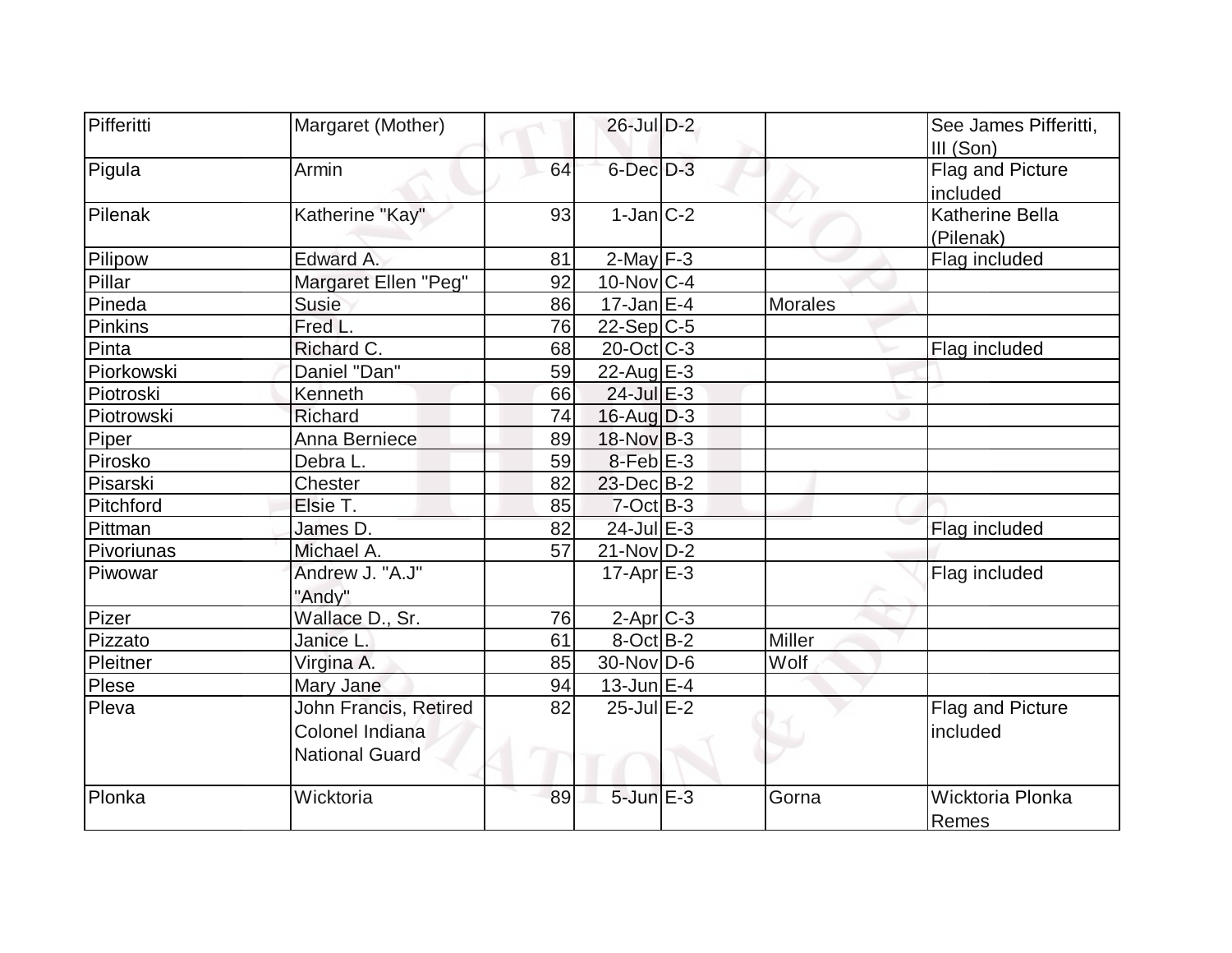| | | | | | | |
|---|---|---|---|---|---|---|
| Pifferitti | Margaret (Mother) | | 26-Jul | D-2 | | See James Pifferitti, III (Son) |
| Pigula | Armin | 64 | 6-Dec | D-3 | | Flag and Picture included |
| Pilenak | Katherine "Kay" | 93 | 1-Jan | C-2 | | Katherine Bella (Pilenak) |
| Pilipow | Edward A. | 81 | 2-May | F-3 | | Flag included |
| Pillar | Margaret Ellen "Peg" | 92 | 10-Nov | C-4 | | |
| Pineda | Susie | 86 | 17-Jan | E-4 | Morales | |
| Pinkins | Fred L. | 76 | 22-Sep | C-5 | | |
| Pinta | Richard C. | 68 | 20-Oct | C-3 | | Flag included |
| Piorkowski | Daniel "Dan" | 59 | 22-Aug | E-3 | | |
| Piotroski | Kenneth | 66 | 24-Jul | E-3 | | |
| Piotrowski | Richard | 74 | 16-Aug | D-3 | | |
| Piper | Anna Berniece | 89 | 18-Nov | B-3 | | |
| Pirosko | Debra L. | 59 | 8-Feb | E-3 | | |
| Pisarski | Chester | 82 | 23-Dec | B-2 | | |
| Pitchford | Elsie T. | 85 | 7-Oct | B-3 | | |
| Pittman | James D. | 82 | 24-Jul | E-3 | | Flag included |
| Pivoriunas | Michael A. | 57 | 21-Nov | D-2 | | |
| Piwowar | Andrew J. "A.J" "Andy" | | 17-Apr | E-3 | | Flag included |
| Pizer | Wallace D., Sr. | 76 | 2-Apr | C-3 | | |
| Pizzato | Janice L. | 61 | 8-Oct | B-2 | Miller | |
| Pleitner | Virgina A. | 85 | 30-Nov | D-6 | Wolf | |
| Plese | Mary Jane | 94 | 13-Jun | E-4 | | |
| Pleva | John Francis, Retired Colonel Indiana National Guard | 82 | 25-Jul | E-2 | | Flag and Picture included |
| Plonka | Wicktoria | 89 | 5-Jun | E-3 | Gorna | Wicktoria Plonka Remes |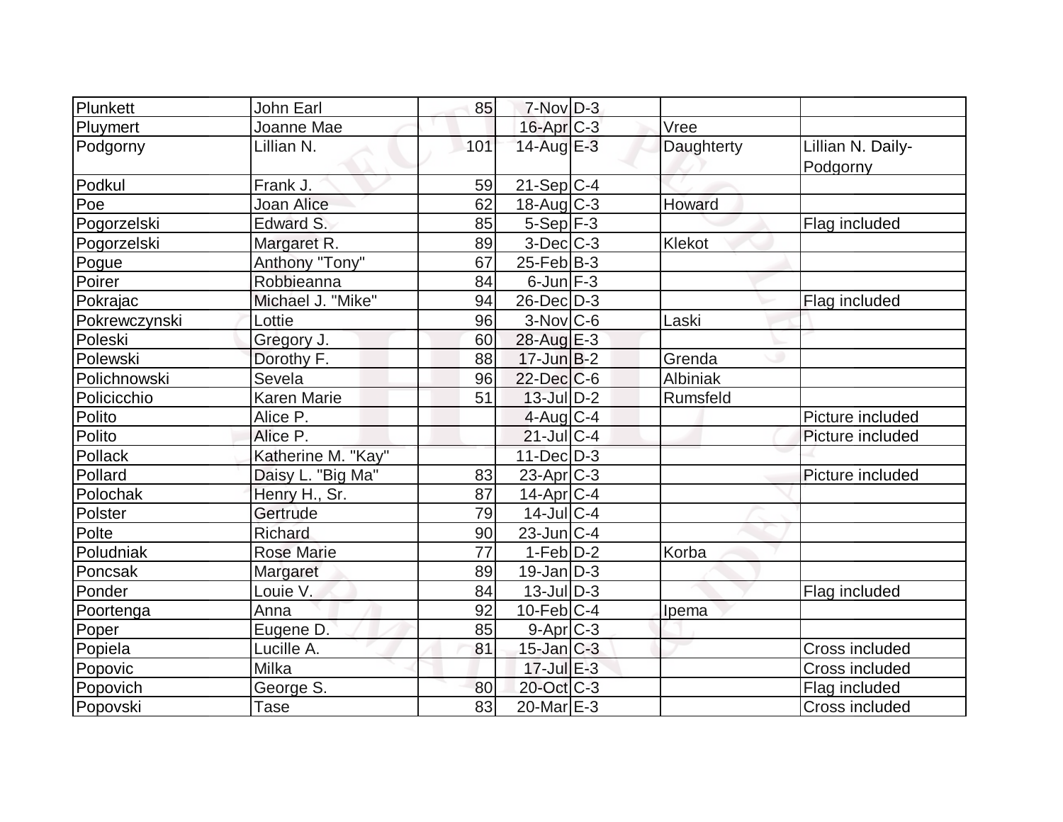| Plunkett | John Earl | 85 | 7-Nov | D-3 | | |
|---|---|---|---|---|---|---|
| Pluymert | Joanne Mae | | 16-Apr | C-3 | Vree | |
| Podgorny | Lillian N. | 101 | 14-Aug | E-3 | Daughterty | Lillian N. Daily-Podgorny |
| Podkul | Frank J. | 59 | 21-Sep | C-4 | | |
| Poe | Joan Alice | 62 | 18-Aug | C-3 | Howard | |
| Pogorzelski | Edward S. | 85 | 5-Sep | F-3 | | Flag included |
| Pogorzelski | Margaret R. | 89 | 3-Dec | C-3 | Klekot | |
| Pogue | Anthony "Tony" | 67 | 25-Feb | B-3 | | |
| Poirer | Robbieanna | 84 | 6-Jun | F-3 | | |
| Pokrajac | Michael J. "Mike" | 94 | 26-Dec | D-3 | | Flag included |
| Pokrewczynski | Lottie | 96 | 3-Nov | C-6 | Laski | |
| Poleski | Gregory J. | 60 | 28-Aug | E-3 | | |
| Polewski | Dorothy F. | 88 | 17-Jun | B-2 | Grenda | |
| Polichnowski | Sevela | 96 | 22-Dec | C-6 | Albiniak | |
| Policicchio | Karen Marie | 51 | 13-Jul | D-2 | Rumsfeld | |
| Polito | Alice P. | | 4-Aug | C-4 | | Picture included |
| Polito | Alice P. | | 21-Jul | C-4 | | Picture included |
| Pollack | Katherine M. "Kay" | | 11-Dec | D-3 | | |
| Pollard | Daisy L. "Big Ma" | 83 | 23-Apr | C-3 | | Picture included |
| Polochak | Henry H., Sr. | 87 | 14-Apr | C-4 | | |
| Polster | Gertrude | 79 | 14-Jul | C-4 | | |
| Polte | Richard | 90 | 23-Jun | C-4 | | |
| Poludniak | Rose Marie | 77 | 1-Feb | D-2 | Korba | |
| Poncsak | Margaret | 89 | 19-Jan | D-3 | | |
| Ponder | Louie V. | 84 | 13-Jul | D-3 | | Flag included |
| Poortenga | Anna | 92 | 10-Feb | C-4 | Ipema | |
| Poper | Eugene D. | 85 | 9-Apr | C-3 | | |
| Popiela | Lucille A. | 81 | 15-Jan | C-3 | | Cross included |
| Popovic | Milka | | 17-Jul | E-3 | | Cross included |
| Popovich | George S. | 80 | 20-Oct | C-3 | | Flag included |
| Popovski | Tase | 83 | 20-Mar | E-3 | | Cross included |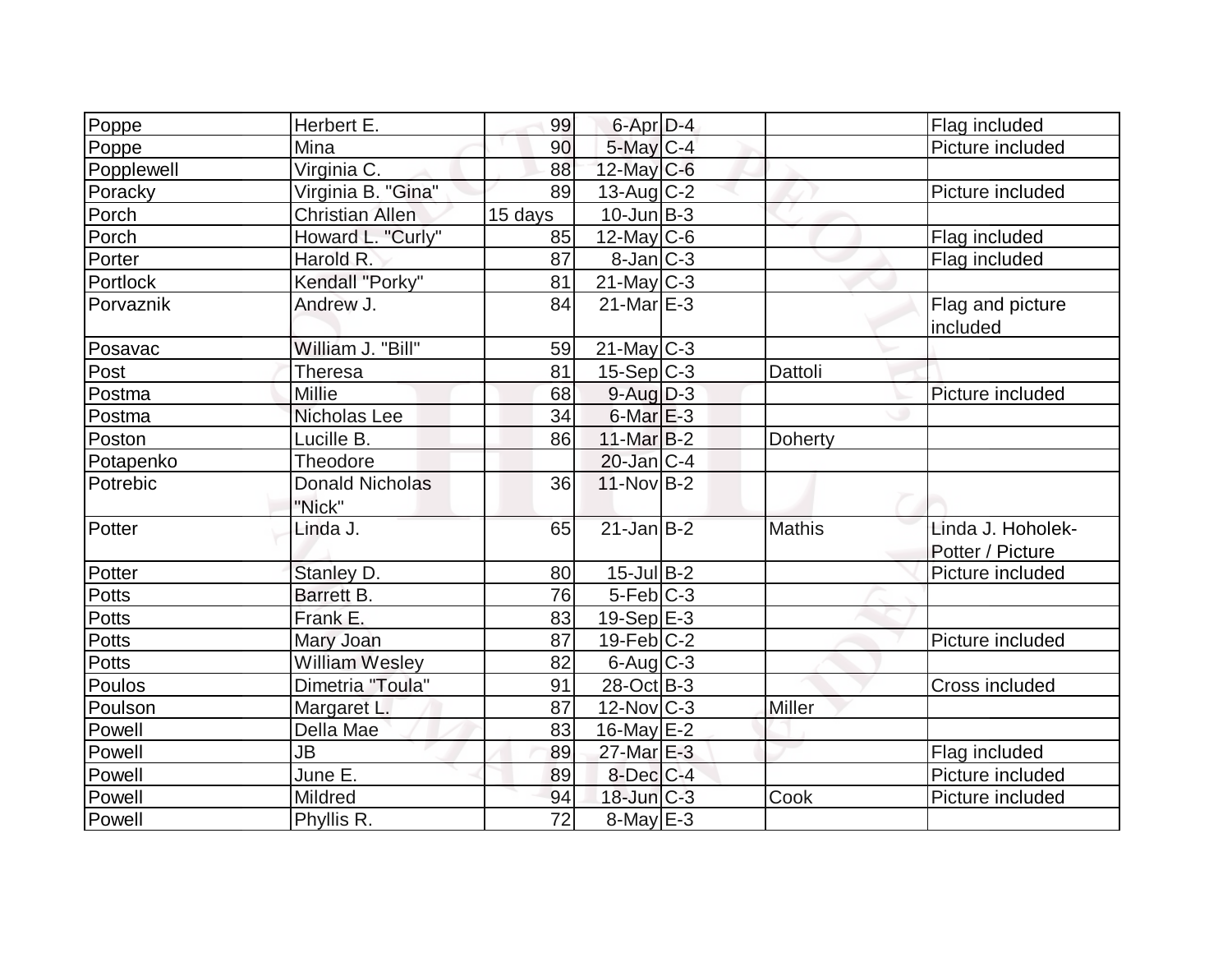| | | | | | | |
|---|---|---|---|---|---|---|
| Poppe | Herbert E. | 99 | 6-Apr | D-4 | | Flag included |
| Poppe | Mina | 90 | 5-May | C-4 | | Picture included |
| Popplewell | Virginia C. | 88 | 12-May | C-6 | | |
| Poracky | Virginia B. "Gina" | 89 | 13-Aug | C-2 | | Picture included |
| Porch | Christian Allen | 15 days | 10-Jun | B-3 | | |
| Porch | Howard L. "Curly" | 85 | 12-May | C-6 | | Flag included |
| Porter | Harold R. | 87 | 8-Jan | C-3 | | Flag included |
| Portlock | Kendall "Porky" | 81 | 21-May | C-3 | | |
| Porvaznik | Andrew J. | 84 | 21-Mar | E-3 | | Flag and picture included |
| Posavac | William J. "Bill" | 59 | 21-May | C-3 | | |
| Post | Theresa | 81 | 15-Sep | C-3 | Dattoli | |
| Postma | Millie | 68 | 9-Aug | D-3 | | Picture included |
| Postma | Nicholas Lee | 34 | 6-Mar | E-3 | | |
| Poston | Lucille B. | 86 | 11-Mar | B-2 | Doherty | |
| Potapenko | Theodore | | 20-Jan | C-4 | | |
| Potrebic | Donald Nicholas "Nick" | 36 | 11-Nov | B-2 | | |
| Potter | Linda J. | 65 | 21-Jan | B-2 | Mathis | Linda J. Hoholek-Potter / Picture |
| Potter | Stanley D. | 80 | 15-Jul | B-2 | | Picture included |
| Potts | Barrett B. | 76 | 5-Feb | C-3 | | |
| Potts | Frank E. | 83 | 19-Sep | E-3 | | |
| Potts | Mary Joan | 87 | 19-Feb | C-2 | | Picture included |
| Potts | William Wesley | 82 | 6-Aug | C-3 | | |
| Poulos | Dimetria "Toula" | 91 | 28-Oct | B-3 | | Cross included |
| Poulson | Margaret L. | 87 | 12-Nov | C-3 | Miller | |
| Powell | Della Mae | 83 | 16-May | E-2 | | |
| Powell | JB | 89 | 27-Mar | E-3 | | Flag included |
| Powell | June E. | 89 | 8-Dec | C-4 | | Picture included |
| Powell | Mildred | 94 | 18-Jun | C-3 | Cook | Picture included |
| Powell | Phyllis R. | 72 | 8-May | E-3 | | |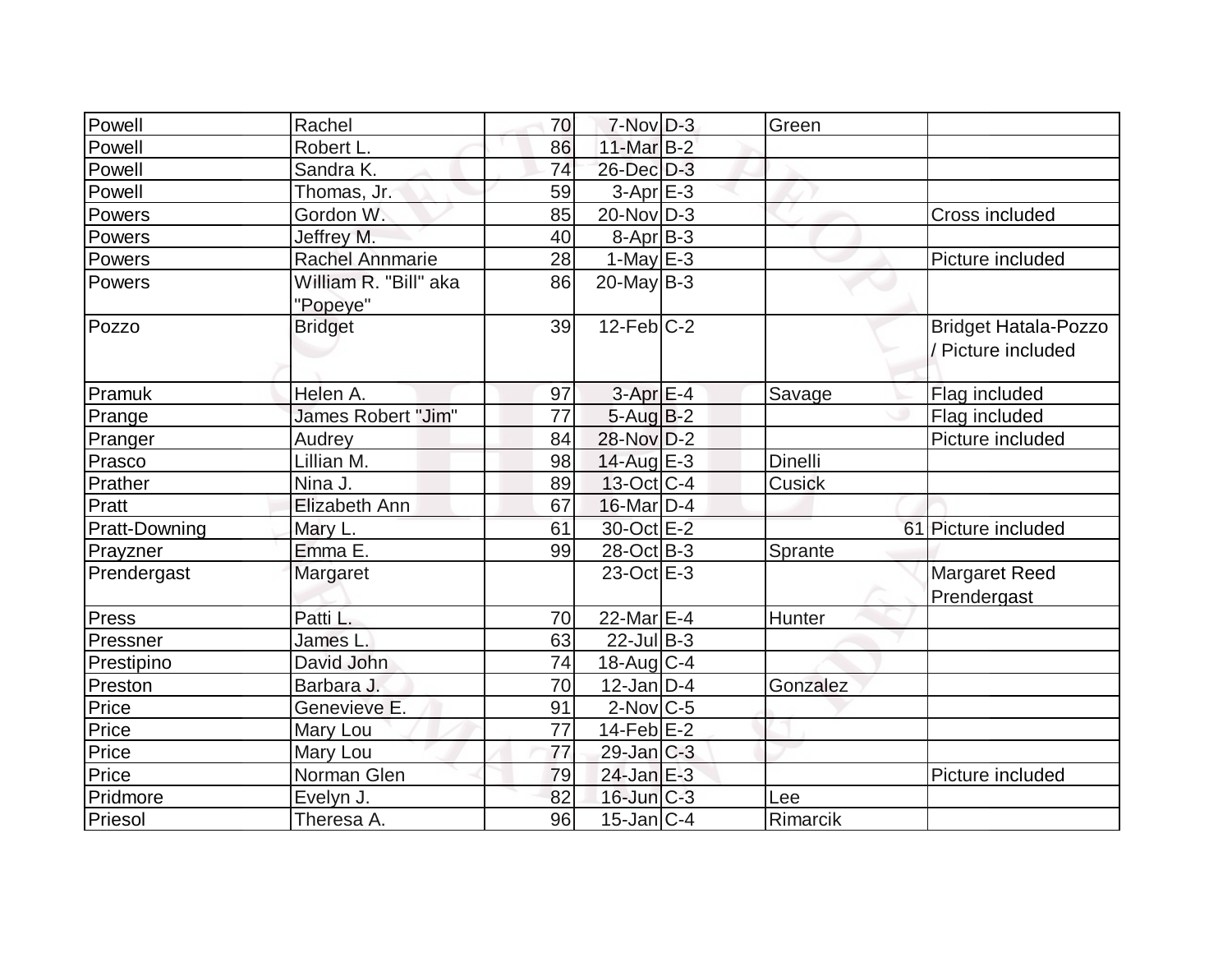| | | | | | | |
|---|---|---|---|---|---|---|
| Powell | Rachel | 70 | 7-Nov | D-3 | Green | |
| Powell | Robert L. | 86 | 11-Mar | B-2 | | |
| Powell | Sandra K. | 74 | 26-Dec | D-3 | | |
| Powell | Thomas, Jr. | 59 | 3-Apr | E-3 | | |
| Powers | Gordon W. | 85 | 20-Nov | D-3 | | Cross included |
| Powers | Jeffrey M. | 40 | 8-Apr | B-3 | | |
| Powers | Rachel Annmarie | 28 | 1-May | E-3 | | Picture included |
| Powers | William R. "Bill" aka "Popeye" | 86 | 20-May | B-3 | | |
| Pozzo | Bridget | 39 | 12-Feb | C-2 | | Bridget Hatala-Pozzo / Picture included |
| Pramuk | Helen A. | 97 | 3-Apr | E-4 | Savage | Flag included |
| Prange | James Robert "Jim" | 77 | 5-Aug | B-2 | | Flag included |
| Pranger | Audrey | 84 | 28-Nov | D-2 | | Picture included |
| Prasco | Lillian M. | 98 | 14-Aug | E-3 | Dinelli | |
| Prather | Nina J. | 89 | 13-Oct | C-4 | Cusick | |
| Pratt | Elizabeth Ann | 67 | 16-Mar | D-4 | | |
| Pratt-Downing | Mary L. | 61 | 30-Oct | E-2 | 61 | Picture included |
| Prayzner | Emma E. | 99 | 28-Oct | B-3 | Sprante | |
| Prendergast | Margaret | | 23-Oct | E-3 | | Margaret Reed Prendergast |
| Press | Patti L. | 70 | 22-Mar | E-4 | Hunter | |
| Pressner | James L. | 63 | 22-Jul | B-3 | | |
| Prestipino | David John | 74 | 18-Aug | C-4 | | |
| Preston | Barbara J. | 70 | 12-Jan | D-4 | Gonzalez | |
| Price | Genevieve E. | 91 | 2-Nov | C-5 | | |
| Price | Mary Lou | 77 | 14-Feb | E-2 | | |
| Price | Mary Lou | 77 | 29-Jan | C-3 | | |
| Price | Norman Glen | 79 | 24-Jan | E-3 | | Picture included |
| Pridmore | Evelyn J. | 82 | 16-Jun | C-3 | Lee | |
| Priesol | Theresa A. | 96 | 15-Jan | C-4 | Rimarcik | |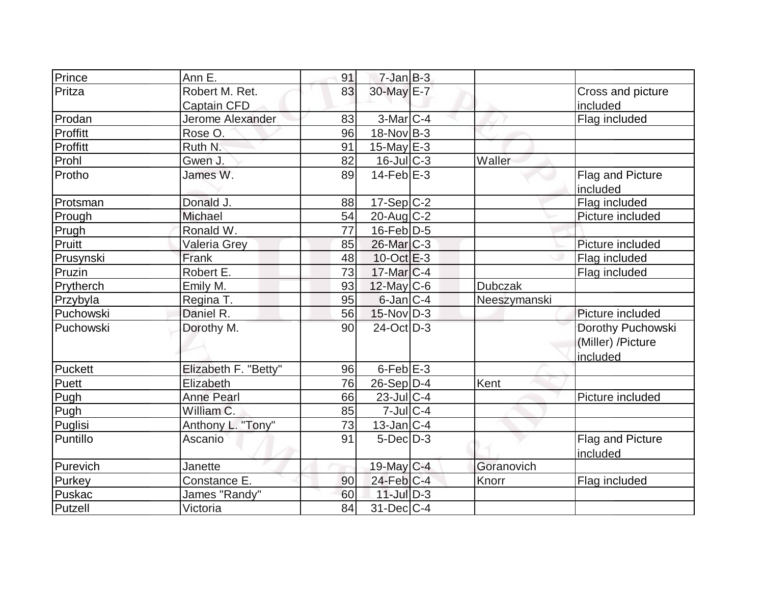| | | | | | | |
|---|---|---|---|---|---|---|
| Prince | Ann E. | 91 | 7-Jan | B-3 | | |
| Pritza | Robert M. Ret. Captain CFD | 83 | 30-May | E-7 | | Cross and picture included |
| Prodan | Jerome Alexander | 83 | 3-Mar | C-4 | | Flag included |
| Proffitt | Rose O. | 96 | 18-Nov | B-3 | | |
| Proffitt | Ruth N. | 91 | 15-May | E-3 | | |
| Prohl | Gwen J. | 82 | 16-Jul | C-3 | Waller | |
| Protho | James W. | 89 | 14-Feb | E-3 | | Flag and Picture included |
| Protsman | Donald J. | 88 | 17-Sep | C-2 | | Flag included |
| Prough | Michael | 54 | 20-Aug | C-2 | | Picture included |
| Prugh | Ronald W. | 77 | 16-Feb | D-5 | | |
| Pruitt | Valeria Grey | 85 | 26-Mar | C-3 | | Picture included |
| Prusynski | Frank | 48 | 10-Oct | E-3 | | Flag included |
| Pruzin | Robert E. | 73 | 17-Mar | C-4 | | Flag included |
| Prytherch | Emily M. | 93 | 12-May | C-6 | Dubczak | |
| Przybyla | Regina T. | 95 | 6-Jan | C-4 | Neeszymanski | |
| Puchowski | Daniel R. | 56 | 15-Nov | D-3 | | Picture included |
| Puchowski | Dorothy M. | 90 | 24-Oct | D-3 | | Dorothy Puchowski (Miller) /Picture included |
| Puckett | Elizabeth F. "Betty" | 96 | 6-Feb | E-3 | | |
| Puett | Elizabeth | 76 | 26-Sep | D-4 | Kent | |
| Pugh | Anne Pearl | 66 | 23-Jul | C-4 | | Picture included |
| Pugh | William C. | 85 | 7-Jul | C-4 | | |
| Puglisi | Anthony L. "Tony" | 73 | 13-Jan | C-4 | | |
| Puntillo | Ascanio | 91 | 5-Dec | D-3 | | Flag and Picture included |
| Purevich | Janette | | 19-May | C-4 | Goranovich | |
| Purkey | Constance E. | 90 | 24-Feb | C-4 | Knorr | Flag included |
| Puskac | James "Randy" | 60 | 11-Jul | D-3 | | |
| Putzell | Victoria | 84 | 31-Dec | C-4 | | |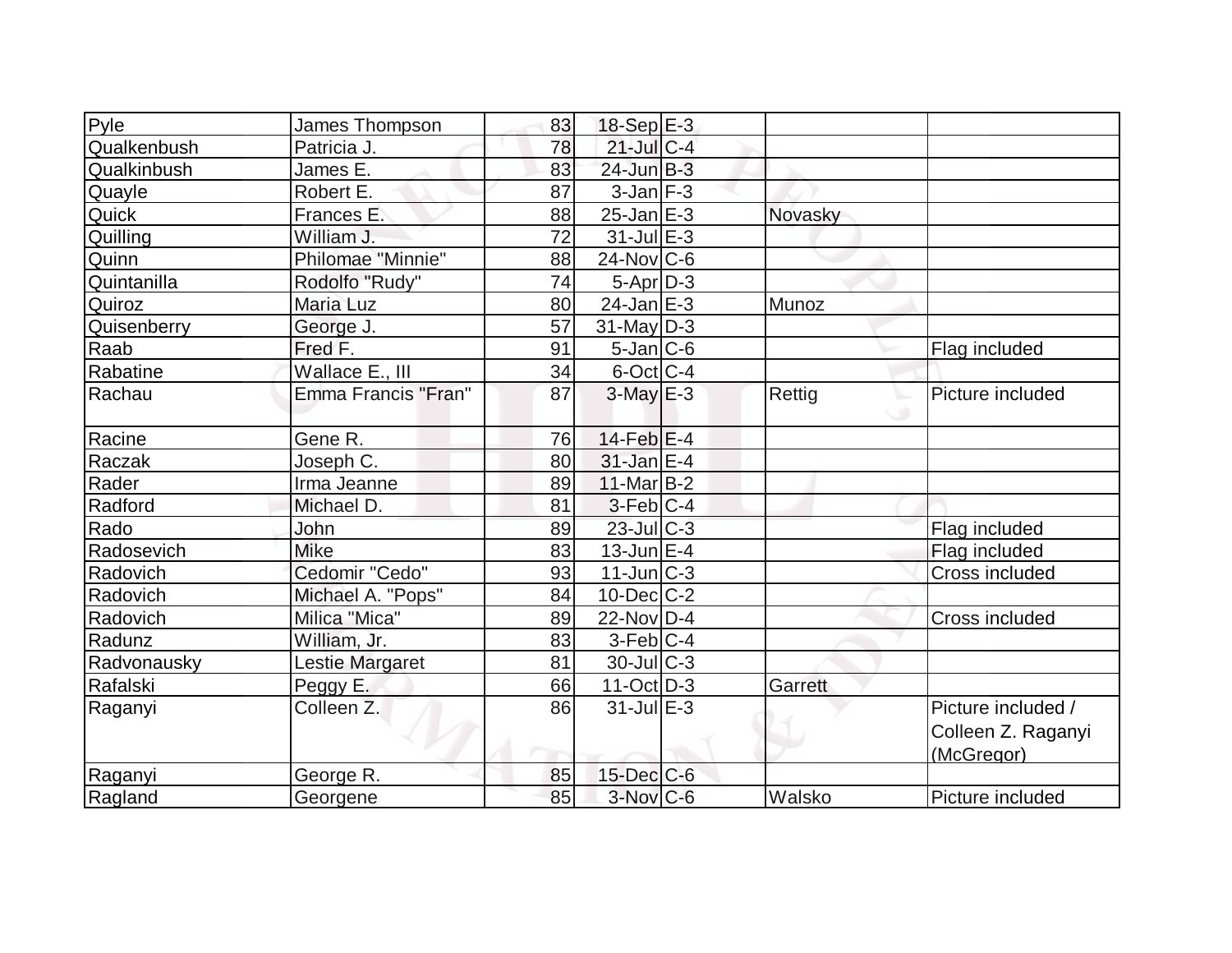| | | | | | | |
|---|---|---|---|---|---|---|
| Pyle | James Thompson | 83 | 18-Sep | E-3 | | |
| Qualkenbush | Patricia J. | 78 | 21-Jul | C-4 | | |
| Qualkinbush | James E. | 83 | 24-Jun | B-3 | | |
| Quayle | Robert E. | 87 | 3-Jan | F-3 | | |
| Quick | Frances E. | 88 | 25-Jan | E-3 | Novasky | |
| Quilling | William J. | 72 | 31-Jul | E-3 | | |
| Quinn | Philomae "Minnie" | 88 | 24-Nov | C-6 | | |
| Quintanilla | Rodolfo "Rudy" | 74 | 5-Apr | D-3 | | |
| Quiroz | Maria Luz | 80 | 24-Jan | E-3 | Munoz | |
| Quisenberry | George J. | 57 | 31-May | D-3 | | |
| Raab | Fred F. | 91 | 5-Jan | C-6 | | Flag included |
| Rabatine | Wallace E., III | 34 | 6-Oct | C-4 | | |
| Rachau | Emma Francis "Fran" | 87 | 3-May | E-3 | Rettig | Picture included |
| Racine | Gene R. | 76 | 14-Feb | E-4 | | |
| Raczak | Joseph C. | 80 | 31-Jan | E-4 | | |
| Rader | Irma Jeanne | 89 | 11-Mar | B-2 | | |
| Radford | Michael D. | 81 | 3-Feb | C-4 | | |
| Rado | John | 89 | 23-Jul | C-3 | | Flag included |
| Radosevich | Mike | 83 | 13-Jun | E-4 | | Flag included |
| Radovich | Cedomir "Cedo" | 93 | 11-Jun | C-3 | | Cross included |
| Radovich | Michael A. "Pops" | 84 | 10-Dec | C-2 | | |
| Radovich | Milica "Mica" | 89 | 22-Nov | D-4 | | Cross included |
| Radunz | William, Jr. | 83 | 3-Feb | C-4 | | |
| Radvonausky | Lestie Margaret | 81 | 30-Jul | C-3 | | |
| Rafalski | Peggy E. | 66 | 11-Oct | D-3 | Garrett | |
| Raganyi | Colleen Z. | 86 | 31-Jul | E-3 | | Picture included / Colleen Z. Raganyi (McGregor) |
| Raganyi | George R. | 85 | 15-Dec | C-6 | | |
| Ragland | Georgene | 85 | 3-Nov | C-6 | Walsko | Picture included |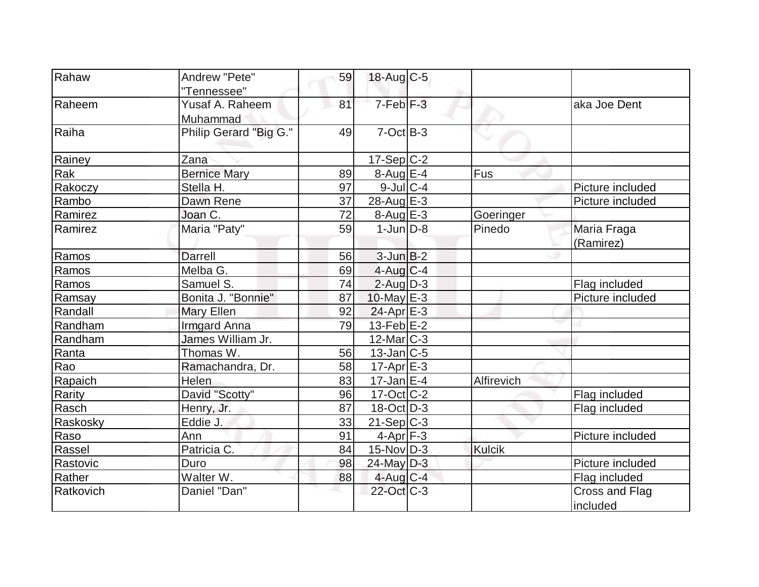| | | | | | | |
|---|---|---|---|---|---|---|
| Rahaw | Andrew "Pete" "Tennessee" | 59 | 18-Aug | C-5 | | |
| Raheem | Yusaf A. Raheem Muhammad | 81 | 7-Feb | F-3 | | aka Joe Dent |
| Raiha | Philip Gerard "Big G." | 49 | 7-Oct | B-3 | | |
| Rainey | Zana | | 17-Sep | C-2 | | |
| Rak | Bernice Mary | 89 | 8-Aug | E-4 | Fus | |
| Rakoczy | Stella H. | 97 | 9-Jul | C-4 | | Picture included |
| Rambo | Dawn Rene | 37 | 28-Aug | E-3 | | Picture included |
| Ramirez | Joan C. | 72 | 8-Aug | E-3 | Goeringer | |
| Ramirez | Maria "Paty" | 59 | 1-Jun | D-8 | Pinedo | Maria Fraga (Ramirez) |
| Ramos | Darrell | 56 | 3-Jun | B-2 | | |
| Ramos | Melba G. | 69 | 4-Aug | C-4 | | |
| Ramos | Samuel S. | 74 | 2-Aug | D-3 | | Flag included |
| Ramsay | Bonita J. "Bonnie" | 87 | 10-May | E-3 | | Picture included |
| Randall | Mary Ellen | 92 | 24-Apr | E-3 | | |
| Randham | Irmgard Anna | 79 | 13-Feb | E-2 | | |
| Randham | James William Jr. | | 12-Mar | C-3 | | |
| Ranta | Thomas W. | 56 | 13-Jan | C-5 | | |
| Rao | Ramachandra, Dr. | 58 | 17-Apr | E-3 | | |
| Rapaich | Helen | 83 | 17-Jan | E-4 | Alfirevich | |
| Rarity | David "Scotty" | 96 | 17-Oct | C-2 | | Flag included |
| Rasch | Henry, Jr. | 87 | 18-Oct | D-3 | | Flag included |
| Raskosky | Eddie J. | 33 | 21-Sep | C-3 | | |
| Raso | Ann | 91 | 4-Apr | F-3 | | Picture included |
| Rassel | Patricia C. | 84 | 15-Nov | D-3 | Kulcik | |
| Rastovic | Duro | 98 | 24-May | D-3 | | Picture included |
| Rather | Walter W. | 88 | 4-Aug | C-4 | | Flag included |
| Ratkovich | Daniel "Dan" | | 22-Oct | C-3 | | Cross and Flag included |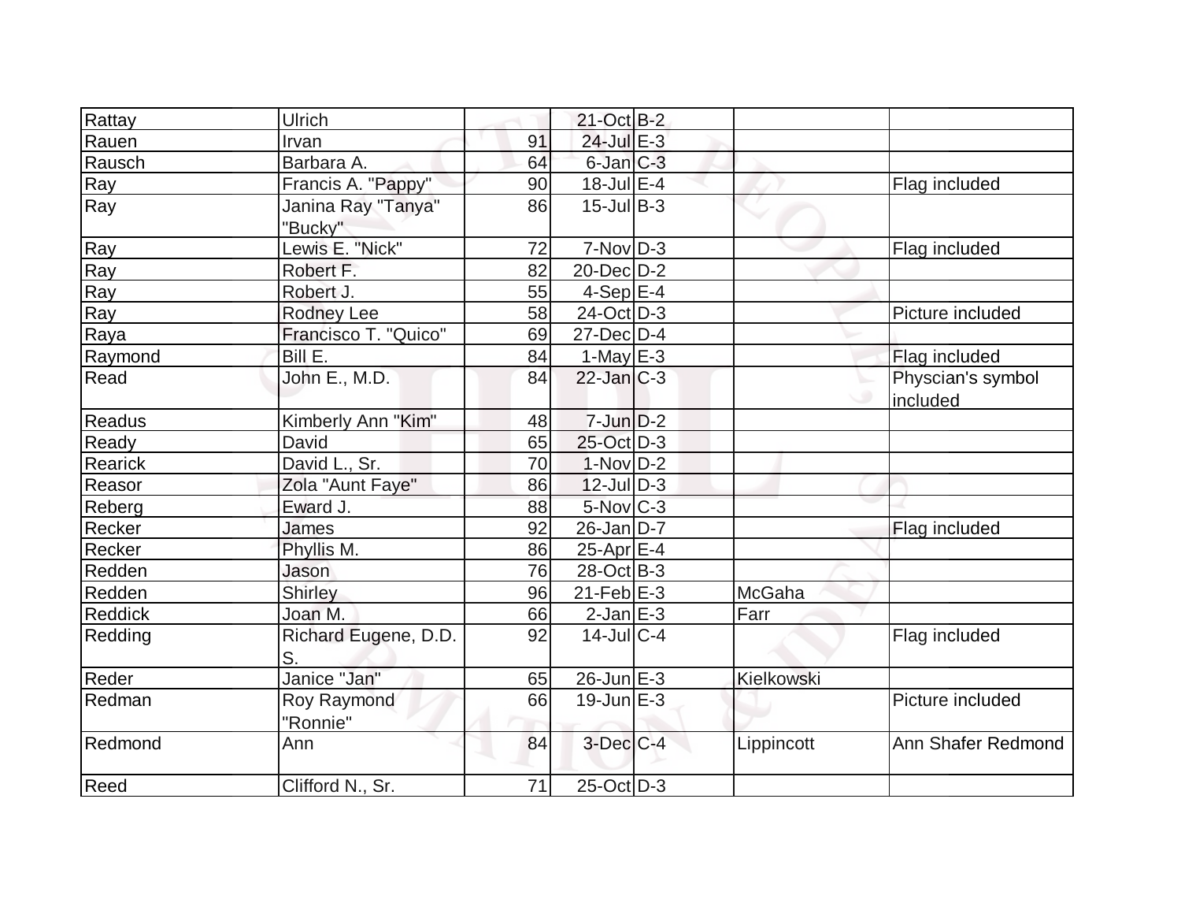| | | | | | | |
|---|---|---|---|---|---|---|
| Rattay | Ulrich | | 21-Oct | B-2 | | |
| Rauen | Irvan | 91 | 24-Jul | E-3 | | |
| Rausch | Barbara A. | 64 | 6-Jan | C-3 | | |
| Ray | Francis A. "Pappy" | 90 | 18-Jul | E-4 | | Flag included |
| Ray | Janina Ray "Tanya" "Bucky" | 86 | 15-Jul | B-3 | | |
| Ray | Lewis E. "Nick" | 72 | 7-Nov | D-3 | | Flag included |
| Ray | Robert F. | 82 | 20-Dec | D-2 | | |
| Ray | Robert J. | 55 | 4-Sep | E-4 | | |
| Ray | Rodney Lee | 58 | 24-Oct | D-3 | | Picture included |
| Raya | Francisco T. "Quico" | 69 | 27-Dec | D-4 | | |
| Raymond | Bill E. | 84 | 1-May | E-3 | | Flag included |
| Read | John E., M.D. | 84 | 22-Jan | C-3 | | Physcian's symbol included |
| Readus | Kimberly Ann "Kim" | 48 | 7-Jun | D-2 | | |
| Ready | David | 65 | 25-Oct | D-3 | | |
| Rearick | David L., Sr. | 70 | 1-Nov | D-2 | | |
| Reasor | Zola "Aunt Faye" | 86 | 12-Jul | D-3 | | |
| Reberg | Eward J. | 88 | 5-Nov | C-3 | | |
| Recker | James | 92 | 26-Jan | D-7 | | Flag included |
| Recker | Phyllis M. | 86 | 25-Apr | E-4 | | |
| Redden | Jason | 76 | 28-Oct | B-3 | | |
| Redden | Shirley | 96 | 21-Feb | E-3 | McGaha | |
| Reddick | Joan M. | 66 | 2-Jan | E-3 | Farr | |
| Redding | Richard Eugene, D.D. S. | 92 | 14-Jul | C-4 | | Flag included |
| Reder | Janice "Jan" | 65 | 26-Jun | E-3 | Kielkowski | |
| Redman | Roy Raymond "Ronnie" | 66 | 19-Jun | E-3 | | Picture included |
| Redmond | Ann | 84 | 3-Dec | C-4 | Lippincott | Ann Shafer Redmond |
| Reed | Clifford N., Sr. | 71 | 25-Oct | D-3 | | |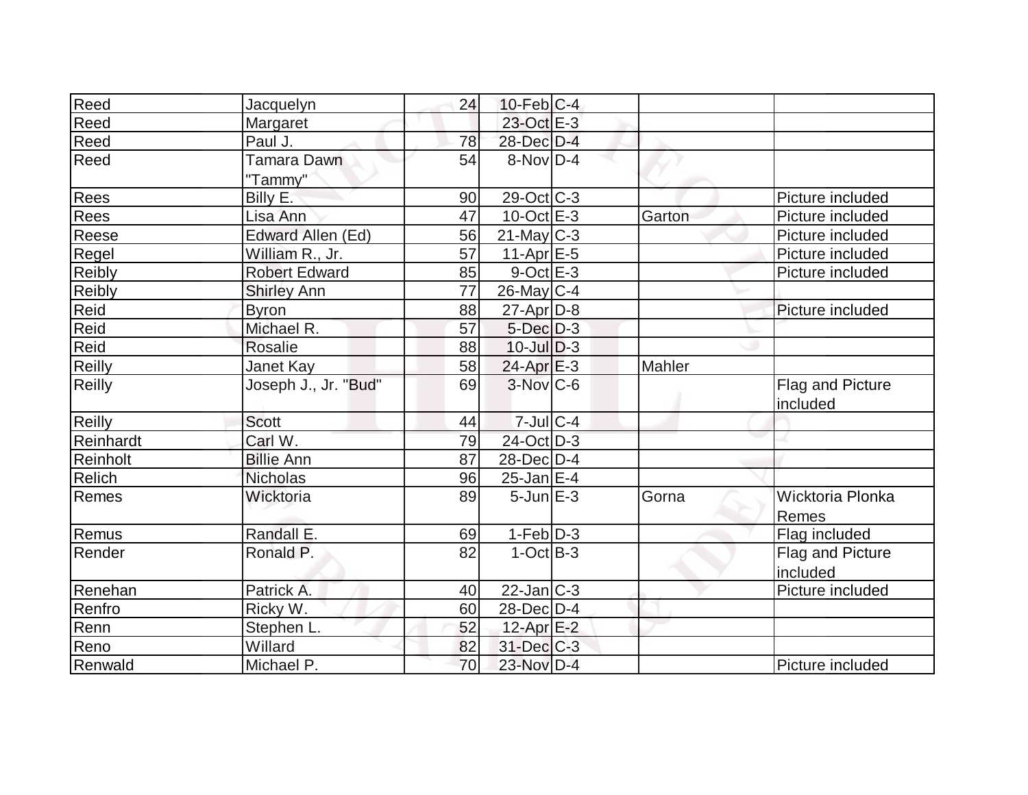| | | | | | | |
|---|---|---|---|---|---|---|
| Reed | Jacquelyn | 24 | 10-Feb | C-4 | | |
| Reed | Margaret | | 23-Oct | E-3 | | |
| Reed | Paul J. | 78 | 28-Dec | D-4 | | |
| Reed | Tamara Dawn "Tammy" | 54 | 8-Nov | D-4 | | |
| Rees | Billy E. | 90 | 29-Oct | C-3 | | Picture included |
| Rees | Lisa Ann | 47 | 10-Oct | E-3 | Garton | Picture included |
| Reese | Edward Allen (Ed) | 56 | 21-May | C-3 | | Picture included |
| Regel | William R., Jr. | 57 | 11-Apr | E-5 | | Picture included |
| Reibly | Robert Edward | 85 | 9-Oct | E-3 | | Picture included |
| Reibly | Shirley Ann | 77 | 26-May | C-4 | | |
| Reid | Byron | 88 | 27-Apr | D-8 | | Picture included |
| Reid | Michael R. | 57 | 5-Dec | D-3 | | |
| Reid | Rosalie | 88 | 10-Jul | D-3 | | |
| Reilly | Janet Kay | 58 | 24-Apr | E-3 | Mahler | |
| Reilly | Joseph J., Jr. "Bud" | 69 | 3-Nov | C-6 | | Flag and Picture included |
| Reilly | Scott | 44 | 7-Jul | C-4 | | |
| Reinhardt | Carl W. | 79 | 24-Oct | D-3 | | |
| Reinholt | Billie Ann | 87 | 28-Dec | D-4 | | |
| Relich | Nicholas | 96 | 25-Jan | E-4 | | |
| Remes | Wicktoria | 89 | 5-Jun | E-3 | Gorna | Wicktoria Plonka Remes |
| Remus | Randall E. | 69 | 1-Feb | D-3 | | Flag included |
| Render | Ronald P. | 82 | 1-Oct | B-3 | | Flag and Picture included |
| Renehan | Patrick A. | 40 | 22-Jan | C-3 | | Picture included |
| Renfro | Ricky W. | 60 | 28-Dec | D-4 | | |
| Renn | Stephen L. | 52 | 12-Apr | E-2 | | |
| Reno | Willard | 82 | 31-Dec | C-3 | | |
| Renwald | Michael P. | 70 | 23-Nov | D-4 | | Picture included |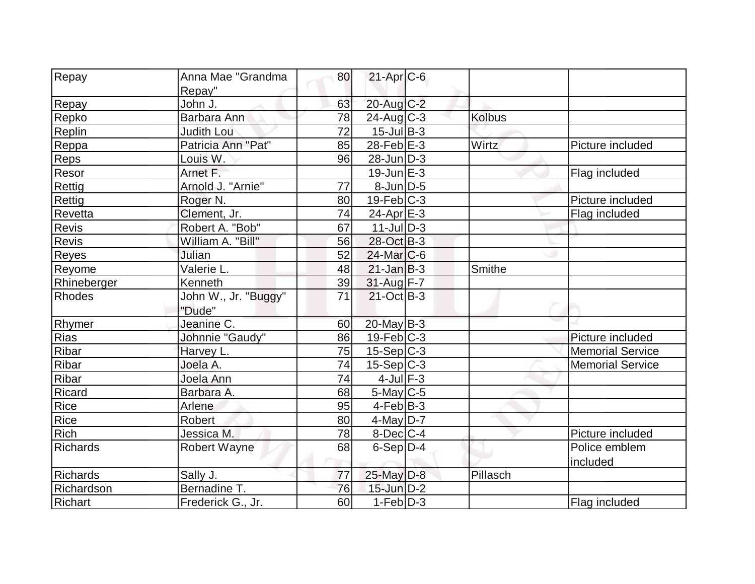| | | | | | | |
|---|---|---|---|---|---|---|
| Repay | Anna Mae "Grandma Repay" | 80 | 21-Apr | C-6 | | |
| Repay | John J. | 63 | 20-Aug | C-2 | | |
| Repko | Barbara Ann | 78 | 24-Aug | C-3 | Kolbus | |
| Replin | Judith Lou | 72 | 15-Jul | B-3 | | |
| Reppa | Patricia Ann "Pat" | 85 | 28-Feb | E-3 | Wirtz | Picture included |
| Reps | Louis W. | 96 | 28-Jun | D-3 | | |
| Resor | Arnet F. | | 19-Jun | E-3 | | Flag included |
| Rettig | Arnold J. "Arnie" | 77 | 8-Jun | D-5 | | |
| Rettig | Roger N. | 80 | 19-Feb | C-3 | | Picture included |
| Revetta | Clement, Jr. | 74 | 24-Apr | E-3 | | Flag included |
| Revis | Robert A. "Bob" | 67 | 11-Jul | D-3 | | |
| Revis | William A. "Bill" | 56 | 28-Oct | B-3 | | |
| Reyes | Julian | 52 | 24-Mar | C-6 | | |
| Reyome | Valerie L. | 48 | 21-Jan | B-3 | Smithe | |
| Rhineberger | Kenneth | 39 | 31-Aug | F-7 | | |
| Rhodes | John W., Jr. "Buggy" "Dude" | 71 | 21-Oct | B-3 | | |
| Rhymer | Jeanine C. | 60 | 20-May | B-3 | | |
| Rias | Johnnie "Gaudy" | 86 | 19-Feb | C-3 | | Picture included |
| Ribar | Harvey L. | 75 | 15-Sep | C-3 | | Memorial Service |
| Ribar | Joela A. | 74 | 15-Sep | C-3 | | Memorial Service |
| Ribar | Joela Ann | 74 | 4-Jul | F-3 | | |
| Ricard | Barbara A. | 68 | 5-May | C-5 | | |
| Rice | Arlene | 95 | 4-Feb | B-3 | | |
| Rice | Robert | 80 | 4-May | D-7 | | |
| Rich | Jessica M. | 78 | 8-Dec | C-4 | | Picture included |
| Richards | Robert Wayne | 68 | 6-Sep | D-4 | | Police emblem included |
| Richards | Sally J. | 77 | 25-May | D-8 | Pillasch | |
| Richardson | Bernadine T. | 76 | 15-Jun | D-2 | | |
| Richart | Frederick G., Jr. | 60 | 1-Feb | D-3 | | Flag included |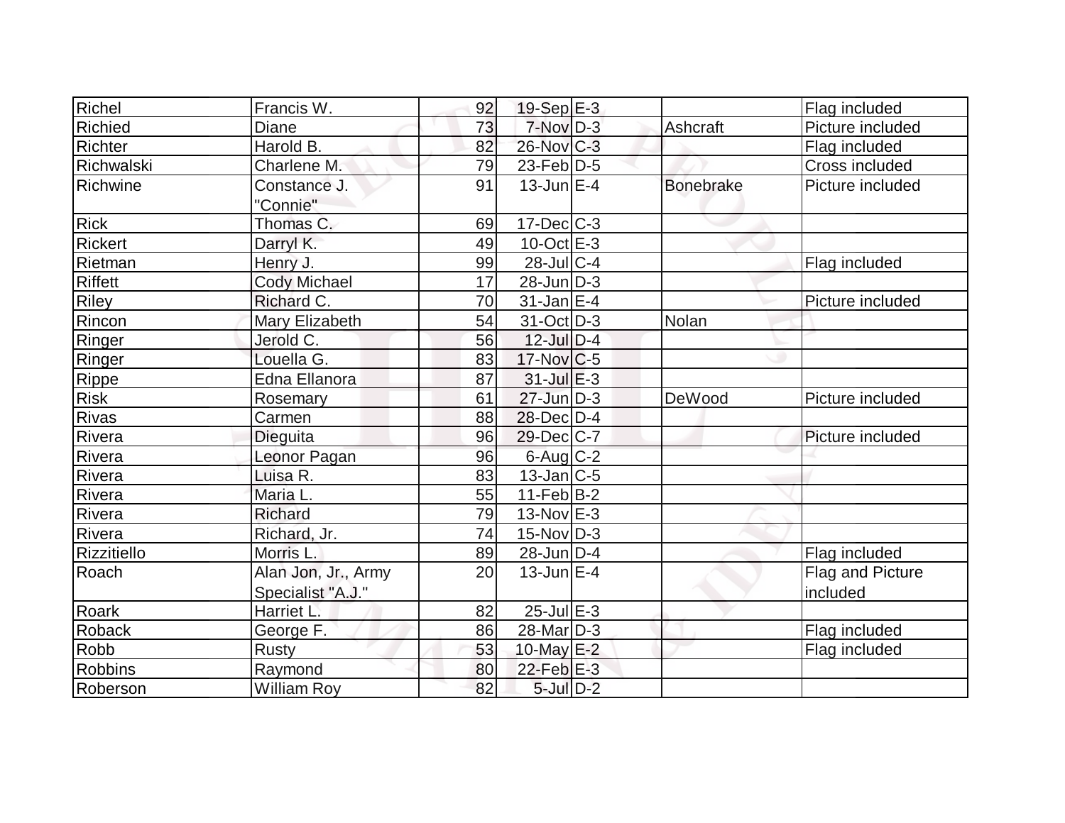| Richel | Francis W. | 92 | 19-Sep | E-3 | | Flag included |
|---|---|---|---|---|---|---|
| Richied | Diane | 73 | 7-Nov | D-3 | Ashcraft | Picture included |
| Richter | Harold B. | 82 | 26-Nov | C-3 | | Flag included |
| Richwalski | Charlene M. | 79 | 23-Feb | D-5 | | Cross included |
| Richwine | Constance J. "Connie" | 91 | 13-Jun | E-4 | Bonebrake | Picture included |
| Rick | Thomas C. | 69 | 17-Dec | C-3 | | |
| Rickert | Darryl K. | 49 | 10-Oct | E-3 | | |
| Rietman | Henry J. | 99 | 28-Jul | C-4 | | Flag included |
| Riffett | Cody Michael | 17 | 28-Jun | D-3 | | |
| Riley | Richard C. | 70 | 31-Jan | E-4 | | Picture included |
| Rincon | Mary Elizabeth | 54 | 31-Oct | D-3 | Nolan | |
| Ringer | Jerold C. | 56 | 12-Jul | D-4 | | |
| Ringer | Louella G. | 83 | 17-Nov | C-5 | | |
| Rippe | Edna Ellanora | 87 | 31-Jul | E-3 | | |
| Risk | Rosemary | 61 | 27-Jun | D-3 | DeWood | Picture included |
| Rivas | Carmen | 88 | 28-Dec | D-4 | | |
| Rivera | Dieguita | 96 | 29-Dec | C-7 | | Picture included |
| Rivera | Leonor Pagan | 96 | 6-Aug | C-2 | | |
| Rivera | Luisa R. | 83 | 13-Jan | C-5 | | |
| Rivera | Maria L. | 55 | 11-Feb | B-2 | | |
| Rivera | Richard | 79 | 13-Nov | E-3 | | |
| Rivera | Richard, Jr. | 74 | 15-Nov | D-3 | | |
| Rizzitiello | Morris L. | 89 | 28-Jun | D-4 | | Flag included |
| Roach | Alan Jon, Jr., Army Specialist "A.J." | 20 | 13-Jun | E-4 | | Flag and Picture included |
| Roark | Harriet L. | 82 | 25-Jul | E-3 | | |
| Roback | George F. | 86 | 28-Mar | D-3 | | Flag included |
| Robb | Rusty | 53 | 10-May | E-2 | | Flag included |
| Robbins | Raymond | 80 | 22-Feb | E-3 | | |
| Roberson | William Roy | 82 | 5-Jul | D-2 | | |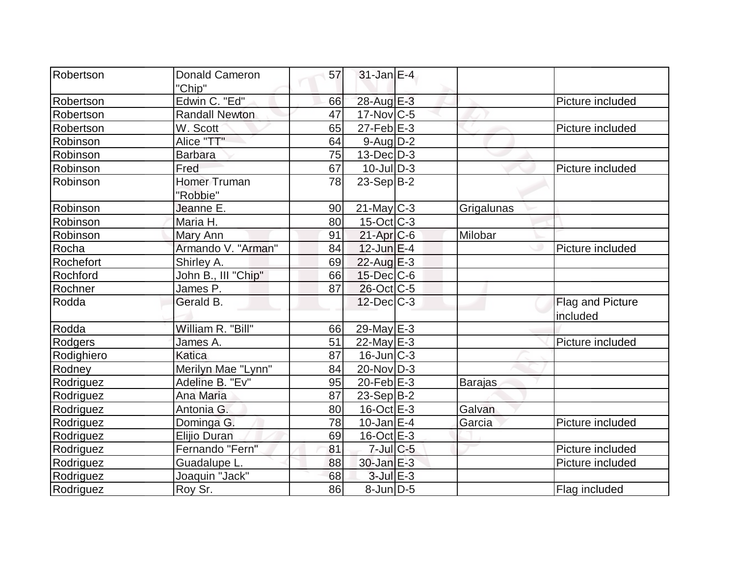| Robertson | Donald Cameron "Chip" | 57 | 31-Jan | E-4 | | |
|---|---|---|---|---|---|---|
| Robertson | Edwin C. "Ed" | 66 | 28-Aug | E-3 | | Picture included |
| Robertson | Randall Newton | 47 | 17-Nov | C-5 | | |
| Robertson | W. Scott | 65 | 27-Feb | E-3 | | Picture included |
| Robinson | Alice "TT" | 64 | 9-Aug | D-2 | | |
| Robinson | Barbara | 75 | 13-Dec | D-3 | | |
| Robinson | Fred | 67 | 10-Jul | D-3 | | Picture included |
| Robinson | Homer Truman "Robbie" | 78 | 23-Sep | B-2 | | |
| Robinson | Jeanne E. | 90 | 21-May | C-3 | Grigalunas | |
| Robinson | Maria H. | 80 | 15-Oct | C-3 | | |
| Robinson | Mary Ann | 91 | 21-Apr | C-6 | Milobar | |
| Rocha | Armando V. "Arman" | 84 | 12-Jun | E-4 | | Picture included |
| Rochefort | Shirley A. | 69 | 22-Aug | E-3 | | |
| Rochford | John B., III "Chip" | 66 | 15-Dec | C-6 | | |
| Rochner | James P. | 87 | 26-Oct | C-5 | | |
| Rodda | Gerald B. | | 12-Dec | C-3 | | Flag and Picture included |
| Rodda | William R. "Bill" | 66 | 29-May | E-3 | | |
| Rodgers | James A. | 51 | 22-May | E-3 | | Picture included |
| Rodighiero | Katica | 87 | 16-Jun | C-3 | | |
| Rodney | Merilyn Mae "Lynn" | 84 | 20-Nov | D-3 | | |
| Rodriguez | Adeline B. "Ev" | 95 | 20-Feb | E-3 | Barajas | |
| Rodriguez | Ana Maria | 87 | 23-Sep | B-2 | | |
| Rodriguez | Antonia G. | 80 | 16-Oct | E-3 | Galvan | |
| Rodriguez | Dominga G. | 78 | 10-Jan | E-4 | Garcia | Picture included |
| Rodriguez | Elijio Duran | 69 | 16-Oct | E-3 | | |
| Rodriguez | Fernando "Fern" | 81 | 7-Jul | C-5 | | Picture included |
| Rodriguez | Guadalupe L. | 88 | 30-Jan | E-3 | | Picture included |
| Rodriguez | Joaquin "Jack" | 68 | 3-Jul | E-3 | | |
| Rodriguez | Roy Sr. | 86 | 8-Jun | D-5 | | Flag included |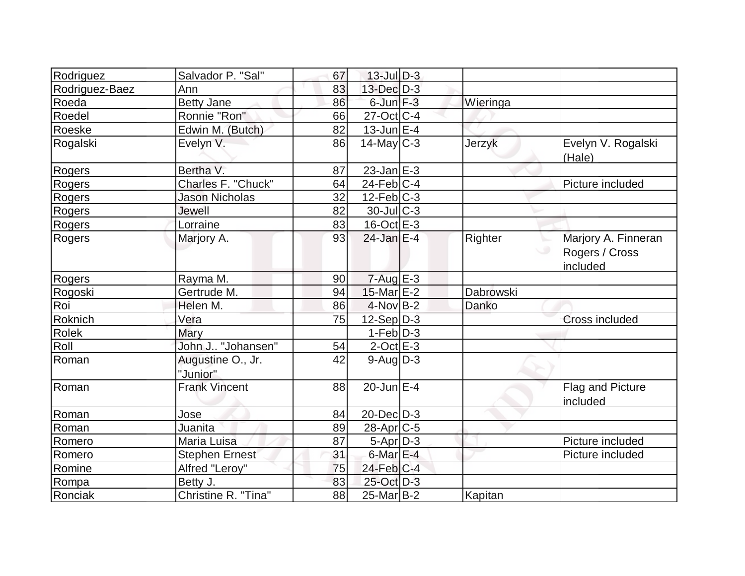| | | | | | | |
|---|---|---|---|---|---|---|
| Rodriguez | Salvador P. "Sal" | 67 | 13-Jul | D-3 | | |
| Rodriguez-Baez | Ann | 83 | 13-Dec | D-3 | | |
| Roeda | Betty Jane | 86 | 6-Jun | F-3 | Wieringa | |
| Roedel | Ronnie "Ron" | 66 | 27-Oct | C-4 | | |
| Roeske | Edwin M. (Butch) | 82 | 13-Jun | E-4 | | |
| Rogalski | Evelyn V. | 86 | 14-May | C-3 | Jerzyk | Evelyn V. Rogalski (Hale) |
| Rogers | Bertha V. | 87 | 23-Jan | E-3 | | |
| Rogers | Charles F. "Chuck" | 64 | 24-Feb | C-4 | | Picture included |
| Rogers | Jason Nicholas | 32 | 12-Feb | C-3 | | |
| Rogers | Jewell | 82 | 30-Jul | C-3 | | |
| Rogers | Lorraine | 83 | 16-Oct | E-3 | | |
| Rogers | Marjory A. | 93 | 24-Jan | E-4 | Righter | Marjory A. Finneran Rogers / Cross included |
| Rogers | Rayma M. | 90 | 7-Aug | E-3 | | |
| Rogoski | Gertrude M. | 94 | 15-Mar | E-2 | Dabrowski | |
| Roi | Helen M. | 86 | 4-Nov | B-2 | Danko | |
| Roknich | Vera | 75 | 12-Sep | D-3 | | Cross included |
| Rolek | Mary | | 1-Feb | D-3 | | |
| Roll | John J.. "Johansen" | 54 | 2-Oct | E-3 | | |
| Roman | Augustine O., Jr. "Junior" | 42 | 9-Aug | D-3 | | |
| Roman | Frank Vincent | 88 | 20-Jun | E-4 | | Flag and Picture included |
| Roman | Jose | 84 | 20-Dec | D-3 | | |
| Roman | Juanita | 89 | 28-Apr | C-5 | | |
| Romero | Maria Luisa | 87 | 5-Apr | D-3 | | Picture included |
| Romero | Stephen Ernest | 31 | 6-Mar | E-4 | | Picture included |
| Romine | Alfred "Leroy" | 75 | 24-Feb | C-4 | | |
| Rompa | Betty J. | 83 | 25-Oct | D-3 | | |
| Ronciak | Christine R. "Tina" | 88 | 25-Mar | B-2 | Kapitan | |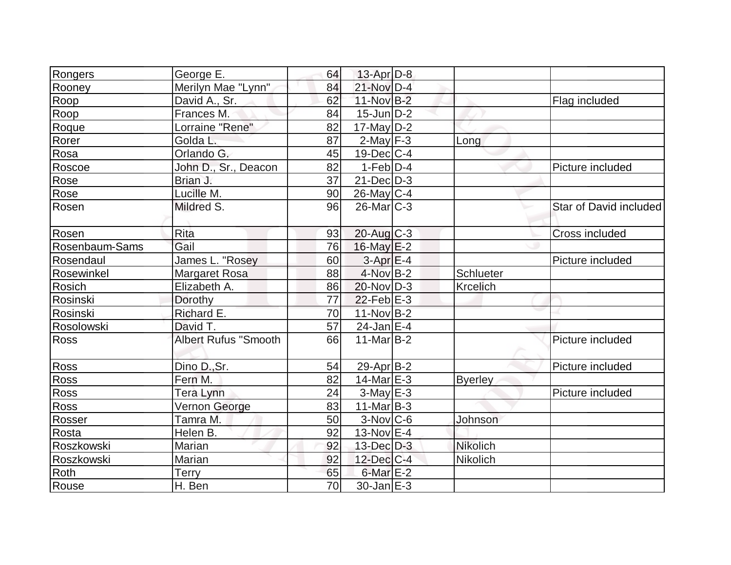| Rongers | George E. | 64 | 13-Apr | D-8 | | |
|---|---|---|---|---|---|---|
| Rooney | Merilyn Mae "Lynn" | 84 | 21-Nov | D-4 | | |
| Roop | David A., Sr. | 62 | 11-Nov | B-2 | | Flag included |
| Roop | Frances M. | 84 | 15-Jun | D-2 | | |
| Roque | Lorraine "Rene" | 82 | 17-May | D-2 | | |
| Rorer | Golda L. | 87 | 2-May | F-3 | Long | |
| Rosa | Orlando G. | 45 | 19-Dec | C-4 | | |
| Roscoe | John D., Sr., Deacon | 82 | 1-Feb | D-4 | | Picture included |
| Rose | Brian J. | 37 | 21-Dec | D-3 | | |
| Rose | Lucille M. | 90 | 26-May | C-4 | | |
| Rosen | Mildred S. | 96 | 26-Mar | C-3 | | Star of David included |
| Rosen | Rita | 93 | 20-Aug | C-3 | | Cross included |
| Rosenbaum-Sams | Gail | 76 | 16-May | E-2 | | |
| Rosendaul | James L. "Rosey | 60 | 3-Apr | E-4 | | Picture included |
| Rosewinkel | Margaret Rosa | 88 | 4-Nov | B-2 | Schlueter | |
| Rosich | Elizabeth A. | 86 | 20-Nov | D-3 | Krcelich | |
| Rosinski | Dorothy | 77 | 22-Feb | E-3 | | |
| Rosinski | Richard E. | 70 | 11-Nov | B-2 | | |
| Rosolowski | David T. | 57 | 24-Jan | E-4 | | |
| Ross | Albert Rufus "Smooth | 66 | 11-Mar | B-2 | | Picture included |
| Ross | Dino D.,Sr. | 54 | 29-Apr | B-2 | | Picture included |
| Ross | Fern M. | 82 | 14-Mar | E-3 | Byerley | |
| Ross | Tera Lynn | 24 | 3-May | E-3 | | Picture included |
| Ross | Vernon George | 83 | 11-Mar | B-3 | | |
| Rosser | Tamra M. | 50 | 3-Nov | C-6 | Johnson | |
| Rosta | Helen B. | 92 | 13-Nov | E-4 | | |
| Roszkowski | Marian | 92 | 13-Dec | D-3 | Nikolich | |
| Roszkowski | Marian | 92 | 12-Dec | C-4 | Nikolich | |
| Roth | Terry | 65 | 6-Mar | E-2 | | |
| Rouse | H. Ben | 70 | 30-Jan | E-3 | | |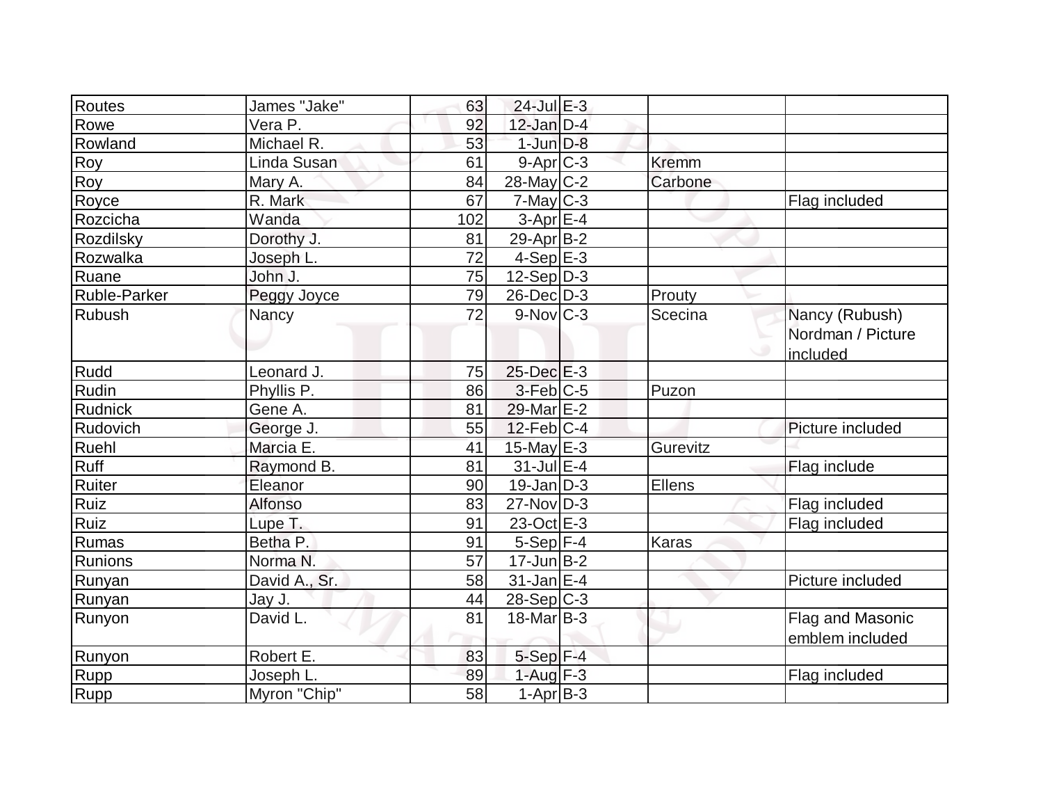| Routes | James "Jake" | 63 | 24-Jul | E-3 | | |
|---|---|---|---|---|---|---|
| Rowe | Vera P. | 92 | 12-Jan | D-4 | | |
| Rowland | Michael R. | 53 | 1-Jun | D-8 | | |
| Roy | Linda Susan | 61 | 9-Apr | C-3 | Kremm | |
| Roy | Mary A. | 84 | 28-May | C-2 | Carbone | |
| Royce | R. Mark | 67 | 7-May | C-3 | | Flag included |
| Rozcicha | Wanda | 102 | 3-Apr | E-4 | | |
| Rozdilsky | Dorothy J. | 81 | 29-Apr | B-2 | | |
| Rozwalka | Joseph L. | 72 | 4-Sep | E-3 | | |
| Ruane | John J. | 75 | 12-Sep | D-3 | | |
| Ruble-Parker | Peggy Joyce | 79 | 26-Dec | D-3 | Prouty | |
| Rubush | Nancy | 72 | 9-Nov | C-3 | Scecina | Nancy (Rubush) Nordman / Picture included |
| Rudd | Leonard J. | 75 | 25-Dec | E-3 | | |
| Rudin | Phyllis P. | 86 | 3-Feb | C-5 | Puzon | |
| Rudnick | Gene A. | 81 | 29-Mar | E-2 | | |
| Rudovich | George J. | 55 | 12-Feb | C-4 | | Picture included |
| Ruehl | Marcia E. | 41 | 15-May | E-3 | Gurevitz | |
| Ruff | Raymond B. | 81 | 31-Jul | E-4 | | Flag include |
| Ruiter | Eleanor | 90 | 19-Jan | D-3 | Ellens | |
| Ruiz | Alfonso | 83 | 27-Nov | D-3 | | Flag included |
| Ruiz | Lupe T. | 91 | 23-Oct | E-3 | | Flag included |
| Rumas | Betha P. | 91 | 5-Sep | F-4 | Karas | |
| Runions | Norma N. | 57 | 17-Jun | B-2 | | |
| Runyan | David A., Sr. | 58 | 31-Jan | E-4 | | Picture included |
| Runyan | Jay J. | 44 | 28-Sep | C-3 | | |
| Runyon | David L. | 81 | 18-Mar | B-3 | | Flag and Masonic emblem included |
| Runyon | Robert E. | 83 | 5-Sep | F-4 | | |
| Rupp | Joseph L. | 89 | 1-Aug | F-3 | | Flag included |
| Rupp | Myron "Chip" | 58 | 1-Apr | B-3 | | |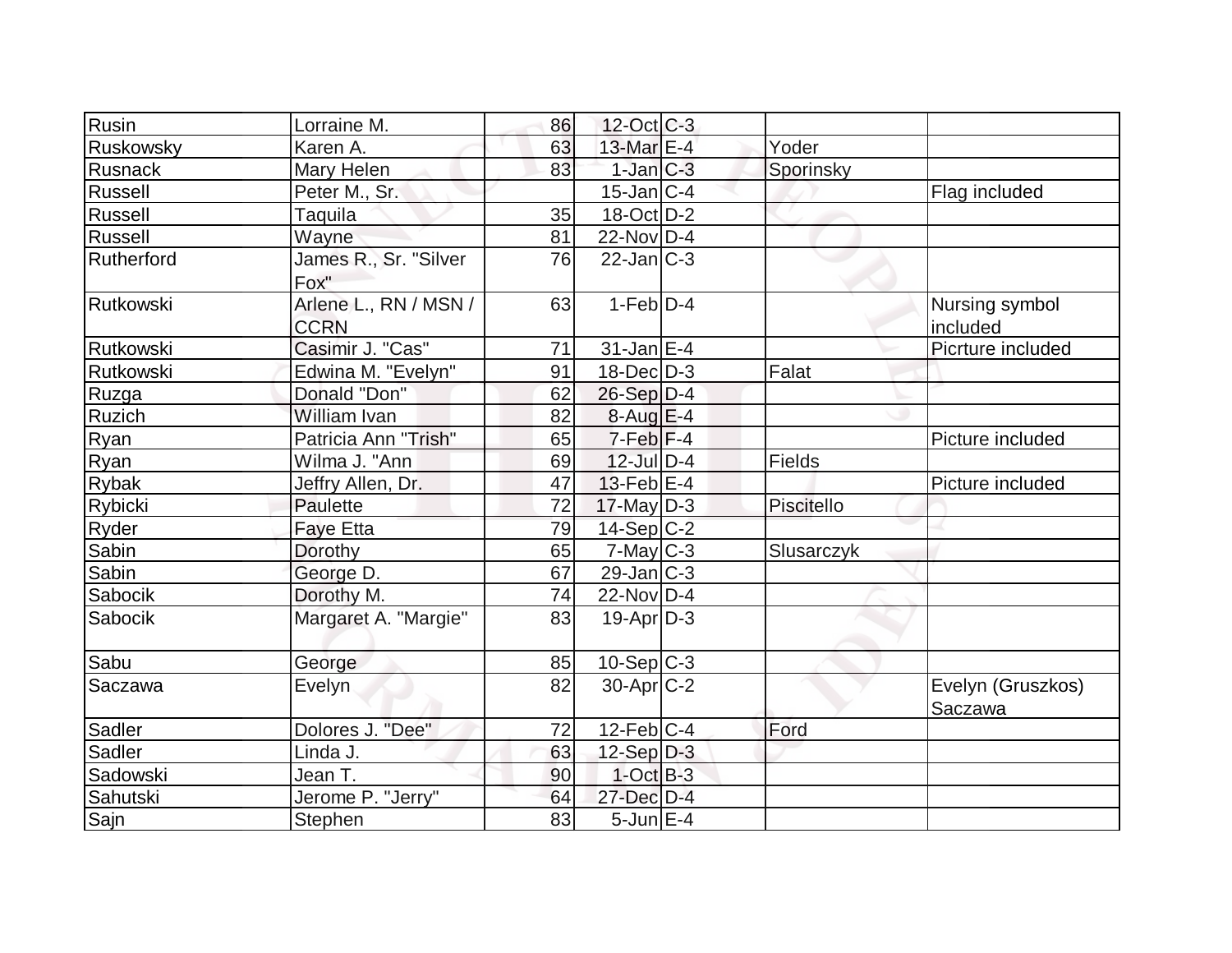| | | | | | | |
|---|---|---|---|---|---|---|
| Rusin | Lorraine M. | 86 | 12-Oct | C-3 | | |
| Ruskowsky | Karen A. | 63 | 13-Mar | E-4 | Yoder | |
| Rusnack | Mary Helen | 83 | 1-Jan | C-3 | Sporinsky | |
| Russell | Peter M., Sr. | | 15-Jan | C-4 | | Flag included |
| Russell | Taquila | 35 | 18-Oct | D-2 | | |
| Russell | Wayne | 81 | 22-Nov | D-4 | | |
| Rutherford | James R., Sr. "Silver Fox" | 76 | 22-Jan | C-3 | | |
| Rutkowski | Arlene L., RN / MSN / CCRN | 63 | 1-Feb | D-4 | | Nursing symbol included |
| Rutkowski | Casimir J. "Cas" | 71 | 31-Jan | E-4 | | Picrture included |
| Rutkowski | Edwina M. "Evelyn" | 91 | 18-Dec | D-3 | Falat | |
| Ruzga | Donald "Don" | 62 | 26-Sep | D-4 | | |
| Ruzich | William Ivan | 82 | 8-Aug | E-4 | | |
| Ryan | Patricia Ann "Trish" | 65 | 7-Feb | F-4 | | Picture included |
| Ryan | Wilma J. "Ann | 69 | 12-Jul | D-4 | Fields | |
| Rybak | Jeffry Allen, Dr. | 47 | 13-Feb | E-4 | | Picture included |
| Rybicki | Paulette | 72 | 17-May | D-3 | Piscitello | |
| Ryder | Faye Etta | 79 | 14-Sep | C-2 | | |
| Sabin | Dorothy | 65 | 7-May | C-3 | Slusarczyk | |
| Sabin | George D. | 67 | 29-Jan | C-3 | | |
| Sabocik | Dorothy M. | 74 | 22-Nov | D-4 | | |
| Sabocik | Margaret A. "Margie" | 83 | 19-Apr | D-3 | | |
| Sabu | George | 85 | 10-Sep | C-3 | | |
| Saczawa | Evelyn | 82 | 30-Apr | C-2 | | Evelyn (Gruszkos) Saczawa |
| Sadler | Dolores J. "Dee" | 72 | 12-Feb | C-4 | Ford | |
| Sadler | Linda J. | 63 | 12-Sep | D-3 | | |
| Sadowski | Jean T. | 90 | 1-Oct | B-3 | | |
| Sahutski | Jerome P. "Jerry" | 64 | 27-Dec | D-4 | | |
| Sajn | Stephen | 83 | 5-Jun | E-4 | | |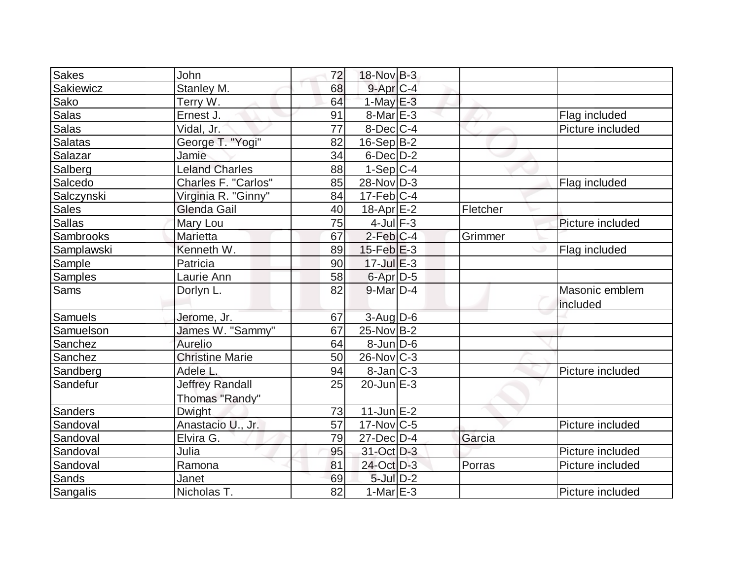| | | | | | | |
|---|---|---|---|---|---|---|
| Sakes | John | 72 | 18-Nov | B-3 | | |
| Sakiewicz | Stanley M. | 68 | 9-Apr | C-4 | | |
| Sako | Terry W. | 64 | 1-May | E-3 | | |
| Salas | Ernest J. | 91 | 8-Mar | E-3 | | Flag included |
| Salas | Vidal, Jr. | 77 | 8-Dec | C-4 | | Picture included |
| Salatas | George T. "Yogi" | 82 | 16-Sep | B-2 | | |
| Salazar | Jamie | 34 | 6-Dec | D-2 | | |
| Salberg | Leland Charles | 88 | 1-Sep | C-4 | | |
| Salcedo | Charles F. "Carlos" | 85 | 28-Nov | D-3 | | Flag included |
| Salczynski | Virginia R. "Ginny" | 84 | 17-Feb | C-4 | | |
| Sales | Glenda Gail | 40 | 18-Apr | E-2 | Fletcher | |
| Sallas | Mary Lou | 75 | 4-Jul | F-3 | | Picture included |
| Sambrooks | Marietta | 67 | 2-Feb | C-4 | Grimmer | |
| Samplawski | Kenneth W. | 89 | 15-Feb | E-3 | | Flag included |
| Sample | Patricia | 90 | 17-Jul | E-3 | | |
| Samples | Laurie Ann | 58 | 6-Apr | D-5 | | |
| Sams | Dorlyn L. | 82 | 9-Mar | D-4 | | Masonic emblem included |
| Samuels | Jerome, Jr. | 67 | 3-Aug | D-6 | | |
| Samuelson | James W. "Sammy" | 67 | 25-Nov | B-2 | | |
| Sanchez | Aurelio | 64 | 8-Jun | D-6 | | |
| Sanchez | Christine Marie | 50 | 26-Nov | C-3 | | |
| Sandberg | Adele L. | 94 | 8-Jan | C-3 | | Picture included |
| Sandefur | Jeffrey Randall Thomas "Randy" | 25 | 20-Jun | E-3 | | |
| Sanders | Dwight | 73 | 11-Jun | E-2 | | |
| Sandoval | Anastacio U., Jr. | 57 | 17-Nov | C-5 | | Picture included |
| Sandoval | Elvira G. | 79 | 27-Dec | D-4 | Garcia | |
| Sandoval | Julia | 95 | 31-Oct | D-3 | | Picture included |
| Sandoval | Ramona | 81 | 24-Oct | D-3 | Porras | Picture included |
| Sands | Janet | 69 | 5-Jul | D-2 | | |
| Sangalis | Nicholas T. | 82 | 1-Mar | E-3 | | Picture included |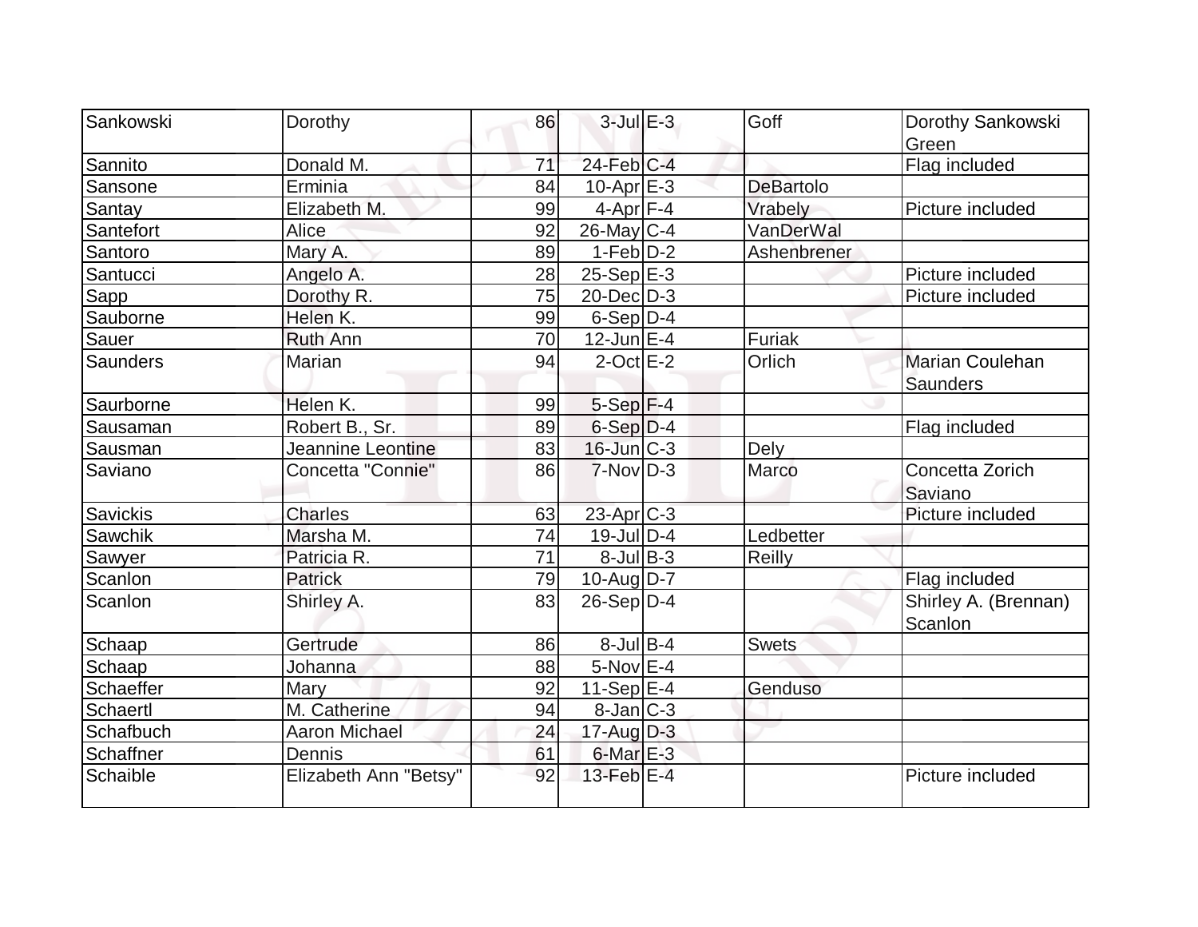| Sankowski | Dorothy | 86 | 3-Jul | E-3 | Goff | Dorothy Sankowski Green |
|---|---|---|---|---|---|---|
| Sannito | Donald M. | 71 | 24-Feb | C-4 | | Flag included |
| Sansone | Erminia | 84 | 10-Apr | E-3 | DeBartolo | |
| Santay | Elizabeth M. | 99 | 4-Apr | F-4 | Vrabely | Picture included |
| Santefort | Alice | 92 | 26-May | C-4 | VanDerWal | |
| Santoro | Mary A. | 89 | 1-Feb | D-2 | Ashenbrener | |
| Santucci | Angelo A. | 28 | 25-Sep | E-3 | | Picture included |
| Sapp | Dorothy R. | 75 | 20-Dec | D-3 | | Picture included |
| Sauborne | Helen K. | 99 | 6-Sep | D-4 | | |
| Sauer | Ruth Ann | 70 | 12-Jun | E-4 | Furiak | |
| Saunders | Marian | 94 | 2-Oct | E-2 | Orlich | Marian Coulehan Saunders |
| Saurborne | Helen K. | 99 | 5-Sep | F-4 | | |
| Sausaman | Robert B., Sr. | 89 | 6-Sep | D-4 | | Flag included |
| Sausman | Jeannine Leontine | 83 | 16-Jun | C-3 | Dely | |
| Saviano | Concetta "Connie" | 86 | 7-Nov | D-3 | Marco | Concetta Zorich Saviano |
| Savickis | Charles | 63 | 23-Apr | C-3 | | Picture included |
| Sawchik | Marsha M. | 74 | 19-Jul | D-4 | Ledbetter | |
| Sawyer | Patricia R. | 71 | 8-Jul | B-3 | Reilly | |
| Scanlon | Patrick | 79 | 10-Aug | D-7 | | Flag included |
| Scanlon | Shirley A. | 83 | 26-Sep | D-4 | | Shirley A. (Brennan) Scanlon |
| Schaap | Gertrude | 86 | 8-Jul | B-4 | Swets | |
| Schaap | Johanna | 88 | 5-Nov | E-4 | | |
| Schaeffer | Mary | 92 | 11-Sep | E-4 | Genduso | |
| Schaertl | M. Catherine | 94 | 8-Jan | C-3 | | |
| Schafbuch | Aaron Michael | 24 | 17-Aug | D-3 | | |
| Schaffner | Dennis | 61 | 6-Mar | E-3 | | |
| Schaible | Elizabeth Ann "Betsy" | 92 | 13-Feb | E-4 | | Picture included |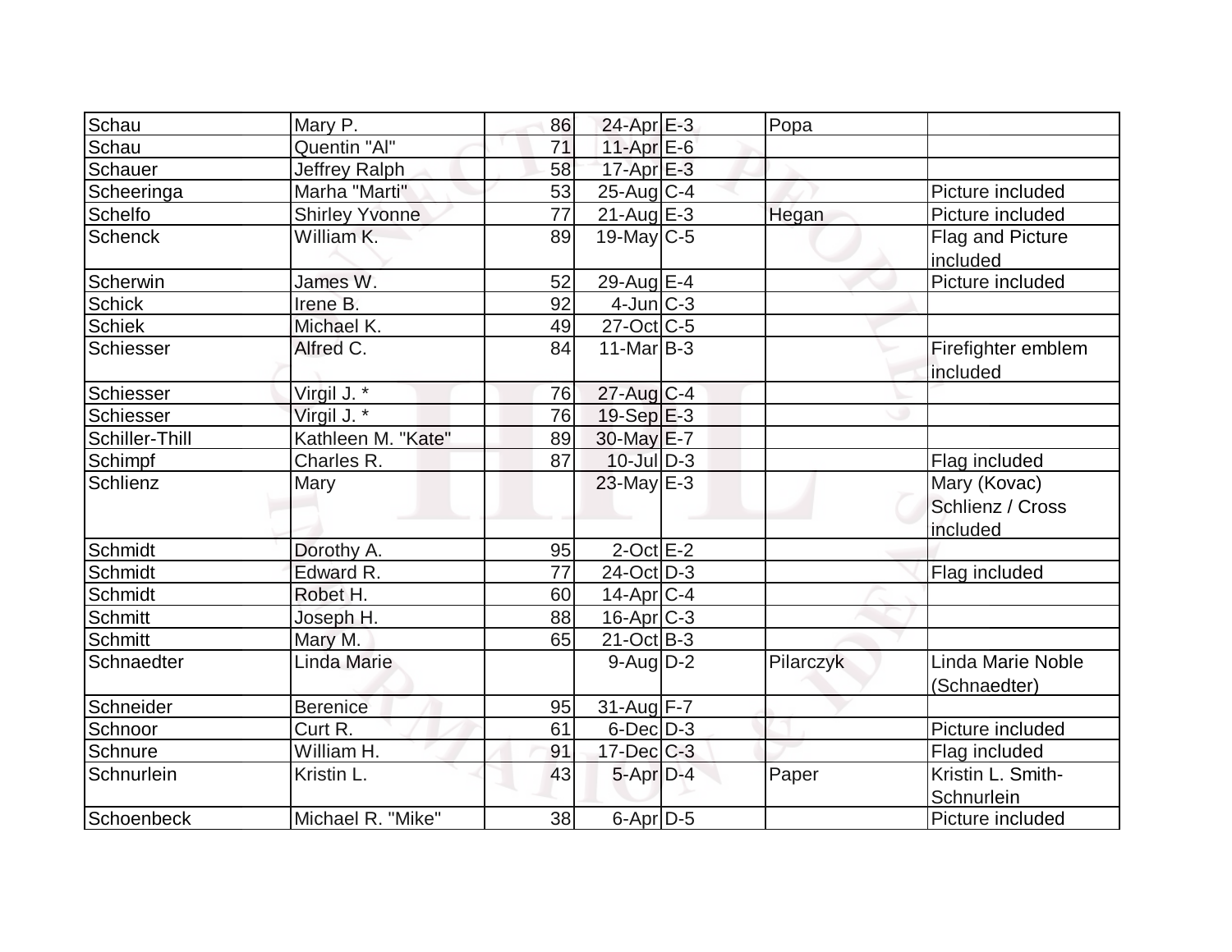| | | | | | | |
|---|---|---|---|---|---|---|
| Schau | Mary P. | 86 | 24-Apr | E-3 | Popa | |
| Schau | Quentin "Al" | 71 | 11-Apr | E-6 | | |
| Schauer | Jeffrey Ralph | 58 | 17-Apr | E-3 | | |
| Scheeringa | Marha "Marti" | 53 | 25-Aug | C-4 | | Picture included |
| Schelfo | Shirley Yvonne | 77 | 21-Aug | E-3 | Hegan | Picture included |
| Schenck | William K. | 89 | 19-May | C-5 | | Flag and Picture included |
| Scherwin | James W. | 52 | 29-Aug | E-4 | | Picture included |
| Schick | Irene B. | 92 | 4-Jun | C-3 | | |
| Schiek | Michael K. | 49 | 27-Oct | C-5 | | |
| Schiesser | Alfred C. | 84 | 11-Mar | B-3 | | Firefighter emblem included |
| Schiesser | Virgil J. * | 76 | 27-Aug | C-4 | | |
| Schiesser | Virgil J. * | 76 | 19-Sep | E-3 | | |
| Schiller-Thill | Kathleen M. "Kate" | 89 | 30-May | E-7 | | |
| Schimpf | Charles R. | 87 | 10-Jul | D-3 | | Flag included |
| Schlienz | Mary | | 23-May | E-3 | | Mary (Kovac) Schlienz / Cross included |
| Schmidt | Dorothy A. | 95 | 2-Oct | E-2 | | |
| Schmidt | Edward R. | 77 | 24-Oct | D-3 | | Flag included |
| Schmidt | Robet H. | 60 | 14-Apr | C-4 | | |
| Schmitt | Joseph H. | 88 | 16-Apr | C-3 | | |
| Schmitt | Mary M. | 65 | 21-Oct | B-3 | | |
| Schnaedter | Linda Marie | | 9-Aug | D-2 | Pilarczyk | Linda Marie Noble (Schnaedter) |
| Schneider | Berenice | 95 | 31-Aug | F-7 | | |
| Schnoor | Curt R. | 61 | 6-Dec | D-3 | | Picture included |
| Schnure | William H. | 91 | 17-Dec | C-3 | | Flag included |
| Schnurlein | Kristin L. | 43 | 5-Apr | D-4 | Paper | Kristin L. Smith-Schnurlein |
| Schoenbeck | Michael R. "Mike" | 38 | 6-Apr | D-5 | | Picture included |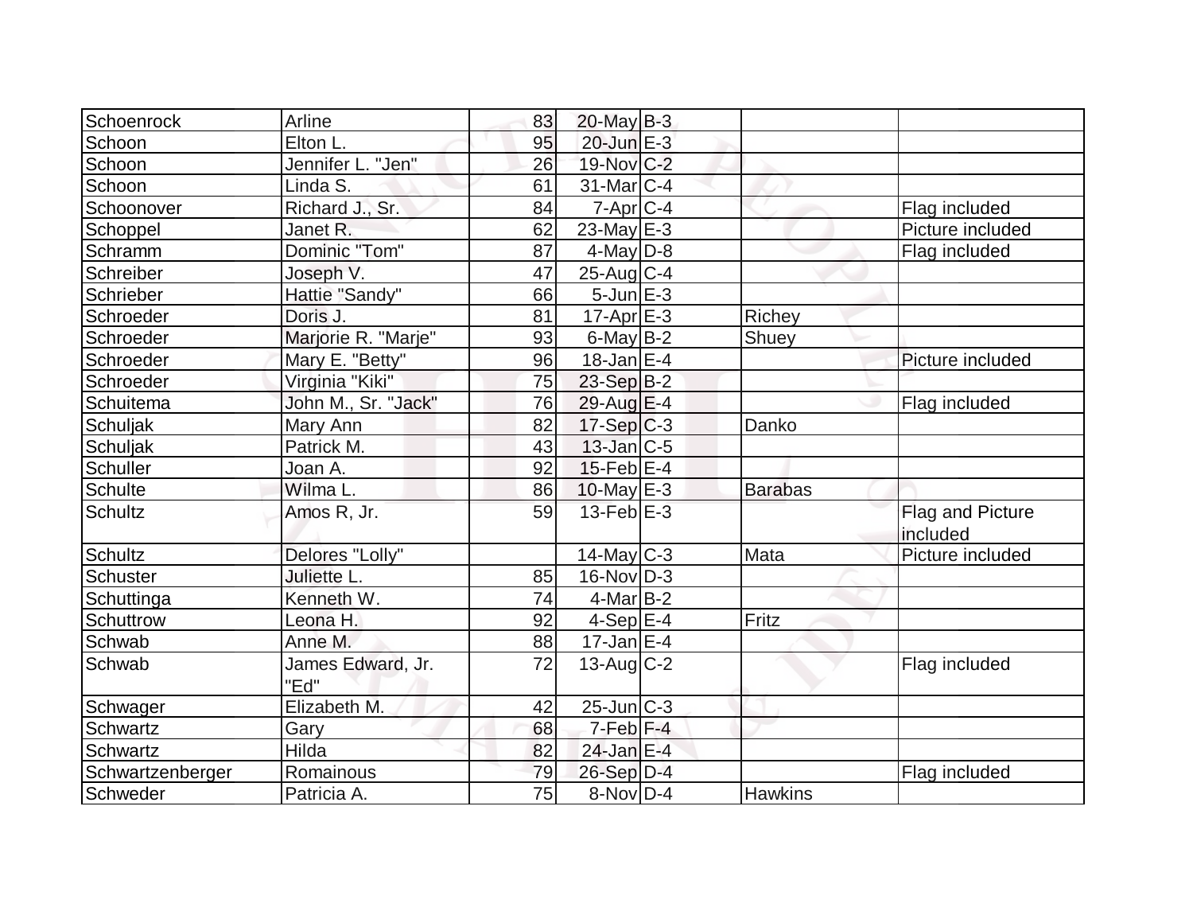| | | | | | | |
|---|---|---|---|---|---|---|
| Schoenrock | Arline | 83 | 20-May | B-3 | | |
| Schoon | Elton L. | 95 | 20-Jun | E-3 | | |
| Schoon | Jennifer L. "Jen" | 26 | 19-Nov | C-2 | | |
| Schoon | Linda S. | 61 | 31-Mar | C-4 | | |
| Schoonover | Richard J., Sr. | 84 | 7-Apr | C-4 | | Flag included |
| Schoppel | Janet R. | 62 | 23-May | E-3 | | Picture included |
| Schramm | Dominic "Tom" | 87 | 4-May | D-8 | | Flag included |
| Schreiber | Joseph V. | 47 | 25-Aug | C-4 | | |
| Schrieber | Hattie "Sandy" | 66 | 5-Jun | E-3 | | |
| Schroeder | Doris J. | 81 | 17-Apr | E-3 | Richey | |
| Schroeder | Marjorie R. "Marje" | 93 | 6-May | B-2 | Shuey | |
| Schroeder | Mary E. "Betty" | 96 | 18-Jan | E-4 | | Picture included |
| Schroeder | Virginia "Kiki" | 75 | 23-Sep | B-2 | | |
| Schuitema | John M., Sr. "Jack" | 76 | 29-Aug | E-4 | | Flag included |
| Schuljak | Mary Ann | 82 | 17-Sep | C-3 | Danko | |
| Schuljak | Patrick M. | 43 | 13-Jan | C-5 | | |
| Schuller | Joan A. | 92 | 15-Feb | E-4 | | |
| Schulte | Wilma L. | 86 | 10-May | E-3 | Barabas | |
| Schultz | Amos R, Jr. | 59 | 13-Feb | E-3 | | Flag and Picture included |
| Schultz | Delores "Lolly" | | 14-May | C-3 | Mata | Picture included |
| Schuster | Juliette L. | 85 | 16-Nov | D-3 | | |
| Schuttinga | Kenneth W. | 74 | 4-Mar | B-2 | | |
| Schuttrow | Leona H. | 92 | 4-Sep | E-4 | Fritz | |
| Schwab | Anne M. | 88 | 17-Jan | E-4 | | |
| Schwab | James Edward, Jr. "Ed" | 72 | 13-Aug | C-2 | | Flag included |
| Schwager | Elizabeth M. | 42 | 25-Jun | C-3 | | |
| Schwartz | Gary | 68 | 7-Feb | F-4 | | |
| Schwartz | Hilda | 82 | 24-Jan | E-4 | | |
| Schwartzenberger | Romainous | 79 | 26-Sep | D-4 | | Flag included |
| Schweder | Patricia A. | 75 | 8-Nov | D-4 | Hawkins | |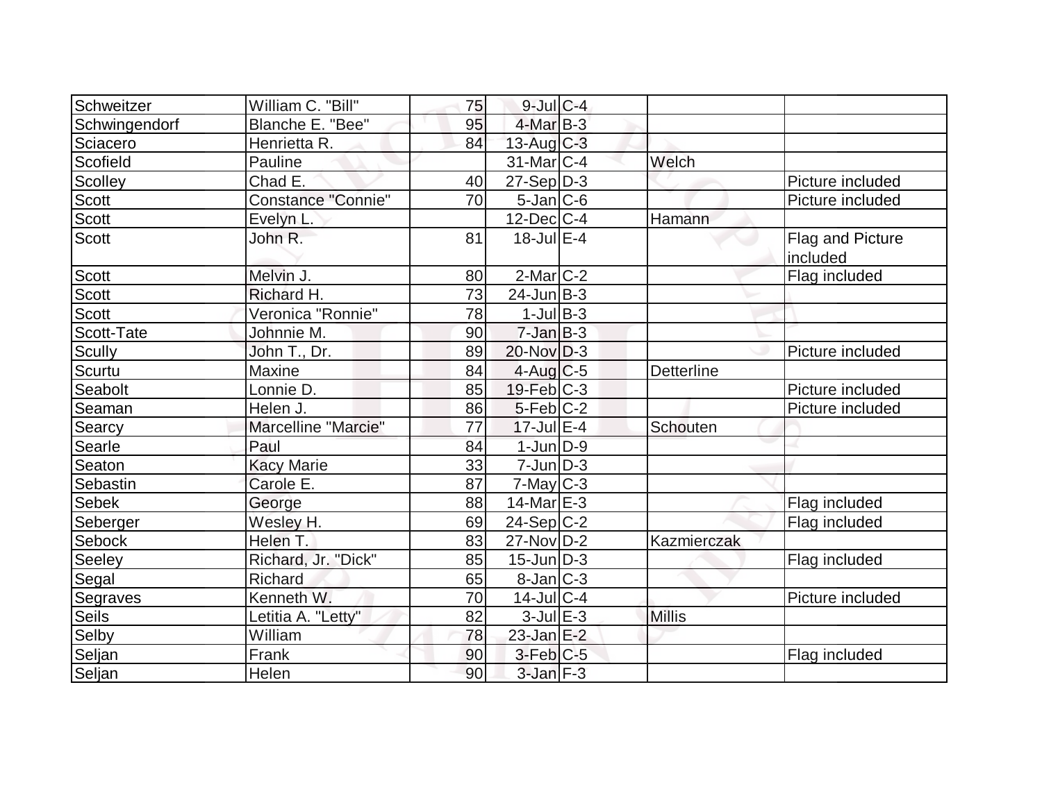| | | | | | | |
|---|---|---|---|---|---|---|
| Schweitzer | William C. "Bill" | 75 | 9-Jul | C-4 | | |
| Schwingendorf | Blanche E. "Bee" | 95 | 4-Mar | B-3 | | |
| Sciacero | Henrietta R. | 84 | 13-Aug | C-3 | | |
| Scofield | Pauline | | 31-Mar | C-4 | Welch | |
| Scolley | Chad E. | 40 | 27-Sep | D-3 | | Picture included |
| Scott | Constance "Connie" | 70 | 5-Jan | C-6 | | Picture included |
| Scott | Evelyn L. | | 12-Dec | C-4 | Hamann | |
| Scott | John R. | 81 | 18-Jul | E-4 | | Flag and Picture included |
| Scott | Melvin J. | 80 | 2-Mar | C-2 | | Flag included |
| Scott | Richard H. | 73 | 24-Jun | B-3 | | |
| Scott | Veronica "Ronnie" | 78 | 1-Jul | B-3 | | |
| Scott-Tate | Johnnie M. | 90 | 7-Jan | B-3 | | |
| Scully | John T., Dr. | 89 | 20-Nov | D-3 | | Picture included |
| Scurtu | Maxine | 84 | 4-Aug | C-5 | Detterline | |
| Seabolt | Lonnie D. | 85 | 19-Feb | C-3 | | Picture included |
| Seaman | Helen J. | 86 | 5-Feb | C-2 | | Picture included |
| Searcy | Marcelline "Marcie" | 77 | 17-Jul | E-4 | Schouten | |
| Searle | Paul | 84 | 1-Jun | D-9 | | |
| Seaton | Kacy Marie | 33 | 7-Jun | D-3 | | |
| Sebastin | Carole E. | 87 | 7-May | C-3 | | |
| Sebek | George | 88 | 14-Mar | E-3 | | Flag included |
| Seberger | Wesley H. | 69 | 24-Sep | C-2 | | Flag included |
| Sebock | Helen T. | 83 | 27-Nov | D-2 | Kazmierczak | |
| Seeley | Richard, Jr. "Dick" | 85 | 15-Jun | D-3 | | Flag included |
| Segal | Richard | 65 | 8-Jan | C-3 | | |
| Segraves | Kenneth W. | 70 | 14-Jul | C-4 | | Picture included |
| Seils | Letitia A. "Letty" | 82 | 3-Jul | E-3 | Millis | |
| Selby | William | 78 | 23-Jan | E-2 | | |
| Seljan | Frank | 90 | 3-Feb | C-5 | | Flag included |
| Seljan | Helen | 90 | 3-Jan | F-3 | | |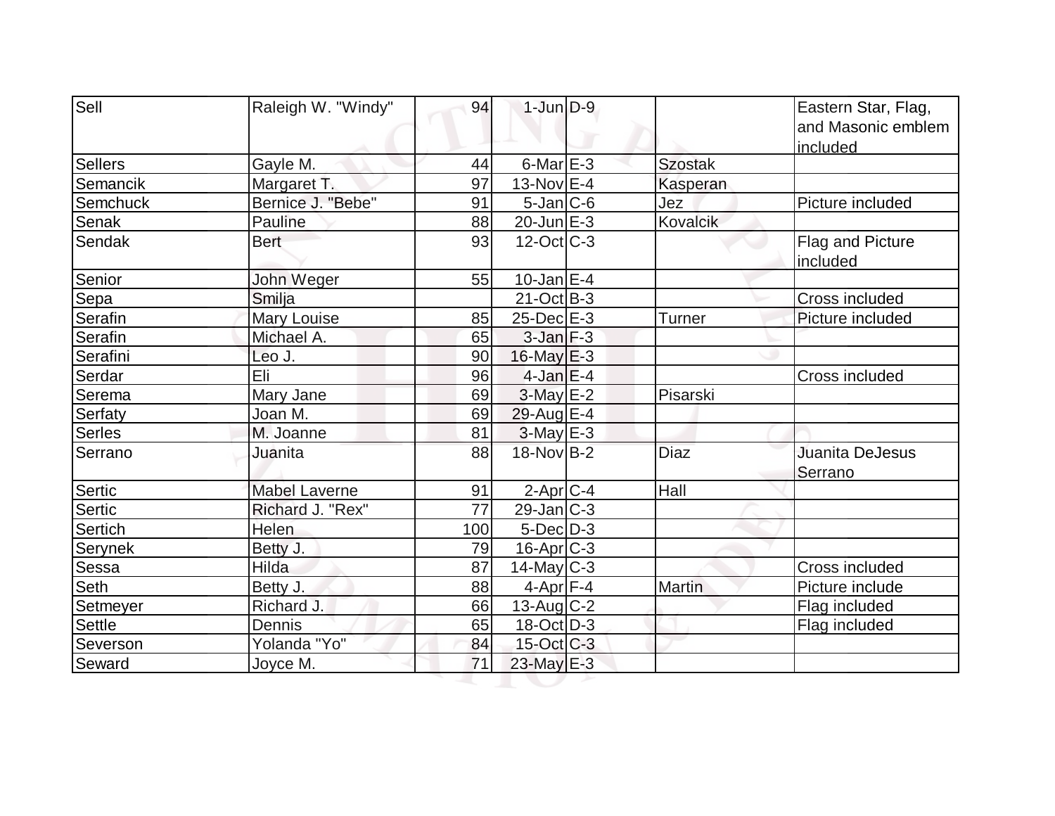| Sell | Raleigh W. "Windy" | 94 | 1-Jun | D-9 | | Eastern Star, Flag, and Masonic emblem included |
|---|---|---|---|---|---|---|
| Sellers | Gayle M. | 44 | 6-Mar | E-3 | Szostak | |
| Semancik | Margaret T. | 97 | 13-Nov | E-4 | Kasperan | |
| Semchuck | Bernice J. "Bebe" | 91 | 5-Jan | C-6 | Jez | Picture included |
| Senak | Pauline | 88 | 20-Jun | E-3 | Kovalcik | |
| Sendak | Bert | 93 | 12-Oct | C-3 | | Flag and Picture included |
| Senior | John Weger | 55 | 10-Jan | E-4 | | |
| Sepa | Smilja | | 21-Oct | B-3 | | Cross included |
| Serafin | Mary Louise | 85 | 25-Dec | E-3 | Turner | Picture included |
| Serafin | Michael A. | 65 | 3-Jan | F-3 | | |
| Serafini | Leo J. | 90 | 16-May | E-3 | | |
| Serdar | Eli | 96 | 4-Jan | E-4 | | Cross included |
| Serema | Mary Jane | 69 | 3-May | E-2 | Pisarski | |
| Serfaty | Joan M. | 69 | 29-Aug | E-4 | | |
| Serles | M. Joanne | 81 | 3-May | E-3 | | |
| Serrano | Juanita | 88 | 18-Nov | B-2 | Diaz | Juanita DeJesus Serrano |
| Sertic | Mabel Laverne | 91 | 2-Apr | C-4 | Hall | |
| Sertic | Richard J. "Rex" | 77 | 29-Jan | C-3 | | |
| Sertich | Helen | 100 | 5-Dec | D-3 | | |
| Serynek | Betty J. | 79 | 16-Apr | C-3 | | |
| Sessa | Hilda | 87 | 14-May | C-3 | | Cross included |
| Seth | Betty J. | 88 | 4-Apr | F-4 | Martin | Picture include |
| Setmeyer | Richard J. | 66 | 13-Aug | C-2 | | Flag included |
| Settle | Dennis | 65 | 18-Oct | D-3 | | Flag included |
| Severson | Yolanda "Yo" | 84 | 15-Oct | C-3 | | |
| Seward | Joyce M. | 71 | 23-May | E-3 | | |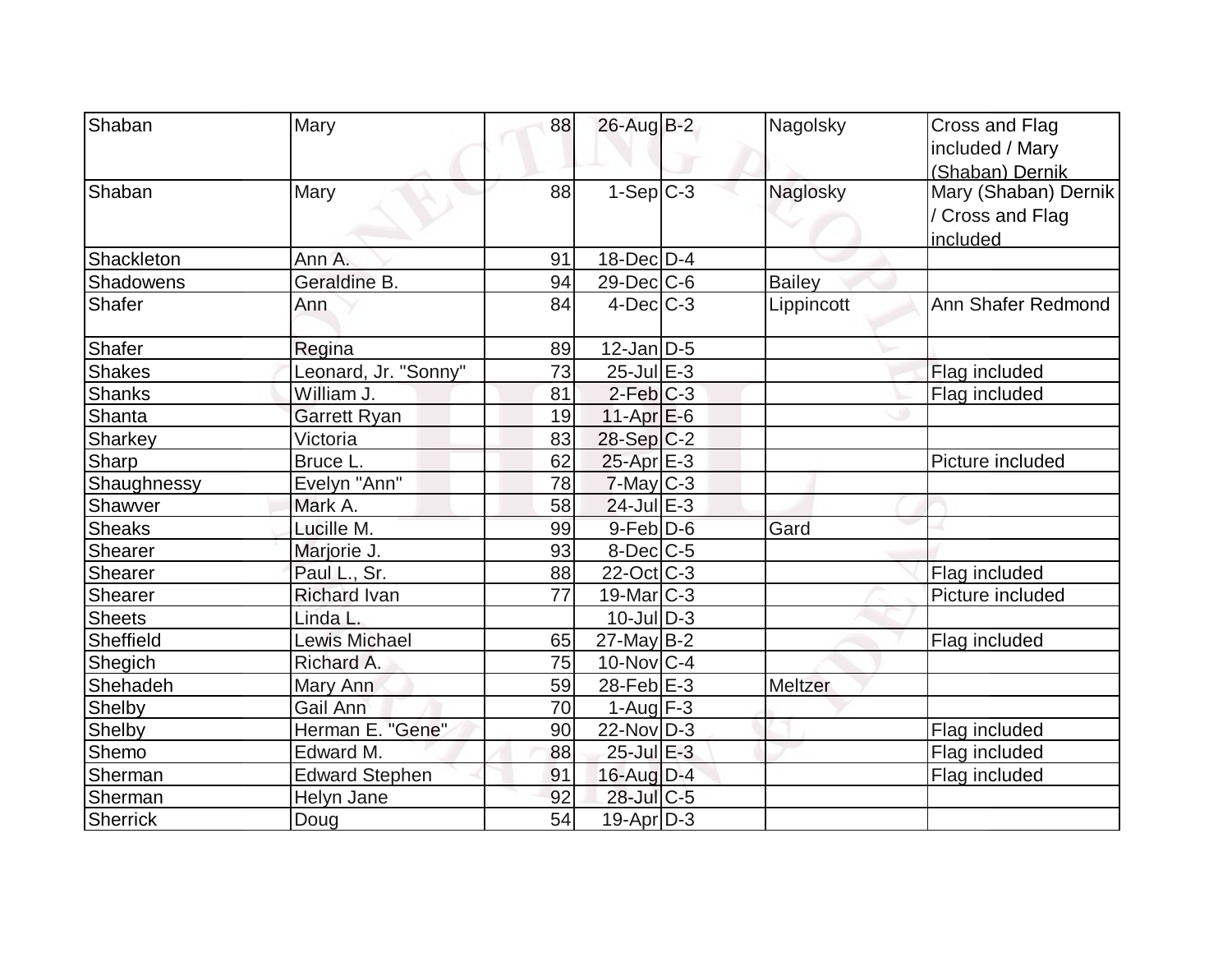| | | | | | | |
|---|---|---|---|---|---|---|
| Shaban | Mary | 88 | 26-Aug | B-2 | Nagolsky | Cross and Flag included / Mary (Shaban) Dernik |
| Shaban | Mary | 88 | 1-Sep | C-3 | Naglosky | Mary (Shaban) Dernik / Cross and Flag included |
| Shackleton | Ann A. | 91 | 18-Dec | D-4 | | |
| Shadowens | Geraldine B. | 94 | 29-Dec | C-6 | Bailey | |
| Shafer | Ann | 84 | 4-Dec | C-3 | Lippincott | Ann Shafer Redmond |
| Shafer | Regina | 89 | 12-Jan | D-5 | | |
| Shakes | Leonard, Jr. "Sonny" | 73 | 25-Jul | E-3 | | Flag included |
| Shanks | William J. | 81 | 2-Feb | C-3 | | Flag included |
| Shanta | Garrett Ryan | 19 | 11-Apr | E-6 | | |
| Sharkey | Victoria | 83 | 28-Sep | C-2 | | |
| Sharp | Bruce L. | 62 | 25-Apr | E-3 | | Picture included |
| Shaughnessy | Evelyn "Ann" | 78 | 7-May | C-3 | | |
| Shawver | Mark A. | 58 | 24-Jul | E-3 | | |
| Sheaks | Lucille M. | 99 | 9-Feb | D-6 | Gard | |
| Shearer | Marjorie J. | 93 | 8-Dec | C-5 | | |
| Shearer | Paul L., Sr. | 88 | 22-Oct | C-3 | | Flag included |
| Shearer | Richard Ivan | 77 | 19-Mar | C-3 | | Picture included |
| Sheets | Linda L. | | 10-Jul | D-3 | | |
| Sheffield | Lewis Michael | 65 | 27-May | B-2 | | Flag included |
| Shegich | Richard A. | 75 | 10-Nov | C-4 | | |
| Shehadeh | Mary Ann | 59 | 28-Feb | E-3 | Meltzer | |
| Shelby | Gail Ann | 70 | 1-Aug | F-3 | | |
| Shelby | Herman E. "Gene" | 90 | 22-Nov | D-3 | | Flag included |
| Shemo | Edward M. | 88 | 25-Jul | E-3 | | Flag included |
| Sherman | Edward Stephen | 91 | 16-Aug | D-4 | | Flag included |
| Sherman | Helyn Jane | 92 | 28-Jul | C-5 | | |
| Sherrick | Doug | 54 | 19-Apr | D-3 | | |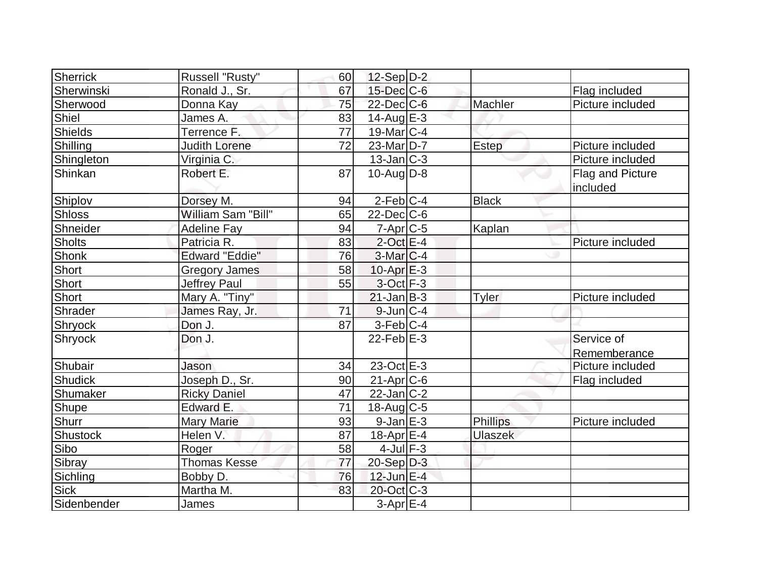| Sherrick | Russell "Rusty" | 60 | 12-Sep | D-2 | | |
|---|---|---|---|---|---|---|
| Sherwinski | Ronald J., Sr. | 67 | 15-Dec | C-6 | | Flag included |
| Sherwood | Donna Kay | 75 | 22-Dec | C-6 | Machler | Picture included |
| Shiel | James A. | 83 | 14-Aug | E-3 | | |
| Shields | Terrence F. | 77 | 19-Mar | C-4 | | |
| Shilling | Judith Lorene | 72 | 23-Mar | D-7 | Estep | Picture included |
| Shingleton | Virginia C. | | 13-Jan | C-3 | | Picture included |
| Shinkan | Robert E. | 87 | 10-Aug | D-8 | | Flag and Picture included |
| Shiplov | Dorsey M. | 94 | 2-Feb | C-4 | Black | |
| Shloss | William Sam "Bill" | 65 | 22-Dec | C-6 | | |
| Shneider | Adeline Fay | 94 | 7-Apr | C-5 | Kaplan | |
| Sholts | Patricia R. | 83 | 2-Oct | E-4 | | Picture included |
| Shonk | Edward "Eddie" | 76 | 3-Mar | C-4 | | |
| Short | Gregory James | 58 | 10-Apr | E-3 | | |
| Short | Jeffrey Paul | 55 | 3-Oct | F-3 | | |
| Short | Mary A. "Tiny" | | 21-Jan | B-3 | Tyler | Picture included |
| Shrader | James Ray, Jr. | 71 | 9-Jun | C-4 | | |
| Shryock | Don J. | 87 | 3-Feb | C-4 | | |
| Shryock | Don J. | | 22-Feb | E-3 | | Service of Rememberance |
| Shubair | Jason | 34 | 23-Oct | E-3 | | Picture included |
| Shudick | Joseph D., Sr. | 90 | 21-Apr | C-6 | | Flag included |
| Shumaker | Ricky Daniel | 47 | 22-Jan | C-2 | | |
| Shupe | Edward E. | 71 | 18-Aug | C-5 | | |
| Shurr | Mary Marie | 93 | 9-Jan | E-3 | Phillips | Picture included |
| Shustock | Helen V. | 87 | 18-Apr | E-4 | Ulaszek | |
| Sibo | Roger | 58 | 4-Jul | F-3 | | |
| Sibray | Thomas Kesse | 77 | 20-Sep | D-3 | | |
| Sichling | Bobby D. | 76 | 12-Jun | E-4 | | |
| Sick | Martha M. | 83 | 20-Oct | C-3 | | |
| Sidenbender | James | | 3-Apr | E-4 | | |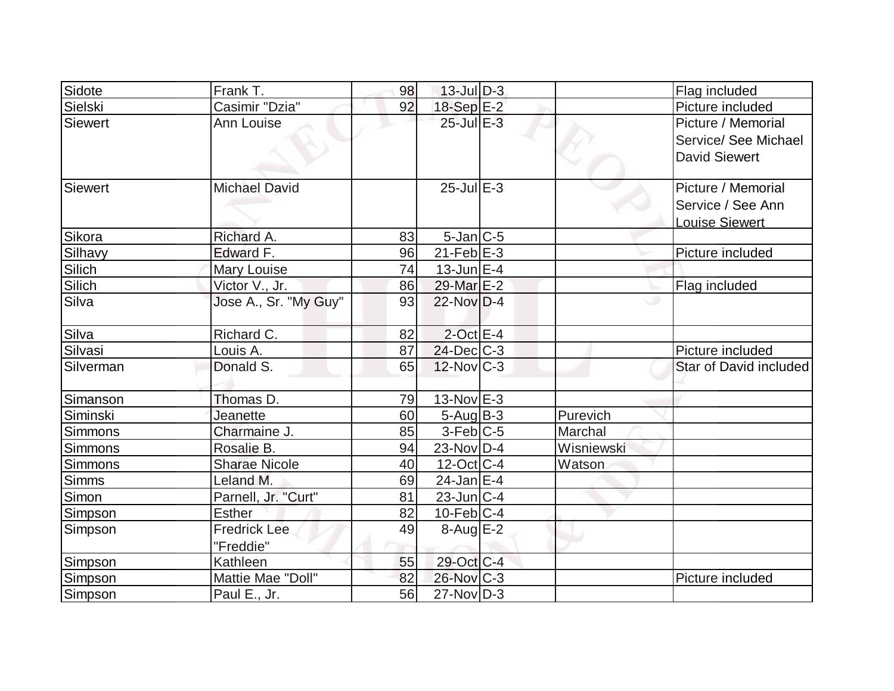| | | | | | | |
|---|---|---|---|---|---|---|
| Sidote | Frank T. | 98 | 13-Jul | D-3 | | Flag included |
| Sielski | Casimir "Dzia" | 92 | 18-Sep | E-2 | | Picture included |
| Siewert | Ann Louise | | 25-Jul | E-3 | | Picture / Memorial Service/ See Michael David Siewert |
| Siewert | Michael David | | 25-Jul | E-3 | | Picture / Memorial Service / See Ann Louise Siewert |
| Sikora | Richard A. | 83 | 5-Jan | C-5 | | |
| Silhavy | Edward F. | 96 | 21-Feb | E-3 | | Picture included |
| Silich | Mary Louise | 74 | 13-Jun | E-4 | | |
| Silich | Victor V., Jr. | 86 | 29-Mar | E-2 | | Flag included |
| Silva | Jose A., Sr. "My Guy" | 93 | 22-Nov | D-4 | | |
| Silva | Richard C. | 82 | 2-Oct | E-4 | | |
| Silvasi | Louis A. | 87 | 24-Dec | C-3 | | Picture included |
| Silverman | Donald S. | 65 | 12-Nov | C-3 | | Star of David included |
| Simanson | Thomas D. | 79 | 13-Nov | E-3 | | |
| Siminski | Jeanette | 60 | 5-Aug | B-3 | Purevich | |
| Simmons | Charmaine J. | 85 | 3-Feb | C-5 | Marchal | |
| Simmons | Rosalie B. | 94 | 23-Nov | D-4 | Wisniewski | |
| Simmons | Sharae Nicole | 40 | 12-Oct | C-4 | Watson | |
| Simms | Leland M. | 69 | 24-Jan | E-4 | | |
| Simon | Parnell, Jr. "Curt" | 81 | 23-Jun | C-4 | | |
| Simpson | Esther | 82 | 10-Feb | C-4 | | |
| Simpson | Fredrick Lee "Freddie" | 49 | 8-Aug | E-2 | | |
| Simpson | Kathleen | 55 | 29-Oct | C-4 | | |
| Simpson | Mattie Mae "Doll" | 82 | 26-Nov | C-3 | | Picture included |
| Simpson | Paul E., Jr. | 56 | 27-Nov | D-3 | | |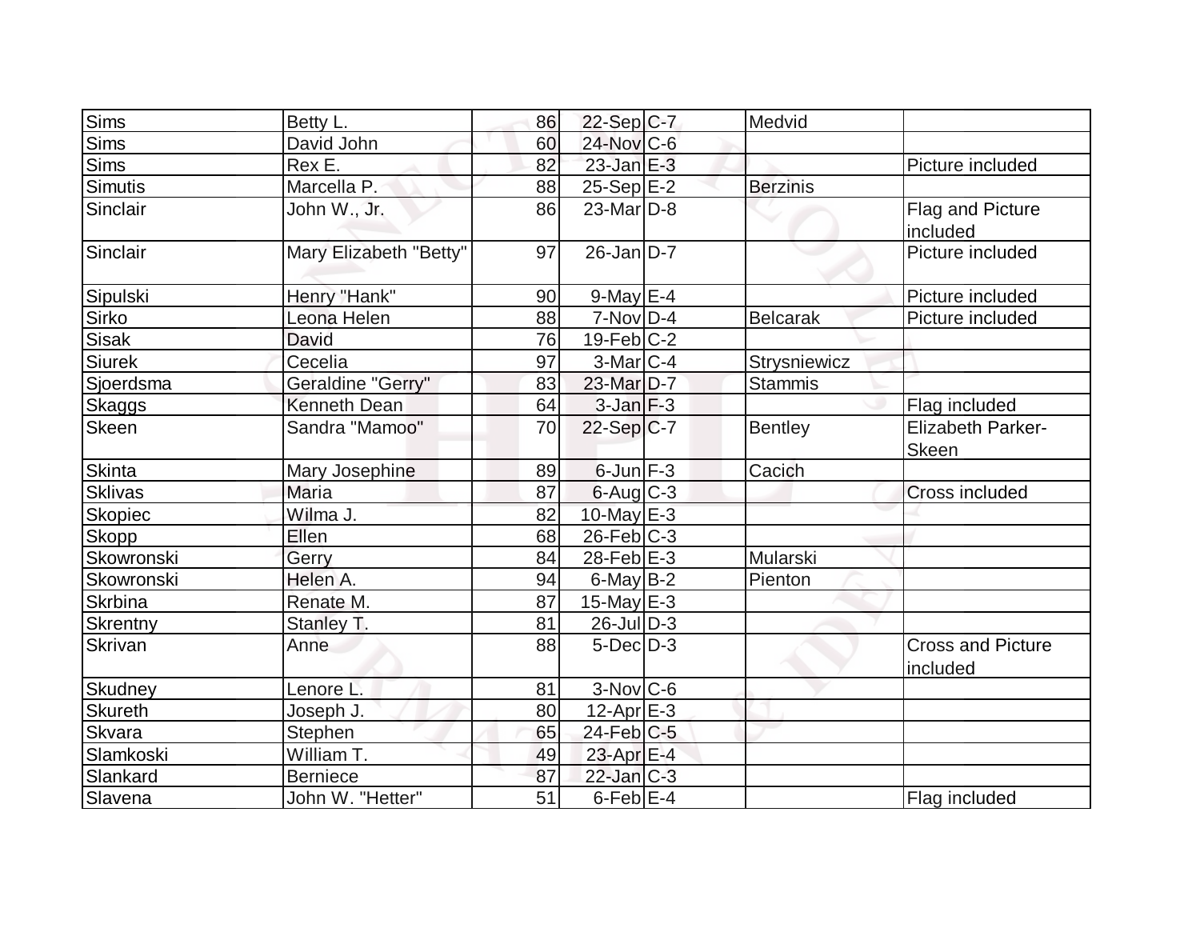| | | | | | | |
|---|---|---|---|---|---|---|
| Sims | Betty L. | 86 | 22-Sep | C-7 | Medvid | |
| Sims | David John | 60 | 24-Nov | C-6 | | |
| Sims | Rex E. | 82 | 23-Jan | E-3 | | Picture included |
| Simutis | Marcella P. | 88 | 25-Sep | E-2 | Berzinis | |
| Sinclair | John W., Jr. | 86 | 23-Mar | D-8 | | Flag and Picture included |
| Sinclair | Mary Elizabeth "Betty" | 97 | 26-Jan | D-7 | | Picture included |
| Sipulski | Henry "Hank" | 90 | 9-May | E-4 | | Picture included |
| Sirko | Leona Helen | 88 | 7-Nov | D-4 | Belcarak | Picture included |
| Sisak | David | 76 | 19-Feb | C-2 | | |
| Siurek | Cecelia | 97 | 3-Mar | C-4 | Strysniewicz | |
| Sjoerdsma | Geraldine "Gerry" | 83 | 23-Mar | D-7 | Stammis | |
| Skaggs | Kenneth Dean | 64 | 3-Jan | F-3 | | Flag included |
| Skeen | Sandra "Mamoo" | 70 | 22-Sep | C-7 | Bentley | Elizabeth Parker-Skeen |
| Skinta | Mary Josephine | 89 | 6-Jun | F-3 | Cacich | |
| Sklivas | Maria | 87 | 6-Aug | C-3 | | Cross included |
| Skopiec | Wilma J. | 82 | 10-May | E-3 | | |
| Skopp | Ellen | 68 | 26-Feb | C-3 | | |
| Skowronski | Gerry | 84 | 28-Feb | E-3 | Mularski | |
| Skowronski | Helen A. | 94 | 6-May | B-2 | Pienton | |
| Skrbina | Renate M. | 87 | 15-May | E-3 | | |
| Skrentny | Stanley T. | 81 | 26-Jul | D-3 | | |
| Skrivan | Anne | 88 | 5-Dec | D-3 | | Cross and Picture included |
| Skudney | Lenore L. | 81 | 3-Nov | C-6 | | |
| Skureth | Joseph J. | 80 | 12-Apr | E-3 | | |
| Skvara | Stephen | 65 | 24-Feb | C-5 | | |
| Slamkoski | William T. | 49 | 23-Apr | E-4 | | |
| Slankard | Berniece | 87 | 22-Jan | C-3 | | |
| Slavena | John W. "Hetter" | 51 | 6-Feb | E-4 | | Flag included |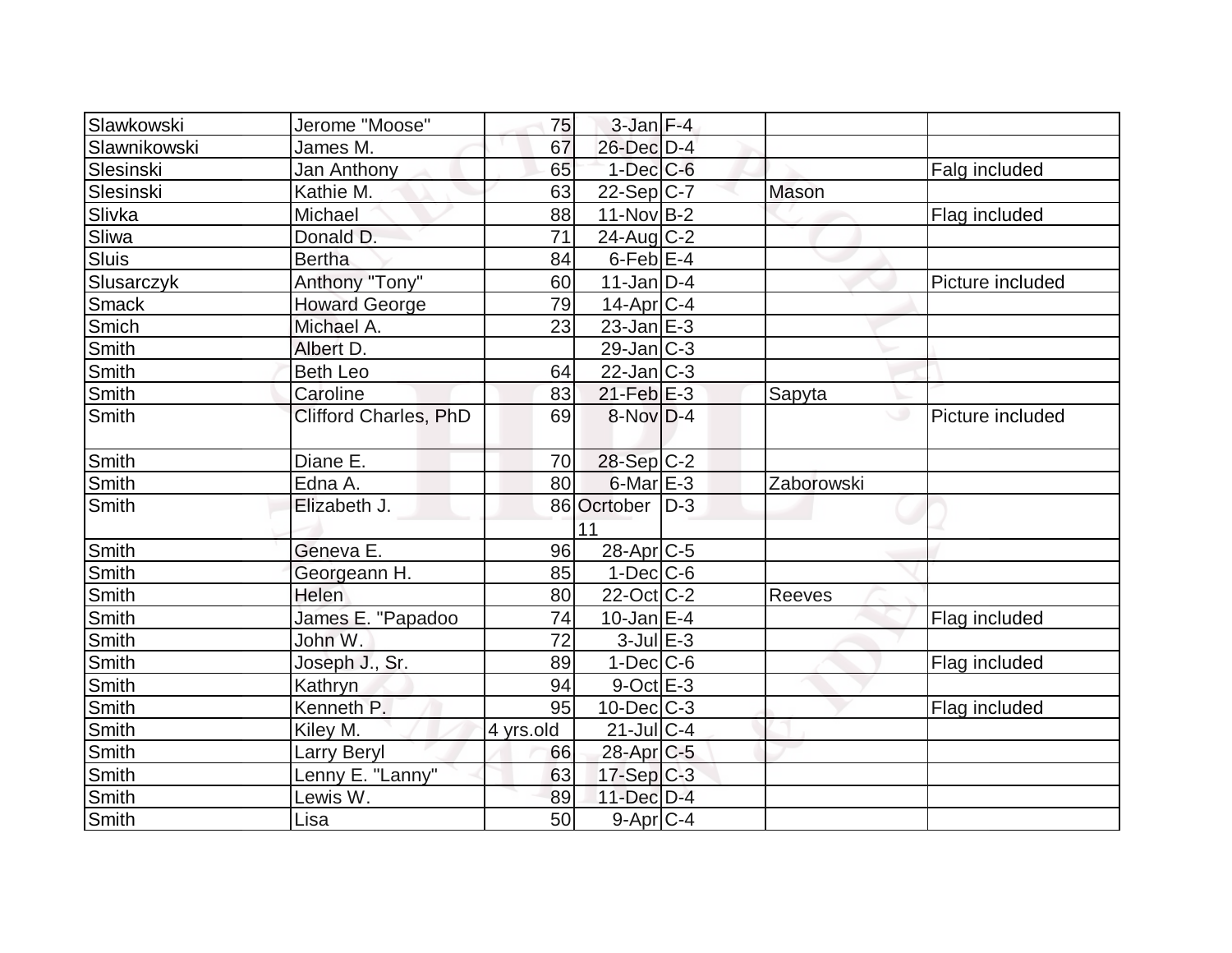| | | | | | | |
|---|---|---|---|---|---|---|
| Slawkowski | Jerome "Moose" | 75 | 3-Jan | F-4 | | |
| Slawnikowski | James M. | 67 | 26-Dec | D-4 | | |
| Slesinski | Jan Anthony | 65 | 1-Dec | C-6 | | Falg included |
| Slesinski | Kathie M. | 63 | 22-Sep | C-7 | Mason | |
| Slivka | Michael | 88 | 11-Nov | B-2 | | Flag included |
| Sliwa | Donald D. | 71 | 24-Aug | C-2 | | |
| Sluis | Bertha | 84 | 6-Feb | E-4 | | |
| Slusarczyk | Anthony "Tony" | 60 | 11-Jan | D-4 | | Picture included |
| Smack | Howard George | 79 | 14-Apr | C-4 | | |
| Smich | Michael A. | 23 | 23-Jan | E-3 | | |
| Smith | Albert D. | | 29-Jan | C-3 | | |
| Smith | Beth Leo | 64 | 22-Jan | C-3 | | |
| Smith | Caroline | 83 | 21-Feb | E-3 | Sapyta | |
| Smith | Clifford Charles, PhD | 69 | 8-Nov | D-4 | | Picture included |
| Smith | Diane E. | 70 | 28-Sep | C-2 | | |
| Smith | Edna A. | 80 | 6-Mar | E-3 | Zaborowski | |
| Smith | Elizabeth J. | 86 | Ocrtober 11 | D-3 | | |
| Smith | Geneva E. | 96 | 28-Apr | C-5 | | |
| Smith | Georgeann H. | 85 | 1-Dec | C-6 | | |
| Smith | Helen | 80 | 22-Oct | C-2 | Reeves | |
| Smith | James E. "Papadoo | 74 | 10-Jan | E-4 | | Flag included |
| Smith | John W. | 72 | 3-Jul | E-3 | | |
| Smith | Joseph J., Sr. | 89 | 1-Dec | C-6 | | Flag included |
| Smith | Kathryn | 94 | 9-Oct | E-3 | | |
| Smith | Kenneth P. | 95 | 10-Dec | C-3 | | Flag included |
| Smith | Kiley M. | 4 yrs.old | 21-Jul | C-4 | | |
| Smith | Larry Beryl | 66 | 28-Apr | C-5 | | |
| Smith | Lenny E. "Lanny" | 63 | 17-Sep | C-3 | | |
| Smith | Lewis W. | 89 | 11-Dec | D-4 | | |
| Smith | Lisa | 50 | 9-Apr | C-4 | | |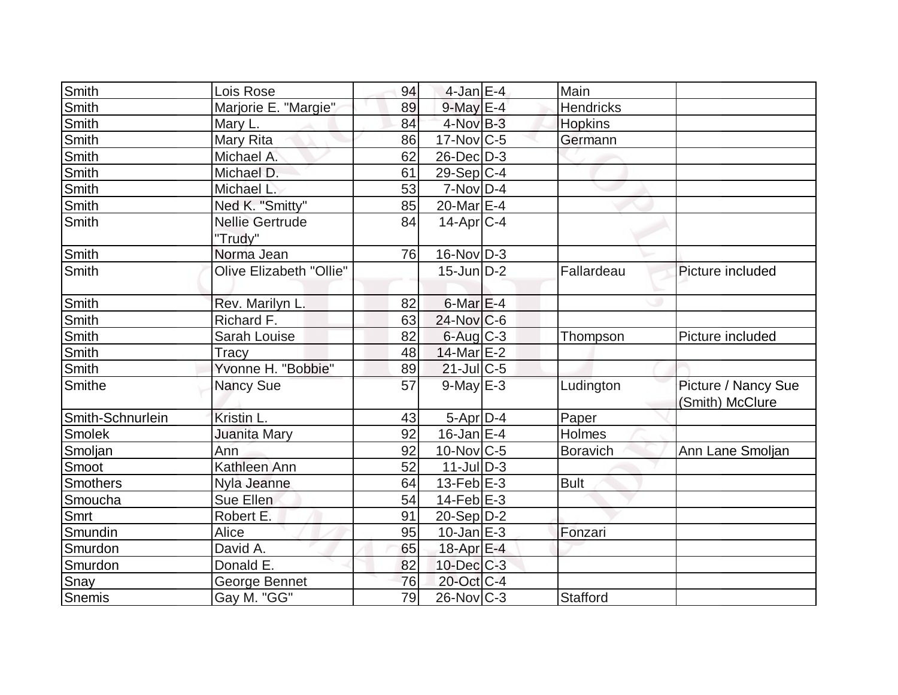| | | | | | | |
|---|---|---|---|---|---|---|
| Smith | Lois Rose | 94 | 4-Jan | E-4 | Main | |
| Smith | Marjorie E. "Margie" | 89 | 9-May | E-4 | Hendricks | |
| Smith | Mary L. | 84 | 4-Nov | B-3 | Hopkins | |
| Smith | Mary Rita | 86 | 17-Nov | C-5 | Germann | |
| Smith | Michael A. | 62 | 26-Dec | D-3 | | |
| Smith | Michael D. | 61 | 29-Sep | C-4 | | |
| Smith | Michael L. | 53 | 7-Nov | D-4 | | |
| Smith | Ned K. "Smitty" | 85 | 20-Mar | E-4 | | |
| Smith | Nellie Gertrude "Trudy" | 84 | 14-Apr | C-4 | | |
| Smith | Norma Jean | 76 | 16-Nov | D-3 | | |
| Smith | Olive Elizabeth "Ollie" | | 15-Jun | D-2 | Fallardeau | Picture included |
| Smith | Rev. Marilyn L. | 82 | 6-Mar | E-4 | | |
| Smith | Richard F. | 63 | 24-Nov | C-6 | | |
| Smith | Sarah Louise | 82 | 6-Aug | C-3 | Thompson | Picture included |
| Smith | Tracy | 48 | 14-Mar | E-2 | | |
| Smith | Yvonne H. "Bobbie" | 89 | 21-Jul | C-5 | | |
| Smithe | Nancy Sue | 57 | 9-May | E-3 | Ludington | Picture / Nancy Sue (Smith) McClure |
| Smith-Schnurlein | Kristin L. | 43 | 5-Apr | D-4 | Paper | |
| Smolek | Juanita Mary | 92 | 16-Jan | E-4 | Holmes | |
| Smoljan | Ann | 92 | 10-Nov | C-5 | Boravich | Ann Lane Smoljan |
| Smoot | Kathleen Ann | 52 | 11-Jul | D-3 | | |
| Smothers | Nyla Jeanne | 64 | 13-Feb | E-3 | Bult | |
| Smoucha | Sue Ellen | 54 | 14-Feb | E-3 | | |
| Smrt | Robert E. | 91 | 20-Sep | D-2 | | |
| Smundin | Alice | 95 | 10-Jan | E-3 | Fonzari | |
| Smurdon | David A. | 65 | 18-Apr | E-4 | | |
| Smurdon | Donald E. | 82 | 10-Dec | C-3 | | |
| Snay | George Bennet | 76 | 20-Oct | C-4 | | |
| Snemis | Gay M. "GG" | 79 | 26-Nov | C-3 | Stafford | |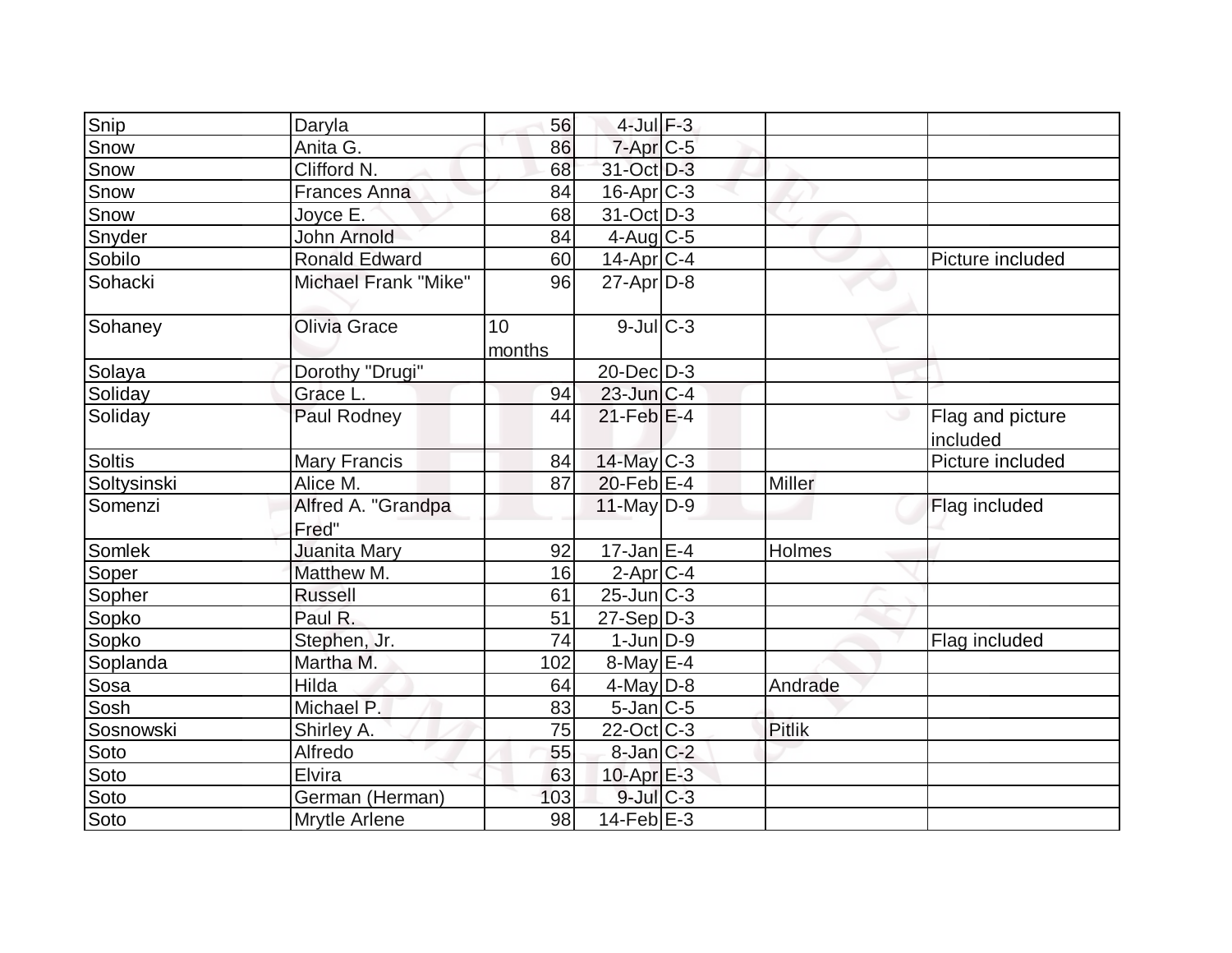| | | | | | | |
|---|---|---|---|---|---|---|
| Snip | Daryla | 56 | 4-Jul | F-3 | | |
| Snow | Anita G. | 86 | 7-Apr | C-5 | | |
| Snow | Clifford N. | 68 | 31-Oct | D-3 | | |
| Snow | Frances Anna | 84 | 16-Apr | C-3 | | |
| Snow | Joyce E. | 68 | 31-Oct | D-3 | | |
| Snyder | John Arnold | 84 | 4-Aug | C-5 | | |
| Sobilo | Ronald Edward | 60 | 14-Apr | C-4 | | Picture included |
| Sohacki | Michael Frank "Mike" | 96 | 27-Apr | D-8 | | |
| Sohaney | Olivia Grace | 10 months | 9-Jul | C-3 | | |
| Solaya | Dorothy "Drugi" | | 20-Dec | D-3 | | |
| Soliday | Grace L. | 94 | 23-Jun | C-4 | | |
| Soliday | Paul Rodney | 44 | 21-Feb | E-4 | | Flag and picture included |
| Soltis | Mary Francis | 84 | 14-May | C-3 | | Picture included |
| Soltysinski | Alice M. | 87 | 20-Feb | E-4 | Miller | |
| Somenzi | Alfred A. "Grandpa Fred" | | 11-May | D-9 | | Flag included |
| Somlek | Juanita Mary | 92 | 17-Jan | E-4 | Holmes | |
| Soper | Matthew M. | 16 | 2-Apr | C-4 | | |
| Sopher | Russell | 61 | 25-Jun | C-3 | | |
| Sopko | Paul R. | 51 | 27-Sep | D-3 | | |
| Sopko | Stephen, Jr. | 74 | 1-Jun | D-9 | | Flag included |
| Soplanda | Martha M. | 102 | 8-May | E-4 | | |
| Sosa | Hilda | 64 | 4-May | D-8 | Andrade | |
| Sosh | Michael P. | 83 | 5-Jan | C-5 | | |
| Sosnowski | Shirley A. | 75 | 22-Oct | C-3 | Pitlik | |
| Soto | Alfredo | 55 | 8-Jan | C-2 | | |
| Soto | Elvira | 63 | 10-Apr | E-3 | | |
| Soto | German (Herman) | 103 | 9-Jul | C-3 | | |
| Soto | Mrytle Arlene | 98 | 14-Feb | E-3 | | |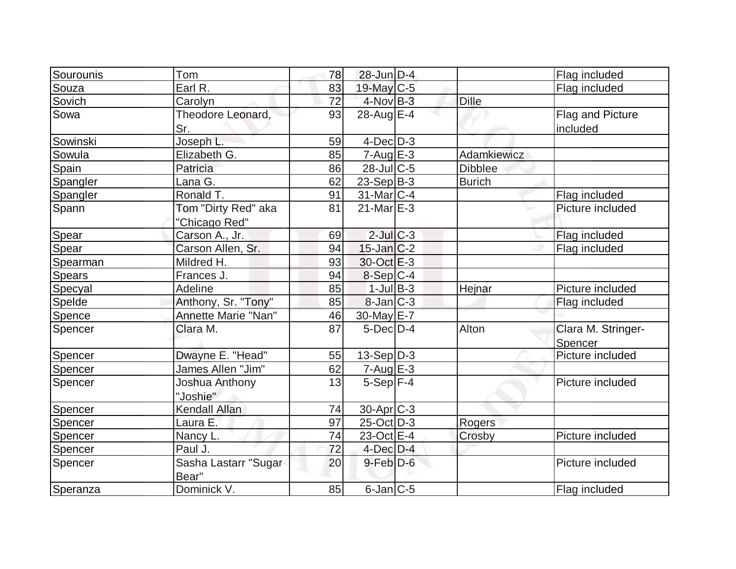| Sourounis | Tom | 78 | 28-Jun | D-4 | | Flag included |
|---|---|---|---|---|---|---|
| Souza | Earl R. | 83 | 19-May | C-5 | | Flag included |
| Sovich | Carolyn | 72 | 4-Nov | B-3 | Dille | |
| Sowa | Theodore Leonard, Sr. | 93 | 28-Aug | E-4 | | Flag and Picture included |
| Sowinski | Joseph L. | 59 | 4-Dec | D-3 | | |
| Sowula | Elizabeth G. | 85 | 7-Aug | E-3 | Adamkiewicz | |
| Spain | Patricia | 86 | 28-Jul | C-5 | Dibblee | |
| Spangler | Lana G. | 62 | 23-Sep | B-3 | Burich | |
| Spangler | Ronald T. | 91 | 31-Mar | C-4 | | Flag included |
| Spann | Tom "Dirty Red" aka "Chicago Red" | 81 | 21-Mar | E-3 | | Picture included |
| Spear | Carson A., Jr. | 69 | 2-Jul | C-3 | | Flag included |
| Spear | Carson Allen, Sr. | 94 | 15-Jan | C-2 | | Flag included |
| Spearman | Mildred H. | 93 | 30-Oct | E-3 | | |
| Spears | Frances J. | 94 | 8-Sep | C-4 | | |
| Specyal | Adeline | 85 | 1-Jul | B-3 | Hejnar | Picture included |
| Spelde | Anthony, Sr. "Tony" | 85 | 8-Jan | C-3 | | Flag included |
| Spence | Annette Marie "Nan" | 46 | 30-May | E-7 | | |
| Spencer | Clara M. | 87 | 5-Dec | D-4 | Alton | Clara M. Stringer-Spencer |
| Spencer | Dwayne E. "Head" | 55 | 13-Sep | D-3 | | Picture included |
| Spencer | James Allen "Jim" | 62 | 7-Aug | E-3 | | |
| Spencer | Joshua Anthony "Joshie" | 13 | 5-Sep | F-4 | | Picture included |
| Spencer | Kendall Allan | 74 | 30-Apr | C-3 | | |
| Spencer | Laura E. | 97 | 25-Oct | D-3 | Rogers | |
| Spencer | Nancy L. | 74 | 23-Oct | E-4 | Crosby | Picture included |
| Spencer | Paul J. | 72 | 4-Dec | D-4 | | |
| Spencer | Sasha Lastarr "Sugar Bear" | 20 | 9-Feb | D-6 | | Picture included |
| Speranza | Dominick V. | 85 | 6-Jan | C-5 | | Flag included |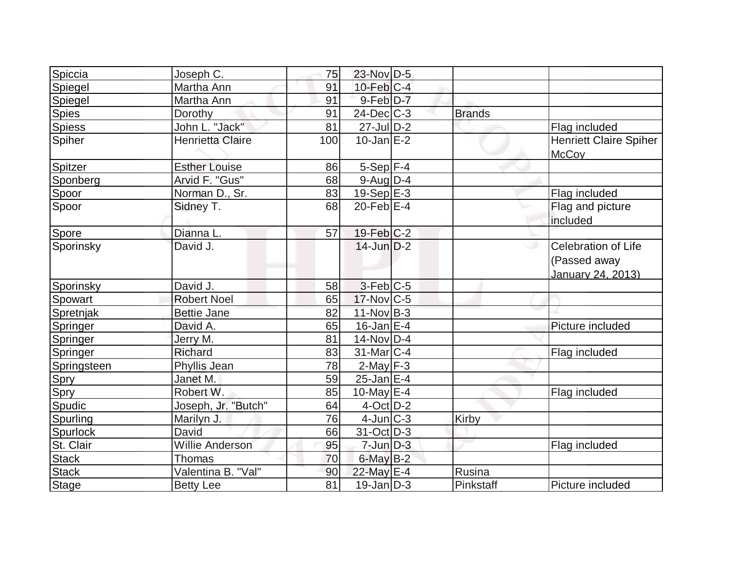| | | | | | | |
|---|---|---|---|---|---|---|
| Spiccia | Joseph C. | 75 | 23-Nov | D-5 | | |
| Spiegel | Martha Ann | 91 | 10-Feb | C-4 | | |
| Spiegel | Martha Ann | 91 | 9-Feb | D-7 | | |
| Spies | Dorothy | 91 | 24-Dec | C-3 | Brands | |
| Spiess | John L. "Jack" | 81 | 27-Jul | D-2 | | Flag included |
| Spiher | Henrietta Claire | 100 | 10-Jan | E-2 | | Henriett Claire Spiher McCoy |
| Spitzer | Esther Louise | 86 | 5-Sep | F-4 | | |
| Sponberg | Arvid F. "Gus" | 68 | 9-Aug | D-4 | | |
| Spoor | Norman D., Sr. | 83 | 19-Sep | E-3 | | Flag included |
| Spoor | Sidney T. | 68 | 20-Feb | E-4 | | Flag and picture included |
| Spore | Dianna L. | 57 | 19-Feb | C-2 | | |
| Sporinsky | David J. | | 14-Jun | D-2 | | Celebration of Life (Passed away January 24, 2013) |
| Sporinsky | David J. | 58 | 3-Feb | C-5 | | |
| Spowart | Robert Noel | 65 | 17-Nov | C-5 | | |
| Spretnjak | Bettie Jane | 82 | 11-Nov | B-3 | | |
| Springer | David A. | 65 | 16-Jan | E-4 | | Picture included |
| Springer | Jerry M. | 81 | 14-Nov | D-4 | | |
| Springer | Richard | 83 | 31-Mar | C-4 | | Flag included |
| Springsteen | Phyllis Jean | 78 | 2-May | F-3 | | |
| Spry | Janet M. | 59 | 25-Jan | E-4 | | |
| Spry | Robert W. | 85 | 10-May | E-4 | | Flag included |
| Spudic | Joseph, Jr. "Butch" | 64 | 4-Oct | D-2 | | |
| Spurling | Marilyn J. | 76 | 4-Jun | C-3 | Kirby | |
| Spurlock | David | 66 | 31-Oct | D-3 | | |
| St. Clair | Willie Anderson | 95 | 7-Jun | D-3 | | Flag included |
| Stack | Thomas | 70 | 6-May | B-2 | | |
| Stack | Valentina B. "Val" | 90 | 22-May | E-4 | Rusina | |
| Stage | Betty Lee | 81 | 19-Jan | D-3 | Pinkstaff | Picture included |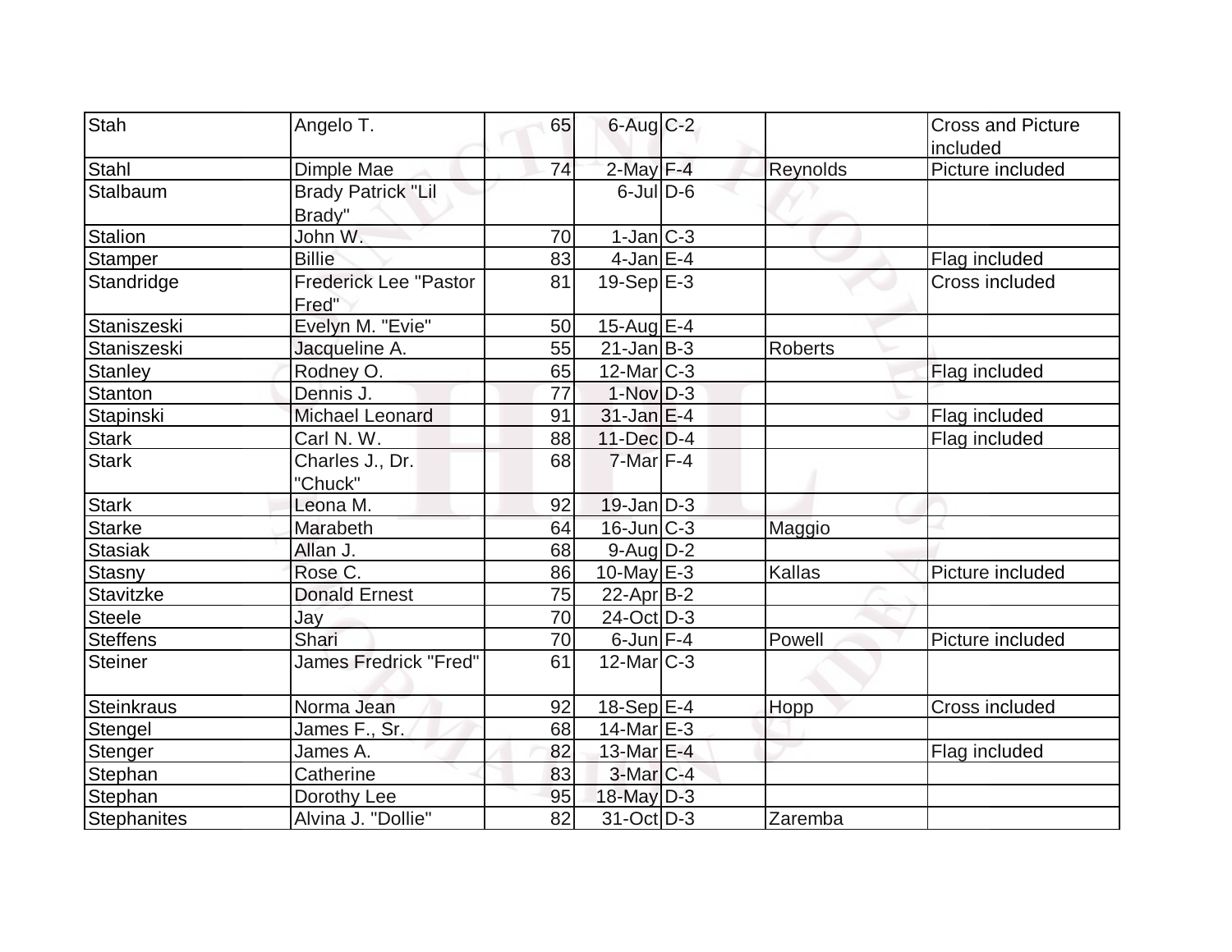| Stah | Angelo T. | 65 | 6-Aug | C-2 | | Cross and Picture included |
|---|---|---|---|---|---|---|
| Stahl | Dimple Mae | 74 | 2-May | F-4 | Reynolds | Picture included |
| Stalbaum | Brady Patrick "Lil Brady" | | 6-Jul | D-6 | | |
| Stalion | John W. | 70 | 1-Jan | C-3 | | |
| Stamper | Billie | 83 | 4-Jan | E-4 | | Flag included |
| Standridge | Frederick Lee "Pastor Fred" | 81 | 19-Sep | E-3 | | Cross included |
| Staniszeski | Evelyn M. "Evie" | 50 | 15-Aug | E-4 | | |
| Staniszeski | Jacqueline A. | 55 | 21-Jan | B-3 | Roberts | |
| Stanley | Rodney O. | 65 | 12-Mar | C-3 | | Flag included |
| Stanton | Dennis J. | 77 | 1-Nov | D-3 | | |
| Stapinski | Michael Leonard | 91 | 31-Jan | E-4 | | Flag included |
| Stark | Carl N. W. | 88 | 11-Dec | D-4 | | Flag included |
| Stark | Charles J., Dr. "Chuck" | 68 | 7-Mar | F-4 | | |
| Stark | Leona M. | 92 | 19-Jan | D-3 | | |
| Starke | Marabeth | 64 | 16-Jun | C-3 | Maggio | |
| Stasiak | Allan J. | 68 | 9-Aug | D-2 | | |
| Stasny | Rose C. | 86 | 10-May | E-3 | Kallas | Picture included |
| Stavitzke | Donald Ernest | 75 | 22-Apr | B-2 | | |
| Steele | Jay | 70 | 24-Oct | D-3 | | |
| Steffens | Shari | 70 | 6-Jun | F-4 | Powell | Picture included |
| Steiner | James Fredrick "Fred" | 61 | 12-Mar | C-3 | | |
| Steinkraus | Norma Jean | 92 | 18-Sep | E-4 | Hopp | Cross included |
| Stengel | James F., Sr. | 68 | 14-Mar | E-3 | | |
| Stenger | James A. | 82 | 13-Mar | E-4 | | Flag included |
| Stephan | Catherine | 83 | 3-Mar | C-4 | | |
| Stephan | Dorothy Lee | 95 | 18-May | D-3 | | |
| Stephanites | Alvina J. "Dollie" | 82 | 31-Oct | D-3 | Zaremba | |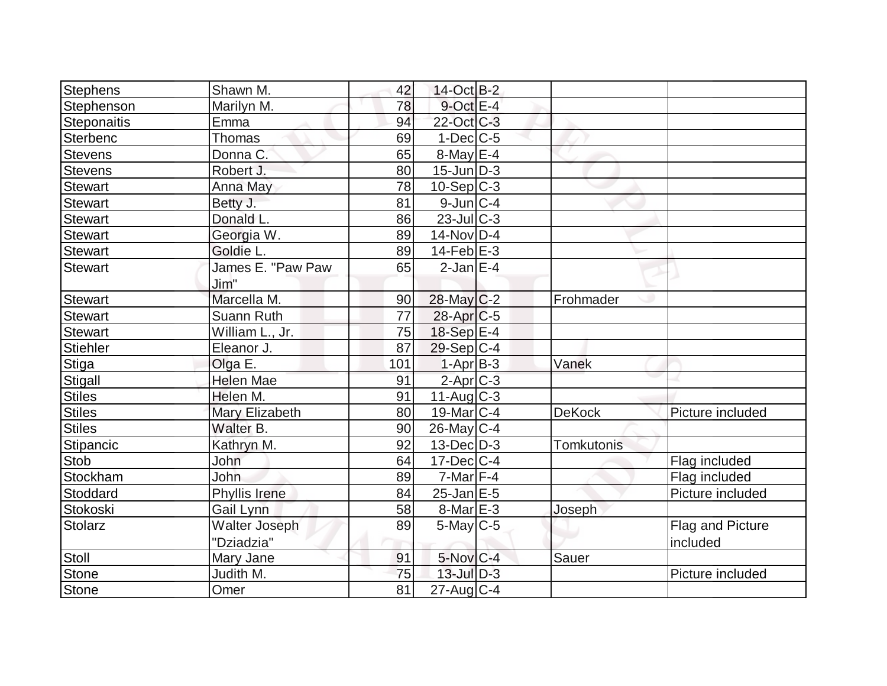| | | | | | | |
|---|---|---|---|---|---|---|
| Stephens | Shawn M. | 42 | 14-Oct | B-2 | | |
| Stephenson | Marilyn M. | 78 | 9-Oct | E-4 | | |
| Steponaitis | Emma | 94 | 22-Oct | C-3 | | |
| Sterbenc | Thomas | 69 | 1-Dec | C-5 | | |
| Stevens | Donna C. | 65 | 8-May | E-4 | | |
| Stevens | Robert J. | 80 | 15-Jun | D-3 | | |
| Stewart | Anna May | 78 | 10-Sep | C-3 | | |
| Stewart | Betty J. | 81 | 9-Jun | C-4 | | |
| Stewart | Donald L. | 86 | 23-Jul | C-3 | | |
| Stewart | Georgia W. | 89 | 14-Nov | D-4 | | |
| Stewart | Goldie L. | 89 | 14-Feb | E-3 | | |
| Stewart | James E. "Paw Paw Jim" | 65 | 2-Jan | E-4 | | |
| Stewart | Marcella M. | 90 | 28-May | C-2 | Frohmader | |
| Stewart | Suann Ruth | 77 | 28-Apr | C-5 | | |
| Stewart | William L., Jr. | 75 | 18-Sep | E-4 | | |
| Stiehler | Eleanor J. | 87 | 29-Sep | C-4 | | |
| Stiga | Olga E. | 101 | 1-Apr | B-3 | Vanek | |
| Stigall | Helen Mae | 91 | 2-Apr | C-3 | | |
| Stiles | Helen M. | 91 | 11-Aug | C-3 | | |
| Stiles | Mary Elizabeth | 80 | 19-Mar | C-4 | DeKock | Picture included |
| Stiles | Walter B. | 90 | 26-May | C-4 | | |
| Stipancic | Kathryn M. | 92 | 13-Dec | D-3 | Tomkutonis | |
| Stob | John | 64 | 17-Dec | C-4 | | Flag included |
| Stockham | John | 89 | 7-Mar | F-4 | | Flag included |
| Stoddard | Phyllis Irene | 84 | 25-Jan | E-5 | | Picture included |
| Stokoski | Gail Lynn | 58 | 8-Mar | E-3 | Joseph | |
| Stolarz | Walter Joseph "Dziadzia" | 89 | 5-May | C-5 | | Flag and Picture included |
| Stoll | Mary Jane | 91 | 5-Nov | C-4 | Sauer | |
| Stone | Judith M. | 75 | 13-Jul | D-3 | | Picture included |
| Stone | Omer | 81 | 27-Aug | C-4 | | |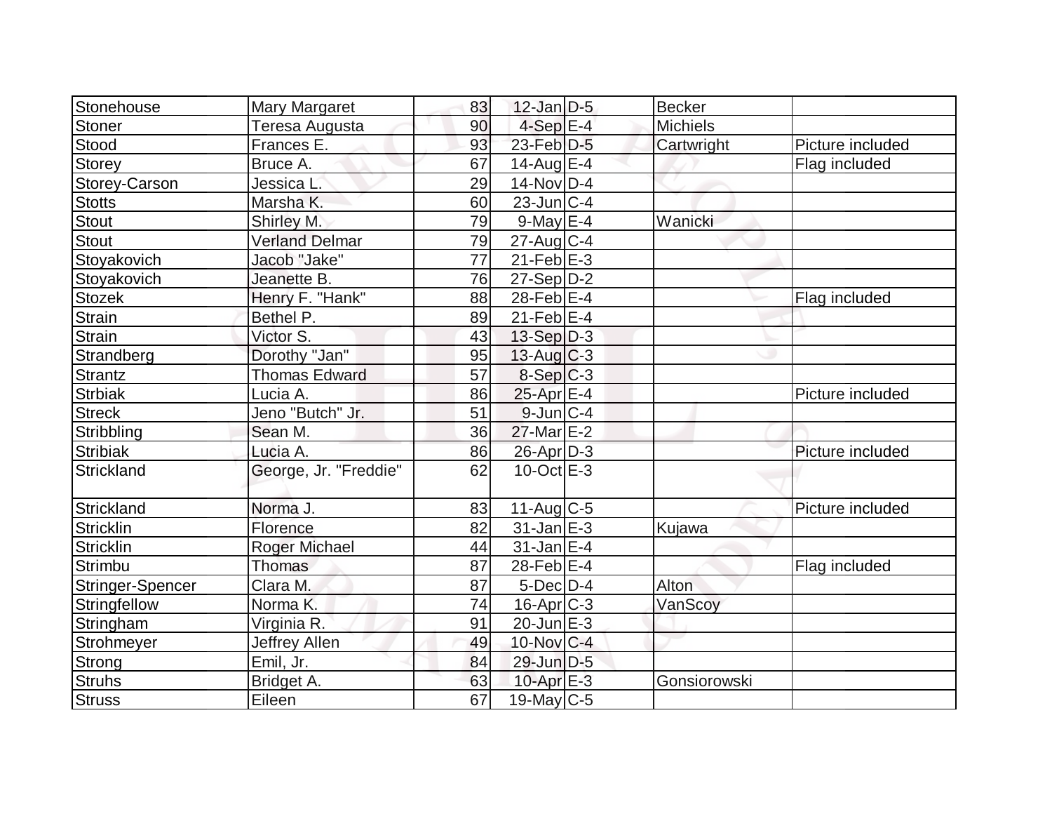| Stonehouse | Mary Margaret | 83 | 12-Jan | D-5 | Becker | |
|---|---|---|---|---|---|---|
| Stoner | Teresa Augusta | 90 | 4-Sep | E-4 | Michiels | |
| Stood | Frances E. | 93 | 23-Feb | D-5 | Cartwright | Picture included |
| Storey | Bruce A. | 67 | 14-Aug | E-4 | | Flag included |
| Storey-Carson | Jessica L. | 29 | 14-Nov | D-4 | | |
| Stotts | Marsha K. | 60 | 23-Jun | C-4 | | |
| Stout | Shirley M. | 79 | 9-May | E-4 | Wanicki | |
| Stout | Verland Delmar | 79 | 27-Aug | C-4 | | |
| Stoyakovich | Jacob "Jake" | 77 | 21-Feb | E-3 | | |
| Stoyakovich | Jeanette B. | 76 | 27-Sep | D-2 | | |
| Stozek | Henry F. "Hank" | 88 | 28-Feb | E-4 | | Flag included |
| Strain | Bethel P. | 89 | 21-Feb | E-4 | | |
| Strain | Victor S. | 43 | 13-Sep | D-3 | | |
| Strandberg | Dorothy "Jan" | 95 | 13-Aug | C-3 | | |
| Strantz | Thomas Edward | 57 | 8-Sep | C-3 | | |
| Strbiak | Lucia A. | 86 | 25-Apr | E-4 | | Picture included |
| Streck | Jeno "Butch" Jr. | 51 | 9-Jun | C-4 | | |
| Stribbling | Sean M. | 36 | 27-Mar | E-2 | | |
| Stribiak | Lucia A. | 86 | 26-Apr | D-3 | | Picture included |
| Strickland | George, Jr. "Freddie" | 62 | 10-Oct | E-3 | | |
| Strickland | Norma J. | 83 | 11-Aug | C-5 | | Picture included |
| Stricklin | Florence | 82 | 31-Jan | E-3 | Kujawa | |
| Stricklin | Roger Michael | 44 | 31-Jan | E-4 | | |
| Strimbu | Thomas | 87 | 28-Feb | E-4 | | Flag included |
| Stringer-Spencer | Clara M. | 87 | 5-Dec | D-4 | Alton | |
| Stringfellow | Norma K. | 74 | 16-Apr | C-3 | VanScoy | |
| Stringham | Virginia R. | 91 | 20-Jun | E-3 | | |
| Strohmeyer | Jeffrey Allen | 49 | 10-Nov | C-4 | | |
| Strong | Emil, Jr. | 84 | 29-Jun | D-5 | | |
| Struhs | Bridget A. | 63 | 10-Apr | E-3 | Gonsiorowski | |
| Struss | Eileen | 67 | 19-May | C-5 | | |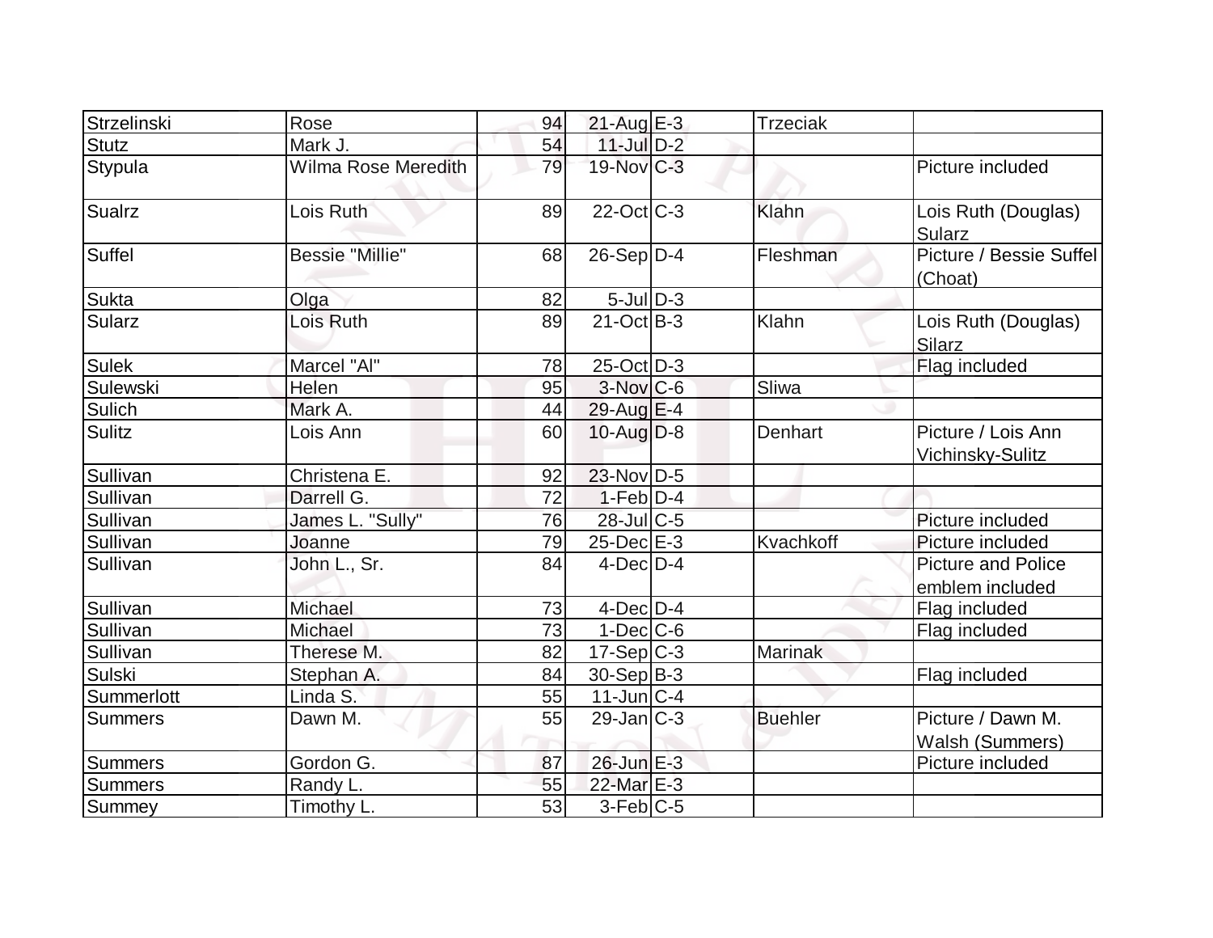| Strzelinski | Rose | 94 | 21-Aug | E-3 | Trzeciak | |
|---|---|---|---|---|---|---|
| Stutz | Mark J. | 54 | 11-Jul | D-2 | | |
| Stypula | Wilma Rose Meredith | 79 | 19-Nov | C-3 | | Picture included |
| Sualrz | Lois Ruth | 89 | 22-Oct | C-3 | Klahn | Lois Ruth (Douglas) Sularz |
| Suffel | Bessie "Millie" | 68 | 26-Sep | D-4 | Fleshman | Picture / Bessie Suffel (Choat) |
| Sukta | Olga | 82 | 5-Jul | D-3 | | |
| Sularz | Lois Ruth | 89 | 21-Oct | B-3 | Klahn | Lois Ruth (Douglas) Silarz |
| Sulek | Marcel "Al" | 78 | 25-Oct | D-3 | | Flag included |
| Sulewski | Helen | 95 | 3-Nov | C-6 | Sliwa | |
| Sulich | Mark A. | 44 | 29-Aug | E-4 | | |
| Sulitz | Lois Ann | 60 | 10-Aug | D-8 | Denhart | Picture / Lois Ann Vichinsky-Sulitz |
| Sullivan | Christena E. | 92 | 23-Nov | D-5 | | |
| Sullivan | Darrell G. | 72 | 1-Feb | D-4 | | |
| Sullivan | James L. "Sully" | 76 | 28-Jul | C-5 | | Picture included |
| Sullivan | Joanne | 79 | 25-Dec | E-3 | Kvachkoff | Picture included |
| Sullivan | John L., Sr. | 84 | 4-Dec | D-4 | | Picture and Police emblem included |
| Sullivan | Michael | 73 | 4-Dec | D-4 | | Flag included |
| Sullivan | Michael | 73 | 1-Dec | C-6 | | Flag included |
| Sullivan | Therese M. | 82 | 17-Sep | C-3 | Marinak | |
| Sulski | Stephan A. | 84 | 30-Sep | B-3 | | Flag included |
| Summerlott | Linda S. | 55 | 11-Jun | C-4 | | |
| Summers | Dawn M. | 55 | 29-Jan | C-3 | Buehler | Picture / Dawn M. Walsh (Summers) |
| Summers | Gordon G. | 87 | 26-Jun | E-3 | | Picture included |
| Summers | Randy L. | 55 | 22-Mar | E-3 | | |
| Summey | Timothy L. | 53 | 3-Feb | C-5 | | |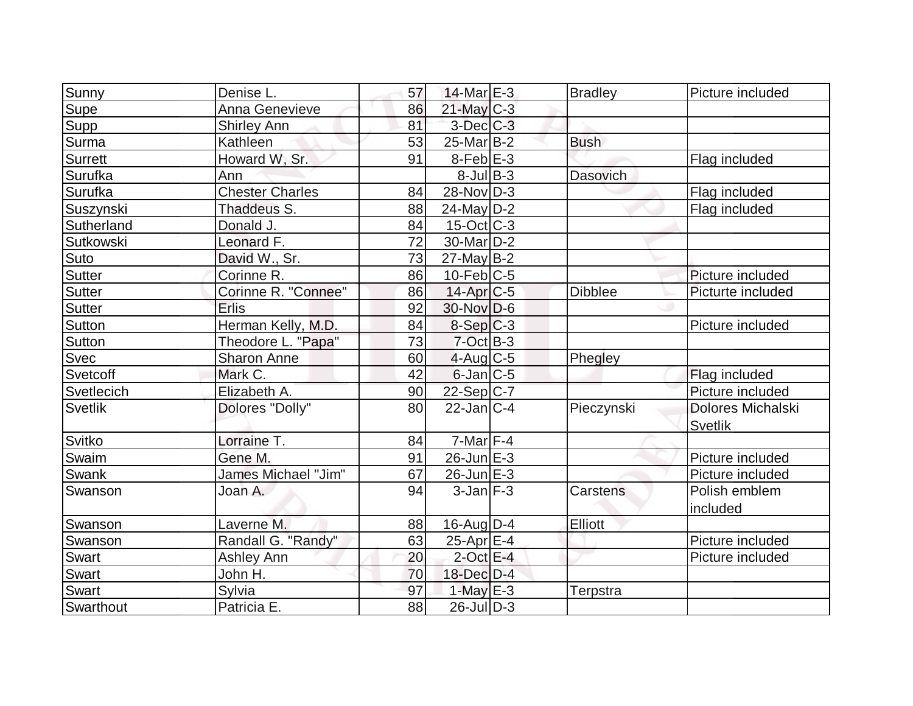| | | | | | | |
|---|---|---|---|---|---|---|
| Sunny | Denise L. | 57 | 14-Mar | E-3 | Bradley | Picture included |
| Supe | Anna Genevieve | 86 | 21-May | C-3 | | |
| Supp | Shirley Ann | 81 | 3-Dec | C-3 | | |
| Surma | Kathleen | 53 | 25-Mar | B-2 | Bush | |
| Surrett | Howard W, Sr. | 91 | 8-Feb | E-3 | | Flag included |
| Surufka | Ann | | 8-Jul | B-3 | Dasovich | |
| Surufka | Chester Charles | 84 | 28-Nov | D-3 | | Flag included |
| Suszynski | Thaddeus S. | 88 | 24-May | D-2 | | Flag included |
| Sutherland | Donald J. | 84 | 15-Oct | C-3 | | |
| Sutkowski | Leonard F. | 72 | 30-Mar | D-2 | | |
| Suto | David W., Sr. | 73 | 27-May | B-2 | | |
| Sutter | Corinne R. | 86 | 10-Feb | C-5 | | Picture included |
| Sutter | Corinne R. "Connee" | 86 | 14-Apr | C-5 | Dibblee | Picturte included |
| Sutter | Erlis | 92 | 30-Nov | D-6 | | |
| Sutton | Herman Kelly, M.D. | 84 | 8-Sep | C-3 | | Picture included |
| Sutton | Theodore L. "Papa" | 73 | 7-Oct | B-3 | | |
| Svec | Sharon Anne | 60 | 4-Aug | C-5 | Phegley | |
| Svetcoff | Mark C. | 42 | 6-Jan | C-5 | | Flag included |
| Svetlecich | Elizabeth A. | 90 | 22-Sep | C-7 | | Picture included |
| Svetlik | Dolores "Dolly" | 80 | 22-Jan | C-4 | Pieczynski | Dolores Michalski Svetlik |
| Svitko | Lorraine T. | 84 | 7-Mar | F-4 | | |
| Swaim | Gene M. | 91 | 26-Jun | E-3 | | Picture included |
| Swank | James Michael "Jim" | 67 | 26-Jun | E-3 | | Picture included |
| Swanson | Joan A. | 94 | 3-Jan | F-3 | Carstens | Polish emblem included |
| Swanson | Laverne M. | 88 | 16-Aug | D-4 | Elliott | |
| Swanson | Randall G. "Randy" | 63 | 25-Apr | E-4 | | Picture included |
| Swart | Ashley Ann | 20 | 2-Oct | E-4 | | Picture included |
| Swart | John H. | 70 | 18-Dec | D-4 | | |
| Swart | Sylvia | 97 | 1-May | E-3 | Terpstra | |
| Swarthout | Patricia E. | 88 | 26-Jul | D-3 | | |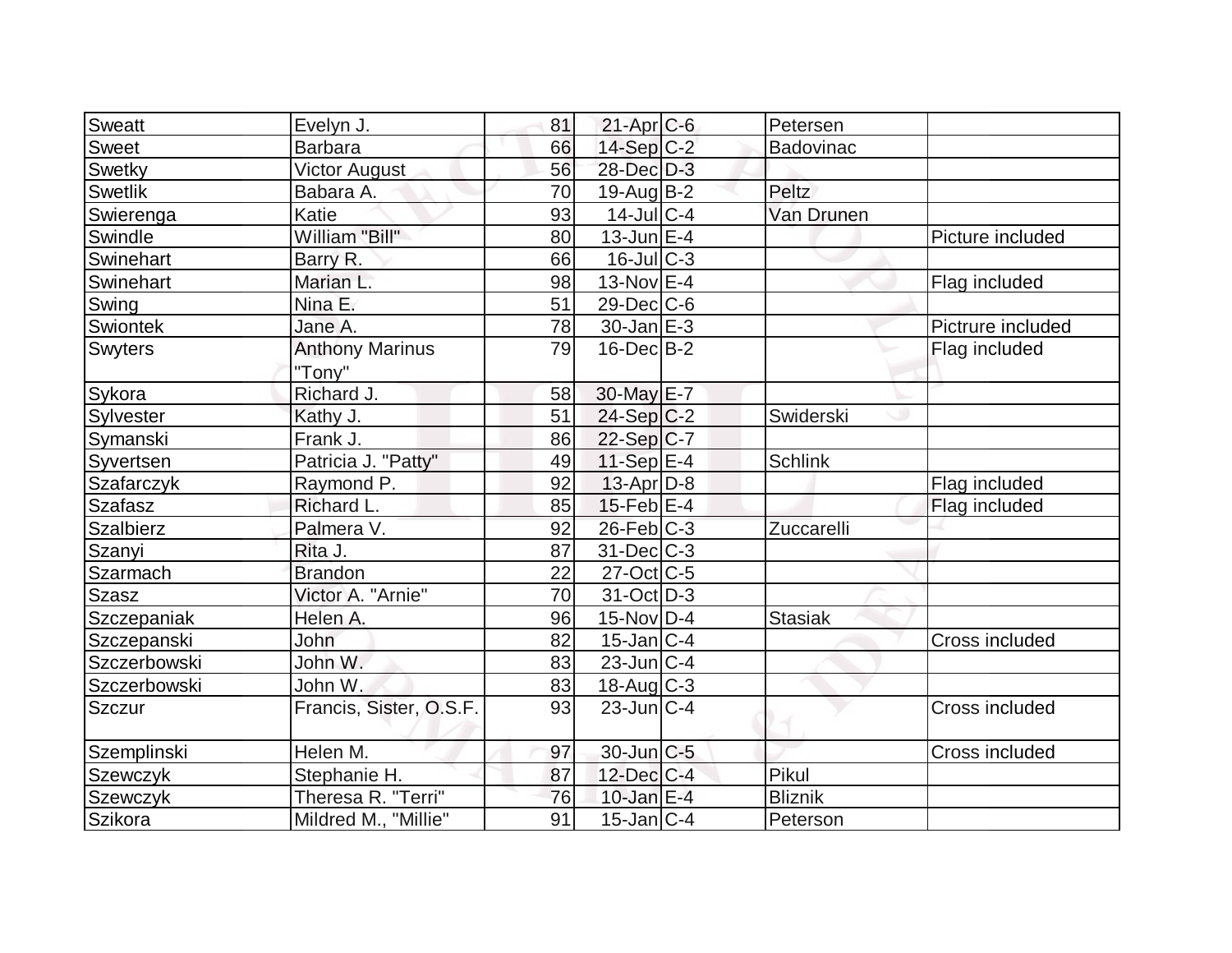| | | | | | | |
|---|---|---|---|---|---|---|
| Sweatt | Evelyn J. | 81 | 21-Apr | C-6 | Petersen | |
| Sweet | Barbara | 66 | 14-Sep | C-2 | Badovinac | |
| Swetky | Victor August | 56 | 28-Dec | D-3 | | |
| Swetlik | Babara A. | 70 | 19-Aug | B-2 | Peltz | |
| Swierenga | Katie | 93 | 14-Jul | C-4 | Van Drunen | |
| Swindle | William "Bill" | 80 | 13-Jun | E-4 | | Picture included |
| Swinehart | Barry R. | 66 | 16-Jul | C-3 | | |
| Swinehart | Marian L. | 98 | 13-Nov | E-4 | | Flag included |
| Swing | Nina E. | 51 | 29-Dec | C-6 | | |
| Swiontek | Jane A. | 78 | 30-Jan | E-3 | | Pictrure included |
| Swyters | Anthony Marinus "Tony" | 79 | 16-Dec | B-2 | | Flag included |
| Sykora | Richard J. | 58 | 30-May | E-7 | | |
| Sylvester | Kathy J. | 51 | 24-Sep | C-2 | Swiderski | |
| Symanski | Frank J. | 86 | 22-Sep | C-7 | | |
| Syvertsen | Patricia J. "Patty" | 49 | 11-Sep | E-4 | Schlink | |
| Szafarczyk | Raymond P. | 92 | 13-Apr | D-8 | | Flag included |
| Szafasz | Richard L. | 85 | 15-Feb | E-4 | | Flag included |
| Szalbierz | Palmera V. | 92 | 26-Feb | C-3 | Zuccarelli | |
| Szanyi | Rita J. | 87 | 31-Dec | C-3 | | |
| Szarmach | Brandon | 22 | 27-Oct | C-5 | | |
| Szasz | Victor A. "Arnie" | 70 | 31-Oct | D-3 | | |
| Szczepaniak | Helen A. | 96 | 15-Nov | D-4 | Stasiak | |
| Szczepanski | John | 82 | 15-Jan | C-4 | | Cross included |
| Szczerbowski | John W. | 83 | 23-Jun | C-4 | | |
| Szczerbowski | John W. | 83 | 18-Aug | C-3 | | |
| Szczur | Francis, Sister, O.S.F. | 93 | 23-Jun | C-4 | | Cross included |
| Szemplinski | Helen M. | 97 | 30-Jun | C-5 | | Cross included |
| Szewczyk | Stephanie H. | 87 | 12-Dec | C-4 | Pikul | |
| Szewczyk | Theresa R. "Terri" | 76 | 10-Jan | E-4 | Bliznik | |
| Szikora | Mildred M., "Millie" | 91 | 15-Jan | C-4 | Peterson | |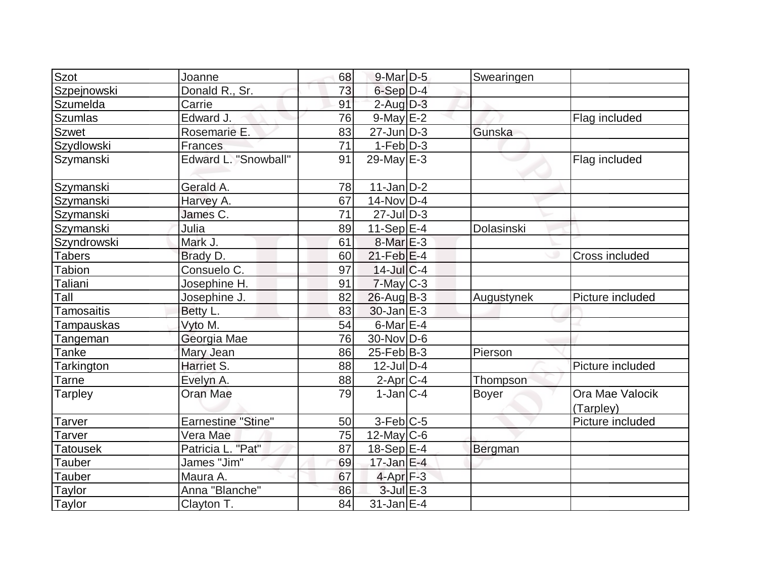| Szot | Joanne | 68 | 9-Mar | D-5 | Swearingen | |
|---|---|---|---|---|---|---|
| Szpejnowski | Donald R., Sr. | 73 | 6-Sep | D-4 | | |
| Szumelda | Carrie | 91 | 2-Aug | D-3 | | |
| Szumlas | Edward J. | 76 | 9-May | E-2 | | Flag included |
| Szwet | Rosemarie E. | 83 | 27-Jun | D-3 | Gunska | |
| Szydlowski | Frances | 71 | 1-Feb | D-3 | | |
| Szymanski | Edward L. "Snowball" | 91 | 29-May | E-3 | | Flag included |
| Szymanski | Gerald A. | 78 | 11-Jan | D-2 | | |
| Szymanski | Harvey A. | 67 | 14-Nov | D-4 | | |
| Szymanski | James C. | 71 | 27-Jul | D-3 | | |
| Szymanski | Julia | 89 | 11-Sep | E-4 | Dolasinski | |
| Szyndrowski | Mark J. | 61 | 8-Mar | E-3 | | |
| Tabers | Brady D. | 60 | 21-Feb | E-4 | | Cross included |
| Tabion | Consuelo C. | 97 | 14-Jul | C-4 | | |
| Taliani | Josephine H. | 91 | 7-May | C-3 | | |
| Tall | Josephine J. | 82 | 26-Aug | B-3 | Augustynek | Picture included |
| Tamosaitis | Betty L. | 83 | 30-Jan | E-3 | | |
| Tampauskas | Vyto M. | 54 | 6-Mar | E-4 | | |
| Tangeman | Georgia Mae | 76 | 30-Nov | D-6 | | |
| Tanke | Mary Jean | 86 | 25-Feb | B-3 | Pierson | |
| Tarkington | Harriet S. | 88 | 12-Jul | D-4 | | Picture included |
| Tarne | Evelyn A. | 88 | 2-Apr | C-4 | Thompson | |
| Tarpley | Oran Mae | 79 | 1-Jan | C-4 | Boyer | Ora Mae Valocik (Tarpley) |
| Tarver | Earnestine "Stine" | 50 | 3-Feb | C-5 | | Picture included |
| Tarver | Vera Mae | 75 | 12-May | C-6 | | |
| Tatousek | Patricia L. "Pat" | 87 | 18-Sep | E-4 | Bergman | |
| Tauber | James "Jim" | 69 | 17-Jan | E-4 | | |
| Tauber | Maura A. | 67 | 4-Apr | F-3 | | |
| Taylor | Anna "Blanche" | 86 | 3-Jul | E-3 | | |
| Taylor | Clayton T. | 84 | 31-Jan | E-4 | | |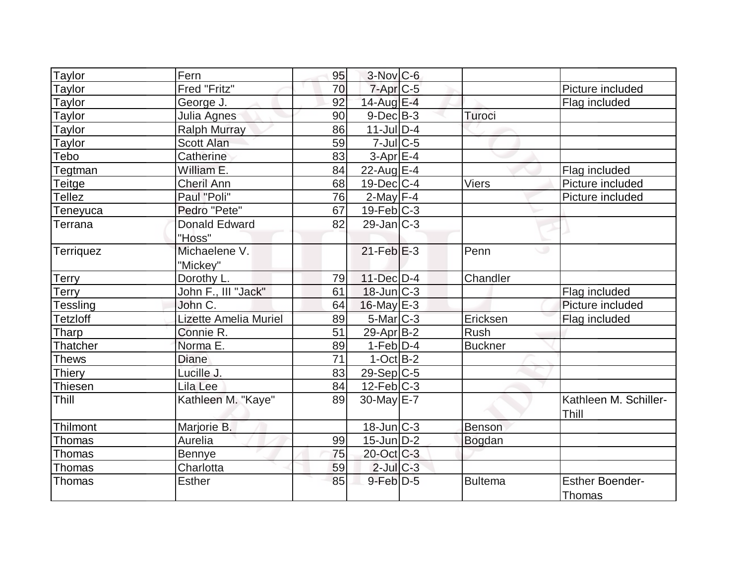| Taylor | Fern | 95 | 3-Nov | C-6 | | |
|---|---|---|---|---|---|---|
| Taylor | Fred "Fritz" | 70 | 7-Apr | C-5 | | Picture included |
| Taylor | George J. | 92 | 14-Aug | E-4 | | Flag included |
| Taylor | Julia Agnes | 90 | 9-Dec | B-3 | Turoci | |
| Taylor | Ralph Murray | 86 | 11-Jul | D-4 | | |
| Taylor | Scott Alan | 59 | 7-Jul | C-5 | | |
| Tebo | Catherine | 83 | 3-Apr | E-4 | | |
| Tegtman | William E. | 84 | 22-Aug | E-4 | | Flag included |
| Teitge | Cheril Ann | 68 | 19-Dec | C-4 | Viers | Picture included |
| Tellez | Paul "Poli" | 76 | 2-May | F-4 | | Picture included |
| Teneyuca | Pedro "Pete" | 67 | 19-Feb | C-3 | | |
| Terrana | Donald Edward "Hoss" | 82 | 29-Jan | C-3 | | |
| Terriquez | Michaelene V. "Mickey" | | 21-Feb | E-3 | Penn | |
| Terry | Dorothy L. | 79 | 11-Dec | D-4 | Chandler | |
| Terry | John F., III "Jack" | 61 | 18-Jun | C-3 | | Flag included |
| Tessling | John C. | 64 | 16-May | E-3 | | Picture included |
| Tetzloff | Lizette Amelia Muriel | 89 | 5-Mar | C-3 | Ericksen | Flag included |
| Tharp | Connie R. | 51 | 29-Apr | B-2 | Rush | |
| Thatcher | Norma E. | 89 | 1-Feb | D-4 | Buckner | |
| Thews | Diane | 71 | 1-Oct | B-2 | | |
| Thiery | Lucille J. | 83 | 29-Sep | C-5 | | |
| Thiesen | Lila Lee | 84 | 12-Feb | C-3 | | |
| Thill | Kathleen M. "Kaye" | 89 | 30-May | E-7 | | Kathleen M. Schiller-Thill |
| Thilmont | Marjorie B. | | 18-Jun | C-3 | Benson | |
| Thomas | Aurelia | 99 | 15-Jun | D-2 | Bogdan | |
| Thomas | Bennye | 75 | 20-Oct | C-3 | | |
| Thomas | Charlotta | 59 | 2-Jul | C-3 | | |
| Thomas | Esther | 85 | 9-Feb | D-5 | Bultema | Esther Boender-Thomas |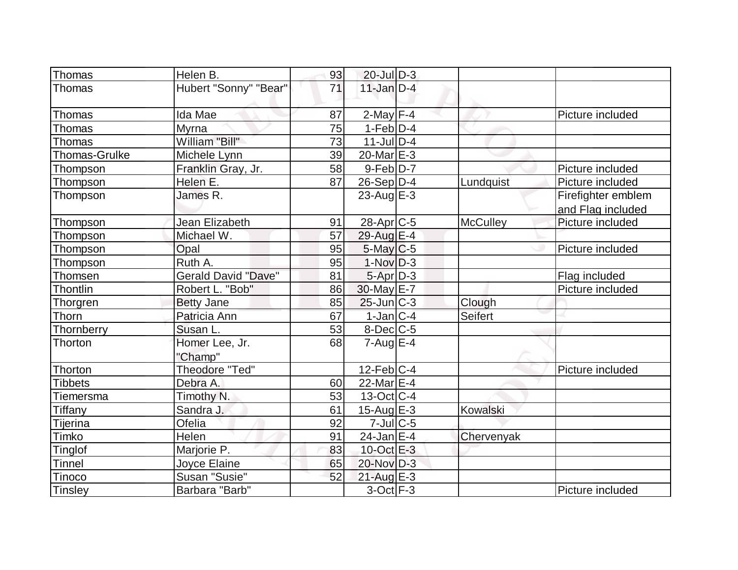| Thomas | Helen B. | 93 | 20-Jul | D-3 | | |
|---|---|---|---|---|---|---|
| Thomas | Hubert "Sonny" "Bear" | 71 | 11-Jan | D-4 | | |
| Thomas | Ida Mae | 87 | 2-May | F-4 | | Picture included |
| Thomas | Myrna | 75 | 1-Feb | D-4 | | |
| Thomas | William "Bill" | 73 | 11-Jul | D-4 | | |
| Thomas-Grulke | Michele Lynn | 39 | 20-Mar | E-3 | | |
| Thompson | Franklin Gray, Jr. | 58 | 9-Feb | D-7 | | Picture included |
| Thompson | Helen E. | 87 | 26-Sep | D-4 | Lundquist | Picture included |
| Thompson | James R. | | 23-Aug | E-3 | | Firefighter emblem and Flag included |
| Thompson | Jean Elizabeth | 91 | 28-Apr | C-5 | McCulley | Picture included |
| Thompson | Michael W. | 57 | 29-Aug | E-4 | | |
| Thompson | Opal | 95 | 5-May | C-5 | | Picture included |
| Thompson | Ruth A. | 95 | 1-Nov | D-3 | | |
| Thomsen | Gerald David "Dave" | 81 | 5-Apr | D-3 | | Flag included |
| Thontlin | Robert L. "Bob" | 86 | 30-May | E-7 | | Picture included |
| Thorgren | Betty Jane | 85 | 25-Jun | C-3 | Clough | |
| Thorn | Patricia Ann | 67 | 1-Jan | C-4 | Seifert | |
| Thornberry | Susan L. | 53 | 8-Dec | C-5 | | |
| Thorton | Homer Lee, Jr. "Champ" | 68 | 7-Aug | E-4 | | |
| Thorton | Theodore "Ted" | | 12-Feb | C-4 | | Picture included |
| Tibbets | Debra A. | 60 | 22-Mar | E-4 | | |
| Tiemersma | Timothy N. | 53 | 13-Oct | C-4 | | |
| Tiffany | Sandra J. | 61 | 15-Aug | E-3 | Kowalski | |
| Tijerina | Ofelia | 92 | 7-Jul | C-5 | | |
| Timko | Helen | 91 | 24-Jan | E-4 | Chervenyak | |
| Tinglof | Marjorie P. | 83 | 10-Oct | E-3 | | |
| Tinnel | Joyce Elaine | 65 | 20-Nov | D-3 | | |
| Tinoco | Susan "Susie" | 52 | 21-Aug | E-3 | | |
| Tinsley | Barbara "Barb" | | 3-Oct | F-3 | | Picture included |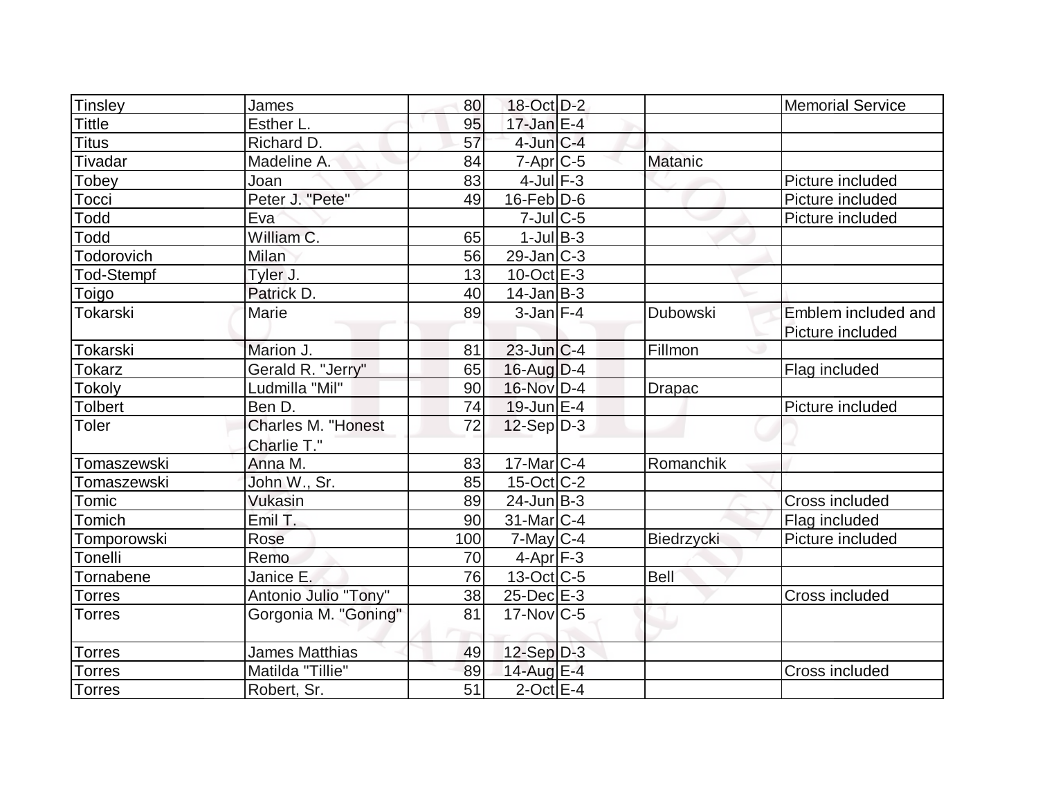| Tinsley | James | 80 | 18-Oct | D-2 | | Memorial Service |
|---|---|---|---|---|---|---|
| Tittle | Esther L. | 95 | 17-Jan | E-4 | | |
| Titus | Richard D. | 57 | 4-Jun | C-4 | | |
| Tivadar | Madeline A. | 84 | 7-Apr | C-5 | Matanic | |
| Tobey | Joan | 83 | 4-Jul | F-3 | | Picture included |
| Tocci | Peter J. "Pete" | 49 | 16-Feb | D-6 | | Picture included |
| Todd | Eva | | 7-Jul | C-5 | | Picture included |
| Todd | William C. | 65 | 1-Jul | B-3 | | |
| Todorovich | Milan | 56 | 29-Jan | C-3 | | |
| Tod-Stempf | Tyler J. | 13 | 10-Oct | E-3 | | |
| Toigo | Patrick D. | 40 | 14-Jan | B-3 | | |
| Tokarski | Marie | 89 | 3-Jan | F-4 | Dubowski | Emblem included and Picture included |
| Tokarski | Marion J. | 81 | 23-Jun | C-4 | Fillmon | |
| Tokarz | Gerald R. "Jerry" | 65 | 16-Aug | D-4 | | Flag included |
| Tokoly | Ludmilla "Mil" | 90 | 16-Nov | D-4 | Drapac | |
| Tolbert | Ben D. | 74 | 19-Jun | E-4 | | Picture included |
| Toler | Charles M. "Honest Charlie T." | 72 | 12-Sep | D-3 | | |
| Tomaszewski | Anna M. | 83 | 17-Mar | C-4 | Romanchik | |
| Tomaszewski | John W., Sr. | 85 | 15-Oct | C-2 | | |
| Tomic | Vukasin | 89 | 24-Jun | B-3 | | Cross included |
| Tomich | Emil T. | 90 | 31-Mar | C-4 | | Flag included |
| Tomporowski | Rose | 100 | 7-May | C-4 | Biedrzycki | Picture included |
| Tonelli | Remo | 70 | 4-Apr | F-3 | | |
| Tornabene | Janice E. | 76 | 13-Oct | C-5 | Bell | |
| Torres | Antonio Julio "Tony" | 38 | 25-Dec | E-3 | | Cross included |
| Torres | Gorgonia M. "Goning" | 81 | 17-Nov | C-5 | | |
| Torres | James Matthias | 49 | 12-Sep | D-3 | | |
| Torres | Matilda "Tillie" | 89 | 14-Aug | E-4 | | Cross included |
| Torres | Robert, Sr. | 51 | 2-Oct | E-4 | | |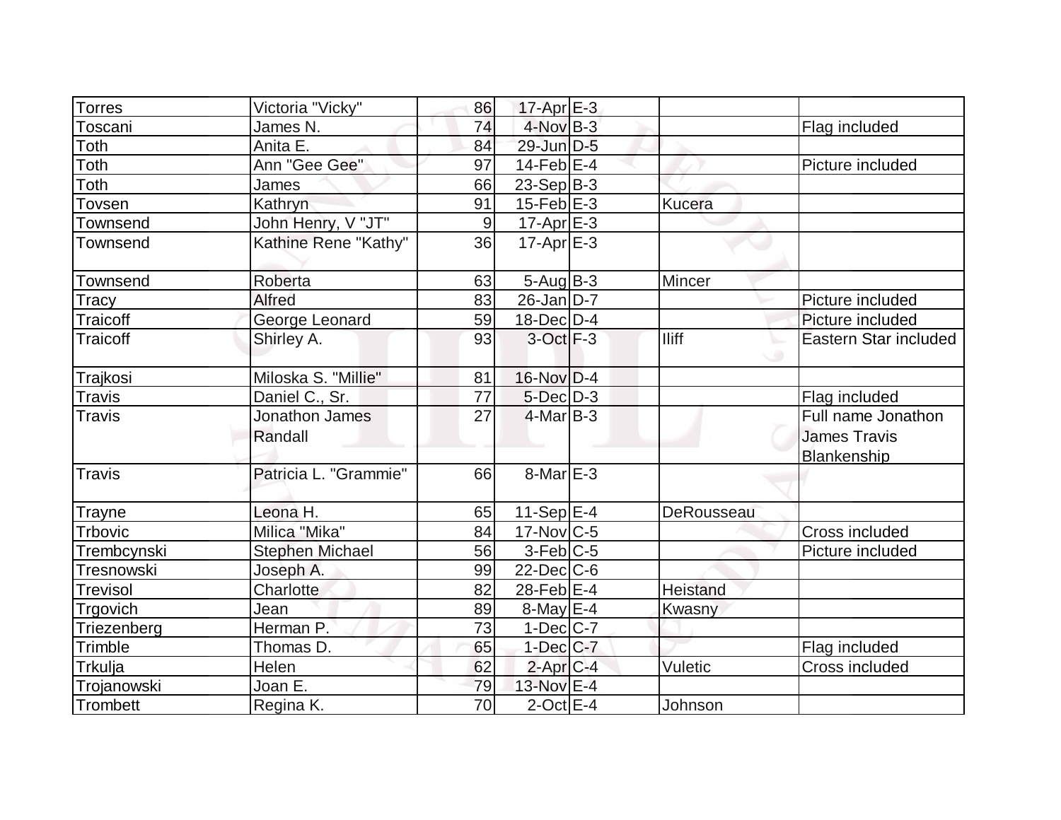| | | | | | | |
|---|---|---|---|---|---|---|
| Torres | Victoria "Vicky" | 86 | 17-Apr | E-3 | | |
| Toscani | James N. | 74 | 4-Nov | B-3 | | Flag included |
| Toth | Anita E. | 84 | 29-Jun | D-5 | | |
| Toth | Ann "Gee Gee" | 97 | 14-Feb | E-4 | | Picture included |
| Toth | James | 66 | 23-Sep | B-3 | | |
| Tovsen | Kathryn | 91 | 15-Feb | E-3 | Kucera | |
| Townsend | John Henry, V "JT" | 9 | 17-Apr | E-3 | | |
| Townsend | Kathine Rene "Kathy" | 36 | 17-Apr | E-3 | | |
| Townsend | Roberta | 63 | 5-Aug | B-3 | Mincer | |
| Tracy | Alfred | 83 | 26-Jan | D-7 | | Picture included |
| Traicoff | George Leonard | 59 | 18-Dec | D-4 | | Picture included |
| Traicoff | Shirley A. | 93 | 3-Oct | F-3 | Iliff | Eastern Star included |
| Trajkosi | Miloska S. "Millie" | 81 | 16-Nov | D-4 | | |
| Travis | Daniel C., Sr. | 77 | 5-Dec | D-3 | | Flag included |
| Travis | Jonathon James Randall | 27 | 4-Mar | B-3 | | Full name Jonathon James Travis Blankenship |
| Travis | Patricia L. "Grammie" | 66 | 8-Mar | E-3 | | |
| Trayne | Leona H. | 65 | 11-Sep | E-4 | DeRousseau | |
| Trbovic | Milica "Mika" | 84 | 17-Nov | C-5 | | Cross included |
| Trembcynski | Stephen Michael | 56 | 3-Feb | C-5 | | Picture included |
| Tresnowski | Joseph A. | 99 | 22-Dec | C-6 | | |
| Trevisol | Charlotte | 82 | 28-Feb | E-4 | Heistand | |
| Trgovich | Jean | 89 | 8-May | E-4 | Kwasny | |
| Triezenberg | Herman P. | 73 | 1-Dec | C-7 | | |
| Trimble | Thomas D. | 65 | 1-Dec | C-7 | | Flag included |
| Trkulja | Helen | 62 | 2-Apr | C-4 | Vuletic | Cross included |
| Trojanowski | Joan E. | 79 | 13-Nov | E-4 | | |
| Trombett | Regina K. | 70 | 2-Oct | E-4 | Johnson | |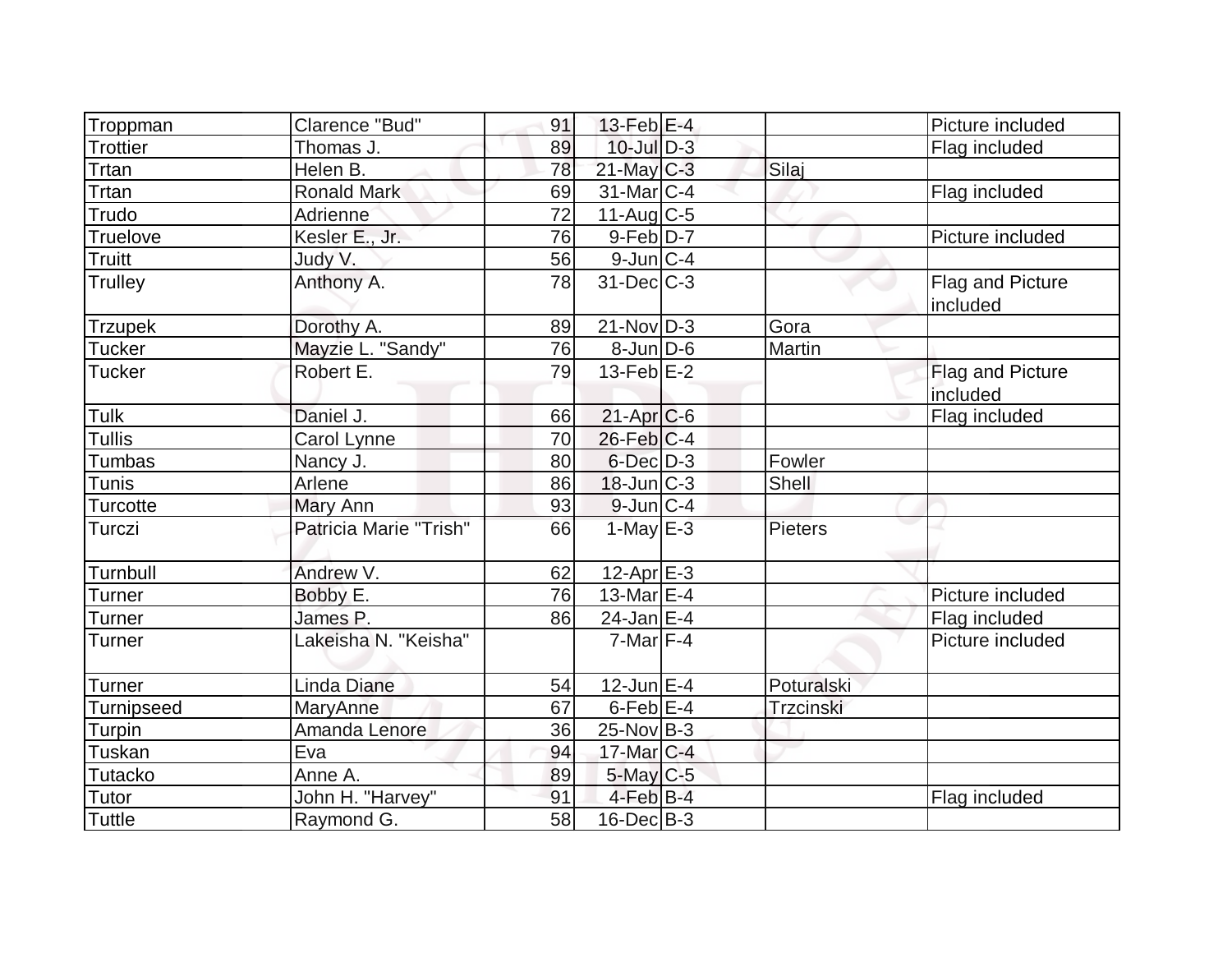| | | | | | | |
|---|---|---|---|---|---|---|
| Troppman | Clarence "Bud" | 91 | 13-Feb | E-4 | | Picture included |
| Trottier | Thomas J. | 89 | 10-Jul | D-3 | | Flag included |
| Trtan | Helen B. | 78 | 21-May | C-3 | Silaj | |
| Trtan | Ronald Mark | 69 | 31-Mar | C-4 | | Flag included |
| Trudo | Adrienne | 72 | 11-Aug | C-5 | | |
| Truelove | Kesler E., Jr. | 76 | 9-Feb | D-7 | | Picture included |
| Truitt | Judy V. | 56 | 9-Jun | C-4 | | |
| Trulley | Anthony A. | 78 | 31-Dec | C-3 | | Flag and Picture included |
| Trzupek | Dorothy A. | 89 | 21-Nov | D-3 | Gora | |
| Tucker | Mayzie L. "Sandy" | 76 | 8-Jun | D-6 | Martin | |
| Tucker | Robert E. | 79 | 13-Feb | E-2 | | Flag and Picture included |
| Tulk | Daniel J. | 66 | 21-Apr | C-6 | | Flag included |
| Tullis | Carol Lynne | 70 | 26-Feb | C-4 | | |
| Tumbas | Nancy J. | 80 | 6-Dec | D-3 | Fowler | |
| Tunis | Arlene | 86 | 18-Jun | C-3 | Shell | |
| Turcotte | Mary Ann | 93 | 9-Jun | C-4 | | |
| Turczi | Patricia Marie "Trish" | 66 | 1-May | E-3 | Pieters | |
| Turnbull | Andrew V. | 62 | 12-Apr | E-3 | | |
| Turner | Bobby E. | 76 | 13-Mar | E-4 | | Picture included |
| Turner | James P. | 86 | 24-Jan | E-4 | | Flag included |
| Turner | Lakeisha N. "Keisha" | | 7-Mar | F-4 | | Picture included |
| Turner | Linda Diane | 54 | 12-Jun | E-4 | Poturalski | |
| Turnipseed | MaryAnne | 67 | 6-Feb | E-4 | Trzcinski | |
| Turpin | Amanda Lenore | 36 | 25-Nov | B-3 | | |
| Tuskan | Eva | 94 | 17-Mar | C-4 | | |
| Tutacko | Anne A. | 89 | 5-May | C-5 | | |
| Tutor | John H. "Harvey" | 91 | 4-Feb | B-4 | | Flag included |
| Tuttle | Raymond G. | 58 | 16-Dec | B-3 | | |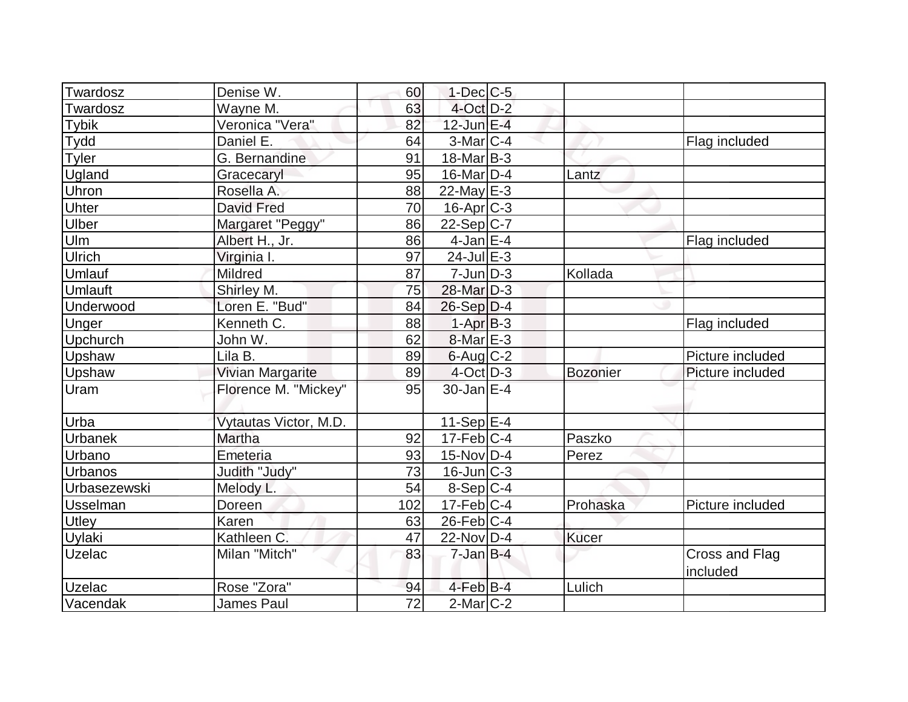| | | | | | | |
|---|---|---|---|---|---|---|
| Twardosz | Denise W. | 60 | 1-Dec | C-5 | | |
| Twardosz | Wayne M. | 63 | 4-Oct | D-2 | | |
| Tybik | Veronica "Vera" | 82 | 12-Jun | E-4 | | |
| Tydd | Daniel E. | 64 | 3-Mar | C-4 | | Flag included |
| Tyler | G. Bernandine | 91 | 18-Mar | B-3 | | |
| Ugland | Gracecaryl | 95 | 16-Mar | D-4 | Lantz | |
| Uhron | Rosella A. | 88 | 22-May | E-3 | | |
| Uhter | David Fred | 70 | 16-Apr | C-3 | | |
| Ulber | Margaret "Peggy" | 86 | 22-Sep | C-7 | | |
| Ulm | Albert H., Jr. | 86 | 4-Jan | E-4 | | Flag included |
| Ulrich | Virginia I. | 97 | 24-Jul | E-3 | | |
| Umlauf | Mildred | 87 | 7-Jun | D-3 | Kollada | |
| Umlauft | Shirley M. | 75 | 28-Mar | D-3 | | |
| Underwood | Loren E. "Bud" | 84 | 26-Sep | D-4 | | |
| Unger | Kenneth C. | 88 | 1-Apr | B-3 | | Flag included |
| Upchurch | John W. | 62 | 8-Mar | E-3 | | |
| Upshaw | Lila B. | 89 | 6-Aug | C-2 | | Picture included |
| Upshaw | Vivian Margarite | 89 | 4-Oct | D-3 | Bozonier | Picture included |
| Uram | Florence M. "Mickey" | 95 | 30-Jan | E-4 | | |
| Urba | Vytautas Victor, M.D. | | 11-Sep | E-4 | | |
| Urbanek | Martha | 92 | 17-Feb | C-4 | Paszko | |
| Urbano | Emeteria | 93 | 15-Nov | D-4 | Perez | |
| Urbanos | Judith "Judy" | 73 | 16-Jun | C-3 | | |
| Urbasezewski | Melody L. | 54 | 8-Sep | C-4 | | |
| Usselman | Doreen | 102 | 17-Feb | C-4 | Prohaska | Picture included |
| Utley | Karen | 63 | 26-Feb | C-4 | | |
| Uylaki | Kathleen C. | 47 | 22-Nov | D-4 | Kucer | |
| Uzelac | Milan "Mitch" | 83 | 7-Jan | B-4 | | Cross and Flag included |
| Uzelac | Rose "Zora" | 94 | 4-Feb | B-4 | Lulich | |
| Vacendak | James Paul | 72 | 2-Mar | C-2 | | |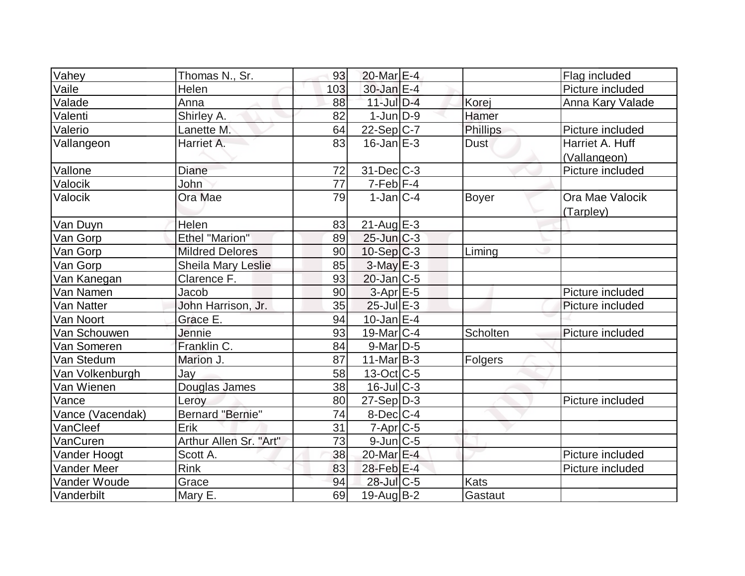| | | | | | | |
|---|---|---|---|---|---|---|
| Vahey | Thomas N., Sr. | 93 | 20-Mar | E-4 | | Flag included |
| Vaile | Helen | 103 | 30-Jan | E-4 | | Picture included |
| Valade | Anna | 88 | 11-Jul | D-4 | Korej | Anna Kary Valade |
| Valenti | Shirley A. | 82 | 1-Jun | D-9 | Hamer | |
| Valerio | Lanette M. | 64 | 22-Sep | C-7 | Phillips | Picture included |
| Vallangeon | Harriet A. | 83 | 16-Jan | E-3 | Dust | Harriet A. Huff (Vallangeon) |
| Vallone | Diane | 72 | 31-Dec | C-3 | | Picture included |
| Valocik | John | 77 | 7-Feb | F-4 | | |
| Valocik | Ora Mae | 79 | 1-Jan | C-4 | Boyer | Ora Mae Valocik (Tarpley) |
| Van Duyn | Helen | 83 | 21-Aug | E-3 | | |
| Van Gorp | Ethel "Marion" | 89 | 25-Jun | C-3 | | |
| Van Gorp | Mildred Delores | 90 | 10-Sep | C-3 | Liming | |
| Van Gorp | Sheila Mary Leslie | 85 | 3-May | E-3 | | |
| Van Kanegan | Clarence F. | 93 | 20-Jan | C-5 | | |
| Van Namen | Jacob | 90 | 3-Apr | E-5 | | Picture included |
| Van Natter | John Harrison, Jr. | 35 | 25-Jul | E-3 | | Picture included |
| Van Noort | Grace E. | 94 | 10-Jan | E-4 | | |
| Van Schouwen | Jennie | 93 | 19-Mar | C-4 | Scholten | Picture included |
| Van Someren | Franklin C. | 84 | 9-Mar | D-5 | | |
| Van Stedum | Marion J. | 87 | 11-Mar | B-3 | Folgers | |
| Van Volkenburgh | Jay | 58 | 13-Oct | C-5 | | |
| Van Wienen | Douglas James | 38 | 16-Jul | C-3 | | |
| Vance | Leroy | 80 | 27-Sep | D-3 | | Picture included |
| Vance (Vacendak) | Bernard "Bernie" | 74 | 8-Dec | C-4 | | |
| VanCleef | Erik | 31 | 7-Apr | C-5 | | |
| VanCuren | Arthur Allen Sr. "Art" | 73 | 9-Jun | C-5 | | |
| Vander Hoogt | Scott A. | 38 | 20-Mar | E-4 | | Picture included |
| Vander Meer | Rink | 83 | 28-Feb | E-4 | | Picture included |
| Vander Woude | Grace | 94 | 28-Jul | C-5 | Kats | |
| Vanderbilt | Mary E. | 69 | 19-Aug | B-2 | Gastaut | |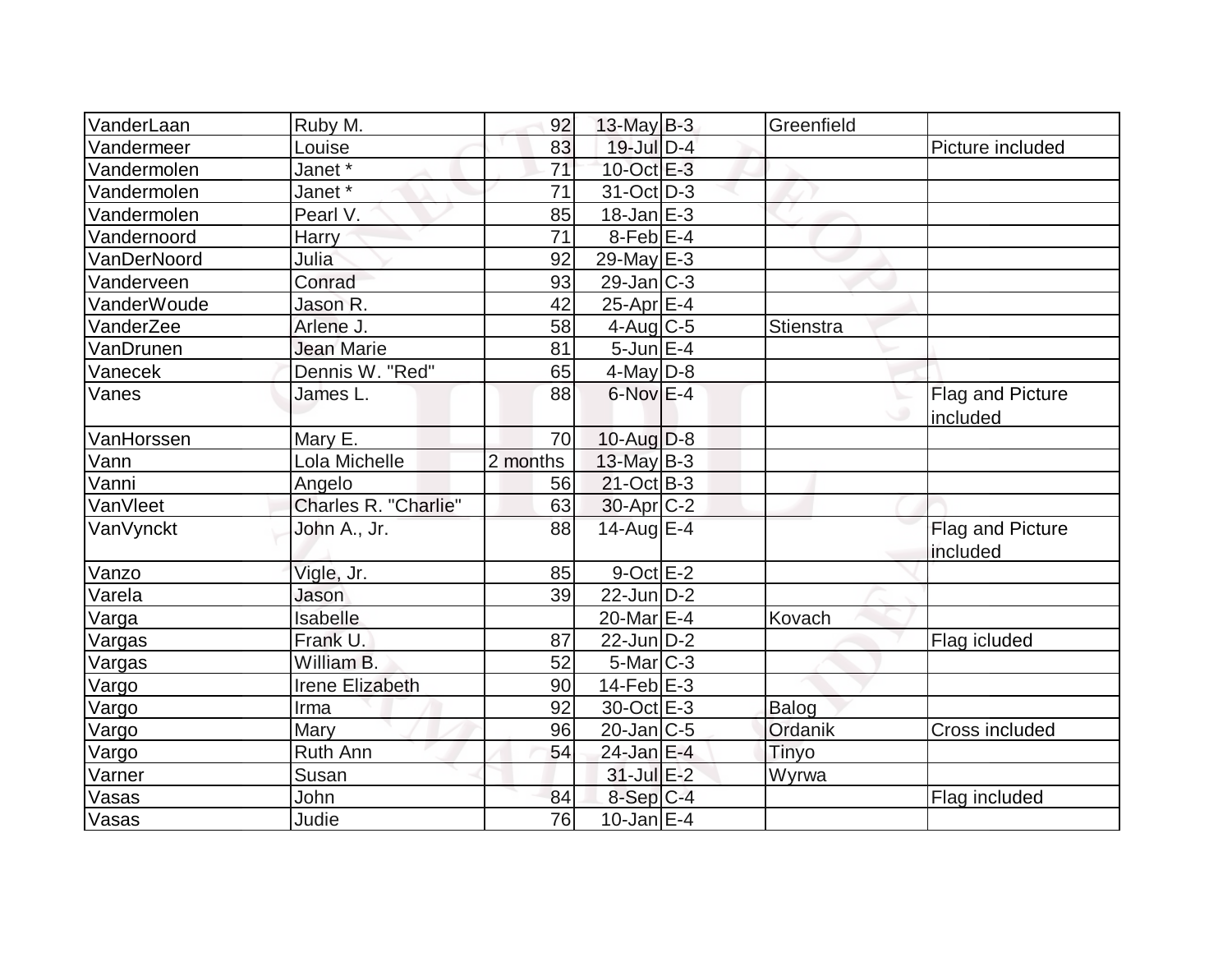| | | | | | | |
|---|---|---|---|---|---|---|
| VanderLaan | Ruby M. | 92 | 13-May | B-3 | Greenfield | |
| Vandermeer | Louise | 83 | 19-Jul | D-4 | | Picture included |
| Vandermolen | Janet * | 71 | 10-Oct | E-3 | | |
| Vandermolen | Janet * | 71 | 31-Oct | D-3 | | |
| Vandermolen | Pearl V. | 85 | 18-Jan | E-3 | | |
| Vandernoord | Harry | 71 | 8-Feb | E-4 | | |
| VanDerNoord | Julia | 92 | 29-May | E-3 | | |
| Vanderveen | Conrad | 93 | 29-Jan | C-3 | | |
| VanderWoude | Jason R. | 42 | 25-Apr | E-4 | | |
| VanderZee | Arlene J. | 58 | 4-Aug | C-5 | Stienstra | |
| VanDrunen | Jean Marie | 81 | 5-Jun | E-4 | | |
| Vanecek | Dennis W. "Red" | 65 | 4-May | D-8 | | |
| Vanes | James L. | 88 | 6-Nov | E-4 | | Flag and Picture included |
| VanHorssen | Mary E. | 70 | 10-Aug | D-8 | | |
| Vann | Lola Michelle | 2 months | 13-May | B-3 | | |
| Vanni | Angelo | 56 | 21-Oct | B-3 | | |
| VanVleet | Charles R. "Charlie" | 63 | 30-Apr | C-2 | | |
| VanVynckt | John A., Jr. | 88 | 14-Aug | E-4 | | Flag and Picture included |
| Vanzo | Vigle, Jr. | 85 | 9-Oct | E-2 | | |
| Varela | Jason | 39 | 22-Jun | D-2 | | |
| Varga | Isabelle | | 20-Mar | E-4 | Kovach | |
| Vargas | Frank U. | 87 | 22-Jun | D-2 | | Flag icluded |
| Vargas | William B. | 52 | 5-Mar | C-3 | | |
| Vargo | Irene Elizabeth | 90 | 14-Feb | E-3 | | |
| Vargo | Irma | 92 | 30-Oct | E-3 | Balog | |
| Vargo | Mary | 96 | 20-Jan | C-5 | Ordanik | Cross included |
| Vargo | Ruth Ann | 54 | 24-Jan | E-4 | Tinyo | |
| Varner | Susan | | 31-Jul | E-2 | Wyrwa | |
| Vasas | John | 84 | 8-Sep | C-4 | | Flag included |
| Vasas | Judie | 76 | 10-Jan | E-4 | | |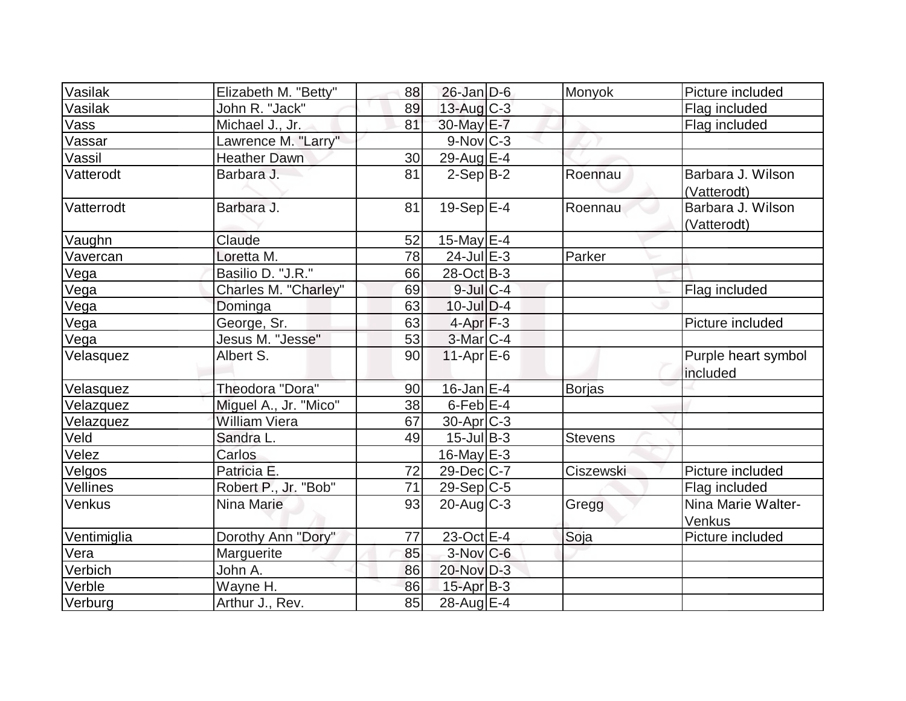| Vasilak | Elizabeth M. "Betty" | 88 | 26-Jan | D-6 | Monyok | Picture included |
|---|---|---|---|---|---|---|
| Vasilak | John R. "Jack" | 89 | 13-Aug | C-3 | | Flag included |
| Vass | Michael J., Jr. | 81 | 30-May | E-7 | | Flag included |
| Vassar | Lawrence M. "Larry" | | 9-Nov | C-3 | | |
| Vassil | Heather Dawn | 30 | 29-Aug | E-4 | | |
| Vatterodt | Barbara J. | 81 | 2-Sep | B-2 | Roennau | Barbara J. Wilson (Vatterodt) |
| Vatterrodt | Barbara J. | 81 | 19-Sep | E-4 | Roennau | Barbara J. Wilson (Vatterodt) |
| Vaughn | Claude | 52 | 15-May | E-4 | | |
| Vavercan | Loretta M. | 78 | 24-Jul | E-3 | Parker | |
| Vega | Basilio D. "J.R." | 66 | 28-Oct | B-3 | | |
| Vega | Charles M. "Charley" | 69 | 9-Jul | C-4 | | Flag included |
| Vega | Dominga | 63 | 10-Jul | D-4 | | |
| Vega | George, Sr. | 63 | 4-Apr | F-3 | | Picture included |
| Vega | Jesus M. "Jesse" | 53 | 3-Mar | C-4 | | |
| Velasquez | Albert S. | 90 | 11-Apr | E-6 | | Purple heart symbol included |
| Velasquez | Theodora "Dora" | 90 | 16-Jan | E-4 | Borjas | |
| Velazquez | Miguel A., Jr. "Mico" | 38 | 6-Feb | E-4 | | |
| Velazquez | William Viera | 67 | 30-Apr | C-3 | | |
| Veld | Sandra L. | 49 | 15-Jul | B-3 | Stevens | |
| Velez | Carlos | | 16-May | E-3 | | |
| Velgos | Patricia E. | 72 | 29-Dec | C-7 | Ciszewski | Picture included |
| Vellines | Robert P., Jr. "Bob" | 71 | 29-Sep | C-5 | | Flag included |
| Venkus | Nina Marie | 93 | 20-Aug | C-3 | Gregg | Nina Marie Walter-Venkus |
| Ventimiglia | Dorothy Ann "Dory" | 77 | 23-Oct | E-4 | Soja | Picture included |
| Vera | Marguerite | 85 | 3-Nov | C-6 | | |
| Verbich | John A. | 86 | 20-Nov | D-3 | | |
| Verble | Wayne H. | 86 | 15-Apr | B-3 | | |
| Verburg | Arthur J., Rev. | 85 | 28-Aug | E-4 | | |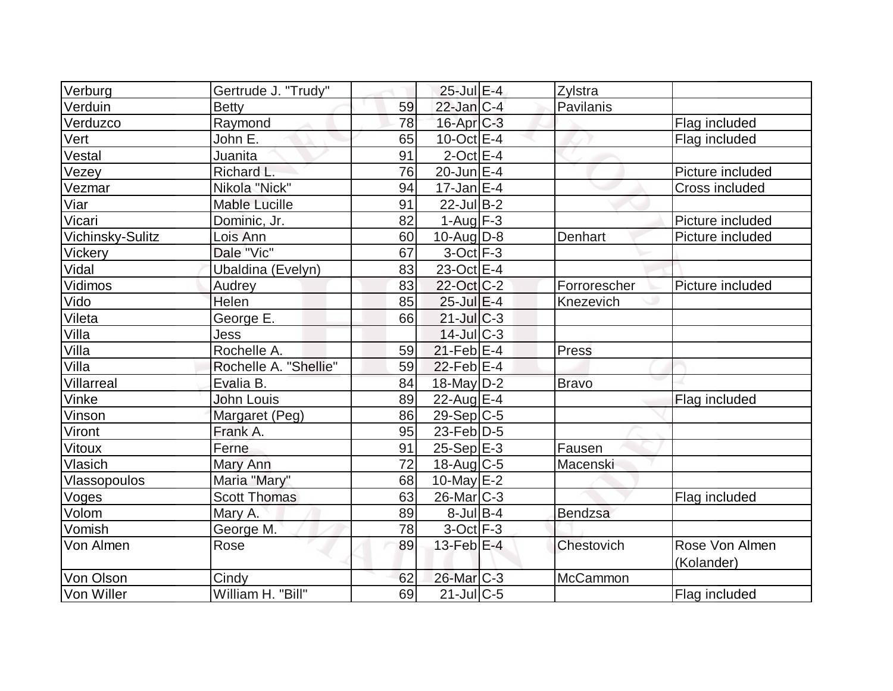| | | | | | | |
|---|---|---|---|---|---|---|
| Verburg | Gertrude J. "Trudy" | | 25-Jul | E-4 | Zylstra | |
| Verduin | Betty | 59 | 22-Jan | C-4 | Pavilanis | |
| Verduzco | Raymond | 78 | 16-Apr | C-3 | | Flag included |
| Vert | John E. | 65 | 10-Oct | E-4 | | Flag included |
| Vestal | Juanita | 91 | 2-Oct | E-4 | | |
| Vezey | Richard L. | 76 | 20-Jun | E-4 | | Picture included |
| Vezmar | Nikola "Nick" | 94 | 17-Jan | E-4 | | Cross included |
| Viar | Mable Lucille | 91 | 22-Jul | B-2 | | |
| Vicari | Dominic, Jr. | 82 | 1-Aug | F-3 | | Picture included |
| Vichinsky-Sulitz | Lois Ann | 60 | 10-Aug | D-8 | Denhart | Picture included |
| Vickery | Dale "Vic" | 67 | 3-Oct | F-3 | | |
| Vidal | Ubaldina (Evelyn) | 83 | 23-Oct | E-4 | | |
| Vidimos | Audrey | 83 | 22-Oct | C-2 | Forrorescher | Picture included |
| Vido | Helen | 85 | 25-Jul | E-4 | Knezevich | |
| Vileta | George E. | 66 | 21-Jul | C-3 | | |
| Villa | Jess | | 14-Jul | C-3 | | |
| Villa | Rochelle A. | 59 | 21-Feb | E-4 | Press | |
| Villa | Rochelle A. "Shellie" | 59 | 22-Feb | E-4 | | |
| Villarreal | Evalia B. | 84 | 18-May | D-2 | Bravo | |
| Vinke | John Louis | 89 | 22-Aug | E-4 | | Flag included |
| Vinson | Margaret (Peg) | 86 | 29-Sep | C-5 | | |
| Viront | Frank A. | 95 | 23-Feb | D-5 | | |
| Vitoux | Ferne | 91 | 25-Sep | E-3 | Fausen | |
| Vlasich | Mary Ann | 72 | 18-Aug | C-5 | Macenski | |
| Vlassopoulos | Maria "Mary" | 68 | 10-May | E-2 | | |
| Voges | Scott Thomas | 63 | 26-Mar | C-3 | | Flag included |
| Volom | Mary A. | 89 | 8-Jul | B-4 | Bendzsa | |
| Vomish | George M. | 78 | 3-Oct | F-3 | | |
| Von Almen | Rose | 89 | 13-Feb | E-4 | Chestovich | Rose Von Almen (Kolander) |
| Von Olson | Cindy | 62 | 26-Mar | C-3 | McCammon | |
| Von Willer | William H. "Bill" | 69 | 21-Jul | C-5 | | Flag included |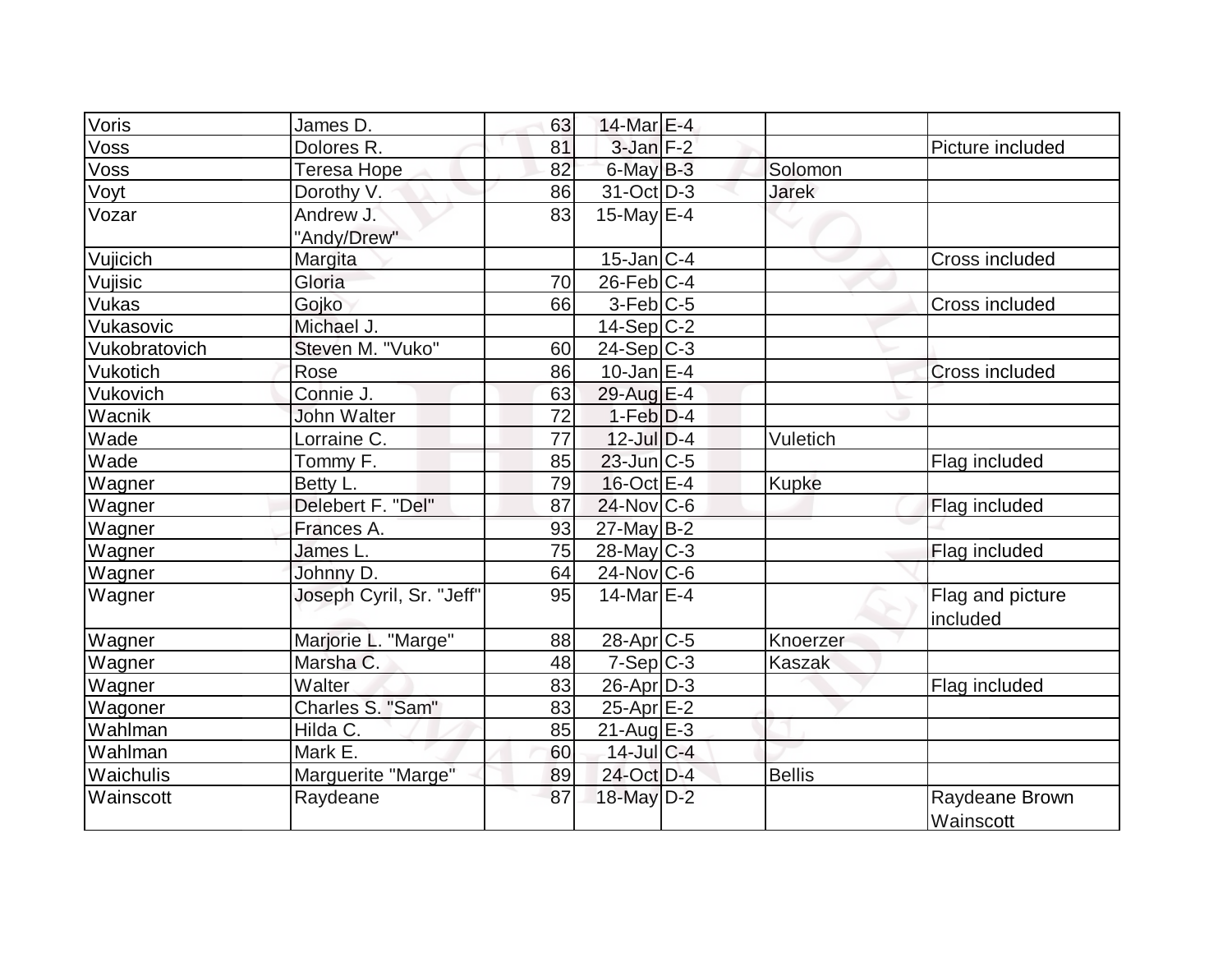| Voris | James D. | 63 | 14-Mar | E-4 | | |
|---|---|---|---|---|---|---|
| Voss | Dolores R. | 81 | 3-Jan | F-2 | | Picture included |
| Voss | Teresa Hope | 82 | 6-May | B-3 | Solomon | |
| Voyt | Dorothy V. | 86 | 31-Oct | D-3 | Jarek | |
| Vozar | Andrew J. "Andy/Drew" | 83 | 15-May | E-4 | | |
| Vujicich | Margita | | 15-Jan | C-4 | | Cross included |
| Vujisic | Gloria | 70 | 26-Feb | C-4 | | |
| Vukas | Gojko | 66 | 3-Feb | C-5 | | Cross included |
| Vukasovic | Michael J. | | 14-Sep | C-2 | | |
| Vukobratovich | Steven M. "Vuko" | 60 | 24-Sep | C-3 | | |
| Vukotich | Rose | 86 | 10-Jan | E-4 | | Cross included |
| Vukovich | Connie J. | 63 | 29-Aug | E-4 | | |
| Wacnik | John Walter | 72 | 1-Feb | D-4 | | |
| Wade | Lorraine C. | 77 | 12-Jul | D-4 | Vuletich | |
| Wade | Tommy F. | 85 | 23-Jun | C-5 | | Flag included |
| Wagner | Betty L. | 79 | 16-Oct | E-4 | Kupke | |
| Wagner | Delebert F. "Del" | 87 | 24-Nov | C-6 | | Flag included |
| Wagner | Frances A. | 93 | 27-May | B-2 | | |
| Wagner | James L. | 75 | 28-May | C-3 | | Flag included |
| Wagner | Johnny D. | 64 | 24-Nov | C-6 | | |
| Wagner | Joseph Cyril, Sr. "Jeff" | 95 | 14-Mar | E-4 | | Flag and picture included |
| Wagner | Marjorie L. "Marge" | 88 | 28-Apr | C-5 | Knoerzer | |
| Wagner | Marsha C. | 48 | 7-Sep | C-3 | Kaszak | |
| Wagner | Walter | 83 | 26-Apr | D-3 | | Flag included |
| Wagoner | Charles S. "Sam" | 83 | 25-Apr | E-2 | | |
| Wahlman | Hilda C. | 85 | 21-Aug | E-3 | | |
| Wahlman | Mark E. | 60 | 14-Jul | C-4 | | |
| Waichulis | Marguerite "Marge" | 89 | 24-Oct | D-4 | Bellis | |
| Wainscott | Raydeane | 87 | 18-May | D-2 | | Raydeane Brown Wainscott |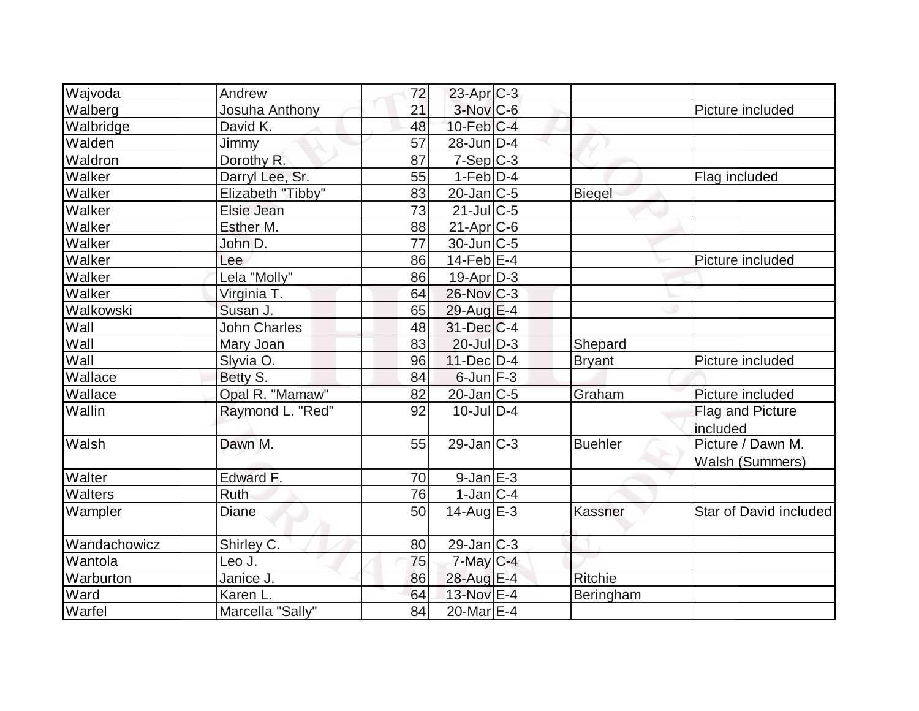| Wajvoda | Andrew | 72 | 23-Apr | C-3 | | |
|---|---|---|---|---|---|---|
| Walberg | Josuha Anthony | 21 | 3-Nov | C-6 | | Picture included |
| Walbridge | David K. | 48 | 10-Feb | C-4 | | |
| Walden | Jimmy | 57 | 28-Jun | D-4 | | |
| Waldron | Dorothy R. | 87 | 7-Sep | C-3 | | |
| Walker | Darryl Lee, Sr. | 55 | 1-Feb | D-4 | | Flag included |
| Walker | Elizabeth "Tibby" | 83 | 20-Jan | C-5 | Biegel | |
| Walker | Elsie Jean | 73 | 21-Jul | C-5 | | |
| Walker | Esther M. | 88 | 21-Apr | C-6 | | |
| Walker | John D. | 77 | 30-Jun | C-5 | | |
| Walker | Lee | 86 | 14-Feb | E-4 | | Picture included |
| Walker | Lela "Molly" | 86 | 19-Apr | D-3 | | |
| Walker | Virginia T. | 64 | 26-Nov | C-3 | | |
| Walkowski | Susan J. | 65 | 29-Aug | E-4 | | |
| Wall | John Charles | 48 | 31-Dec | C-4 | | |
| Wall | Mary Joan | 83 | 20-Jul | D-3 | Shepard | |
| Wall | Slyvia O. | 96 | 11-Dec | D-4 | Bryant | Picture included |
| Wallace | Betty S. | 84 | 6-Jun | F-3 | | |
| Wallace | Opal R. "Mamaw" | 82 | 20-Jan | C-5 | Graham | Picture included |
| Wallin | Raymond L. "Red" | 92 | 10-Jul | D-4 | | Flag and Picture included |
| Walsh | Dawn M. | 55 | 29-Jan | C-3 | Buehler | Picture / Dawn M. Walsh (Summers) |
| Walter | Edward F. | 70 | 9-Jan | E-3 | | |
| Walters | Ruth | 76 | 1-Jan | C-4 | | |
| Wampler | Diane | 50 | 14-Aug | E-3 | Kassner | Star of David included |
| Wandachowicz | Shirley C. | 80 | 29-Jan | C-3 | | |
| Wantola | Leo J. | 75 | 7-May | C-4 | | |
| Warburton | Janice J. | 86 | 28-Aug | E-4 | Ritchie | |
| Ward | Karen L. | 64 | 13-Nov | E-4 | Beringham | |
| Warfel | Marcella "Sally" | 84 | 20-Mar | E-4 | | |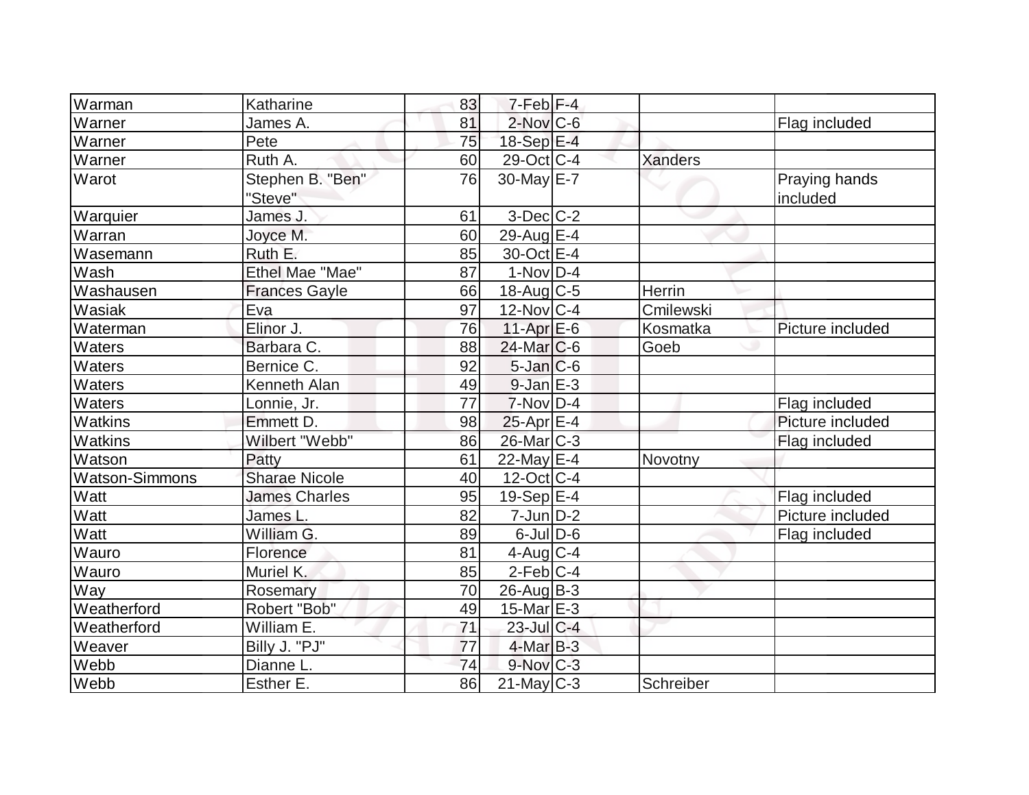| Warman | Katharine | 83 | 7-Feb | F-4 | | |
|---|---|---|---|---|---|---|
| Warner | James A. | 81 | 2-Nov | C-6 | | Flag included |
| Warner | Pete | 75 | 18-Sep | E-4 | | |
| Warner | Ruth A. | 60 | 29-Oct | C-4 | Xanders | |
| Warot | Stephen B. "Ben" "Steve" | 76 | 30-May | E-7 | | Praying hands included |
| Warquier | James J. | 61 | 3-Dec | C-2 | | |
| Warran | Joyce M. | 60 | 29-Aug | E-4 | | |
| Wasemann | Ruth E. | 85 | 30-Oct | E-4 | | |
| Wash | Ethel Mae "Mae" | 87 | 1-Nov | D-4 | | |
| Washausen | Frances Gayle | 66 | 18-Aug | C-5 | Herrin | |
| Wasiak | Eva | 97 | 12-Nov | C-4 | Cmilewski | |
| Waterman | Elinor J. | 76 | 11-Apr | E-6 | Kosmatka | Picture included |
| Waters | Barbara C. | 88 | 24-Mar | C-6 | Goeb | |
| Waters | Bernice C. | 92 | 5-Jan | C-6 | | |
| Waters | Kenneth Alan | 49 | 9-Jan | E-3 | | |
| Waters | Lonnie, Jr. | 77 | 7-Nov | D-4 | | Flag included |
| Watkins | Emmett D. | 98 | 25-Apr | E-4 | | Picture included |
| Watkins | Wilbert "Webb" | 86 | 26-Mar | C-3 | | Flag included |
| Watson | Patty | 61 | 22-May | E-4 | Novotny | |
| Watson-Simmons | Sharae Nicole | 40 | 12-Oct | C-4 | | |
| Watt | James Charles | 95 | 19-Sep | E-4 | | Flag included |
| Watt | James L. | 82 | 7-Jun | D-2 | | Picture included |
| Watt | William G. | 89 | 6-Jul | D-6 | | Flag included |
| Wauro | Florence | 81 | 4-Aug | C-4 | | |
| Wauro | Muriel K. | 85 | 2-Feb | C-4 | | |
| Way | Rosemary | 70 | 26-Aug | B-3 | | |
| Weatherford | Robert "Bob" | 49 | 15-Mar | E-3 | | |
| Weatherford | William E. | 71 | 23-Jul | C-4 | | |
| Weaver | Billy J. "PJ" | 77 | 4-Mar | B-3 | | |
| Webb | Dianne L. | 74 | 9-Nov | C-3 | | |
| Webb | Esther E. | 86 | 21-May | C-3 | Schreiber | |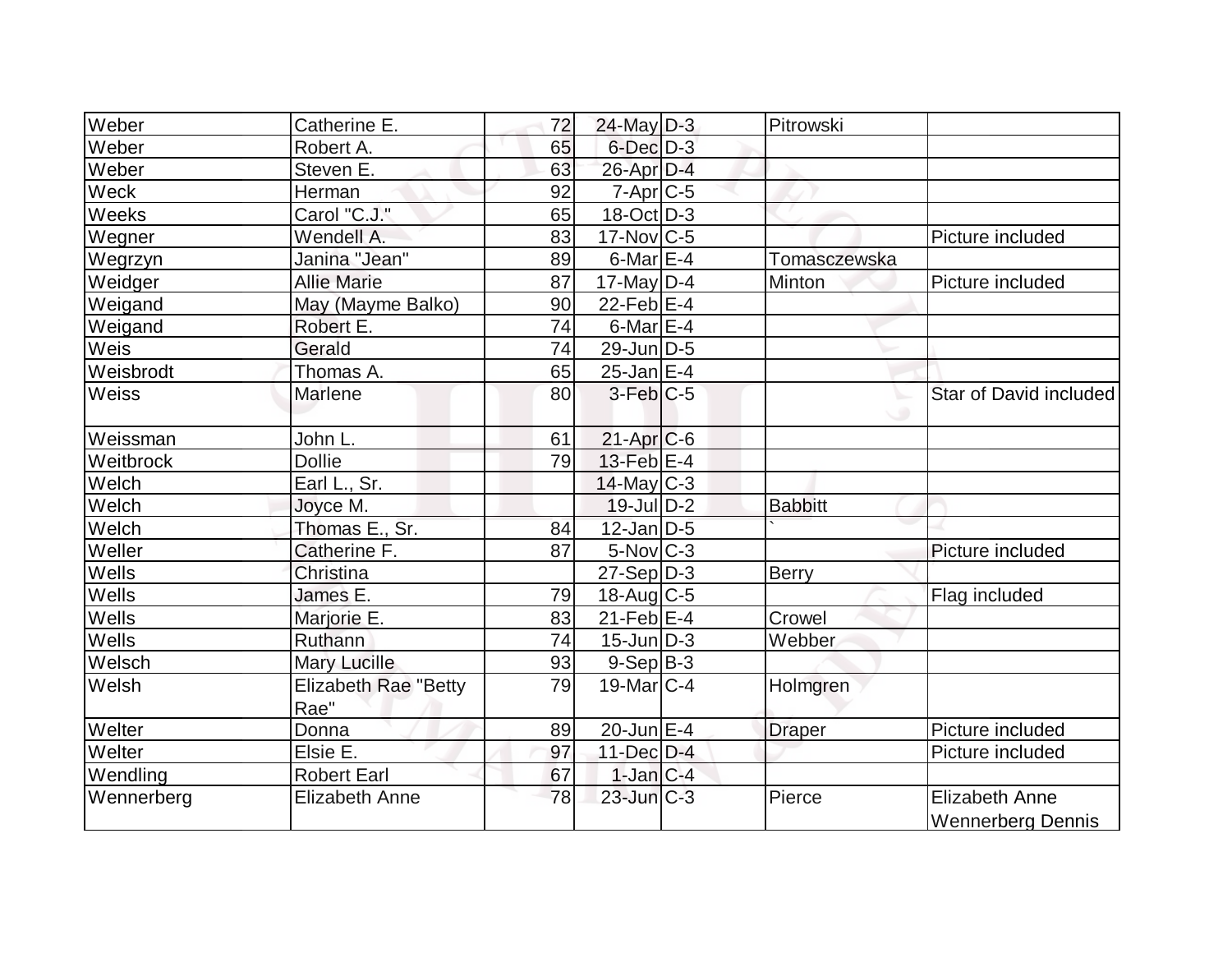| Weber | Catherine E. | 72 | 24-May | D-3 | Pitrowski | |
|---|---|---|---|---|---|---|
| Weber | Robert A. | 65 | 6-Dec | D-3 | | |
| Weber | Steven E. | 63 | 26-Apr | D-4 | | |
| Weck | Herman | 92 | 7-Apr | C-5 | | |
| Weeks | Carol "C.J." | 65 | 18-Oct | D-3 | | |
| Wegner | Wendell A. | 83 | 17-Nov | C-5 | | Picture included |
| Wegrzyn | Janina "Jean" | 89 | 6-Mar | E-4 | Tomasczewska | |
| Weidger | Allie Marie | 87 | 17-May | D-4 | Minton | Picture included |
| Weigand | May (Mayme Balko) | 90 | 22-Feb | E-4 | | |
| Weigand | Robert E. | 74 | 6-Mar | E-4 | | |
| Weis | Gerald | 74 | 29-Jun | D-5 | | |
| Weisbrodt | Thomas A. | 65 | 25-Jan | E-4 | | |
| Weiss | Marlene | 80 | 3-Feb | C-5 | | Star of David included |
| Weissman | John L. | 61 | 21-Apr | C-6 | | |
| Weitbrock | Dollie | 79 | 13-Feb | E-4 | | |
| Welch | Earl L., Sr. | | 14-May | C-3 | | |
| Welch | Joyce M. | | 19-Jul | D-2 | Babbitt | |
| Welch | Thomas E., Sr. | 84 | 12-Jan | D-5 | ` | |
| Weller | Catherine F. | 87 | 5-Nov | C-3 | | Picture included |
| Wells | Christina | | 27-Sep | D-3 | Berry | |
| Wells | James E. | 79 | 18-Aug | C-5 | | Flag included |
| Wells | Marjorie E. | 83 | 21-Feb | E-4 | Crowel | |
| Wells | Ruthann | 74 | 15-Jun | D-3 | Webber | |
| Welsch | Mary Lucille | 93 | 9-Sep | B-3 | | |
| Welsh | Elizabeth Rae "Betty Rae" | 79 | 19-Mar | C-4 | Holmgren | |
| Welter | Donna | 89 | 20-Jun | E-4 | Draper | Picture included |
| Welter | Elsie E. | 97 | 11-Dec | D-4 | | Picture included |
| Wendling | Robert Earl | 67 | 1-Jan | C-4 | | |
| Wennerberg | Elizabeth Anne | 78 | 23-Jun | C-3 | Pierce | Elizabeth Anne Wennerberg Dennis |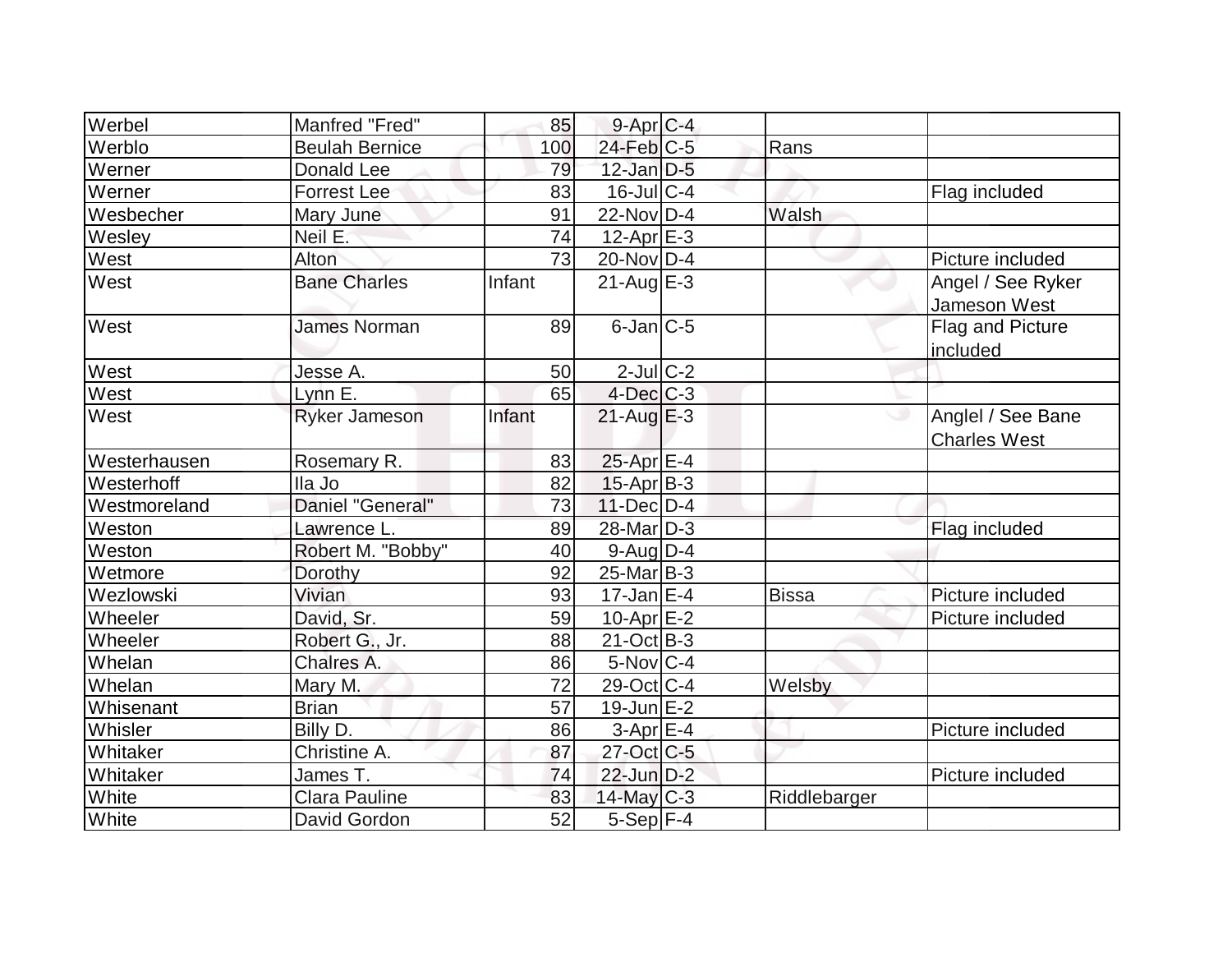| | | | | | | |
|---|---|---|---|---|---|---|
| Werbel | Manfred "Fred" | 85 | 9-Apr | C-4 | | |
| Werblo | Beulah Bernice | 100 | 24-Feb | C-5 | Rans | |
| Werner | Donald Lee | 79 | 12-Jan | D-5 | | |
| Werner | Forrest Lee | 83 | 16-Jul | C-4 | | Flag included |
| Wesbecher | Mary June | 91 | 22-Nov | D-4 | Walsh | |
| Wesley | Neil E. | 74 | 12-Apr | E-3 | | |
| West | Alton | 73 | 20-Nov | D-4 | | Picture included |
| West | Bane Charles | Infant | 21-Aug | E-3 | | Angel / See Ryker Jameson West |
| West | James Norman | 89 | 6-Jan | C-5 | | Flag and Picture included |
| West | Jesse A. | 50 | 2-Jul | C-2 | | |
| West | Lynn E. | 65 | 4-Dec | C-3 | | |
| West | Ryker Jameson | Infant | 21-Aug | E-3 | | Anglel / See Bane Charles West |
| Westerhausen | Rosemary R. | 83 | 25-Apr | E-4 | | |
| Westerhoff | Ila Jo | 82 | 15-Apr | B-3 | | |
| Westmoreland | Daniel "General" | 73 | 11-Dec | D-4 | | |
| Weston | Lawrence L. | 89 | 28-Mar | D-3 | | Flag included |
| Weston | Robert M. "Bobby" | 40 | 9-Aug | D-4 | | |
| Wetmore | Dorothy | 92 | 25-Mar | B-3 | | |
| Wezlowski | Vivian | 93 | 17-Jan | E-4 | Bissa | Picture included |
| Wheeler | David, Sr. | 59 | 10-Apr | E-2 | | Picture included |
| Wheeler | Robert G., Jr. | 88 | 21-Oct | B-3 | | |
| Whelan | Chalres A. | 86 | 5-Nov | C-4 | | |
| Whelan | Mary M. | 72 | 29-Oct | C-4 | Welsby | |
| Whisenant | Brian | 57 | 19-Jun | E-2 | | |
| Whisler | Billy D. | 86 | 3-Apr | E-4 | | Picture included |
| Whitaker | Christine A. | 87 | 27-Oct | C-5 | | |
| Whitaker | James T. | 74 | 22-Jun | D-2 | | Picture included |
| White | Clara Pauline | 83 | 14-May | C-3 | Riddlebarger | |
| White | David Gordon | 52 | 5-Sep | F-4 | | |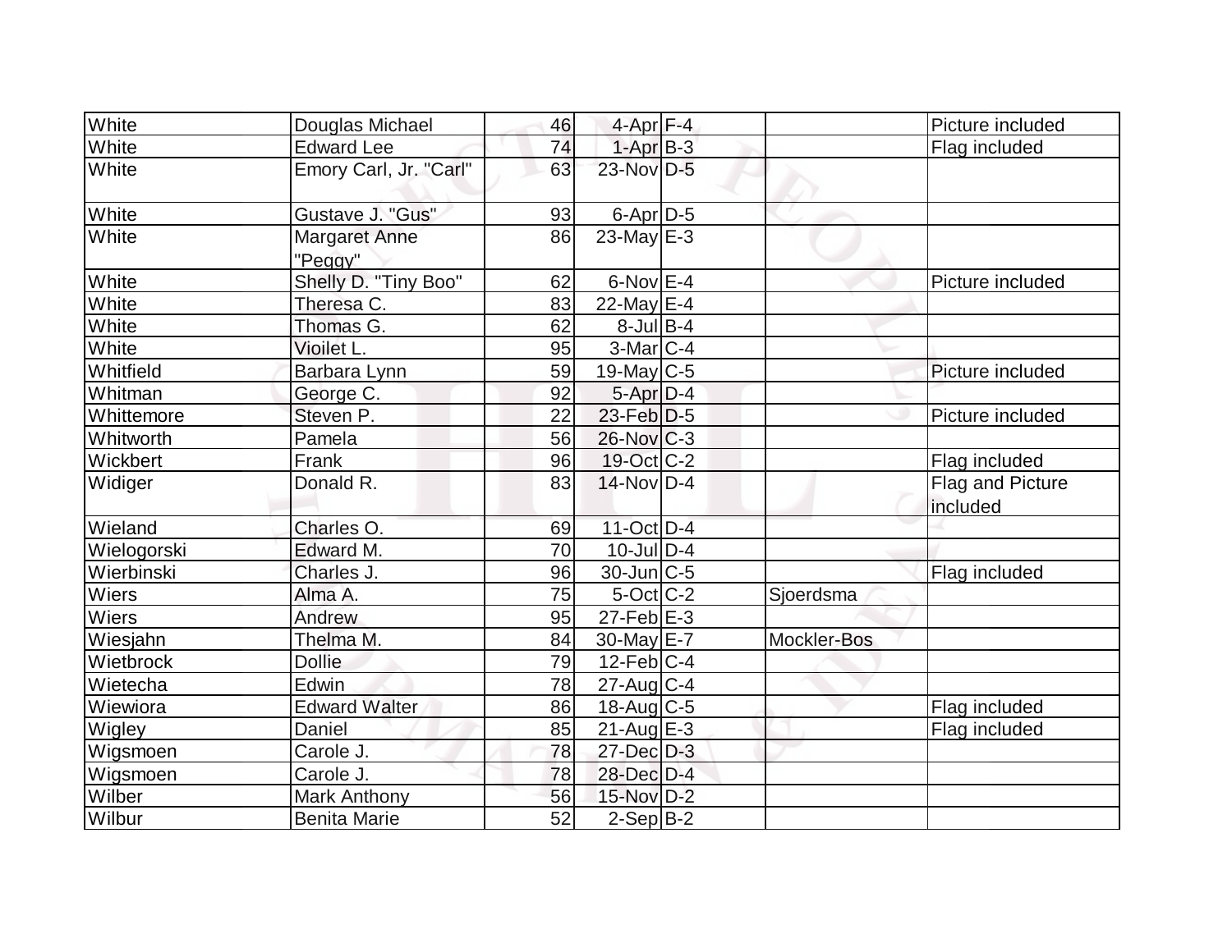| | | | | | | |
|---|---|---|---|---|---|---|
| White | Douglas Michael | 46 | 4-Apr | F-4 | | Picture included |
| White | Edward Lee | 74 | 1-Apr | B-3 | | Flag included |
| White | Emory Carl, Jr. "Carl" | 63 | 23-Nov | D-5 | | |
| White | Gustave J. "Gus" | 93 | 6-Apr | D-5 | | |
| White | Margaret Anne "Peggy" | 86 | 23-May | E-3 | | |
| White | Shelly D. "Tiny Boo" | 62 | 6-Nov | E-4 | | Picture included |
| White | Theresa C. | 83 | 22-May | E-4 | | |
| White | Thomas G. | 62 | 8-Jul | B-4 | | |
| White | Vioilet L. | 95 | 3-Mar | C-4 | | |
| Whitfield | Barbara Lynn | 59 | 19-May | C-5 | | Picture included |
| Whitman | George C. | 92 | 5-Apr | D-4 | | |
| Whittemore | Steven P. | 22 | 23-Feb | D-5 | | Picture included |
| Whitworth | Pamela | 56 | 26-Nov | C-3 | | |
| Wickbert | Frank | 96 | 19-Oct | C-2 | | Flag included |
| Widiger | Donald R. | 83 | 14-Nov | D-4 | | Flag and Picture included |
| Wieland | Charles O. | 69 | 11-Oct | D-4 | | |
| Wielogorski | Edward M. | 70 | 10-Jul | D-4 | | |
| Wierbinski | Charles J. | 96 | 30-Jun | C-5 | | Flag included |
| Wiers | Alma A. | 75 | 5-Oct | C-2 | Sjoerdsma | |
| Wiers | Andrew | 95 | 27-Feb | E-3 | | |
| Wiesjahn | Thelma M. | 84 | 30-May | E-7 | Mockler-Bos | |
| Wietbrock | Dollie | 79 | 12-Feb | C-4 | | |
| Wietecha | Edwin | 78 | 27-Aug | C-4 | | |
| Wiewiora | Edward Walter | 86 | 18-Aug | C-5 | | Flag included |
| Wigley | Daniel | 85 | 21-Aug | E-3 | | Flag included |
| Wigsmoen | Carole J. | 78 | 27-Dec | D-3 | | |
| Wigsmoen | Carole J. | 78 | 28-Dec | D-4 | | |
| Wilber | Mark Anthony | 56 | 15-Nov | D-2 | | |
| Wilbur | Benita Marie | 52 | 2-Sep | B-2 | | |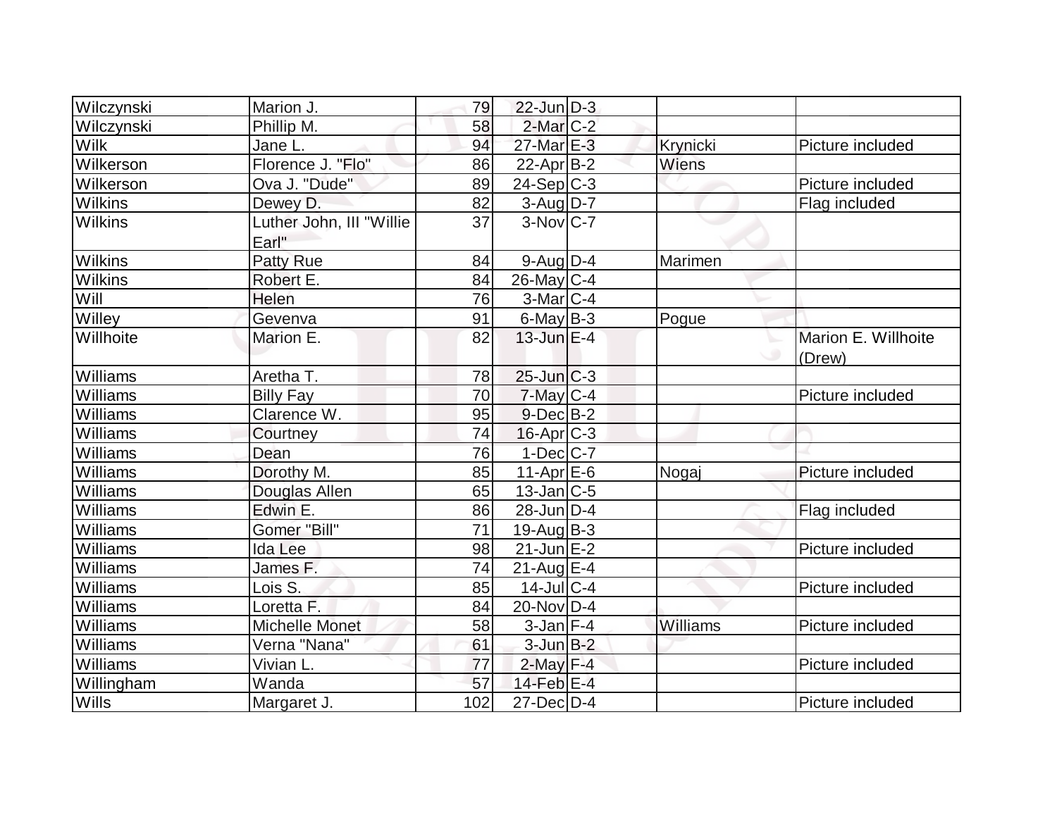| | | | | | | |
|---|---|---|---|---|---|---|
| Wilczynski | Marion J. | 79 | 22-Jun | D-3 | | |
| Wilczynski | Phillip M. | 58 | 2-Mar | C-2 | | |
| Wilk | Jane L. | 94 | 27-Mar | E-3 | Krynicki | Picture included |
| Wilkerson | Florence J. "Flo" | 86 | 22-Apr | B-2 | Wiens | |
| Wilkerson | Ova J. "Dude" | 89 | 24-Sep | C-3 | | Picture included |
| Wilkins | Dewey D. | 82 | 3-Aug | D-7 | | Flag included |
| Wilkins | Luther John, III "Willie Earl" | 37 | 3-Nov | C-7 | | |
| Wilkins | Patty Rue | 84 | 9-Aug | D-4 | Marimen | |
| Wilkins | Robert E. | 84 | 26-May | C-4 | | |
| Will | Helen | 76 | 3-Mar | C-4 | | |
| Willey | Gevenva | 91 | 6-May | B-3 | Pogue | |
| Willhoite | Marion E. | 82 | 13-Jun | E-4 | | Marion E. Willhoite (Drew) |
| Williams | Aretha T. | 78 | 25-Jun | C-3 | | |
| Williams | Billy Fay | 70 | 7-May | C-4 | | Picture included |
| Williams | Clarence W. | 95 | 9-Dec | B-2 | | |
| Williams | Courtney | 74 | 16-Apr | C-3 | | |
| Williams | Dean | 76 | 1-Dec | C-7 | | |
| Williams | Dorothy M. | 85 | 11-Apr | E-6 | Nogaj | Picture included |
| Williams | Douglas Allen | 65 | 13-Jan | C-5 | | |
| Williams | Edwin E. | 86 | 28-Jun | D-4 | | Flag included |
| Williams | Gomer "Bill" | 71 | 19-Aug | B-3 | | |
| Williams | Ida Lee | 98 | 21-Jun | E-2 | | Picture included |
| Williams | James F. | 74 | 21-Aug | E-4 | | |
| Williams | Lois S. | 85 | 14-Jul | C-4 | | Picture included |
| Williams | Loretta F. | 84 | 20-Nov | D-4 | | |
| Williams | Michelle Monet | 58 | 3-Jan | F-4 | Williams | Picture included |
| Williams | Verna "Nana" | 61 | 3-Jun | B-2 | | |
| Williams | Vivian L. | 77 | 2-May | F-4 | | Picture included |
| Willingham | Wanda | 57 | 14-Feb | E-4 | | |
| Wills | Margaret J. | 102 | 27-Dec | D-4 | | Picture included |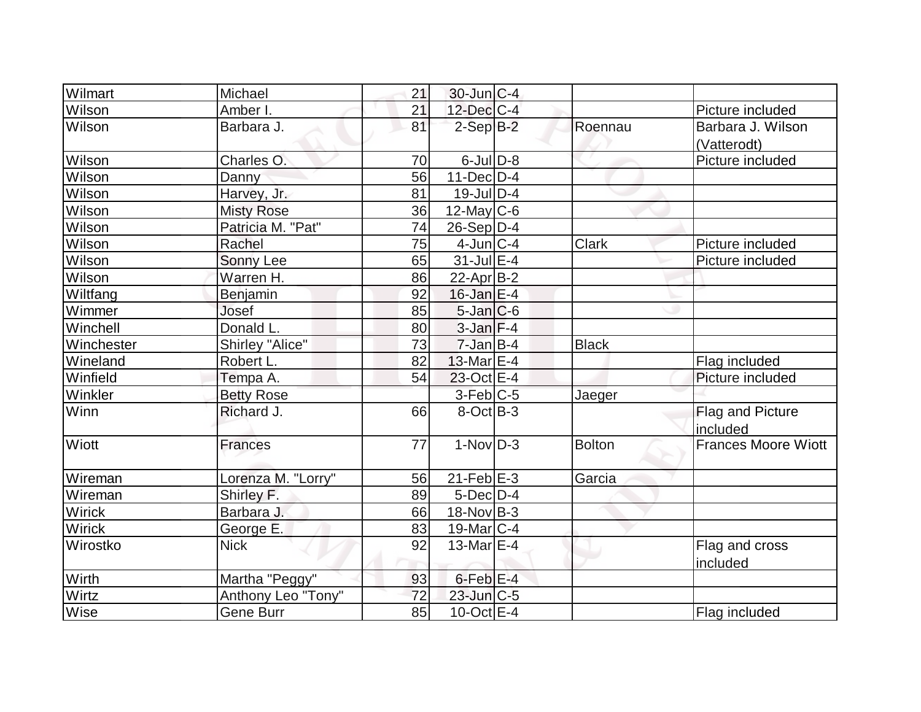| Wilmart | Michael | 21 | 30-Jun | C-4 | | |
|---|---|---|---|---|---|---|
| Wilson | Amber I. | 21 | 12-Dec | C-4 | | Picture included |
| Wilson | Barbara J. | 81 | 2-Sep | B-2 | Roennau | Barbara J. Wilson (Vatterodt) |
| Wilson | Charles O. | 70 | 6-Jul | D-8 | | Picture included |
| Wilson | Danny | 56 | 11-Dec | D-4 | | |
| Wilson | Harvey, Jr. | 81 | 19-Jul | D-4 | | |
| Wilson | Misty Rose | 36 | 12-May | C-6 | | |
| Wilson | Patricia M. "Pat" | 74 | 26-Sep | D-4 | | |
| Wilson | Rachel | 75 | 4-Jun | C-4 | Clark | Picture included |
| Wilson | Sonny Lee | 65 | 31-Jul | E-4 | | Picture included |
| Wilson | Warren H. | 86 | 22-Apr | B-2 | | |
| Wiltfang | Benjamin | 92 | 16-Jan | E-4 | | |
| Wimmer | Josef | 85 | 5-Jan | C-6 | | |
| Winchell | Donald L. | 80 | 3-Jan | F-4 | | |
| Winchester | Shirley "Alice" | 73 | 7-Jan | B-4 | Black | |
| Wineland | Robert L. | 82 | 13-Mar | E-4 | | Flag included |
| Winfield | Tempa A. | 54 | 23-Oct | E-4 | | Picture included |
| Winkler | Betty Rose | | 3-Feb | C-5 | Jaeger | |
| Winn | Richard J. | 66 | 8-Oct | B-3 | | Flag and Picture included |
| Wiott | Frances | 77 | 1-Nov | D-3 | Bolton | Frances Moore Wiott |
| Wireman | Lorenza M. "Lorry" | 56 | 21-Feb | E-3 | Garcia | |
| Wireman | Shirley F. | 89 | 5-Dec | D-4 | | |
| Wirick | Barbara J. | 66 | 18-Nov | B-3 | | |
| Wirick | George E. | 83 | 19-Mar | C-4 | | |
| Wirostko | Nick | 92 | 13-Mar | E-4 | | Flag and cross included |
| Wirth | Martha "Peggy" | 93 | 6-Feb | E-4 | | |
| Wirtz | Anthony Leo "Tony" | 72 | 23-Jun | C-5 | | |
| Wise | Gene Burr | 85 | 10-Oct | E-4 | | Flag included |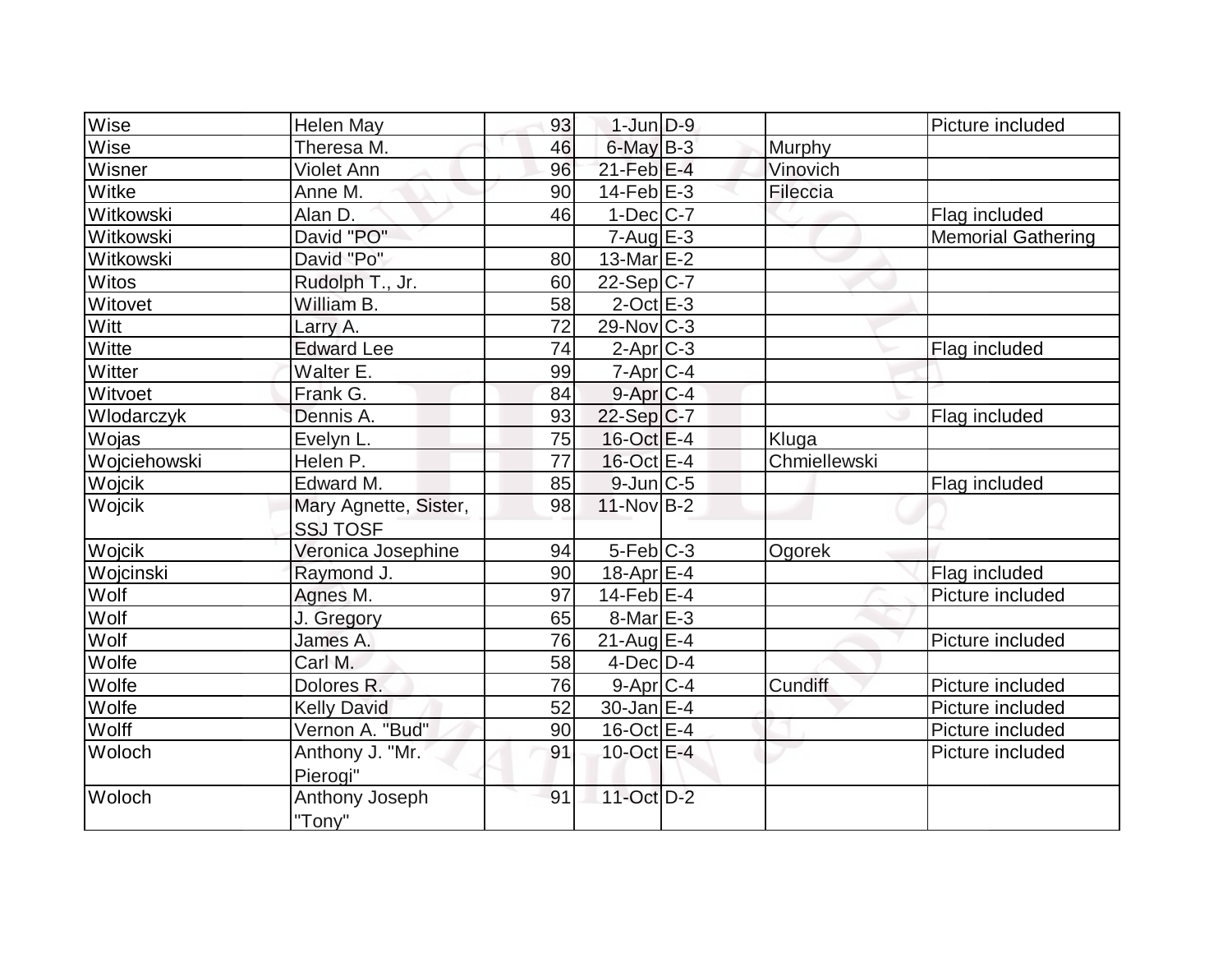| Wise | Helen May | 93 | 1-Jun | D-9 | | Picture included |
|---|---|---|---|---|---|---|
| Wise | Theresa M. | 46 | 6-May | B-3 | Murphy | |
| Wisner | Violet Ann | 96 | 21-Feb | E-4 | Vinovich | |
| Witke | Anne M. | 90 | 14-Feb | E-3 | Fileccia | |
| Witkowski | Alan D. | 46 | 1-Dec | C-7 | | Flag included |
| Witkowski | David "PO" | | 7-Aug | E-3 | | Memorial Gathering |
| Witkowski | David "Po" | 80 | 13-Mar | E-2 | | |
| Witos | Rudolph T., Jr. | 60 | 22-Sep | C-7 | | |
| Witovet | William B. | 58 | 2-Oct | E-3 | | |
| Witt | Larry A. | 72 | 29-Nov | C-3 | | |
| Witte | Edward Lee | 74 | 2-Apr | C-3 | | Flag included |
| Witter | Walter E. | 99 | 7-Apr | C-4 | | |
| Witvoet | Frank G. | 84 | 9-Apr | C-4 | | |
| Wlodarczyk | Dennis A. | 93 | 22-Sep | C-7 | | Flag included |
| Wojas | Evelyn L. | 75 | 16-Oct | E-4 | Kluga | |
| Wojciehowski | Helen P. | 77 | 16-Oct | E-4 | Chmiellewski | |
| Wojcik | Edward M. | 85 | 9-Jun | C-5 | | Flag included |
| Wojcik | Mary Agnette, Sister, SSJ TOSF | 98 | 11-Nov | B-2 | | |
| Wojcik | Veronica Josephine | 94 | 5-Feb | C-3 | Ogorek | |
| Wojcinski | Raymond J. | 90 | 18-Apr | E-4 | | Flag included |
| Wolf | Agnes M. | 97 | 14-Feb | E-4 | | Picture included |
| Wolf | J. Gregory | 65 | 8-Mar | E-3 | | |
| Wolf | James A. | 76 | 21-Aug | E-4 | | Picture included |
| Wolfe | Carl M. | 58 | 4-Dec | D-4 | | |
| Wolfe | Dolores R. | 76 | 9-Apr | C-4 | Cundiff | Picture included |
| Wolfe | Kelly David | 52 | 30-Jan | E-4 | | Picture included |
| Wolff | Vernon A. "Bud" | 90 | 16-Oct | E-4 | | Picture included |
| Woloch | Anthony J. "Mr. Pierogi" | 91 | 10-Oct | E-4 | | Picture included |
| Woloch | Anthony Joseph "Tony" | 91 | 11-Oct | D-2 | | |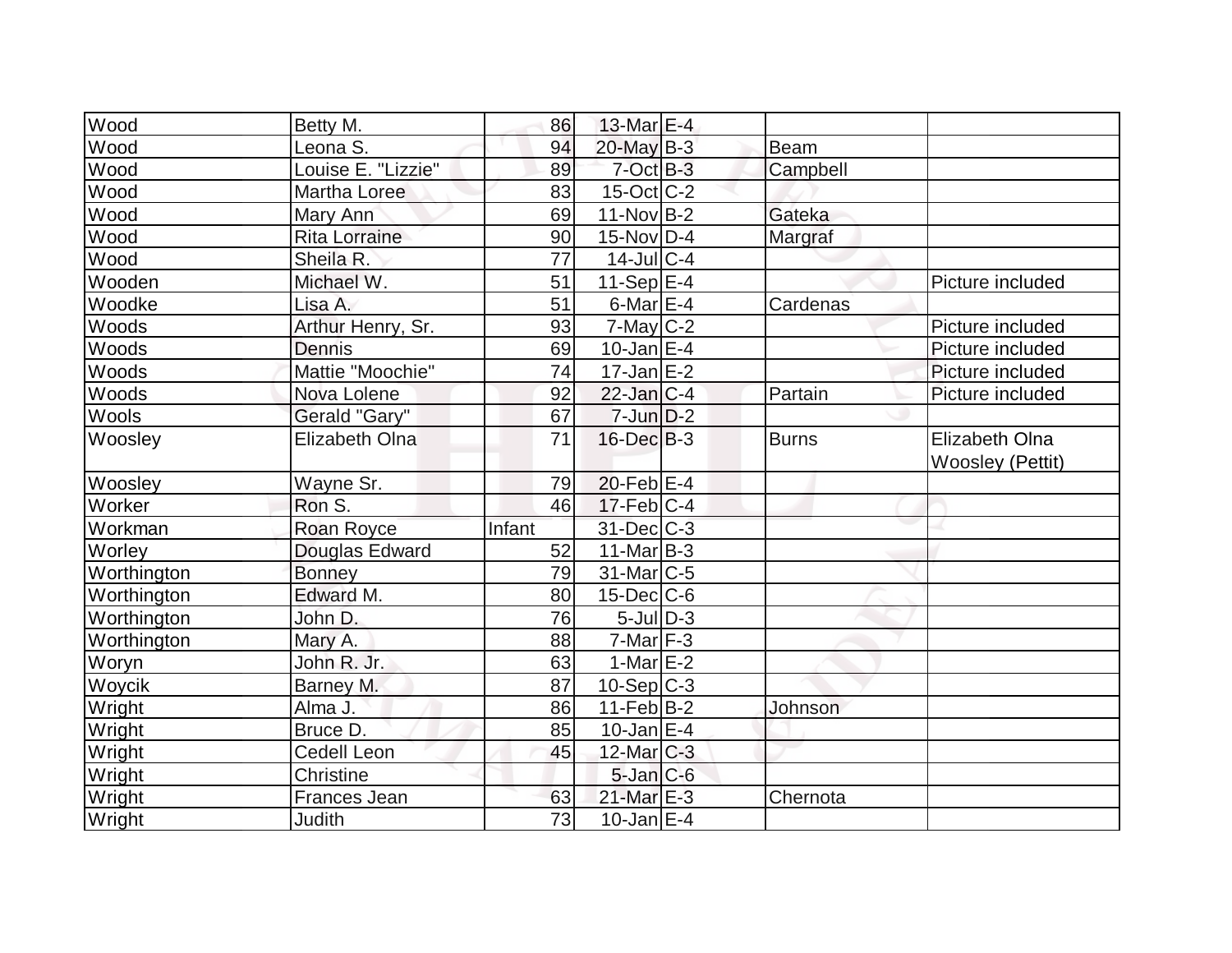| | | | | | | |
|---|---|---|---|---|---|---|
| Wood | Betty M. | 86 | 13-Mar | E-4 | | |
| Wood | Leona S. | 94 | 20-May | B-3 | Beam | |
| Wood | Louise E. "Lizzie" | 89 | 7-Oct | B-3 | Campbell | |
| Wood | Martha Loree | 83 | 15-Oct | C-2 | | |
| Wood | Mary Ann | 69 | 11-Nov | B-2 | Gateka | |
| Wood | Rita Lorraine | 90 | 15-Nov | D-4 | Margraf | |
| Wood | Sheila R. | 77 | 14-Jul | C-4 | | |
| Wooden | Michael W. | 51 | 11-Sep | E-4 | | Picture included |
| Woodke | Lisa A. | 51 | 6-Mar | E-4 | Cardenas | |
| Woods | Arthur Henry, Sr. | 93 | 7-May | C-2 | | Picture included |
| Woods | Dennis | 69 | 10-Jan | E-4 | | Picture included |
| Woods | Mattie "Moochie" | 74 | 17-Jan | E-2 | | Picture included |
| Woods | Nova Lolene | 92 | 22-Jan | C-4 | Partain | Picture included |
| Wools | Gerald "Gary" | 67 | 7-Jun | D-2 | | |
| Woosley | Elizabeth Olna | 71 | 16-Dec | B-3 | Burns | Elizabeth Olna Woosley (Pettit) |
| Woosley | Wayne Sr. | 79 | 20-Feb | E-4 | | |
| Worker | Ron S. | 46 | 17-Feb | C-4 | | |
| Workman | Roan Royce | Infant | 31-Dec | C-3 | | |
| Worley | Douglas Edward | 52 | 11-Mar | B-3 | | |
| Worthington | Bonney | 79 | 31-Mar | C-5 | | |
| Worthington | Edward M. | 80 | 15-Dec | C-6 | | |
| Worthington | John D. | 76 | 5-Jul | D-3 | | |
| Worthington | Mary A. | 88 | 7-Mar | F-3 | | |
| Woryn | John R. Jr. | 63 | 1-Mar | E-2 | | |
| Woycik | Barney M. | 87 | 10-Sep | C-3 | | |
| Wright | Alma J. | 86 | 11-Feb | B-2 | Johnson | |
| Wright | Bruce D. | 85 | 10-Jan | E-4 | | |
| Wright | Cedell Leon | 45 | 12-Mar | C-3 | | |
| Wright | Christine | | 5-Jan | C-6 | | |
| Wright | Frances Jean | 63 | 21-Mar | E-3 | Chernota | |
| Wright | Judith | 73 | 10-Jan | E-4 | | |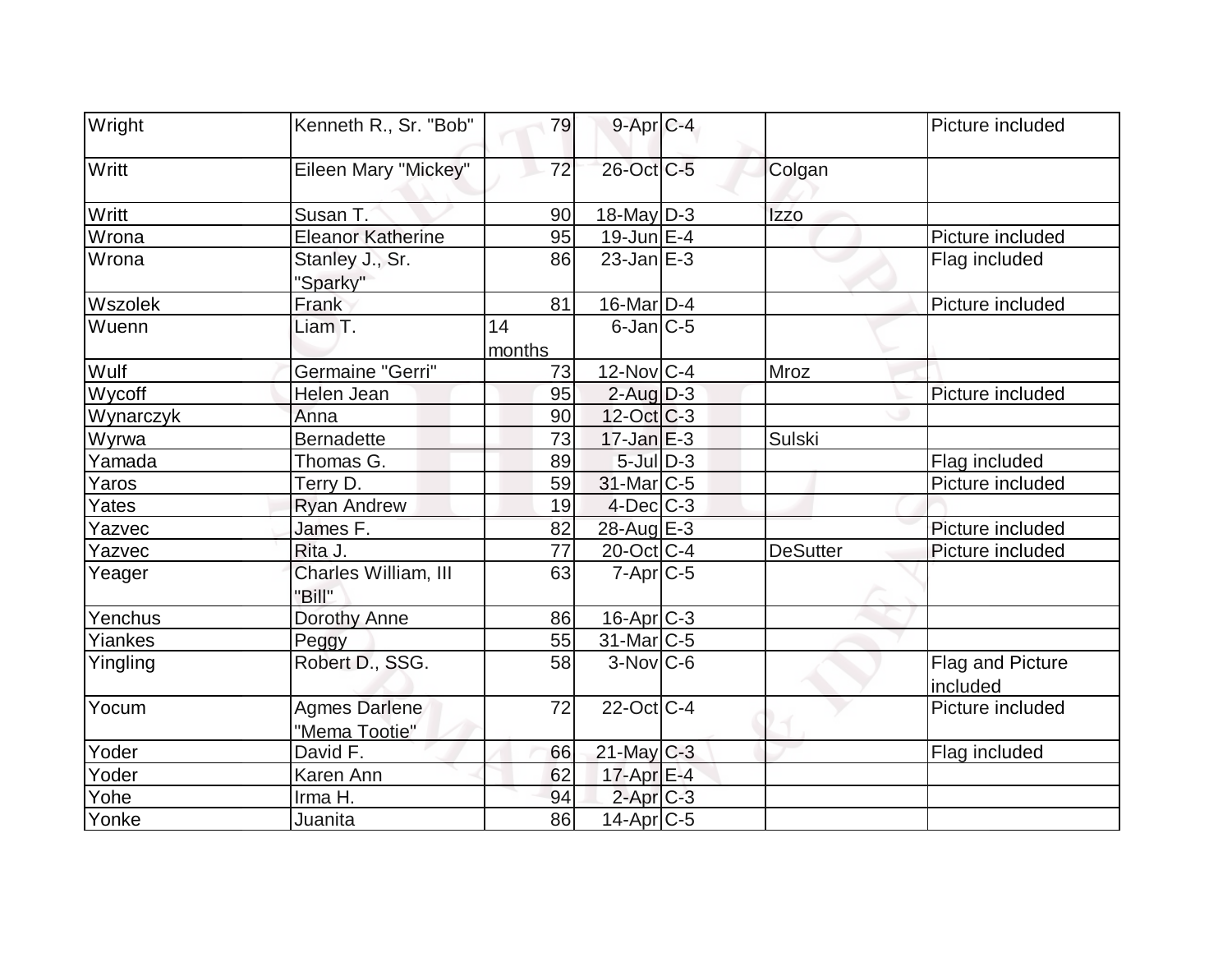| Wright | Kenneth R., Sr. "Bob" | 79 | 9-Apr | C-4 | | Picture included |
|---|---|---|---|---|---|---|
| Writt | Eileen Mary "Mickey" | 72 | 26-Oct | C-5 | Colgan | |
| Writt | Susan T. | 90 | 18-May | D-3 | Izzo | |
| Wrona | Eleanor Katherine | 95 | 19-Jun | E-4 | | Picture included |
| Wrona | Stanley J., Sr. "Sparky" | 86 | 23-Jan | E-3 | | Flag included |
| Wszolek | Frank | 81 | 16-Mar | D-4 | | Picture included |
| Wuenn | Liam T. | 14 months | 6-Jan | C-5 | | |
| Wulf | Germaine "Gerri" | 73 | 12-Nov | C-4 | Mroz | |
| Wycoff | Helen Jean | 95 | 2-Aug | D-3 | | Picture included |
| Wynarczyk | Anna | 90 | 12-Oct | C-3 | | |
| Wyrwa | Bernadette | 73 | 17-Jan | E-3 | Sulski | |
| Yamada | Thomas G. | 89 | 5-Jul | D-3 | | Flag included |
| Yaros | Terry D. | 59 | 31-Mar | C-5 | | Picture included |
| Yates | Ryan Andrew | 19 | 4-Dec | C-3 | | |
| Yazvec | James F. | 82 | 28-Aug | E-3 | | Picture included |
| Yazvec | Rita J. | 77 | 20-Oct | C-4 | DeSutter | Picture included |
| Yeager | Charles William, III "Bill" | 63 | 7-Apr | C-5 | | |
| Yenchus | Dorothy Anne | 86 | 16-Apr | C-3 | | |
| Yiankes | Peggy | 55 | 31-Mar | C-5 | | |
| Yingling | Robert D., SSG. | 58 | 3-Nov | C-6 | | Flag and Picture included |
| Yocum | Agmes Darlene "Mema Tootie" | 72 | 22-Oct | C-4 | | Picture included |
| Yoder | David F. | 66 | 21-May | C-3 | | Flag included |
| Yoder | Karen Ann | 62 | 17-Apr | E-4 | | |
| Yohe | Irma H. | 94 | 2-Apr | C-3 | | |
| Yonke | Juanita | 86 | 14-Apr | C-5 | | |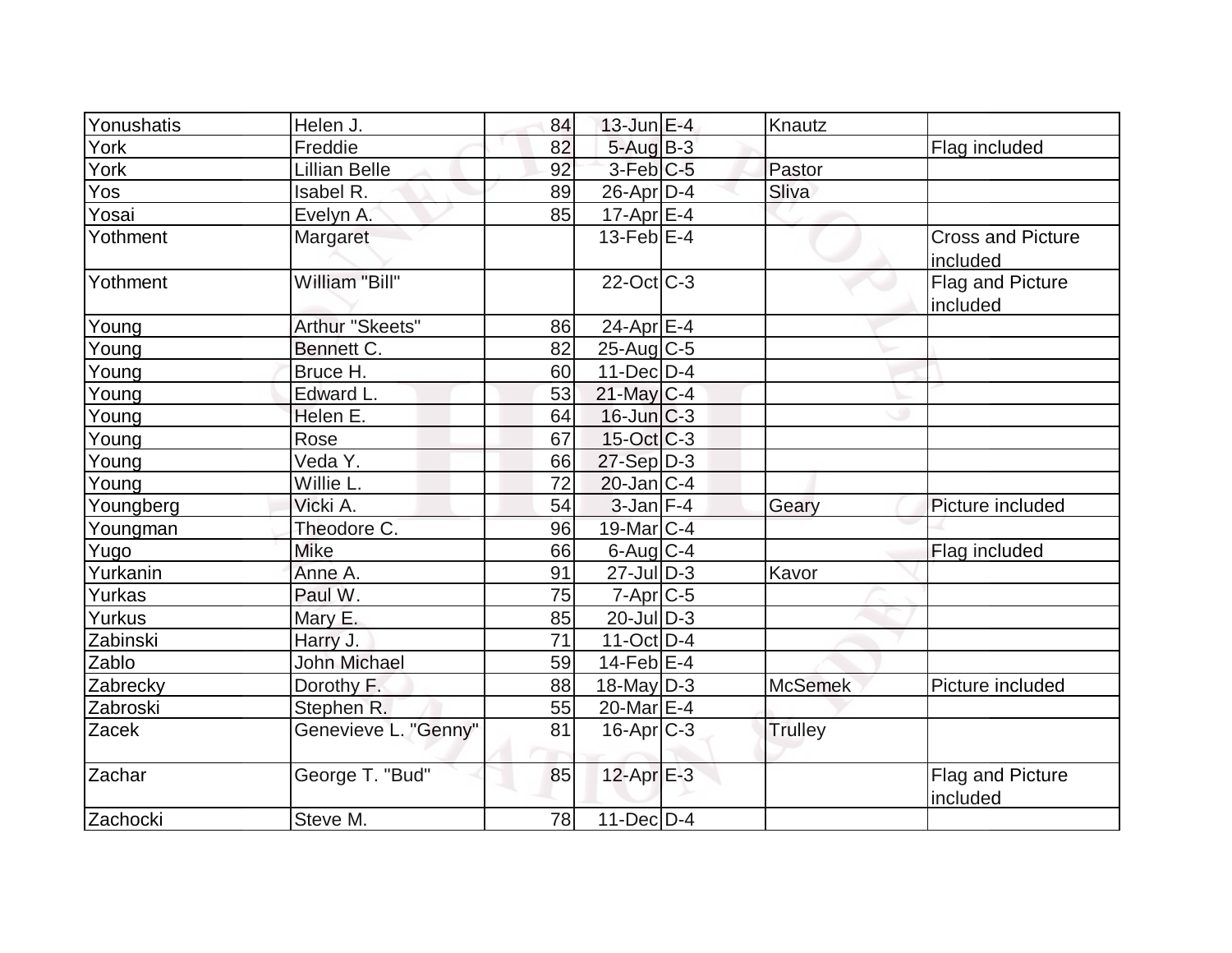| Yonushatis | Helen J. | 84 | 13-Jun | E-4 | Knautz | |
|---|---|---|---|---|---|---|
| York | Freddie | 82 | 5-Aug | B-3 | | Flag included |
| York | Lillian Belle | 92 | 3-Feb | C-5 | Pastor | |
| Yos | Isabel R. | 89 | 26-Apr | D-4 | Sliva | |
| Yosai | Evelyn A. | 85 | 17-Apr | E-4 | | |
| Yothment | Margaret | | 13-Feb | E-4 | | Cross and Picture included |
| Yothment | William "Bill" | | 22-Oct | C-3 | | Flag and Picture included |
| Young | Arthur "Skeets" | 86 | 24-Apr | E-4 | | |
| Young | Bennett C. | 82 | 25-Aug | C-5 | | |
| Young | Bruce H. | 60 | 11-Dec | D-4 | | |
| Young | Edward L. | 53 | 21-May | C-4 | | |
| Young | Helen E. | 64 | 16-Jun | C-3 | | |
| Young | Rose | 67 | 15-Oct | C-3 | | |
| Young | Veda Y. | 66 | 27-Sep | D-3 | | |
| Young | Willie L. | 72 | 20-Jan | C-4 | | |
| Youngberg | Vicki A. | 54 | 3-Jan | F-4 | Geary | Picture included |
| Youngman | Theodore C. | 96 | 19-Mar | C-4 | | |
| Yugo | Mike | 66 | 6-Aug | C-4 | | Flag included |
| Yurkanin | Anne A. | 91 | 27-Jul | D-3 | Kavor | |
| Yurkas | Paul W. | 75 | 7-Apr | C-5 | | |
| Yurkus | Mary E. | 85 | 20-Jul | D-3 | | |
| Zabinski | Harry J. | 71 | 11-Oct | D-4 | | |
| Zablo | John Michael | 59 | 14-Feb | E-4 | | |
| Zabrecky | Dorothy F. | 88 | 18-May | D-3 | McSemek | Picture included |
| Zabroski | Stephen R. | 55 | 20-Mar | E-4 | | |
| Zacek | Genevieve L. "Genny" | 81 | 16-Apr | C-3 | Trulley | |
| Zachar | George T. "Bud" | 85 | 12-Apr | E-3 | | Flag and Picture included |
| Zachocki | Steve M. | 78 | 11-Dec | D-4 | | |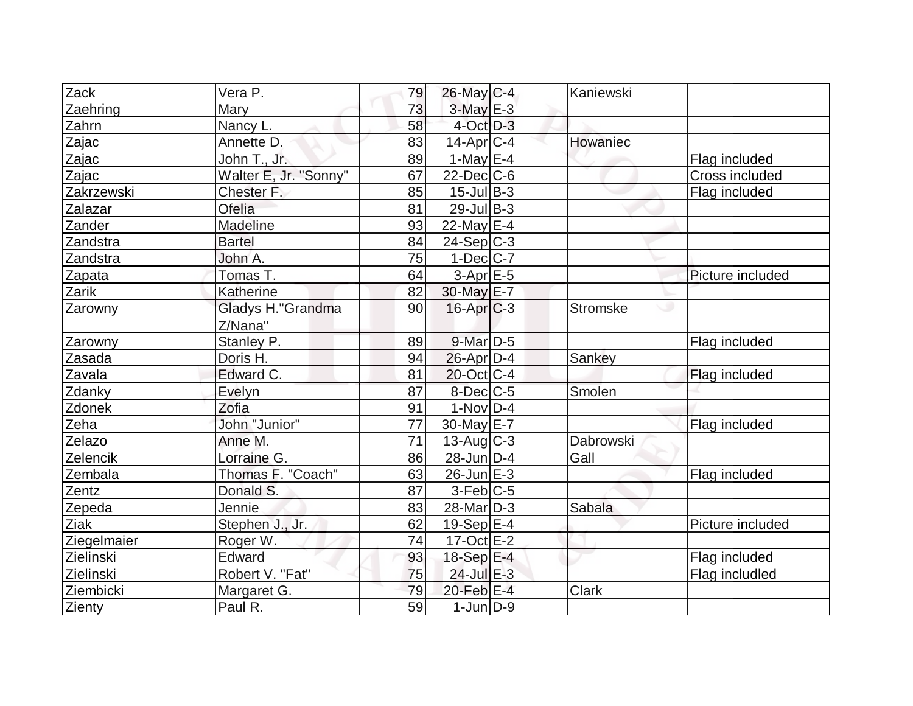| | | | | | | |
|---|---|---|---|---|---|---|
| Zack | Vera P. | 79 | 26-May | C-4 | Kaniewski | |
| Zaehring | Mary | 73 | 3-May | E-3 | | |
| Zahrn | Nancy L. | 58 | 4-Oct | D-3 | | |
| Zajac | Annette D. | 83 | 14-Apr | C-4 | Howaniec | |
| Zajac | John T., Jr. | 89 | 1-May | E-4 | | Flag included |
| Zajac | Walter E, Jr. "Sonny" | 67 | 22-Dec | C-6 | | Cross included |
| Zakrzewski | Chester F. | 85 | 15-Jul | B-3 | | Flag included |
| Zalazar | Ofelia | 81 | 29-Jul | B-3 | | |
| Zander | Madeline | 93 | 22-May | E-4 | | |
| Zandstra | Bartel | 84 | 24-Sep | C-3 | | |
| Zandstra | John A. | 75 | 1-Dec | C-7 | | |
| Zapata | Tomas T. | 64 | 3-Apr | E-5 | | Picture included |
| Zarik | Katherine | 82 | 30-May | E-7 | | |
| Zarowny | Gladys H."Grandma Z/Nana" | 90 | 16-Apr | C-3 | Stromske | |
| Zarowny | Stanley P. | 89 | 9-Mar | D-5 | | Flag included |
| Zasada | Doris H. | 94 | 26-Apr | D-4 | Sankey | |
| Zavala | Edward C. | 81 | 20-Oct | C-4 | | Flag included |
| Zdanky | Evelyn | 87 | 8-Dec | C-5 | Smolen | |
| Zdonek | Zofia | 91 | 1-Nov | D-4 | | |
| Zeha | John "Junior" | 77 | 30-May | E-7 | | Flag included |
| Zelazo | Anne M. | 71 | 13-Aug | C-3 | Dabrowski | |
| Zelencik | Lorraine G. | 86 | 28-Jun | D-4 | Gall | |
| Zembala | Thomas F. "Coach" | 63 | 26-Jun | E-3 | | Flag included |
| Zentz | Donald S. | 87 | 3-Feb | C-5 | | |
| Zepeda | Jennie | 83 | 28-Mar | D-3 | Sabala | |
| Ziak | Stephen J., Jr. | 62 | 19-Sep | E-4 | | Picture included |
| Ziegelmaier | Roger W. | 74 | 17-Oct | E-2 | | |
| Zielinski | Edward | 93 | 18-Sep | E-4 | | Flag included |
| Zielinski | Robert V. "Fat" | 75 | 24-Jul | E-3 | | Flag includled |
| Ziembicki | Margaret G. | 79 | 20-Feb | E-4 | Clark | |
| Zienty | Paul R. | 59 | 1-Jun | D-9 | | |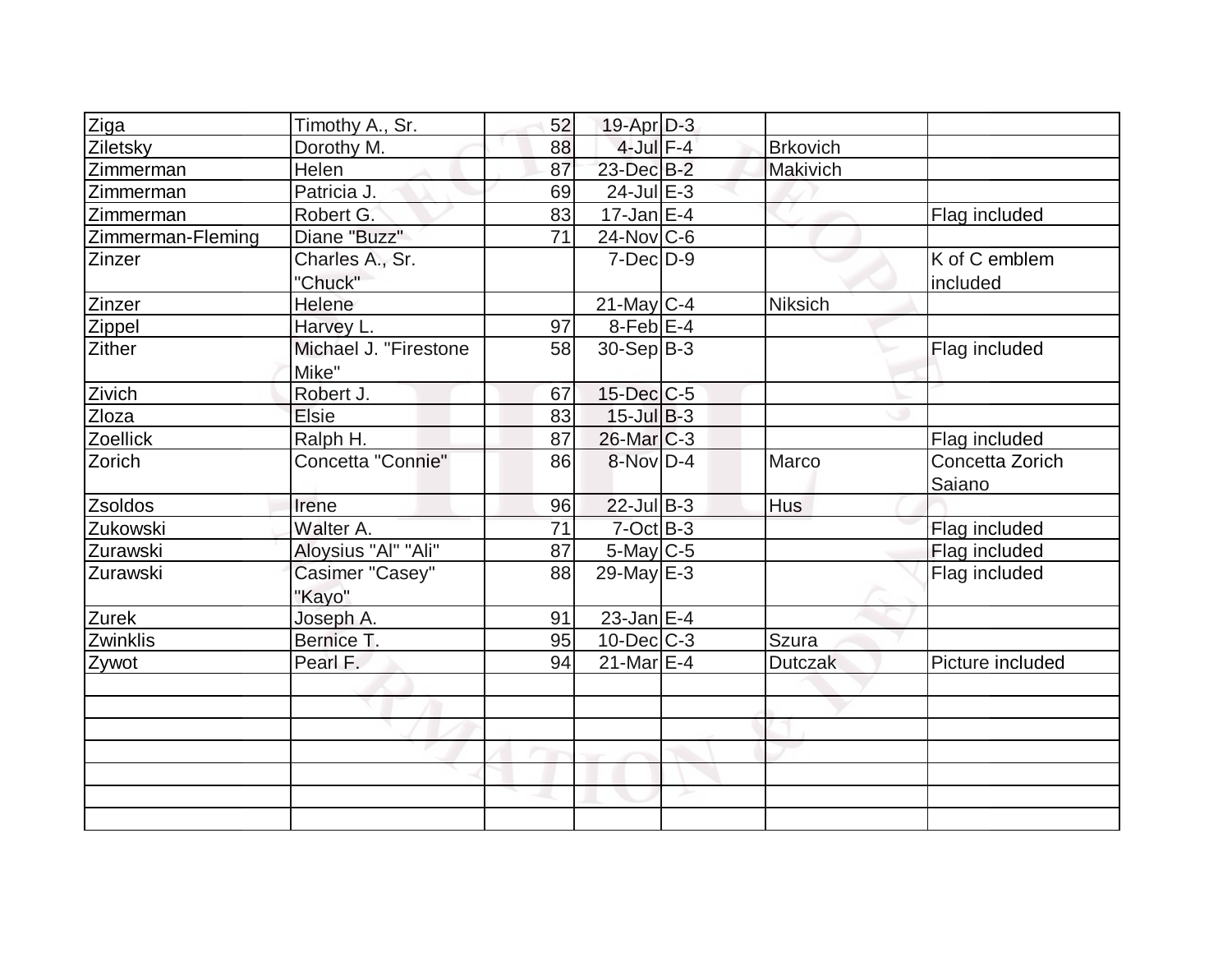| | | | | | | |
|---|---|---|---|---|---|---|
| Ziga | Timothy A., Sr. | 52 | 19-Apr | D-3 | | |
| Ziletsky | Dorothy M. | 88 | 4-Jul | F-4 | Brkovich | |
| Zimmerman | Helen | 87 | 23-Dec | B-2 | Makivich | |
| Zimmerman | Patricia J. | 69 | 24-Jul | E-3 | | |
| Zimmerman | Robert G. | 83 | 17-Jan | E-4 | | Flag included |
| Zimmerman-Fleming | Diane "Buzz" | 71 | 24-Nov | C-6 | | |
| Zinzer | Charles A., Sr. "Chuck" | | 7-Dec | D-9 | | K of C emblem included |
| Zinzer | Helene | | 21-May | C-4 | Niksich | |
| Zippel | Harvey L. | 97 | 8-Feb | E-4 | | |
| Zither | Michael J. "Firestone Mike" | 58 | 30-Sep | B-3 | | Flag included |
| Zivich | Robert J. | 67 | 15-Dec | C-5 | | |
| Zloza | Elsie | 83 | 15-Jul | B-3 | | |
| Zoellick | Ralph H. | 87 | 26-Mar | C-3 | | Flag included |
| Zorich | Concetta "Connie" | 86 | 8-Nov | D-4 | Marco | Concetta Zorich Saiano |
| Zsoldos | Irene | 96 | 22-Jul | B-3 | Hus | |
| Zukowski | Walter A. | 71 | 7-Oct | B-3 | | Flag included |
| Zurawski | Aloysius "Al" "Ali" | 87 | 5-May | C-5 | | Flag included |
| Zurawski | Casimer "Casey" "Kayo" | 88 | 29-May | E-3 | | Flag included |
| Zurek | Joseph A. | 91 | 23-Jan | E-4 | | |
| Zwinklis | Bernice T. | 95 | 10-Dec | C-3 | Szura | |
| Zywot | Pearl F. | 94 | 21-Mar | E-4 | Dutczak | Picture included |
| | | | | | | |
| | | | | | | |
| | | | | | | |
| | | | | | | |
| | | | | | | |
| | | | | | | |
| | | | | | | |